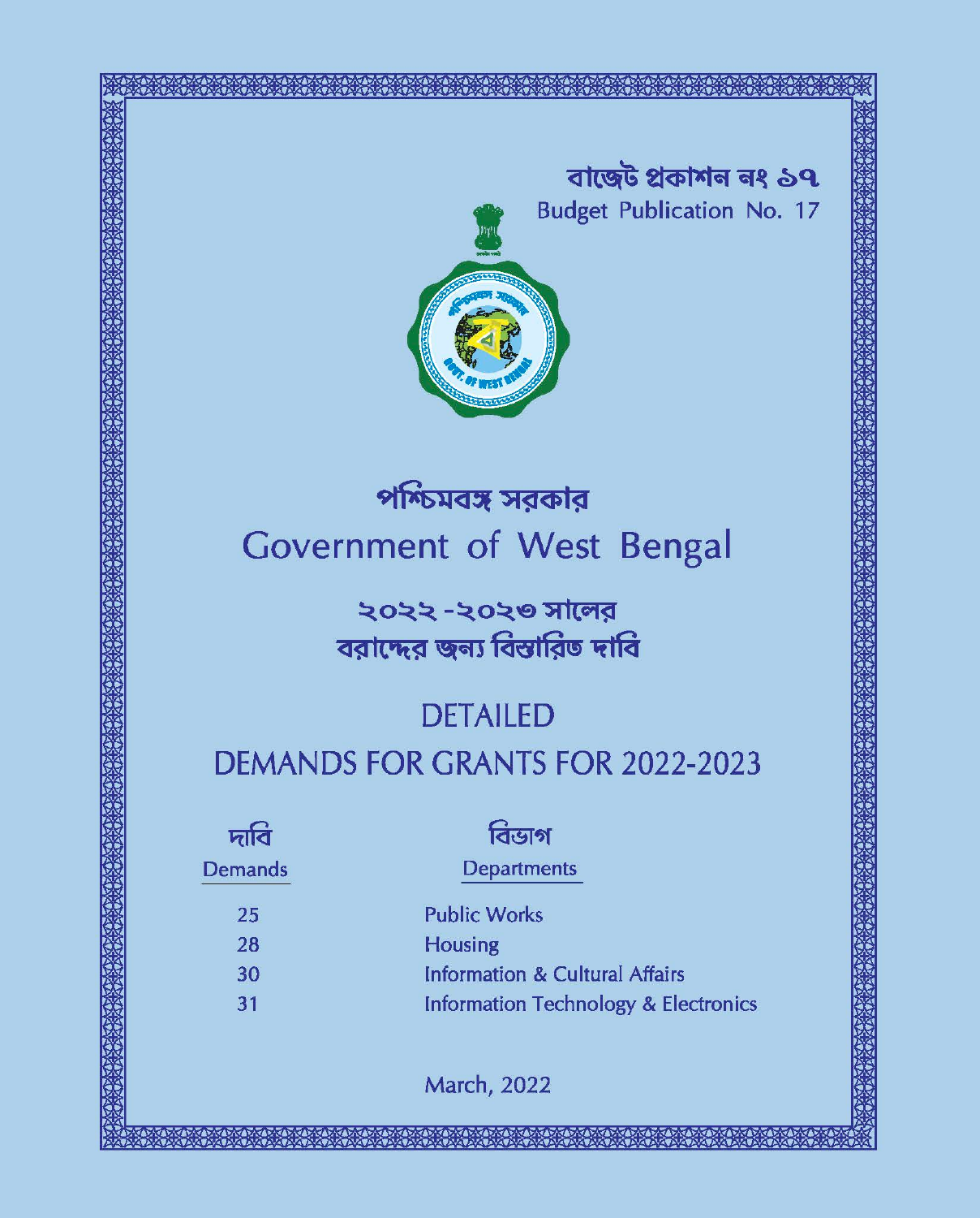বাজেট প্রকাশন নং ১৭

Budget Publication No. 17

# পশ্চিমবঙ্গ সরকার

# Government of West Bengal

## ২০২২ -২০২৩ সালের বরাদ্দের জন্য বিস্তারিত দাবি

## DETAILED DEMANDS FOR GRANTS FOR 2022-2023

| দাবি Demands | বিভাগ Departments |
|---|---|
| 25 | Public Works |
| 28 | Housing |
| 30 | Information & Cultural Affairs |
| 31 | Information Technology & Electronics |

March, 2022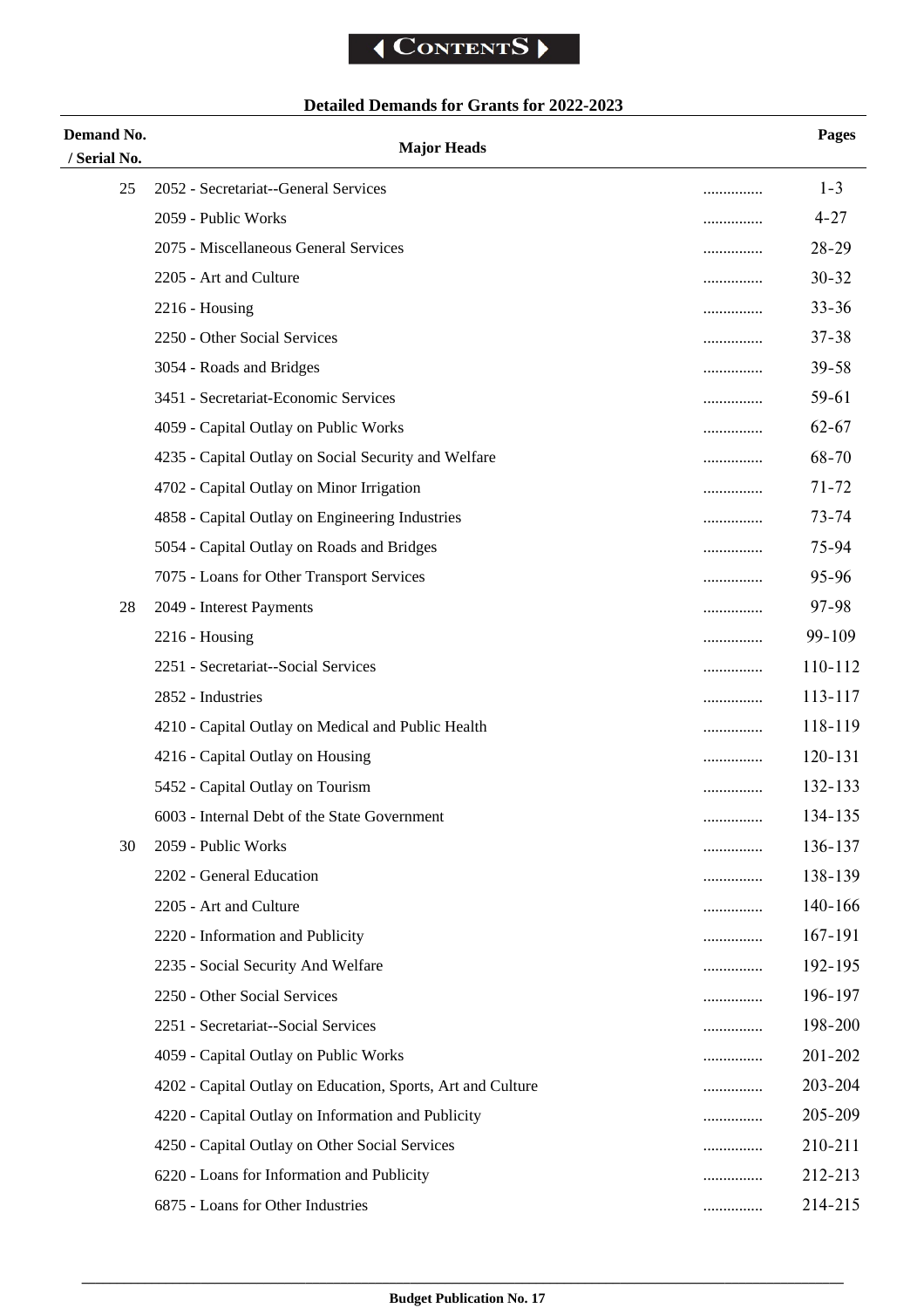# CONTENTS

## Detailed Demands for Grants for 2022-2023

| Demand No. / Serial No. | Major Heads | | Pages |
|---|---|---|---|
| 25 | 2052 - Secretariat--General Services | ............... | 1-3 |
| | 2059 - Public Works | ............... | 4-27 |
| | 2075 - Miscellaneous General Services | ............... | 28-29 |
| | 2205 - Art and Culture | ............... | 30-32 |
| | 2216 - Housing | ............... | 33-36 |
| | 2250 - Other Social Services | ............... | 37-38 |
| | 3054 - Roads and Bridges | ............... | 39-58 |
| | 3451 - Secretariat-Economic Services | ............... | 59-61 |
| | 4059 - Capital Outlay on Public Works | ............... | 62-67 |
| | 4235 - Capital Outlay on Social Security and Welfare | ............... | 68-70 |
| | 4702 - Capital Outlay on Minor Irrigation | ............... | 71-72 |
| | 4858 - Capital Outlay on Engineering Industries | ............... | 73-74 |
| | 5054 - Capital Outlay on Roads and Bridges | ............... | 75-94 |
| | 7075 - Loans for Other Transport Services | ............... | 95-96 |
| 28 | 2049 - Interest Payments | ............... | 97-98 |
| | 2216 - Housing | ............... | 99-109 |
| | 2251 - Secretariat--Social Services | ............... | 110-112 |
| | 2852 - Industries | ............... | 113-117 |
| | 4210 - Capital Outlay on Medical and Public Health | ............... | 118-119 |
| | 4216 - Capital Outlay on Housing | ............... | 120-131 |
| | 5452 - Capital Outlay on Tourism | ............... | 132-133 |
| | 6003 - Internal Debt of the State Government | ............... | 134-135 |
| 30 | 2059 - Public Works | ............... | 136-137 |
| | 2202 - General Education | ............... | 138-139 |
| | 2205 - Art and Culture | ............... | 140-166 |
| | 2220 - Information and Publicity | ............... | 167-191 |
| | 2235 - Social Security And Welfare | ............... | 192-195 |
| | 2250 - Other Social Services | ............... | 196-197 |
| | 2251 - Secretariat--Social Services | ............... | 198-200 |
| | 4059 - Capital Outlay on Public Works | ............... | 201-202 |
| | 4202 - Capital Outlay on Education, Sports, Art and Culture | ............... | 203-204 |
| | 4220 - Capital Outlay on Information and Publicity | ............... | 205-209 |
| | 4250 - Capital Outlay on Other Social Services | ............... | 210-211 |
| | 6220 - Loans for Information and Publicity | ............... | 212-213 |
| | 6875 - Loans for Other Industries | ............... | 214-215 |

Budget Publication No. 17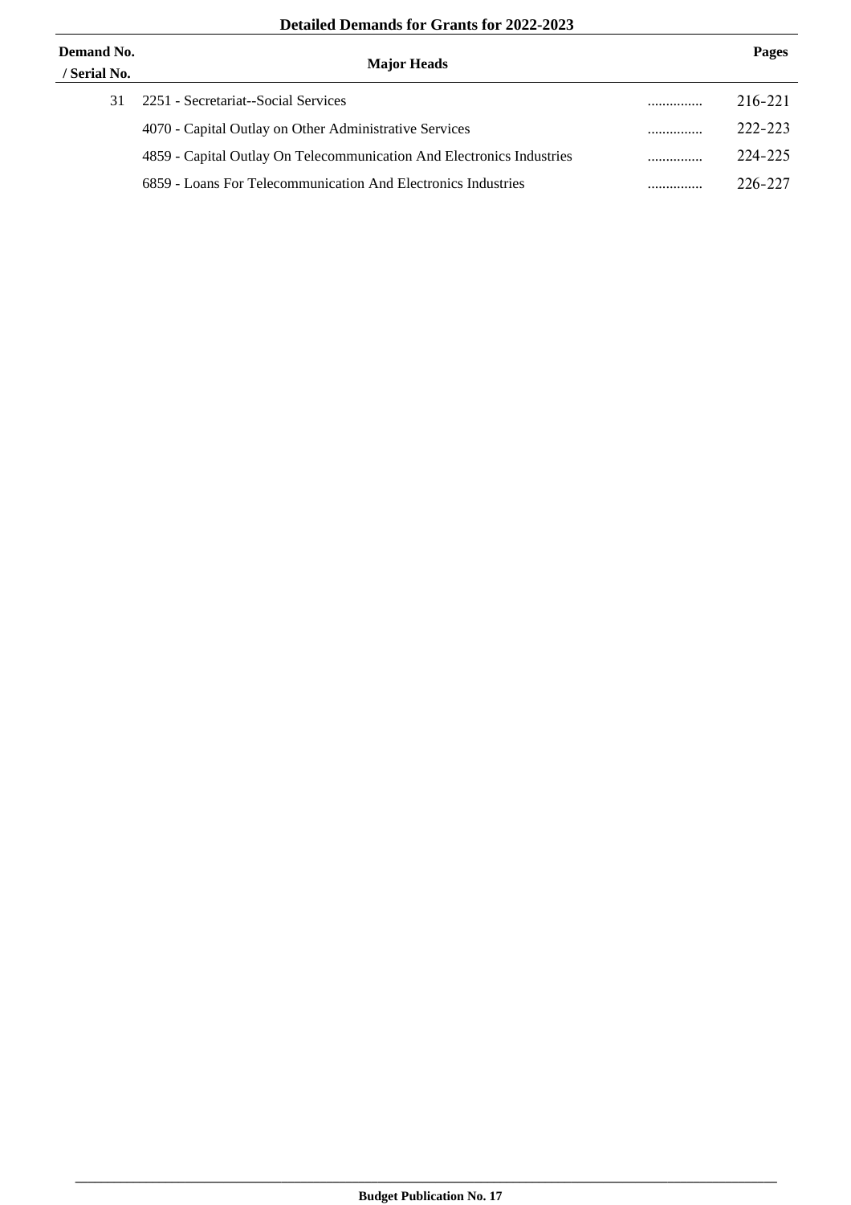**Detailed Demands for Grants for 2022-2023**

| Demand No. / Serial No. | Major Heads | | Pages |
|---|---|---|---|
| 31 | 2251 - Secretariat--Social Services | ............... | 216-221 |
| | 4070 - Capital Outlay on Other Administrative Services | ............... | 222-223 |
| | 4859 - Capital Outlay On Telecommunication And Electronics Industries | ............... | 224-225 |
| | 6859 - Loans For Telecommunication And Electronics Industries | ............... | 226-227 |

**Budget Publication No. 17**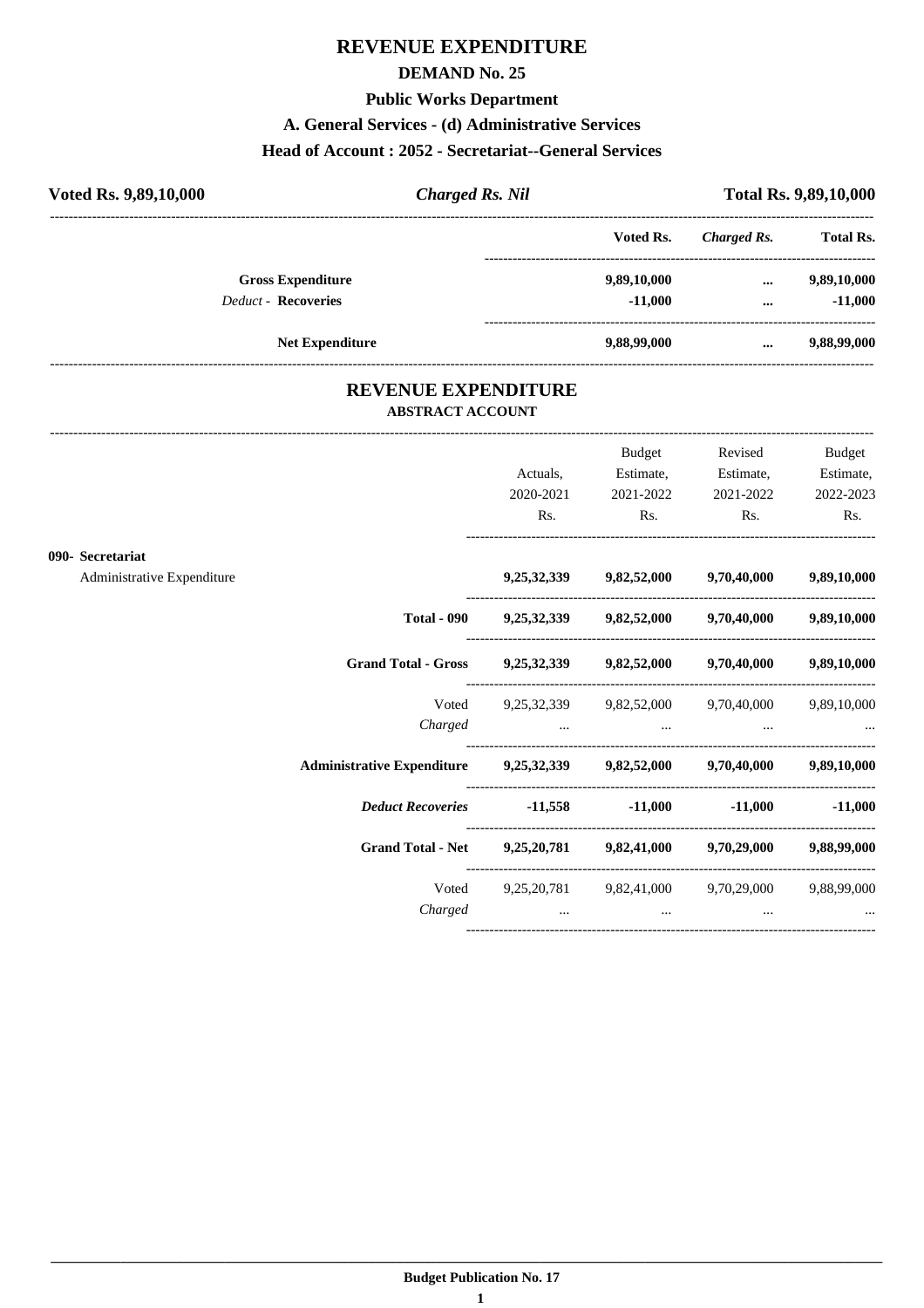# REVENUE EXPENDITURE

## DEMAND No. 25

### Public Works Department

### A. General Services - (d) Administrative Services

### Head of Account : 2052 - Secretariat--General Services

| **Voted Rs. 9,89,10,000** | ***Charged Rs. Nil*** | **Total Rs. 9,89,10,000** |
|---|---|---|

| | Voted Rs. | *Charged Rs.* | Total Rs. |
|---|---|---|---|
| **Gross Expenditure** | **9,89,10,000** | **...** | **9,89,10,000** |
| *Deduct* - **Recoveries** | **-11,000** | **...** | **-11,000** |
| **Net Expenditure** | **9,88,99,000** | **...** | **9,88,99,000** |

## REVENUE EXPENDITURE

### ABSTRACT ACCOUNT

| | Actuals, 2020-2021 Rs. | Budget Estimate, 2021-2022 Rs. | Revised Estimate, 2021-2022 Rs. | Budget Estimate, 2022-2023 Rs. |
|---|---|---|---|---|
| **090- Secretariat** | | | | |
| Administrative Expenditure | **9,25,32,339** | **9,82,52,000** | **9,70,40,000** | **9,89,10,000** |
| **Total - 090** | **9,25,32,339** | **9,82,52,000** | **9,70,40,000** | **9,89,10,000** |
| **Grand Total - Gross** | **9,25,32,339** | **9,82,52,000** | **9,70,40,000** | **9,89,10,000** |
| Voted | 9,25,32,339 | 9,82,52,000 | 9,70,40,000 | 9,89,10,000 |
| *Charged* | ... | ... | ... | ... |
| **Administrative Expenditure** | **9,25,32,339** | **9,82,52,000** | **9,70,40,000** | **9,89,10,000** |
| ***Deduct Recoveries*** | **-11,558** | **-11,000** | **-11,000** | **-11,000** |
| **Grand Total - Net** | **9,25,20,781** | **9,82,41,000** | **9,70,29,000** | **9,88,99,000** |
| Voted | 9,25,20,781 | 9,82,41,000 | 9,70,29,000 | 9,88,99,000 |
| *Charged* | ... | ... | ... | ... |

**Budget Publication No. 17**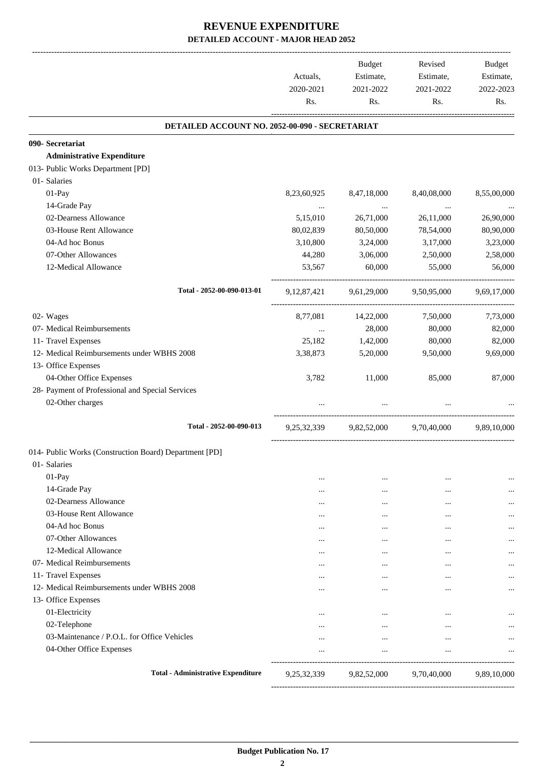# REVENUE EXPENDITURE

## DETAILED ACCOUNT - MAJOR HEAD 2052

| | Actuals, 2020-2021 Rs. | Budget Estimate, 2021-2022 Rs. | Revised Estimate, 2021-2022 Rs. | Budget Estimate, 2022-2023 Rs. |
|---|---|---|---|---|
| **DETAILED ACCOUNT NO. 2052-00-090 - SECRETARIAT** | | | | |
| **090- Secretariat** | | | | |
| **Administrative Expenditure** | | | | |
| 013- Public Works Department [PD] | | | | |
| 01- Salaries | | | | |
| 01-Pay | 8,23,60,925 | 8,47,18,000 | 8,40,08,000 | 8,55,00,000 |
| 14-Grade Pay | ... | ... | ... | ... |
| 02-Dearness Allowance | 5,15,010 | 26,71,000 | 26,11,000 | 26,90,000 |
| 03-House Rent Allowance | 80,02,839 | 80,50,000 | 78,54,000 | 80,90,000 |
| 04-Ad hoc Bonus | 3,10,800 | 3,24,000 | 3,17,000 | 3,23,000 |
| 07-Other Allowances | 44,280 | 3,06,000 | 2,50,000 | 2,58,000 |
| 12-Medical Allowance | 53,567 | 60,000 | 55,000 | 56,000 |
| Total - 2052-00-090-013-01 | 9,12,87,421 | 9,61,29,000 | 9,50,95,000 | 9,69,17,000 |
| 02- Wages | 8,77,081 | 14,22,000 | 7,50,000 | 7,73,000 |
| 07- Medical Reimbursements | ... | 28,000 | 80,000 | 82,000 |
| 11- Travel Expenses | 25,182 | 1,42,000 | 80,000 | 82,000 |
| 12- Medical Reimbursements under WBHS 2008 | 3,38,873 | 5,20,000 | 9,50,000 | 9,69,000 |
| 13- Office Expenses | | | | |
| 04-Other Office Expenses | 3,782 | 11,000 | 85,000 | 87,000 |
| 28- Payment of Professional and Special Services | | | | |
| 02-Other charges | ... | ... | ... | ... |
| Total - 2052-00-090-013 | 9,25,32,339 | 9,82,52,000 | 9,70,40,000 | 9,89,10,000 |
| 014- Public Works (Construction Board) Department [PD] | | | | |
| 01- Salaries | | | | |
| 01-Pay | ... | ... | ... | ... |
| 14-Grade Pay | ... | ... | ... | ... |
| 02-Dearness Allowance | ... | ... | ... | ... |
| 03-House Rent Allowance | ... | ... | ... | ... |
| 04-Ad hoc Bonus | ... | ... | ... | ... |
| 07-Other Allowances | ... | ... | ... | ... |
| 12-Medical Allowance | ... | ... | ... | ... |
| 07- Medical Reimbursements | ... | ... | ... | ... |
| 11- Travel Expenses | ... | ... | ... | ... |
| 12- Medical Reimbursements under WBHS 2008 | ... | ... | ... | ... |
| 13- Office Expenses | | | | |
| 01-Electricity | ... | ... | ... | ... |
| 02-Telephone | ... | ... | ... | ... |
| 03-Maintenance / P.O.L. for Office Vehicles | ... | ... | ... | ... |
| 04-Other Office Expenses | ... | ... | ... | ... |
| **Total - Administrative Expenditure** | 9,25,32,339 | 9,82,52,000 | 9,70,40,000 | 9,89,10,000 |

**Budget Publication No. 17**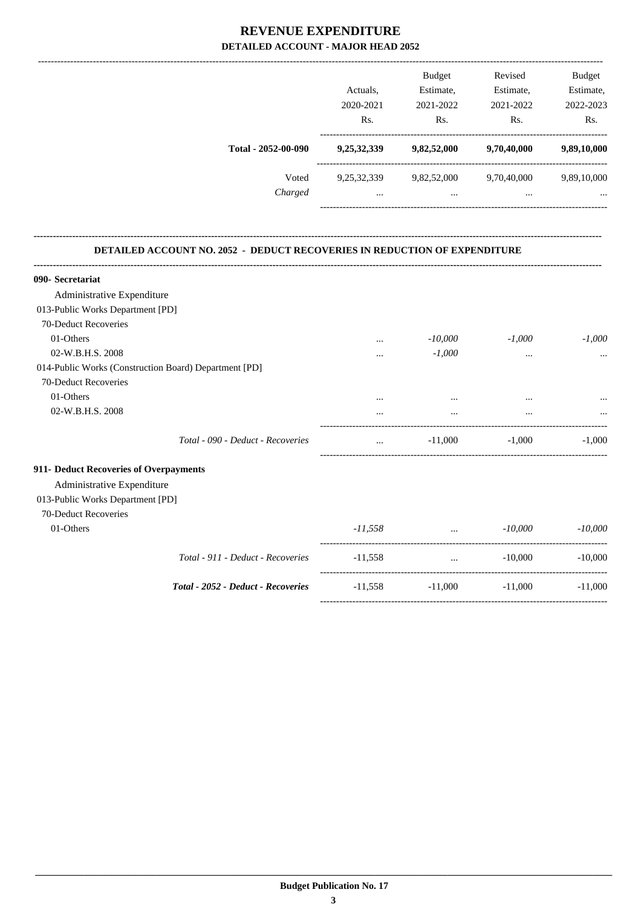# REVENUE EXPENDITURE

## DETAILED ACCOUNT - MAJOR HEAD 2052

| | Actuals, 2020-2021 Rs. | Budget Estimate, 2021-2022 Rs. | Revised Estimate, 2021-2022 Rs. | Budget Estimate, 2022-2023 Rs. |
|---|---|---|---|---|
| **Total - 2052-00-090** | **9,25,32,339** | **9,82,52,000** | **9,70,40,000** | **9,89,10,000** |
| Voted | 9,25,32,339 | 9,82,52,000 | 9,70,40,000 | 9,89,10,000 |
| *Charged* | ... | ... | ... | ... |

### DETAILED ACCOUNT NO. 2052 - DEDUCT RECOVERIES IN REDUCTION OF EXPENDITURE

| | Actuals, 2020-2021 Rs. | Budget Estimate, 2021-2022 Rs. | Revised Estimate, 2021-2022 Rs. | Budget Estimate, 2022-2023 Rs. |
|---|---|---|---|---|
| **090- Secretariat** | | | | |
| Administrative Expenditure | | | | |
| 013-Public Works Department [PD] | | | | |
| 70-Deduct Recoveries | | | | |
| 01-Others | ... | *-10,000* | *-1,000* | *-1,000* |
| 02-W.B.H.S. 2008 | ... | *-1,000* | ... | ... |
| 014-Public Works (Construction Board) Department [PD] | | | | |
| 70-Deduct Recoveries | | | | |
| 01-Others | ... | ... | ... | ... |
| 02-W.B.H.S. 2008 | ... | ... | ... | ... |
| *Total - 090 - Deduct - Recoveries* | ... | -11,000 | -1,000 | -1,000 |
| **911- Deduct Recoveries of Overpayments** | | | | |
| Administrative Expenditure | | | | |
| 013-Public Works Department [PD] | | | | |
| 70-Deduct Recoveries | | | | |
| 01-Others | *-11,558* | ... | *-10,000* | *-10,000* |
| *Total - 911 - Deduct - Recoveries* | -11,558 | ... | -10,000 | -10,000 |
| ***Total - 2052 - Deduct - Recoveries*** | -11,558 | -11,000 | -11,000 | -11,000 |

**Budget Publication No. 17**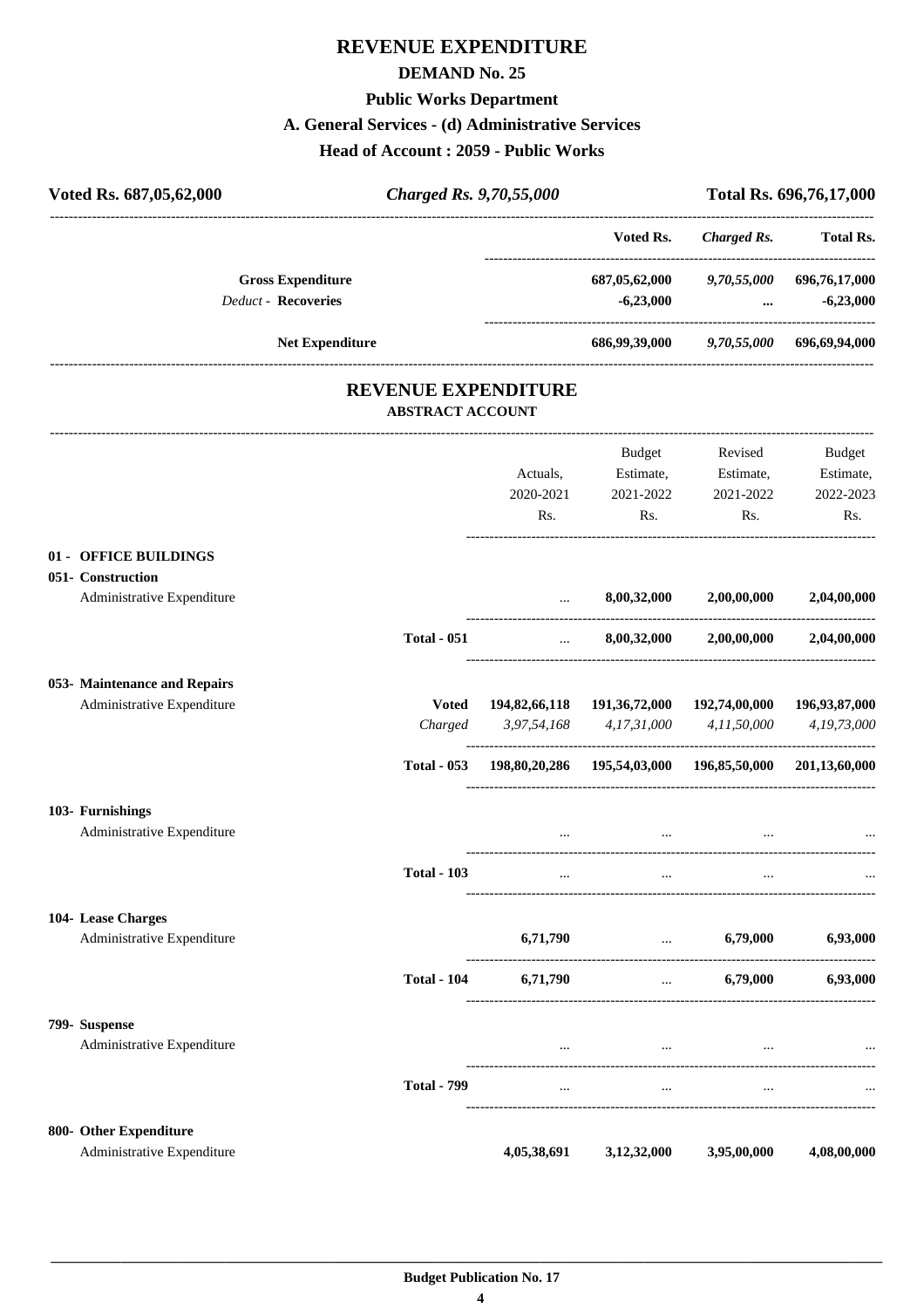# REVENUE EXPENDITURE

## DEMAND No. 25

### Public Works Department

### A. General Services - (d) Administrative Services

### Head of Account : 2059 - Public Works

| Voted Rs. 687,05,62,000 | *Charged Rs. 9,70,55,000* | Total Rs. 696,76,17,000 |
|---|---|---|

| | Voted Rs. | *Charged Rs.* | Total Rs. |
|---|---|---|---|
| **Gross Expenditure** | 687,05,62,000 | *9,70,55,000* | 696,76,17,000 |
| *Deduct* - **Recoveries** | -6,23,000 | ... | -6,23,000 |
| **Net Expenditure** | 686,99,39,000 | *9,70,55,000* | 696,69,94,000 |

## REVENUE EXPENDITURE

### ABSTRACT ACCOUNT

| | | Actuals, 2020-2021 Rs. | Budget Estimate, 2021-2022 Rs. | Revised Estimate, 2021-2022 Rs. | Budget Estimate, 2022-2023 Rs. |
|---|---|---|---|---|---|
| **01 - OFFICE BUILDINGS** | | | | | |
| **051- Construction** | | | | | |
| Administrative Expenditure | | ... | 8,00,32,000 | 2,00,00,000 | 2,04,00,000 |
| | **Total - 051** | ... | 8,00,32,000 | 2,00,00,000 | 2,04,00,000 |
| **053- Maintenance and Repairs** | | | | | |
| Administrative Expenditure | **Voted** | 194,82,66,118 | 191,36,72,000 | 192,74,00,000 | 196,93,87,000 |
| | *Charged* | *3,97,54,168* | *4,17,31,000* | *4,11,50,000* | *4,19,73,000* |
| | **Total - 053** | 198,80,20,286 | 195,54,03,000 | 196,85,50,000 | 201,13,60,000 |
| **103- Furnishings** | | | | | |
| Administrative Expenditure | | ... | ... | ... | ... |
| | **Total - 103** | ... | ... | ... | ... |
| **104- Lease Charges** | | | | | |
| Administrative Expenditure | | 6,71,790 | ... | 6,79,000 | 6,93,000 |
| | **Total - 104** | 6,71,790 | ... | 6,79,000 | 6,93,000 |
| **799- Suspense** | | | | | |
| Administrative Expenditure | | ... | ... | ... | ... |
| | **Total - 799** | ... | ... | ... | ... |
| **800- Other Expenditure** | | | | | |
| Administrative Expenditure | | 4,05,38,691 | 3,12,32,000 | 3,95,00,000 | 4,08,00,000 |

Budget Publication No. 17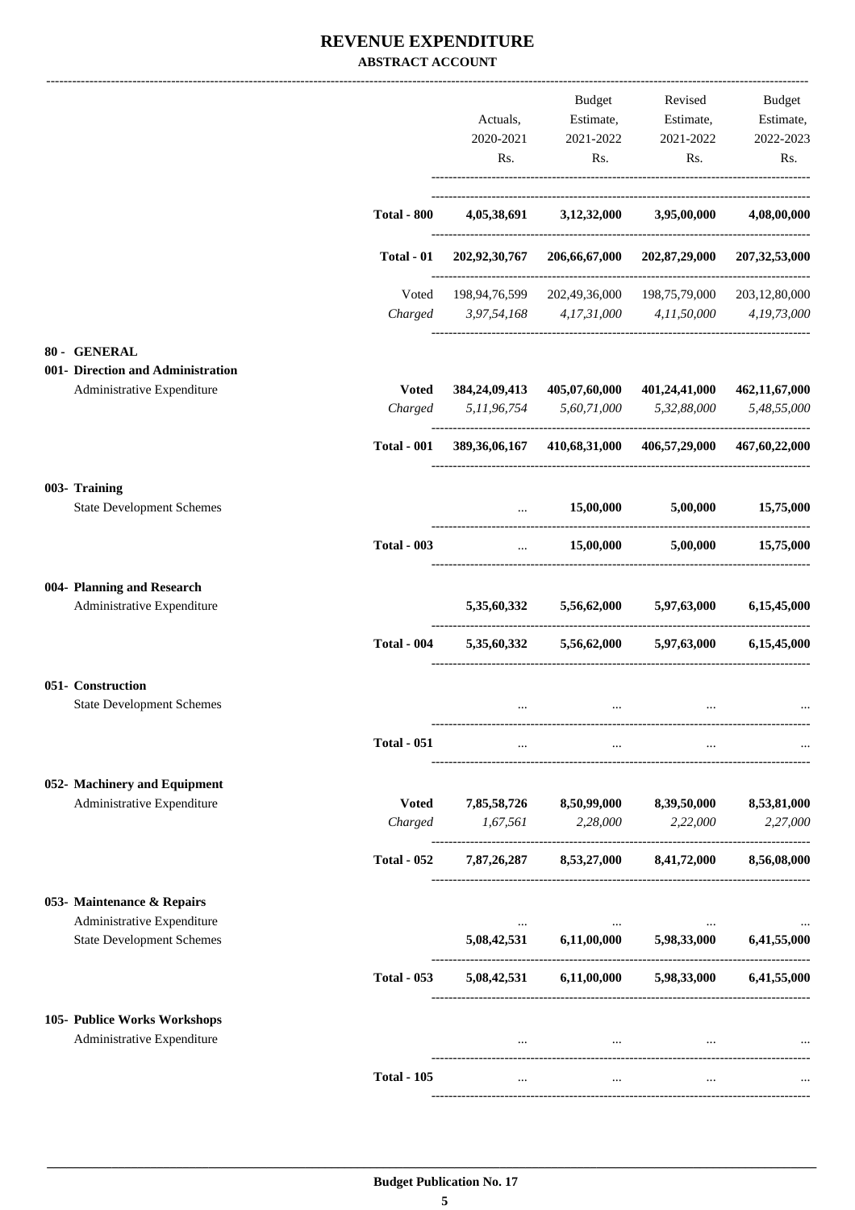# REVENUE EXPENDITURE

**ABSTRACT ACCOUNT**

| | | Actuals, 2020-2021 Rs. | Budget Estimate, 2021-2022 Rs. | Revised Estimate, 2021-2022 Rs. | Budget Estimate, 2022-2023 Rs. |
|---|---|---|---|---|---|
| | **Total - 800** | **4,05,38,691** | **3,12,32,000** | **3,95,00,000** | **4,08,00,000** |
| | **Total - 01** | **202,92,30,767** | **206,66,67,000** | **202,87,29,000** | **207,32,53,000** |
| | Voted | 198,94,76,599 | 202,49,36,000 | 198,75,79,000 | 203,12,80,000 |
| | *Charged* | *3,97,54,168* | *4,17,31,000* | *4,11,50,000* | *4,19,73,000* |
| **80 - GENERAL** | | | | | |
| **001- Direction and Administration** | | | | | |
| Administrative Expenditure | **Voted** | **384,24,09,413** | **405,07,60,000** | **401,24,41,000** | **462,11,67,000** |
| | *Charged* | *5,11,96,754* | *5,60,71,000* | *5,32,88,000* | *5,48,55,000* |
| | **Total - 001** | **389,36,06,167** | **410,68,31,000** | **406,57,29,000** | **467,60,22,000** |
| **003- Training** | | | | | |
| State Development Schemes | | ... | **15,00,000** | **5,00,000** | **15,75,000** |
| | **Total - 003** | ... | **15,00,000** | **5,00,000** | **15,75,000** |
| **004- Planning and Research** | | | | | |
| Administrative Expenditure | | **5,35,60,332** | **5,56,62,000** | **5,97,63,000** | **6,15,45,000** |
| | **Total - 004** | **5,35,60,332** | **5,56,62,000** | **5,97,63,000** | **6,15,45,000** |
| **051- Construction** | | | | | |
| State Development Schemes | | ... | ... | ... | ... |
| | **Total - 051** | ... | ... | ... | ... |
| **052- Machinery and Equipment** | | | | | |
| Administrative Expenditure | **Voted** | **7,85,58,726** | **8,50,99,000** | **8,39,50,000** | **8,53,81,000** |
| | *Charged* | *1,67,561* | *2,28,000* | *2,22,000* | *2,27,000* |
| | **Total - 052** | **7,87,26,287** | **8,53,27,000** | **8,41,72,000** | **8,56,08,000** |
| **053- Maintenance & Repairs** | | | | | |
| Administrative Expenditure | | ... | ... | ... | ... |
| State Development Schemes | | **5,08,42,531** | **6,11,00,000** | **5,98,33,000** | **6,41,55,000** |
| | **Total - 053** | **5,08,42,531** | **6,11,00,000** | **5,98,33,000** | **6,41,55,000** |
| **105- Publice Works Workshops** | | | | | |
| Administrative Expenditure | | ... | ... | ... | ... |
| | **Total - 105** | ... | ... | ... | ... |

**Budget Publication No. 17**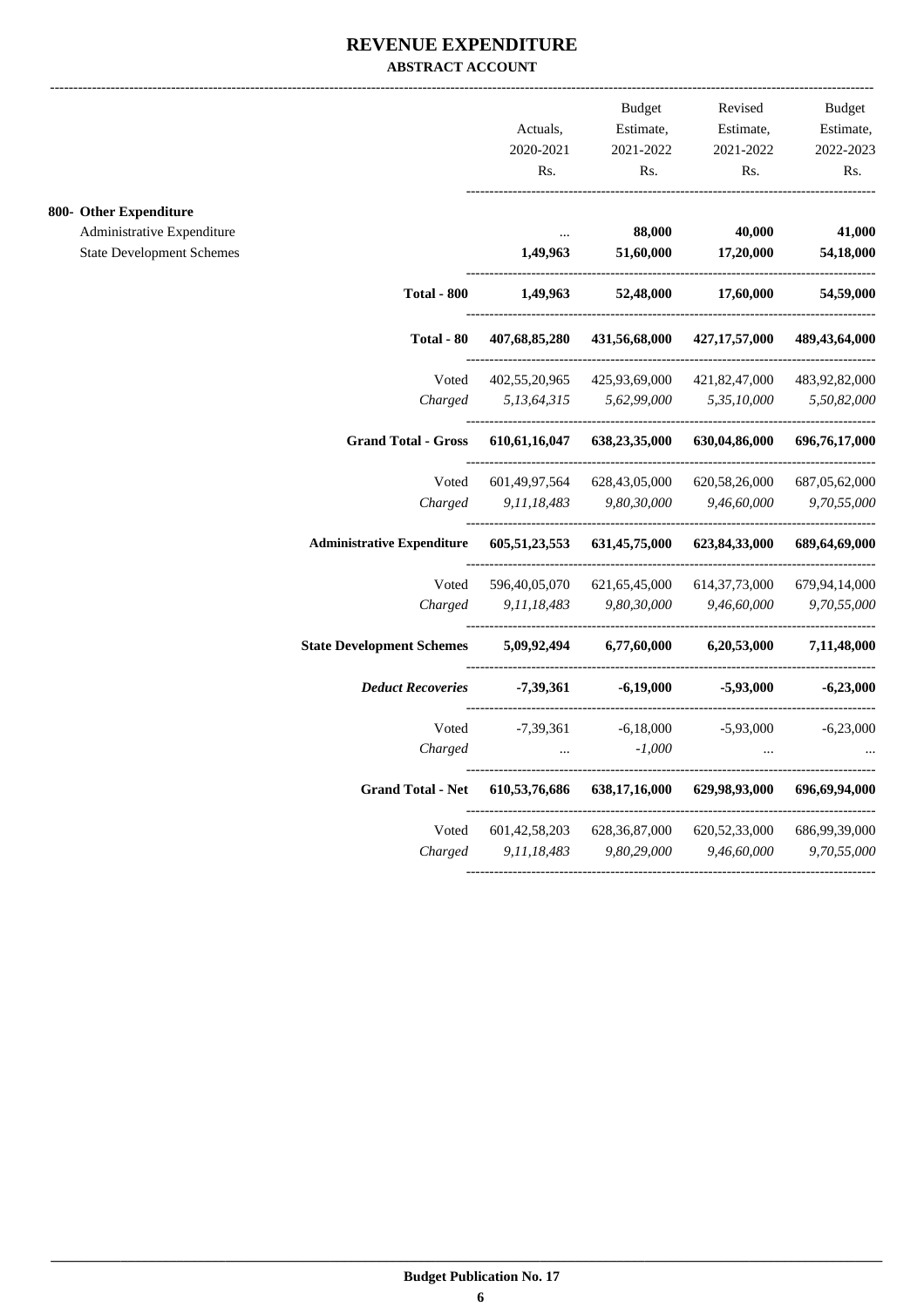# REVENUE EXPENDITURE

**ABSTRACT ACCOUNT**

| | Actuals, 2020-2021 Rs. | Budget Estimate, 2021-2022 Rs. | Revised Estimate, 2021-2022 Rs. | Budget Estimate, 2022-2023 Rs. |
|---|---|---|---|---|
| **800- Other Expenditure** | | | | |
| Administrative Expenditure | ... | **88,000** | **40,000** | **41,000** |
| State Development Schemes | **1,49,963** | **51,60,000** | **17,20,000** | **54,18,000** |
| **Total - 800** | **1,49,963** | **52,48,000** | **17,60,000** | **54,59,000** |
| **Total - 80** | **407,68,85,280** | **431,56,68,000** | **427,17,57,000** | **489,43,64,000** |
| Voted | 402,55,20,965 | 425,93,69,000 | 421,82,47,000 | 483,92,82,000 |
| *Charged* | *5,13,64,315* | *5,62,99,000* | *5,35,10,000* | *5,50,82,000* |
| **Grand Total - Gross** | **610,61,16,047** | **638,23,35,000** | **630,04,86,000** | **696,76,17,000** |
| Voted | 601,49,97,564 | 628,43,05,000 | 620,58,26,000 | 687,05,62,000 |
| *Charged* | *9,11,18,483* | *9,80,30,000* | *9,46,60,000* | *9,70,55,000* |
| **Administrative Expenditure** | **605,51,23,553** | **631,45,75,000** | **623,84,33,000** | **689,64,69,000** |
| Voted | 596,40,05,070 | 621,65,45,000 | 614,37,73,000 | 679,94,14,000 |
| *Charged* | *9,11,18,483* | *9,80,30,000* | *9,46,60,000* | *9,70,55,000* |
| **State Development Schemes** | **5,09,92,494** | **6,77,60,000** | **6,20,53,000** | **7,11,48,000** |
| ***Deduct Recoveries*** | **-7,39,361** | **-6,19,000** | **-5,93,000** | **-6,23,000** |
| Voted | -7,39,361 | -6,18,000 | -5,93,000 | -6,23,000 |
| *Charged* | *...* | *-1,000* | *...* | *...* |
| **Grand Total - Net** | **610,53,76,686** | **638,17,16,000** | **629,98,93,000** | **696,69,94,000** |
| Voted | 601,42,58,203 | 628,36,87,000 | 620,52,33,000 | 686,99,39,000 |
| *Charged* | *9,11,18,483* | *9,80,29,000* | *9,46,60,000* | *9,70,55,000* |

**Budget Publication No. 17**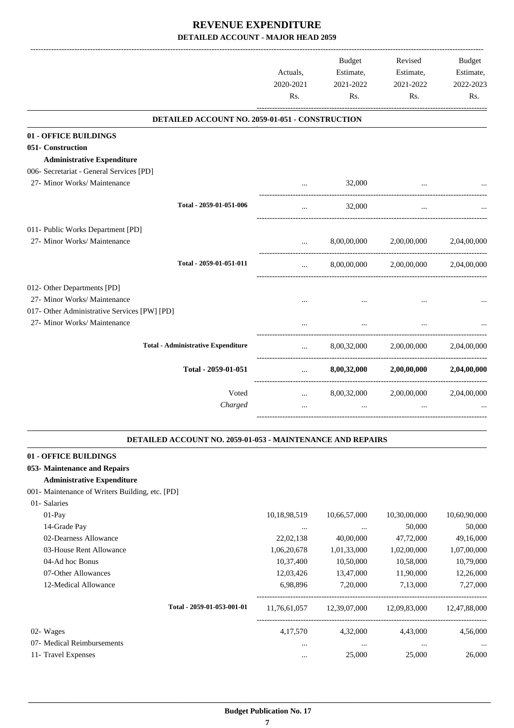# REVENUE EXPENDITURE

## DETAILED ACCOUNT - MAJOR HEAD 2059

| | Actuals, 2020-2021 Rs. | Budget Estimate, 2021-2022 Rs. | Revised Estimate, 2021-2022 Rs. | Budget Estimate, 2022-2023 Rs. |
|---|---|---|---|---|
| **DETAILED ACCOUNT NO. 2059-01-051 - CONSTRUCTION** | | | | |
| **01 - OFFICE BUILDINGS** | | | | |
| **051- Construction** | | | | |
| **Administrative Expenditure** | | | | |
| 006- Secretariat - General Services [PD] | | | | |
| 27- Minor Works/ Maintenance | ... | 32,000 | ... | ... |
| Total - 2059-01-051-006 | ... | 32,000 | ... | ... |
| 011- Public Works Department [PD] | | | | |
| 27- Minor Works/ Maintenance | ... | 8,00,00,000 | 2,00,00,000 | 2,04,00,000 |
| Total - 2059-01-051-011 | ... | 8,00,00,000 | 2,00,00,000 | 2,04,00,000 |
| 012- Other Departments [PD] | | | | |
| 27- Minor Works/ Maintenance | ... | ... | ... | ... |
| 017- Other Administrative Services [PW] [PD] | | | | |
| 27- Minor Works/ Maintenance | ... | ... | ... | ... |
| **Total - Administrative Expenditure** | ... | 8,00,32,000 | 2,00,00,000 | 2,04,00,000 |
| **Total - 2059-01-051** | ... | **8,00,32,000** | **2,00,00,000** | **2,04,00,000** |
| Voted | ... | 8,00,32,000 | 2,00,00,000 | 2,04,00,000 |
| *Charged* | ... | ... | ... | ... |
| **DETAILED ACCOUNT NO. 2059-01-053 - MAINTENANCE AND REPAIRS** | | | | |
| **01 - OFFICE BUILDINGS** | | | | |
| **053- Maintenance and Repairs** | | | | |
| **Administrative Expenditure** | | | | |
| 001- Maintenance of Writers Building, etc. [PD] | | | | |
| 01- Salaries | | | | |
| 01-Pay | 10,18,98,519 | 10,66,57,000 | 10,30,00,000 | 10,60,90,000 |
| 14-Grade Pay | ... | ... | 50,000 | 50,000 |
| 02-Dearness Allowance | 22,02,138 | 40,00,000 | 47,72,000 | 49,16,000 |
| 03-House Rent Allowance | 1,06,20,678 | 1,01,33,000 | 1,02,00,000 | 1,07,00,000 |
| 04-Ad hoc Bonus | 10,37,400 | 10,50,000 | 10,58,000 | 10,79,000 |
| 07-Other Allowances | 12,03,426 | 13,47,000 | 11,90,000 | 12,26,000 |
| 12-Medical Allowance | 6,98,896 | 7,20,000 | 7,13,000 | 7,27,000 |
| Total - 2059-01-053-001-01 | 11,76,61,057 | 12,39,07,000 | 12,09,83,000 | 12,47,88,000 |
| 02- Wages | 4,17,570 | 4,32,000 | 4,43,000 | 4,56,000 |
| 07- Medical Reimbursements | ... | ... | ... | ... |
| 11- Travel Expenses | ... | 25,000 | 25,000 | 26,000 |

**Budget Publication No. 17**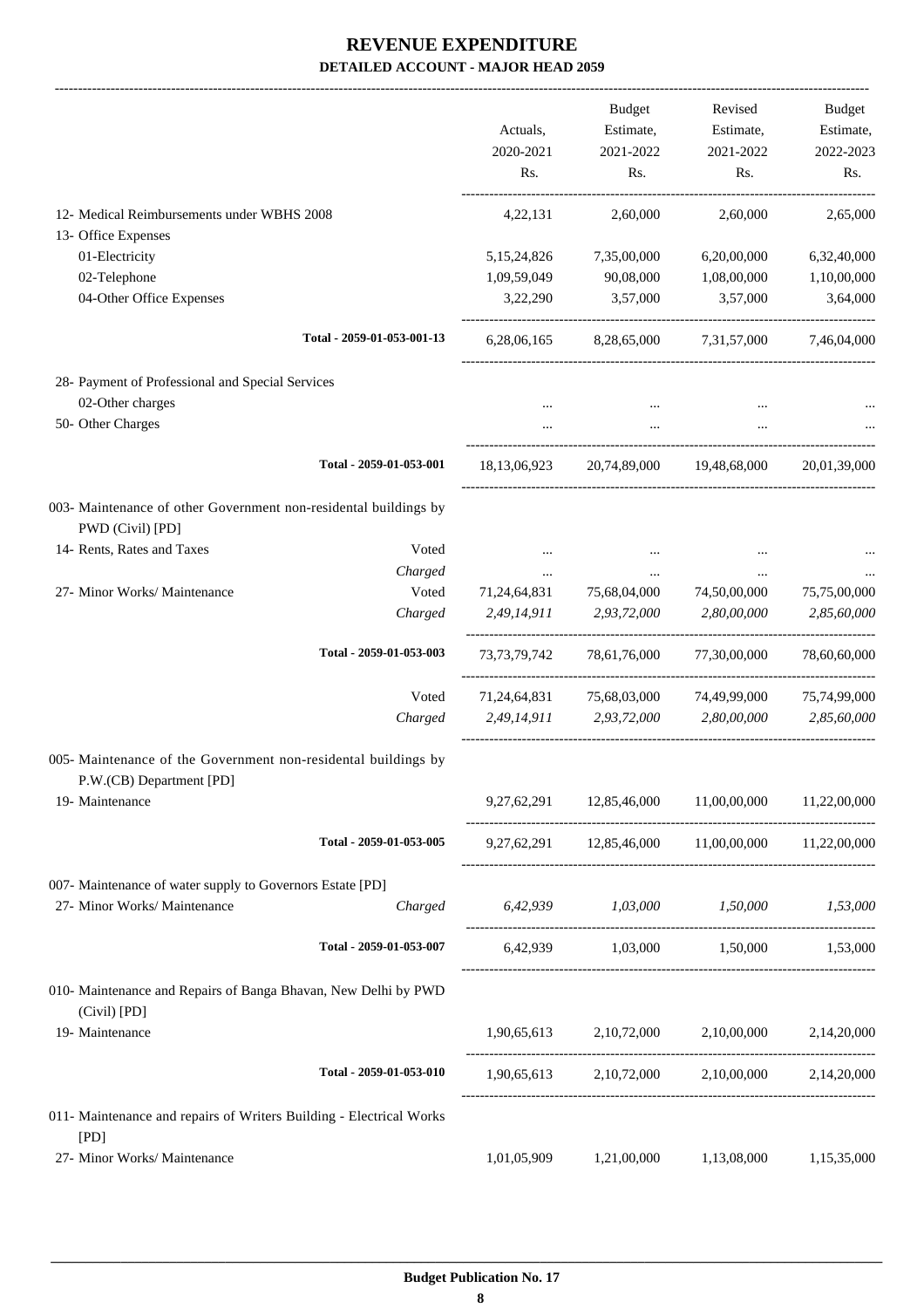# REVENUE EXPENDITURE

**DETAILED ACCOUNT - MAJOR HEAD 2059**

| | | Actuals, 2020-2021 Rs. | Budget Estimate, 2021-2022 Rs. | Revised Estimate, 2021-2022 Rs. | Budget Estimate, 2022-2023 Rs. |
|---|---|---|---|---|---|
| 12- Medical Reimbursements under WBHS 2008 | | 4,22,131 | 2,60,000 | 2,60,000 | 2,65,000 |
| 13- Office Expenses | | | | | |
| 01-Electricity | | 5,15,24,826 | 7,35,00,000 | 6,20,00,000 | 6,32,40,000 |
| 02-Telephone | | 1,09,59,049 | 90,08,000 | 1,08,00,000 | 1,10,00,000 |
| 04-Other Office Expenses | | 3,22,290 | 3,57,000 | 3,57,000 | 3,64,000 |
| Total - 2059-01-053-001-13 | | 6,28,06,165 | 8,28,65,000 | 7,31,57,000 | 7,46,04,000 |
| 28- Payment of Professional and Special Services | | | | | |
| 02-Other charges | | ... | ... | ... | ... |
| 50- Other Charges | | ... | ... | ... | ... |
| Total - 2059-01-053-001 | | 18,13,06,923 | 20,74,89,000 | 19,48,68,000 | 20,01,39,000 |
| 003- Maintenance of other Government non-residental buildings by PWD (Civil) [PD] | | | | | |
| 14- Rents, Rates and Taxes | Voted | ... | ... | ... | ... |
| | Charged | ... | ... | ... | ... |
| 27- Minor Works/ Maintenance | Voted | 71,24,64,831 | 75,68,04,000 | 74,50,00,000 | 75,75,00,000 |
| | Charged | *2,49,14,911* | *2,93,72,000* | *2,80,00,000* | *2,85,60,000* |
| Total - 2059-01-053-003 | | 73,73,79,742 | 78,61,76,000 | 77,30,00,000 | 78,60,60,000 |
| | Voted | 71,24,64,831 | 75,68,03,000 | 74,49,99,000 | 75,74,99,000 |
| | Charged | *2,49,14,911* | *2,93,72,000* | *2,80,00,000* | *2,85,60,000* |
| 005- Maintenance of the Government non-residental buildings by P.W.(CB) Department [PD] | | | | | |
| 19- Maintenance | | 9,27,62,291 | 12,85,46,000 | 11,00,00,000 | 11,22,00,000 |
| Total - 2059-01-053-005 | | 9,27,62,291 | 12,85,46,000 | 11,00,00,000 | 11,22,00,000 |
| 007- Maintenance of water supply to Governors Estate [PD] | | | | | |
| 27- Minor Works/ Maintenance | Charged | *6,42,939* | *1,03,000* | *1,50,000* | *1,53,000* |
| Total - 2059-01-053-007 | | 6,42,939 | 1,03,000 | 1,50,000 | 1,53,000 |
| 010- Maintenance and Repairs of Banga Bhavan, New Delhi by PWD (Civil) [PD] | | | | | |
| 19- Maintenance | | 1,90,65,613 | 2,10,72,000 | 2,10,00,000 | 2,14,20,000 |
| Total - 2059-01-053-010 | | 1,90,65,613 | 2,10,72,000 | 2,10,00,000 | 2,14,20,000 |
| 011- Maintenance and repairs of Writers Building - Electrical Works [PD] | | | | | |
| 27- Minor Works/ Maintenance | | 1,01,05,909 | 1,21,00,000 | 1,13,08,000 | 1,15,35,000 |

**Budget Publication No. 17**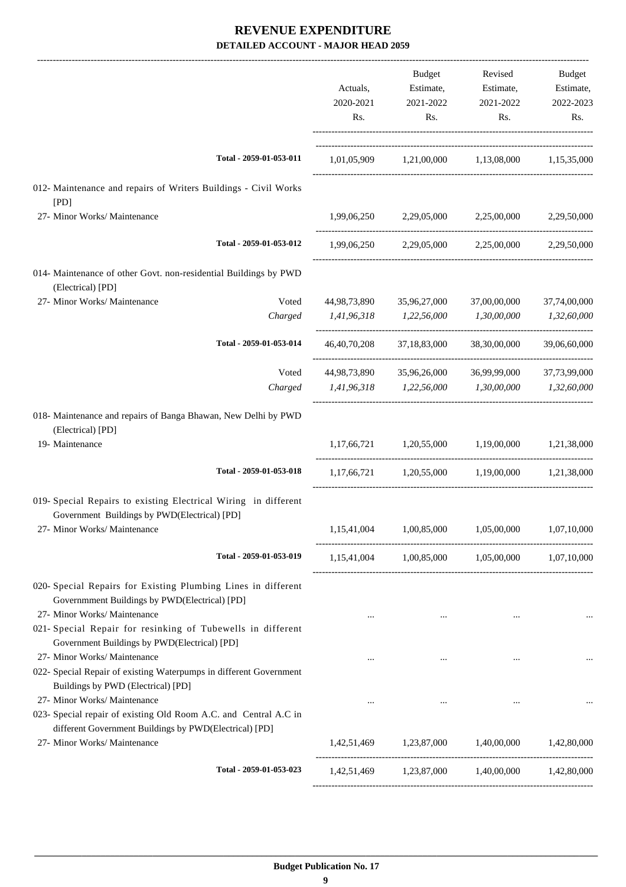# REVENUE EXPENDITURE

**DETAILED ACCOUNT - MAJOR HEAD 2059**

| | | Actuals, 2020-2021 Rs. | Budget Estimate, 2021-2022 Rs. | Revised Estimate, 2021-2022 Rs. | Budget Estimate, 2022-2023 Rs. |
|---|---|---|---|---|---|
| **Total - 2059-01-053-011** | | 1,01,05,909 | 1,21,00,000 | 1,13,08,000 | 1,15,35,000 |
| 012- Maintenance and repairs of Writers Buildings - Civil Works [PD] | | | | | |
| 27- Minor Works/ Maintenance | | 1,99,06,250 | 2,29,05,000 | 2,25,00,000 | 2,29,50,000 |
| **Total - 2059-01-053-012** | | 1,99,06,250 | 2,29,05,000 | 2,25,00,000 | 2,29,50,000 |
| 014- Maintenance of other Govt. non-residential Buildings by PWD (Electrical) [PD] | | | | | |
| 27- Minor Works/ Maintenance | Voted | 44,98,73,890 | 35,96,27,000 | 37,00,00,000 | 37,74,00,000 |
| | *Charged* | *1,41,96,318* | *1,22,56,000* | *1,30,00,000* | *1,32,60,000* |
| **Total - 2059-01-053-014** | | 46,40,70,208 | 37,18,83,000 | 38,30,00,000 | 39,06,60,000 |
| | Voted | 44,98,73,890 | 35,96,26,000 | 36,99,99,000 | 37,73,99,000 |
| | *Charged* | *1,41,96,318* | *1,22,56,000* | *1,30,00,000* | *1,32,60,000* |
| 018- Maintenance and repairs of Banga Bhawan, New Delhi by PWD (Electrical) [PD] | | | | | |
| 19- Maintenance | | 1,17,66,721 | 1,20,55,000 | 1,19,00,000 | 1,21,38,000 |
| **Total - 2059-01-053-018** | | 1,17,66,721 | 1,20,55,000 | 1,19,00,000 | 1,21,38,000 |
| 019- Special Repairs to existing Electrical Wiring in different Government Buildings by PWD(Electrical) [PD] | | | | | |
| 27- Minor Works/ Maintenance | | 1,15,41,004 | 1,00,85,000 | 1,05,00,000 | 1,07,10,000 |
| **Total - 2059-01-053-019** | | 1,15,41,004 | 1,00,85,000 | 1,05,00,000 | 1,07,10,000 |
| 020- Special Repairs for Existing Plumbing Lines in different Governmment Buildings by PWD(Electrical) [PD] | | | | | |
| 27- Minor Works/ Maintenance | | ... | ... | ... | ... |
| 021- Special Repair for resinking of Tubewells in different Government Buildings by PWD(Electrical) [PD] | | | | | |
| 27- Minor Works/ Maintenance | | ... | ... | ... | ... |
| 022- Special Repair of existing Waterpumps in different Government Buildings by PWD (Electrical) [PD] | | | | | |
| 27- Minor Works/ Maintenance | | ... | ... | ... | ... |
| 023- Special repair of existing Old Room A.C. and Central A.C in different Government Buildings by PWD(Electrical) [PD] | | | | | |
| 27- Minor Works/ Maintenance | | 1,42,51,469 | 1,23,87,000 | 1,40,00,000 | 1,42,80,000 |
| **Total - 2059-01-053-023** | | 1,42,51,469 | 1,23,87,000 | 1,40,00,000 | 1,42,80,000 |

**Budget Publication No. 17**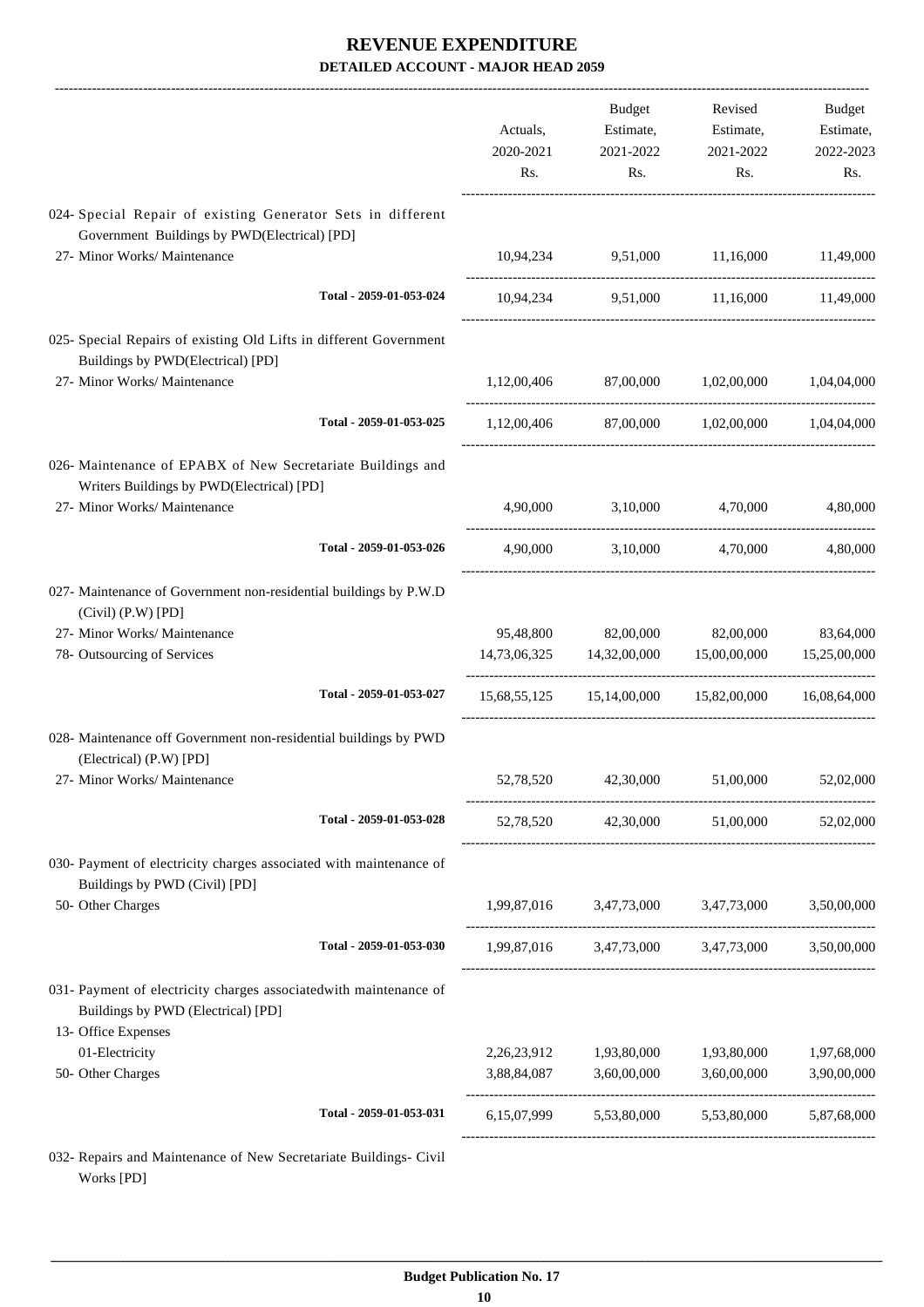# REVENUE EXPENDITURE

## DETAILED ACCOUNT - MAJOR HEAD 2059

| | Actuals, 2020-2021 Rs. | Budget Estimate, 2021-2022 Rs. | Revised Estimate, 2021-2022 Rs. | Budget Estimate, 2022-2023 Rs. |
|---|---|---|---|---|
| 024- Special Repair of existing Generator Sets in different Government Buildings by PWD(Electrical) [PD] | | | | |
| 27- Minor Works/ Maintenance | 10,94,234 | 9,51,000 | 11,16,000 | 11,49,000 |
| Total - 2059-01-053-024 | 10,94,234 | 9,51,000 | 11,16,000 | 11,49,000 |
| 025- Special Repairs of existing Old Lifts in different Government Buildings by PWD(Electrical) [PD] | | | | |
| 27- Minor Works/ Maintenance | 1,12,00,406 | 87,00,000 | 1,02,00,000 | 1,04,04,000 |
| Total - 2059-01-053-025 | 1,12,00,406 | 87,00,000 | 1,02,00,000 | 1,04,04,000 |
| 026- Maintenance of EPABX of New Secretariate Buildings and Writers Buildings by PWD(Electrical) [PD] | | | | |
| 27- Minor Works/ Maintenance | 4,90,000 | 3,10,000 | 4,70,000 | 4,80,000 |
| Total - 2059-01-053-026 | 4,90,000 | 3,10,000 | 4,70,000 | 4,80,000 |
| 027- Maintenance of Government non-residential buildings by P.W.D (Civil) (P.W) [PD] | | | | |
| 27- Minor Works/ Maintenance | 95,48,800 | 82,00,000 | 82,00,000 | 83,64,000 |
| 78- Outsourcing of Services | 14,73,06,325 | 14,32,00,000 | 15,00,00,000 | 15,25,00,000 |
| Total - 2059-01-053-027 | 15,68,55,125 | 15,14,00,000 | 15,82,00,000 | 16,08,64,000 |
| 028- Maintenance off Government non-residential buildings by PWD (Electrical) (P.W) [PD] | | | | |
| 27- Minor Works/ Maintenance | 52,78,520 | 42,30,000 | 51,00,000 | 52,02,000 |
| Total - 2059-01-053-028 | 52,78,520 | 42,30,000 | 51,00,000 | 52,02,000 |
| 030- Payment of electricity charges associated with maintenance of Buildings by PWD (Civil) [PD] | | | | |
| 50- Other Charges | 1,99,87,016 | 3,47,73,000 | 3,47,73,000 | 3,50,00,000 |
| Total - 2059-01-053-030 | 1,99,87,016 | 3,47,73,000 | 3,47,73,000 | 3,50,00,000 |
| 031- Payment of electricity charges associatedwith maintenance of Buildings by PWD (Electrical) [PD] | | | | |
| 13- Office Expenses | | | | |
| 01-Electricity | 2,26,23,912 | 1,93,80,000 | 1,93,80,000 | 1,97,68,000 |
| 50- Other Charges | 3,88,84,087 | 3,60,00,000 | 3,60,00,000 | 3,90,00,000 |
| Total - 2059-01-053-031 | 6,15,07,999 | 5,53,80,000 | 5,53,80,000 | 5,87,68,000 |
| 032- Repairs and Maintenance of New Secretariate Buildings- Civil Works [PD] | | | | |

Budget Publication No. 17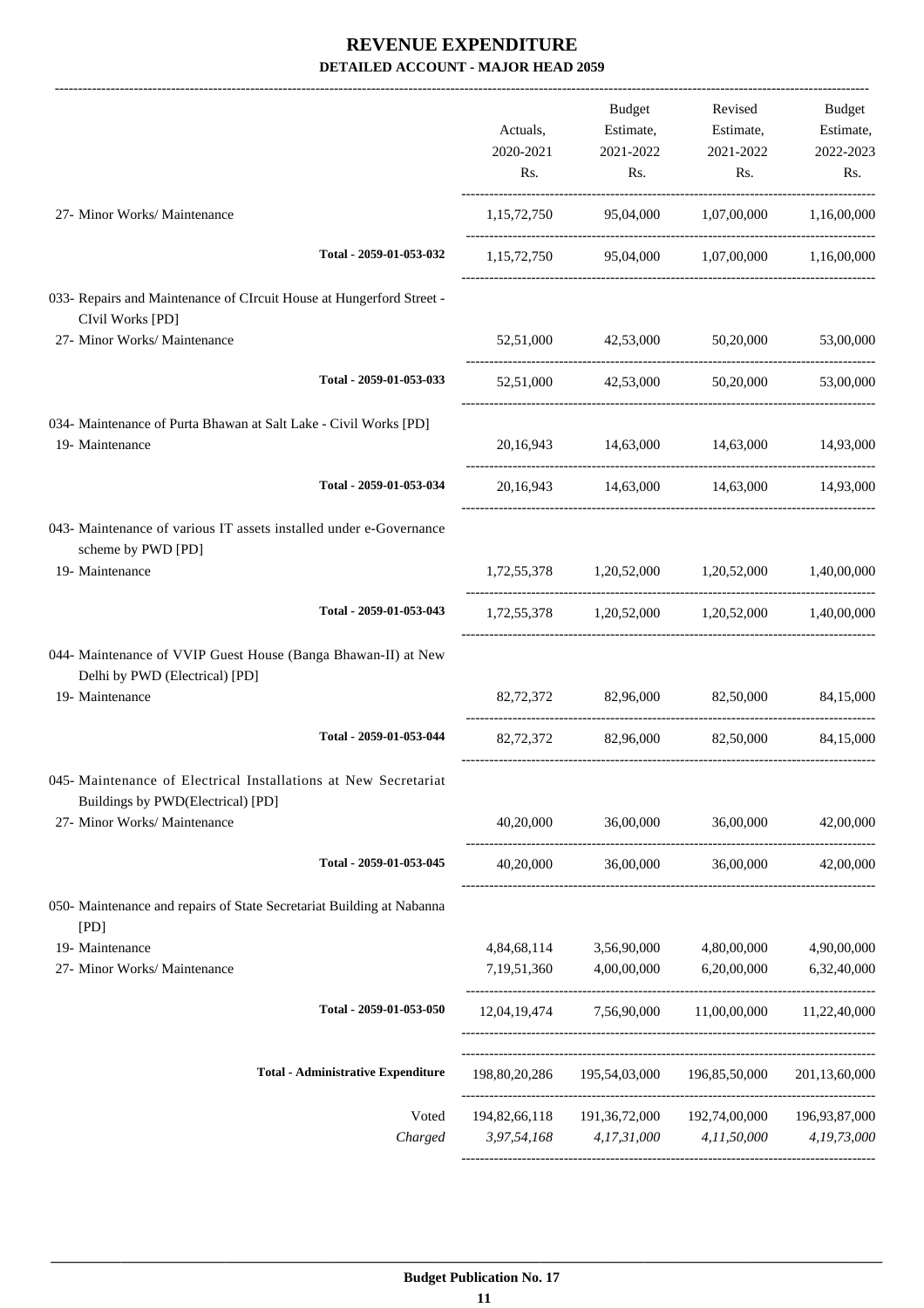# REVENUE EXPENDITURE

## DETAILED ACCOUNT - MAJOR HEAD 2059

| | Actuals, 2020-2021 Rs. | Budget Estimate, 2021-2022 Rs. | Revised Estimate, 2021-2022 Rs. | Budget Estimate, 2022-2023 Rs. |
|---|---|---|---|---|
| 27- Minor Works/ Maintenance | 1,15,72,750 | 95,04,000 | 1,07,00,000 | 1,16,00,000 |
| Total - 2059-01-053-032 | 1,15,72,750 | 95,04,000 | 1,07,00,000 | 1,16,00,000 |
| 033- Repairs and Maintenance of CIrcuit House at Hungerford Street - CIvil Works [PD] | | | | |
| 27- Minor Works/ Maintenance | 52,51,000 | 42,53,000 | 50,20,000 | 53,00,000 |
| Total - 2059-01-053-033 | 52,51,000 | 42,53,000 | 50,20,000 | 53,00,000 |
| 034- Maintenance of Purta Bhawan at Salt Lake - Civil Works [PD] | | | | |
| 19- Maintenance | 20,16,943 | 14,63,000 | 14,63,000 | 14,93,000 |
| Total - 2059-01-053-034 | 20,16,943 | 14,63,000 | 14,63,000 | 14,93,000 |
| 043- Maintenance of various IT assets installed under e-Governance scheme by PWD [PD] | | | | |
| 19- Maintenance | 1,72,55,378 | 1,20,52,000 | 1,20,52,000 | 1,40,00,000 |
| Total - 2059-01-053-043 | 1,72,55,378 | 1,20,52,000 | 1,20,52,000 | 1,40,00,000 |
| 044- Maintenance of VVIP Guest House (Banga Bhawan-II) at New Delhi by PWD (Electrical) [PD] | | | | |
| 19- Maintenance | 82,72,372 | 82,96,000 | 82,50,000 | 84,15,000 |
| Total - 2059-01-053-044 | 82,72,372 | 82,96,000 | 82,50,000 | 84,15,000 |
| 045- Maintenance of Electrical Installations at New Secretariat Buildings by PWD(Electrical) [PD] | | | | |
| 27- Minor Works/ Maintenance | 40,20,000 | 36,00,000 | 36,00,000 | 42,00,000 |
| Total - 2059-01-053-045 | 40,20,000 | 36,00,000 | 36,00,000 | 42,00,000 |
| 050- Maintenance and repairs of State Secretariat Building at Nabanna [PD] | | | | |
| 19- Maintenance | 4,84,68,114 | 3,56,90,000 | 4,80,00,000 | 4,90,00,000 |
| 27- Minor Works/ Maintenance | 7,19,51,360 | 4,00,00,000 | 6,20,00,000 | 6,32,40,000 |
| Total - 2059-01-053-050 | 12,04,19,474 | 7,56,90,000 | 11,00,00,000 | 11,22,40,000 |
| Total - Administrative Expenditure | 198,80,20,286 | 195,54,03,000 | 196,85,50,000 | 201,13,60,000 |
| Voted | 194,82,66,118 | 191,36,72,000 | 192,74,00,000 | 196,93,87,000 |
| *Charged* | *3,97,54,168* | *4,17,31,000* | *4,11,50,000* | *4,19,73,000* |

**Budget Publication No. 17**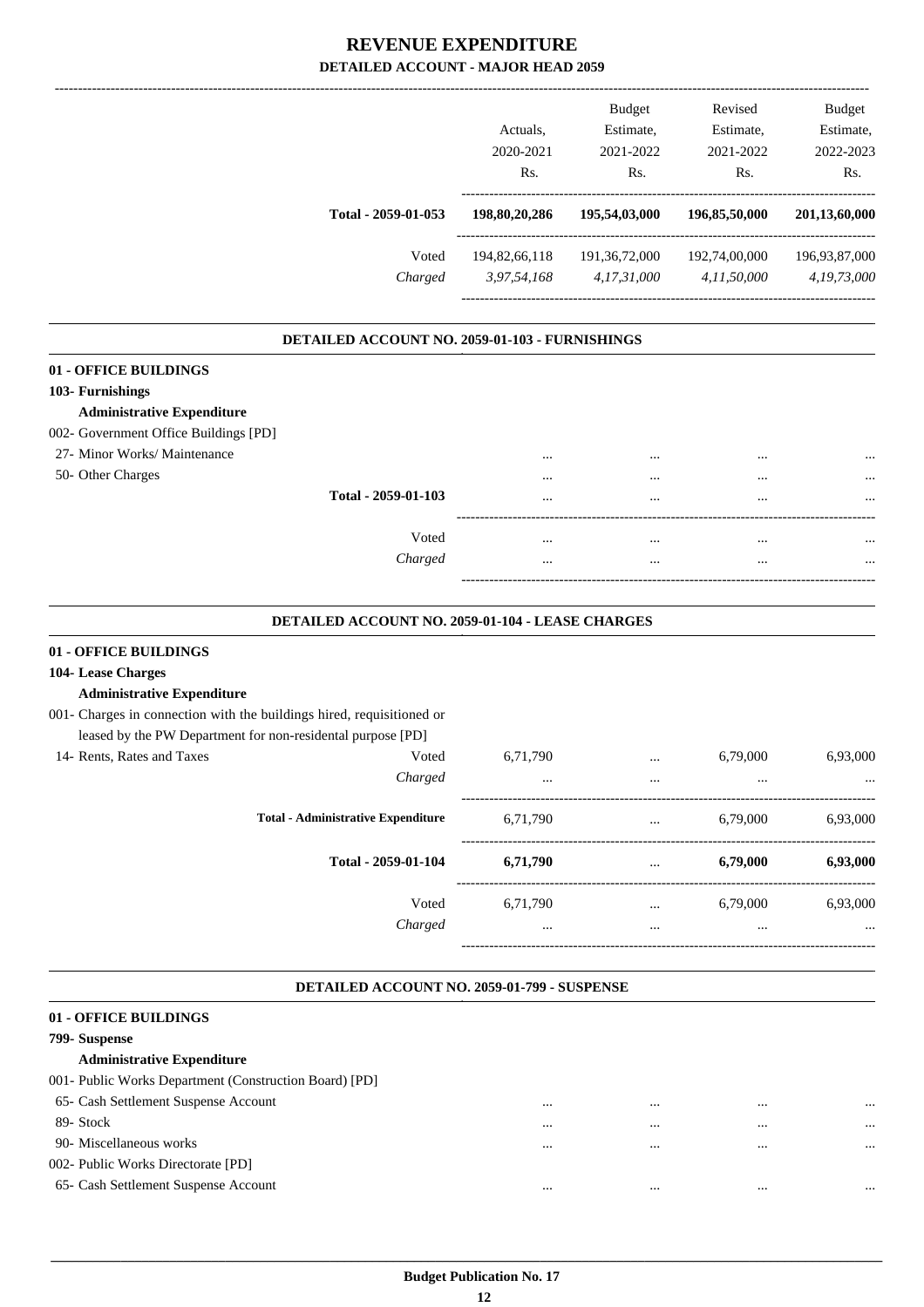# REVENUE EXPENDITURE

## DETAILED ACCOUNT - MAJOR HEAD 2059

| | | Actuals, 2020-2021 Rs. | Budget Estimate, 2021-2022 Rs. | Revised Estimate, 2021-2022 Rs. | Budget Estimate, 2022-2023 Rs. |
|---|---|---|---|---|---|
| **Total - 2059-01-053** | | **198,80,20,286** | **195,54,03,000** | **196,85,50,000** | **201,13,60,000** |
| | Voted | 194,82,66,118 | 191,36,72,000 | 192,74,00,000 | 196,93,87,000 |
| | *Charged* | *3,97,54,168* | *4,17,31,000* | *4,11,50,000* | *4,19,73,000* |

### DETAILED ACCOUNT NO. 2059-01-103 - FURNISHINGS

| | | Actuals, 2020-2021 Rs. | Budget Estimate, 2021-2022 Rs. | Revised Estimate, 2021-2022 Rs. | Budget Estimate, 2022-2023 Rs. |
|---|---|---|---|---|---|
| **01 - OFFICE BUILDINGS** | | | | | |
| **103- Furnishings** | | | | | |
| **Administrative Expenditure** | | | | | |
| 002- Government Office Buildings [PD] | | | | | |
| 27- Minor Works/ Maintenance | | ... | ... | ... | ... |
| 50- Other Charges | | ... | ... | ... | ... |
| **Total - 2059-01-103** | | ... | ... | ... | ... |
| | Voted | ... | ... | ... | ... |
| | *Charged* | ... | ... | ... | ... |

### DETAILED ACCOUNT NO. 2059-01-104 - LEASE CHARGES

| | | Actuals, 2020-2021 Rs. | Budget Estimate, 2021-2022 Rs. | Revised Estimate, 2021-2022 Rs. | Budget Estimate, 2022-2023 Rs. |
|---|---|---|---|---|---|
| **01 - OFFICE BUILDINGS** | | | | | |
| **104- Lease Charges** | | | | | |
| **Administrative Expenditure** | | | | | |
| 001- Charges in connection with the buildings hired, requisitioned or leased by the PW Department for non-residental purpose [PD] | | | | | |
| 14- Rents, Rates and Taxes | Voted | 6,71,790 | ... | 6,79,000 | 6,93,000 |
| | *Charged* | ... | ... | ... | ... |
| **Total - Administrative Expenditure** | | 6,71,790 | ... | 6,79,000 | 6,93,000 |
| **Total - 2059-01-104** | | **6,71,790** | ... | **6,79,000** | **6,93,000** |
| | Voted | 6,71,790 | ... | 6,79,000 | 6,93,000 |
| | *Charged* | ... | ... | ... | ... |

### DETAILED ACCOUNT NO. 2059-01-799 - SUSPENSE

| | Actuals, 2020-2021 Rs. | Budget Estimate, 2021-2022 Rs. | Revised Estimate, 2021-2022 Rs. | Budget Estimate, 2022-2023 Rs. |
|---|---|---|---|---|
| **01 - OFFICE BUILDINGS** | | | | |
| **799- Suspense** | | | | |
| **Administrative Expenditure** | | | | |
| 001- Public Works Department (Construction Board) [PD] | | | | |
| 65- Cash Settlement Suspense Account | ... | ... | ... | ... |
| 89- Stock | ... | ... | ... | ... |
| 90- Miscellaneous works | ... | ... | ... | ... |
| 002- Public Works Directorate [PD] | | | | |
| 65- Cash Settlement Suspense Account | ... | ... | ... | ... |

**Budget Publication No. 17**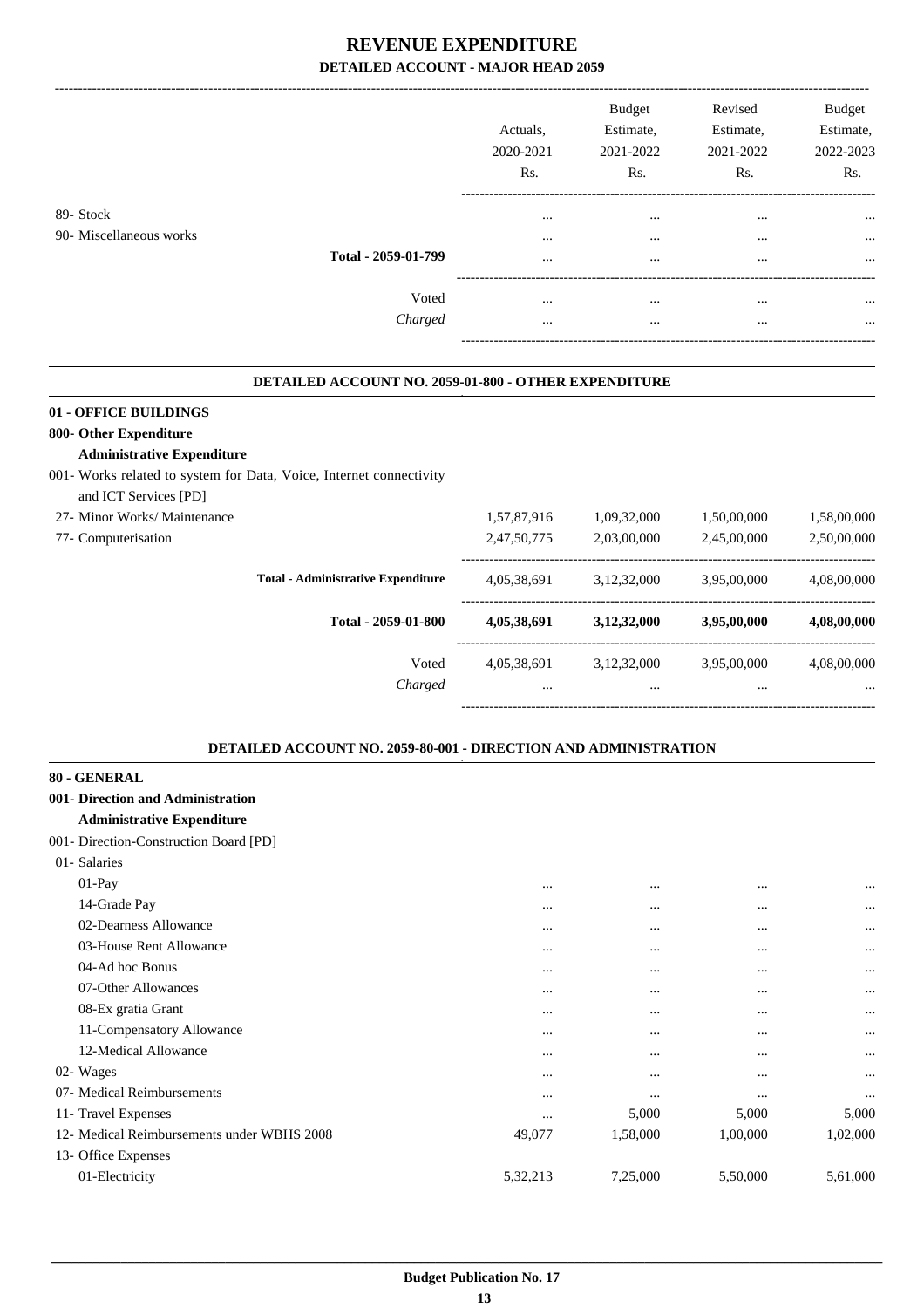# REVENUE EXPENDITURE

## DETAILED ACCOUNT - MAJOR HEAD 2059

| | Actuals, 2020-2021 Rs. | Budget Estimate, 2021-2022 Rs. | Revised Estimate, 2021-2022 Rs. | Budget Estimate, 2022-2023 Rs. |
|---|---|---|---|---|
| 89- Stock | ... | ... | ... | ... |
| 90- Miscellaneous works | ... | ... | ... | ... |
| **Total - 2059-01-799** | ... | ... | ... | ... |
| Voted | ... | ... | ... | ... |
| *Charged* | ... | ... | ... | ... |

### DETAILED ACCOUNT NO. 2059-01-800 - OTHER EXPENDITURE

**01 - OFFICE BUILDINGS**

**800- Other Expenditure**

**Administrative Expenditure**

| | Actuals, 2020-2021 Rs. | Budget Estimate, 2021-2022 Rs. | Revised Estimate, 2021-2022 Rs. | Budget Estimate, 2022-2023 Rs. |
|---|---|---|---|---|
| 001- Works related to system for Data, Voice, Internet connectivity and ICT Services [PD] | | | | |
| 27- Minor Works/ Maintenance | 1,57,87,916 | 1,09,32,000 | 1,50,00,000 | 1,58,00,000 |
| 77- Computerisation | 2,47,50,775 | 2,03,00,000 | 2,45,00,000 | 2,50,00,000 |
| **Total - Administrative Expenditure** | 4,05,38,691 | 3,12,32,000 | 3,95,00,000 | 4,08,00,000 |
| **Total - 2059-01-800** | **4,05,38,691** | **3,12,32,000** | **3,95,00,000** | **4,08,00,000** |
| Voted | 4,05,38,691 | 3,12,32,000 | 3,95,00,000 | 4,08,00,000 |
| *Charged* | ... | ... | ... | ... |

### DETAILED ACCOUNT NO. 2059-80-001 - DIRECTION AND ADMINISTRATION

**80 - GENERAL**

**001- Direction and Administration**

**Administrative Expenditure**

| | Actuals, 2020-2021 Rs. | Budget Estimate, 2021-2022 Rs. | Revised Estimate, 2021-2022 Rs. | Budget Estimate, 2022-2023 Rs. |
|---|---|---|---|---|
| 001- Direction-Construction Board [PD] | | | | |
| 01- Salaries | | | | |
| 01-Pay | ... | ... | ... | ... |
| 14-Grade Pay | ... | ... | ... | ... |
| 02-Dearness Allowance | ... | ... | ... | ... |
| 03-House Rent Allowance | ... | ... | ... | ... |
| 04-Ad hoc Bonus | ... | ... | ... | ... |
| 07-Other Allowances | ... | ... | ... | ... |
| 08-Ex gratia Grant | ... | ... | ... | ... |
| 11-Compensatory Allowance | ... | ... | ... | ... |
| 12-Medical Allowance | ... | ... | ... | ... |
| 02- Wages | ... | ... | ... | ... |
| 07- Medical Reimbursements | ... | ... | ... | ... |
| 11- Travel Expenses | ... | 5,000 | 5,000 | 5,000 |
| 12- Medical Reimbursements under WBHS 2008 | 49,077 | 1,58,000 | 1,00,000 | 1,02,000 |
| 13- Office Expenses | | | | |
| 01-Electricity | 5,32,213 | 7,25,000 | 5,50,000 | 5,61,000 |

Budget Publication No. 17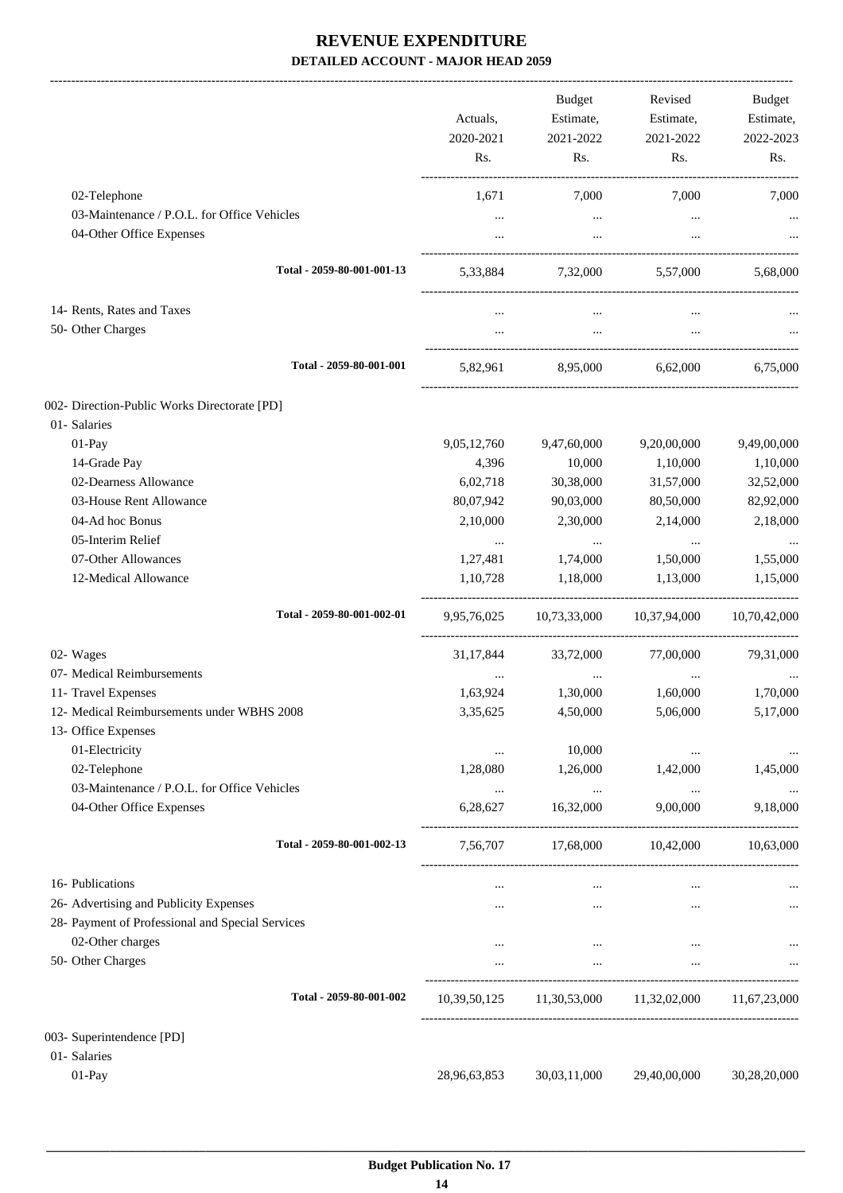# REVENUE EXPENDITURE

### DETAILED ACCOUNT - MAJOR HEAD 2059

| | Actuals, 2020-2021 Rs. | Budget Estimate, 2021-2022 Rs. | Revised Estimate, 2021-2022 Rs. | Budget Estimate, 2022-2023 Rs. |
|---|---|---|---|---|
| 02-Telephone | 1,671 | 7,000 | 7,000 | 7,000 |
| 03-Maintenance / P.O.L. for Office Vehicles | ... | ... | ... | ... |
| 04-Other Office Expenses | ... | ... | ... | ... |
| Total - 2059-80-001-001-13 | 5,33,884 | 7,32,000 | 5,57,000 | 5,68,000 |
| 14- Rents, Rates and Taxes | ... | ... | ... | ... |
| 50- Other Charges | ... | ... | ... | ... |
| Total - 2059-80-001-001 | 5,82,961 | 8,95,000 | 6,62,000 | 6,75,000 |
| 002- Direction-Public Works Directorate [PD] | | | | |
| 01- Salaries | | | | |
| 01-Pay | 9,05,12,760 | 9,47,60,000 | 9,20,00,000 | 9,49,00,000 |
| 14-Grade Pay | 4,396 | 10,000 | 1,10,000 | 1,10,000 |
| 02-Dearness Allowance | 6,02,718 | 30,38,000 | 31,57,000 | 32,52,000 |
| 03-House Rent Allowance | 80,07,942 | 90,03,000 | 80,50,000 | 82,92,000 |
| 04-Ad hoc Bonus | 2,10,000 | 2,30,000 | 2,14,000 | 2,18,000 |
| 05-Interim Relief | ... | ... | ... | ... |
| 07-Other Allowances | 1,27,481 | 1,74,000 | 1,50,000 | 1,55,000 |
| 12-Medical Allowance | 1,10,728 | 1,18,000 | 1,13,000 | 1,15,000 |
| Total - 2059-80-001-002-01 | 9,95,76,025 | 10,73,33,000 | 10,37,94,000 | 10,70,42,000 |
| 02- Wages | 31,17,844 | 33,72,000 | 77,00,000 | 79,31,000 |
| 07- Medical Reimbursements | ... | ... | ... | ... |
| 11- Travel Expenses | 1,63,924 | 1,30,000 | 1,60,000 | 1,70,000 |
| 12- Medical Reimbursements under WBHS 2008 | 3,35,625 | 4,50,000 | 5,06,000 | 5,17,000 |
| 13- Office Expenses | | | | |
| 01-Electricity | ... | 10,000 | ... | ... |
| 02-Telephone | 1,28,080 | 1,26,000 | 1,42,000 | 1,45,000 |
| 03-Maintenance / P.O.L. for Office Vehicles | ... | ... | ... | ... |
| 04-Other Office Expenses | 6,28,627 | 16,32,000 | 9,00,000 | 9,18,000 |
| Total - 2059-80-001-002-13 | 7,56,707 | 17,68,000 | 10,42,000 | 10,63,000 |
| 16- Publications | ... | ... | ... | ... |
| 26- Advertising and Publicity Expenses | ... | ... | ... | ... |
| 28- Payment of Professional and Special Services | | | | |
| 02-Other charges | ... | ... | ... | ... |
| 50- Other Charges | ... | ... | ... | ... |
| Total - 2059-80-001-002 | 10,39,50,125 | 11,30,53,000 | 11,32,02,000 | 11,67,23,000 |
| 003- Superintendence [PD] | | | | |
| 01- Salaries | | | | |
| 01-Pay | 28,96,63,853 | 30,03,11,000 | 29,40,00,000 | 30,28,20,000 |

Budget Publication No. 17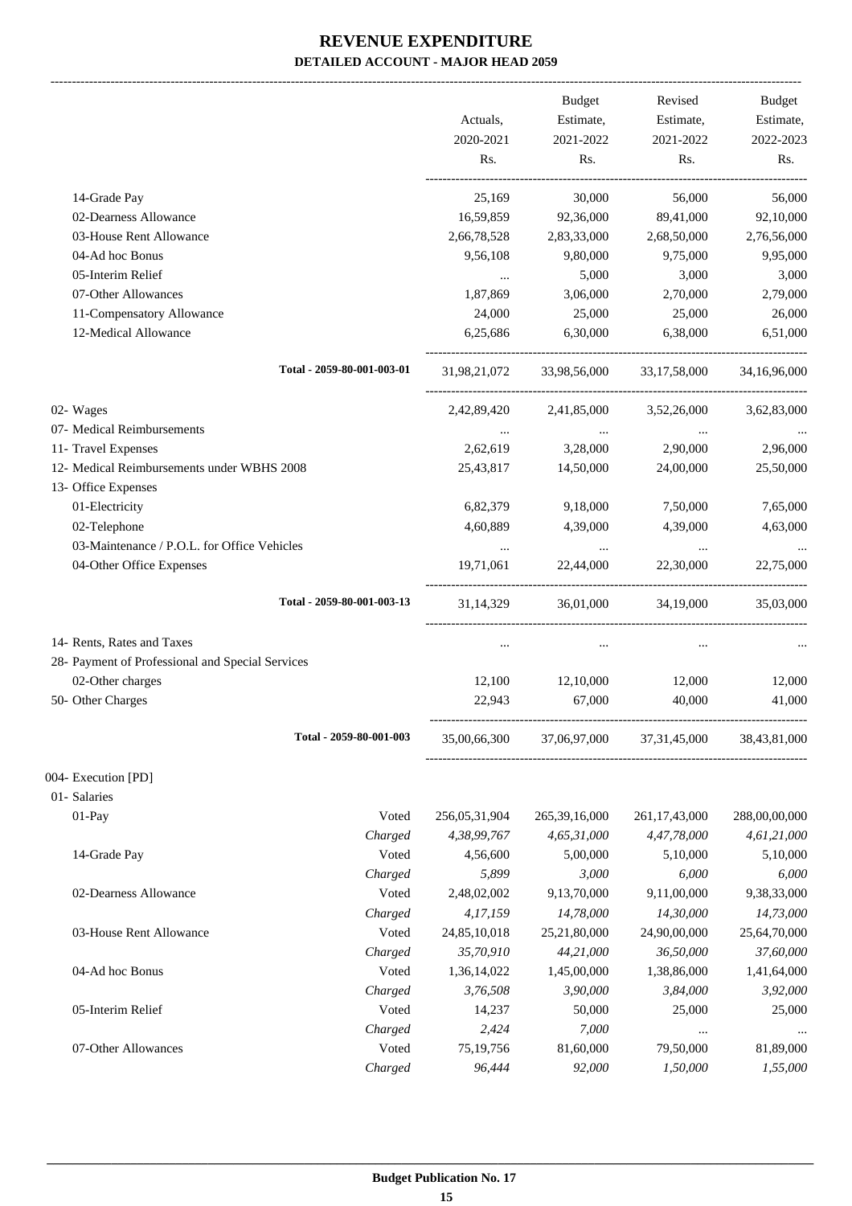# REVENUE EXPENDITURE

**DETAILED ACCOUNT - MAJOR HEAD 2059**

| | | Actuals, 2020-2021 Rs. | Budget Estimate, 2021-2022 Rs. | Revised Estimate, 2021-2022 Rs. | Budget Estimate, 2022-2023 Rs. |
|---|---|---|---|---|---|
| 14-Grade Pay | | 25,169 | 30,000 | 56,000 | 56,000 |
| 02-Dearness Allowance | | 16,59,859 | 92,36,000 | 89,41,000 | 92,10,000 |
| 03-House Rent Allowance | | 2,66,78,528 | 2,83,33,000 | 2,68,50,000 | 2,76,56,000 |
| 04-Ad hoc Bonus | | 9,56,108 | 9,80,000 | 9,75,000 | 9,95,000 |
| 05-Interim Relief | | ... | 5,000 | 3,000 | 3,000 |
| 07-Other Allowances | | 1,87,869 | 3,06,000 | 2,70,000 | 2,79,000 |
| 11-Compensatory Allowance | | 24,000 | 25,000 | 25,000 | 26,000 |
| 12-Medical Allowance | | 6,25,686 | 6,30,000 | 6,38,000 | 6,51,000 |
| Total - 2059-80-001-003-01 | | 31,98,21,072 | 33,98,56,000 | 33,17,58,000 | 34,16,96,000 |
| 02- Wages | | 2,42,89,420 | 2,41,85,000 | 3,52,26,000 | 3,62,83,000 |
| 07- Medical Reimbursements | | ... | ... | ... | ... |
| 11- Travel Expenses | | 2,62,619 | 3,28,000 | 2,90,000 | 2,96,000 |
| 12- Medical Reimbursements under WBHS 2008 | | 25,43,817 | 14,50,000 | 24,00,000 | 25,50,000 |
| 13- Office Expenses | | | | | |
| 01-Electricity | | 6,82,379 | 9,18,000 | 7,50,000 | 7,65,000 |
| 02-Telephone | | 4,60,889 | 4,39,000 | 4,39,000 | 4,63,000 |
| 03-Maintenance / P.O.L. for Office Vehicles | | ... | ... | ... | ... |
| 04-Other Office Expenses | | 19,71,061 | 22,44,000 | 22,30,000 | 22,75,000 |
| Total - 2059-80-001-003-13 | | 31,14,329 | 36,01,000 | 34,19,000 | 35,03,000 |
| 14- Rents, Rates and Taxes | | ... | ... | ... | ... |
| 28- Payment of Professional and Special Services | | | | | |
| 02-Other charges | | 12,100 | 12,10,000 | 12,000 | 12,000 |
| 50- Other Charges | | 22,943 | 67,000 | 40,000 | 41,000 |
| Total - 2059-80-001-003 | | 35,00,66,300 | 37,06,97,000 | 37,31,45,000 | 38,43,81,000 |
| 004- Execution [PD] | | | | | |
| 01- Salaries | | | | | |
| 01-Pay | Voted | 256,05,31,904 | 265,39,16,000 | 261,17,43,000 | 288,00,00,000 |
| | *Charged* | *4,38,99,767* | *4,65,31,000* | *4,47,78,000* | *4,61,21,000* |
| 14-Grade Pay | Voted | 4,56,600 | 5,00,000 | 5,10,000 | 5,10,000 |
| | *Charged* | *5,899* | *3,000* | *6,000* | *6,000* |
| 02-Dearness Allowance | Voted | 2,48,02,002 | 9,13,70,000 | 9,11,00,000 | 9,38,33,000 |
| | *Charged* | *4,17,159* | *14,78,000* | *14,30,000* | *14,73,000* |
| 03-House Rent Allowance | Voted | 24,85,10,018 | 25,21,80,000 | 24,90,00,000 | 25,64,70,000 |
| | *Charged* | *35,70,910* | *44,21,000* | *36,50,000* | *37,60,000* |
| 04-Ad hoc Bonus | Voted | 1,36,14,022 | 1,45,00,000 | 1,38,86,000 | 1,41,64,000 |
| | *Charged* | *3,76,508* | *3,90,000* | *3,84,000* | *3,92,000* |
| 05-Interim Relief | Voted | 14,237 | 50,000 | 25,000 | 25,000 |
| | *Charged* | *2,424* | *7,000* | ... | ... |
| 07-Other Allowances | Voted | 75,19,756 | 81,60,000 | 79,50,000 | 81,89,000 |
| | *Charged* | *96,444* | *92,000* | *1,50,000* | *1,55,000* |

**Budget Publication No. 17**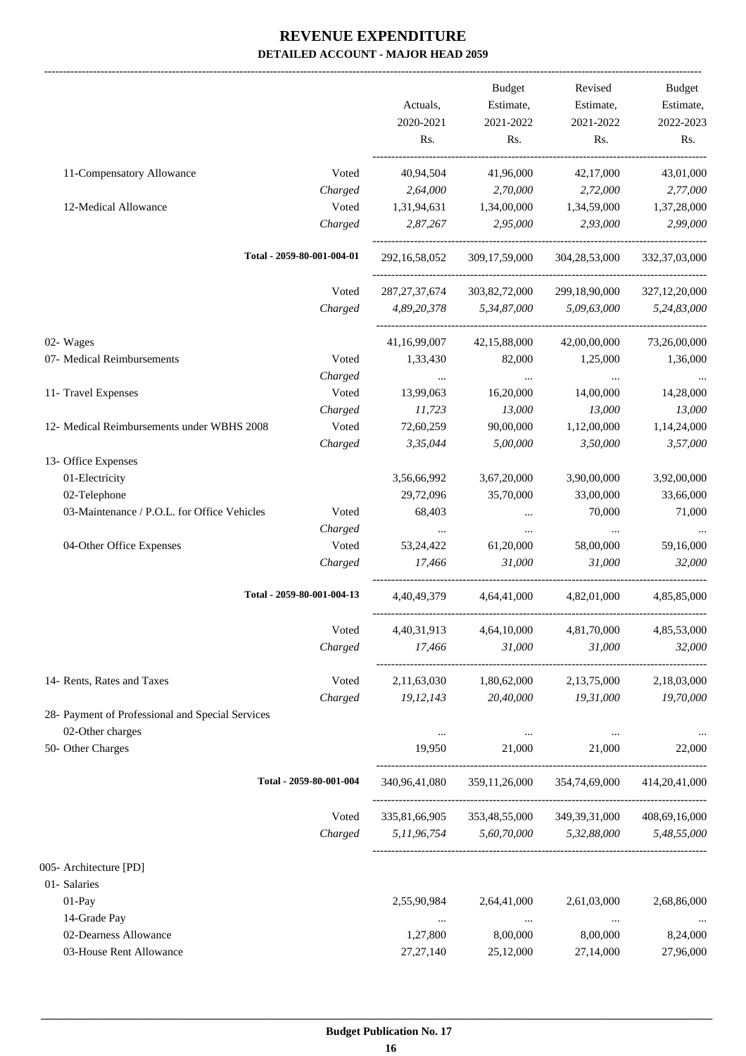# REVENUE EXPENDITURE
## DETAILED ACCOUNT - MAJOR HEAD 2059

| | | Actuals, 2020-2021 Rs. | Budget Estimate, 2021-2022 Rs. | Revised Estimate, 2021-2022 Rs. | Budget Estimate, 2022-2023 Rs. |
|---|---|---|---|---|---|
| 11-Compensatory Allowance | Voted | 40,94,504 | 41,96,000 | 42,17,000 | 43,01,000 |
| | *Charged* | *2,64,000* | *2,70,000* | *2,72,000* | *2,77,000* |
| 12-Medical Allowance | Voted | 1,31,94,631 | 1,34,00,000 | 1,34,59,000 | 1,37,28,000 |
| | *Charged* | *2,87,267* | *2,95,000* | *2,93,000* | *2,99,000* |
| **Total - 2059-80-001-004-01** | | 292,16,58,052 | 309,17,59,000 | 304,28,53,000 | 332,37,03,000 |
| | Voted | 287,27,37,674 | 303,82,72,000 | 299,18,90,000 | 327,12,20,000 |
| | *Charged* | *4,89,20,378* | *5,34,87,000* | *5,09,63,000* | *5,24,83,000* |
| 02- Wages | | 41,16,99,007 | 42,15,88,000 | 42,00,00,000 | 73,26,00,000 |
| 07- Medical Reimbursements | Voted | 1,33,430 | 82,000 | 1,25,000 | 1,36,000 |
| | *Charged* | ... | ... | ... | ... |
| 11- Travel Expenses | Voted | 13,99,063 | 16,20,000 | 14,00,000 | 14,28,000 |
| | *Charged* | *11,723* | *13,000* | *13,000* | *13,000* |
| 12- Medical Reimbursements under WBHS 2008 | Voted | 72,60,259 | 90,00,000 | 1,12,00,000 | 1,14,24,000 |
| | *Charged* | *3,35,044* | *5,00,000* | *3,50,000* | *3,57,000* |
| 13- Office Expenses | | | | | |
| 01-Electricity | | 3,56,66,992 | 3,67,20,000 | 3,90,00,000 | 3,92,00,000 |
| 02-Telephone | | 29,72,096 | 35,70,000 | 33,00,000 | 33,66,000 |
| 03-Maintenance / P.O.L. for Office Vehicles | Voted | 68,403 | ... | 70,000 | 71,000 |
| | *Charged* | ... | ... | ... | ... |
| 04-Other Office Expenses | Voted | 53,24,422 | 61,20,000 | 58,00,000 | 59,16,000 |
| | *Charged* | *17,466* | *31,000* | *31,000* | *32,000* |
| **Total - 2059-80-001-004-13** | | 4,40,49,379 | 4,64,41,000 | 4,82,01,000 | 4,85,85,000 |
| | Voted | 4,40,31,913 | 4,64,10,000 | 4,81,70,000 | 4,85,53,000 |
| | *Charged* | *17,466* | *31,000* | *31,000* | *32,000* |
| 14- Rents, Rates and Taxes | Voted | 2,11,63,030 | 1,80,62,000 | 2,13,75,000 | 2,18,03,000 |
| | *Charged* | *19,12,143* | *20,40,000* | *19,31,000* | *19,70,000* |
| 28- Payment of Professional and Special Services | | | | | |
| 02-Other charges | | ... | ... | ... | ... |
| 50- Other Charges | | 19,950 | 21,000 | 21,000 | 22,000 |
| **Total - 2059-80-001-004** | | 340,96,41,080 | 359,11,26,000 | 354,74,69,000 | 414,20,41,000 |
| | Voted | 335,81,66,905 | 353,48,55,000 | 349,39,31,000 | 408,69,16,000 |
| | *Charged* | *5,11,96,754* | *5,60,70,000* | *5,32,88,000* | *5,48,55,000* |
| 005- Architecture [PD] | | | | | |
| 01- Salaries | | | | | |
| 01-Pay | | 2,55,90,984 | 2,64,41,000 | 2,61,03,000 | 2,68,86,000 |
| 14-Grade Pay | | ... | ... | ... | ... |
| 02-Dearness Allowance | | 1,27,800 | 8,00,000 | 8,00,000 | 8,24,000 |
| 03-House Rent Allowance | | 27,27,140 | 25,12,000 | 27,14,000 | 27,96,000 |

**Budget Publication No. 17**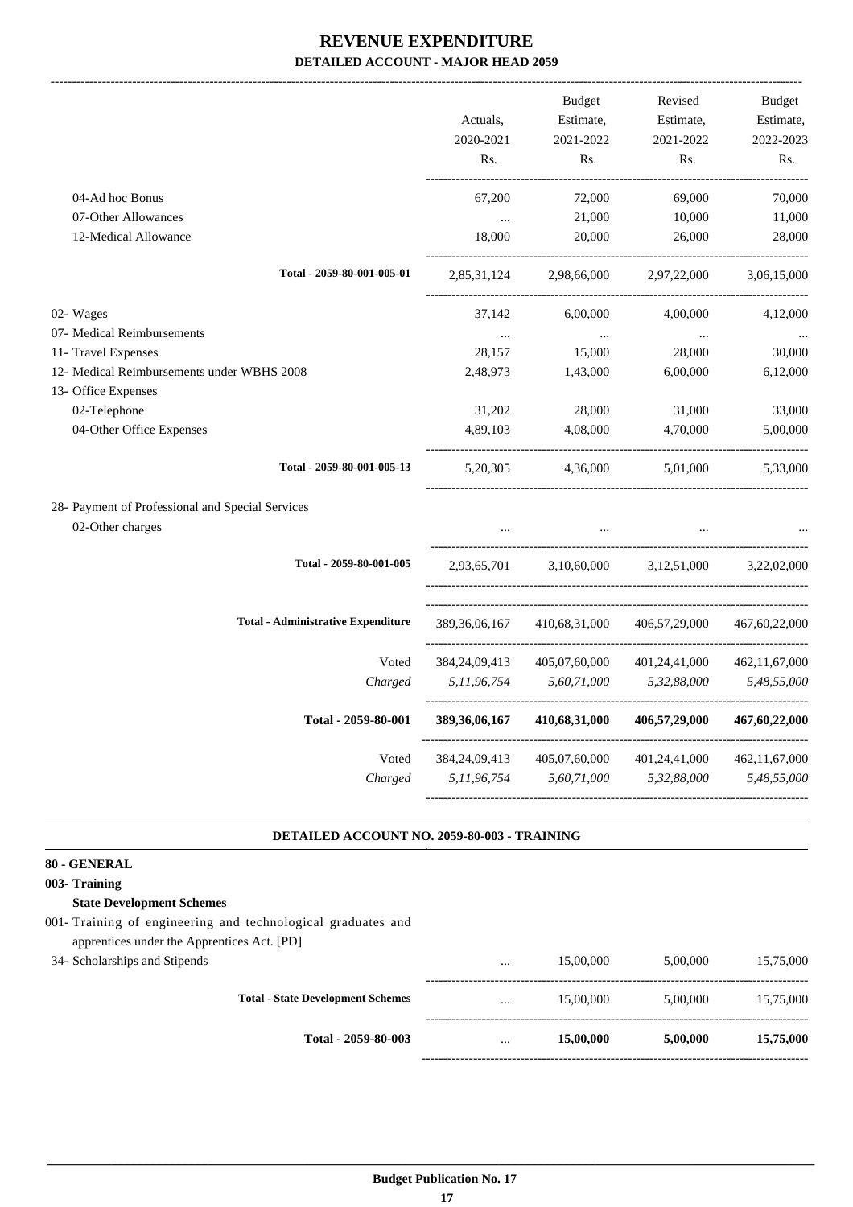# REVENUE EXPENDITURE

## DETAILED ACCOUNT - MAJOR HEAD 2059

| | Actuals, 2020-2021 Rs. | Budget Estimate, 2021-2022 Rs. | Revised Estimate, 2021-2022 Rs. | Budget Estimate, 2022-2023 Rs. |
|---|---|---|---|---|
| 04-Ad hoc Bonus | 67,200 | 72,000 | 69,000 | 70,000 |
| 07-Other Allowances | ... | 21,000 | 10,000 | 11,000 |
| 12-Medical Allowance | 18,000 | 20,000 | 26,000 | 28,000 |
| **Total - 2059-80-001-005-01** | 2,85,31,124 | 2,98,66,000 | 2,97,22,000 | 3,06,15,000 |
| 02- Wages | 37,142 | 6,00,000 | 4,00,000 | 4,12,000 |
| 07- Medical Reimbursements | ... | ... | ... | ... |
| 11- Travel Expenses | 28,157 | 15,000 | 28,000 | 30,000 |
| 12- Medical Reimbursements under WBHS 2008 | 2,48,973 | 1,43,000 | 6,00,000 | 6,12,000 |
| 13- Office Expenses | | | | |
| 02-Telephone | 31,202 | 28,000 | 31,000 | 33,000 |
| 04-Other Office Expenses | 4,89,103 | 4,08,000 | 4,70,000 | 5,00,000 |
| **Total - 2059-80-001-005-13** | 5,20,305 | 4,36,000 | 5,01,000 | 5,33,000 |
| 28- Payment of Professional and Special Services | | | | |
| 02-Other charges | ... | ... | ... | ... |
| **Total - 2059-80-001-005** | 2,93,65,701 | 3,10,60,000 | 3,12,51,000 | 3,22,02,000 |
| **Total - Administrative Expenditure** | 389,36,06,167 | 410,68,31,000 | 406,57,29,000 | 467,60,22,000 |
| Voted | 384,24,09,413 | 405,07,60,000 | 401,24,41,000 | 462,11,67,000 |
| *Charged* | *5,11,96,754* | *5,60,71,000* | *5,32,88,000* | *5,48,55,000* |
| **Total - 2059-80-001** | **389,36,06,167** | **410,68,31,000** | **406,57,29,000** | **467,60,22,000** |
| Voted | 384,24,09,413 | 405,07,60,000 | 401,24,41,000 | 462,11,67,000 |
| *Charged* | *5,11,96,754* | *5,60,71,000* | *5,32,88,000* | *5,48,55,000* |

### DETAILED ACCOUNT NO. 2059-80-003 - TRAINING

**80 - GENERAL**

**003- Training**

**State Development Schemes**

| | Actuals, 2020-2021 Rs. | Budget Estimate, 2021-2022 Rs. | Revised Estimate, 2021-2022 Rs. | Budget Estimate, 2022-2023 Rs. |
|---|---|---|---|---|
| 001- Training of engineering and technological graduates and apprentices under the Apprentices Act. [PD] | | | | |
| 34- Scholarships and Stipends | ... | 15,00,000 | 5,00,000 | 15,75,000 |
| **Total - State Development Schemes** | ... | 15,00,000 | 5,00,000 | 15,75,000 |
| **Total - 2059-80-003** | ... | **15,00,000** | **5,00,000** | **15,75,000** |

**Budget Publication No. 17**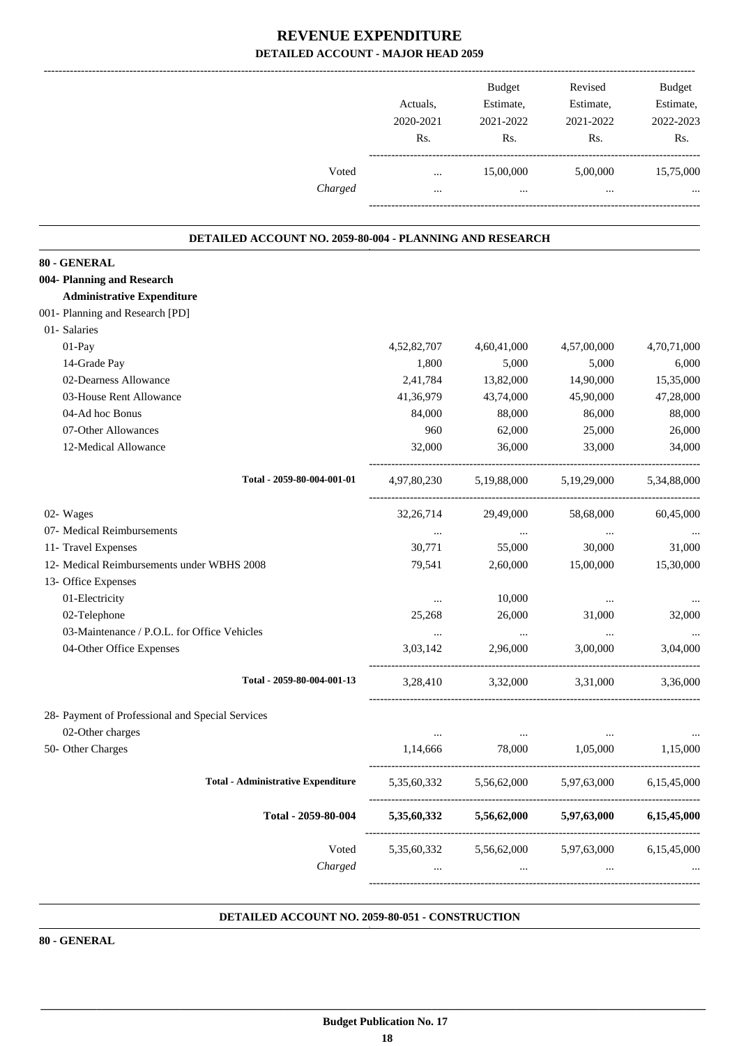# REVENUE EXPENDITURE

## DETAILED ACCOUNT - MAJOR HEAD 2059

| | Actuals, 2020-2021 Rs. | Budget Estimate, 2021-2022 Rs. | Revised Estimate, 2021-2022 Rs. | Budget Estimate, 2022-2023 Rs. |
|---|---|---|---|---|
| Voted | ... | 15,00,000 | 5,00,000 | 15,75,000 |
| *Charged* | ... | ... | ... | ... |

### DETAILED ACCOUNT NO. 2059-80-004 - PLANNING AND RESEARCH

| | Actuals, 2020-2021 Rs. | Budget Estimate, 2021-2022 Rs. | Revised Estimate, 2021-2022 Rs. | Budget Estimate, 2022-2023 Rs. |
|---|---|---|---|---|
| **80 - GENERAL** | | | | |
| **004- Planning and Research** | | | | |
| **Administrative Expenditure** | | | | |
| 001- Planning and Research [PD] | | | | |
| 01- Salaries | | | | |
| 01-Pay | 4,52,82,707 | 4,60,41,000 | 4,57,00,000 | 4,70,71,000 |
| 14-Grade Pay | 1,800 | 5,000 | 5,000 | 6,000 |
| 02-Dearness Allowance | 2,41,784 | 13,82,000 | 14,90,000 | 15,35,000 |
| 03-House Rent Allowance | 41,36,979 | 43,74,000 | 45,90,000 | 47,28,000 |
| 04-Ad hoc Bonus | 84,000 | 88,000 | 86,000 | 88,000 |
| 07-Other Allowances | 960 | 62,000 | 25,000 | 26,000 |
| 12-Medical Allowance | 32,000 | 36,000 | 33,000 | 34,000 |
| Total - 2059-80-004-001-01 | 4,97,80,230 | 5,19,88,000 | 5,19,29,000 | 5,34,88,000 |
| 02- Wages | 32,26,714 | 29,49,000 | 58,68,000 | 60,45,000 |
| 07- Medical Reimbursements | ... | ... | ... | ... |
| 11- Travel Expenses | 30,771 | 55,000 | 30,000 | 31,000 |
| 12- Medical Reimbursements under WBHS 2008 | 79,541 | 2,60,000 | 15,00,000 | 15,30,000 |
| 13- Office Expenses | | | | |
| 01-Electricity | ... | 10,000 | ... | ... |
| 02-Telephone | 25,268 | 26,000 | 31,000 | 32,000 |
| 03-Maintenance / P.O.L. for Office Vehicles | ... | ... | ... | ... |
| 04-Other Office Expenses | 3,03,142 | 2,96,000 | 3,00,000 | 3,04,000 |
| Total - 2059-80-004-001-13 | 3,28,410 | 3,32,000 | 3,31,000 | 3,36,000 |
| 28- Payment of Professional and Special Services | | | | |
| 02-Other charges | ... | ... | ... | ... |
| 50- Other Charges | 1,14,666 | 78,000 | 1,05,000 | 1,15,000 |
| **Total - Administrative Expenditure** | 5,35,60,332 | 5,56,62,000 | 5,97,63,000 | 6,15,45,000 |
| **Total - 2059-80-004** | **5,35,60,332** | **5,56,62,000** | **5,97,63,000** | **6,15,45,000** |
| Voted | 5,35,60,332 | 5,56,62,000 | 5,97,63,000 | 6,15,45,000 |
| *Charged* | ... | ... | ... | ... |

### DETAILED ACCOUNT NO. 2059-80-051 - CONSTRUCTION

**80 - GENERAL**

**Budget Publication No. 17**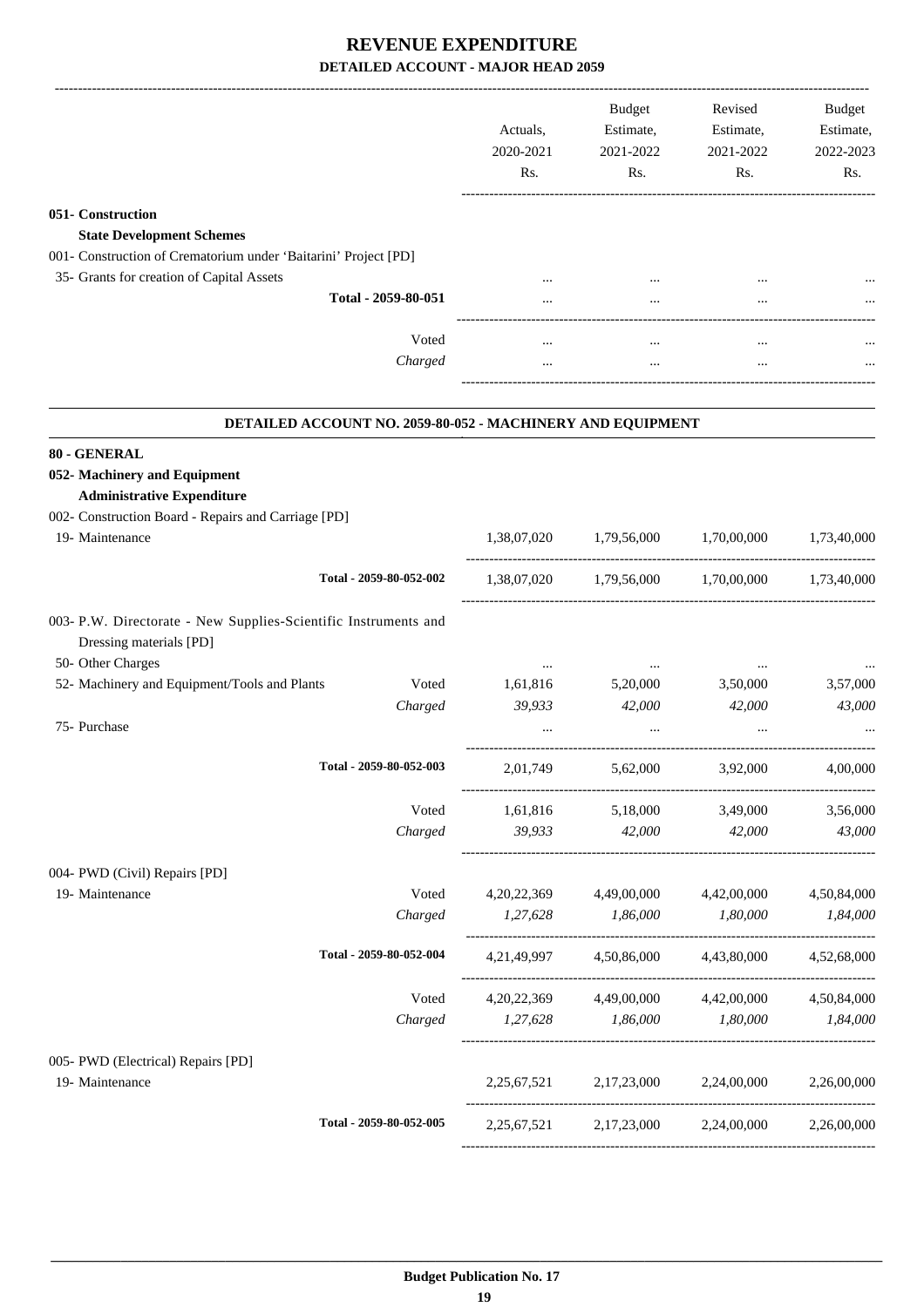# REVENUE EXPENDITURE

## DETAILED ACCOUNT - MAJOR HEAD 2059

| | | Actuals, 2020-2021 Rs. | Budget Estimate, 2021-2022 Rs. | Revised Estimate, 2021-2022 Rs. | Budget Estimate, 2022-2023 Rs. |
|---|---|---|---|---|---|
| **051- Construction** | | | | | |
| **State Development Schemes** | | | | | |
| 001- Construction of Crematorium under 'Baitarini' Project [PD] | | | | | |
| 35- Grants for creation of Capital Assets | | ... | ... | ... | ... |
| **Total - 2059-80-051** | | ... | ... | ... | ... |
| | Voted | ... | ... | ... | ... |
| | *Charged* | ... | ... | ... | ... |

### DETAILED ACCOUNT NO. 2059-80-052 - MACHINERY AND EQUIPMENT

| | | Actuals, 2020-2021 Rs. | Budget Estimate, 2021-2022 Rs. | Revised Estimate, 2021-2022 Rs. | Budget Estimate, 2022-2023 Rs. |
|---|---|---|---|---|---|
| **80 - GENERAL** | | | | | |
| **052- Machinery and Equipment** | | | | | |
| **Administrative Expenditure** | | | | | |
| 002- Construction Board - Repairs and Carriage [PD] | | | | | |
| 19- Maintenance | | 1,38,07,020 | 1,79,56,000 | 1,70,00,000 | 1,73,40,000 |
| **Total - 2059-80-052-002** | | 1,38,07,020 | 1,79,56,000 | 1,70,00,000 | 1,73,40,000 |
| 003- P.W. Directorate - New Supplies-Scientific Instruments and Dressing materials [PD] | | | | | |
| 50- Other Charges | | ... | ... | ... | ... |
| 52- Machinery and Equipment/Tools and Plants | Voted | 1,61,816 | 5,20,000 | 3,50,000 | 3,57,000 |
| | *Charged* | *39,933* | *42,000* | *42,000* | *43,000* |
| 75- Purchase | | ... | ... | ... | ... |
| **Total - 2059-80-052-003** | | 2,01,749 | 5,62,000 | 3,92,000 | 4,00,000 |
| | Voted | 1,61,816 | 5,18,000 | 3,49,000 | 3,56,000 |
| | *Charged* | *39,933* | *42,000* | *42,000* | *43,000* |
| 004- PWD (Civil) Repairs [PD] | | | | | |
| 19- Maintenance | Voted | 4,20,22,369 | 4,49,00,000 | 4,42,00,000 | 4,50,84,000 |
| | *Charged* | *1,27,628* | *1,86,000* | *1,80,000* | *1,84,000* |
| **Total - 2059-80-052-004** | | 4,21,49,997 | 4,50,86,000 | 4,43,80,000 | 4,52,68,000 |
| | Voted | 4,20,22,369 | 4,49,00,000 | 4,42,00,000 | 4,50,84,000 |
| | *Charged* | *1,27,628* | *1,86,000* | *1,80,000* | *1,84,000* |
| 005- PWD (Electrical) Repairs [PD] | | | | | |
| 19- Maintenance | | 2,25,67,521 | 2,17,23,000 | 2,24,00,000 | 2,26,00,000 |
| **Total - 2059-80-052-005** | | 2,25,67,521 | 2,17,23,000 | 2,24,00,000 | 2,26,00,000 |

**Budget Publication No. 17**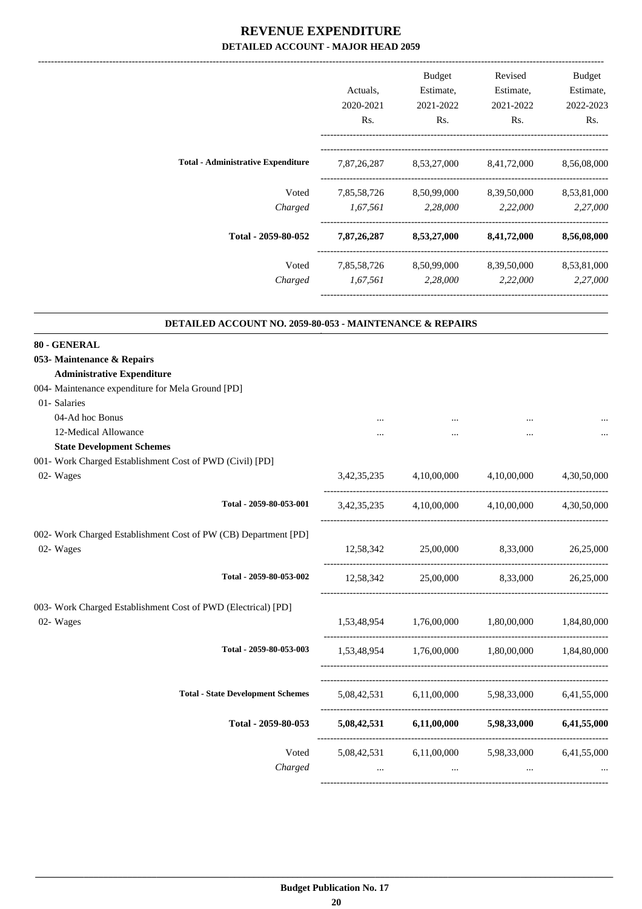# REVENUE EXPENDITURE

## DETAILED ACCOUNT - MAJOR HEAD 2059

| | Actuals, 2020-2021 Rs. | Budget Estimate, 2021-2022 Rs. | Revised Estimate, 2021-2022 Rs. | Budget Estimate, 2022-2023 Rs. |
|---|---|---|---|---|
| **Total - Administrative Expenditure** | 7,87,26,287 | 8,53,27,000 | 8,41,72,000 | 8,56,08,000 |
| Voted | 7,85,58,726 | 8,50,99,000 | 8,39,50,000 | 8,53,81,000 |
| *Charged* | *1,67,561* | *2,28,000* | *2,22,000* | *2,27,000* |
| **Total - 2059-80-052** | **7,87,26,287** | **8,53,27,000** | **8,41,72,000** | **8,56,08,000** |
| Voted | 7,85,58,726 | 8,50,99,000 | 8,39,50,000 | 8,53,81,000 |
| *Charged* | *1,67,561* | *2,28,000* | *2,22,000* | *2,27,000* |

### DETAILED ACCOUNT NO. 2059-80-053 - MAINTENANCE & REPAIRS

| | Actuals, 2020-2021 Rs. | Budget Estimate, 2021-2022 Rs. | Revised Estimate, 2021-2022 Rs. | Budget Estimate, 2022-2023 Rs. |
|---|---|---|---|---|
| **80 - GENERAL** | | | | |
| **053- Maintenance & Repairs** | | | | |
| **Administrative Expenditure** | | | | |
| 004- Maintenance expenditure for Mela Ground [PD] | | | | |
| 01- Salaries | | | | |
| 04-Ad hoc Bonus | ... | ... | ... | ... |
| 12-Medical Allowance | ... | ... | ... | ... |
| **State Development Schemes** | | | | |
| 001- Work Charged Establishment Cost of PWD (Civil) [PD] | | | | |
| 02- Wages | 3,42,35,235 | 4,10,00,000 | 4,10,00,000 | 4,30,50,000 |
| Total - 2059-80-053-001 | 3,42,35,235 | 4,10,00,000 | 4,10,00,000 | 4,30,50,000 |
| 002- Work Charged Establishment Cost of PW (CB) Department [PD] | | | | |
| 02- Wages | 12,58,342 | 25,00,000 | 8,33,000 | 26,25,000 |
| Total - 2059-80-053-002 | 12,58,342 | 25,00,000 | 8,33,000 | 26,25,000 |
| 003- Work Charged Establishment Cost of PWD (Electrical) [PD] | | | | |
| 02- Wages | 1,53,48,954 | 1,76,00,000 | 1,80,00,000 | 1,84,80,000 |
| Total - 2059-80-053-003 | 1,53,48,954 | 1,76,00,000 | 1,80,00,000 | 1,84,80,000 |
| **Total - State Development Schemes** | 5,08,42,531 | 6,11,00,000 | 5,98,33,000 | 6,41,55,000 |
| **Total - 2059-80-053** | **5,08,42,531** | **6,11,00,000** | **5,98,33,000** | **6,41,55,000** |
| Voted | 5,08,42,531 | 6,11,00,000 | 5,98,33,000 | 6,41,55,000 |
| *Charged* | ... | ... | ... | ... |

**Budget Publication No. 17**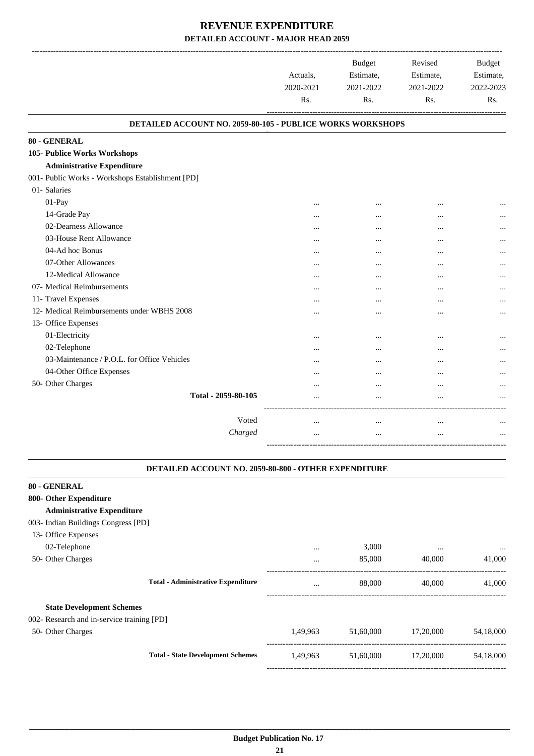# REVENUE EXPENDITURE

## DETAILED ACCOUNT - MAJOR HEAD 2059

| | Actuals, 2020-2021 Rs. | Budget Estimate, 2021-2022 Rs. | Revised Estimate, 2021-2022 Rs. | Budget Estimate, 2022-2023 Rs. |
|---|---|---|---|---|

### DETAILED ACCOUNT NO. 2059-80-105 - PUBLICE WORKS WORKSHOPS

| | Actuals, 2020-2021 Rs. | Budget Estimate, 2021-2022 Rs. | Revised Estimate, 2021-2022 Rs. | Budget Estimate, 2022-2023 Rs. |
|---|---|---|---|---|
| **80 - GENERAL** | | | | |
| **105- Publice Works Workshops** | | | | |
| **Administrative Expenditure** | | | | |
| 001- Public Works - Workshops Establishment [PD] | | | | |
| 01- Salaries | | | | |
| 01-Pay | ... | ... | ... | ... |
| 14-Grade Pay | ... | ... | ... | ... |
| 02-Dearness Allowance | ... | ... | ... | ... |
| 03-House Rent Allowance | ... | ... | ... | ... |
| 04-Ad hoc Bonus | ... | ... | ... | ... |
| 07-Other Allowances | ... | ... | ... | ... |
| 12-Medical Allowance | ... | ... | ... | ... |
| 07- Medical Reimbursements | ... | ... | ... | ... |
| 11- Travel Expenses | ... | ... | ... | ... |
| 12- Medical Reimbursements under WBHS 2008 | ... | ... | ... | ... |
| 13- Office Expenses | | | | |
| 01-Electricity | ... | ... | ... | ... |
| 02-Telephone | ... | ... | ... | ... |
| 03-Maintenance / P.O.L. for Office Vehicles | ... | ... | ... | ... |
| 04-Other Office Expenses | ... | ... | ... | ... |
| 50- Other Charges | ... | ... | ... | ... |
| **Total - 2059-80-105** | ... | ... | ... | ... |
| Voted | ... | ... | ... | ... |
| *Charged* | ... | ... | ... | ... |

### DETAILED ACCOUNT NO. 2059-80-800 - OTHER EXPENDITURE

| | Actuals, 2020-2021 Rs. | Budget Estimate, 2021-2022 Rs. | Revised Estimate, 2021-2022 Rs. | Budget Estimate, 2022-2023 Rs. |
|---|---|---|---|---|
| **80 - GENERAL** | | | | |
| **800- Other Expenditure** | | | | |
| **Administrative Expenditure** | | | | |
| 003- Indian Buildings Congress [PD] | | | | |
| 13- Office Expenses | | | | |
| 02-Telephone | ... | 3,000 | ... | ... |
| 50- Other Charges | ... | 85,000 | 40,000 | 41,000 |
| **Total - Administrative Expenditure** | ... | 88,000 | 40,000 | 41,000 |
| **State Development Schemes** | | | | |
| 002- Research and in-service training [PD] | | | | |
| 50- Other Charges | 1,49,963 | 51,60,000 | 17,20,000 | 54,18,000 |
| **Total - State Development Schemes** | 1,49,963 | 51,60,000 | 17,20,000 | 54,18,000 |

**Budget Publication No. 17**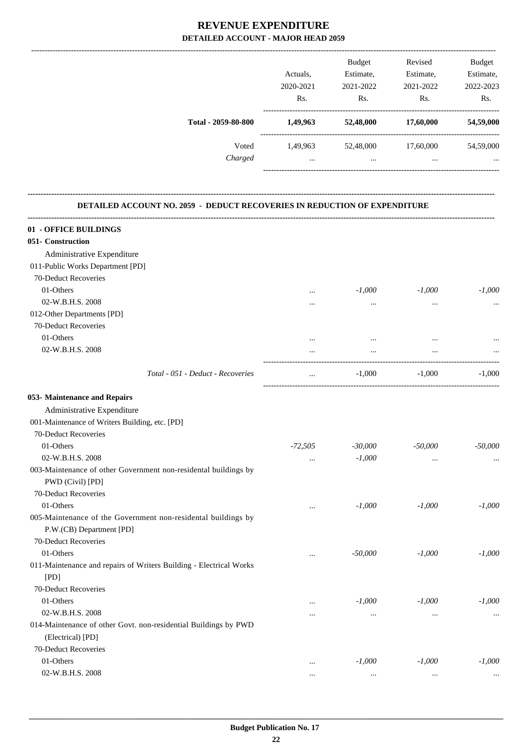# REVENUE EXPENDITURE

## DETAILED ACCOUNT - MAJOR HEAD 2059

| | Actuals, 2020-2021 Rs. | Budget Estimate, 2021-2022 Rs. | Revised Estimate, 2021-2022 Rs. | Budget Estimate, 2022-2023 Rs. |
|---|---|---|---|---|
| **Total - 2059-80-800** | **1,49,963** | **52,48,000** | **17,60,000** | **54,59,000** |
| Voted | 1,49,963 | 52,48,000 | 17,60,000 | 54,59,000 |
| *Charged* | ... | ... | ... | ... |

### DETAILED ACCOUNT NO. 2059 - DEDUCT RECOVERIES IN REDUCTION OF EXPENDITURE

| | Actuals, 2020-2021 Rs. | Budget Estimate, 2021-2022 Rs. | Revised Estimate, 2021-2022 Rs. | Budget Estimate, 2022-2023 Rs. |
|---|---|---|---|---|
| **01 - OFFICE BUILDINGS** | | | | |
| **051- Construction** | | | | |
| Administrative Expenditure | | | | |
| 011-Public Works Department [PD] | | | | |
| 70-Deduct Recoveries | | | | |
| 01-Others | ... | *-1,000* | *-1,000* | *-1,000* |
| 02-W.B.H.S. 2008 | ... | ... | ... | ... |
| 012-Other Departments [PD] | | | | |
| 70-Deduct Recoveries | | | | |
| 01-Others | ... | ... | ... | ... |
| 02-W.B.H.S. 2008 | ... | ... | ... | ... |
| *Total - 051 - Deduct - Recoveries* | ... | -1,000 | -1,000 | -1,000 |
| **053- Maintenance and Repairs** | | | | |
| Administrative Expenditure | | | | |
| 001-Maintenance of Writers Building, etc. [PD] | | | | |
| 70-Deduct Recoveries | | | | |
| 01-Others | *-72,505* | *-30,000* | *-50,000* | *-50,000* |
| 02-W.B.H.S. 2008 | ... | *-1,000* | ... | ... |
| 003-Maintenance of other Government non-residental buildings by PWD (Civil) [PD] | | | | |
| 70-Deduct Recoveries | | | | |
| 01-Others | ... | *-1,000* | *-1,000* | *-1,000* |
| 005-Maintenance of the Government non-residental buildings by P.W.(CB) Department [PD] | | | | |
| 70-Deduct Recoveries | | | | |
| 01-Others | ... | *-50,000* | *-1,000* | *-1,000* |
| 011-Maintenance and repairs of Writers Building - Electrical Works [PD] | | | | |
| 70-Deduct Recoveries | | | | |
| 01-Others | ... | *-1,000* | *-1,000* | *-1,000* |
| 02-W.B.H.S. 2008 | ... | ... | ... | ... |
| 014-Maintenance of other Govt. non-residential Buildings by PWD (Electrical) [PD] | | | | |
| 70-Deduct Recoveries | | | | |
| 01-Others | ... | *-1,000* | *-1,000* | *-1,000* |
| 02-W.B.H.S. 2008 | ... | ... | ... | ... |

Budget Publication No. 17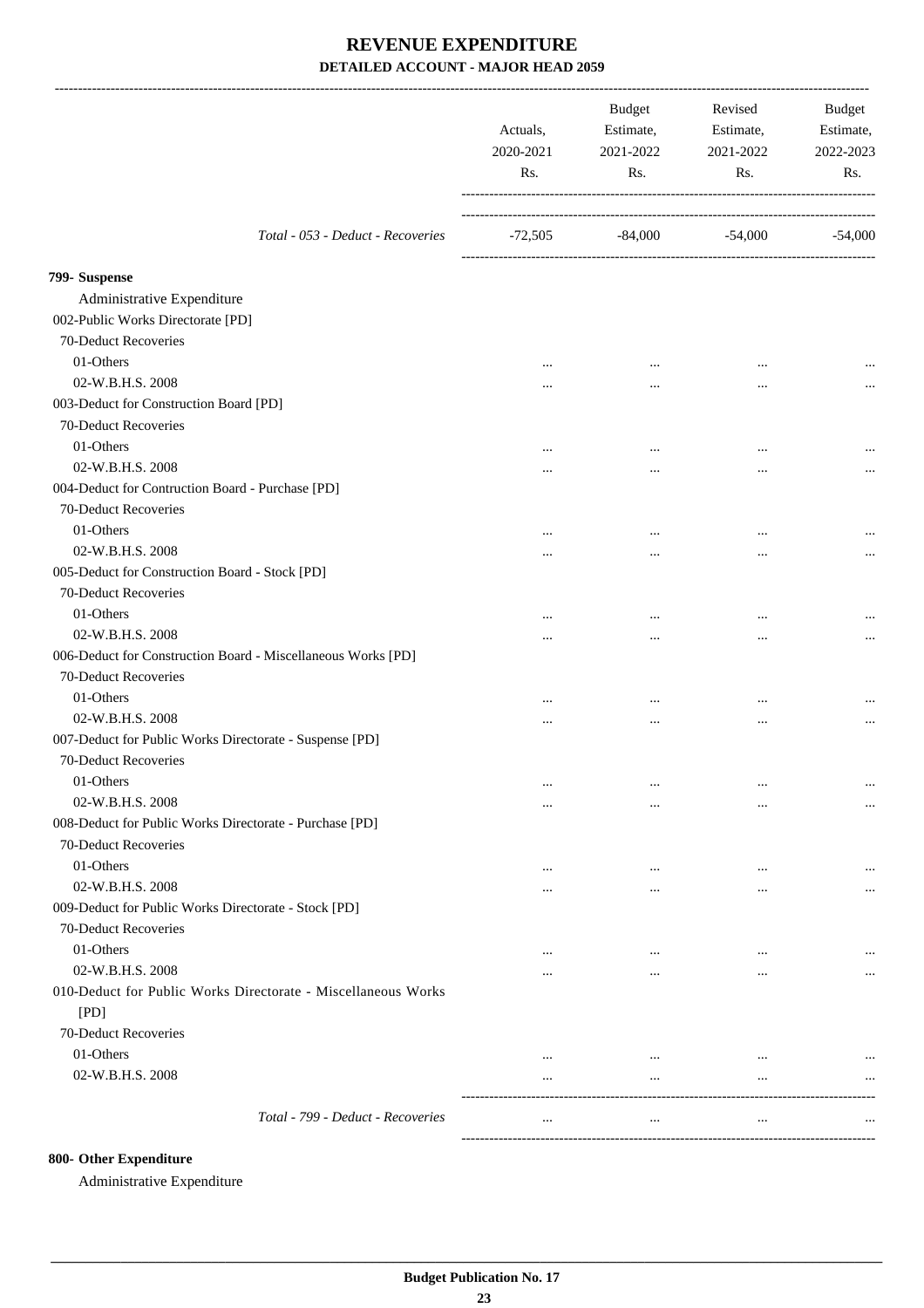# REVENUE EXPENDITURE

### DETAILED ACCOUNT - MAJOR HEAD 2059

| | Actuals, 2020-2021 Rs. | Budget Estimate, 2021-2022 Rs. | Revised Estimate, 2021-2022 Rs. | Budget Estimate, 2022-2023 Rs. |
|---|---|---|---|---|
| *Total - 053 - Deduct - Recoveries* | -72,505 | -84,000 | -54,000 | -54,000 |
| **799- Suspense** | | | | |
| Administrative Expenditure | | | | |
| 002-Public Works Directorate [PD] | | | | |
| 70-Deduct Recoveries | | | | |
| 01-Others | ... | ... | ... | ... |
| 02-W.B.H.S. 2008 | ... | ... | ... | ... |
| 003-Deduct for Construction Board [PD] | | | | |
| 70-Deduct Recoveries | | | | |
| 01-Others | ... | ... | ... | ... |
| 02-W.B.H.S. 2008 | ... | ... | ... | ... |
| 004-Deduct for Contruction Board - Purchase [PD] | | | | |
| 70-Deduct Recoveries | | | | |
| 01-Others | ... | ... | ... | ... |
| 02-W.B.H.S. 2008 | ... | ... | ... | ... |
| 005-Deduct for Construction Board - Stock [PD] | | | | |
| 70-Deduct Recoveries | | | | |
| 01-Others | ... | ... | ... | ... |
| 02-W.B.H.S. 2008 | ... | ... | ... | ... |
| 006-Deduct for Construction Board - Miscellaneous Works [PD] | | | | |
| 70-Deduct Recoveries | | | | |
| 01-Others | ... | ... | ... | ... |
| 02-W.B.H.S. 2008 | ... | ... | ... | ... |
| 007-Deduct for Public Works Directorate - Suspense [PD] | | | | |
| 70-Deduct Recoveries | | | | |
| 01-Others | ... | ... | ... | ... |
| 02-W.B.H.S. 2008 | ... | ... | ... | ... |
| 008-Deduct for Public Works Directorate - Purchase [PD] | | | | |
| 70-Deduct Recoveries | | | | |
| 01-Others | ... | ... | ... | ... |
| 02-W.B.H.S. 2008 | ... | ... | ... | ... |
| 009-Deduct for Public Works Directorate - Stock [PD] | | | | |
| 70-Deduct Recoveries | | | | |
| 01-Others | ... | ... | ... | ... |
| 02-W.B.H.S. 2008 | ... | ... | ... | ... |
| 010-Deduct for Public Works Directorate - Miscellaneous Works [PD] | | | | |
| 70-Deduct Recoveries | | | | |
| 01-Others | ... | ... | ... | ... |
| 02-W.B.H.S. 2008 | ... | ... | ... | ... |
| *Total - 799 - Deduct - Recoveries* | ... | ... | ... | ... |

**800- Other Expenditure**

Administrative Expenditure

Budget Publication No. 17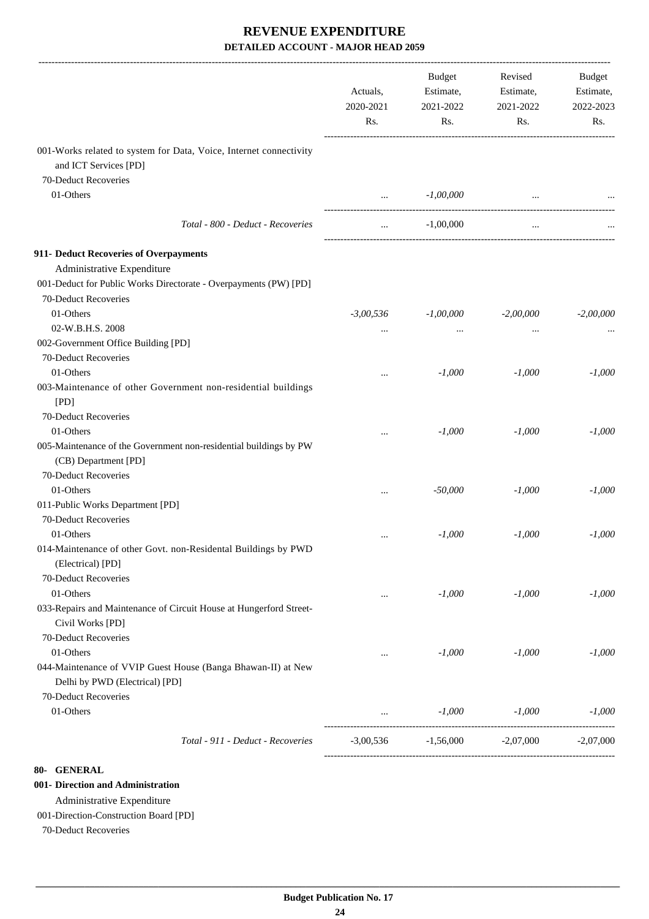# REVENUE EXPENDITURE

## DETAILED ACCOUNT - MAJOR HEAD 2059

| | Actuals, 2020-2021 Rs. | Budget Estimate, 2021-2022 Rs. | Revised Estimate, 2021-2022 Rs. | Budget Estimate, 2022-2023 Rs. |
|---|---|---|---|---|
| 001-Works related to system for Data, Voice, Internet connectivity and ICT Services [PD] | | | | |
| 70-Deduct Recoveries | | | | |
| 01-Others | ... | *-1,00,000* | ... | ... |
| *Total - 800 - Deduct - Recoveries* | ... | -1,00,000 | ... | ... |
| **911- Deduct Recoveries of Overpayments** | | | | |
| Administrative Expenditure | | | | |
| 001-Deduct for Public Works Directorate - Overpayments (PW) [PD] | | | | |
| 70-Deduct Recoveries | | | | |
| 01-Others | *-3,00,536* | *-1,00,000* | *-2,00,000* | *-2,00,000* |
| 02-W.B.H.S. 2008 | ... | ... | ... | ... |
| 002-Government Office Building [PD] | | | | |
| 70-Deduct Recoveries | | | | |
| 01-Others | ... | *-1,000* | *-1,000* | *-1,000* |
| 003-Maintenance of other Government non-residential buildings [PD] | | | | |
| 70-Deduct Recoveries | | | | |
| 01-Others | ... | *-1,000* | *-1,000* | *-1,000* |
| 005-Maintenance of the Government non-residential buildings by PW (CB) Department [PD] | | | | |
| 70-Deduct Recoveries | | | | |
| 01-Others | ... | *-50,000* | *-1,000* | *-1,000* |
| 011-Public Works Department [PD] | | | | |
| 70-Deduct Recoveries | | | | |
| 01-Others | ... | *-1,000* | *-1,000* | *-1,000* |
| 014-Maintenance of other Govt. non-Residental Buildings by PWD (Electrical) [PD] | | | | |
| 70-Deduct Recoveries | | | | |
| 01-Others | ... | *-1,000* | *-1,000* | *-1,000* |
| 033-Repairs and Maintenance of Circuit House at Hungerford Street-Civil Works [PD] | | | | |
| 70-Deduct Recoveries | | | | |
| 01-Others | ... | *-1,000* | *-1,000* | *-1,000* |
| 044-Maintenance of VVIP Guest House (Banga Bhawan-II) at New Delhi by PWD (Electrical) [PD] | | | | |
| 70-Deduct Recoveries | | | | |
| 01-Others | ... | *-1,000* | *-1,000* | *-1,000* |
| *Total - 911 - Deduct - Recoveries* | -3,00,536 | -1,56,000 | -2,07,000 | -2,07,000 |

**80- GENERAL**

**001- Direction and Administration**

Administrative Expenditure

001-Direction-Construction Board [PD]

70-Deduct Recoveries

Budget Publication No. 17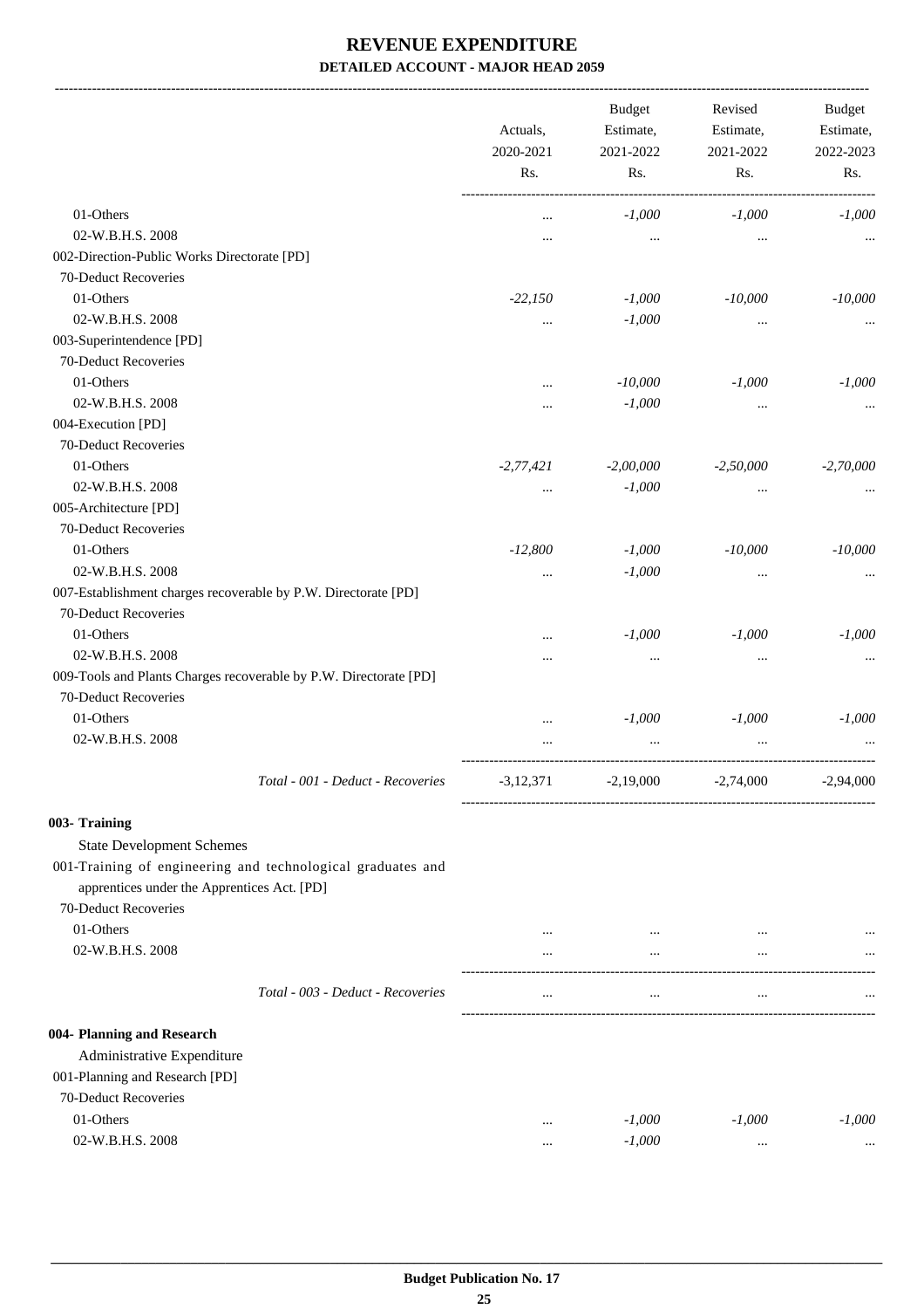# REVENUE EXPENDITURE

**DETAILED ACCOUNT - MAJOR HEAD 2059**

| | Actuals, 2020-2021 Rs. | Budget Estimate, 2021-2022 Rs. | Revised Estimate, 2021-2022 Rs. | Budget Estimate, 2022-2023 Rs. |
|---|---|---|---|---|
| 01-Others | ... | -1,000 | -1,000 | -1,000 |
| 02-W.B.H.S. 2008 | ... | ... | ... | ... |
| 002-Direction-Public Works Directorate [PD] | | | | |
| 70-Deduct Recoveries | | | | |
| 01-Others | -22,150 | -1,000 | -10,000 | -10,000 |
| 02-W.B.H.S. 2008 | ... | -1,000 | ... | ... |
| 003-Superintendence [PD] | | | | |
| 70-Deduct Recoveries | | | | |
| 01-Others | ... | -10,000 | -1,000 | -1,000 |
| 02-W.B.H.S. 2008 | ... | -1,000 | ... | ... |
| 004-Execution [PD] | | | | |
| 70-Deduct Recoveries | | | | |
| 01-Others | -2,77,421 | -2,00,000 | -2,50,000 | -2,70,000 |
| 02-W.B.H.S. 2008 | ... | -1,000 | ... | ... |
| 005-Architecture [PD] | | | | |
| 70-Deduct Recoveries | | | | |
| 01-Others | -12,800 | -1,000 | -10,000 | -10,000 |
| 02-W.B.H.S. 2008 | ... | -1,000 | ... | ... |
| 007-Establishment charges recoverable by P.W. Directorate [PD] | | | | |
| 70-Deduct Recoveries | | | | |
| 01-Others | ... | -1,000 | -1,000 | -1,000 |
| 02-W.B.H.S. 2008 | ... | ... | ... | ... |
| 009-Tools and Plants Charges recoverable by P.W. Directorate [PD] | | | | |
| 70-Deduct Recoveries | | | | |
| 01-Others | ... | -1,000 | -1,000 | -1,000 |
| 02-W.B.H.S. 2008 | ... | ... | ... | ... |
| *Total - 001 - Deduct - Recoveries* | -3,12,371 | -2,19,000 | -2,74,000 | -2,94,000 |
| **003- Training** | | | | |
| State Development Schemes | | | | |
| 001-Training of engineering and technological graduates and apprentices under the Apprentices Act. [PD] | | | | |
| 70-Deduct Recoveries | | | | |
| 01-Others | ... | ... | ... | ... |
| 02-W.B.H.S. 2008 | ... | ... | ... | ... |
| *Total - 003 - Deduct - Recoveries* | ... | ... | ... | ... |
| **004- Planning and Research** | | | | |
| Administrative Expenditure | | | | |
| 001-Planning and Research [PD] | | | | |
| 70-Deduct Recoveries | | | | |
| 01-Others | ... | -1,000 | -1,000 | -1,000 |
| 02-W.B.H.S. 2008 | ... | -1,000 | ... | ... |

Budget Publication No. 17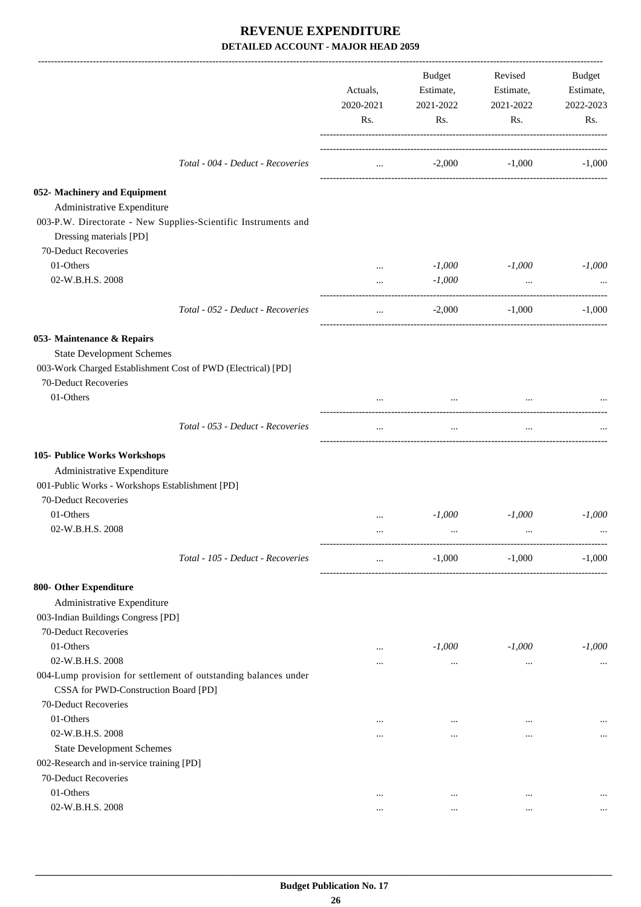# REVENUE EXPENDITURE

## DETAILED ACCOUNT - MAJOR HEAD 2059

| | Actuals, 2020-2021 Rs. | Budget Estimate, 2021-2022 Rs. | Revised Estimate, 2021-2022 Rs. | Budget Estimate, 2022-2023 Rs. |
|---|---|---|---|---|
| *Total - 004 - Deduct - Recoveries* | ... | -2,000 | -1,000 | -1,000 |
| **052- Machinery and Equipment** | | | | |
| Administrative Expenditure | | | | |
| 003-P.W. Directorate - New Supplies-Scientific Instruments and Dressing materials [PD] | | | | |
| 70-Deduct Recoveries | | | | |
| 01-Others | ... | *-1,000* | *-1,000* | *-1,000* |
| 02-W.B.H.S. 2008 | ... | *-1,000* | ... | ... |
| *Total - 052 - Deduct - Recoveries* | ... | -2,000 | -1,000 | -1,000 |
| **053- Maintenance & Repairs** | | | | |
| State Development Schemes | | | | |
| 003-Work Charged Establishment Cost of PWD (Electrical) [PD] | | | | |
| 70-Deduct Recoveries | | | | |
| 01-Others | ... | ... | ... | ... |
| *Total - 053 - Deduct - Recoveries* | ... | ... | ... | ... |
| **105- Publice Works Workshops** | | | | |
| Administrative Expenditure | | | | |
| 001-Public Works - Workshops Establishment [PD] | | | | |
| 70-Deduct Recoveries | | | | |
| 01-Others | ... | *-1,000* | *-1,000* | *-1,000* |
| 02-W.B.H.S. 2008 | ... | ... | ... | ... |
| *Total - 105 - Deduct - Recoveries* | ... | -1,000 | -1,000 | -1,000 |
| **800- Other Expenditure** | | | | |
| Administrative Expenditure | | | | |
| 003-Indian Buildings Congress [PD] | | | | |
| 70-Deduct Recoveries | | | | |
| 01-Others | ... | *-1,000* | *-1,000* | *-1,000* |
| 02-W.B.H.S. 2008 | ... | ... | ... | ... |
| 004-Lump provision for settlement of outstanding balances under CSSA for PWD-Construction Board [PD] | | | | |
| 70-Deduct Recoveries | | | | |
| 01-Others | ... | ... | ... | ... |
| 02-W.B.H.S. 2008 | ... | ... | ... | ... |
| State Development Schemes | | | | |
| 002-Research and in-service training [PD] | | | | |
| 70-Deduct Recoveries | | | | |
| 01-Others | ... | ... | ... | ... |
| 02-W.B.H.S. 2008 | ... | ... | ... | ... |

**Budget Publication No. 17**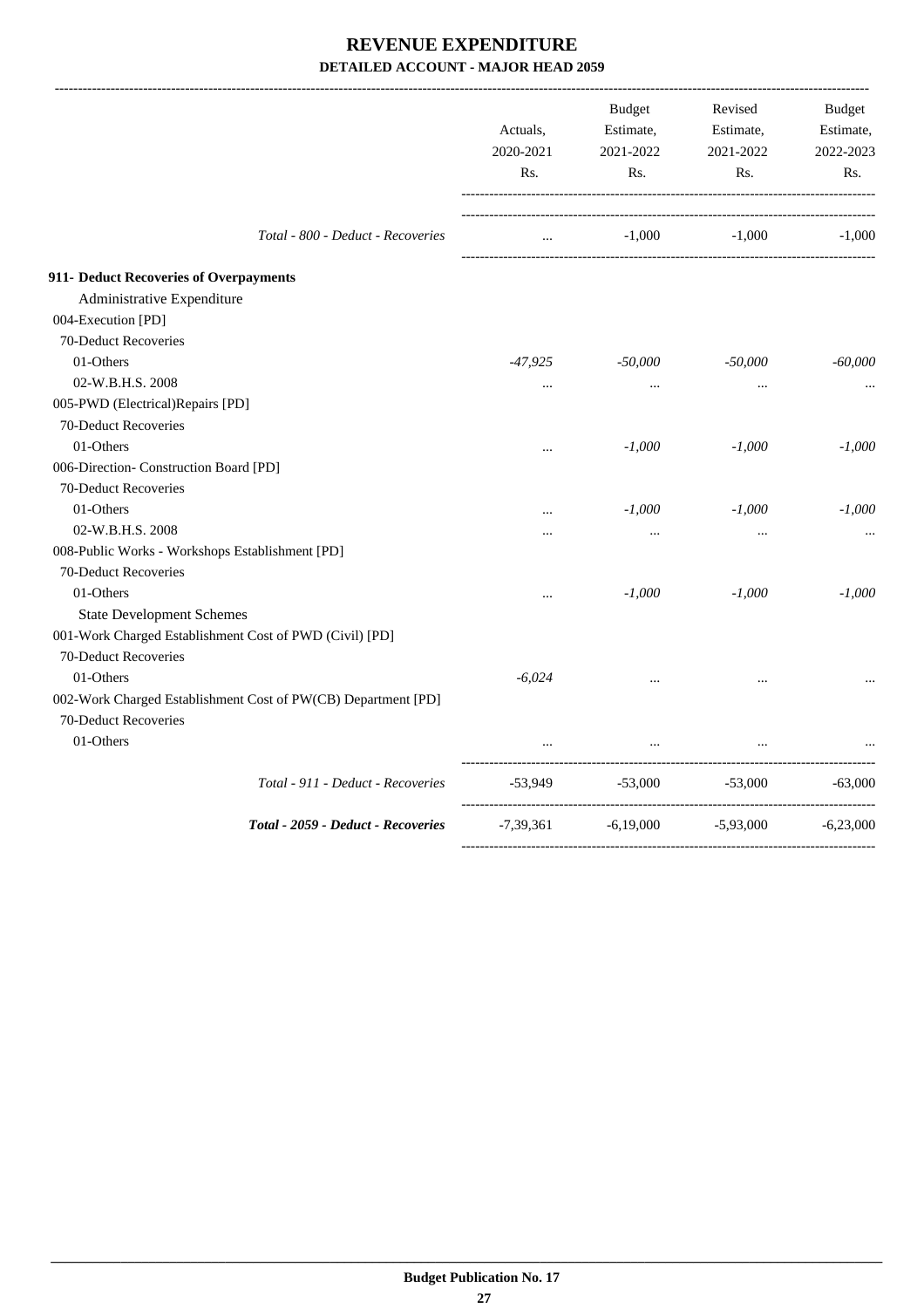# REVENUE EXPENDITURE

**DETAILED ACCOUNT - MAJOR HEAD 2059**

| | Actuals, 2020-2021 Rs. | Budget Estimate, 2021-2022 Rs. | Revised Estimate, 2021-2022 Rs. | Budget Estimate, 2022-2023 Rs. |
|---|---|---|---|---|
| *Total - 800 - Deduct - Recoveries* | ... | -1,000 | -1,000 | -1,000 |
| **911- Deduct Recoveries of Overpayments** | | | | |
| Administrative Expenditure | | | | |
| 004-Execution [PD] | | | | |
| 70-Deduct Recoveries | | | | |
| 01-Others | *-47,925* | *-50,000* | *-50,000* | *-60,000* |
| 02-W.B.H.S. 2008 | ... | ... | ... | ... |
| 005-PWD (Electrical)Repairs [PD] | | | | |
| 70-Deduct Recoveries | | | | |
| 01-Others | ... | *-1,000* | *-1,000* | *-1,000* |
| 006-Direction- Construction Board [PD] | | | | |
| 70-Deduct Recoveries | | | | |
| 01-Others | ... | *-1,000* | *-1,000* | *-1,000* |
| 02-W.B.H.S. 2008 | ... | ... | ... | ... |
| 008-Public Works - Workshops Establishment [PD] | | | | |
| 70-Deduct Recoveries | | | | |
| 01-Others | ... | *-1,000* | *-1,000* | *-1,000* |
| State Development Schemes | | | | |
| 001-Work Charged Establishment Cost of PWD (Civil) [PD] | | | | |
| 70-Deduct Recoveries | | | | |
| 01-Others | *-6,024* | ... | ... | ... |
| 002-Work Charged Establishment Cost of PW(CB) Department [PD] | | | | |
| 70-Deduct Recoveries | | | | |
| 01-Others | ... | ... | ... | ... |
| *Total - 911 - Deduct - Recoveries* | -53,949 | -53,000 | -53,000 | -63,000 |
| ***Total - 2059 - Deduct - Recoveries*** | -7,39,361 | -6,19,000 | -5,93,000 | -6,23,000 |

**Budget Publication No. 17**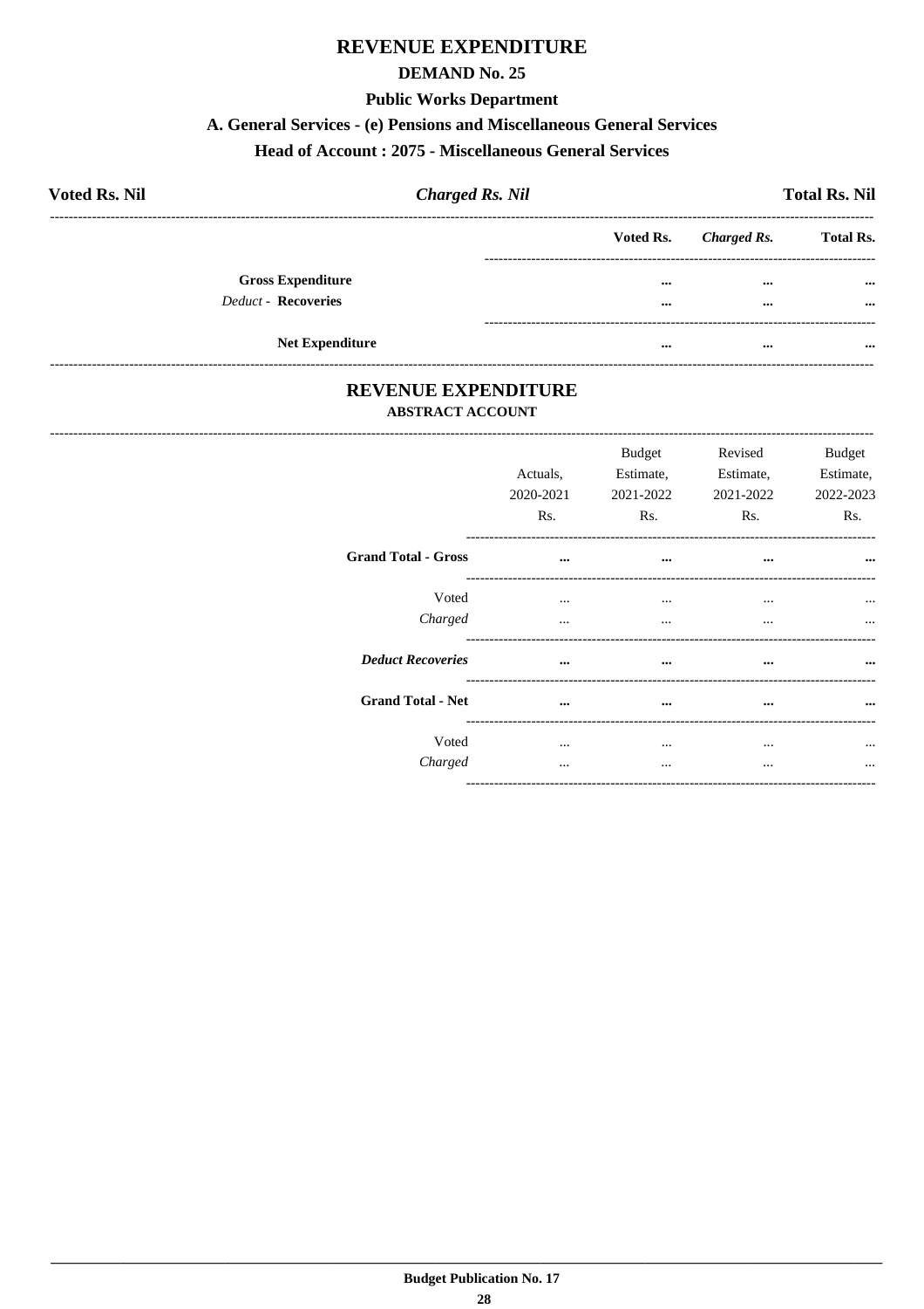# REVENUE EXPENDITURE

## DEMAND No. 25

### Public Works Department

### A. General Services - (e) Pensions and Miscellaneous General Services

### Head of Account : 2075 - Miscellaneous General Services

**Voted Rs. Nil** | ***Charged Rs. Nil*** | **Total Rs. Nil**

| | Voted Rs. | *Charged Rs.* | Total Rs. |
|---|---|---|---|
| **Gross Expenditure** | ... | ... | ... |
| *Deduct* - **Recoveries** | ... | ... | ... |
| **Net Expenditure** | ... | ... | ... |

## REVENUE EXPENDITURE

### ABSTRACT ACCOUNT

| | Actuals, 2020-2021 Rs. | Budget Estimate, 2021-2022 Rs. | Revised Estimate, 2021-2022 Rs. | Budget Estimate, 2022-2023 Rs. |
|---|---|---|---|---|
| **Grand Total - Gross** | ... | ... | ... | ... |
| Voted | ... | ... | ... | ... |
| *Charged* | ... | ... | ... | ... |
| ***Deduct Recoveries*** | ... | ... | ... | ... |
| **Grand Total - Net** | ... | ... | ... | ... |
| Voted | ... | ... | ... | ... |
| *Charged* | ... | ... | ... | ... |

**Budget Publication No. 17**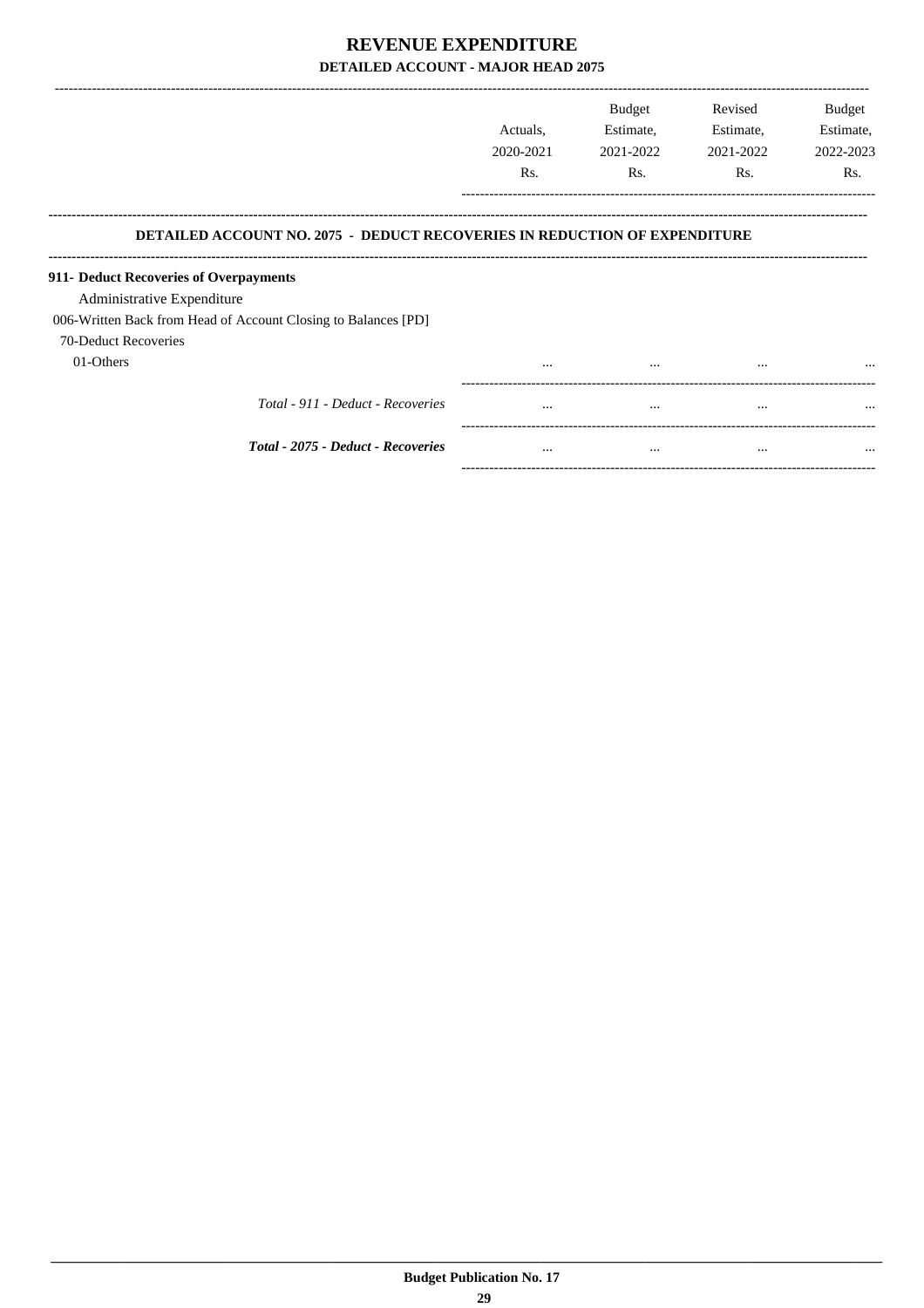# REVENUE EXPENDITURE

## DETAILED ACCOUNT - MAJOR HEAD 2075

| | Actuals, 2020-2021 Rs. | Budget Estimate, 2021-2022 Rs. | Revised Estimate, 2021-2022 Rs. | Budget Estimate, 2022-2023 Rs. |
|---|---|---|---|---|
| **DETAILED ACCOUNT NO. 2075 - DEDUCT RECOVERIES IN REDUCTION OF EXPENDITURE** | | | | |
| **911- Deduct Recoveries of Overpayments** | | | | |
| Administrative Expenditure | | | | |
| 006-Written Back from Head of Account Closing to Balances [PD] | | | | |
| 70-Deduct Recoveries | | | | |
| 01-Others | ... | ... | ... | ... |
| *Total - 911 - Deduct - Recoveries* | ... | ... | ... | ... |
| ***Total - 2075 - Deduct - Recoveries*** | ... | ... | ... | ... |

**Budget Publication No. 17**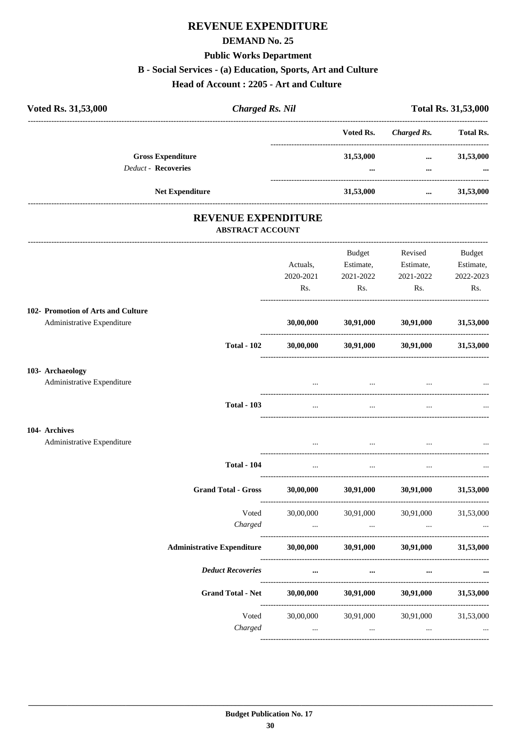# REVENUE EXPENDITURE

## DEMAND No. 25

### Public Works Department

### B - Social Services - (a) Education, Sports, Art and Culture

### Head of Account : 2205 - Art and Culture

| Voted Rs. 31,53,000 | *Charged Rs. Nil* | Total Rs. 31,53,000 |
|---|---|---|

| | Voted Rs. | *Charged Rs.* | Total Rs. |
|---|---|---|---|
| **Gross Expenditure** | **31,53,000** | **...** | **31,53,000** |
| *Deduct* - **Recoveries** | **...** | **...** | **...** |
| **Net Expenditure** | **31,53,000** | **...** | **31,53,000** |

## REVENUE EXPENDITURE

### ABSTRACT ACCOUNT

| | Actuals, 2020-2021 Rs. | Budget Estimate, 2021-2022 Rs. | Revised Estimate, 2021-2022 Rs. | Budget Estimate, 2022-2023 Rs. |
|---|---|---|---|---|
| **102- Promotion of Arts and Culture** | | | | |
| Administrative Expenditure | **30,00,000** | **30,91,000** | **30,91,000** | **31,53,000** |
| **Total - 102** | **30,00,000** | **30,91,000** | **30,91,000** | **31,53,000** |
| **103- Archaeology** | | | | |
| Administrative Expenditure | ... | ... | ... | ... |
| **Total - 103** | ... | ... | ... | ... |
| **104- Archives** | | | | |
| Administrative Expenditure | ... | ... | ... | ... |
| **Total - 104** | ... | ... | ... | ... |
| **Grand Total - Gross** | **30,00,000** | **30,91,000** | **30,91,000** | **31,53,000** |
| Voted | 30,00,000 | 30,91,000 | 30,91,000 | 31,53,000 |
| *Charged* | ... | ... | ... | ... |
| **Administrative Expenditure** | **30,00,000** | **30,91,000** | **30,91,000** | **31,53,000** |
| ***Deduct Recoveries*** | **...** | **...** | **...** | **...** |
| **Grand Total - Net** | **30,00,000** | **30,91,000** | **30,91,000** | **31,53,000** |
| Voted | 30,00,000 | 30,91,000 | 30,91,000 | 31,53,000 |
| *Charged* | ... | ... | ... | ... |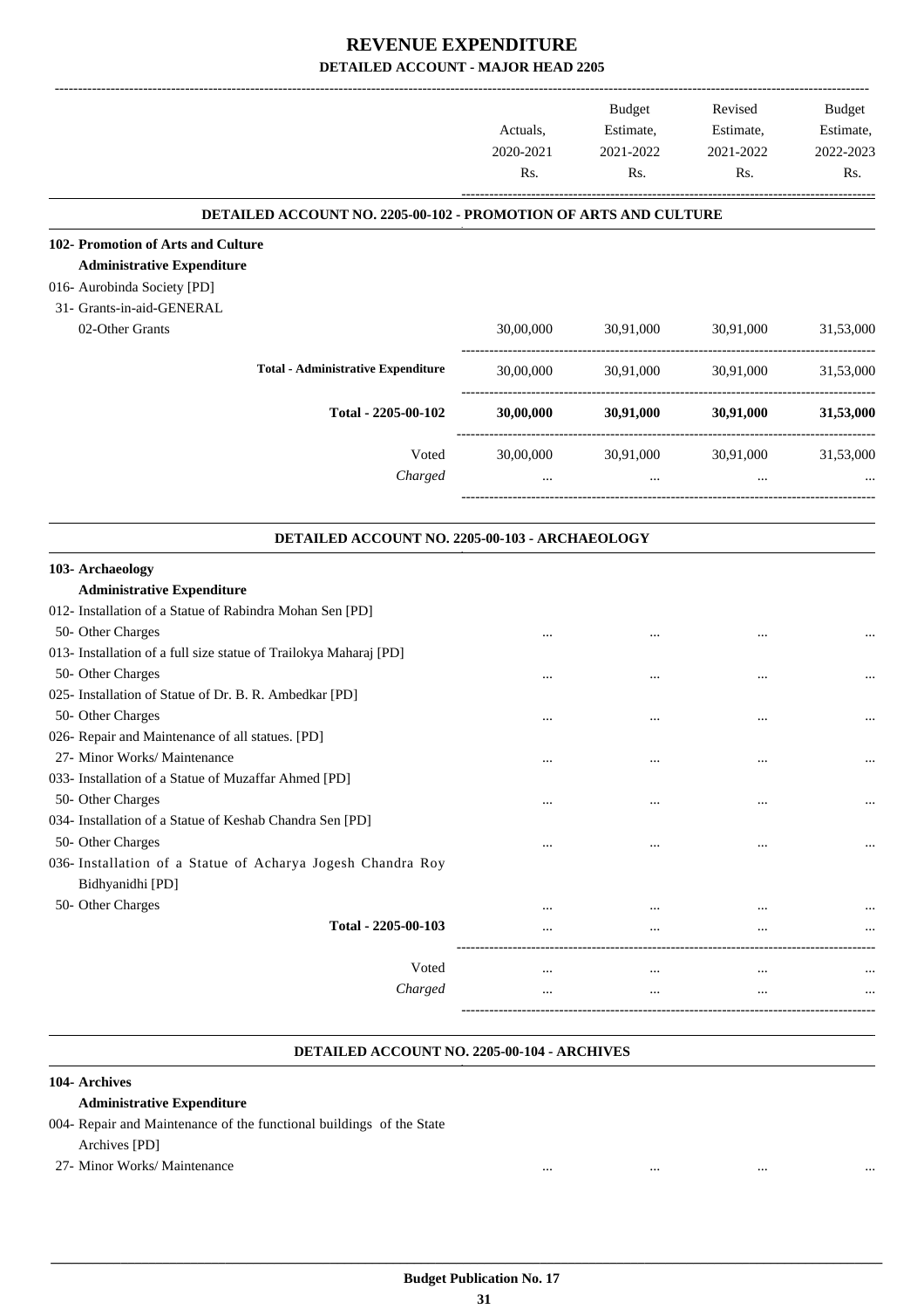# REVENUE EXPENDITURE

## DETAILED ACCOUNT - MAJOR HEAD 2205

| | Actuals, 2020-2021 Rs. | Budget Estimate, 2021-2022 Rs. | Revised Estimate, 2021-2022 Rs. | Budget Estimate, 2022-2023 Rs. |
|---|---|---|---|---|
| **DETAILED ACCOUNT NO. 2205-00-102 - PROMOTION OF ARTS AND CULTURE** | | | | |
| **102- Promotion of Arts and Culture** | | | | |
| **Administrative Expenditure** | | | | |
| 016- Aurobinda Society [PD] | | | | |
| 31- Grants-in-aid-GENERAL | | | | |
| 02-Other Grants | 30,00,000 | 30,91,000 | 30,91,000 | 31,53,000 |
| **Total - Administrative Expenditure** | 30,00,000 | 30,91,000 | 30,91,000 | 31,53,000 |
| **Total - 2205-00-102** | **30,00,000** | **30,91,000** | **30,91,000** | **31,53,000** |
| Voted | 30,00,000 | 30,91,000 | 30,91,000 | 31,53,000 |
| *Charged* | ... | ... | ... | ... |
| **DETAILED ACCOUNT NO. 2205-00-103 - ARCHAEOLOGY** | | | | |
| **103- Archaeology** | | | | |
| **Administrative Expenditure** | | | | |
| 012- Installation of a Statue of Rabindra Mohan Sen [PD] | | | | |
| 50- Other Charges | ... | ... | ... | ... |
| 013- Installation of a full size statue of Trailokya Maharaj [PD] | | | | |
| 50- Other Charges | ... | ... | ... | ... |
| 025- Installation of Statue of Dr. B. R. Ambedkar [PD] | | | | |
| 50- Other Charges | ... | ... | ... | ... |
| 026- Repair and Maintenance of all statues. [PD] | | | | |
| 27- Minor Works/ Maintenance | ... | ... | ... | ... |
| 033- Installation of a Statue of Muzaffar Ahmed [PD] | | | | |
| 50- Other Charges | ... | ... | ... | ... |
| 034- Installation of a Statue of Keshab Chandra Sen [PD] | | | | |
| 50- Other Charges | ... | ... | ... | ... |
| 036- Installation of a Statue of Acharya Jogesh Chandra Roy Bidhyanidhi [PD] | | | | |
| 50- Other Charges | ... | ... | ... | ... |
| **Total - 2205-00-103** | ... | ... | ... | ... |
| Voted | ... | ... | ... | ... |
| *Charged* | ... | ... | ... | ... |
| **DETAILED ACCOUNT NO. 2205-00-104 - ARCHIVES** | | | | |
| **104- Archives** | | | | |
| **Administrative Expenditure** | | | | |
| 004- Repair and Maintenance of the functional buildings of the State Archives [PD] | | | | |
| 27- Minor Works/ Maintenance | ... | ... | ... | ... |

Budget Publication No. 17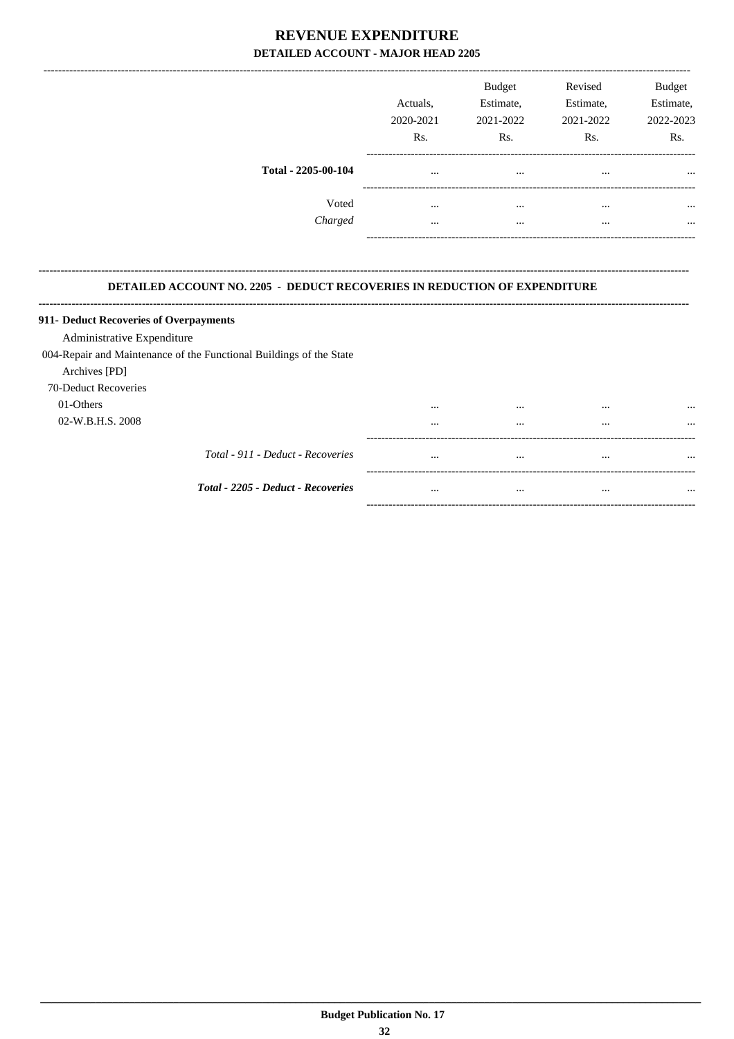# REVENUE EXPENDITURE

## DETAILED ACCOUNT - MAJOR HEAD 2205

| | Actuals, 2020-2021 Rs. | Budget Estimate, 2021-2022 Rs. | Revised Estimate, 2021-2022 Rs. | Budget Estimate, 2022-2023 Rs. |
|---|---|---|---|---|
| **Total - 2205-00-104** | ... | ... | ... | ... |
| Voted | ... | ... | ... | ... |
| *Charged* | ... | ... | ... | ... |

### DETAILED ACCOUNT NO. 2205 - DEDUCT RECOVERIES IN REDUCTION OF EXPENDITURE

| | Actuals, 2020-2021 Rs. | Budget Estimate, 2021-2022 Rs. | Revised Estimate, 2021-2022 Rs. | Budget Estimate, 2022-2023 Rs. |
|---|---|---|---|---|
| **911- Deduct Recoveries of Overpayments** | | | | |
| Administrative Expenditure | | | | |
| 004-Repair and Maintenance of the Functional Buildings of the State Archives [PD] | | | | |
| 70-Deduct Recoveries | | | | |
| 01-Others | ... | ... | ... | ... |
| 02-W.B.H.S. 2008 | ... | ... | ... | ... |
| *Total - 911 - Deduct - Recoveries* | ... | ... | ... | ... |
| ***Total - 2205 - Deduct - Recoveries*** | ... | ... | ... | ... |

**Budget Publication No. 17**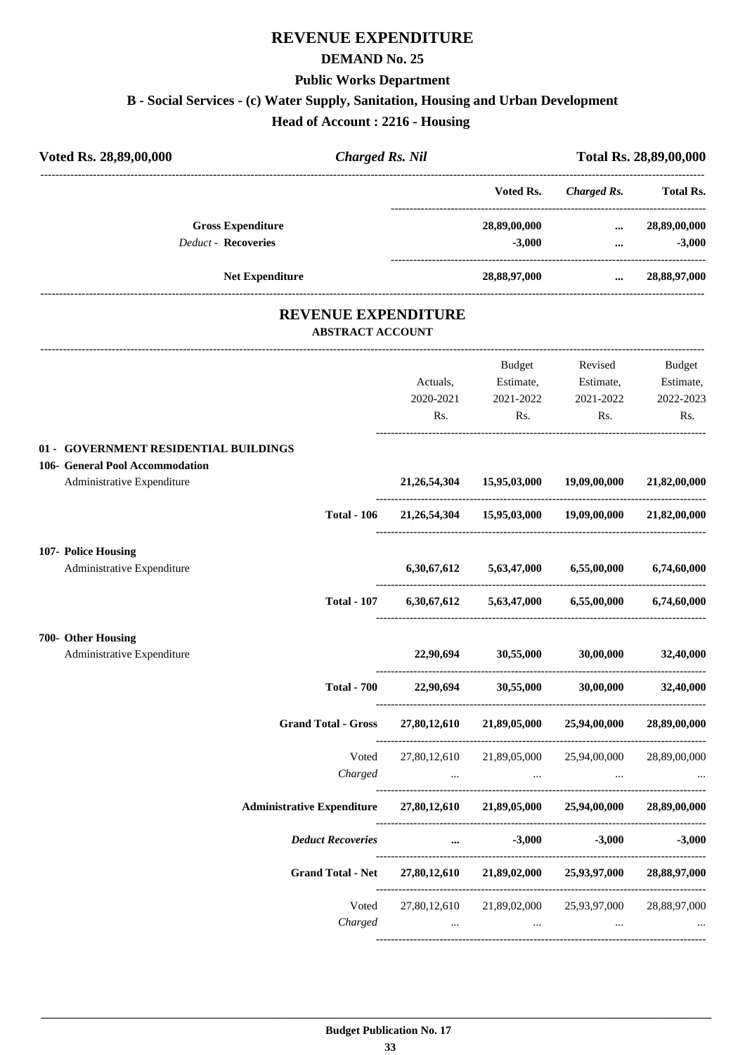# REVENUE EXPENDITURE

## DEMAND No. 25

### Public Works Department

### B - Social Services - (c) Water Supply, Sanitation, Housing and Urban Development

### Head of Account : 2216 - Housing

| Voted Rs. 28,89,00,000 | *Charged Rs. Nil* | | Total Rs. 28,89,00,000 |
|---|---|---|---|
| | **Voted Rs.** | ***Charged Rs.*** | **Total Rs.** |
| **Gross Expenditure** | **28,89,00,000** | **...** | **28,89,00,000** |
| *Deduct* - **Recoveries** | **-3,000** | **...** | **-3,000** |
| **Net Expenditure** | **28,88,97,000** | **...** | **28,88,97,000** |

## REVENUE EXPENDITURE

### ABSTRACT ACCOUNT

| | Actuals, 2020-2021 Rs. | Budget Estimate, 2021-2022 Rs. | Revised Estimate, 2021-2022 Rs. | Budget Estimate, 2022-2023 Rs. |
|---|---|---|---|---|
| **01 - GOVERNMENT RESIDENTIAL BUILDINGS** | | | | |
| **106- General Pool Accommodation** | | | | |
| Administrative Expenditure | **21,26,54,304** | **15,95,03,000** | **19,09,00,000** | **21,82,00,000** |
| **Total - 106** | **21,26,54,304** | **15,95,03,000** | **19,09,00,000** | **21,82,00,000** |
| **107- Police Housing** | | | | |
| Administrative Expenditure | **6,30,67,612** | **5,63,47,000** | **6,55,00,000** | **6,74,60,000** |
| **Total - 107** | **6,30,67,612** | **5,63,47,000** | **6,55,00,000** | **6,74,60,000** |
| **700- Other Housing** | | | | |
| Administrative Expenditure | **22,90,694** | **30,55,000** | **30,00,000** | **32,40,000** |
| **Total - 700** | **22,90,694** | **30,55,000** | **30,00,000** | **32,40,000** |
| **Grand Total - Gross** | **27,80,12,610** | **21,89,05,000** | **25,94,00,000** | **28,89,00,000** |
| Voted | 27,80,12,610 | 21,89,05,000 | 25,94,00,000 | 28,89,00,000 |
| *Charged* | ... | ... | ... | ... |
| **Administrative Expenditure** | **27,80,12,610** | **21,89,05,000** | **25,94,00,000** | **28,89,00,000** |
| ***Deduct Recoveries*** | **...** | **-3,000** | **-3,000** | **-3,000** |
| **Grand Total - Net** | **27,80,12,610** | **21,89,02,000** | **25,93,97,000** | **28,88,97,000** |
| Voted | 27,80,12,610 | 21,89,02,000 | 25,93,97,000 | 28,88,97,000 |
| *Charged* | ... | ... | ... | ... |

**Budget Publication No. 17**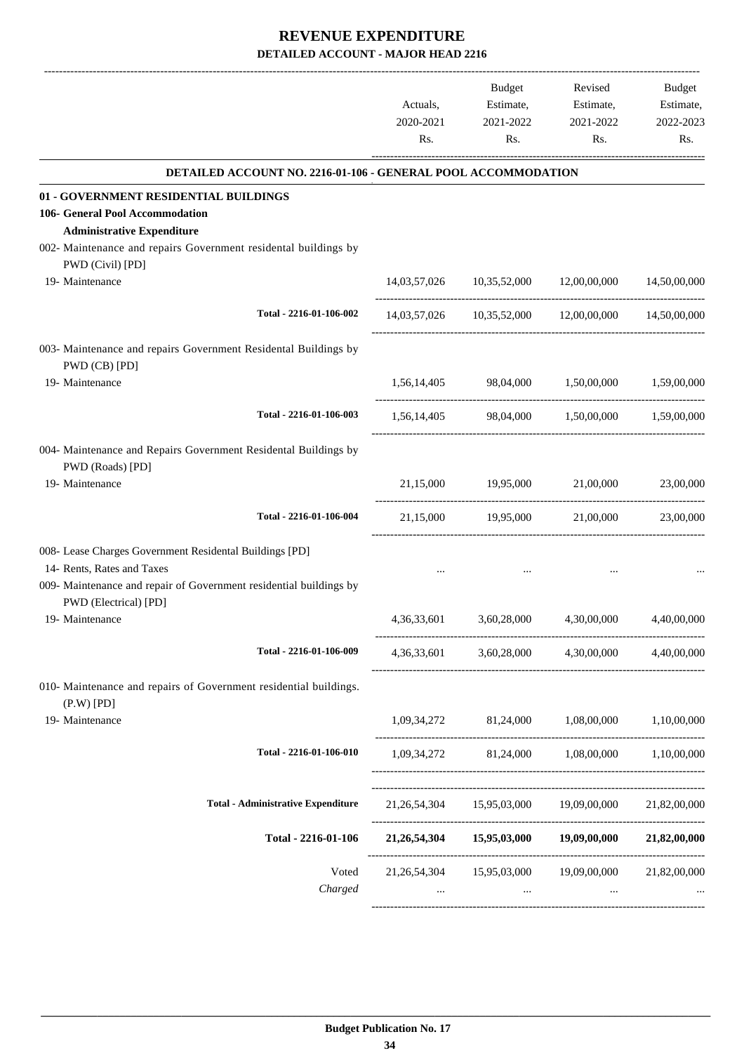# REVENUE EXPENDITURE

## DETAILED ACCOUNT - MAJOR HEAD 2216

| | Actuals, 2020-2021 Rs. | Budget Estimate, 2021-2022 Rs. | Revised Estimate, 2021-2022 Rs. | Budget Estimate, 2022-2023 Rs. |
|---|---|---|---|---|
| **DETAILED ACCOUNT NO. 2216-01-106 - GENERAL POOL ACCOMMODATION** | | | | |
| **01 - GOVERNMENT RESIDENTIAL BUILDINGS** | | | | |
| **106- General Pool Accommodation** | | | | |
| **Administrative Expenditure** | | | | |
| 002- Maintenance and repairs Government residental buildings by PWD (Civil) [PD] | | | | |
| 19- Maintenance | 14,03,57,026 | 10,35,52,000 | 12,00,00,000 | 14,50,00,000 |
| Total - 2216-01-106-002 | 14,03,57,026 | 10,35,52,000 | 12,00,00,000 | 14,50,00,000 |
| 003- Maintenance and repairs Government Residental Buildings by PWD (CB) [PD] | | | | |
| 19- Maintenance | 1,56,14,405 | 98,04,000 | 1,50,00,000 | 1,59,00,000 |
| Total - 2216-01-106-003 | 1,56,14,405 | 98,04,000 | 1,50,00,000 | 1,59,00,000 |
| 004- Maintenance and Repairs Government Residental Buildings by PWD (Roads) [PD] | | | | |
| 19- Maintenance | 21,15,000 | 19,95,000 | 21,00,000 | 23,00,000 |
| Total - 2216-01-106-004 | 21,15,000 | 19,95,000 | 21,00,000 | 23,00,000 |
| 008- Lease Charges Government Residental Buildings [PD] | | | | |
| 14- Rents, Rates and Taxes | ... | ... | ... | ... |
| 009- Maintenance and repair of Government residential buildings by PWD (Electrical) [PD] | | | | |
| 19- Maintenance | 4,36,33,601 | 3,60,28,000 | 4,30,00,000 | 4,40,00,000 |
| Total - 2216-01-106-009 | 4,36,33,601 | 3,60,28,000 | 4,30,00,000 | 4,40,00,000 |
| 010- Maintenance and repairs of Government residential buildings. (P.W) [PD] | | | | |
| 19- Maintenance | 1,09,34,272 | 81,24,000 | 1,08,00,000 | 1,10,00,000 |
| Total - 2216-01-106-010 | 1,09,34,272 | 81,24,000 | 1,08,00,000 | 1,10,00,000 |
| **Total - Administrative Expenditure** | 21,26,54,304 | 15,95,03,000 | 19,09,00,000 | 21,82,00,000 |
| **Total - 2216-01-106** | **21,26,54,304** | **15,95,03,000** | **19,09,00,000** | **21,82,00,000** |
| Voted | 21,26,54,304 | 15,95,03,000 | 19,09,00,000 | 21,82,00,000 |
| *Charged* | ... | ... | ... | ... |

**Budget Publication No. 17**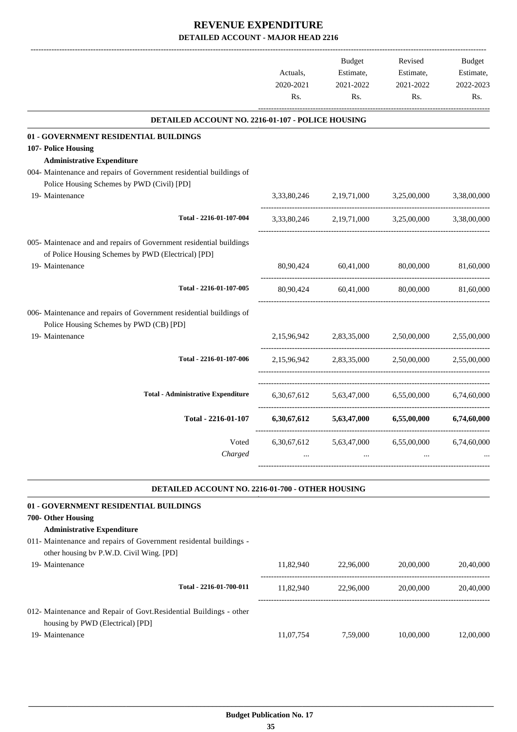# REVENUE EXPENDITURE

## DETAILED ACCOUNT - MAJOR HEAD 2216

| | Actuals, 2020-2021 Rs. | Budget Estimate, 2021-2022 Rs. | Revised Estimate, 2021-2022 Rs. | Budget Estimate, 2022-2023 Rs. |
|---|---|---|---|---|
| **DETAILED ACCOUNT NO. 2216-01-107 - POLICE HOUSING** | | | | |
| **01 - GOVERNMENT RESIDENTIAL BUILDINGS** | | | | |
| **107- Police Housing** | | | | |
| **Administrative Expenditure** | | | | |
| 004- Maintenance and repairs of Government residential buildings of Police Housing Schemes by PWD (Civil) [PD] | | | | |
| 19- Maintenance | 3,33,80,246 | 2,19,71,000 | 3,25,00,000 | 3,38,00,000 |
| Total - 2216-01-107-004 | 3,33,80,246 | 2,19,71,000 | 3,25,00,000 | 3,38,00,000 |
| 005- Maintenace and and repairs of Government residential buildings of Police Housing Schemes by PWD (Electrical) [PD] | | | | |
| 19- Maintenance | 80,90,424 | 60,41,000 | 80,00,000 | 81,60,000 |
| Total - 2216-01-107-005 | 80,90,424 | 60,41,000 | 80,00,000 | 81,60,000 |
| 006- Maintenance and repairs of Government residential buildings of Police Housing Schemes by PWD (CB) [PD] | | | | |
| 19- Maintenance | 2,15,96,942 | 2,83,35,000 | 2,50,00,000 | 2,55,00,000 |
| Total - 2216-01-107-006 | 2,15,96,942 | 2,83,35,000 | 2,50,00,000 | 2,55,00,000 |
| Total - Administrative Expenditure | 6,30,67,612 | 5,63,47,000 | 6,55,00,000 | 6,74,60,000 |
| **Total - 2216-01-107** | **6,30,67,612** | **5,63,47,000** | **6,55,00,000** | **6,74,60,000** |
| Voted | 6,30,67,612 | 5,63,47,000 | 6,55,00,000 | 6,74,60,000 |
| *Charged* | ... | ... | ... | ... |
| **DETAILED ACCOUNT NO. 2216-01-700 - OTHER HOUSING** | | | | |
| **01 - GOVERNMENT RESIDENTIAL BUILDINGS** | | | | |
| **700- Other Housing** | | | | |
| **Administrative Expenditure** | | | | |
| 011- Maintenance and repairs of Government residental buildings - other housing bv P.W.D. Civil Wing. [PD] | | | | |
| 19- Maintenance | 11,82,940 | 22,96,000 | 20,00,000 | 20,40,000 |
| Total - 2216-01-700-011 | 11,82,940 | 22,96,000 | 20,00,000 | 20,40,000 |
| 012- Maintenance and Repair of Govt.Residential Buildings - other housing by PWD (Electrical) [PD] | | | | |
| 19- Maintenance | 11,07,754 | 7,59,000 | 10,00,000 | 12,00,000 |

Budget Publication No. 17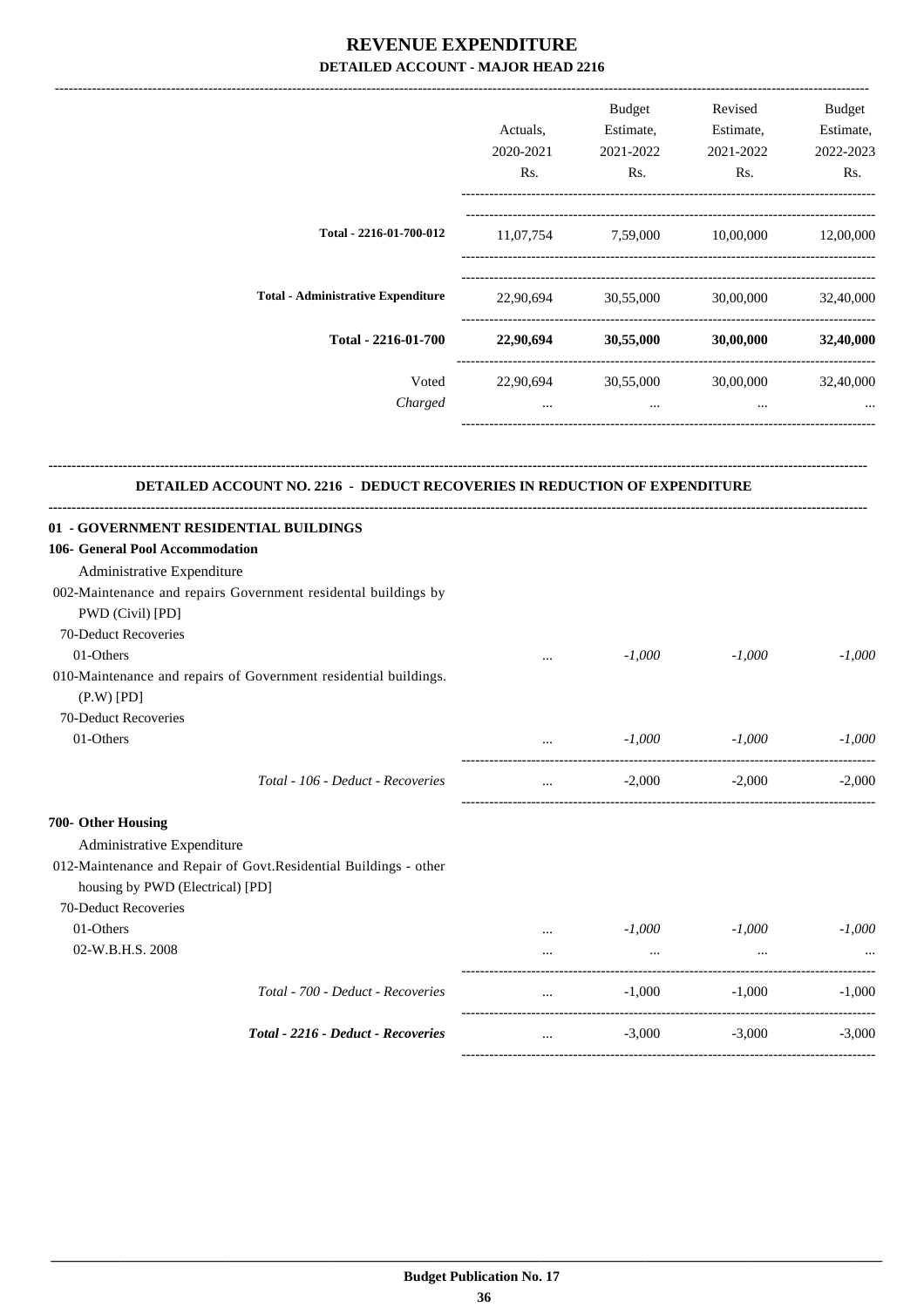# REVENUE EXPENDITURE

## DETAILED ACCOUNT - MAJOR HEAD 2216

| | Actuals, 2020-2021 Rs. | Budget Estimate, 2021-2022 Rs. | Revised Estimate, 2021-2022 Rs. | Budget Estimate, 2022-2023 Rs. |
|---|---|---|---|---|
| **Total - 2216-01-700-012** | 11,07,754 | 7,59,000 | 10,00,000 | 12,00,000 |
| **Total - Administrative Expenditure** | 22,90,694 | 30,55,000 | 30,00,000 | 32,40,000 |
| **Total - 2216-01-700** | **22,90,694** | **30,55,000** | **30,00,000** | **32,40,000** |
| Voted | 22,90,694 | 30,55,000 | 30,00,000 | 32,40,000 |
| *Charged* | ... | ... | ... | ... |

### DETAILED ACCOUNT NO. 2216 - DEDUCT RECOVERIES IN REDUCTION OF EXPENDITURE

| | Actuals, 2020-2021 Rs. | Budget Estimate, 2021-2022 Rs. | Revised Estimate, 2021-2022 Rs. | Budget Estimate, 2022-2023 Rs. |
|---|---|---|---|---|
| **01 - GOVERNMENT RESIDENTIAL BUILDINGS** | | | | |
| **106- General Pool Accommodation** | | | | |
| Administrative Expenditure | | | | |
| 002-Maintenance and repairs Government residental buildings by PWD (Civil) [PD] | | | | |
| 70-Deduct Recoveries | | | | |
| 01-Others | ... | *-1,000* | *-1,000* | *-1,000* |
| 010-Maintenance and repairs of Government residential buildings. (P.W) [PD] | | | | |
| 70-Deduct Recoveries | | | | |
| 01-Others | ... | *-1,000* | *-1,000* | *-1,000* |
| *Total - 106 - Deduct - Recoveries* | ... | -2,000 | -2,000 | -2,000 |
| **700- Other Housing** | | | | |
| Administrative Expenditure | | | | |
| 012-Maintenance and Repair of Govt.Residential Buildings - other housing by PWD (Electrical) [PD] | | | | |
| 70-Deduct Recoveries | | | | |
| 01-Others | ... | *-1,000* | *-1,000* | *-1,000* |
| 02-W.B.H.S. 2008 | ... | ... | ... | ... |
| *Total - 700 - Deduct - Recoveries* | ... | -1,000 | -1,000 | -1,000 |
| ***Total - 2216 - Deduct - Recoveries*** | ... | -3,000 | -3,000 | -3,000 |

**Budget Publication No. 17**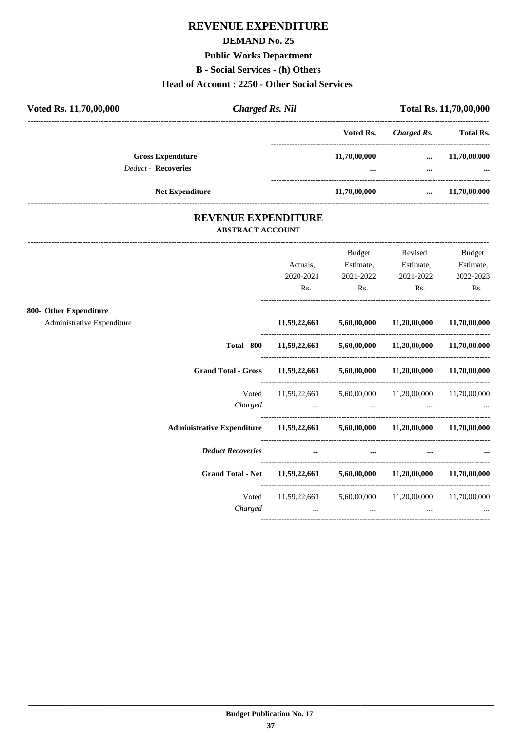# REVENUE EXPENDITURE

## DEMAND No. 25

## Public Works Department

## B - Social Services - (h) Others

## Head of Account : 2250 - Other Social Services

| Voted Rs. 11,70,00,000 | *Charged Rs. Nil* | Total Rs. 11,70,00,000 |
|---|---|---|

| | Voted Rs. | *Charged Rs.* | Total Rs. |
|---|---|---|---|
| **Gross Expenditure** | 11,70,00,000 | ... | 11,70,00,000 |
| *Deduct* - **Recoveries** | ... | ... | ... |
| **Net Expenditure** | 11,70,00,000 | ... | 11,70,00,000 |

## REVENUE EXPENDITURE

### ABSTRACT ACCOUNT

| | Actuals, 2020-2021 Rs. | Budget Estimate, 2021-2022 Rs. | Revised Estimate, 2021-2022 Rs. | Budget Estimate, 2022-2023 Rs. |
|---|---|---|---|---|
| **800- Other Expenditure** | | | | |
| Administrative Expenditure | **11,59,22,661** | **5,60,00,000** | **11,20,00,000** | **11,70,00,000** |
| **Total - 800** | **11,59,22,661** | **5,60,00,000** | **11,20,00,000** | **11,70,00,000** |
| **Grand Total - Gross** | **11,59,22,661** | **5,60,00,000** | **11,20,00,000** | **11,70,00,000** |
| Voted | 11,59,22,661 | 5,60,00,000 | 11,20,00,000 | 11,70,00,000 |
| *Charged* | ... | ... | ... | ... |
| **Administrative Expenditure** | **11,59,22,661** | **5,60,00,000** | **11,20,00,000** | **11,70,00,000** |
| ***Deduct Recoveries*** | ... | ... | ... | ... |
| **Grand Total - Net** | **11,59,22,661** | **5,60,00,000** | **11,20,00,000** | **11,70,00,000** |
| Voted | 11,59,22,661 | 5,60,00,000 | 11,20,00,000 | 11,70,00,000 |
| *Charged* | ... | ... | ... | ... |

**Budget Publication No. 17**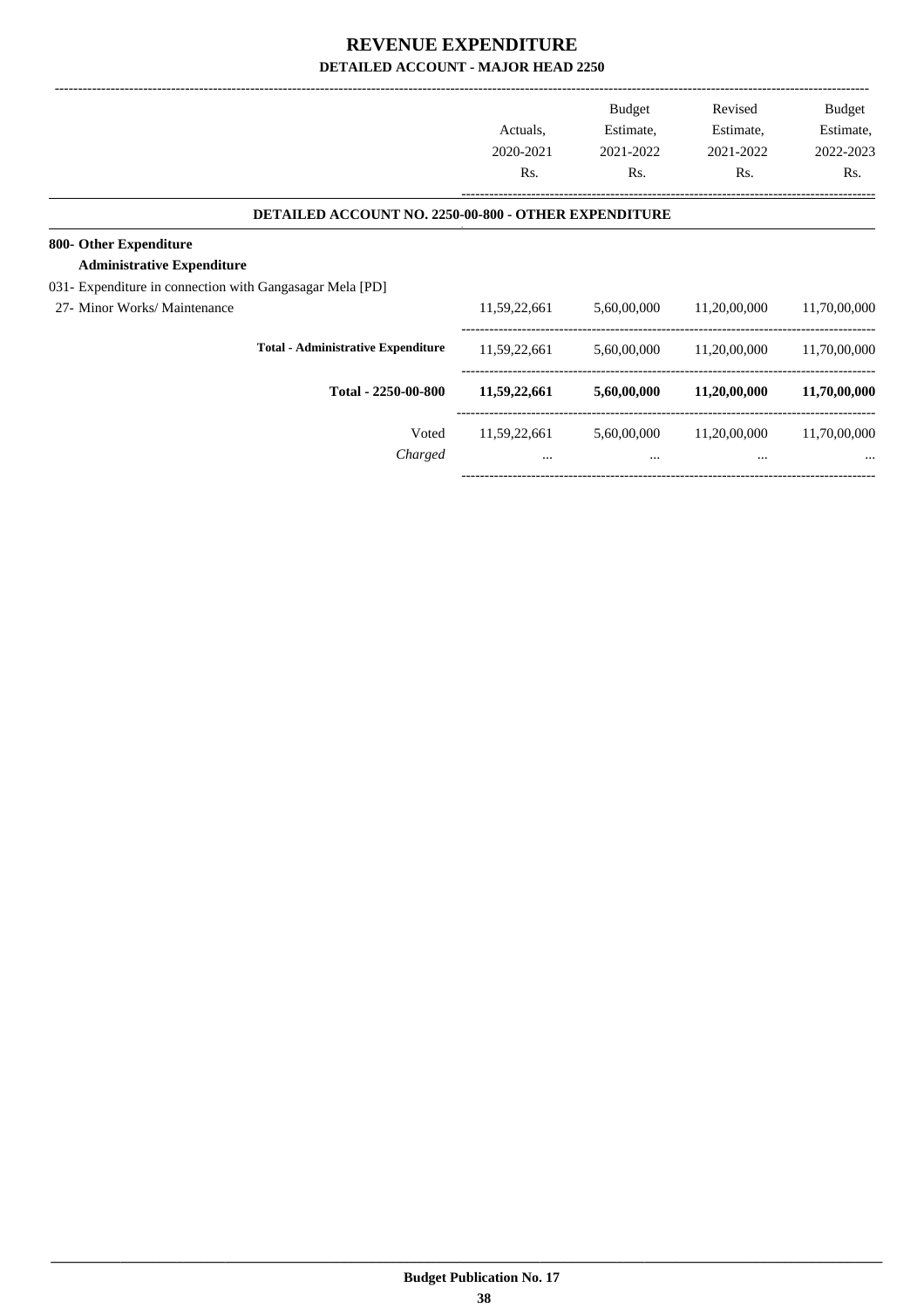# REVENUE EXPENDITURE

## DETAILED ACCOUNT - MAJOR HEAD 2250

| | Actuals, 2020-2021 Rs. | Budget Estimate, 2021-2022 Rs. | Revised Estimate, 2021-2022 Rs. | Budget Estimate, 2022-2023 Rs. |
|---|---|---|---|---|
| **DETAILED ACCOUNT NO. 2250-00-800 - OTHER EXPENDITURE** | | | | |
| **800- Other Expenditure** | | | | |
| **Administrative Expenditure** | | | | |
| 031- Expenditure in connection with Gangasagar Mela [PD] | | | | |
| 27- Minor Works/ Maintenance | 11,59,22,661 | 5,60,00,000 | 11,20,00,000 | 11,70,00,000 |
| **Total - Administrative Expenditure** | 11,59,22,661 | 5,60,00,000 | 11,20,00,000 | 11,70,00,000 |
| **Total - 2250-00-800** | **11,59,22,661** | **5,60,00,000** | **11,20,00,000** | **11,70,00,000** |
| Voted | 11,59,22,661 | 5,60,00,000 | 11,20,00,000 | 11,70,00,000 |
| *Charged* | ... | ... | ... | ... |

**Budget Publication No. 17**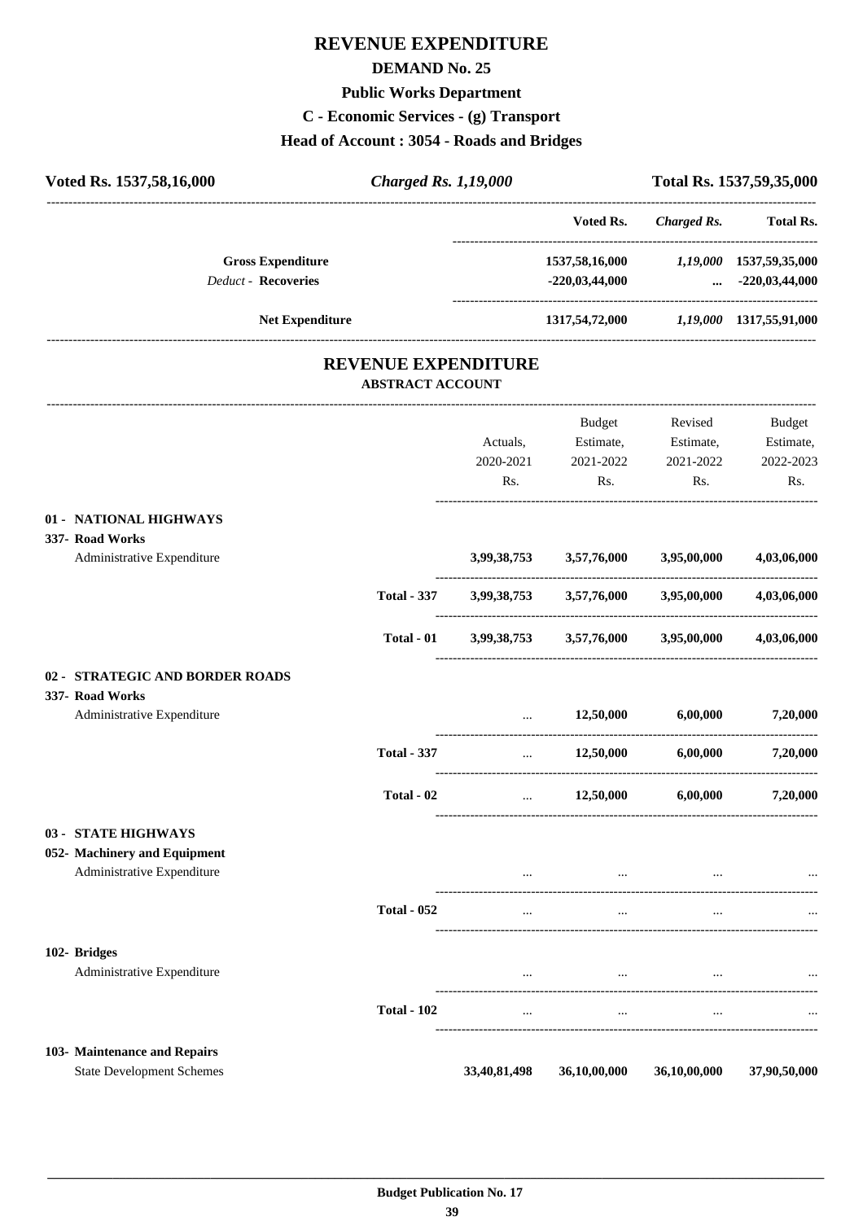# REVENUE EXPENDITURE

## DEMAND No. 25

### Public Works Department

### C - Economic Services - (g) Transport

### Head of Account : 3054 - Roads and Bridges

| Voted Rs. 1537,58,16,000 | *Charged Rs. 1,19,000* | Total Rs. 1537,59,35,000 |
|---|---|---|

| | Voted Rs. | *Charged Rs.* | Total Rs. |
|---|---|---|---|
| **Gross Expenditure** | 1537,58,16,000 | *1,19,000* | 1537,59,35,000 |
| *Deduct* - **Recoveries** | -220,03,44,000 | ... | -220,03,44,000 |
| **Net Expenditure** | 1317,54,72,000 | *1,19,000* | 1317,55,91,000 |

## REVENUE EXPENDITURE

### ABSTRACT ACCOUNT

| | | Actuals, 2020-2021 Rs. | Budget Estimate, 2021-2022 Rs. | Revised Estimate, 2021-2022 Rs. | Budget Estimate, 2022-2023 Rs. |
|---|---|---|---|---|---|
| **01 - NATIONAL HIGHWAYS** | | | | | |
| **337- Road Works** | | | | | |
| Administrative Expenditure | | 3,99,38,753 | 3,57,76,000 | 3,95,00,000 | 4,03,06,000 |
| | **Total - 337** | 3,99,38,753 | 3,57,76,000 | 3,95,00,000 | 4,03,06,000 |
| | **Total - 01** | 3,99,38,753 | 3,57,76,000 | 3,95,00,000 | 4,03,06,000 |
| **02 - STRATEGIC AND BORDER ROADS** | | | | | |
| **337- Road Works** | | | | | |
| Administrative Expenditure | | ... | 12,50,000 | 6,00,000 | 7,20,000 |
| | **Total - 337** | ... | 12,50,000 | 6,00,000 | 7,20,000 |
| | **Total - 02** | ... | 12,50,000 | 6,00,000 | 7,20,000 |
| **03 - STATE HIGHWAYS** | | | | | |
| **052- Machinery and Equipment** | | | | | |
| Administrative Expenditure | | ... | ... | ... | ... |
| | **Total - 052** | ... | ... | ... | ... |
| **102- Bridges** | | | | | |
| Administrative Expenditure | | ... | ... | ... | ... |
| | **Total - 102** | ... | ... | ... | ... |
| **103- Maintenance and Repairs** | | | | | |
| State Development Schemes | | 33,40,81,498 | 36,10,00,000 | 36,10,00,000 | 37,90,50,000 |

**Budget Publication No. 17**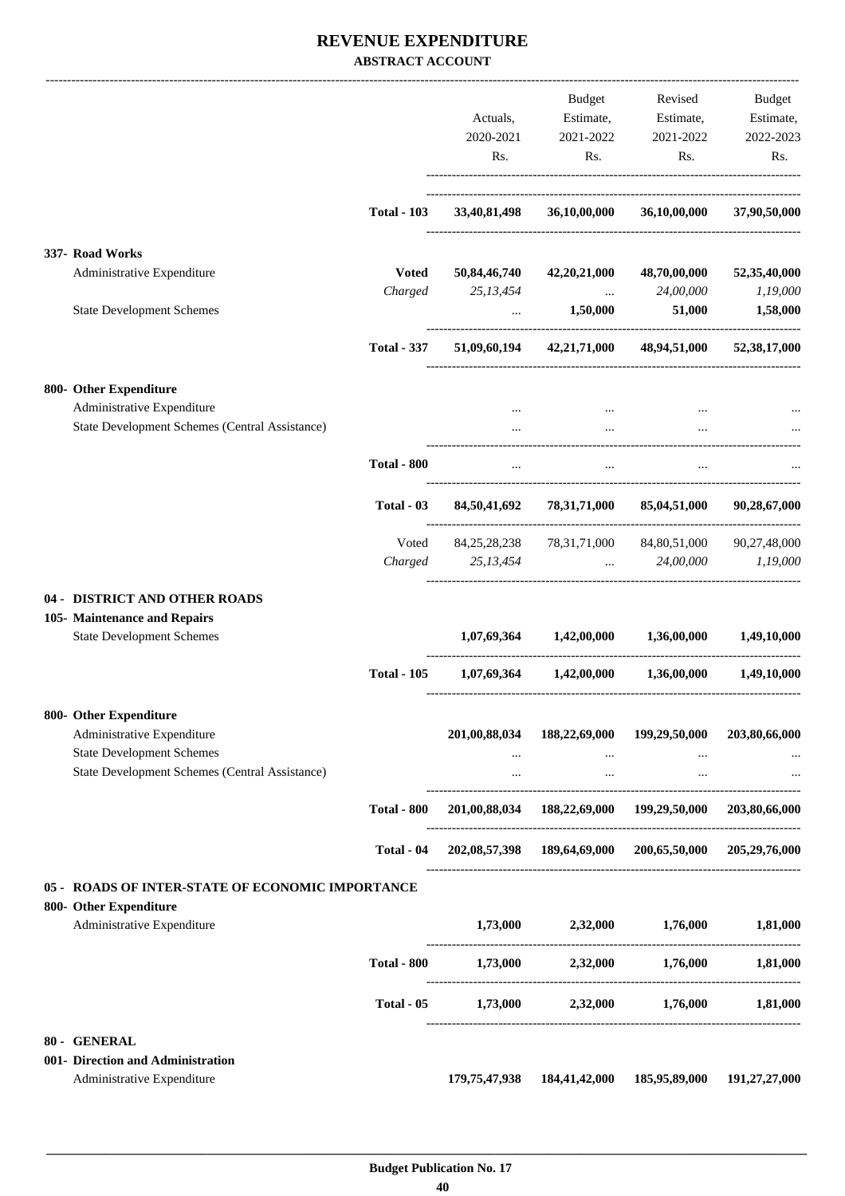# REVENUE EXPENDITURE

**ABSTRACT ACCOUNT**

| | | Actuals, 2020-2021 Rs. | Budget Estimate, 2021-2022 Rs. | Revised Estimate, 2021-2022 Rs. | Budget Estimate, 2022-2023 Rs. |
|---|---|---|---|---|---|
| | **Total - 103** | **33,40,81,498** | **36,10,00,000** | **36,10,00,000** | **37,90,50,000** |
| **337- Road Works** | | | | | |
| Administrative Expenditure | **Voted** | **50,84,46,740** | **42,20,21,000** | **48,70,00,000** | **52,35,40,000** |
| | *Charged* | *25,13,454* | ... | *24,00,000* | *1,19,000* |
| State Development Schemes | | ... | **1,50,000** | **51,000** | **1,58,000** |
| | **Total - 337** | **51,09,60,194** | **42,21,71,000** | **48,94,51,000** | **52,38,17,000** |
| **800- Other Expenditure** | | | | | |
| Administrative Expenditure | | ... | ... | ... | ... |
| State Development Schemes (Central Assistance) | | ... | ... | ... | ... |
| | **Total - 800** | ... | ... | ... | ... |
| | **Total - 03** | **84,50,41,692** | **78,31,71,000** | **85,04,51,000** | **90,28,67,000** |
| | Voted | 84,25,28,238 | 78,31,71,000 | 84,80,51,000 | 90,27,48,000 |
| | *Charged* | *25,13,454* | ... | *24,00,000* | *1,19,000* |
| **04 - DISTRICT AND OTHER ROADS** | | | | | |
| **105- Maintenance and Repairs** | | | | | |
| State Development Schemes | | **1,07,69,364** | **1,42,00,000** | **1,36,00,000** | **1,49,10,000** |
| | **Total - 105** | **1,07,69,364** | **1,42,00,000** | **1,36,00,000** | **1,49,10,000** |
| **800- Other Expenditure** | | | | | |
| Administrative Expenditure | | **201,00,88,034** | **188,22,69,000** | **199,29,50,000** | **203,80,66,000** |
| State Development Schemes | | ... | ... | ... | ... |
| State Development Schemes (Central Assistance) | | ... | ... | ... | ... |
| | **Total - 800** | **201,00,88,034** | **188,22,69,000** | **199,29,50,000** | **203,80,66,000** |
| | **Total - 04** | **202,08,57,398** | **189,64,69,000** | **200,65,50,000** | **205,29,76,000** |
| **05 - ROADS OF INTER-STATE OF ECONOMIC IMPORTANCE** | | | | | |
| **800- Other Expenditure** | | | | | |
| Administrative Expenditure | | **1,73,000** | **2,32,000** | **1,76,000** | **1,81,000** |
| | **Total - 800** | **1,73,000** | **2,32,000** | **1,76,000** | **1,81,000** |
| | **Total - 05** | **1,73,000** | **2,32,000** | **1,76,000** | **1,81,000** |
| **80 - GENERAL** | | | | | |
| **001- Direction and Administration** | | | | | |
| Administrative Expenditure | | **179,75,47,938** | **184,41,42,000** | **185,95,89,000** | **191,27,27,000** |

**Budget Publication No. 17**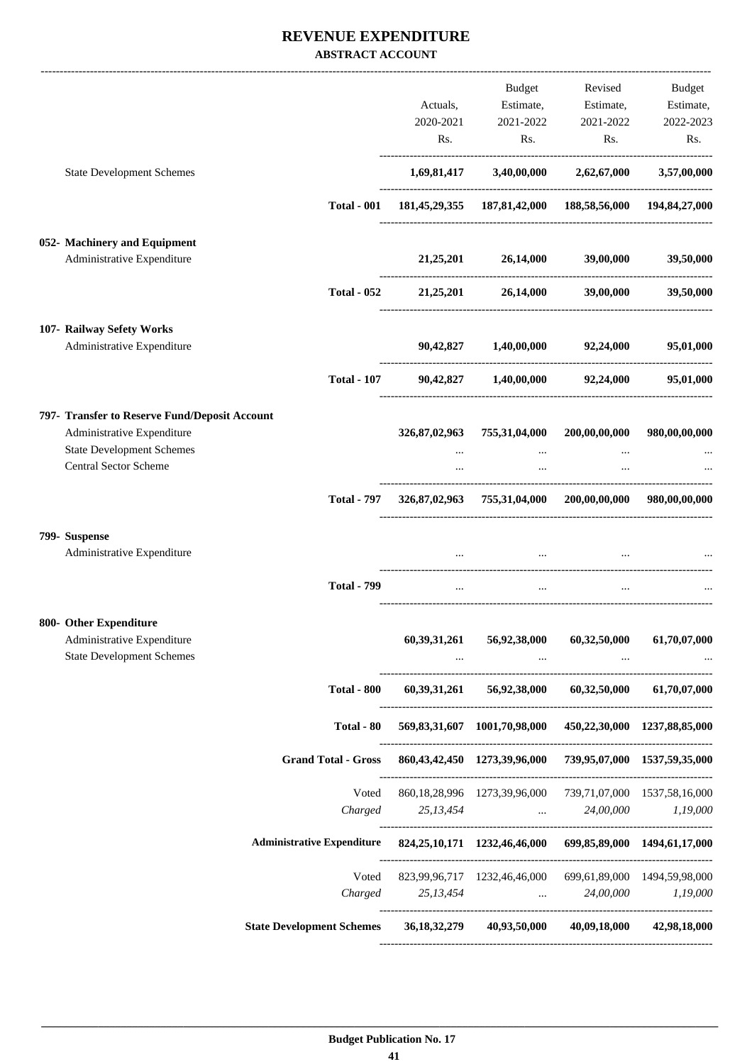# REVENUE EXPENDITURE

## ABSTRACT ACCOUNT

| | | Actuals, 2020-2021 Rs. | Budget Estimate, 2021-2022 Rs. | Revised Estimate, 2021-2022 Rs. | Budget Estimate, 2022-2023 Rs. |
|---|---|---|---|---|---|
| State Development Schemes | | **1,69,81,417** | **3,40,00,000** | **2,62,67,000** | **3,57,00,000** |
| | **Total - 001** | **181,45,29,355** | **187,81,42,000** | **188,58,56,000** | **194,84,27,000** |
| **052- Machinery and Equipment** | | | | | |
| Administrative Expenditure | | **21,25,201** | **26,14,000** | **39,00,000** | **39,50,000** |
| | **Total - 052** | **21,25,201** | **26,14,000** | **39,00,000** | **39,50,000** |
| **107- Railway Sefety Works** | | | | | |
| Administrative Expenditure | | **90,42,827** | **1,40,00,000** | **92,24,000** | **95,01,000** |
| | **Total - 107** | **90,42,827** | **1,40,00,000** | **92,24,000** | **95,01,000** |
| **797- Transfer to Reserve Fund/Deposit Account** | | | | | |
| Administrative Expenditure | | **326,87,02,963** | **755,31,04,000** | **200,00,00,000** | **980,00,00,000** |
| State Development Schemes | | ... | ... | ... | ... |
| Central Sector Scheme | | ... | ... | ... | ... |
| | **Total - 797** | **326,87,02,963** | **755,31,04,000** | **200,00,00,000** | **980,00,00,000** |
| **799- Suspense** | | | | | |
| Administrative Expenditure | | ... | ... | ... | ... |
| | **Total - 799** | ... | ... | ... | ... |
| **800- Other Expenditure** | | | | | |
| Administrative Expenditure | | **60,39,31,261** | **56,92,38,000** | **60,32,50,000** | **61,70,07,000** |
| State Development Schemes | | ... | ... | ... | ... |
| | **Total - 800** | **60,39,31,261** | **56,92,38,000** | **60,32,50,000** | **61,70,07,000** |
| | **Total - 80** | **569,83,31,607** | **1001,70,98,000** | **450,22,30,000** | **1237,88,85,000** |
| | **Grand Total - Gross** | **860,43,42,450** | **1273,39,96,000** | **739,95,07,000** | **1537,59,35,000** |
| | Voted | 860,18,28,996 | 1273,39,96,000 | 739,71,07,000 | 1537,58,16,000 |
| | *Charged* | *25,13,454* | *...* | *24,00,000* | *1,19,000* |
| | **Administrative Expenditure** | **824,25,10,171** | **1232,46,46,000** | **699,85,89,000** | **1494,61,17,000** |
| | Voted | 823,99,96,717 | 1232,46,46,000 | 699,61,89,000 | 1494,59,98,000 |
| | *Charged* | *25,13,454* | *...* | *24,00,000* | *1,19,000* |
| | **State Development Schemes** | **36,18,32,279** | **40,93,50,000** | **40,09,18,000** | **42,98,18,000** |

**Budget Publication No. 17**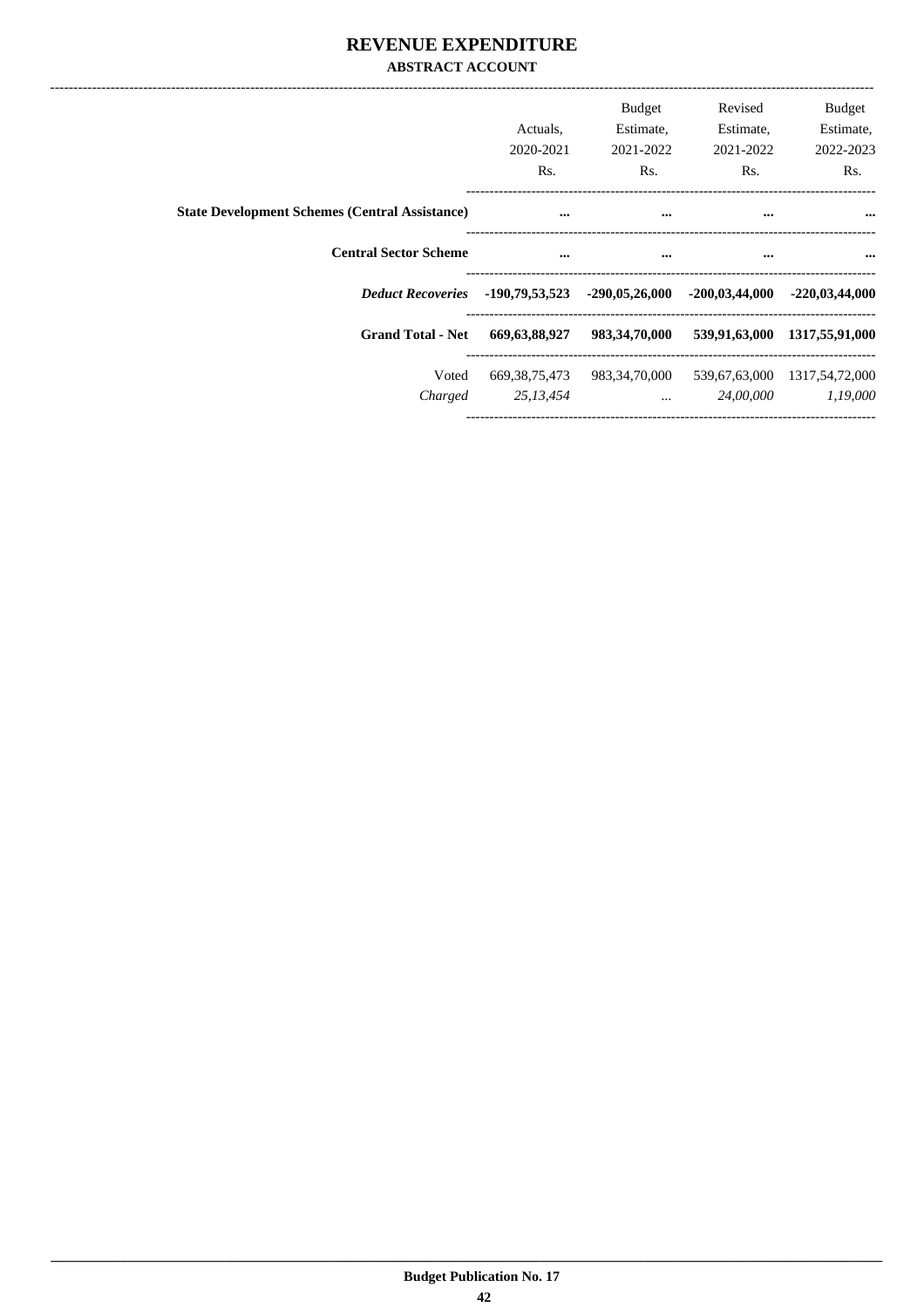# REVENUE EXPENDITURE

## ABSTRACT ACCOUNT

| | Actuals, 2020-2021 Rs. | Budget Estimate, 2021-2022 Rs. | Revised Estimate, 2021-2022 Rs. | Budget Estimate, 2022-2023 Rs. |
|---|---|---|---|---|
| **State Development Schemes (Central Assistance)** | **...** | **...** | **...** | **...** |
| **Central Sector Scheme** | **...** | **...** | **...** | **...** |
| ***Deduct Recoveries*** | **-190,79,53,523** | **-290,05,26,000** | **-200,03,44,000** | **-220,03,44,000** |
| **Grand Total - Net** | **669,63,88,927** | **983,34,70,000** | **539,91,63,000** | **1317,55,91,000** |
| Voted | 669,38,75,473 | 983,34,70,000 | 539,67,63,000 | 1317,54,72,000 |
| *Charged* | *25,13,454* | *...* | *24,00,000* | *1,19,000* |

**Budget Publication No. 17**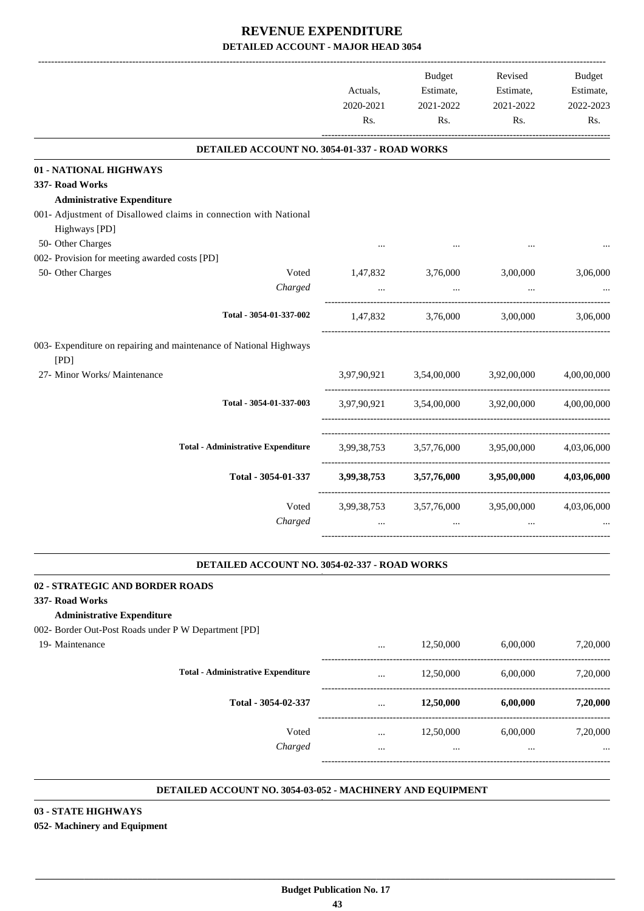# REVENUE EXPENDITURE

## DETAILED ACCOUNT - MAJOR HEAD 3054

| | | Actuals, 2020-2021 Rs. | Budget Estimate, 2021-2022 Rs. | Revised Estimate, 2021-2022 Rs. | Budget Estimate, 2022-2023 Rs. |
|---|---|---|---|---|---|
| **DETAILED ACCOUNT NO. 3054-01-337 - ROAD WORKS** | | | | | |
| **01 - NATIONAL HIGHWAYS** | | | | | |
| **337- Road Works** | | | | | |
| **Administrative Expenditure** | | | | | |
| 001- Adjustment of Disallowed claims in connection with National Highways [PD] | | | | | |
| 50- Other Charges | | ... | ... | ... | ... |
| 002- Provision for meeting awarded costs [PD] | | | | | |
| 50- Other Charges | Voted | 1,47,832 | 3,76,000 | 3,00,000 | 3,06,000 |
| | *Charged* | ... | ... | ... | ... |
| **Total - 3054-01-337-002** | | 1,47,832 | 3,76,000 | 3,00,000 | 3,06,000 |
| 003- Expenditure on repairing and maintenance of National Highways [PD] | | | | | |
| 27- Minor Works/ Maintenance | | 3,97,90,921 | 3,54,00,000 | 3,92,00,000 | 4,00,00,000 |
| **Total - 3054-01-337-003** | | 3,97,90,921 | 3,54,00,000 | 3,92,00,000 | 4,00,00,000 |
| **Total - Administrative Expenditure** | | 3,99,38,753 | 3,57,76,000 | 3,95,00,000 | 4,03,06,000 |
| **Total - 3054-01-337** | | **3,99,38,753** | **3,57,76,000** | **3,95,00,000** | **4,03,06,000** |
| | Voted | 3,99,38,753 | 3,57,76,000 | 3,95,00,000 | 4,03,06,000 |
| | *Charged* | ... | ... | ... | ... |
| **DETAILED ACCOUNT NO. 3054-02-337 - ROAD WORKS** | | | | | |
| **02 - STRATEGIC AND BORDER ROADS** | | | | | |
| **337- Road Works** | | | | | |
| **Administrative Expenditure** | | | | | |
| 002- Border Out-Post Roads under P W Department [PD] | | | | | |
| 19- Maintenance | | ... | 12,50,000 | 6,00,000 | 7,20,000 |
| **Total - Administrative Expenditure** | | ... | 12,50,000 | 6,00,000 | 7,20,000 |
| **Total - 3054-02-337** | | ... | **12,50,000** | **6,00,000** | **7,20,000** |
| | Voted | ... | 12,50,000 | 6,00,000 | 7,20,000 |
| | *Charged* | ... | ... | ... | ... |
| **DETAILED ACCOUNT NO. 3054-03-052 - MACHINERY AND EQUIPMENT** | | | | | |
| **03 - STATE HIGHWAYS** | | | | | |
| **052- Machinery and Equipment** | | | | | |

Budget Publication No. 17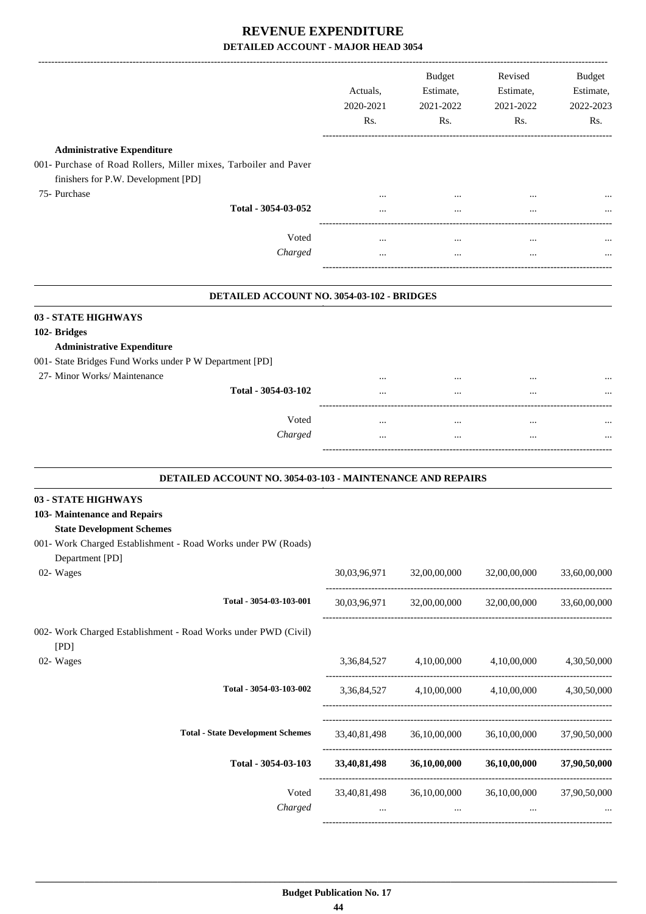# REVENUE EXPENDITURE

## DETAILED ACCOUNT - MAJOR HEAD 3054

| | Actuals, 2020-2021 Rs. | Budget Estimate, 2021-2022 Rs. | Revised Estimate, 2021-2022 Rs. | Budget Estimate, 2022-2023 Rs. |
|---|---|---|---|---|
| **Administrative Expenditure** | | | | |
| 001- Purchase of Road Rollers, Miller mixes, Tarboiler and Paver finishers for P.W. Development [PD] | | | | |
| 75- Purchase | ... | ... | ... | ... |
| Total - 3054-03-052 | ... | ... | ... | ... |
| Voted | ... | ... | ... | ... |
| *Charged* | ... | ... | ... | ... |

### DETAILED ACCOUNT NO. 3054-03-102 - BRIDGES

| | Actuals, 2020-2021 Rs. | Budget Estimate, 2021-2022 Rs. | Revised Estimate, 2021-2022 Rs. | Budget Estimate, 2022-2023 Rs. |
|---|---|---|---|---|
| **03 - STATE HIGHWAYS** | | | | |
| **102- Bridges** | | | | |
| **Administrative Expenditure** | | | | |
| 001- State Bridges Fund Works under P W Department [PD] | | | | |
| 27- Minor Works/ Maintenance | ... | ... | ... | ... |
| Total - 3054-03-102 | ... | ... | ... | ... |
| Voted | ... | ... | ... | ... |
| *Charged* | ... | ... | ... | ... |

### DETAILED ACCOUNT NO. 3054-03-103 - MAINTENANCE AND REPAIRS

| | Actuals, 2020-2021 Rs. | Budget Estimate, 2021-2022 Rs. | Revised Estimate, 2021-2022 Rs. | Budget Estimate, 2022-2023 Rs. |
|---|---|---|---|---|
| **03 - STATE HIGHWAYS** | | | | |
| **103- Maintenance and Repairs** | | | | |
| **State Development Schemes** | | | | |
| 001- Work Charged Establishment - Road Works under PW (Roads) Department [PD] | | | | |
| 02- Wages | 30,03,96,971 | 32,00,00,000 | 32,00,00,000 | 33,60,00,000 |
| Total - 3054-03-103-001 | 30,03,96,971 | 32,00,00,000 | 32,00,00,000 | 33,60,00,000 |
| 002- Work Charged Establishment - Road Works under PWD (Civil) [PD] | | | | |
| 02- Wages | 3,36,84,527 | 4,10,00,000 | 4,10,00,000 | 4,30,50,000 |
| Total - 3054-03-103-002 | 3,36,84,527 | 4,10,00,000 | 4,10,00,000 | 4,30,50,000 |
| Total - State Development Schemes | 33,40,81,498 | 36,10,00,000 | 36,10,00,000 | 37,90,50,000 |
| **Total - 3054-03-103** | **33,40,81,498** | **36,10,00,000** | **36,10,00,000** | **37,90,50,000** |
| Voted | 33,40,81,498 | 36,10,00,000 | 36,10,00,000 | 37,90,50,000 |
| *Charged* | ... | ... | ... | ... |

**Budget Publication No. 17**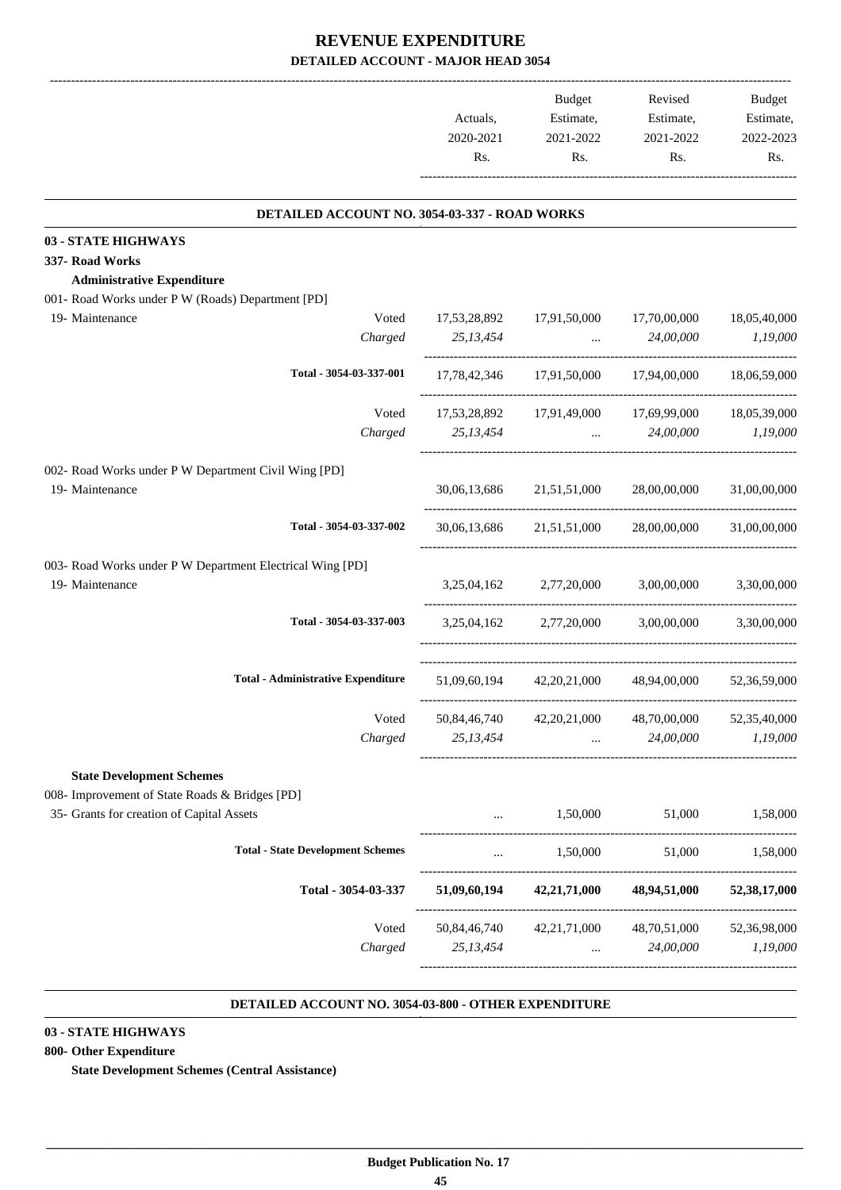# REVENUE EXPENDITURE

## DETAILED ACCOUNT - MAJOR HEAD 3054

| | | Actuals, 2020-2021 Rs. | Budget Estimate, 2021-2022 Rs. | Revised Estimate, 2021-2022 Rs. | Budget Estimate, 2022-2023 Rs. |
|---|---|---|---|---|---|

### DETAILED ACCOUNT NO. 3054-03-337 - ROAD WORKS

**03 - STATE HIGHWAYS**

**337- Road Works**

**Administrative Expenditure**

| | | Actuals, 2020-2021 Rs. | Budget Estimate, 2021-2022 Rs. | Revised Estimate, 2021-2022 Rs. | Budget Estimate, 2022-2023 Rs. |
|---|---|---|---|---|---|
| 001- Road Works under P W (Roads) Department [PD] | | | | | |
| 19- Maintenance | Voted | 17,53,28,892 | 17,91,50,000 | 17,70,00,000 | 18,05,40,000 |
| | *Charged* | *25,13,454* | *...* | *24,00,000* | *1,19,000* |
| **Total - 3054-03-337-001** | | 17,78,42,346 | 17,91,50,000 | 17,94,00,000 | 18,06,59,000 |
| | Voted | 17,53,28,892 | 17,91,49,000 | 17,69,99,000 | 18,05,39,000 |
| | *Charged* | *25,13,454* | *...* | *24,00,000* | *1,19,000* |
| 002- Road Works under P W Department Civil Wing [PD] | | | | | |
| 19- Maintenance | | 30,06,13,686 | 21,51,51,000 | 28,00,00,000 | 31,00,00,000 |
| **Total - 3054-03-337-002** | | 30,06,13,686 | 21,51,51,000 | 28,00,00,000 | 31,00,00,000 |
| 003- Road Works under P W Department Electrical Wing [PD] | | | | | |
| 19- Maintenance | | 3,25,04,162 | 2,77,20,000 | 3,00,00,000 | 3,30,00,000 |
| **Total - 3054-03-337-003** | | 3,25,04,162 | 2,77,20,000 | 3,00,00,000 | 3,30,00,000 |
| **Total - Administrative Expenditure** | | 51,09,60,194 | 42,20,21,000 | 48,94,00,000 | 52,36,59,000 |
| | Voted | 50,84,46,740 | 42,20,21,000 | 48,70,00,000 | 52,35,40,000 |
| | *Charged* | *25,13,454* | *...* | *24,00,000* | *1,19,000* |
| **State Development Schemes** | | | | | |
| 008- Improvement of State Roads & Bridges [PD] | | | | | |
| 35- Grants for creation of Capital Assets | | ... | 1,50,000 | 51,000 | 1,58,000 |
| **Total - State Development Schemes** | | ... | 1,50,000 | 51,000 | 1,58,000 |
| **Total - 3054-03-337** | | **51,09,60,194** | **42,21,71,000** | **48,94,51,000** | **52,38,17,000** |
| | Voted | 50,84,46,740 | 42,21,71,000 | 48,70,51,000 | 52,36,98,000 |
| | *Charged* | *25,13,454* | *...* | *24,00,000* | *1,19,000* |

### DETAILED ACCOUNT NO. 3054-03-800 - OTHER EXPENDITURE

**03 - STATE HIGHWAYS**

**800- Other Expenditure**

**State Development Schemes (Central Assistance)**

**Budget Publication No. 17**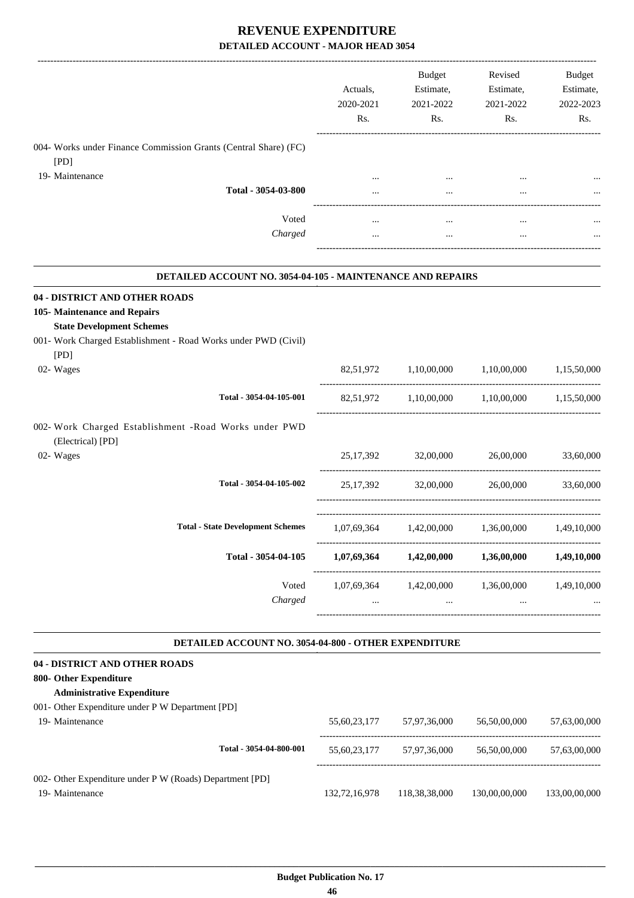# REVENUE EXPENDITURE

## DETAILED ACCOUNT - MAJOR HEAD 3054

| | Actuals, 2020-2021 Rs. | Budget Estimate, 2021-2022 Rs. | Revised Estimate, 2021-2022 Rs. | Budget Estimate, 2022-2023 Rs. |
|---|---|---|---|---|
| 004- Works under Finance Commission Grants (Central Share) (FC) [PD] | | | | |
| 19- Maintenance | ... | ... | ... | ... |
| **Total - 3054-03-800** | ... | ... | ... | ... |
| Voted | ... | ... | ... | ... |
| *Charged* | ... | ... | ... | ... |

### DETAILED ACCOUNT NO. 3054-04-105 - MAINTENANCE AND REPAIRS

**04 - DISTRICT AND OTHER ROADS**

**105- Maintenance and Repairs**

**State Development Schemes**

| | Actuals, 2020-2021 Rs. | Budget Estimate, 2021-2022 Rs. | Revised Estimate, 2021-2022 Rs. | Budget Estimate, 2022-2023 Rs. |
|---|---|---|---|---|
| 001- Work Charged Establishment - Road Works under PWD (Civil) [PD] | | | | |
| 02- Wages | 82,51,972 | 1,10,00,000 | 1,10,00,000 | 1,15,50,000 |
| **Total - 3054-04-105-001** | 82,51,972 | 1,10,00,000 | 1,10,00,000 | 1,15,50,000 |
| 002- Work Charged Establishment -Road Works under PWD (Electrical) [PD] | | | | |
| 02- Wages | 25,17,392 | 32,00,000 | 26,00,000 | 33,60,000 |
| **Total - 3054-04-105-002** | 25,17,392 | 32,00,000 | 26,00,000 | 33,60,000 |
| **Total - State Development Schemes** | 1,07,69,364 | 1,42,00,000 | 1,36,00,000 | 1,49,10,000 |
| **Total - 3054-04-105** | **1,07,69,364** | **1,42,00,000** | **1,36,00,000** | **1,49,10,000** |
| Voted | 1,07,69,364 | 1,42,00,000 | 1,36,00,000 | 1,49,10,000 |
| *Charged* | ... | ... | ... | ... |

### DETAILED ACCOUNT NO. 3054-04-800 - OTHER EXPENDITURE

**04 - DISTRICT AND OTHER ROADS**

**800- Other Expenditure**

**Administrative Expenditure**

| | Actuals, 2020-2021 Rs. | Budget Estimate, 2021-2022 Rs. | Revised Estimate, 2021-2022 Rs. | Budget Estimate, 2022-2023 Rs. |
|---|---|---|---|---|
| 001- Other Expenditure under P W Department [PD] | | | | |
| 19- Maintenance | 55,60,23,177 | 57,97,36,000 | 56,50,00,000 | 57,63,00,000 |
| **Total - 3054-04-800-001** | 55,60,23,177 | 57,97,36,000 | 56,50,00,000 | 57,63,00,000 |
| 002- Other Expenditure under P W (Roads) Department [PD] | | | | |
| 19- Maintenance | 132,72,16,978 | 118,38,38,000 | 130,00,00,000 | 133,00,00,000 |

**Budget Publication No. 17**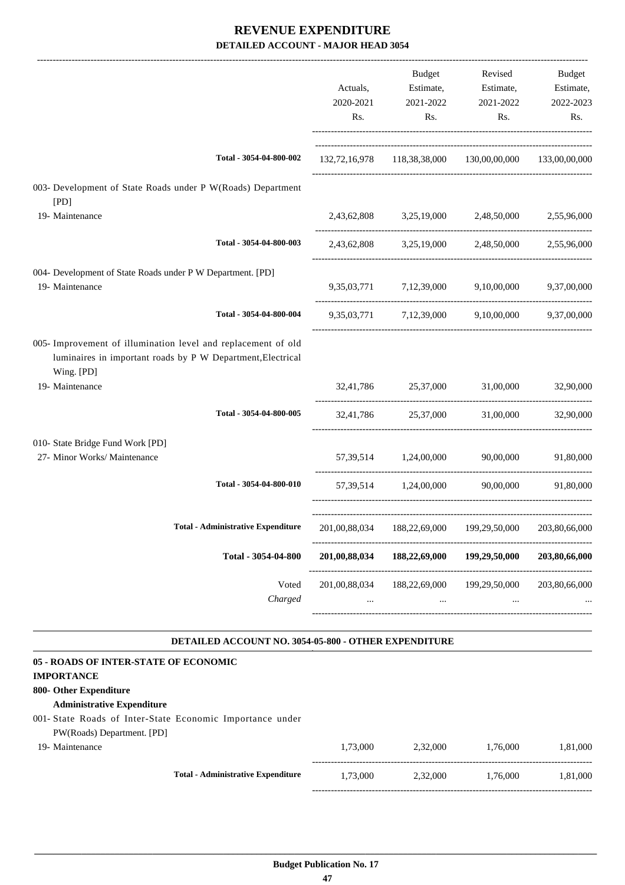# REVENUE EXPENDITURE
## DETAILED ACCOUNT - MAJOR HEAD 3054

| | Actuals, 2020-2021 Rs. | Budget Estimate, 2021-2022 Rs. | Revised Estimate, 2021-2022 Rs. | Budget Estimate, 2022-2023 Rs. |
|---|---|---|---|---|
| Total - 3054-04-800-002 | 132,72,16,978 | 118,38,38,000 | 130,00,00,000 | 133,00,00,000 |
| 003- Development of State Roads under P W(Roads) Department [PD] | | | | |
| 19- Maintenance | 2,43,62,808 | 3,25,19,000 | 2,48,50,000 | 2,55,96,000 |
| Total - 3054-04-800-003 | 2,43,62,808 | 3,25,19,000 | 2,48,50,000 | 2,55,96,000 |
| 004- Development of State Roads under P W Department. [PD] | | | | |
| 19- Maintenance | 9,35,03,771 | 7,12,39,000 | 9,10,00,000 | 9,37,00,000 |
| Total - 3054-04-800-004 | 9,35,03,771 | 7,12,39,000 | 9,10,00,000 | 9,37,00,000 |
| 005- Improvement of illumination level and replacement of old luminaires in important roads by P W Department,Electrical Wing. [PD] | | | | |
| 19- Maintenance | 32,41,786 | 25,37,000 | 31,00,000 | 32,90,000 |
| Total - 3054-04-800-005 | 32,41,786 | 25,37,000 | 31,00,000 | 32,90,000 |
| 010- State Bridge Fund Work [PD] | | | | |
| 27- Minor Works/ Maintenance | 57,39,514 | 1,24,00,000 | 90,00,000 | 91,80,000 |
| Total - 3054-04-800-010 | 57,39,514 | 1,24,00,000 | 90,00,000 | 91,80,000 |
| Total - Administrative Expenditure | 201,00,88,034 | 188,22,69,000 | 199,29,50,000 | 203,80,66,000 |
| **Total - 3054-04-800** | **201,00,88,034** | **188,22,69,000** | **199,29,50,000** | **203,80,66,000** |
| Voted | 201,00,88,034 | 188,22,69,000 | 199,29,50,000 | 203,80,66,000 |
| *Charged* | ... | ... | ... | ... |

### DETAILED ACCOUNT NO. 3054-05-800 - OTHER EXPENDITURE

**05 - ROADS OF INTER-STATE OF ECONOMIC IMPORTANCE**

**800- Other Expenditure**

**Administrative Expenditure**

| | Actuals, 2020-2021 Rs. | Budget Estimate, 2021-2022 Rs. | Revised Estimate, 2021-2022 Rs. | Budget Estimate, 2022-2023 Rs. |
|---|---|---|---|---|
| 001- State Roads of Inter-State Economic Importance under PW(Roads) Department. [PD] | | | | |
| 19- Maintenance | 1,73,000 | 2,32,000 | 1,76,000 | 1,81,000 |
| Total - Administrative Expenditure | 1,73,000 | 2,32,000 | 1,76,000 | 1,81,000 |

Budget Publication No. 17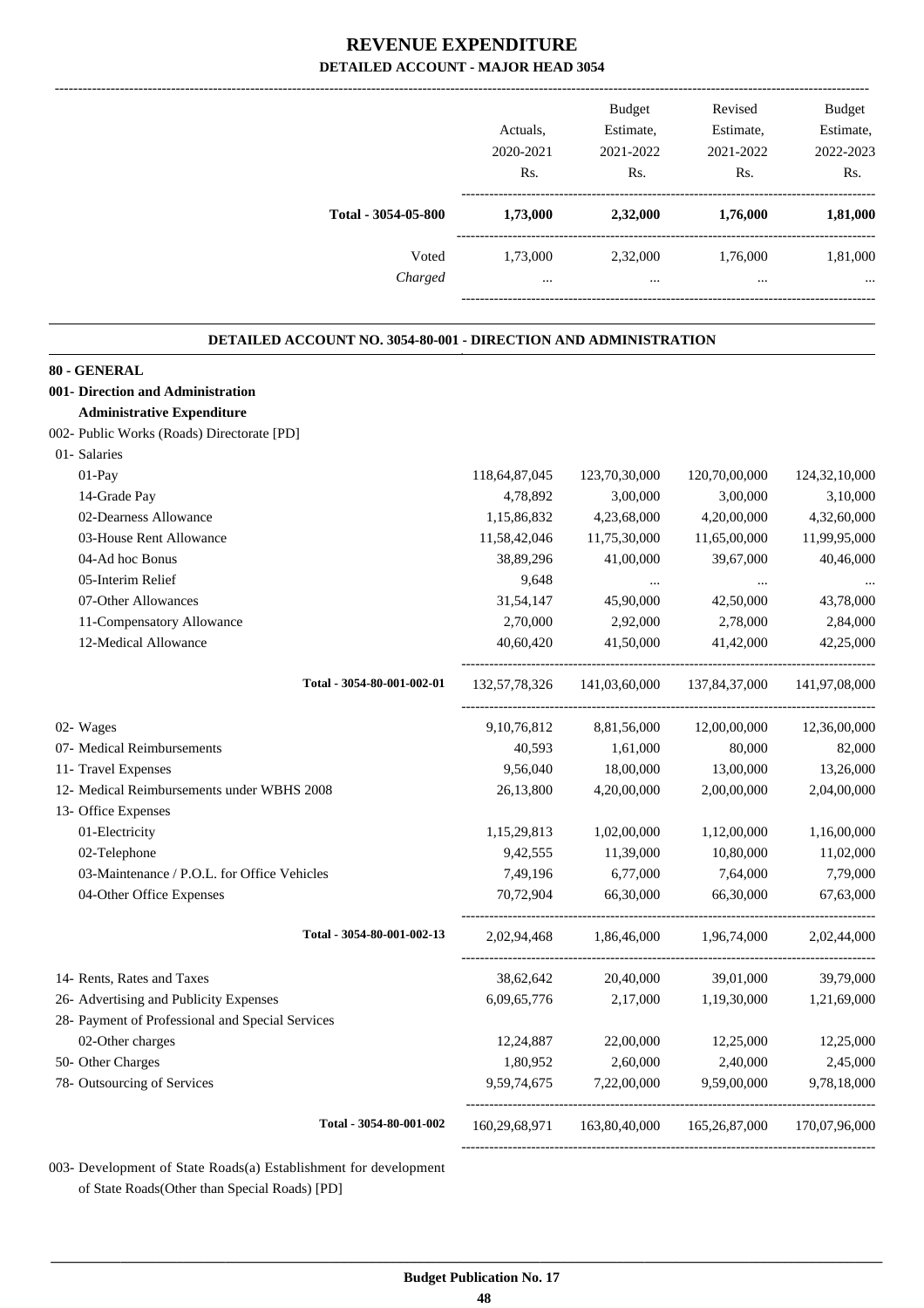# REVENUE EXPENDITURE

## DETAILED ACCOUNT - MAJOR HEAD 3054

| | Actuals, 2020-2021 Rs. | Budget Estimate, 2021-2022 Rs. | Revised Estimate, 2021-2022 Rs. | Budget Estimate, 2022-2023 Rs. |
|---|---|---|---|---|
| **Total - 3054-05-800** | **1,73,000** | **2,32,000** | **1,76,000** | **1,81,000** |
| Voted | 1,73,000 | 2,32,000 | 1,76,000 | 1,81,000 |
| *Charged* | ... | ... | ... | ... |

### DETAILED ACCOUNT NO. 3054-80-001 - DIRECTION AND ADMINISTRATION

| | Actuals, 2020-2021 Rs. | Budget Estimate, 2021-2022 Rs. | Revised Estimate, 2021-2022 Rs. | Budget Estimate, 2022-2023 Rs. |
|---|---|---|---|---|
| **80 - GENERAL** | | | | |
| **001- Direction and Administration** | | | | |
| **Administrative Expenditure** | | | | |
| 002- Public Works (Roads) Directorate [PD] | | | | |
| 01- Salaries | | | | |
| 01-Pay | 118,64,87,045 | 123,70,30,000 | 120,70,00,000 | 124,32,10,000 |
| 14-Grade Pay | 4,78,892 | 3,00,000 | 3,00,000 | 3,10,000 |
| 02-Dearness Allowance | 1,15,86,832 | 4,23,68,000 | 4,20,00,000 | 4,32,60,000 |
| 03-House Rent Allowance | 11,58,42,046 | 11,75,30,000 | 11,65,00,000 | 11,99,95,000 |
| 04-Ad hoc Bonus | 38,89,296 | 41,00,000 | 39,67,000 | 40,46,000 |
| 05-Interim Relief | 9,648 | ... | ... | ... |
| 07-Other Allowances | 31,54,147 | 45,90,000 | 42,50,000 | 43,78,000 |
| 11-Compensatory Allowance | 2,70,000 | 2,92,000 | 2,78,000 | 2,84,000 |
| 12-Medical Allowance | 40,60,420 | 41,50,000 | 41,42,000 | 42,25,000 |
| **Total - 3054-80-001-002-01** | 132,57,78,326 | 141,03,60,000 | 137,84,37,000 | 141,97,08,000 |
| 02- Wages | 9,10,76,812 | 8,81,56,000 | 12,00,00,000 | 12,36,00,000 |
| 07- Medical Reimbursements | 40,593 | 1,61,000 | 80,000 | 82,000 |
| 11- Travel Expenses | 9,56,040 | 18,00,000 | 13,00,000 | 13,26,000 |
| 12- Medical Reimbursements under WBHS 2008 | 26,13,800 | 4,20,00,000 | 2,00,00,000 | 2,04,00,000 |
| 13- Office Expenses | | | | |
| 01-Electricity | 1,15,29,813 | 1,02,00,000 | 1,12,00,000 | 1,16,00,000 |
| 02-Telephone | 9,42,555 | 11,39,000 | 10,80,000 | 11,02,000 |
| 03-Maintenance / P.O.L. for Office Vehicles | 7,49,196 | 6,77,000 | 7,64,000 | 7,79,000 |
| 04-Other Office Expenses | 70,72,904 | 66,30,000 | 66,30,000 | 67,63,000 |
| **Total - 3054-80-001-002-13** | 2,02,94,468 | 1,86,46,000 | 1,96,74,000 | 2,02,44,000 |
| 14- Rents, Rates and Taxes | 38,62,642 | 20,40,000 | 39,01,000 | 39,79,000 |
| 26- Advertising and Publicity Expenses | 6,09,65,776 | 2,17,000 | 1,19,30,000 | 1,21,69,000 |
| 28- Payment of Professional and Special Services | | | | |
| 02-Other charges | 12,24,887 | 22,00,000 | 12,25,000 | 12,25,000 |
| 50- Other Charges | 1,80,952 | 2,60,000 | 2,40,000 | 2,45,000 |
| 78- Outsourcing of Services | 9,59,74,675 | 7,22,00,000 | 9,59,00,000 | 9,78,18,000 |
| **Total - 3054-80-001-002** | 160,29,68,971 | 163,80,40,000 | 165,26,87,000 | 170,07,96,000 |

003- Development of State Roads(a) Establishment for development of State Roads(Other than Special Roads) [PD]

Budget Publication No. 17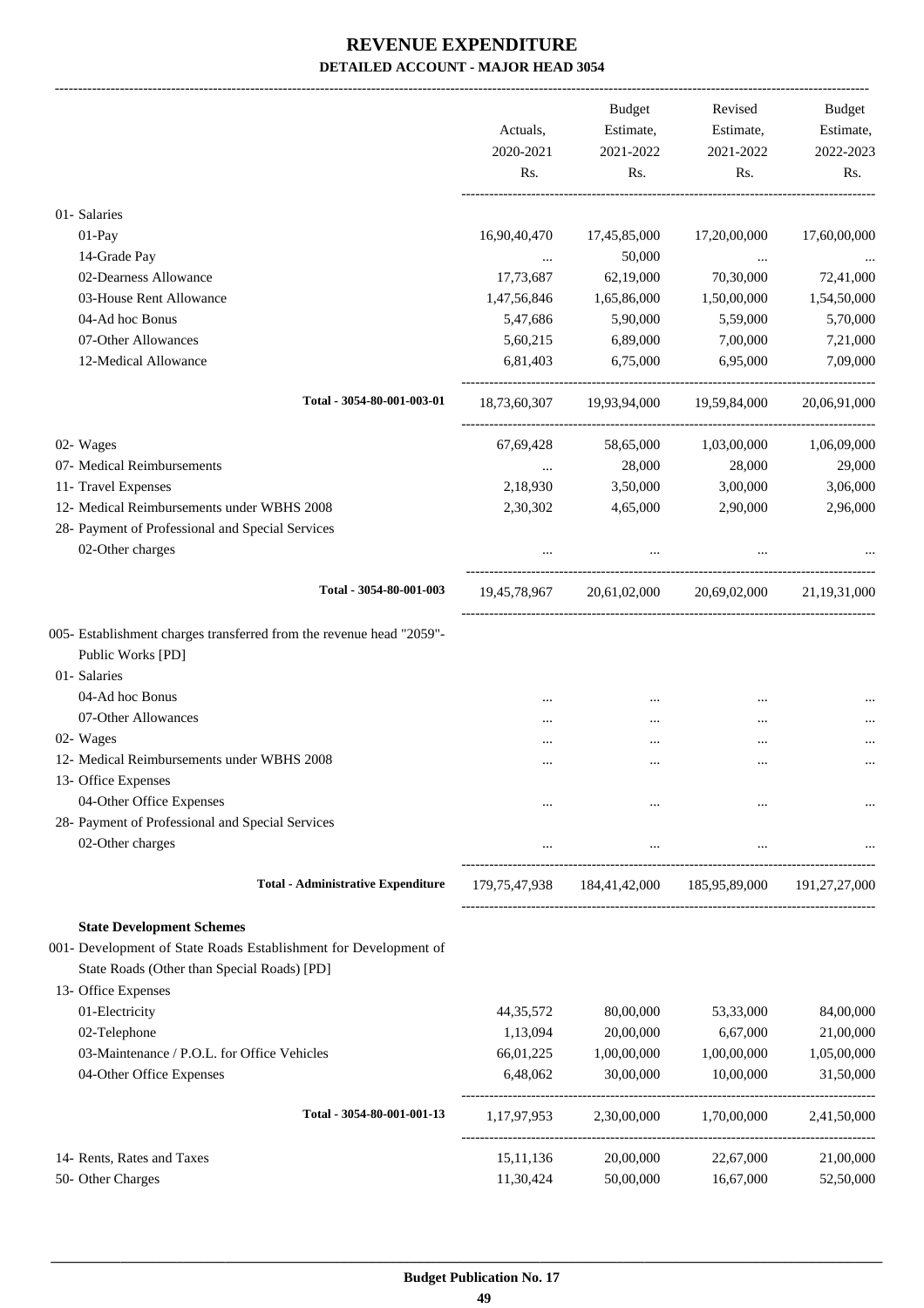# REVENUE EXPENDITURE
## DETAILED ACCOUNT - MAJOR HEAD 3054

| | Actuals, 2020-2021 Rs. | Budget Estimate, 2021-2022 Rs. | Revised Estimate, 2021-2022 Rs. | Budget Estimate, 2022-2023 Rs. |
|---|---|---|---|---|
| 01- Salaries | | | | |
| 01-Pay | 16,90,40,470 | 17,45,85,000 | 17,20,00,000 | 17,60,00,000 |
| 14-Grade Pay | ... | 50,000 | ... | ... |
| 02-Dearness Allowance | 17,73,687 | 62,19,000 | 70,30,000 | 72,41,000 |
| 03-House Rent Allowance | 1,47,56,846 | 1,65,86,000 | 1,50,00,000 | 1,54,50,000 |
| 04-Ad hoc Bonus | 5,47,686 | 5,90,000 | 5,59,000 | 5,70,000 |
| 07-Other Allowances | 5,60,215 | 6,89,000 | 7,00,000 | 7,21,000 |
| 12-Medical Allowance | 6,81,403 | 6,75,000 | 6,95,000 | 7,09,000 |
| **Total - 3054-80-001-003-01** | 18,73,60,307 | 19,93,94,000 | 19,59,84,000 | 20,06,91,000 |
| 02- Wages | 67,69,428 | 58,65,000 | 1,03,00,000 | 1,06,09,000 |
| 07- Medical Reimbursements | ... | 28,000 | 28,000 | 29,000 |
| 11- Travel Expenses | 2,18,930 | 3,50,000 | 3,00,000 | 3,06,000 |
| 12- Medical Reimbursements under WBHS 2008 | 2,30,302 | 4,65,000 | 2,90,000 | 2,96,000 |
| 28- Payment of Professional and Special Services | | | | |
| 02-Other charges | ... | ... | ... | ... |
| **Total - 3054-80-001-003** | 19,45,78,967 | 20,61,02,000 | 20,69,02,000 | 21,19,31,000 |
| 005- Establishment charges transferred from the revenue head "2059"- Public Works [PD] | | | | |
| 01- Salaries | | | | |
| 04-Ad hoc Bonus | ... | ... | ... | ... |
| 07-Other Allowances | ... | ... | ... | ... |
| 02- Wages | ... | ... | ... | ... |
| 12- Medical Reimbursements under WBHS 2008 | ... | ... | ... | ... |
| 13- Office Expenses | | | | |
| 04-Other Office Expenses | ... | ... | ... | ... |
| 28- Payment of Professional and Special Services | | | | |
| 02-Other charges | ... | ... | ... | ... |
| **Total - Administrative Expenditure** | 179,75,47,938 | 184,41,42,000 | 185,95,89,000 | 191,27,27,000 |
| **State Development Schemes** | | | | |
| 001- Development of State Roads Establishment for Development of State Roads (Other than Special Roads) [PD] | | | | |
| 13- Office Expenses | | | | |
| 01-Electricity | 44,35,572 | 80,00,000 | 53,33,000 | 84,00,000 |
| 02-Telephone | 1,13,094 | 20,00,000 | 6,67,000 | 21,00,000 |
| 03-Maintenance / P.O.L. for Office Vehicles | 66,01,225 | 1,00,00,000 | 1,00,00,000 | 1,05,00,000 |
| 04-Other Office Expenses | 6,48,062 | 30,00,000 | 10,00,000 | 31,50,000 |
| **Total - 3054-80-001-001-13** | 1,17,97,953 | 2,30,00,000 | 1,70,00,000 | 2,41,50,000 |
| 14- Rents, Rates and Taxes | 15,11,136 | 20,00,000 | 22,67,000 | 21,00,000 |
| 50- Other Charges | 11,30,424 | 50,00,000 | 16,67,000 | 52,50,000 |

**Budget Publication No. 17**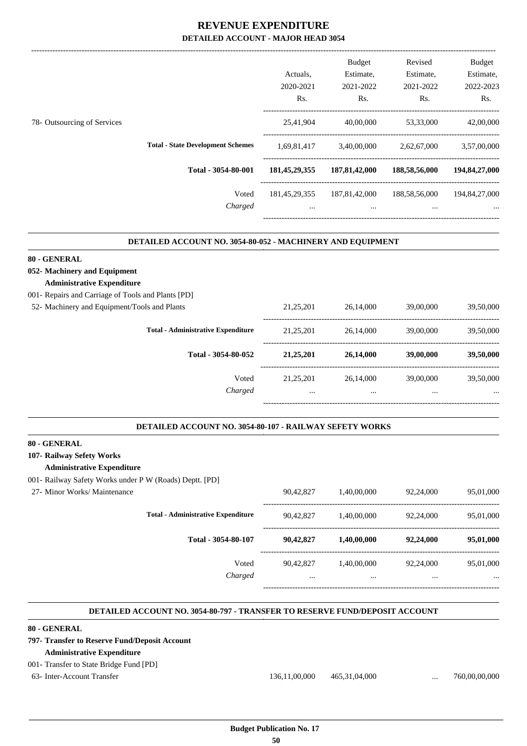# REVENUE EXPENDITURE
## DETAILED ACCOUNT - MAJOR HEAD 3054

| | Actuals, 2020-2021 Rs. | Budget Estimate, 2021-2022 Rs. | Revised Estimate, 2021-2022 Rs. | Budget Estimate, 2022-2023 Rs. |
|---|---|---|---|---|
| 78- Outsourcing of Services | 25,41,904 | 40,00,000 | 53,33,000 | 42,00,000 |
| **Total - State Development Schemes** | 1,69,81,417 | 3,40,00,000 | 2,62,67,000 | 3,57,00,000 |
| **Total - 3054-80-001** | **181,45,29,355** | **187,81,42,000** | **188,58,56,000** | **194,84,27,000** |
| Voted | 181,45,29,355 | 187,81,42,000 | 188,58,56,000 | 194,84,27,000 |
| *Charged* | ... | ... | ... | ... |

### DETAILED ACCOUNT NO. 3054-80-052 - MACHINERY AND EQUIPMENT

**80 - GENERAL**
**052- Machinery and Equipment**
**Administrative Expenditure**
001- Repairs and Carriage of Tools and Plants [PD]

| | Actuals, 2020-2021 Rs. | Budget Estimate, 2021-2022 Rs. | Revised Estimate, 2021-2022 Rs. | Budget Estimate, 2022-2023 Rs. |
|---|---|---|---|---|
| 52- Machinery and Equipment/Tools and Plants | 21,25,201 | 26,14,000 | 39,00,000 | 39,50,000 |
| **Total - Administrative Expenditure** | 21,25,201 | 26,14,000 | 39,00,000 | 39,50,000 |
| **Total - 3054-80-052** | **21,25,201** | **26,14,000** | **39,00,000** | **39,50,000** |
| Voted | 21,25,201 | 26,14,000 | 39,00,000 | 39,50,000 |
| *Charged* | ... | ... | ... | ... |

### DETAILED ACCOUNT NO. 3054-80-107 - RAILWAY SEFETY WORKS

**80 - GENERAL**
**107- Railway Sefety Works**
**Administrative Expenditure**
001- Railway Safety Works under P W (Roads) Deptt. [PD]

| | Actuals, 2020-2021 Rs. | Budget Estimate, 2021-2022 Rs. | Revised Estimate, 2021-2022 Rs. | Budget Estimate, 2022-2023 Rs. |
|---|---|---|---|---|
| 27- Minor Works/ Maintenance | 90,42,827 | 1,40,00,000 | 92,24,000 | 95,01,000 |
| **Total - Administrative Expenditure** | 90,42,827 | 1,40,00,000 | 92,24,000 | 95,01,000 |
| **Total - 3054-80-107** | **90,42,827** | **1,40,00,000** | **92,24,000** | **95,01,000** |
| Voted | 90,42,827 | 1,40,00,000 | 92,24,000 | 95,01,000 |
| *Charged* | ... | ... | ... | ... |

### DETAILED ACCOUNT NO. 3054-80-797 - TRANSFER TO RESERVE FUND/DEPOSIT ACCOUNT

**80 - GENERAL**
**797- Transfer to Reserve Fund/Deposit Account**
**Administrative Expenditure**
001- Transfer to State Bridge Fund [PD]

| | Actuals, 2020-2021 Rs. | Budget Estimate, 2021-2022 Rs. | Revised Estimate, 2021-2022 Rs. | Budget Estimate, 2022-2023 Rs. |
|---|---|---|---|---|
| 63- Inter-Account Transfer | 136,11,00,000 | 465,31,04,000 | ... | 760,00,00,000 |

**Budget Publication No. 17**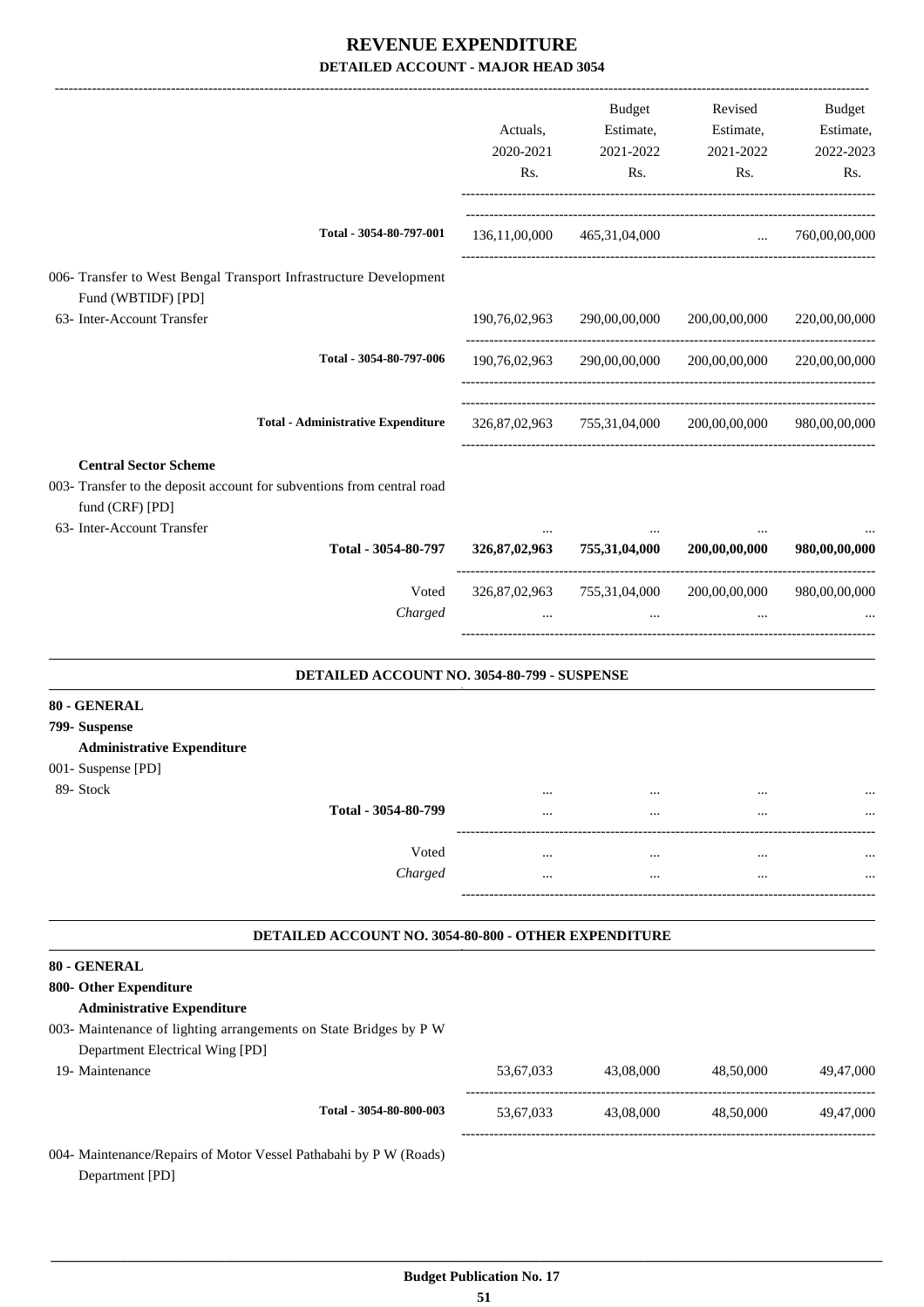# REVENUE EXPENDITURE

## DETAILED ACCOUNT - MAJOR HEAD 3054

| | Actuals, 2020-2021 Rs. | Budget Estimate, 2021-2022 Rs. | Revised Estimate, 2021-2022 Rs. | Budget Estimate, 2022-2023 Rs. |
|---|---|---|---|---|
| Total - 3054-80-797-001 | 136,11,00,000 | 465,31,04,000 | ... | 760,00,00,000 |
| 006- Transfer to West Bengal Transport Infrastructure Development Fund (WBTIDF) [PD] | | | | |
| 63- Inter-Account Transfer | 190,76,02,963 | 290,00,00,000 | 200,00,00,000 | 220,00,00,000 |
| Total - 3054-80-797-006 | 190,76,02,963 | 290,00,00,000 | 200,00,00,000 | 220,00,00,000 |
| Total - Administrative Expenditure | 326,87,02,963 | 755,31,04,000 | 200,00,00,000 | 980,00,00,000 |
| **Central Sector Scheme** | | | | |
| 003- Transfer to the deposit account for subventions from central road fund (CRF) [PD] | | | | |
| 63- Inter-Account Transfer | ... | ... | ... | ... |
| **Total - 3054-80-797** | **326,87,02,963** | **755,31,04,000** | **200,00,00,000** | **980,00,00,000** |
| Voted | 326,87,02,963 | 755,31,04,000 | 200,00,00,000 | 980,00,00,000 |
| *Charged* | ... | ... | ... | ... |

### DETAILED ACCOUNT NO. 3054-80-799 - SUSPENSE

| | Actuals, 2020-2021 Rs. | Budget Estimate, 2021-2022 Rs. | Revised Estimate, 2021-2022 Rs. | Budget Estimate, 2022-2023 Rs. |
|---|---|---|---|---|
| **80 - GENERAL** | | | | |
| **799- Suspense** | | | | |
| **Administrative Expenditure** | | | | |
| 001- Suspense [PD] | | | | |
| 89- Stock | ... | ... | ... | ... |
| **Total - 3054-80-799** | ... | ... | ... | ... |
| Voted | ... | ... | ... | ... |
| *Charged* | ... | ... | ... | ... |

### DETAILED ACCOUNT NO. 3054-80-800 - OTHER EXPENDITURE

| | Actuals, 2020-2021 Rs. | Budget Estimate, 2021-2022 Rs. | Revised Estimate, 2021-2022 Rs. | Budget Estimate, 2022-2023 Rs. |
|---|---|---|---|---|
| **80 - GENERAL** | | | | |
| **800- Other Expenditure** | | | | |
| **Administrative Expenditure** | | | | |
| 003- Maintenance of lighting arrangements on State Bridges by P W Department Electrical Wing [PD] | | | | |
| 19- Maintenance | 53,67,033 | 43,08,000 | 48,50,000 | 49,47,000 |
| Total - 3054-80-800-003 | 53,67,033 | 43,08,000 | 48,50,000 | 49,47,000 |
| 004- Maintenance/Repairs of Motor Vessel Pathabahi by P W (Roads) Department [PD] | | | | |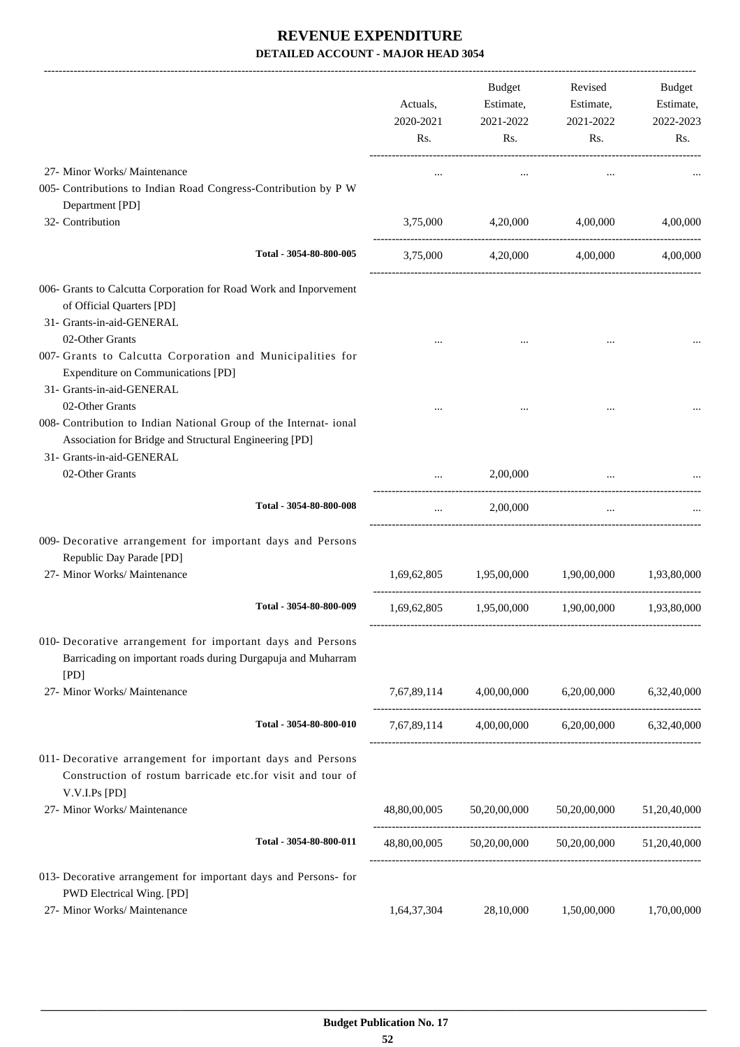# REVENUE EXPENDITURE
## DETAILED ACCOUNT - MAJOR HEAD 3054

| | Actuals, 2020-2021 Rs. | Budget Estimate, 2021-2022 Rs. | Revised Estimate, 2021-2022 Rs. | Budget Estimate, 2022-2023 Rs. |
|---|---|---|---|---|
| 27- Minor Works/ Maintenance | ... | ... | ... | ... |
| 005- Contributions to Indian Road Congress-Contribution by P W Department [PD] | | | | |
| 32- Contribution | 3,75,000 | 4,20,000 | 4,00,000 | 4,00,000 |
| Total - 3054-80-800-005 | 3,75,000 | 4,20,000 | 4,00,000 | 4,00,000 |
| 006- Grants to Calcutta Corporation for Road Work and Inporvement of Official Quarters [PD] | | | | |
| 31- Grants-in-aid-GENERAL | | | | |
| 02-Other Grants | ... | ... | ... | ... |
| 007- Grants to Calcutta Corporation and Municipalities for Expenditure on Communications [PD] | | | | |
| 31- Grants-in-aid-GENERAL | | | | |
| 02-Other Grants | ... | ... | ... | ... |
| 008- Contribution to Indian National Group of the Internat- ional Association for Bridge and Structural Engineering [PD] | | | | |
| 31- Grants-in-aid-GENERAL | | | | |
| 02-Other Grants | ... | 2,00,000 | ... | ... |
| Total - 3054-80-800-008 | ... | 2,00,000 | ... | ... |
| 009- Decorative arrangement for important days and Persons Republic Day Parade [PD] | | | | |
| 27- Minor Works/ Maintenance | 1,69,62,805 | 1,95,00,000 | 1,90,00,000 | 1,93,80,000 |
| Total - 3054-80-800-009 | 1,69,62,805 | 1,95,00,000 | 1,90,00,000 | 1,93,80,000 |
| 010- Decorative arrangement for important days and Persons Barricading on important roads during Durgapuja and Muharram [PD] | | | | |
| 27- Minor Works/ Maintenance | 7,67,89,114 | 4,00,00,000 | 6,20,00,000 | 6,32,40,000 |
| Total - 3054-80-800-010 | 7,67,89,114 | 4,00,00,000 | 6,20,00,000 | 6,32,40,000 |
| 011- Decorative arrangement for important days and Persons Construction of rostum barricade etc.for visit and tour of V.V.I.Ps [PD] | | | | |
| 27- Minor Works/ Maintenance | 48,80,00,005 | 50,20,00,000 | 50,20,00,000 | 51,20,40,000 |
| Total - 3054-80-800-011 | 48,80,00,005 | 50,20,00,000 | 50,20,00,000 | 51,20,40,000 |
| 013- Decorative arrangement for important days and Persons- for PWD Electrical Wing. [PD] | | | | |
| 27- Minor Works/ Maintenance | 1,64,37,304 | 28,10,000 | 1,50,00,000 | 1,70,00,000 |

Budget Publication No. 17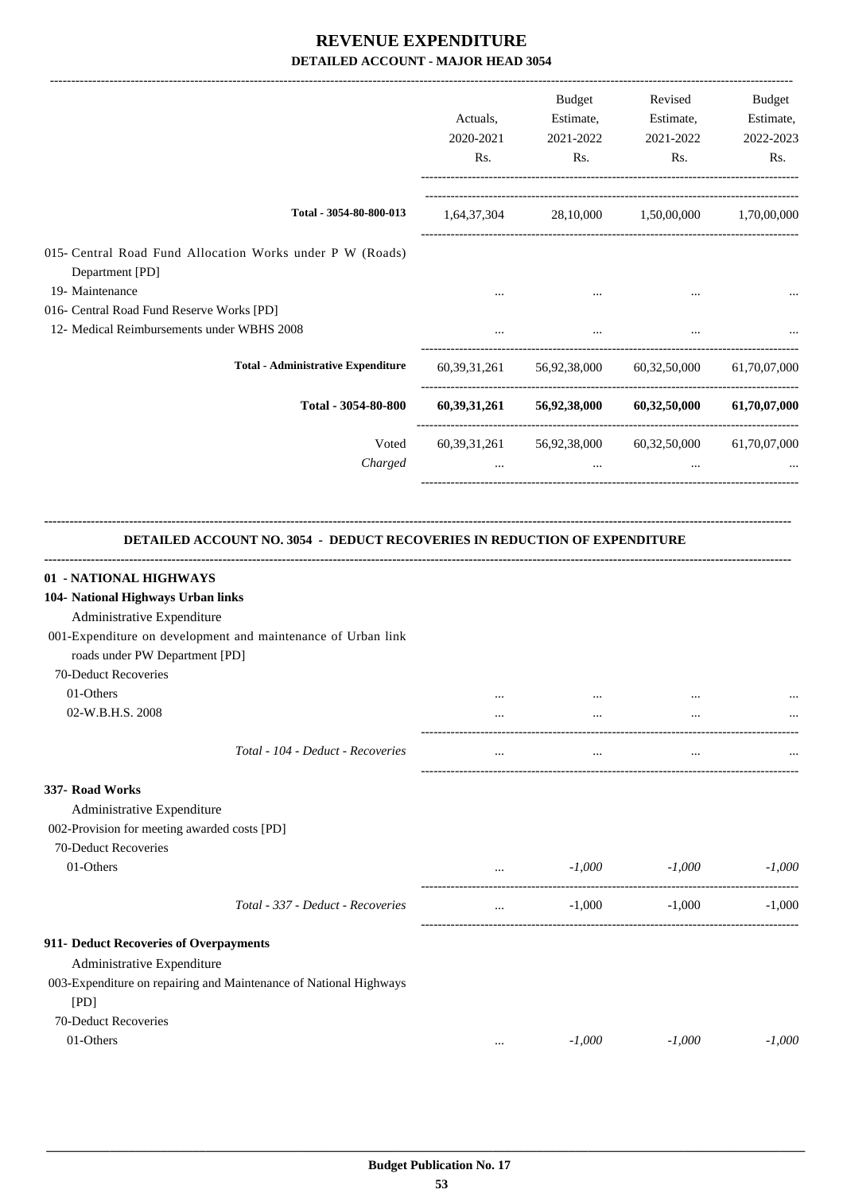# REVENUE EXPENDITURE

## DETAILED ACCOUNT - MAJOR HEAD 3054

| | Actuals, 2020-2021 Rs. | Budget Estimate, 2021-2022 Rs. | Revised Estimate, 2021-2022 Rs. | Budget Estimate, 2022-2023 Rs. |
|---|---|---|---|---|
| Total - 3054-80-800-013 | 1,64,37,304 | 28,10,000 | 1,50,00,000 | 1,70,00,000 |
| 015- Central Road Fund Allocation Works under P W (Roads) Department [PD] | | | | |
| 19- Maintenance | ... | ... | ... | ... |
| 016- Central Road Fund Reserve Works [PD] | | | | |
| 12- Medical Reimbursements under WBHS 2008 | ... | ... | ... | ... |
| **Total - Administrative Expenditure** | 60,39,31,261 | 56,92,38,000 | 60,32,50,000 | 61,70,07,000 |
| **Total - 3054-80-800** | **60,39,31,261** | **56,92,38,000** | **60,32,50,000** | **61,70,07,000** |
| Voted | 60,39,31,261 | 56,92,38,000 | 60,32,50,000 | 61,70,07,000 |
| *Charged* | ... | ... | ... | ... |

### DETAILED ACCOUNT NO. 3054 - DEDUCT RECOVERIES IN REDUCTION OF EXPENDITURE

| | Actuals, 2020-2021 Rs. | Budget Estimate, 2021-2022 Rs. | Revised Estimate, 2021-2022 Rs. | Budget Estimate, 2022-2023 Rs. |
|---|---|---|---|---|
| **01 - NATIONAL HIGHWAYS** | | | | |
| **104- National Highways Urban links** | | | | |
| Administrative Expenditure | | | | |
| 001-Expenditure on development and maintenance of Urban link roads under PW Department [PD] | | | | |
| 70-Deduct Recoveries | | | | |
| 01-Others | ... | ... | ... | ... |
| 02-W.B.H.S. 2008 | ... | ... | ... | ... |
| *Total - 104 - Deduct - Recoveries* | ... | ... | ... | ... |
| **337- Road Works** | | | | |
| Administrative Expenditure | | | | |
| 002-Provision for meeting awarded costs [PD] | | | | |
| 70-Deduct Recoveries | | | | |
| 01-Others | ... | *-1,000* | *-1,000* | *-1,000* |
| *Total - 337 - Deduct - Recoveries* | ... | -1,000 | -1,000 | -1,000 |
| **911- Deduct Recoveries of Overpayments** | | | | |
| Administrative Expenditure | | | | |
| 003-Expenditure on repairing and Maintenance of National Highways [PD] | | | | |
| 70-Deduct Recoveries | | | | |
| 01-Others | ... | *-1,000* | *-1,000* | *-1,000* |

**Budget Publication No. 17**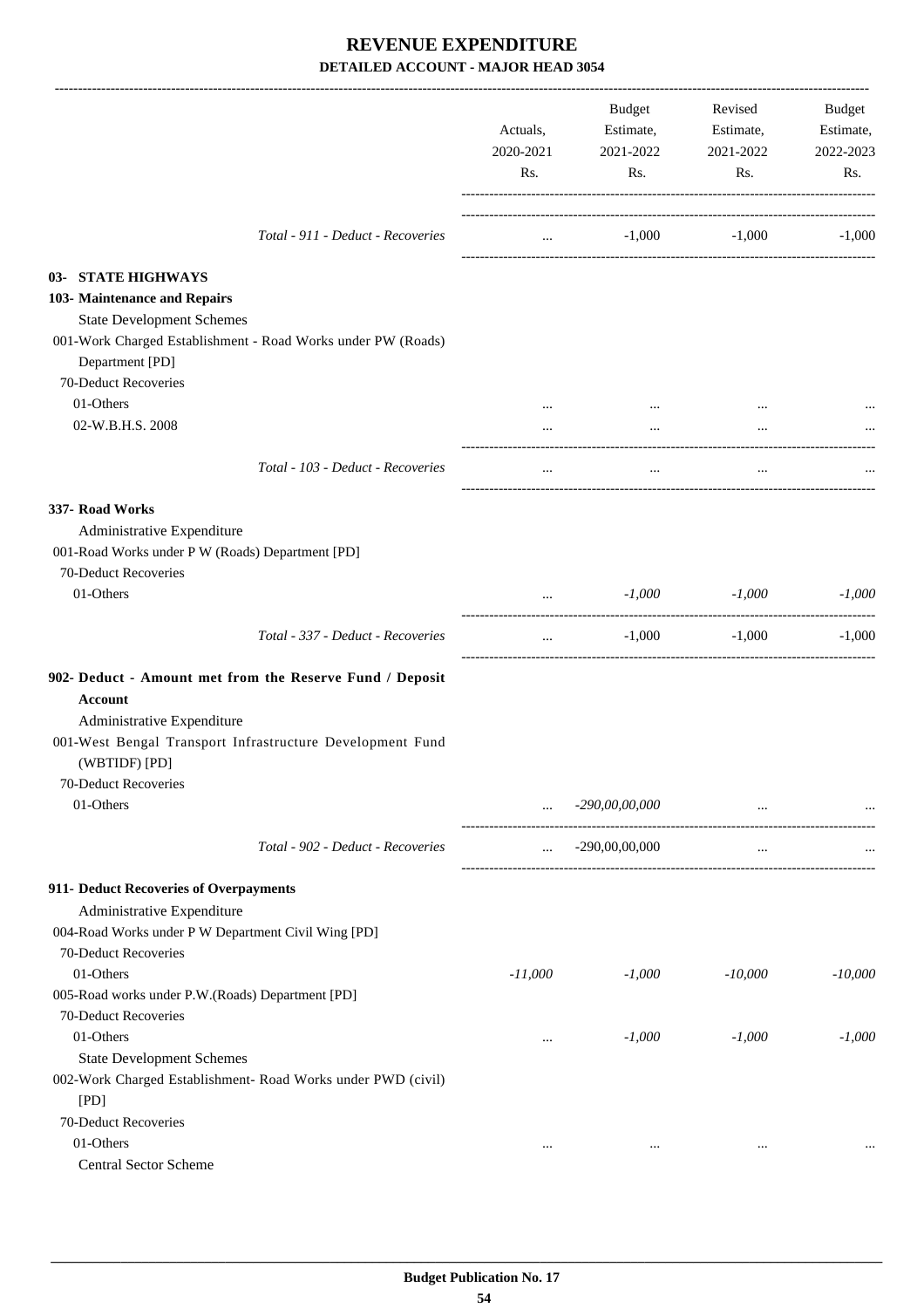# REVENUE EXPENDITURE

## DETAILED ACCOUNT - MAJOR HEAD 3054

| | Actuals, 2020-2021 Rs. | Budget Estimate, 2021-2022 Rs. | Revised Estimate, 2021-2022 Rs. | Budget Estimate, 2022-2023 Rs. |
|---|---|---|---|---|
| *Total - 911 - Deduct - Recoveries* | ... | -1,000 | -1,000 | -1,000 |
| **03- STATE HIGHWAYS** | | | | |
| **103- Maintenance and Repairs** | | | | |
| State Development Schemes | | | | |
| 001-Work Charged Establishment - Road Works under PW (Roads) Department [PD] | | | | |
| 70-Deduct Recoveries | | | | |
| 01-Others | ... | ... | ... | ... |
| 02-W.B.H.S. 2008 | ... | ... | ... | ... |
| *Total - 103 - Deduct - Recoveries* | ... | ... | ... | ... |
| **337- Road Works** | | | | |
| Administrative Expenditure | | | | |
| 001-Road Works under P W (Roads) Department [PD] | | | | |
| 70-Deduct Recoveries | | | | |
| 01-Others | ... | *-1,000* | *-1,000* | *-1,000* |
| *Total - 337 - Deduct - Recoveries* | ... | -1,000 | -1,000 | -1,000 |
| **902- Deduct - Amount met from the Reserve Fund / Deposit Account** | | | | |
| Administrative Expenditure | | | | |
| 001-West Bengal Transport Infrastructure Development Fund (WBTIDF) [PD] | | | | |
| 70-Deduct Recoveries | | | | |
| 01-Others | ... | *-290,00,00,000* | ... | ... |
| *Total - 902 - Deduct - Recoveries* | ... | -290,00,00,000 | ... | ... |
| **911- Deduct Recoveries of Overpayments** | | | | |
| Administrative Expenditure | | | | |
| 004-Road Works under P W Department Civil Wing [PD] | | | | |
| 70-Deduct Recoveries | | | | |
| 01-Others | *-11,000* | *-1,000* | *-10,000* | *-10,000* |
| 005-Road works under P.W.(Roads) Department [PD] | | | | |
| 70-Deduct Recoveries | | | | |
| 01-Others | ... | *-1,000* | *-1,000* | *-1,000* |
| State Development Schemes | | | | |
| 002-Work Charged Establishment- Road Works under PWD (civil) [PD] | | | | |
| 70-Deduct Recoveries | | | | |
| 01-Others | ... | ... | ... | ... |
| Central Sector Scheme | | | | |

**Budget Publication No. 17**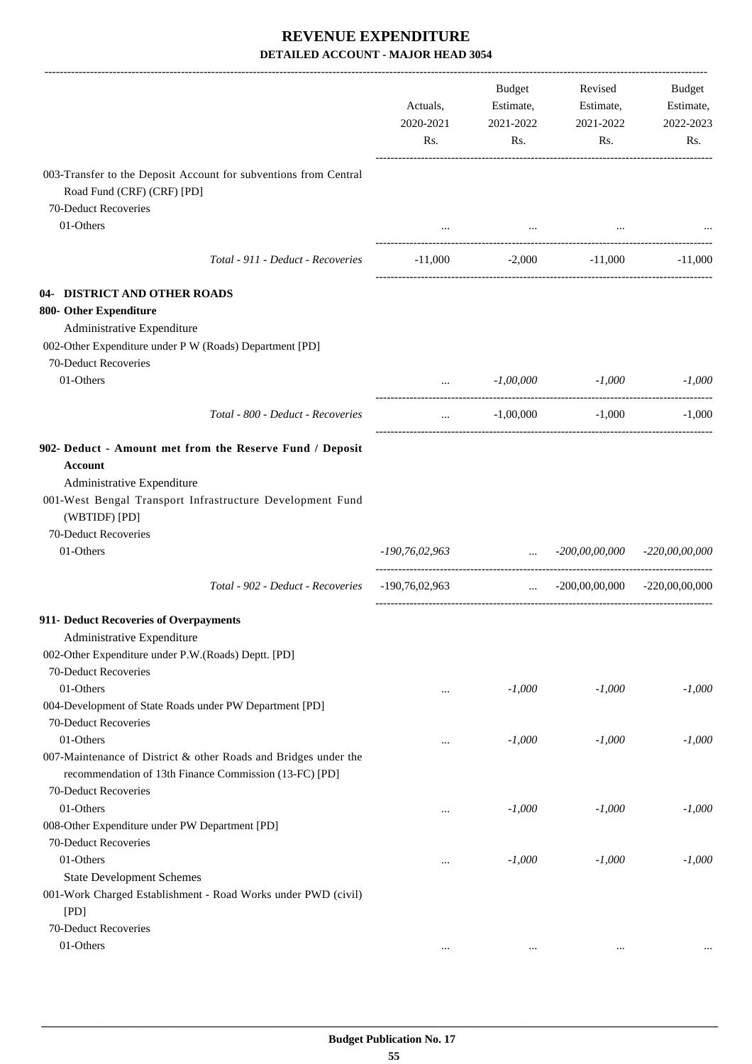# REVENUE EXPENDITURE

## DETAILED ACCOUNT - MAJOR HEAD 3054

| | Actuals, 2020-2021 Rs. | Budget Estimate, 2021-2022 Rs. | Revised Estimate, 2021-2022 Rs. | Budget Estimate, 2022-2023 Rs. |
|---|---|---|---|---|
| 003-Transfer to the Deposit Account for subventions from Central Road Fund (CRF) (CRF) [PD] | | | | |
| 70-Deduct Recoveries | | | | |
| 01-Others | ... | ... | ... | ... |
| *Total - 911 - Deduct - Recoveries* | -11,000 | -2,000 | -11,000 | -11,000 |
| **04- DISTRICT AND OTHER ROADS** | | | | |
| **800- Other Expenditure** | | | | |
| Administrative Expenditure | | | | |
| 002-Other Expenditure under P W (Roads) Department [PD] | | | | |
| 70-Deduct Recoveries | | | | |
| 01-Others | ... | *-1,00,000* | *-1,000* | *-1,000* |
| *Total - 800 - Deduct - Recoveries* | ... | -1,00,000 | -1,000 | -1,000 |
| **902- Deduct - Amount met from the Reserve Fund / Deposit Account** | | | | |
| Administrative Expenditure | | | | |
| 001-West Bengal Transport Infrastructure Development Fund (WBTIDF) [PD] | | | | |
| 70-Deduct Recoveries | | | | |
| 01-Others | *-190,76,02,963* | ... | *-200,00,00,000* | *-220,00,00,000* |
| *Total - 902 - Deduct - Recoveries* | -190,76,02,963 | ... | -200,00,00,000 | -220,00,00,000 |
| **911- Deduct Recoveries of Overpayments** | | | | |
| Administrative Expenditure | | | | |
| 002-Other Expenditure under P.W.(Roads) Deptt. [PD] | | | | |
| 70-Deduct Recoveries | | | | |
| 01-Others | ... | *-1,000* | *-1,000* | *-1,000* |
| 004-Development of State Roads under PW Department [PD] | | | | |
| 70-Deduct Recoveries | | | | |
| 01-Others | ... | *-1,000* | *-1,000* | *-1,000* |
| 007-Maintenance of District & other Roads and Bridges under the recommendation of 13th Finance Commission (13-FC) [PD] | | | | |
| 70-Deduct Recoveries | | | | |
| 01-Others | ... | *-1,000* | *-1,000* | *-1,000* |
| 008-Other Expenditure under PW Department [PD] | | | | |
| 70-Deduct Recoveries | | | | |
| 01-Others | ... | *-1,000* | *-1,000* | *-1,000* |
| State Development Schemes | | | | |
| 001-Work Charged Establishment - Road Works under PWD (civil) [PD] | | | | |
| 70-Deduct Recoveries | | | | |
| 01-Others | ... | ... | ... | ... |

**Budget Publication No. 17**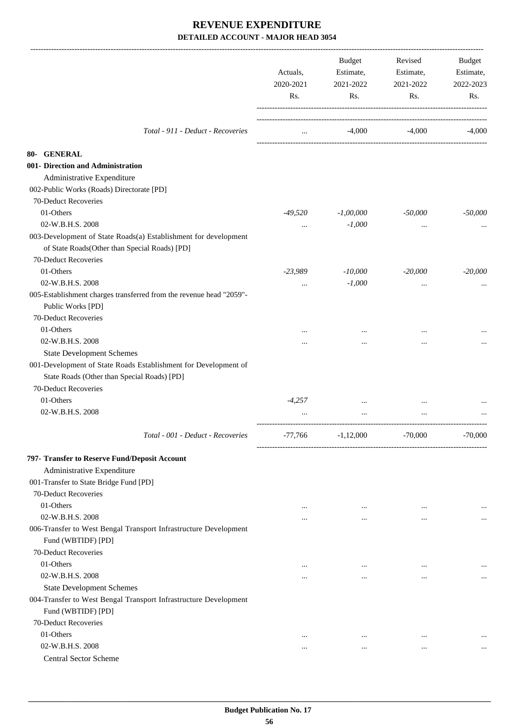# REVENUE EXPENDITURE

**DETAILED ACCOUNT - MAJOR HEAD 3054**

| | Actuals, 2020-2021 Rs. | Budget Estimate, 2021-2022 Rs. | Revised Estimate, 2021-2022 Rs. | Budget Estimate, 2022-2023 Rs. |
|---|---|---|---|---|
| *Total - 911 - Deduct - Recoveries* | ... | -4,000 | -4,000 | -4,000 |
| **80- GENERAL** | | | | |
| **001- Direction and Administration** | | | | |
| Administrative Expenditure | | | | |
| 002-Public Works (Roads) Directorate [PD] | | | | |
| 70-Deduct Recoveries | | | | |
| 01-Others | *-49,520* | *-1,00,000* | *-50,000* | *-50,000* |
| 02-W.B.H.S. 2008 | ... | *-1,000* | ... | ... |
| 003-Development of State Roads(a) Establishment for development of State Roads(Other than Special Roads) [PD] | | | | |
| 70-Deduct Recoveries | | | | |
| 01-Others | *-23,989* | *-10,000* | *-20,000* | *-20,000* |
| 02-W.B.H.S. 2008 | ... | *-1,000* | ... | ... |
| 005-Establishment charges transferred from the revenue head "2059"- Public Works [PD] | | | | |
| 70-Deduct Recoveries | | | | |
| 01-Others | ... | ... | ... | ... |
| 02-W.B.H.S. 2008 | ... | ... | ... | ... |
| State Development Schemes | | | | |
| 001-Development of State Roads Establishment for Development of State Roads (Other than Special Roads) [PD] | | | | |
| 70-Deduct Recoveries | | | | |
| 01-Others | *-4,257* | ... | ... | ... |
| 02-W.B.H.S. 2008 | ... | ... | ... | ... |
| *Total - 001 - Deduct - Recoveries* | -77,766 | -1,12,000 | -70,000 | -70,000 |
| **797- Transfer to Reserve Fund/Deposit Account** | | | | |
| Administrative Expenditure | | | | |
| 001-Transfer to State Bridge Fund [PD] | | | | |
| 70-Deduct Recoveries | | | | |
| 01-Others | ... | ... | ... | ... |
| 02-W.B.H.S. 2008 | ... | ... | ... | ... |
| 006-Transfer to West Bengal Transport Infrastructure Development Fund (WBTIDF) [PD] | | | | |
| 70-Deduct Recoveries | | | | |
| 01-Others | ... | ... | ... | ... |
| 02-W.B.H.S. 2008 | ... | ... | ... | ... |
| State Development Schemes | | | | |
| 004-Transfer to West Bengal Transport Infrastructure Development Fund (WBTIDF) [PD] | | | | |
| 70-Deduct Recoveries | | | | |
| 01-Others | ... | ... | ... | ... |
| 02-W.B.H.S. 2008 | ... | ... | ... | ... |
| Central Sector Scheme | | | | |

**Budget Publication No. 17**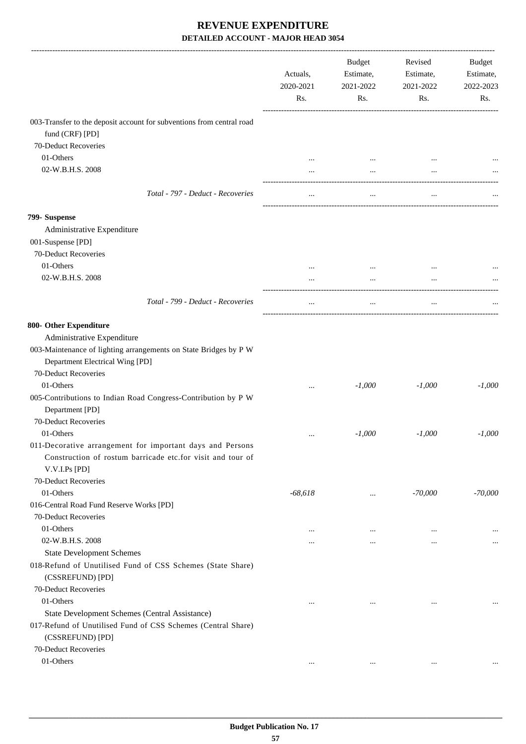# REVENUE EXPENDITURE

## DETAILED ACCOUNT - MAJOR HEAD 3054

| | Actuals, 2020-2021 Rs. | Budget Estimate, 2021-2022 Rs. | Revised Estimate, 2021-2022 Rs. | Budget Estimate, 2022-2023 Rs. |
|---|---|---|---|---|
| 003-Transfer to the deposit account for subventions from central road fund (CRF) [PD] | | | | |
| 70-Deduct Recoveries | | | | |
| 01-Others | ... | ... | ... | ... |
| 02-W.B.H.S. 2008 | ... | ... | ... | ... |
| *Total - 797 - Deduct - Recoveries* | ... | ... | ... | ... |
| **799- Suspense** | | | | |
| Administrative Expenditure | | | | |
| 001-Suspense [PD] | | | | |
| 70-Deduct Recoveries | | | | |
| 01-Others | ... | ... | ... | ... |
| 02-W.B.H.S. 2008 | ... | ... | ... | ... |
| *Total - 799 - Deduct - Recoveries* | ... | ... | ... | ... |
| **800- Other Expenditure** | | | | |
| Administrative Expenditure | | | | |
| 003-Maintenance of lighting arrangements on State Bridges by P W Department Electrical Wing [PD] | | | | |
| 70-Deduct Recoveries | | | | |
| 01-Others | ... | *-1,000* | *-1,000* | *-1,000* |
| 005-Contributions to Indian Road Congress-Contribution by P W Department [PD] | | | | |
| 70-Deduct Recoveries | | | | |
| 01-Others | ... | *-1,000* | *-1,000* | *-1,000* |
| 011-Decorative arrangement for important days and Persons Construction of rostum barricade etc.for visit and tour of V.V.I.Ps [PD] | | | | |
| 70-Deduct Recoveries | | | | |
| 01-Others | *-68,618* | ... | *-70,000* | *-70,000* |
| 016-Central Road Fund Reserve Works [PD] | | | | |
| 70-Deduct Recoveries | | | | |
| 01-Others | ... | ... | ... | ... |
| 02-W.B.H.S. 2008 | ... | ... | ... | ... |
| State Development Schemes | | | | |
| 018-Refund of Unutilised Fund of CSS Schemes (State Share) (CSSREFUND) [PD] | | | | |
| 70-Deduct Recoveries | | | | |
| 01-Others | ... | ... | ... | ... |
| State Development Schemes (Central Assistance) | | | | |
| 017-Refund of Unutilised Fund of CSS Schemes (Central Share) (CSSREFUND) [PD] | | | | |
| 70-Deduct Recoveries | | | | |
| 01-Others | ... | ... | ... | ... |

**Budget Publication No. 17**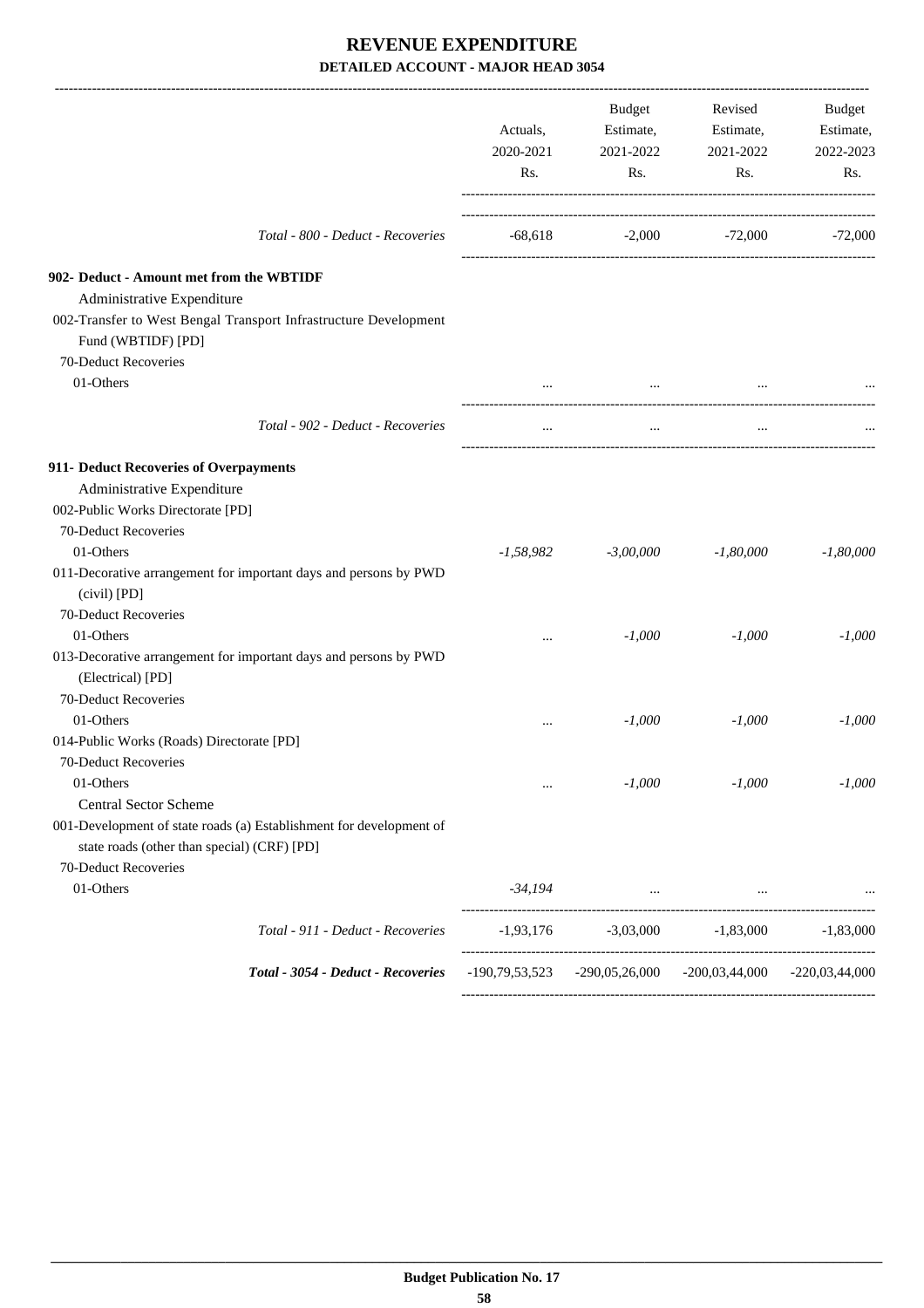# REVENUE EXPENDITURE

## DETAILED ACCOUNT - MAJOR HEAD 3054

| | Actuals, 2020-2021 Rs. | Budget Estimate, 2021-2022 Rs. | Revised Estimate, 2021-2022 Rs. | Budget Estimate, 2022-2023 Rs. |
|---|---|---|---|---|
| *Total - 800 - Deduct - Recoveries* | -68,618 | -2,000 | -72,000 | -72,000 |
| **902- Deduct - Amount met from the WBTIDF** | | | | |
| Administrative Expenditure | | | | |
| 002-Transfer to West Bengal Transport Infrastructure Development Fund (WBTIDF) [PD] | | | | |
| 70-Deduct Recoveries | | | | |
| 01-Others | ... | ... | ... | ... |
| *Total - 902 - Deduct - Recoveries* | ... | ... | ... | ... |
| **911- Deduct Recoveries of Overpayments** | | | | |
| Administrative Expenditure | | | | |
| 002-Public Works Directorate [PD] | | | | |
| 70-Deduct Recoveries | | | | |
| 01-Others | *-1,58,982* | *-3,00,000* | *-1,80,000* | *-1,80,000* |
| 011-Decorative arrangement for important days and persons by PWD (civil) [PD] | | | | |
| 70-Deduct Recoveries | | | | |
| 01-Others | ... | *-1,000* | *-1,000* | *-1,000* |
| 013-Decorative arrangement for important days and persons by PWD (Electrical) [PD] | | | | |
| 70-Deduct Recoveries | | | | |
| 01-Others | ... | *-1,000* | *-1,000* | *-1,000* |
| 014-Public Works (Roads) Directorate [PD] | | | | |
| 70-Deduct Recoveries | | | | |
| 01-Others | ... | *-1,000* | *-1,000* | *-1,000* |
| Central Sector Scheme | | | | |
| 001-Development of state roads (a) Establishment for development of state roads (other than special) (CRF) [PD] | | | | |
| 70-Deduct Recoveries | | | | |
| 01-Others | *-34,194* | ... | ... | ... |
| *Total - 911 - Deduct - Recoveries* | -1,93,176 | -3,03,000 | -1,83,000 | -1,83,000 |
| ***Total - 3054 - Deduct - Recoveries*** | -190,79,53,523 | -290,05,26,000 | -200,03,44,000 | -220,03,44,000 |

**Budget Publication No. 17**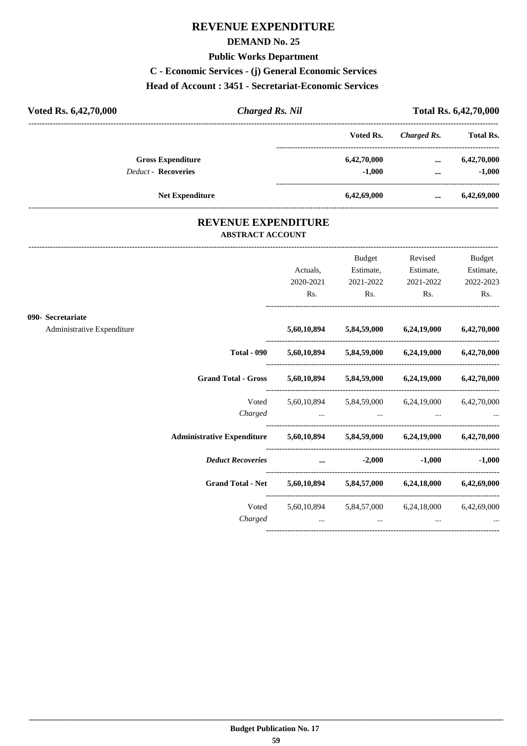# REVENUE EXPENDITURE

## DEMAND No. 25

### Public Works Department

### C - Economic Services - (j) General Economic Services

### Head of Account : 3451 - Secretariat-Economic Services

| **Voted Rs. 6,42,70,000** | ***Charged Rs. Nil*** | **Total Rs. 6,42,70,000** |
|---|---|---|

| | Voted Rs. | *Charged Rs.* | Total Rs. |
|---|---|---|---|
| **Gross Expenditure** | **6,42,70,000** | **...** | **6,42,70,000** |
| *Deduct -* **Recoveries** | **-1,000** | **...** | **-1,000** |
| **Net Expenditure** | **6,42,69,000** | **...** | **6,42,69,000** |

## REVENUE EXPENDITURE

### ABSTRACT ACCOUNT

| | Actuals, 2020-2021 Rs. | Budget Estimate, 2021-2022 Rs. | Revised Estimate, 2021-2022 Rs. | Budget Estimate, 2022-2023 Rs. |
|---|---|---|---|---|
| **090- Secretariat** | | | | |
| Administrative Expenditure | **5,60,10,894** | **5,84,59,000** | **6,24,19,000** | **6,42,70,000** |
| **Total - 090** | **5,60,10,894** | **5,84,59,000** | **6,24,19,000** | **6,42,70,000** |
| **Grand Total - Gross** | **5,60,10,894** | **5,84,59,000** | **6,24,19,000** | **6,42,70,000** |
| Voted | 5,60,10,894 | 5,84,59,000 | 6,24,19,000 | 6,42,70,000 |
| *Charged* | ... | ... | ... | ... |
| **Administrative Expenditure** | **5,60,10,894** | **5,84,59,000** | **6,24,19,000** | **6,42,70,000** |
| ***Deduct Recoveries*** | **...** | **-2,000** | **-1,000** | **-1,000** |
| **Grand Total - Net** | **5,60,10,894** | **5,84,57,000** | **6,24,18,000** | **6,42,69,000** |
| Voted | 5,60,10,894 | 5,84,57,000 | 6,24,18,000 | 6,42,69,000 |
| *Charged* | ... | ... | ... | ... |

**Budget Publication No. 17**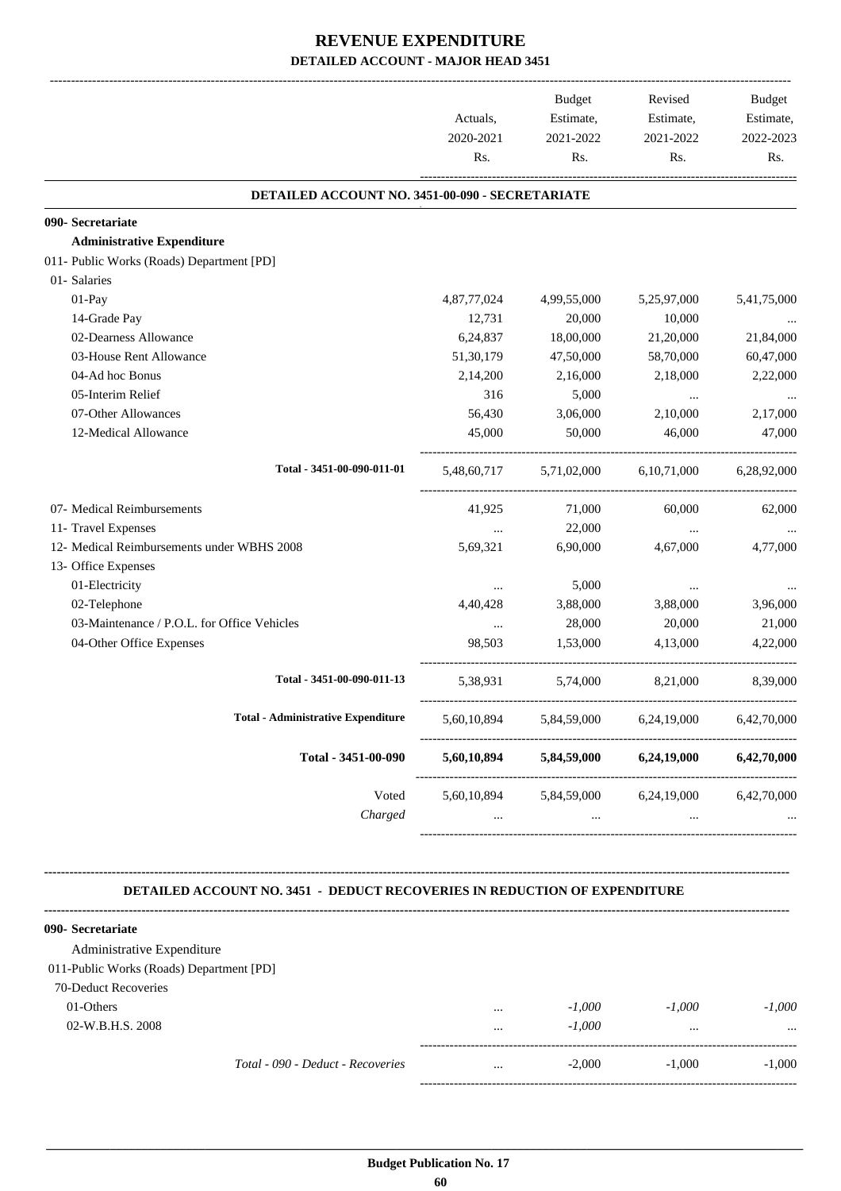# REVENUE EXPENDITURE

## DETAILED ACCOUNT - MAJOR HEAD 3451

| | Actuals, 2020-2021 Rs. | Budget Estimate, 2021-2022 Rs. | Revised Estimate, 2021-2022 Rs. | Budget Estimate, 2022-2023 Rs. |
|---|---|---|---|---|
| **DETAILED ACCOUNT NO. 3451-00-090 - SECRETARIATE** | | | | |
| **090- Secretariate** | | | | |
| **Administrative Expenditure** | | | | |
| 011- Public Works (Roads) Department [PD] | | | | |
| 01- Salaries | | | | |
| 01-Pay | 4,87,77,024 | 4,99,55,000 | 5,25,97,000 | 5,41,75,000 |
| 14-Grade Pay | 12,731 | 20,000 | 10,000 | ... |
| 02-Dearness Allowance | 6,24,837 | 18,00,000 | 21,20,000 | 21,84,000 |
| 03-House Rent Allowance | 51,30,179 | 47,50,000 | 58,70,000 | 60,47,000 |
| 04-Ad hoc Bonus | 2,14,200 | 2,16,000 | 2,18,000 | 2,22,000 |
| 05-Interim Relief | 316 | 5,000 | ... | ... |
| 07-Other Allowances | 56,430 | 3,06,000 | 2,10,000 | 2,17,000 |
| 12-Medical Allowance | 45,000 | 50,000 | 46,000 | 47,000 |
| Total - 3451-00-090-011-01 | 5,48,60,717 | 5,71,02,000 | 6,10,71,000 | 6,28,92,000 |
| 07- Medical Reimbursements | 41,925 | 71,000 | 60,000 | 62,000 |
| 11- Travel Expenses | ... | 22,000 | ... | ... |
| 12- Medical Reimbursements under WBHS 2008 | 5,69,321 | 6,90,000 | 4,67,000 | 4,77,000 |
| 13- Office Expenses | | | | |
| 01-Electricity | ... | 5,000 | ... | ... |
| 02-Telephone | 4,40,428 | 3,88,000 | 3,88,000 | 3,96,000 |
| 03-Maintenance / P.O.L. for Office Vehicles | ... | 28,000 | 20,000 | 21,000 |
| 04-Other Office Expenses | 98,503 | 1,53,000 | 4,13,000 | 4,22,000 |
| Total - 3451-00-090-011-13 | 5,38,931 | 5,74,000 | 8,21,000 | 8,39,000 |
| Total - Administrative Expenditure | 5,60,10,894 | 5,84,59,000 | 6,24,19,000 | 6,42,70,000 |
| **Total - 3451-00-090** | **5,60,10,894** | **5,84,59,000** | **6,24,19,000** | **6,42,70,000** |
| Voted | 5,60,10,894 | 5,84,59,000 | 6,24,19,000 | 6,42,70,000 |
| *Charged* | ... | ... | ... | ... |

**DETAILED ACCOUNT NO. 3451 - DEDUCT RECOVERIES IN REDUCTION OF EXPENDITURE**

| | Actuals, 2020-2021 Rs. | Budget Estimate, 2021-2022 Rs. | Revised Estimate, 2021-2022 Rs. | Budget Estimate, 2022-2023 Rs. |
|---|---|---|---|---|
| **090- Secretariate** | | | | |
| Administrative Expenditure | | | | |
| 011-Public Works (Roads) Department [PD] | | | | |
| 70-Deduct Recoveries | | | | |
| 01-Others | ... | *-1,000* | *-1,000* | *-1,000* |
| 02-W.B.H.S. 2008 | ... | *-1,000* | ... | ... |
| *Total - 090 - Deduct - Recoveries* | ... | -2,000 | -1,000 | -1,000 |

Budget Publication No. 17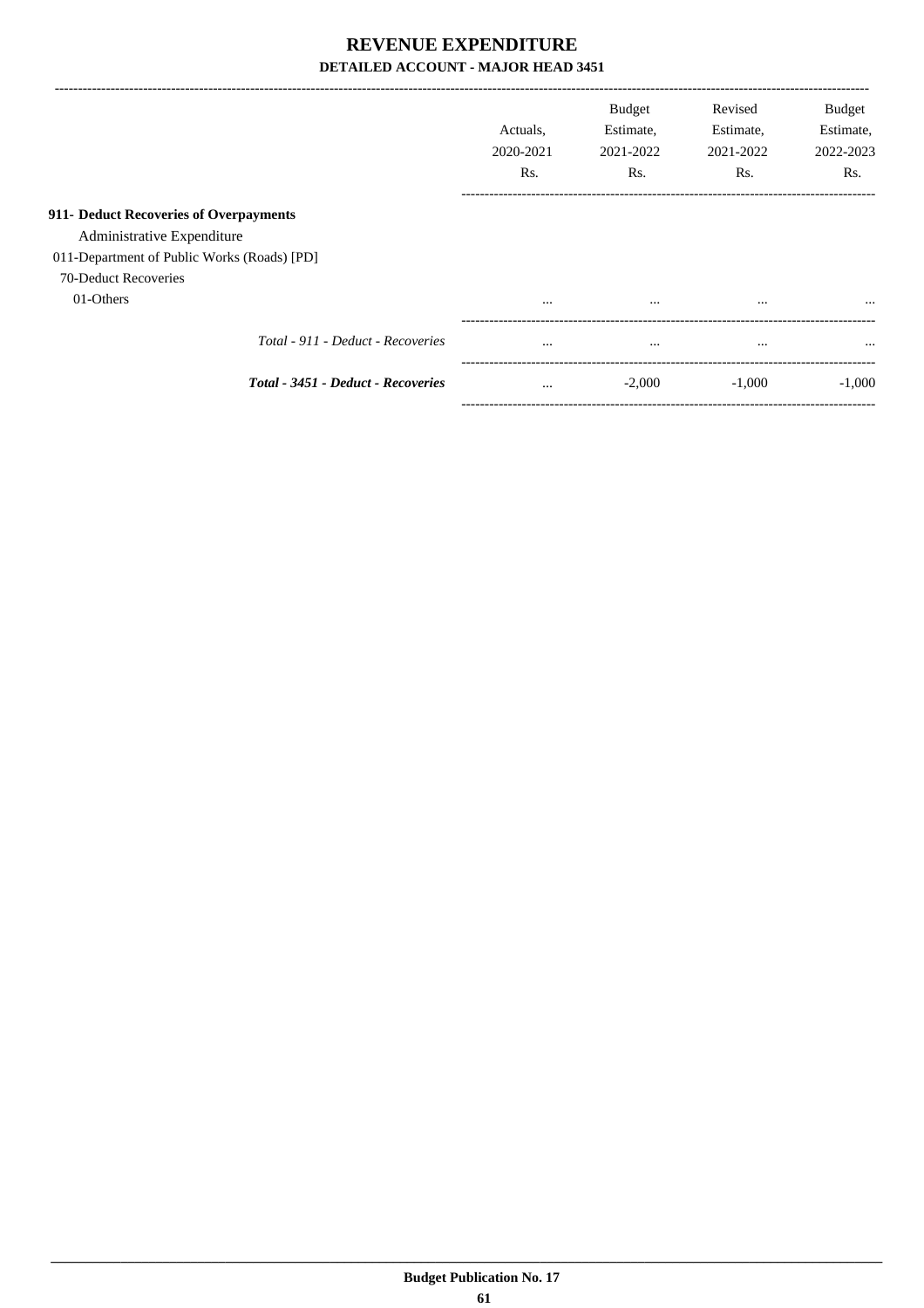# REVENUE EXPENDITURE

## DETAILED ACCOUNT - MAJOR HEAD 3451

| | Actuals, 2020-2021 Rs. | Budget Estimate, 2021-2022 Rs. | Revised Estimate, 2021-2022 Rs. | Budget Estimate, 2022-2023 Rs. |
|---|---|---|---|---|
| **911- Deduct Recoveries of Overpayments** | | | | |
| Administrative Expenditure | | | | |
| 011-Department of Public Works (Roads) [PD] | | | | |
| 70-Deduct Recoveries | | | | |
| 01-Others | ... | ... | ... | ... |
| *Total - 911 - Deduct - Recoveries* | ... | ... | ... | ... |
| ***Total - 3451 - Deduct - Recoveries*** | ... | -2,000 | -1,000 | -1,000 |

**Budget Publication No. 17**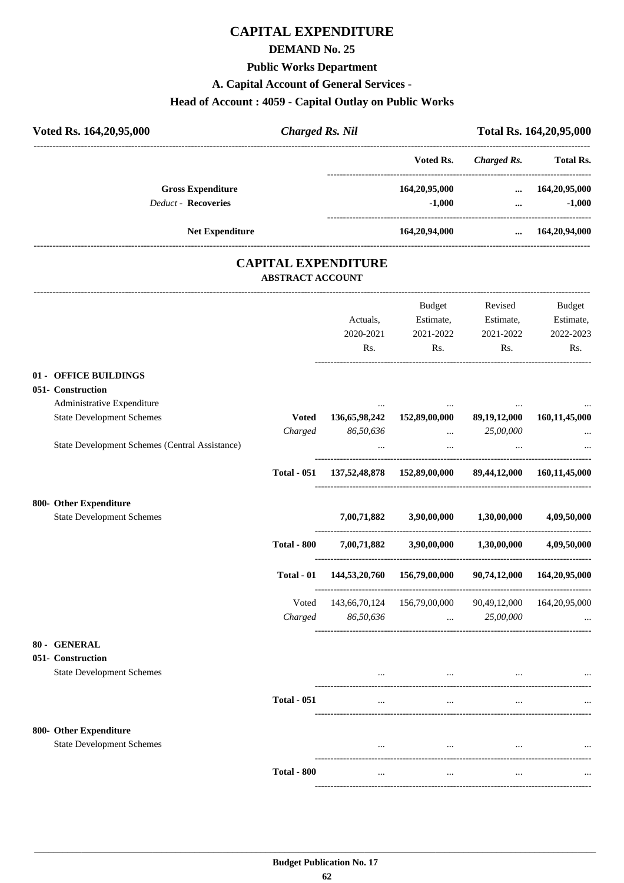# CAPITAL EXPENDITURE

## DEMAND No. 25

## Public Works Department

## A. Capital Account of General Services -

## Head of Account : 4059 - Capital Outlay on Public Works

| Voted Rs. 164,20,95,000 | Charged Rs. Nil | Total Rs. 164,20,95,000 |
|---|---|---|

| | Voted Rs. | *Charged Rs.* | Total Rs. |
|---|---|---|---|
| **Gross Expenditure** | 164,20,95,000 | ... | 164,20,95,000 |
| *Deduct* - **Recoveries** | -1,000 | ... | -1,000 |
| **Net Expenditure** | 164,20,94,000 | ... | 164,20,94,000 |

# CAPITAL EXPENDITURE

### ABSTRACT ACCOUNT

| | | Actuals, 2020-2021 Rs. | Budget Estimate, 2021-2022 Rs. | Revised Estimate, 2021-2022 Rs. | Budget Estimate, 2022-2023 Rs. |
|---|---|---|---|---|---|
| **01 - OFFICE BUILDINGS** | | | | | |
| **051- Construction** | | | | | |
| Administrative Expenditure | | ... | ... | ... | ... |
| State Development Schemes | **Voted** | **136,65,98,242** | **152,89,00,000** | **89,19,12,000** | **160,11,45,000** |
| | *Charged* | *86,50,636* | ... | *25,00,000* | ... |
| State Development Schemes (Central Assistance) | | ... | ... | ... | ... |
| | **Total - 051** | **137,52,48,878** | **152,89,00,000** | **89,44,12,000** | **160,11,45,000** |
| **800- Other Expenditure** | | | | | |
| State Development Schemes | | **7,00,71,882** | **3,90,00,000** | **1,30,00,000** | **4,09,50,000** |
| | **Total - 800** | **7,00,71,882** | **3,90,00,000** | **1,30,00,000** | **4,09,50,000** |
| | **Total - 01** | **144,53,20,760** | **156,79,00,000** | **90,74,12,000** | **164,20,95,000** |
| | Voted | 143,66,70,124 | 156,79,00,000 | 90,49,12,000 | 164,20,95,000 |
| | *Charged* | *86,50,636* | ... | *25,00,000* | ... |
| **80 - GENERAL** | | | | | |
| **051- Construction** | | | | | |
| State Development Schemes | | ... | ... | ... | ... |
| | **Total - 051** | ... | ... | ... | ... |
| **800- Other Expenditure** | | | | | |
| State Development Schemes | | ... | ... | ... | ... |
| | **Total - 800** | ... | ... | ... | ... |

**Budget Publication No. 17**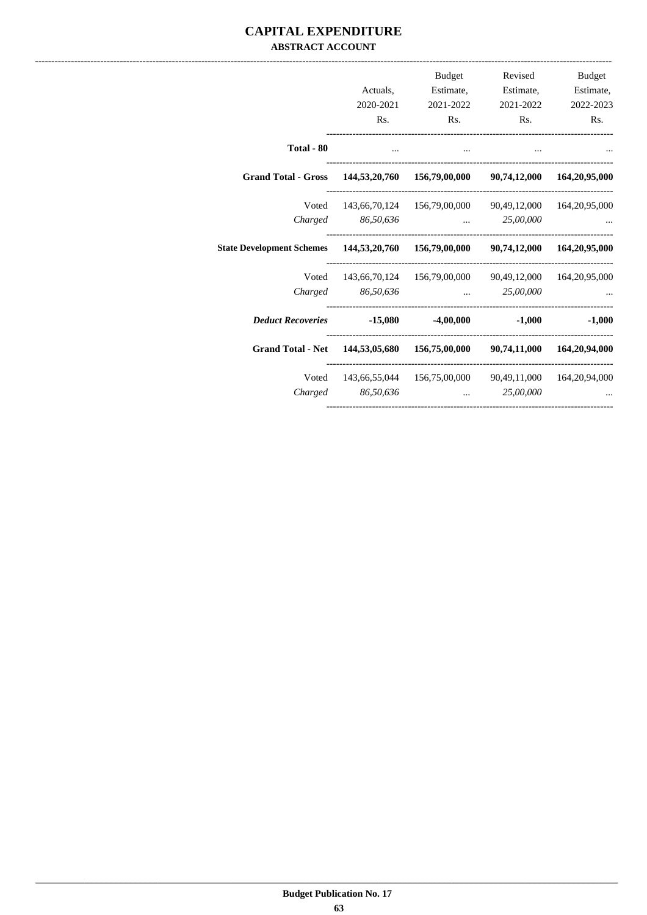# CAPITAL EXPENDITURE

## ABSTRACT ACCOUNT

| | Actuals, 2020-2021 Rs. | Budget Estimate, 2021-2022 Rs. | Revised Estimate, 2021-2022 Rs. | Budget Estimate, 2022-2023 Rs. |
|---|---|---|---|---|
| **Total - 80** | ... | ... | ... | ... |
| **Grand Total - Gross** | **144,53,20,760** | **156,79,00,000** | **90,74,12,000** | **164,20,95,000** |
| Voted | 143,66,70,124 | 156,79,00,000 | 90,49,12,000 | 164,20,95,000 |
| *Charged* | *86,50,636* | ... | *25,00,000* | ... |
| **State Development Schemes** | **144,53,20,760** | **156,79,00,000** | **90,74,12,000** | **164,20,95,000** |
| Voted | 143,66,70,124 | 156,79,00,000 | 90,49,12,000 | 164,20,95,000 |
| *Charged* | *86,50,636* | ... | *25,00,000* | ... |
| ***Deduct Recoveries*** | **-15,080** | **-4,00,000** | **-1,000** | **-1,000** |
| **Grand Total - Net** | **144,53,05,680** | **156,75,00,000** | **90,74,11,000** | **164,20,94,000** |
| Voted | 143,66,55,044 | 156,75,00,000 | 90,49,11,000 | 164,20,94,000 |
| *Charged* | *86,50,636* | ... | *25,00,000* | ... |

**Budget Publication No. 17**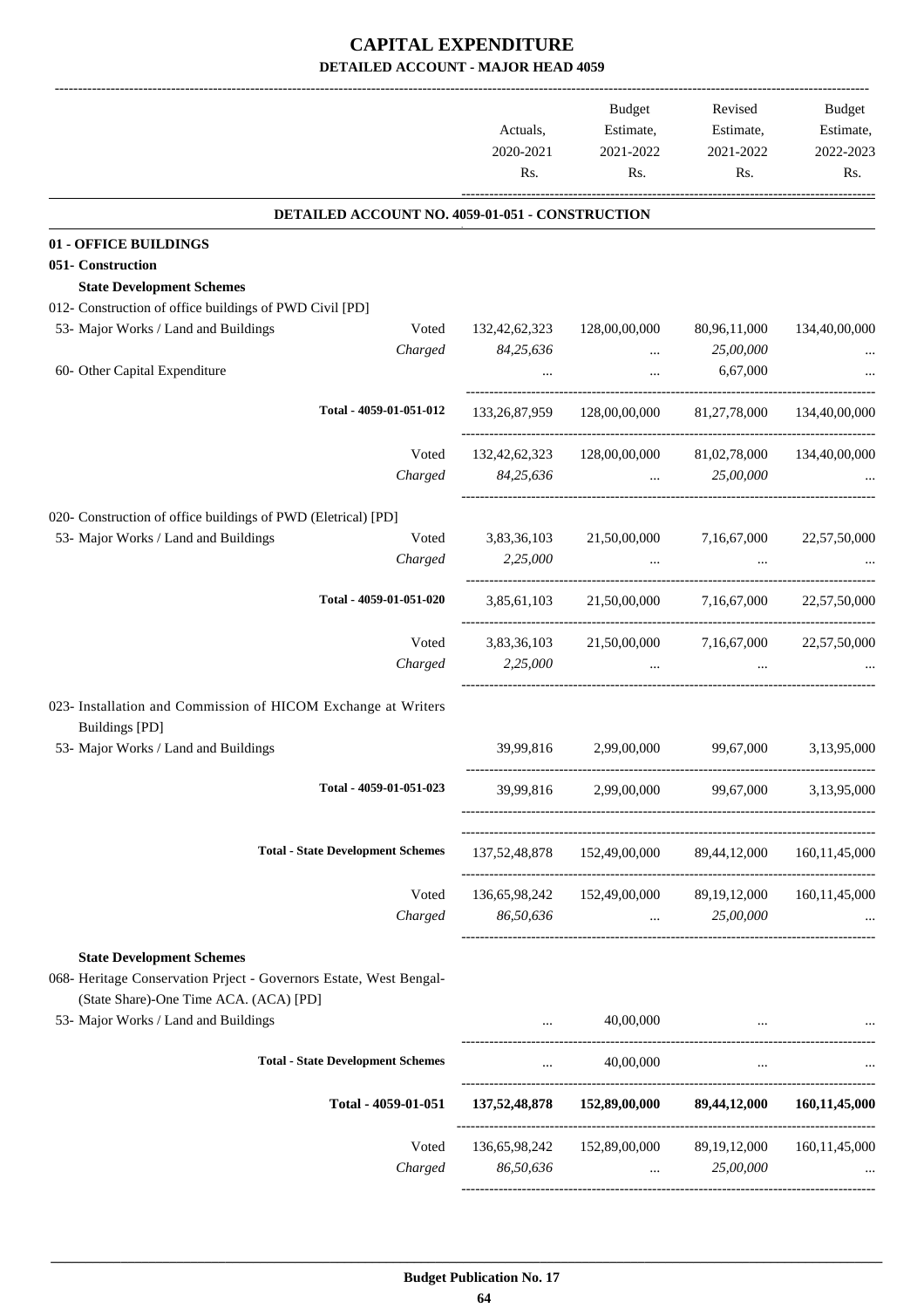# CAPITAL EXPENDITURE
## DETAILED ACCOUNT - MAJOR HEAD 4059

| | | Actuals, 2020-2021 Rs. | Budget Estimate, 2021-2022 Rs. | Revised Estimate, 2021-2022 Rs. | Budget Estimate, 2022-2023 Rs. |
|---|---|---|---|---|---|
| **DETAILED ACCOUNT NO. 4059-01-051 - CONSTRUCTION** | | | | | |
| **01 - OFFICE BUILDINGS** | | | | | |
| **051- Construction** | | | | | |
| **State Development Schemes** | | | | | |
| 012- Construction of office buildings of PWD Civil [PD] | | | | | |
| 53- Major Works / Land and Buildings | Voted | 132,42,62,323 | 128,00,00,000 | 80,96,11,000 | 134,40,00,000 |
| | *Charged* | *84,25,636* | ... | *25,00,000* | ... |
| 60- Other Capital Expenditure | | ... | ... | 6,67,000 | ... |
| **Total - 4059-01-051-012** | | 133,26,87,959 | 128,00,00,000 | 81,27,78,000 | 134,40,00,000 |
| | Voted | 132,42,62,323 | 128,00,00,000 | 81,02,78,000 | 134,40,00,000 |
| | *Charged* | *84,25,636* | ... | *25,00,000* | ... |
| 020- Construction of office buildings of PWD (Eletrical) [PD] | | | | | |
| 53- Major Works / Land and Buildings | Voted | 3,83,36,103 | 21,50,00,000 | 7,16,67,000 | 22,57,50,000 |
| | *Charged* | *2,25,000* | ... | ... | ... |
| **Total - 4059-01-051-020** | | 3,85,61,103 | 21,50,00,000 | 7,16,67,000 | 22,57,50,000 |
| | Voted | 3,83,36,103 | 21,50,00,000 | 7,16,67,000 | 22,57,50,000 |
| | *Charged* | *2,25,000* | ... | ... | ... |
| 023- Installation and Commission of HICOM Exchange at Writers Buildings [PD] | | | | | |
| 53- Major Works / Land and Buildings | | 39,99,816 | 2,99,00,000 | 99,67,000 | 3,13,95,000 |
| **Total - 4059-01-051-023** | | 39,99,816 | 2,99,00,000 | 99,67,000 | 3,13,95,000 |
| **Total - State Development Schemes** | | 137,52,48,878 | 152,49,00,000 | 89,44,12,000 | 160,11,45,000 |
| | Voted | 136,65,98,242 | 152,49,00,000 | 89,19,12,000 | 160,11,45,000 |
| | *Charged* | *86,50,636* | ... | *25,00,000* | ... |
| **State Development Schemes** | | | | | |
| 068- Heritage Conservation Prject - Governors Estate, West Bengal- (State Share)-One Time ACA. (ACA) [PD] | | | | | |
| 53- Major Works / Land and Buildings | | ... | 40,00,000 | ... | ... |
| **Total - State Development Schemes** | | ... | 40,00,000 | ... | ... |
| **Total - 4059-01-051** | | **137,52,48,878** | **152,89,00,000** | **89,44,12,000** | **160,11,45,000** |
| | Voted | 136,65,98,242 | 152,89,00,000 | 89,19,12,000 | 160,11,45,000 |
| | *Charged* | *86,50,636* | ... | *25,00,000* | ... |

**Budget Publication No. 17**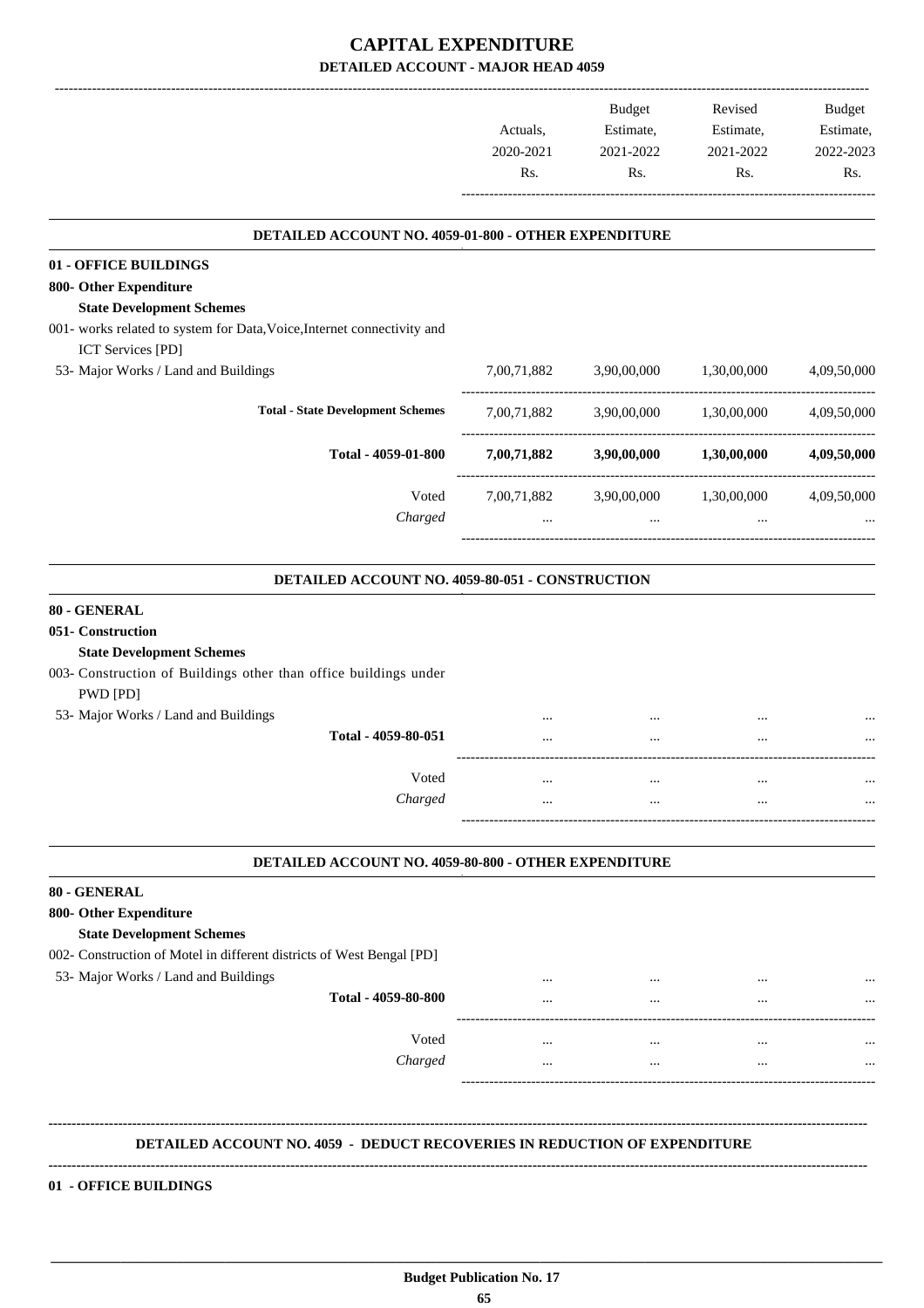# CAPITAL EXPENDITURE

## DETAILED ACCOUNT - MAJOR HEAD 4059

| | Actuals, 2020-2021 Rs. | Budget Estimate, 2021-2022 Rs. | Revised Estimate, 2021-2022 Rs. | Budget Estimate, 2022-2023 Rs. |
|---|---|---|---|---|
| **DETAILED ACCOUNT NO. 4059-01-800 - OTHER EXPENDITURE** | | | | |
| **01 - OFFICE BUILDINGS** | | | | |
| **800- Other Expenditure** | | | | |
| **State Development Schemes** | | | | |
| 001- works related to system for Data,Voice,Internet connectivity and ICT Services [PD] | | | | |
| 53- Major Works / Land and Buildings | 7,00,71,882 | 3,90,00,000 | 1,30,00,000 | 4,09,50,000 |
| **Total - State Development Schemes** | 7,00,71,882 | 3,90,00,000 | 1,30,00,000 | 4,09,50,000 |
| **Total - 4059-01-800** | **7,00,71,882** | **3,90,00,000** | **1,30,00,000** | **4,09,50,000** |
| Voted | 7,00,71,882 | 3,90,00,000 | 1,30,00,000 | 4,09,50,000 |
| *Charged* | ... | ... | ... | ... |
| **DETAILED ACCOUNT NO. 4059-80-051 - CONSTRUCTION** | | | | |
| **80 - GENERAL** | | | | |
| **051- Construction** | | | | |
| **State Development Schemes** | | | | |
| 003- Construction of Buildings other than office buildings under PWD [PD] | | | | |
| 53- Major Works / Land and Buildings | ... | ... | ... | ... |
| **Total - 4059-80-051** | ... | ... | ... | ... |
| Voted | ... | ... | ... | ... |
| *Charged* | ... | ... | ... | ... |
| **DETAILED ACCOUNT NO. 4059-80-800 - OTHER EXPENDITURE** | | | | |
| **80 - GENERAL** | | | | |
| **800- Other Expenditure** | | | | |
| **State Development Schemes** | | | | |
| 002- Construction of Motel in different districts of West Bengal [PD] | | | | |
| 53- Major Works / Land and Buildings | ... | ... | ... | ... |
| **Total - 4059-80-800** | ... | ... | ... | ... |
| Voted | ... | ... | ... | ... |
| *Charged* | ... | ... | ... | ... |

**DETAILED ACCOUNT NO. 4059 - DEDUCT RECOVERIES IN REDUCTION OF EXPENDITURE**

**01 - OFFICE BUILDINGS**

**Budget Publication No. 17**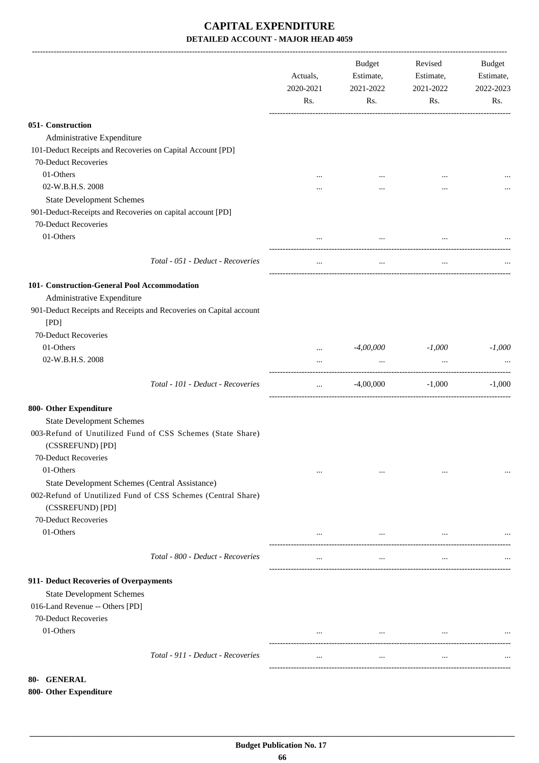# CAPITAL EXPENDITURE

## DETAILED ACCOUNT - MAJOR HEAD 4059

| | Actuals, 2020-2021 Rs. | Budget Estimate, 2021-2022 Rs. | Revised Estimate, 2021-2022 Rs. | Budget Estimate, 2022-2023 Rs. |
|---|---|---|---|---|
| **051- Construction** | | | | |
| Administrative Expenditure | | | | |
| 101-Deduct Receipts and Recoveries on Capital Account [PD] | | | | |
| 70-Deduct Recoveries | | | | |
| 01-Others | ... | ... | ... | ... |
| 02-W.B.H.S. 2008 | ... | ... | ... | ... |
| State Development Schemes | | | | |
| 901-Deduct-Receipts and Recoveries on capital account [PD] | | | | |
| 70-Deduct Recoveries | | | | |
| 01-Others | ... | ... | ... | ... |
| *Total - 051 - Deduct - Recoveries* | ... | ... | ... | ... |
| **101- Construction-General Pool Accommodation** | | | | |
| Administrative Expenditure | | | | |
| 901-Deduct Receipts and Receipts and Recoveries on Capital account [PD] | | | | |
| 70-Deduct Recoveries | | | | |
| 01-Others | ... | *-4,00,000* | *-1,000* | *-1,000* |
| 02-W.B.H.S. 2008 | ... | ... | ... | ... |
| *Total - 101 - Deduct - Recoveries* | ... | -4,00,000 | -1,000 | -1,000 |
| **800- Other Expenditure** | | | | |
| State Development Schemes | | | | |
| 003-Refund of Unutilized Fund of CSS Schemes (State Share) (CSSREFUND) [PD] | | | | |
| 70-Deduct Recoveries | | | | |
| 01-Others | ... | ... | ... | ... |
| State Development Schemes (Central Assistance) | | | | |
| 002-Refund of Unutilized Fund of CSS Schemes (Central Share) (CSSREFUND) [PD] | | | | |
| 70-Deduct Recoveries | | | | |
| 01-Others | ... | ... | ... | ... |
| *Total - 800 - Deduct - Recoveries* | ... | ... | ... | ... |
| **911- Deduct Recoveries of Overpayments** | | | | |
| State Development Schemes | | | | |
| 016-Land Revenue -- Others [PD] | | | | |
| 70-Deduct Recoveries | | | | |
| 01-Others | ... | ... | ... | ... |
| *Total - 911 - Deduct - Recoveries* | ... | ... | ... | ... |

**80- GENERAL**

**800- Other Expenditure**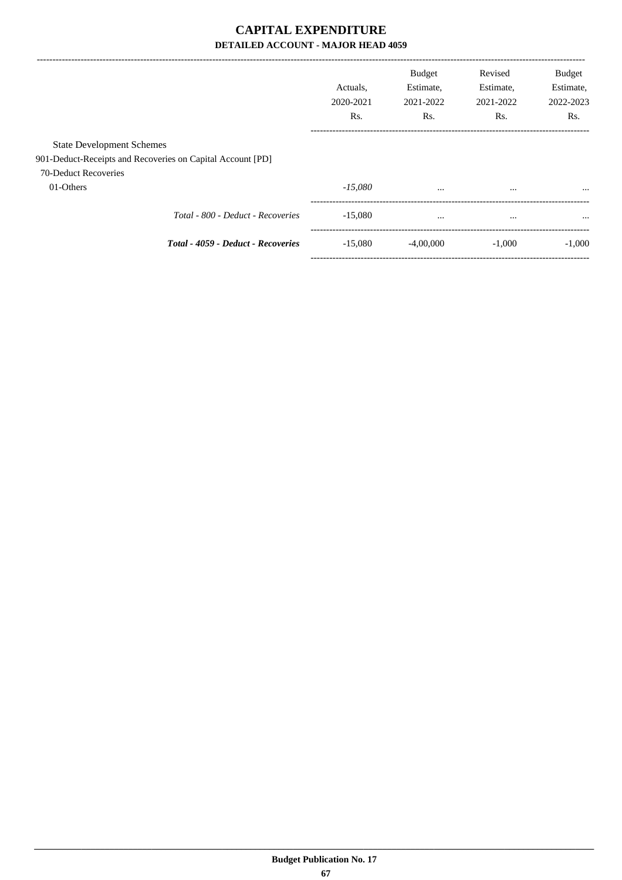# CAPITAL EXPENDITURE

## DETAILED ACCOUNT - MAJOR HEAD 4059

| | Actuals, 2020-2021 Rs. | Budget Estimate, 2021-2022 Rs. | Revised Estimate, 2021-2022 Rs. | Budget Estimate, 2022-2023 Rs. |
|---|---|---|---|---|
| State Development Schemes | | | | |
| 901-Deduct-Receipts and Recoveries on Capital Account [PD] | | | | |
| 70-Deduct Recoveries | | | | |
| 01-Others | *-15,080* | ... | ... | ... |
| *Total - 800 - Deduct - Recoveries* | -15,080 | ... | ... | ... |
| ***Total - 4059 - Deduct - Recoveries*** | -15,080 | -4,00,000 | -1,000 | -1,000 |

**Budget Publication No. 17**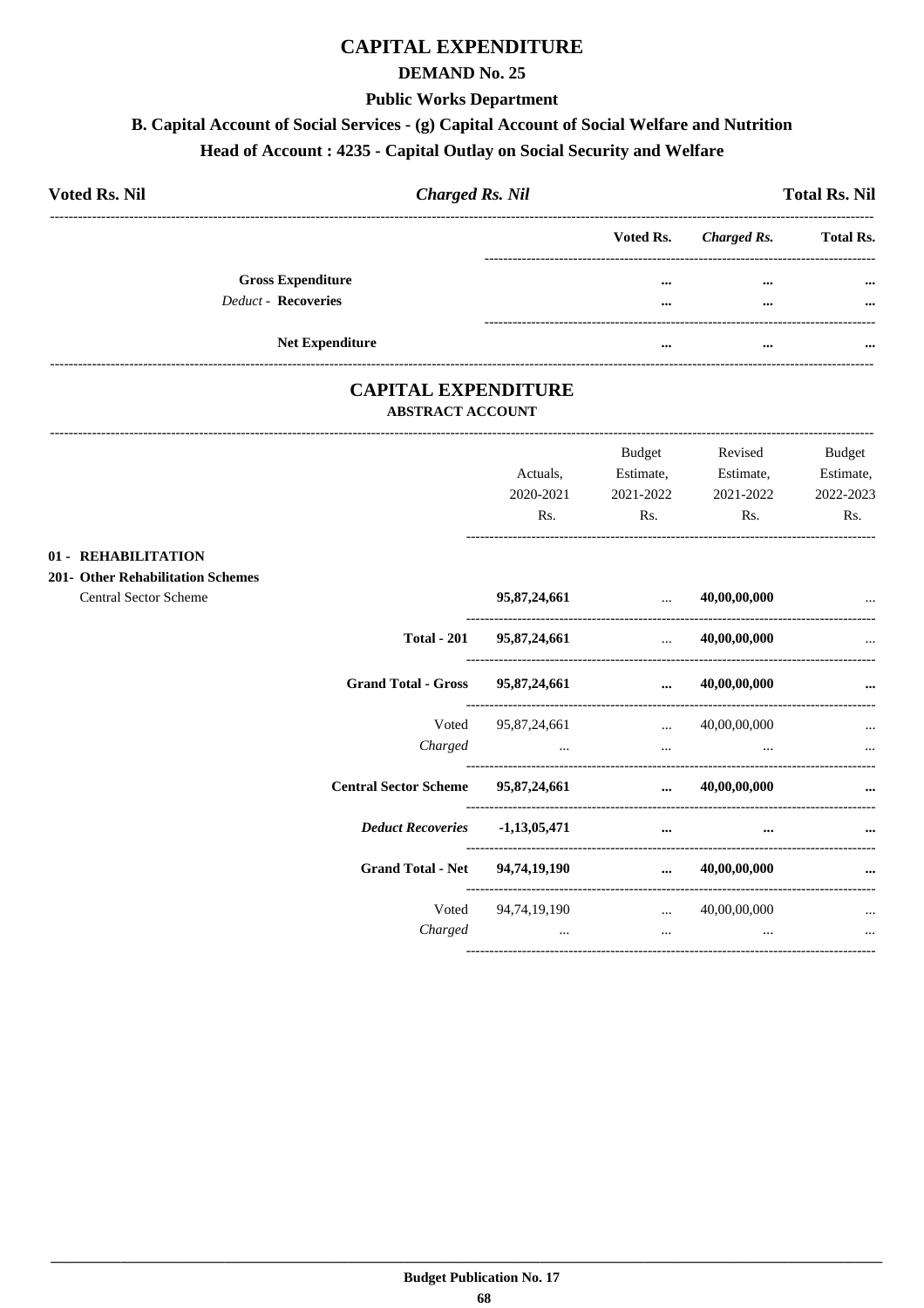# CAPITAL EXPENDITURE

## DEMAND No. 25

### Public Works Department

### B. Capital Account of Social Services - (g) Capital Account of Social Welfare and Nutrition

### Head of Account : 4235 - Capital Outlay on Social Security and Welfare

| Voted Rs. Nil | *Charged Rs. Nil* | Total Rs. Nil |
|---|---|---|

| | Voted Rs. | *Charged Rs.* | Total Rs. |
|---|---|---|---|
| **Gross Expenditure** | ... | ... | ... |
| *Deduct* - **Recoveries** | ... | ... | ... |
| **Net Expenditure** | ... | ... | ... |

## CAPITAL EXPENDITURE

### ABSTRACT ACCOUNT

| | Actuals, 2020-2021 Rs. | Budget Estimate, 2021-2022 Rs. | Revised Estimate, 2021-2022 Rs. | Budget Estimate, 2022-2023 Rs. |
|---|---|---|---|---|
| **01 - REHABILITATION** | | | | |
| **201- Other Rehabilitation Schemes** | | | | |
| Central Sector Scheme | **95,87,24,661** | ... | **40,00,00,000** | ... |
| **Total - 201** | **95,87,24,661** | ... | **40,00,00,000** | ... |
| **Grand Total - Gross** | **95,87,24,661** | **...** | **40,00,00,000** | **...** |
| Voted | 95,87,24,661 | ... | 40,00,00,000 | ... |
| *Charged* | ... | ... | ... | ... |
| **Central Sector Scheme** | **95,87,24,661** | **...** | **40,00,00,000** | **...** |
| ***Deduct Recoveries*** | **-1,13,05,471** | **...** | **...** | **...** |
| **Grand Total - Net** | **94,74,19,190** | **...** | **40,00,00,000** | **...** |
| Voted | 94,74,19,190 | ... | 40,00,00,000 | ... |
| *Charged* | ... | ... | ... | ... |

Budget Publication No. 17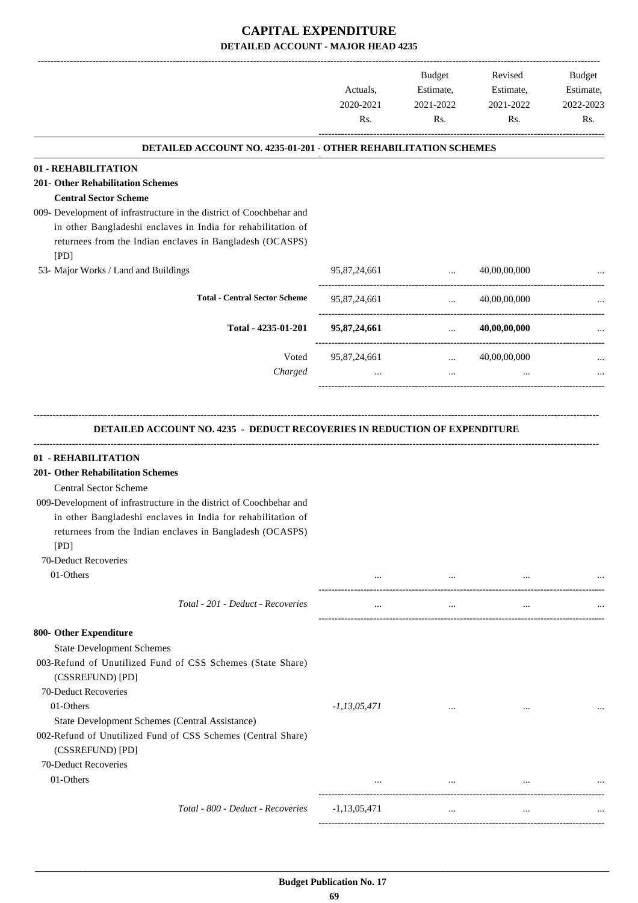# CAPITAL EXPENDITURE

## DETAILED ACCOUNT - MAJOR HEAD 4235

| | Actuals, 2020-2021 Rs. | Budget Estimate, 2021-2022 Rs. | Revised Estimate, 2021-2022 Rs. | Budget Estimate, 2022-2023 Rs. |
|---|---|---|---|---|
| **DETAILED ACCOUNT NO. 4235-01-201 - OTHER REHABILITATION SCHEMES** | | | | |
| **01 - REHABILITATION** | | | | |
| **201- Other Rehabilitation Schemes** | | | | |
| **Central Sector Scheme** | | | | |
| 009- Development of infrastructure in the district of Coochbehar and in other Bangladeshi enclaves in India for rehabilitation of returnees from the Indian enclaves in Bangladesh (OCASPS) [PD] | | | | |
| 53- Major Works / Land and Buildings | 95,87,24,661 | ... | 40,00,00,000 | ... |
| **Total - Central Sector Scheme** | 95,87,24,661 | ... | 40,00,00,000 | ... |
| **Total - 4235-01-201** | **95,87,24,661** | ... | **40,00,00,000** | ... |
| Voted | 95,87,24,661 | ... | 40,00,00,000 | ... |
| *Charged* | ... | ... | ... | ... |

| | Actuals, 2020-2021 Rs. | Budget Estimate, 2021-2022 Rs. | Revised Estimate, 2021-2022 Rs. | Budget Estimate, 2022-2023 Rs. |
|---|---|---|---|---|
| **DETAILED ACCOUNT NO. 4235 - DEDUCT RECOVERIES IN REDUCTION OF EXPENDITURE** | | | | |
| **01 - REHABILITATION** | | | | |
| **201- Other Rehabilitation Schemes** | | | | |
| Central Sector Scheme | | | | |
| 009-Development of infrastructure in the district of Coochbehar and in other Bangladeshi enclaves in India for rehabilitation of returnees from the Indian enclaves in Bangladesh (OCASPS) [PD] | | | | |
| 70-Deduct Recoveries | | | | |
| 01-Others | ... | ... | ... | ... |
| *Total - 201 - Deduct - Recoveries* | ... | ... | ... | ... |
| **800- Other Expenditure** | | | | |
| State Development Schemes | | | | |
| 003-Refund of Unutilized Fund of CSS Schemes (State Share) (CSSREFUND) [PD] | | | | |
| 70-Deduct Recoveries | | | | |
| 01-Others | *-1,13,05,471* | ... | ... | ... |
| State Development Schemes (Central Assistance) | | | | |
| 002-Refund of Unutilized Fund of CSS Schemes (Central Share) (CSSREFUND) [PD] | | | | |
| 70-Deduct Recoveries | | | | |
| 01-Others | ... | ... | ... | ... |
| *Total - 800 - Deduct - Recoveries* | -1,13,05,471 | ... | ... | ... |

**Budget Publication No. 17**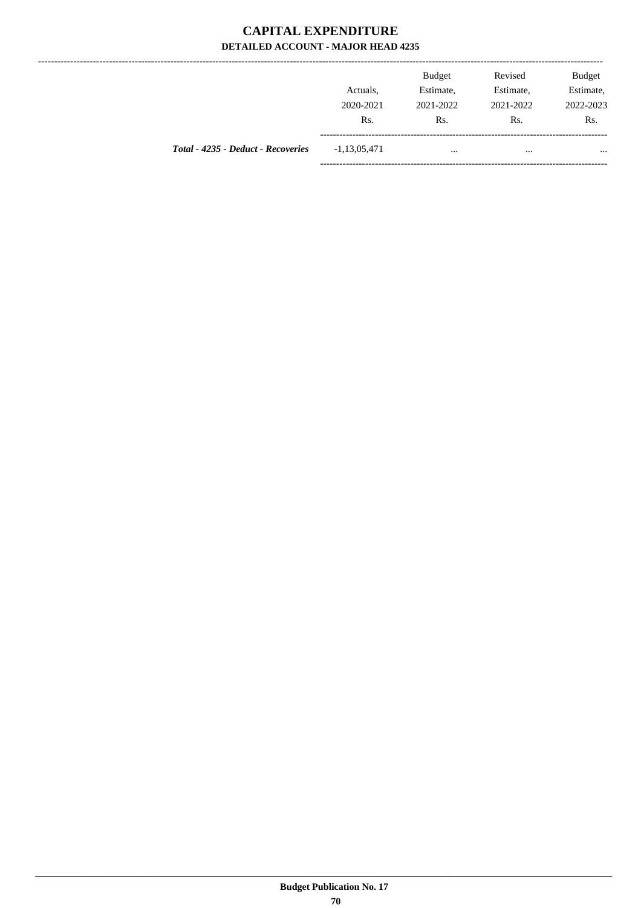# CAPITAL EXPENDITURE

## DETAILED ACCOUNT - MAJOR HEAD 4235

| | Actuals, 2020-2021 Rs. | Budget Estimate, 2021-2022 Rs. | Revised Estimate, 2021-2022 Rs. | Budget Estimate, 2022-2023 Rs. |
|---|---|---|---|---|
| ***Total - 4235 - Deduct - Recoveries*** | -1,13,05,471 | ... | ... | ... |

**Budget Publication No. 17**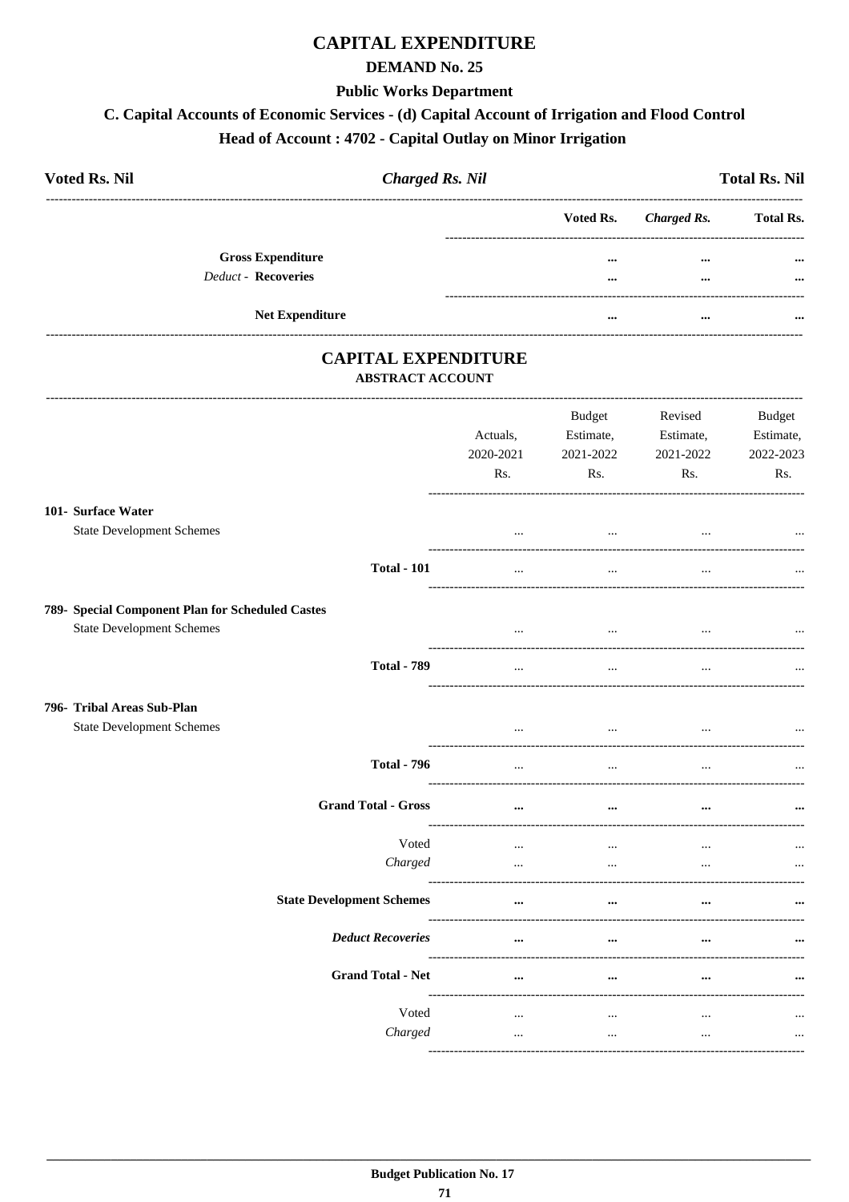# CAPITAL EXPENDITURE

## DEMAND No. 25

### Public Works Department

### C. Capital Accounts of Economic Services - (d) Capital Account of Irrigation and Flood Control

### Head of Account : 4702 - Capital Outlay on Minor Irrigation

| **Voted Rs. Nil** | ***Charged Rs. Nil*** | **Total Rs. Nil** |
|---|---|---|

| | Voted Rs. | *Charged Rs.* | Total Rs. |
|---|---|---|---|
| **Gross Expenditure** | ... | ... | ... |
| *Deduct* - **Recoveries** | ... | ... | ... |
| **Net Expenditure** | ... | ... | ... |

## CAPITAL EXPENDITURE

### ABSTRACT ACCOUNT

| | Actuals, 2020-2021 Rs. | Budget Estimate, 2021-2022 Rs. | Revised Estimate, 2021-2022 Rs. | Budget Estimate, 2022-2023 Rs. |
|---|---|---|---|---|
| **101- Surface Water** | | | | |
| State Development Schemes | ... | ... | ... | ... |
| **Total - 101** | ... | ... | ... | ... |
| **789- Special Component Plan for Scheduled Castes** | | | | |
| State Development Schemes | ... | ... | ... | ... |
| **Total - 789** | ... | ... | ... | ... |
| **796- Tribal Areas Sub-Plan** | | | | |
| State Development Schemes | ... | ... | ... | ... |
| **Total - 796** | ... | ... | ... | ... |
| **Grand Total - Gross** | ... | ... | ... | ... |
| Voted | ... | ... | ... | ... |
| *Charged* | ... | ... | ... | ... |
| **State Development Schemes** | ... | ... | ... | ... |
| ***Deduct Recoveries*** | ... | ... | ... | ... |
| **Grand Total - Net** | ... | ... | ... | ... |
| Voted | ... | ... | ... | ... |
| *Charged* | ... | ... | ... | ... |

**Budget Publication No. 17**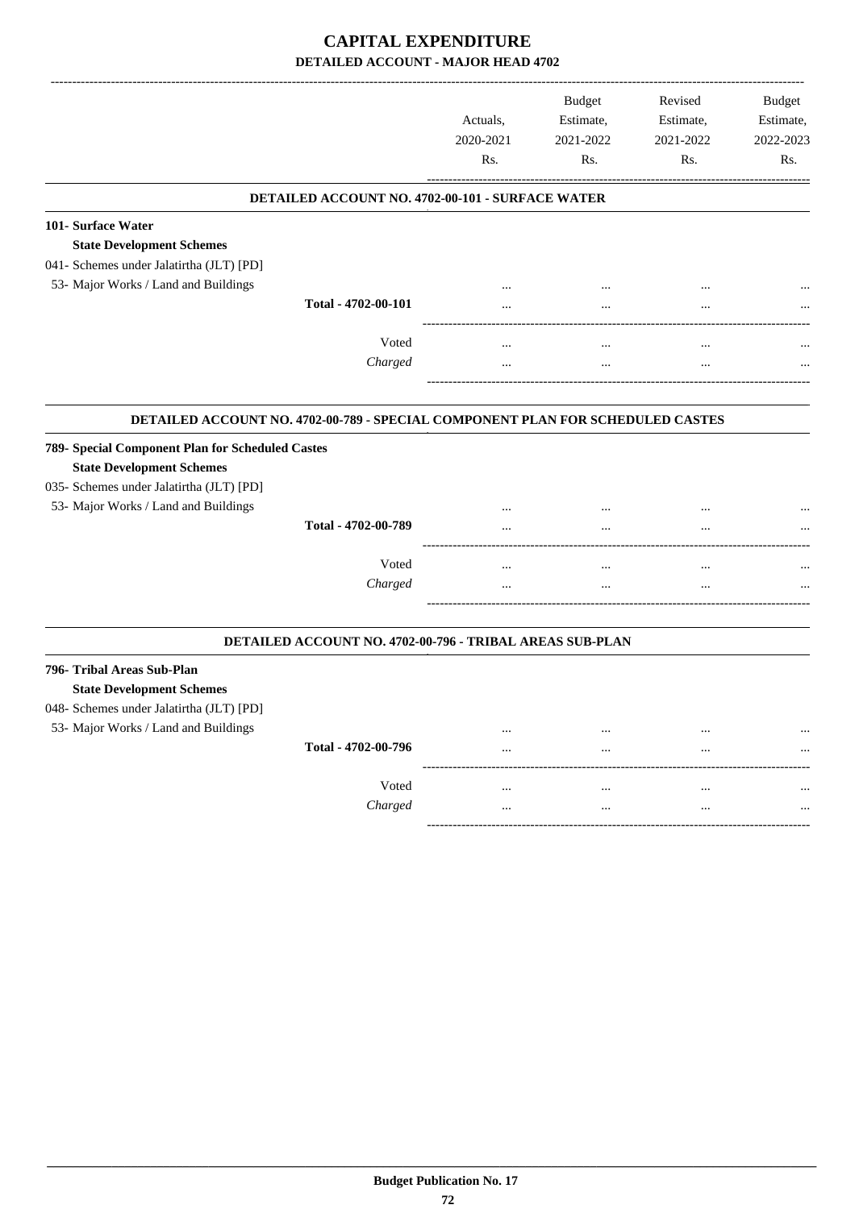# CAPITAL EXPENDITURE

## DETAILED ACCOUNT - MAJOR HEAD 4702

| | Actuals, 2020-2021 Rs. | Budget Estimate, 2021-2022 Rs. | Revised Estimate, 2021-2022 Rs. | Budget Estimate, 2022-2023 Rs. |
|---|---|---|---|---|
| **DETAILED ACCOUNT NO. 4702-00-101 - SURFACE WATER** | | | | |
| **101- Surface Water** | | | | |
| **State Development Schemes** | | | | |
| 041- Schemes under Jalatirtha (JLT) [PD] | | | | |
| 53- Major Works / Land and Buildings | ... | ... | ... | ... |
| **Total - 4702-00-101** | ... | ... | ... | ... |
| Voted | ... | ... | ... | ... |
| *Charged* | ... | ... | ... | ... |
| **DETAILED ACCOUNT NO. 4702-00-789 - SPECIAL COMPONENT PLAN FOR SCHEDULED CASTES** | | | | |
| **789- Special Component Plan for Scheduled Castes** | | | | |
| **State Development Schemes** | | | | |
| 035- Schemes under Jalatirtha (JLT) [PD] | | | | |
| 53- Major Works / Land and Buildings | ... | ... | ... | ... |
| **Total - 4702-00-789** | ... | ... | ... | ... |
| Voted | ... | ... | ... | ... |
| *Charged* | ... | ... | ... | ... |
| **DETAILED ACCOUNT NO. 4702-00-796 - TRIBAL AREAS SUB-PLAN** | | | | |
| **796- Tribal Areas Sub-Plan** | | | | |
| **State Development Schemes** | | | | |
| 048- Schemes under Jalatirtha (JLT) [PD] | | | | |
| 53- Major Works / Land and Buildings | ... | ... | ... | ... |
| **Total - 4702-00-796** | ... | ... | ... | ... |
| Voted | ... | ... | ... | ... |
| *Charged* | ... | ... | ... | ... |

**Budget Publication No. 17**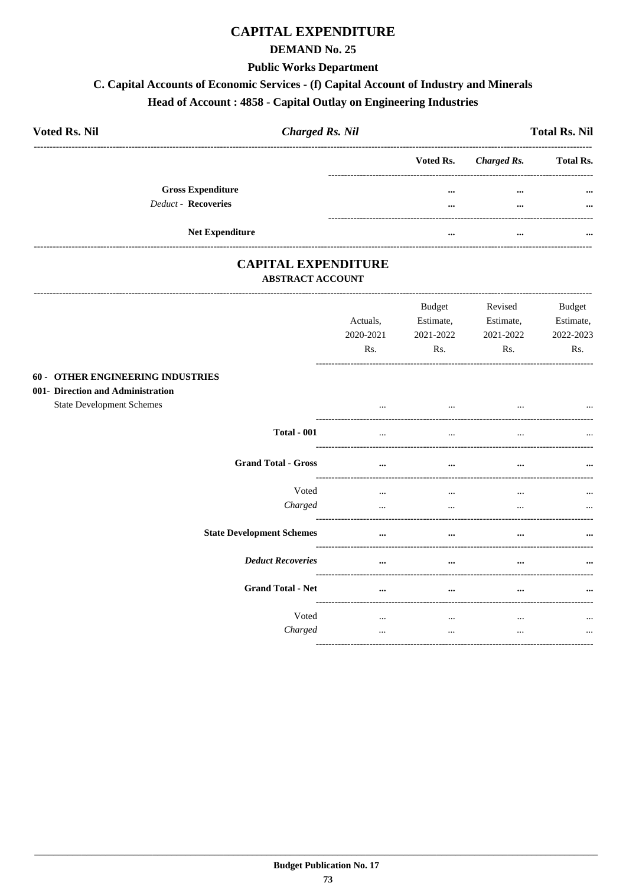# CAPITAL EXPENDITURE

## DEMAND No. 25

### Public Works Department

### C. Capital Accounts of Economic Services - (f) Capital Account of Industry and Minerals

### Head of Account : 4858 - Capital Outlay on Engineering Industries

| Voted Rs. Nil | *Charged Rs. Nil* | Total Rs. Nil |
|---|---|---|

| | Voted Rs. | *Charged Rs.* | Total Rs. |
|---|---|---|---|
| **Gross Expenditure** | ... | ... | ... |
| *Deduct* - **Recoveries** | ... | ... | ... |
| **Net Expenditure** | ... | ... | ... |

# CAPITAL EXPENDITURE

### ABSTRACT ACCOUNT

| | Actuals, 2020-2021 Rs. | Budget Estimate, 2021-2022 Rs. | Revised Estimate, 2021-2022 Rs. | Budget Estimate, 2022-2023 Rs. |
|---|---|---|---|---|
| **60 - OTHER ENGINEERING INDUSTRIES** | | | | |
| **001- Direction and Administration** | | | | |
| State Development Schemes | ... | ... | ... | ... |
| **Total - 001** | ... | ... | ... | ... |
| **Grand Total - Gross** | ... | ... | ... | ... |
| Voted | ... | ... | ... | ... |
| *Charged* | ... | ... | ... | ... |
| **State Development Schemes** | ... | ... | ... | ... |
| ***Deduct Recoveries*** | ... | ... | ... | ... |
| **Grand Total - Net** | ... | ... | ... | ... |
| Voted | ... | ... | ... | ... |
| *Charged* | ... | ... | ... | ... |

Budget Publication No. 17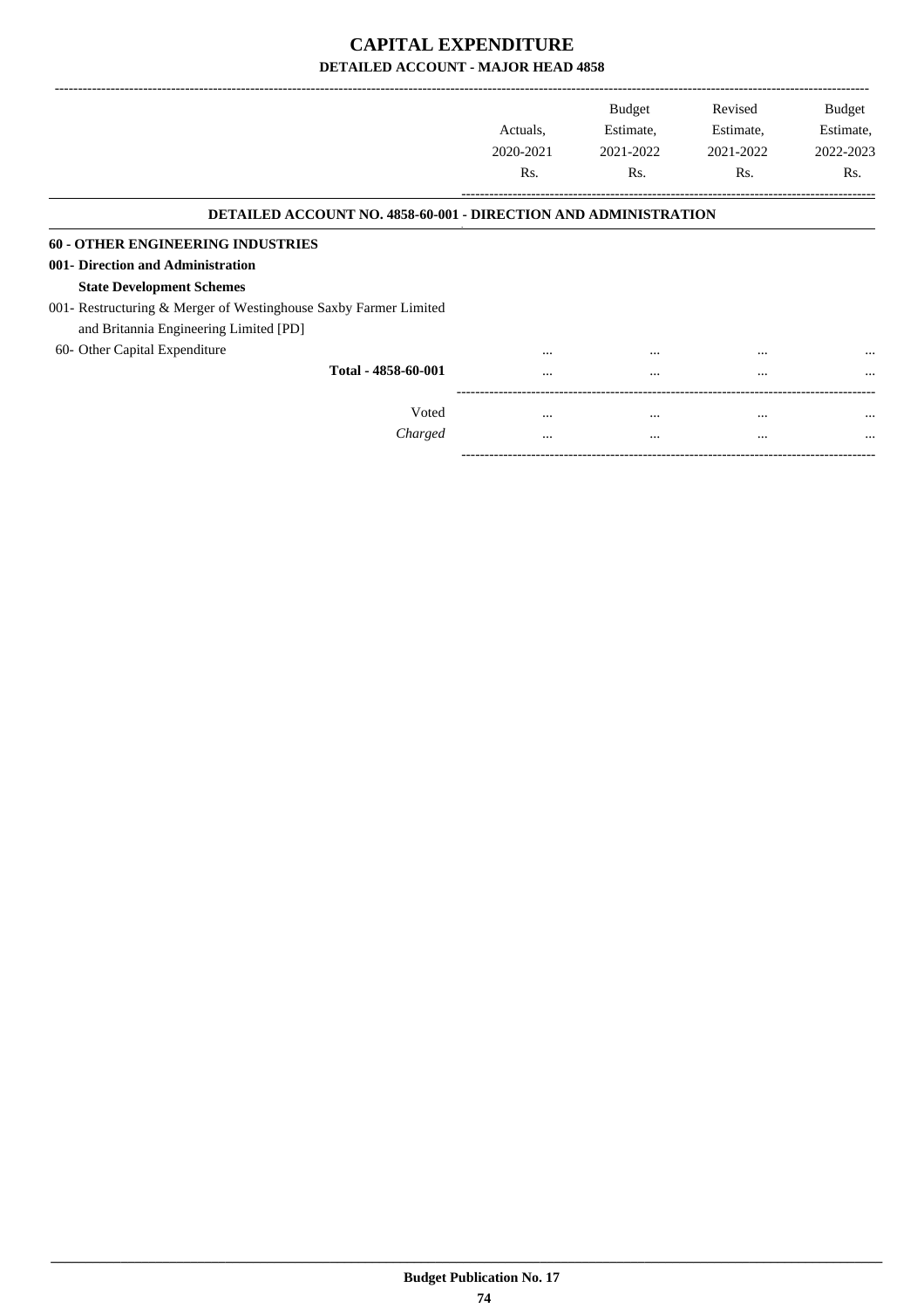# CAPITAL EXPENDITURE

## DETAILED ACCOUNT - MAJOR HEAD 4858

| | Actuals, 2020-2021 Rs. | Budget Estimate, 2021-2022 Rs. | Revised Estimate, 2021-2022 Rs. | Budget Estimate, 2022-2023 Rs. |
|---|---|---|---|---|
| **DETAILED ACCOUNT NO. 4858-60-001 - DIRECTION AND ADMINISTRATION** | | | | |
| **60 - OTHER ENGINEERING INDUSTRIES** | | | | |
| **001- Direction and Administration** | | | | |
| **State Development Schemes** | | | | |
| 001- Restructuring & Merger of Westinghouse Saxby Farmer Limited and Britannia Engineering Limited [PD] | | | | |
| 60- Other Capital Expenditure | ... | ... | ... | ... |
| **Total - 4858-60-001** | ... | ... | ... | ... |
| Voted | ... | ... | ... | ... |
| *Charged* | ... | ... | ... | ... |

**Budget Publication No. 17**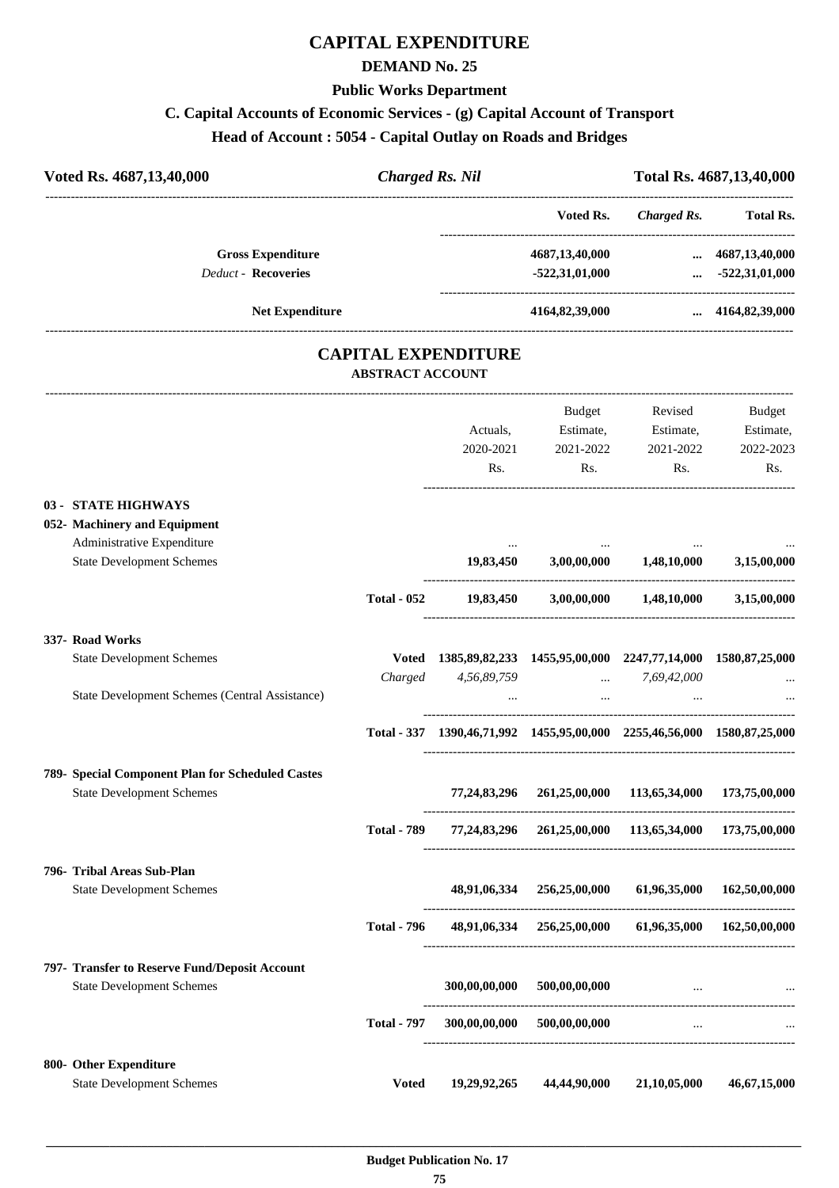# CAPITAL EXPENDITURE

## DEMAND No. 25

### Public Works Department

### C. Capital Accounts of Economic Services - (g) Capital Account of Transport

### Head of Account : 5054 - Capital Outlay on Roads and Bridges

| Voted Rs. 4687,13,40,000 | Charged Rs. Nil | Total Rs. 4687,13,40,000 |
|---|---|---|

| | Voted Rs. | Charged Rs. | Total Rs. |
|---|---|---|---|
| **Gross Expenditure** | 4687,13,40,000 | ... | 4687,13,40,000 |
| *Deduct* - **Recoveries** | -522,31,01,000 | ... | -522,31,01,000 |
| **Net Expenditure** | 4164,82,39,000 | ... | 4164,82,39,000 |

## CAPITAL EXPENDITURE

### ABSTRACT ACCOUNT

| | | Actuals, 2020-2021 Rs. | Budget Estimate, 2021-2022 Rs. | Revised Estimate, 2021-2022 Rs. | Budget Estimate, 2022-2023 Rs. |
|---|---|---|---|---|---|
| **03 - STATE HIGHWAYS** | | | | | |
| **052- Machinery and Equipment** | | | | | |
| Administrative Expenditure | | ... | ... | ... | ... |
| State Development Schemes | | 19,83,450 | 3,00,00,000 | 1,48,10,000 | 3,15,00,000 |
| | **Total - 052** | 19,83,450 | 3,00,00,000 | 1,48,10,000 | 3,15,00,000 |
| **337- Road Works** | | | | | |
| State Development Schemes | Voted | 1385,89,82,233 | 1455,95,00,000 | 2247,77,14,000 | 1580,87,25,000 |
| | *Charged* | *4,56,89,759* | ... | *7,69,42,000* | ... |
| State Development Schemes (Central Assistance) | | ... | ... | ... | ... |
| | **Total - 337** | 1390,46,71,992 | 1455,95,00,000 | 2255,46,56,000 | 1580,87,25,000 |
| **789- Special Component Plan for Scheduled Castes** | | | | | |
| State Development Schemes | | 77,24,83,296 | 261,25,00,000 | 113,65,34,000 | 173,75,00,000 |
| | **Total - 789** | 77,24,83,296 | 261,25,00,000 | 113,65,34,000 | 173,75,00,000 |
| **796- Tribal Areas Sub-Plan** | | | | | |
| State Development Schemes | | 48,91,06,334 | 256,25,00,000 | 61,96,35,000 | 162,50,00,000 |
| | **Total - 796** | 48,91,06,334 | 256,25,00,000 | 61,96,35,000 | 162,50,00,000 |
| **797- Transfer to Reserve Fund/Deposit Account** | | | | | |
| State Development Schemes | | 300,00,00,000 | 500,00,00,000 | ... | ... |
| | **Total - 797** | 300,00,00,000 | 500,00,00,000 | ... | ... |
| **800- Other Expenditure** | | | | | |
| State Development Schemes | Voted | 19,29,92,265 | 44,44,90,000 | 21,10,05,000 | 46,67,15,000 |

Budget Publication No. 17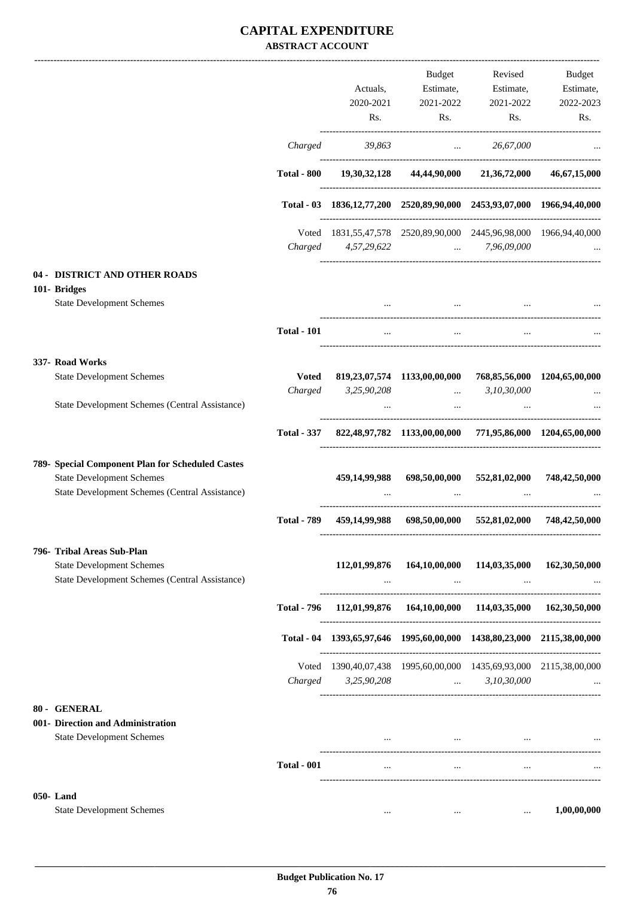# CAPITAL EXPENDITURE

## ABSTRACT ACCOUNT

| | | Actuals, 2020-2021 Rs. | Budget Estimate, 2021-2022 Rs. | Revised Estimate, 2021-2022 Rs. | Budget Estimate, 2022-2023 Rs. |
|---|---|---|---|---|---|
| | *Charged* | *39,863* | ... | *26,67,000* | ... |
| | **Total - 800** | **19,30,32,128** | **44,44,90,000** | **21,36,72,000** | **46,67,15,000** |
| | **Total - 03** | **1836,12,77,200** | **2520,89,90,000** | **2453,93,07,000** | **1966,94,40,000** |
| | Voted | 1831,55,47,578 | 2520,89,90,000 | 2445,96,98,000 | 1966,94,40,000 |
| | *Charged* | *4,57,29,622* | ... | *7,96,09,000* | ... |
| **04 - DISTRICT AND OTHER ROADS** | | | | | |
| **101- Bridges** | | | | | |
| State Development Schemes | | ... | ... | ... | ... |
| | **Total - 101** | ... | ... | ... | ... |
| **337- Road Works** | | | | | |
| State Development Schemes | **Voted** | **819,23,07,574** | **1133,00,00,000** | **768,85,56,000** | **1204,65,00,000** |
| | *Charged* | *3,25,90,208* | ... | *3,10,30,000* | ... |
| State Development Schemes (Central Assistance) | | ... | ... | ... | ... |
| | **Total - 337** | **822,48,97,782** | **1133,00,00,000** | **771,95,86,000** | **1204,65,00,000** |
| **789- Special Component Plan for Scheduled Castes** | | | | | |
| State Development Schemes | | **459,14,99,988** | **698,50,00,000** | **552,81,02,000** | **748,42,50,000** |
| State Development Schemes (Central Assistance) | | ... | ... | ... | ... |
| | **Total - 789** | **459,14,99,988** | **698,50,00,000** | **552,81,02,000** | **748,42,50,000** |
| **796- Tribal Areas Sub-Plan** | | | | | |
| State Development Schemes | | **112,01,99,876** | **164,10,00,000** | **114,03,35,000** | **162,30,50,000** |
| State Development Schemes (Central Assistance) | | ... | ... | ... | ... |
| | **Total - 796** | **112,01,99,876** | **164,10,00,000** | **114,03,35,000** | **162,30,50,000** |
| | **Total - 04** | **1393,65,97,646** | **1995,60,00,000** | **1438,80,23,000** | **2115,38,00,000** |
| | Voted | 1390,40,07,438 | 1995,60,00,000 | 1435,69,93,000 | 2115,38,00,000 |
| | *Charged* | *3,25,90,208* | ... | *3,10,30,000* | ... |
| **80 - GENERAL** | | | | | |
| **001- Direction and Administration** | | | | | |
| State Development Schemes | | ... | ... | ... | ... |
| | **Total - 001** | ... | ... | ... | ... |
| **050- Land** | | | | | |
| State Development Schemes | | ... | ... | ... | **1,00,00,000** |

Budget Publication No. 17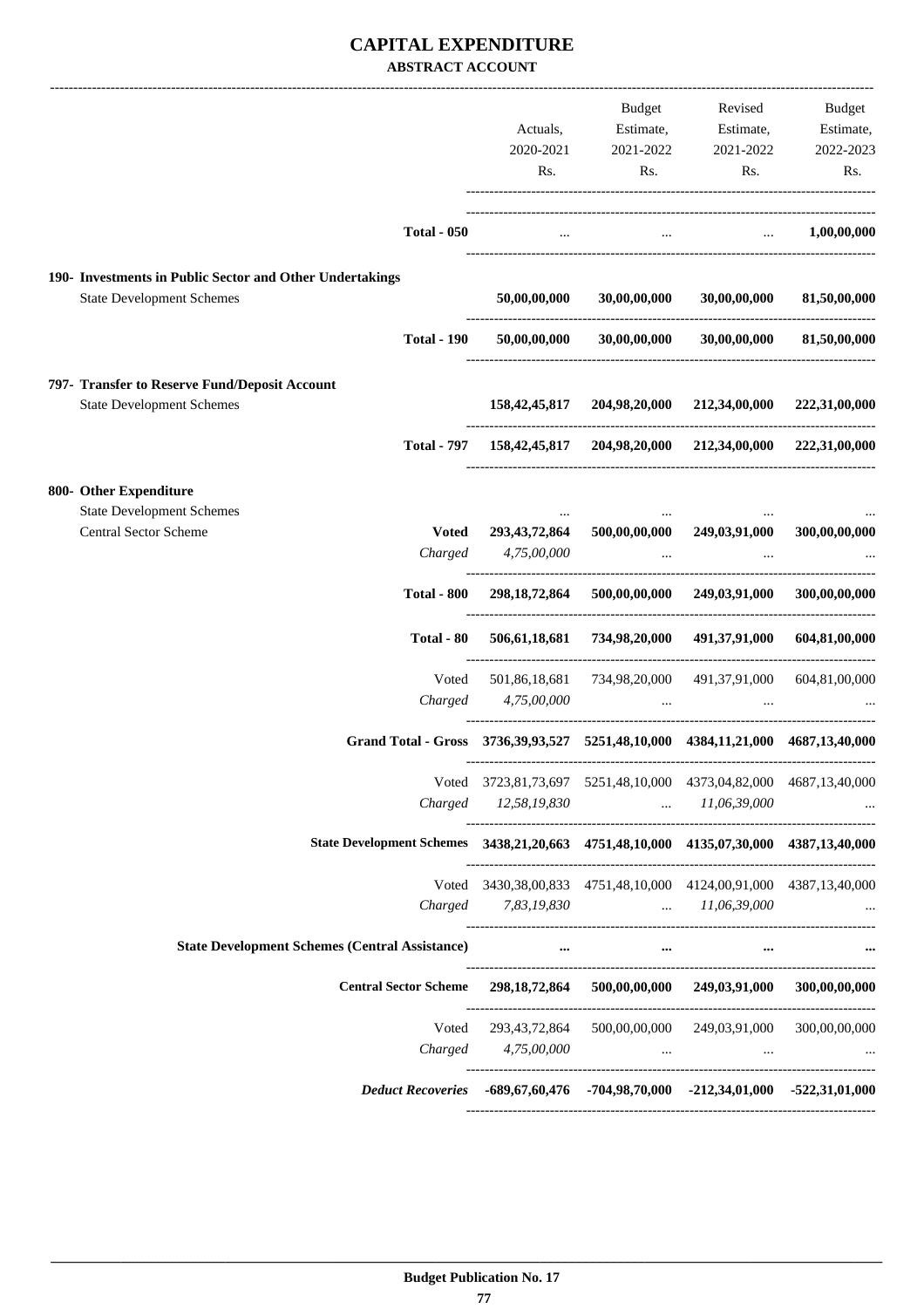# CAPITAL EXPENDITURE

## ABSTRACT ACCOUNT

| | | Actuals, 2020-2021 Rs. | Budget Estimate, 2021-2022 Rs. | Revised Estimate, 2021-2022 Rs. | Budget Estimate, 2022-2023 Rs. |
|---|---|---|---|---|---|
| | **Total - 050** | ... | ... | ... | **1,00,00,000** |
| **190- Investments in Public Sector and Other Undertakings** | | | | | |
| State Development Schemes | | **50,00,00,000** | **30,00,00,000** | **30,00,00,000** | **81,50,00,000** |
| | **Total - 190** | **50,00,00,000** | **30,00,00,000** | **30,00,00,000** | **81,50,00,000** |
| **797- Transfer to Reserve Fund/Deposit Account** | | | | | |
| State Development Schemes | | **158,42,45,817** | **204,98,20,000** | **212,34,00,000** | **222,31,00,000** |
| | **Total - 797** | **158,42,45,817** | **204,98,20,000** | **212,34,00,000** | **222,31,00,000** |
| **800- Other Expenditure** | | | | | |
| State Development Schemes | | ... | ... | ... | ... |
| Central Sector Scheme | **Voted** | **293,43,72,864** | **500,00,00,000** | **249,03,91,000** | **300,00,00,000** |
| | *Charged* | *4,75,00,000* | ... | ... | ... |
| | **Total - 800** | **298,18,72,864** | **500,00,00,000** | **249,03,91,000** | **300,00,00,000** |
| | **Total - 80** | **506,61,18,681** | **734,98,20,000** | **491,37,91,000** | **604,81,00,000** |
| | Voted | 501,86,18,681 | 734,98,20,000 | 491,37,91,000 | 604,81,00,000 |
| | *Charged* | *4,75,00,000* | ... | ... | ... |
| | **Grand Total - Gross** | **3736,39,93,527** | **5251,48,10,000** | **4384,11,21,000** | **4687,13,40,000** |
| | Voted | 3723,81,73,697 | 5251,48,10,000 | 4373,04,82,000 | 4687,13,40,000 |
| | *Charged* | *12,58,19,830* | ... | *11,06,39,000* | ... |
| | **State Development Schemes** | **3438,21,20,663** | **4751,48,10,000** | **4135,07,30,000** | **4387,13,40,000** |
| | Voted | 3430,38,00,833 | 4751,48,10,000 | 4124,00,91,000 | 4387,13,40,000 |
| | *Charged* | *7,83,19,830* | ... | *11,06,39,000* | ... |
| | **State Development Schemes (Central Assistance)** | **...** | **...** | **...** | **...** |
| | **Central Sector Scheme** | **298,18,72,864** | **500,00,00,000** | **249,03,91,000** | **300,00,00,000** |
| | Voted | 293,43,72,864 | 500,00,00,000 | 249,03,91,000 | 300,00,00,000 |
| | *Charged* | *4,75,00,000* | ... | ... | ... |
| | ***Deduct Recoveries*** | **-689,67,60,476** | **-704,98,70,000** | **-212,34,01,000** | **-522,31,01,000** |

Budget Publication No. 17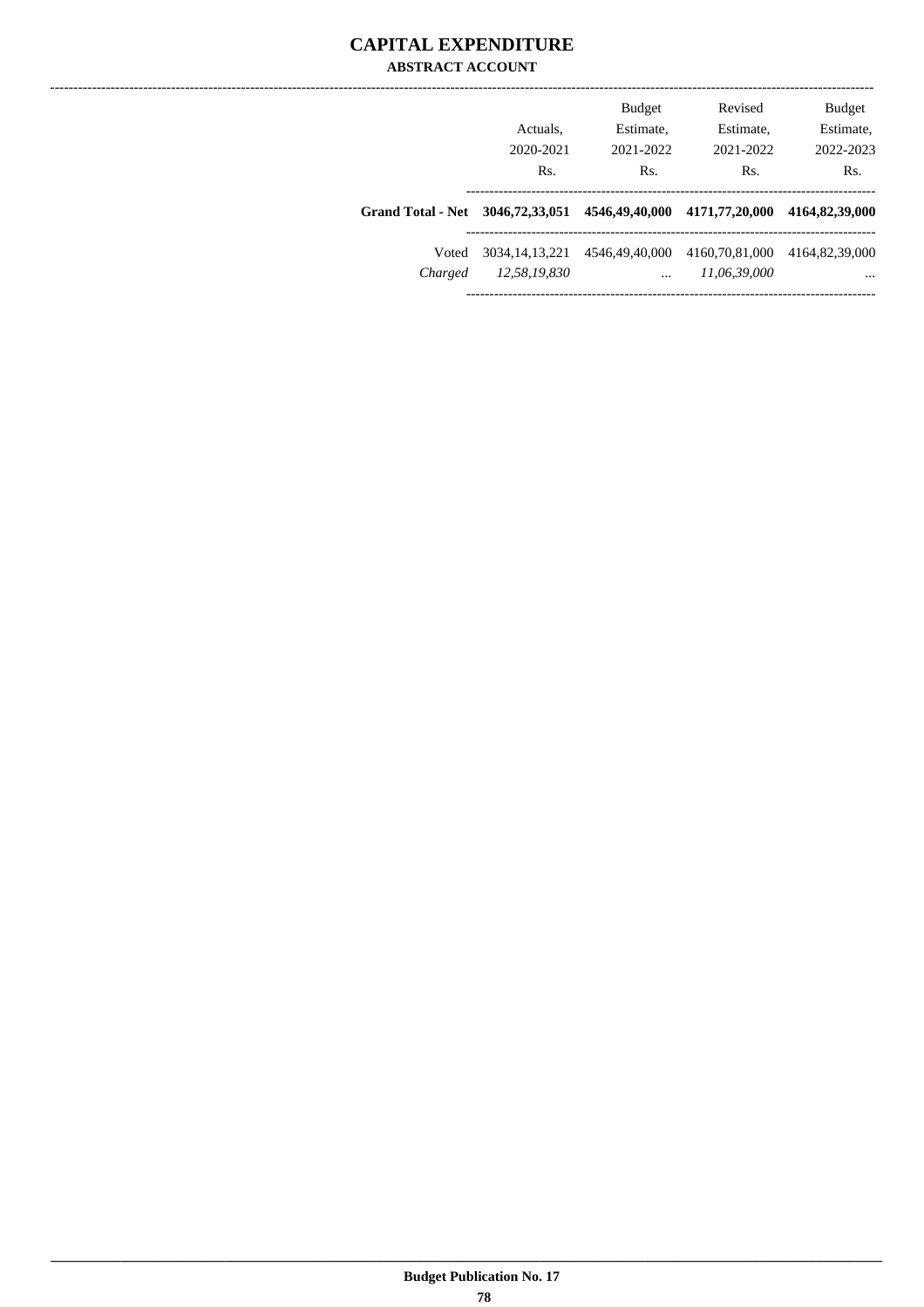# CAPITAL EXPENDITURE

## ABSTRACT ACCOUNT

| | Actuals, 2020-2021 Rs. | Budget Estimate, 2021-2022 Rs. | Revised Estimate, 2021-2022 Rs. | Budget Estimate, 2022-2023 Rs. |
|---|---|---|---|---|
| **Grand Total - Net** | **3046,72,33,051** | **4546,49,40,000** | **4171,77,20,000** | **4164,82,39,000** |
| Voted | 3034,14,13,221 | 4546,49,40,000 | 4160,70,81,000 | 4164,82,39,000 |
| *Charged* | *12,58,19,830* | ... | *11,06,39,000* | ... |

Budget Publication No. 17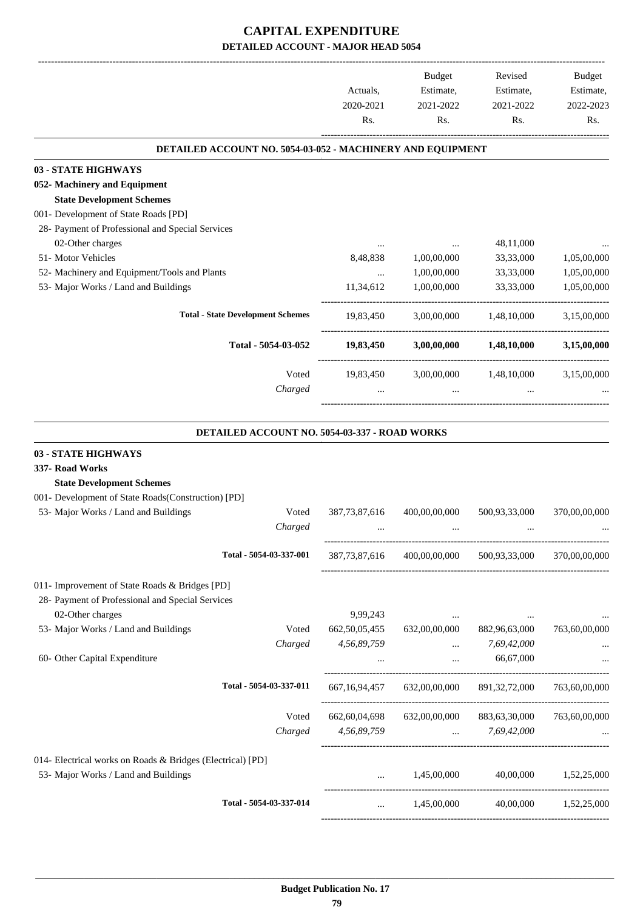# CAPITAL EXPENDITURE

## DETAILED ACCOUNT - MAJOR HEAD 5054

| | Actuals, 2020-2021 Rs. | Budget Estimate, 2021-2022 Rs. | Revised Estimate, 2021-2022 Rs. | Budget Estimate, 2022-2023 Rs. |
|---|---|---|---|---|

### DETAILED ACCOUNT NO. 5054-03-052 - MACHINERY AND EQUIPMENT

| | Actuals, 2020-2021 Rs. | Budget Estimate, 2021-2022 Rs. | Revised Estimate, 2021-2022 Rs. | Budget Estimate, 2022-2023 Rs. |
|---|---|---|---|---|
| **03 - STATE HIGHWAYS** | | | | |
| **052- Machinery and Equipment** | | | | |
| **State Development Schemes** | | | | |
| 001- Development of State Roads [PD] | | | | |
| 28- Payment of Professional and Special Services | | | | |
| 02-Other charges | ... | ... | 48,11,000 | ... |
| 51- Motor Vehicles | 8,48,838 | 1,00,00,000 | 33,33,000 | 1,05,00,000 |
| 52- Machinery and Equipment/Tools and Plants | ... | 1,00,00,000 | 33,33,000 | 1,05,00,000 |
| 53- Major Works / Land and Buildings | 11,34,612 | 1,00,00,000 | 33,33,000 | 1,05,00,000 |
| **Total - State Development Schemes** | 19,83,450 | 3,00,00,000 | 1,48,10,000 | 3,15,00,000 |
| **Total - 5054-03-052** | **19,83,450** | **3,00,00,000** | **1,48,10,000** | **3,15,00,000** |
| Voted | 19,83,450 | 3,00,00,000 | 1,48,10,000 | 3,15,00,000 |
| *Charged* | ... | ... | ... | ... |

### DETAILED ACCOUNT NO. 5054-03-337 - ROAD WORKS

| | Actuals, 2020-2021 Rs. | Budget Estimate, 2021-2022 Rs. | Revised Estimate, 2021-2022 Rs. | Budget Estimate, 2022-2023 Rs. |
|---|---|---|---|---|
| **03 - STATE HIGHWAYS** | | | | |
| **337- Road Works** | | | | |
| **State Development Schemes** | | | | |
| 001- Development of State Roads(Construction) [PD] | | | | |
| 53- Major Works / Land and Buildings — Voted | 387,73,87,616 | 400,00,00,000 | 500,93,33,000 | 370,00,00,000 |
| *Charged* | ... | ... | ... | ... |
| **Total - 5054-03-337-001** | 387,73,87,616 | 400,00,00,000 | 500,93,33,000 | 370,00,00,000 |
| 011- Improvement of State Roads & Bridges [PD] | | | | |
| 28- Payment of Professional and Special Services | | | | |
| 02-Other charges | 9,99,243 | ... | ... | ... |
| 53- Major Works / Land and Buildings — Voted | 662,50,05,455 | 632,00,00,000 | 882,96,63,000 | 763,60,00,000 |
| *Charged* | *4,56,89,759* | ... | *7,69,42,000* | ... |
| 60- Other Capital Expenditure | ... | ... | 66,67,000 | ... |
| **Total - 5054-03-337-011** | 667,16,94,457 | 632,00,00,000 | 891,32,72,000 | 763,60,00,000 |
| Voted | 662,60,04,698 | 632,00,00,000 | 883,63,30,000 | 763,60,00,000 |
| *Charged* | *4,56,89,759* | ... | *7,69,42,000* | ... |
| 014- Electrical works on Roads & Bridges (Electrical) [PD] | | | | |
| 53- Major Works / Land and Buildings | ... | 1,45,00,000 | 40,00,000 | 1,52,25,000 |
| **Total - 5054-03-337-014** | ... | 1,45,00,000 | 40,00,000 | 1,52,25,000 |

**Budget Publication No. 17**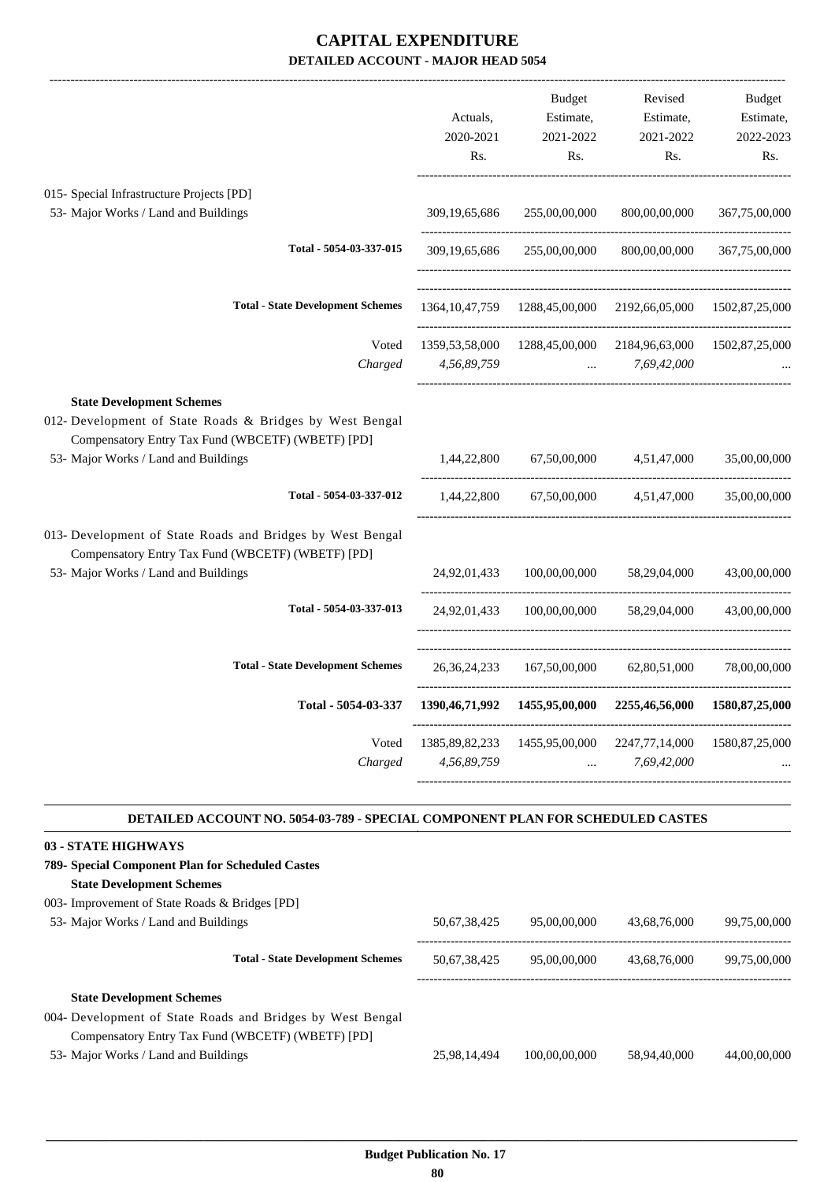# CAPITAL EXPENDITURE

## DETAILED ACCOUNT - MAJOR HEAD 5054

| | Actuals, 2020-2021 Rs. | Budget Estimate, 2021-2022 Rs. | Revised Estimate, 2021-2022 Rs. | Budget Estimate, 2022-2023 Rs. |
|---|---|---|---|---|
| 015- Special Infrastructure Projects [PD] | | | | |
| 53- Major Works / Land and Buildings | 309,19,65,686 | 255,00,00,000 | 800,00,00,000 | 367,75,00,000 |
| Total - 5054-03-337-015 | 309,19,65,686 | 255,00,00,000 | 800,00,00,000 | 367,75,00,000 |
| Total - State Development Schemes | 1364,10,47,759 | 1288,45,00,000 | 2192,66,05,000 | 1502,87,25,000 |
| Voted | 1359,53,58,000 | 1288,45,00,000 | 2184,96,63,000 | 1502,87,25,000 |
| *Charged* | *4,56,89,759* | ... | *7,69,42,000* | ... |
| **State Development Schemes** | | | | |
| 012- Development of State Roads & Bridges by West Bengal Compensatory Entry Tax Fund (WBCETF) (WBETF) [PD] | | | | |
| 53- Major Works / Land and Buildings | 1,44,22,800 | 67,50,00,000 | 4,51,47,000 | 35,00,00,000 |
| Total - 5054-03-337-012 | 1,44,22,800 | 67,50,00,000 | 4,51,47,000 | 35,00,00,000 |
| 013- Development of State Roads and Bridges by West Bengal Compensatory Entry Tax Fund (WBCETF) (WBETF) [PD] | | | | |
| 53- Major Works / Land and Buildings | 24,92,01,433 | 100,00,00,000 | 58,29,04,000 | 43,00,00,000 |
| Total - 5054-03-337-013 | 24,92,01,433 | 100,00,00,000 | 58,29,04,000 | 43,00,00,000 |
| Total - State Development Schemes | 26,36,24,233 | 167,50,00,000 | 62,80,51,000 | 78,00,00,000 |
| **Total - 5054-03-337** | **1390,46,71,992** | **1455,95,00,000** | **2255,46,56,000** | **1580,87,25,000** |
| Voted | 1385,89,82,233 | 1455,95,00,000 | 2247,77,14,000 | 1580,87,25,000 |
| *Charged* | *4,56,89,759* | ... | *7,69,42,000* | ... |

### DETAILED ACCOUNT NO. 5054-03-789 - SPECIAL COMPONENT PLAN FOR SCHEDULED CASTES

| | Actuals, 2020-2021 Rs. | Budget Estimate, 2021-2022 Rs. | Revised Estimate, 2021-2022 Rs. | Budget Estimate, 2022-2023 Rs. |
|---|---|---|---|---|
| **03 - STATE HIGHWAYS** | | | | |
| **789- Special Component Plan for Scheduled Castes** | | | | |
| **State Development Schemes** | | | | |
| 003- Improvement of State Roads & Bridges [PD] | | | | |
| 53- Major Works / Land and Buildings | 50,67,38,425 | 95,00,00,000 | 43,68,76,000 | 99,75,00,000 |
| Total - State Development Schemes | 50,67,38,425 | 95,00,00,000 | 43,68,76,000 | 99,75,00,000 |
| **State Development Schemes** | | | | |
| 004- Development of State Roads and Bridges by West Bengal Compensatory Entry Tax Fund (WBCETF) (WBETF) [PD] | | | | |
| 53- Major Works / Land and Buildings | 25,98,14,494 | 100,00,00,000 | 58,94,40,000 | 44,00,00,000 |

Budget Publication No. 17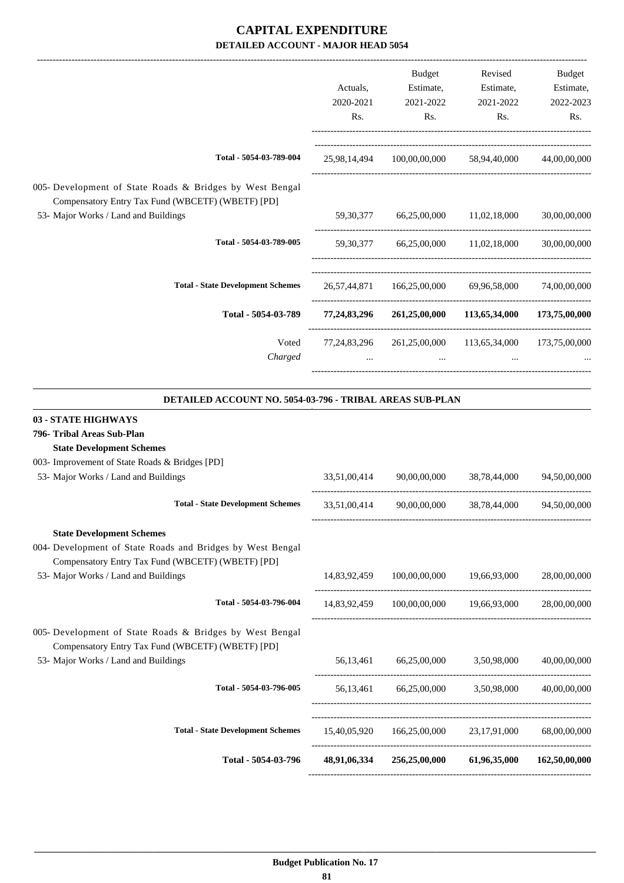# CAPITAL EXPENDITURE

## DETAILED ACCOUNT - MAJOR HEAD 5054

| | Actuals, 2020-2021 Rs. | Budget Estimate, 2021-2022 Rs. | Revised Estimate, 2021-2022 Rs. | Budget Estimate, 2022-2023 Rs. |
|---|---|---|---|---|
| Total - 5054-03-789-004 | 25,98,14,494 | 100,00,00,000 | 58,94,40,000 | 44,00,00,000 |
| 005- Development of State Roads & Bridges by West Bengal Compensatory Entry Tax Fund (WBCETF) (WBETF) [PD] | | | | |
| 53- Major Works / Land and Buildings | 59,30,377 | 66,25,00,000 | 11,02,18,000 | 30,00,00,000 |
| Total - 5054-03-789-005 | 59,30,377 | 66,25,00,000 | 11,02,18,000 | 30,00,00,000 |
| Total - State Development Schemes | 26,57,44,871 | 166,25,00,000 | 69,96,58,000 | 74,00,00,000 |
| **Total - 5054-03-789** | **77,24,83,296** | **261,25,00,000** | **113,65,34,000** | **173,75,00,000** |
| Voted | 77,24,83,296 | 261,25,00,000 | 113,65,34,000 | 173,75,00,000 |
| *Charged* | ... | ... | ... | ... |

### DETAILED ACCOUNT NO. 5054-03-796 - TRIBAL AREAS SUB-PLAN

| | Actuals, 2020-2021 Rs. | Budget Estimate, 2021-2022 Rs. | Revised Estimate, 2021-2022 Rs. | Budget Estimate, 2022-2023 Rs. |
|---|---|---|---|---|
| **03 - STATE HIGHWAYS** | | | | |
| **796- Tribal Areas Sub-Plan** | | | | |
| **State Development Schemes** | | | | |
| 003- Improvement of State Roads & Bridges [PD] | | | | |
| 53- Major Works / Land and Buildings | 33,51,00,414 | 90,00,00,000 | 38,78,44,000 | 94,50,00,000 |
| Total - State Development Schemes | 33,51,00,414 | 90,00,00,000 | 38,78,44,000 | 94,50,00,000 |
| **State Development Schemes** | | | | |
| 004- Development of State Roads and Bridges by West Bengal Compensatory Entry Tax Fund (WBCETF) (WBETF) [PD] | | | | |
| 53- Major Works / Land and Buildings | 14,83,92,459 | 100,00,00,000 | 19,66,93,000 | 28,00,00,000 |
| Total - 5054-03-796-004 | 14,83,92,459 | 100,00,00,000 | 19,66,93,000 | 28,00,00,000 |
| 005- Development of State Roads & Bridges by West Bengal Compensatory Entry Tax Fund (WBCETF) (WBETF) [PD] | | | | |
| 53- Major Works / Land and Buildings | 56,13,461 | 66,25,00,000 | 3,50,98,000 | 40,00,00,000 |
| Total - 5054-03-796-005 | 56,13,461 | 66,25,00,000 | 3,50,98,000 | 40,00,00,000 |
| Total - State Development Schemes | 15,40,05,920 | 166,25,00,000 | 23,17,91,000 | 68,00,00,000 |
| **Total - 5054-03-796** | **48,91,06,334** | **256,25,00,000** | **61,96,35,000** | **162,50,00,000** |

**Budget Publication No. 17**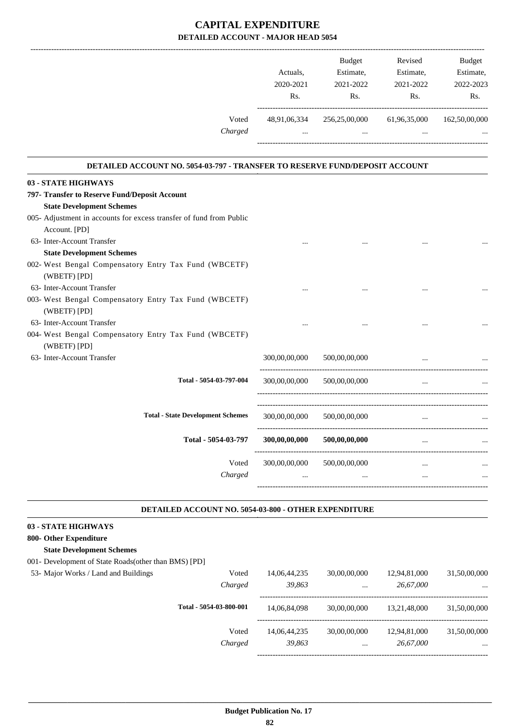# CAPITAL EXPENDITURE

## DETAILED ACCOUNT - MAJOR HEAD 5054

| | Actuals, 2020-2021 Rs. | Budget Estimate, 2021-2022 Rs. | Revised Estimate, 2021-2022 Rs. | Budget Estimate, 2022-2023 Rs. |
|---|---|---|---|---|
| Voted | 48,91,06,334 | 256,25,00,000 | 61,96,35,000 | 162,50,00,000 |
| *Charged* | ... | ... | ... | ... |

### DETAILED ACCOUNT NO. 5054-03-797 - TRANSFER TO RESERVE FUND/DEPOSIT ACCOUNT

| | Actuals, 2020-2021 Rs. | Budget Estimate, 2021-2022 Rs. | Revised Estimate, 2021-2022 Rs. | Budget Estimate, 2022-2023 Rs. |
|---|---|---|---|---|
| **03 - STATE HIGHWAYS** | | | | |
| **797- Transfer to Reserve Fund/Deposit Account** | | | | |
| **State Development Schemes** | | | | |
| 005- Adjustment in accounts for excess transfer of fund from Public Account. [PD] | | | | |
| 63- Inter-Account Transfer | ... | ... | ... | ... |
| **State Development Schemes** | | | | |
| 002- West Bengal Compensatory Entry Tax Fund (WBCETF) (WBETF) [PD] | | | | |
| 63- Inter-Account Transfer | ... | ... | ... | ... |
| 003- West Bengal Compensatory Entry Tax Fund (WBCETF) (WBETF) [PD] | | | | |
| 63- Inter-Account Transfer | ... | ... | ... | ... |
| 004- West Bengal Compensatory Entry Tax Fund (WBCETF) (WBETF) [PD] | | | | |
| 63- Inter-Account Transfer | 300,00,00,000 | 500,00,00,000 | ... | ... |
| **Total - 5054-03-797-004** | 300,00,00,000 | 500,00,00,000 | ... | ... |
| **Total - State Development Schemes** | 300,00,00,000 | 500,00,00,000 | ... | ... |
| **Total - 5054-03-797** | **300,00,00,000** | **500,00,00,000** | ... | ... |
| Voted | 300,00,00,000 | 500,00,00,000 | ... | ... |
| *Charged* | ... | ... | ... | ... |

### DETAILED ACCOUNT NO. 5054-03-800 - OTHER EXPENDITURE

| | | Actuals, 2020-2021 Rs. | Budget Estimate, 2021-2022 Rs. | Revised Estimate, 2021-2022 Rs. | Budget Estimate, 2022-2023 Rs. |
|---|---|---|---|---|---|
| **03 - STATE HIGHWAYS** | | | | | |
| **800- Other Expenditure** | | | | | |
| **State Development Schemes** | | | | | |
| 001- Development of State Roads(other than BMS) [PD] | | | | | |
| 53- Major Works / Land and Buildings | Voted | 14,06,44,235 | 30,00,00,000 | 12,94,81,000 | 31,50,00,000 |
| | *Charged* | *39,863* | ... | *26,67,000* | ... |
| **Total - 5054-03-800-001** | | 14,06,84,098 | 30,00,00,000 | 13,21,48,000 | 31,50,00,000 |
| | Voted | 14,06,44,235 | 30,00,00,000 | 12,94,81,000 | 31,50,00,000 |
| | *Charged* | *39,863* | ... | *26,67,000* | ... |

**Budget Publication No. 17**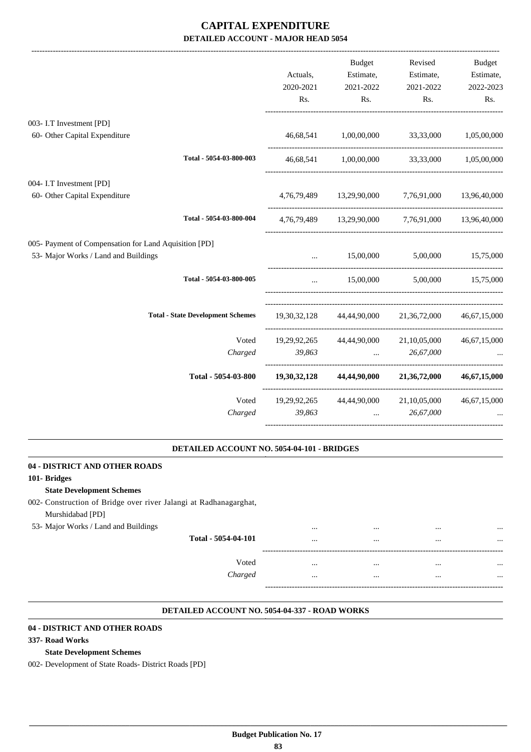# CAPITAL EXPENDITURE

## DETAILED ACCOUNT - MAJOR HEAD 5054

| | Actuals, 2020-2021 Rs. | Budget Estimate, 2021-2022 Rs. | Revised Estimate, 2021-2022 Rs. | Budget Estimate, 2022-2023 Rs. |
|---|---|---|---|---|
| 003- I.T Investment [PD] | | | | |
| 60- Other Capital Expenditure | 46,68,541 | 1,00,00,000 | 33,33,000 | 1,05,00,000 |
| Total - 5054-03-800-003 | 46,68,541 | 1,00,00,000 | 33,33,000 | 1,05,00,000 |
| 004- I.T Investment [PD] | | | | |
| 60- Other Capital Expenditure | 4,76,79,489 | 13,29,90,000 | 7,76,91,000 | 13,96,40,000 |
| Total - 5054-03-800-004 | 4,76,79,489 | 13,29,90,000 | 7,76,91,000 | 13,96,40,000 |
| 005- Payment of Compensation for Land Aquisition [PD] | | | | |
| 53- Major Works / Land and Buildings | ... | 15,00,000 | 5,00,000 | 15,75,000 |
| Total - 5054-03-800-005 | ... | 15,00,000 | 5,00,000 | 15,75,000 |
| Total - State Development Schemes | 19,30,32,128 | 44,44,90,000 | 21,36,72,000 | 46,67,15,000 |
| Voted | 19,29,92,265 | 44,44,90,000 | 21,10,05,000 | 46,67,15,000 |
| *Charged* | *39,863* | ... | *26,67,000* | ... |
| **Total - 5054-03-800** | **19,30,32,128** | **44,44,90,000** | **21,36,72,000** | **46,67,15,000** |
| Voted | 19,29,92,265 | 44,44,90,000 | 21,10,05,000 | 46,67,15,000 |
| *Charged* | *39,863* | ... | *26,67,000* | ... |

### DETAILED ACCOUNT NO. 5054-04-101 - BRIDGES

**04 - DISTRICT AND OTHER ROADS**

**101- Bridges**

**State Development Schemes**

| | Actuals, 2020-2021 Rs. | Budget Estimate, 2021-2022 Rs. | Revised Estimate, 2021-2022 Rs. | Budget Estimate, 2022-2023 Rs. |
|---|---|---|---|---|
| 002- Construction of Bridge over river Jalangi at Radhanagarghat, Murshidabad [PD] | | | | |
| 53- Major Works / Land and Buildings | ... | ... | ... | ... |
| Total - 5054-04-101 | ... | ... | ... | ... |
| Voted | ... | ... | ... | ... |
| *Charged* | ... | ... | ... | ... |

### DETAILED ACCOUNT NO. 5054-04-337 - ROAD WORKS

**04 - DISTRICT AND OTHER ROADS**

**337- Road Works**

**State Development Schemes**

002- Development of State Roads- District Roads [PD]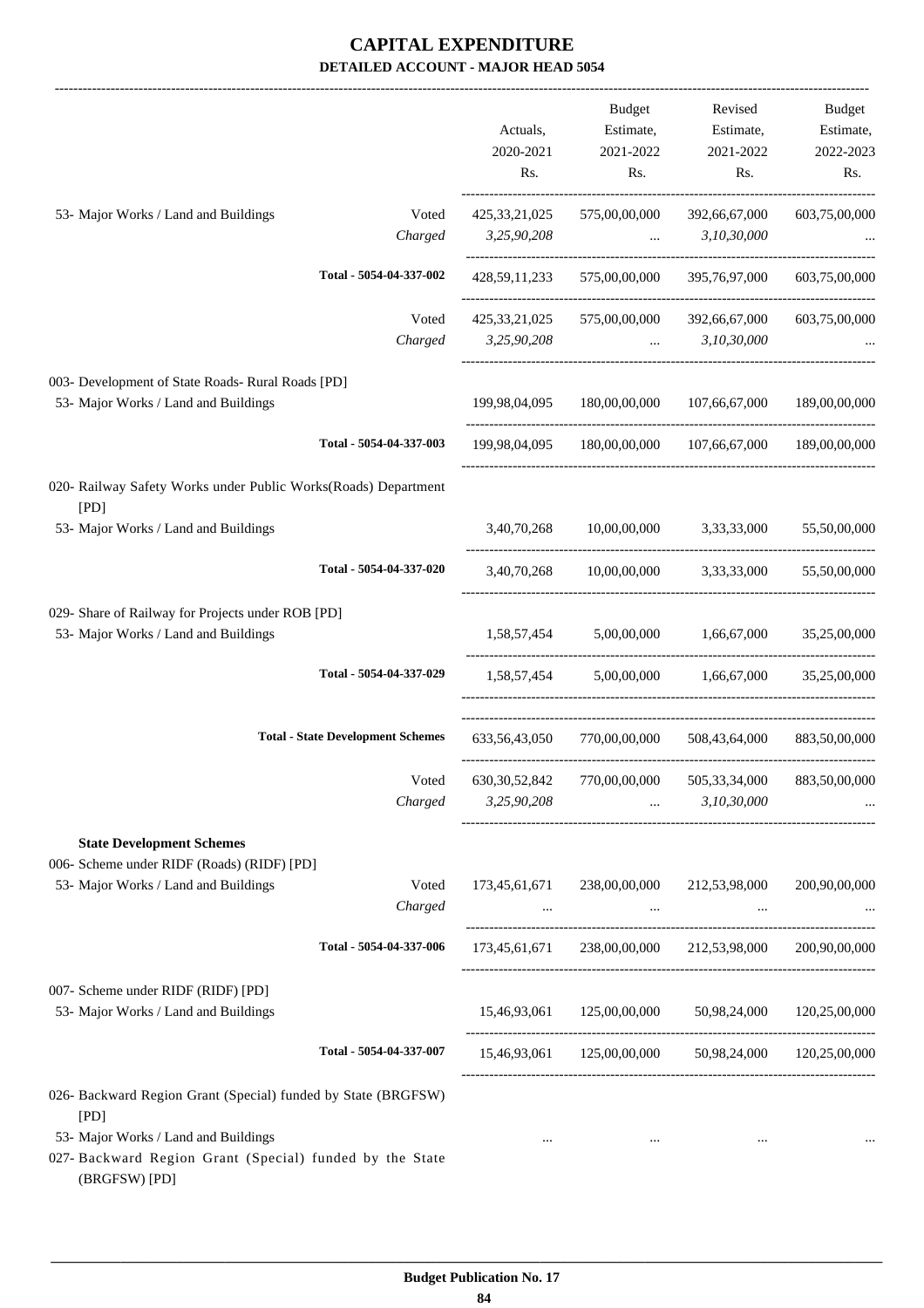# CAPITAL EXPENDITURE

## DETAILED ACCOUNT - MAJOR HEAD 5054

| | | Actuals, 2020-2021 Rs. | Budget Estimate, 2021-2022 Rs. | Revised Estimate, 2021-2022 Rs. | Budget Estimate, 2022-2023 Rs. |
|---|---|---|---|---|---|
| 53- Major Works / Land and Buildings | Voted | 425,33,21,025 | 575,00,00,000 | 392,66,67,000 | 603,75,00,000 |
| | *Charged* | *3,25,90,208* | ... | *3,10,30,000* | ... |
| **Total - 5054-04-337-002** | | 428,59,11,233 | 575,00,00,000 | 395,76,97,000 | 603,75,00,000 |
| | Voted | 425,33,21,025 | 575,00,00,000 | 392,66,67,000 | 603,75,00,000 |
| | *Charged* | *3,25,90,208* | ... | *3,10,30,000* | ... |
| 003- Development of State Roads- Rural Roads [PD] | | | | | |
| 53- Major Works / Land and Buildings | | 199,98,04,095 | 180,00,00,000 | 107,66,67,000 | 189,00,00,000 |
| **Total - 5054-04-337-003** | | 199,98,04,095 | 180,00,00,000 | 107,66,67,000 | 189,00,00,000 |
| 020- Railway Safety Works under Public Works(Roads) Department [PD] | | | | | |
| 53- Major Works / Land and Buildings | | 3,40,70,268 | 10,00,00,000 | 3,33,33,000 | 55,50,00,000 |
| **Total - 5054-04-337-020** | | 3,40,70,268 | 10,00,00,000 | 3,33,33,000 | 55,50,00,000 |
| 029- Share of Railway for Projects under ROB [PD] | | | | | |
| 53- Major Works / Land and Buildings | | 1,58,57,454 | 5,00,00,000 | 1,66,67,000 | 35,25,00,000 |
| **Total - 5054-04-337-029** | | 1,58,57,454 | 5,00,00,000 | 1,66,67,000 | 35,25,00,000 |
| **Total - State Development Schemes** | | 633,56,43,050 | 770,00,00,000 | 508,43,64,000 | 883,50,00,000 |
| | Voted | 630,30,52,842 | 770,00,00,000 | 505,33,34,000 | 883,50,00,000 |
| | *Charged* | *3,25,90,208* | ... | *3,10,30,000* | ... |
| **State Development Schemes** | | | | | |
| 006- Scheme under RIDF (Roads) (RIDF) [PD] | | | | | |
| 53- Major Works / Land and Buildings | Voted | 173,45,61,671 | 238,00,00,000 | 212,53,98,000 | 200,90,00,000 |
| | *Charged* | ... | ... | ... | ... |
| **Total - 5054-04-337-006** | | 173,45,61,671 | 238,00,00,000 | 212,53,98,000 | 200,90,00,000 |
| 007- Scheme under RIDF (RIDF) [PD] | | | | | |
| 53- Major Works / Land and Buildings | | 15,46,93,061 | 125,00,00,000 | 50,98,24,000 | 120,25,00,000 |
| **Total - 5054-04-337-007** | | 15,46,93,061 | 125,00,00,000 | 50,98,24,000 | 120,25,00,000 |
| 026- Backward Region Grant (Special) funded by State (BRGFSW) [PD] | | | | | |
| 53- Major Works / Land and Buildings | | ... | ... | ... | ... |
| 027- Backward Region Grant (Special) funded by the State (BRGFSW) [PD] | | | | | |

**Budget Publication No. 17**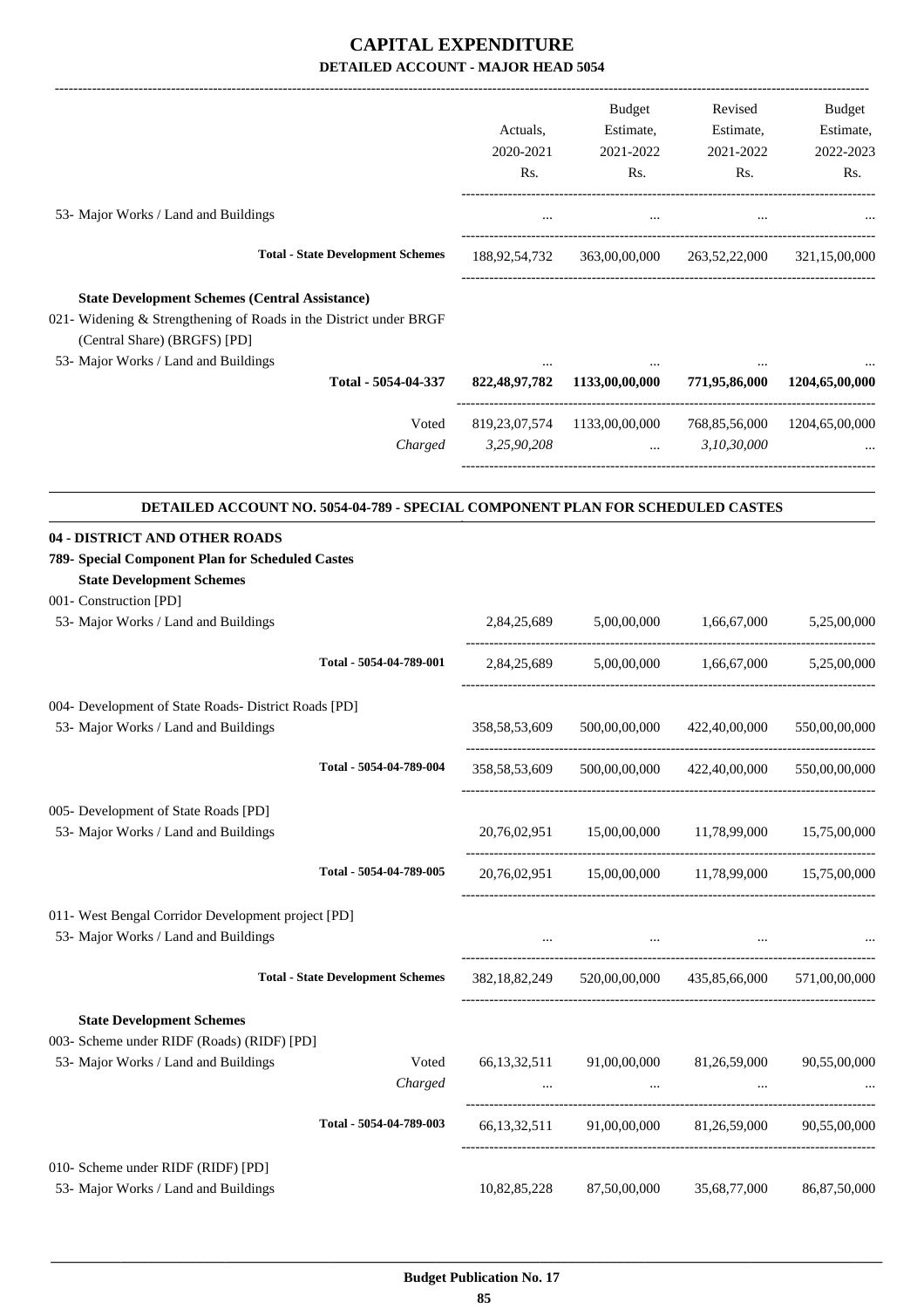# CAPITAL EXPENDITURE

**DETAILED ACCOUNT - MAJOR HEAD 5054**

| | Actuals, 2020-2021 Rs. | Budget Estimate, 2021-2022 Rs. | Revised Estimate, 2021-2022 Rs. | Budget Estimate, 2022-2023 Rs. |
|---|---|---|---|---|
| 53- Major Works / Land and Buildings | ... | ... | ... | ... |
| **Total - State Development Schemes** | 188,92,54,732 | 363,00,00,000 | 263,52,22,000 | 321,15,00,000 |
| **State Development Schemes (Central Assistance)** | | | | |
| 021- Widening & Strengthening of Roads in the District under BRGF (Central Share) (BRGFS) [PD] | | | | |
| 53- Major Works / Land and Buildings | ... | ... | ... | ... |
| **Total - 5054-04-337** | **822,48,97,782** | **1133,00,00,000** | **771,95,86,000** | **1204,65,00,000** |
| Voted | 819,23,07,574 | 1133,00,00,000 | 768,85,56,000 | 1204,65,00,000 |
| *Charged* | *3,25,90,208* | ... | *3,10,30,000* | ... |

**DETAILED ACCOUNT NO. 5054-04-789 - SPECIAL COMPONENT PLAN FOR SCHEDULED CASTES**

| | Actuals, 2020-2021 Rs. | Budget Estimate, 2021-2022 Rs. | Revised Estimate, 2021-2022 Rs. | Budget Estimate, 2022-2023 Rs. |
|---|---|---|---|---|
| **04 - DISTRICT AND OTHER ROADS** | | | | |
| **789- Special Component Plan for Scheduled Castes** | | | | |
| **State Development Schemes** | | | | |
| 001- Construction [PD] | | | | |
| 53- Major Works / Land and Buildings | 2,84,25,689 | 5,00,00,000 | 1,66,67,000 | 5,25,00,000 |
| **Total - 5054-04-789-001** | 2,84,25,689 | 5,00,00,000 | 1,66,67,000 | 5,25,00,000 |
| 004- Development of State Roads- District Roads [PD] | | | | |
| 53- Major Works / Land and Buildings | 358,58,53,609 | 500,00,00,000 | 422,40,00,000 | 550,00,00,000 |
| **Total - 5054-04-789-004** | 358,58,53,609 | 500,00,00,000 | 422,40,00,000 | 550,00,00,000 |
| 005- Development of State Roads [PD] | | | | |
| 53- Major Works / Land and Buildings | 20,76,02,951 | 15,00,00,000 | 11,78,99,000 | 15,75,00,000 |
| **Total - 5054-04-789-005** | 20,76,02,951 | 15,00,00,000 | 11,78,99,000 | 15,75,00,000 |
| 011- West Bengal Corridor Development project [PD] | | | | |
| 53- Major Works / Land and Buildings | ... | ... | ... | ... |
| **Total - State Development Schemes** | 382,18,82,249 | 520,00,00,000 | 435,85,66,000 | 571,00,00,000 |
| **State Development Schemes** | | | | |
| 003- Scheme under RIDF (Roads) (RIDF) [PD] | | | | |
| 53- Major Works / Land and Buildings — Voted | 66,13,32,511 | 91,00,00,000 | 81,26,59,000 | 90,55,00,000 |
| *Charged* | ... | ... | ... | ... |
| **Total - 5054-04-789-003** | 66,13,32,511 | 91,00,00,000 | 81,26,59,000 | 90,55,00,000 |
| 010- Scheme under RIDF (RIDF) [PD] | | | | |
| 53- Major Works / Land and Buildings | 10,82,85,228 | 87,50,00,000 | 35,68,77,000 | 86,87,50,000 |

**Budget Publication No. 17**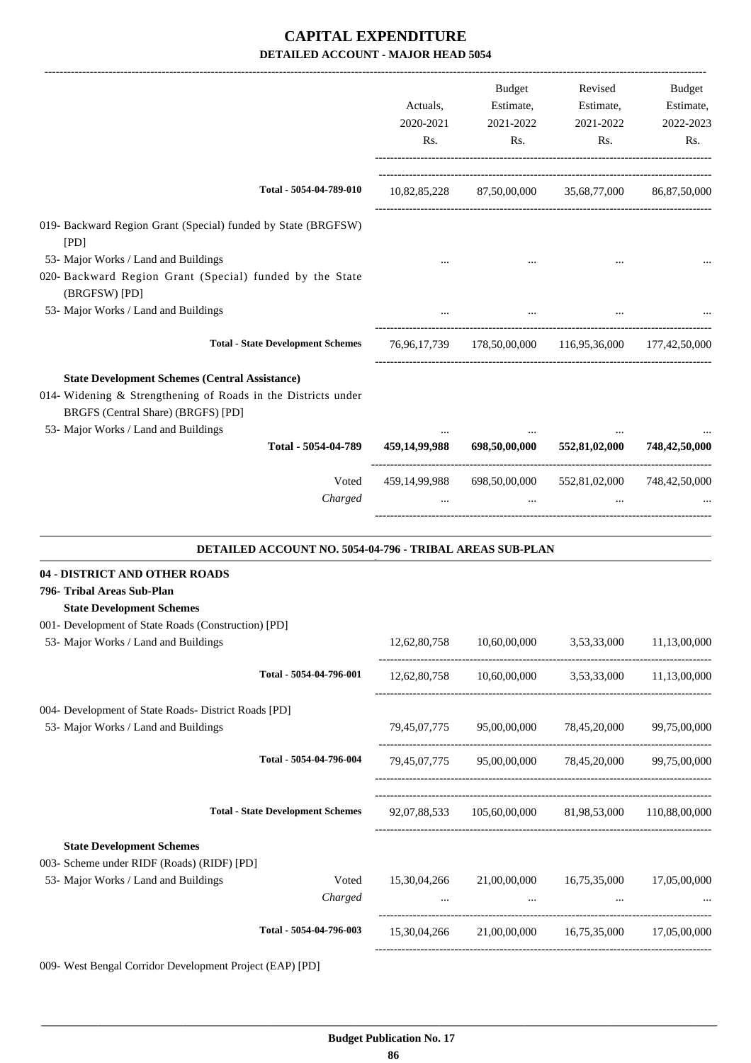# CAPITAL EXPENDITURE

## DETAILED ACCOUNT - MAJOR HEAD 5054

| | Actuals, 2020-2021 Rs. | Budget Estimate, 2021-2022 Rs. | Revised Estimate, 2021-2022 Rs. | Budget Estimate, 2022-2023 Rs. |
|---|---|---|---|---|
| Total - 5054-04-789-010 | 10,82,85,228 | 87,50,00,000 | 35,68,77,000 | 86,87,50,000 |
| 019- Backward Region Grant (Special) funded by State (BRGFSW) [PD] | | | | |
| 53- Major Works / Land and Buildings | ... | ... | ... | ... |
| 020- Backward Region Grant (Special) funded by the State (BRGFSW) [PD] | | | | |
| 53- Major Works / Land and Buildings | ... | ... | ... | ... |
| Total - State Development Schemes | 76,96,17,739 | 178,50,00,000 | 116,95,36,000 | 177,42,50,000 |
| **State Development Schemes (Central Assistance)** | | | | |
| 014- Widening & Strengthening of Roads in the Districts under BRGFS (Central Share) (BRGFS) [PD] | | | | |
| 53- Major Works / Land and Buildings | ... | ... | ... | ... |
| **Total - 5054-04-789** | **459,14,99,988** | **698,50,00,000** | **552,81,02,000** | **748,42,50,000** |
| Voted | 459,14,99,988 | 698,50,00,000 | 552,81,02,000 | 748,42,50,000 |
| *Charged* | ... | ... | ... | ... |

### DETAILED ACCOUNT NO. 5054-04-796 - TRIBAL AREAS SUB-PLAN

**04 - DISTRICT AND OTHER ROADS**

**796- Tribal Areas Sub-Plan**

**State Development Schemes**

| | Actuals, 2020-2021 Rs. | Budget Estimate, 2021-2022 Rs. | Revised Estimate, 2021-2022 Rs. | Budget Estimate, 2022-2023 Rs. |
|---|---|---|---|---|
| 001- Development of State Roads (Construction) [PD] | | | | |
| 53- Major Works / Land and Buildings | 12,62,80,758 | 10,60,00,000 | 3,53,33,000 | 11,13,00,000 |
| Total - 5054-04-796-001 | 12,62,80,758 | 10,60,00,000 | 3,53,33,000 | 11,13,00,000 |
| 004- Development of State Roads- District Roads [PD] | | | | |
| 53- Major Works / Land and Buildings | 79,45,07,775 | 95,00,00,000 | 78,45,20,000 | 99,75,00,000 |
| Total - 5054-04-796-004 | 79,45,07,775 | 95,00,00,000 | 78,45,20,000 | 99,75,00,000 |
| Total - State Development Schemes | 92,07,88,533 | 105,60,00,000 | 81,98,53,000 | 110,88,00,000 |
| **State Development Schemes** | | | | |
| 003- Scheme under RIDF (Roads) (RIDF) [PD] | | | | |
| 53- Major Works / Land and Buildings — Voted | 15,30,04,266 | 21,00,00,000 | 16,75,35,000 | 17,05,00,000 |
| *Charged* | ... | ... | ... | ... |
| Total - 5054-04-796-003 | 15,30,04,266 | 21,00,00,000 | 16,75,35,000 | 17,05,00,000 |
| 009- West Bengal Corridor Development Project (EAP) [PD] | | | | |

Budget Publication No. 17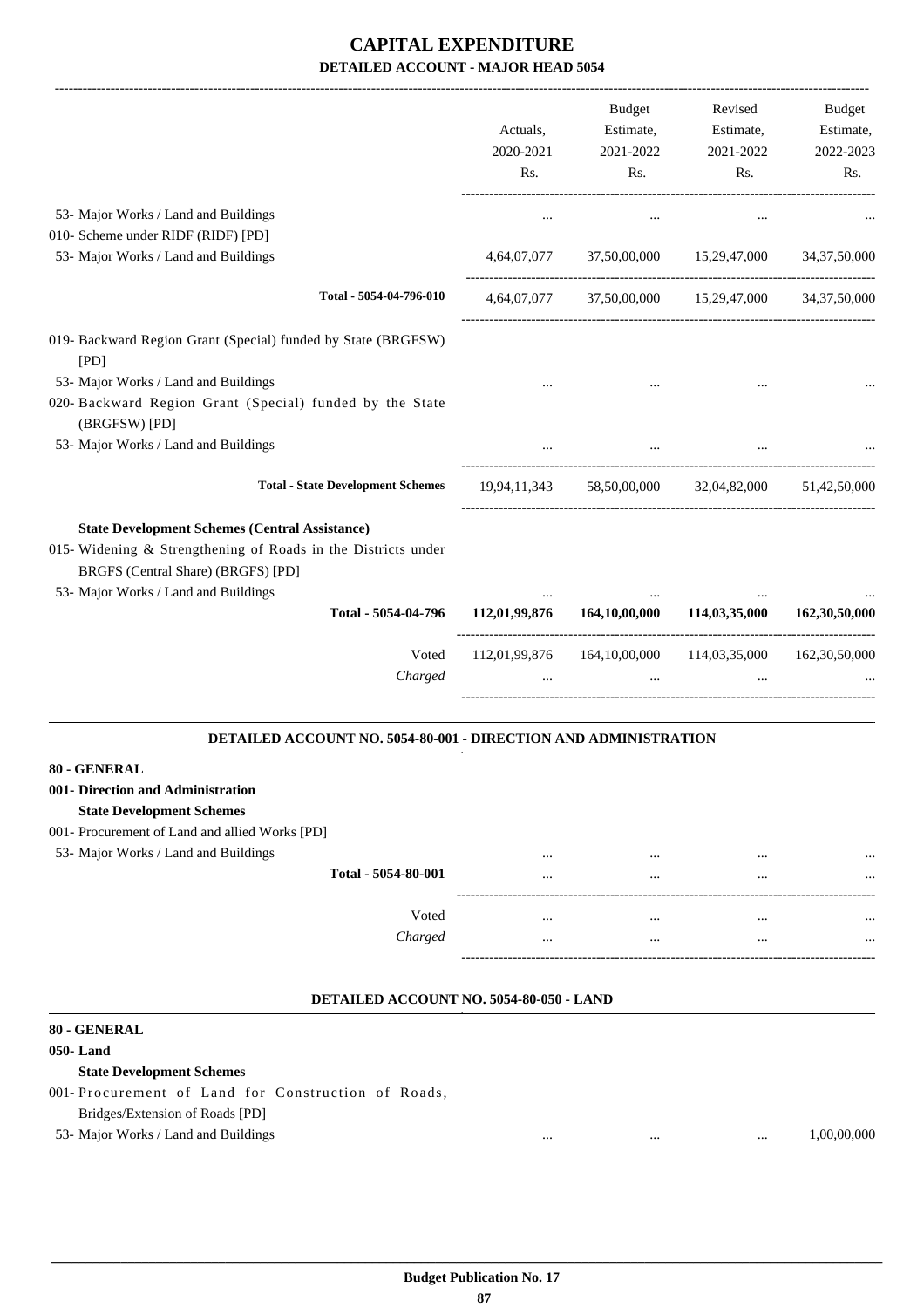# CAPITAL EXPENDITURE

## DETAILED ACCOUNT - MAJOR HEAD 5054

| | Actuals, 2020-2021 Rs. | Budget Estimate, 2021-2022 Rs. | Revised Estimate, 2021-2022 Rs. | Budget Estimate, 2022-2023 Rs. |
|---|---|---|---|---|
| 53- Major Works / Land and Buildings | ... | ... | ... | ... |
| 010- Scheme under RIDF (RIDF) [PD] | | | | |
| 53- Major Works / Land and Buildings | 4,64,07,077 | 37,50,00,000 | 15,29,47,000 | 34,37,50,000 |
| Total - 5054-04-796-010 | 4,64,07,077 | 37,50,00,000 | 15,29,47,000 | 34,37,50,000 |
| 019- Backward Region Grant (Special) funded by State (BRGFSW) [PD] | | | | |
| 53- Major Works / Land and Buildings | ... | ... | ... | ... |
| 020- Backward Region Grant (Special) funded by the State (BRGFSW) [PD] | | | | |
| 53- Major Works / Land and Buildings | ... | ... | ... | ... |
| **Total - State Development Schemes** | 19,94,11,343 | 58,50,00,000 | 32,04,82,000 | 51,42,50,000 |
| **State Development Schemes (Central Assistance)** | | | | |
| 015- Widening & Strengthening of Roads in the Districts under BRGFS (Central Share) (BRGFS) [PD] | | | | |
| 53- Major Works / Land and Buildings | ... | ... | ... | ... |
| **Total - 5054-04-796** | **112,01,99,876** | **164,10,00,000** | **114,03,35,000** | **162,30,50,000** |
| Voted | 112,01,99,876 | 164,10,00,000 | 114,03,35,000 | 162,30,50,000 |
| *Charged* | ... | ... | ... | ... |

### DETAILED ACCOUNT NO. 5054-80-001 - DIRECTION AND ADMINISTRATION

| | Actuals, 2020-2021 Rs. | Budget Estimate, 2021-2022 Rs. | Revised Estimate, 2021-2022 Rs. | Budget Estimate, 2022-2023 Rs. |
|---|---|---|---|---|
| **80 - GENERAL** | | | | |
| **001- Direction and Administration** | | | | |
| **State Development Schemes** | | | | |
| 001- Procurement of Land and allied Works [PD] | | | | |
| 53- Major Works / Land and Buildings | ... | ... | ... | ... |
| **Total - 5054-80-001** | ... | ... | ... | ... |
| Voted | ... | ... | ... | ... |
| *Charged* | ... | ... | ... | ... |

### DETAILED ACCOUNT NO. 5054-80-050 - LAND

| | Actuals, 2020-2021 Rs. | Budget Estimate, 2021-2022 Rs. | Revised Estimate, 2021-2022 Rs. | Budget Estimate, 2022-2023 Rs. |
|---|---|---|---|---|
| **80 - GENERAL** | | | | |
| **050- Land** | | | | |
| **State Development Schemes** | | | | |
| 001- Procurement of Land for Construction of Roads, Bridges/Extension of Roads [PD] | | | | |
| 53- Major Works / Land and Buildings | ... | ... | ... | 1,00,00,000 |

**Budget Publication No. 17**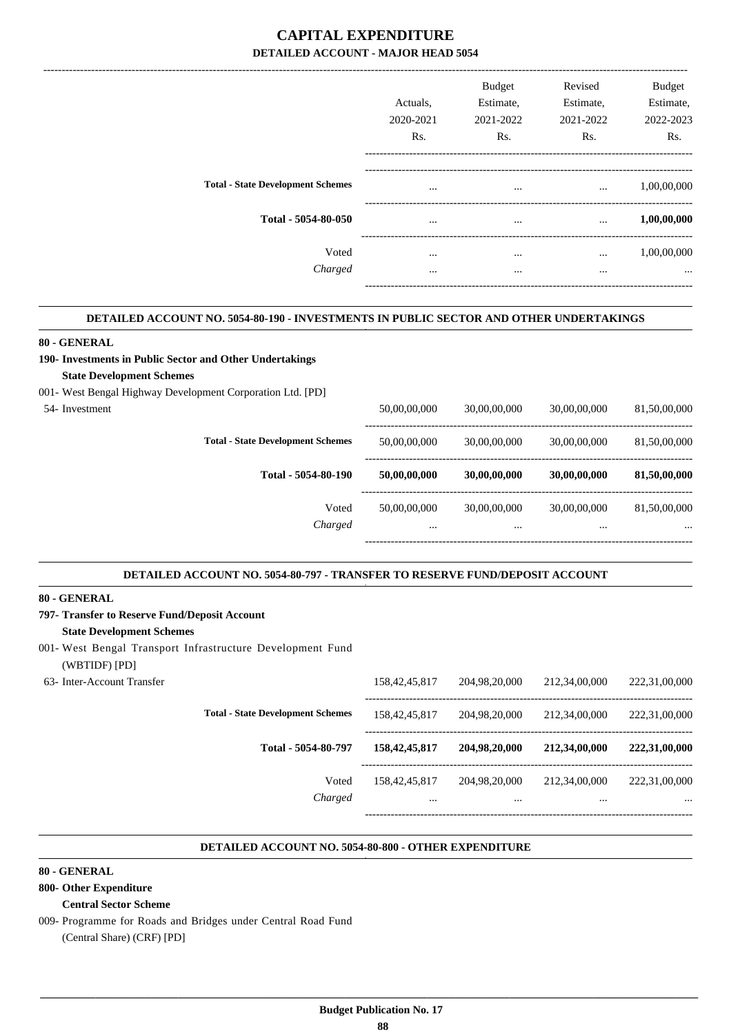# CAPITAL EXPENDITURE
## DETAILED ACCOUNT - MAJOR HEAD 5054

| | Actuals, 2020-2021 Rs. | Budget Estimate, 2021-2022 Rs. | Revised Estimate, 2021-2022 Rs. | Budget Estimate, 2022-2023 Rs. |
|---|---|---|---|---|
| **Total - State Development Schemes** | ... | ... | ... | 1,00,00,000 |
| **Total - 5054-80-050** | ... | ... | ... | **1,00,00,000** |
| Voted | ... | ... | ... | 1,00,00,000 |
| *Charged* | ... | ... | ... | ... |

### DETAILED ACCOUNT NO. 5054-80-190 - INVESTMENTS IN PUBLIC SECTOR AND OTHER UNDERTAKINGS

**80 - GENERAL**

**190- Investments in Public Sector and Other Undertakings**

**State Development Schemes**

001- West Bengal Highway Development Corporation Ltd. [PD]

| | Actuals, 2020-2021 Rs. | Budget Estimate, 2021-2022 Rs. | Revised Estimate, 2021-2022 Rs. | Budget Estimate, 2022-2023 Rs. |
|---|---|---|---|---|
| 54- Investment | 50,00,00,000 | 30,00,00,000 | 30,00,00,000 | 81,50,00,000 |
| **Total - State Development Schemes** | 50,00,00,000 | 30,00,00,000 | 30,00,00,000 | 81,50,00,000 |
| **Total - 5054-80-190** | **50,00,00,000** | **30,00,00,000** | **30,00,00,000** | **81,50,00,000** |
| Voted | 50,00,00,000 | 30,00,00,000 | 30,00,00,000 | 81,50,00,000 |
| *Charged* | ... | ... | ... | ... |

### DETAILED ACCOUNT NO. 5054-80-797 - TRANSFER TO RESERVE FUND/DEPOSIT ACCOUNT

**80 - GENERAL**

**797- Transfer to Reserve Fund/Deposit Account**

**State Development Schemes**

001- West Bengal Transport Infrastructure Development Fund (WBTIDF) [PD]

| | Actuals, 2020-2021 Rs. | Budget Estimate, 2021-2022 Rs. | Revised Estimate, 2021-2022 Rs. | Budget Estimate, 2022-2023 Rs. |
|---|---|---|---|---|
| 63- Inter-Account Transfer | 158,42,45,817 | 204,98,20,000 | 212,34,00,000 | 222,31,00,000 |
| **Total - State Development Schemes** | 158,42,45,817 | 204,98,20,000 | 212,34,00,000 | 222,31,00,000 |
| **Total - 5054-80-797** | **158,42,45,817** | **204,98,20,000** | **212,34,00,000** | **222,31,00,000** |
| Voted | 158,42,45,817 | 204,98,20,000 | 212,34,00,000 | 222,31,00,000 |
| *Charged* | ... | ... | ... | ... |

### DETAILED ACCOUNT NO. 5054-80-800 - OTHER EXPENDITURE

**80 - GENERAL**

**800- Other Expenditure**

**Central Sector Scheme**

009- Programme for Roads and Bridges under Central Road Fund (Central Share) (CRF) [PD]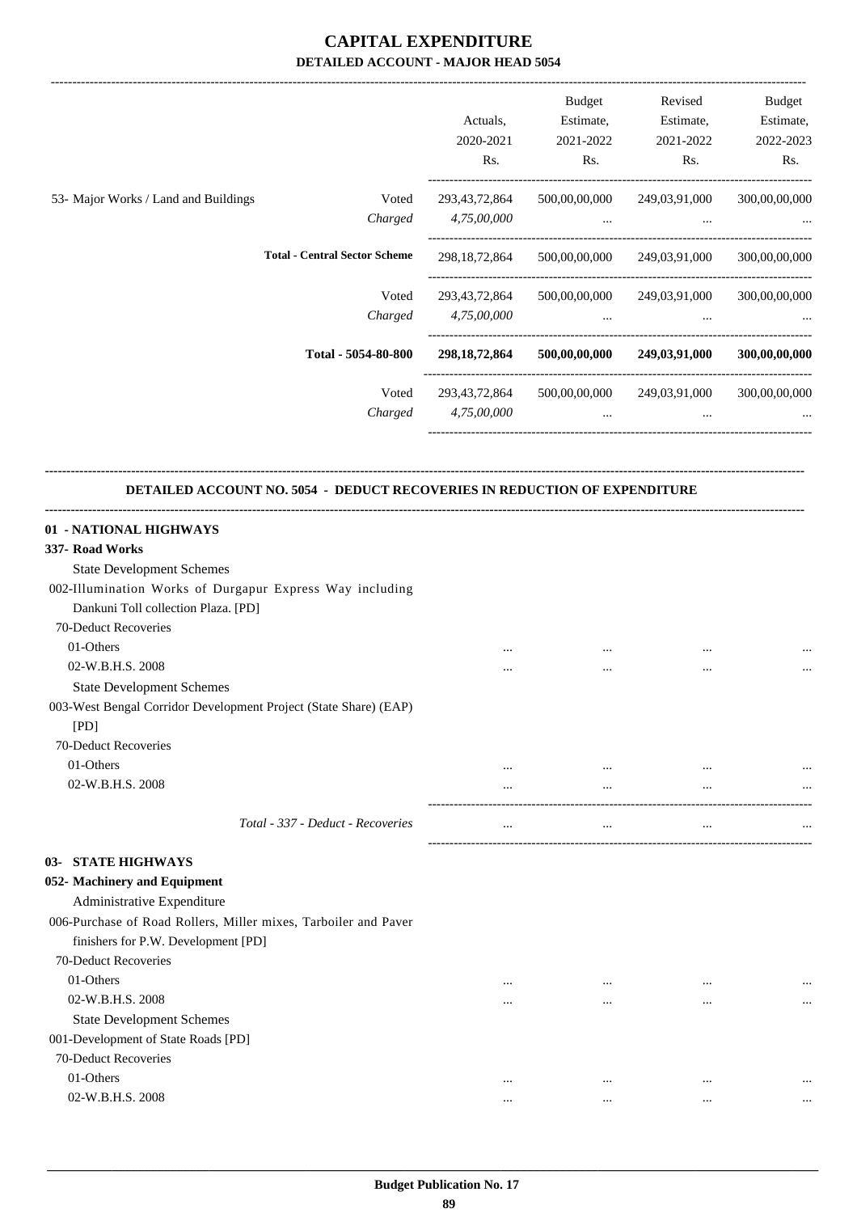# CAPITAL EXPENDITURE

## DETAILED ACCOUNT - MAJOR HEAD 5054

| | | Actuals, 2020-2021 Rs. | Budget Estimate, 2021-2022 Rs. | Revised Estimate, 2021-2022 Rs. | Budget Estimate, 2022-2023 Rs. |
|---|---|---|---|---|---|
| 53- Major Works / Land and Buildings | Voted | 293,43,72,864 | 500,00,00,000 | 249,03,91,000 | 300,00,00,000 |
| | *Charged* | *4,75,00,000* | ... | ... | ... |
| **Total - Central Sector Scheme** | | 298,18,72,864 | 500,00,00,000 | 249,03,91,000 | 300,00,00,000 |
| | Voted | 293,43,72,864 | 500,00,00,000 | 249,03,91,000 | 300,00,00,000 |
| | *Charged* | *4,75,00,000* | ... | ... | ... |
| **Total - 5054-80-800** | | **298,18,72,864** | **500,00,00,000** | **249,03,91,000** | **300,00,00,000** |
| | Voted | 293,43,72,864 | 500,00,00,000 | 249,03,91,000 | 300,00,00,000 |
| | *Charged* | *4,75,00,000* | ... | ... | ... |

### DETAILED ACCOUNT NO. 5054 - DEDUCT RECOVERIES IN REDUCTION OF EXPENDITURE

| | Actuals, 2020-2021 Rs. | Budget Estimate, 2021-2022 Rs. | Revised Estimate, 2021-2022 Rs. | Budget Estimate, 2022-2023 Rs. |
|---|---|---|---|---|
| **01 - NATIONAL HIGHWAYS** | | | | |
| **337- Road Works** | | | | |
| State Development Schemes | | | | |
| 002-Illumination Works of Durgapur Express Way including Dankuni Toll collection Plaza. [PD] | | | | |
| 70-Deduct Recoveries | | | | |
| 01-Others | ... | ... | ... | ... |
| 02-W.B.H.S. 2008 | ... | ... | ... | ... |
| State Development Schemes | | | | |
| 003-West Bengal Corridor Development Project (State Share) (EAP) [PD] | | | | |
| 70-Deduct Recoveries | | | | |
| 01-Others | ... | ... | ... | ... |
| 02-W.B.H.S. 2008 | ... | ... | ... | ... |
| *Total - 337 - Deduct - Recoveries* | ... | ... | ... | ... |
| **03- STATE HIGHWAYS** | | | | |
| **052- Machinery and Equipment** | | | | |
| Administrative Expenditure | | | | |
| 006-Purchase of Road Rollers, Miller mixes, Tarboiler and Paver finishers for P.W. Development [PD] | | | | |
| 70-Deduct Recoveries | | | | |
| 01-Others | ... | ... | ... | ... |
| 02-W.B.H.S. 2008 | ... | ... | ... | ... |
| State Development Schemes | | | | |
| 001-Development of State Roads [PD] | | | | |
| 70-Deduct Recoveries | | | | |
| 01-Others | ... | ... | ... | ... |
| 02-W.B.H.S. 2008 | ... | ... | ... | ... |

Budget Publication No. 17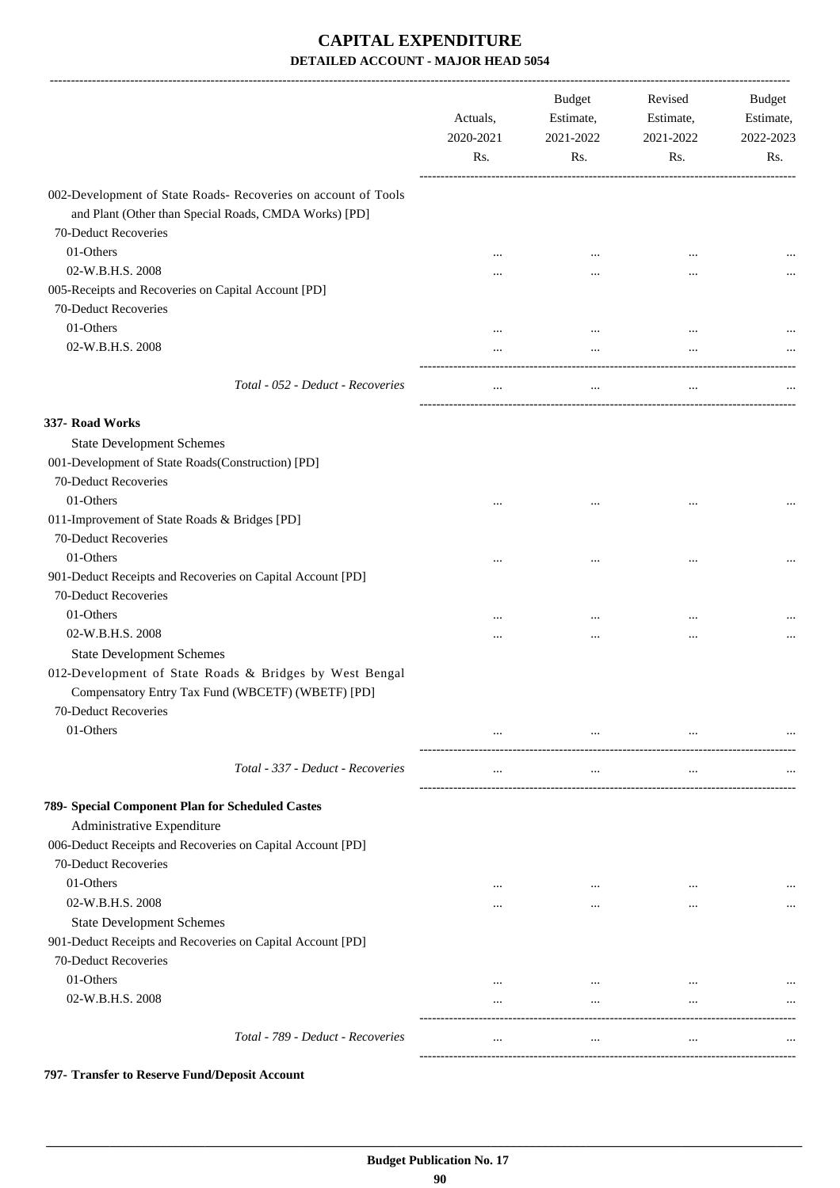# CAPITAL EXPENDITURE

## DETAILED ACCOUNT - MAJOR HEAD 5054

| | Actuals, 2020-2021 Rs. | Budget Estimate, 2021-2022 Rs. | Revised Estimate, 2021-2022 Rs. | Budget Estimate, 2022-2023 Rs. |
|---|---|---|---|---|
| 002-Development of State Roads- Recoveries on account of Tools and Plant (Other than Special Roads, CMDA Works) [PD] | | | | |
| 70-Deduct Recoveries | | | | |
| 01-Others | ... | ... | ... | ... |
| 02-W.B.H.S. 2008 | ... | ... | ... | ... |
| 005-Receipts and Recoveries on Capital Account [PD] | | | | |
| 70-Deduct Recoveries | | | | |
| 01-Others | ... | ... | ... | ... |
| 02-W.B.H.S. 2008 | ... | ... | ... | ... |
| *Total - 052 - Deduct - Recoveries* | ... | ... | ... | ... |
| **337- Road Works** | | | | |
| State Development Schemes | | | | |
| 001-Development of State Roads(Construction) [PD] | | | | |
| 70-Deduct Recoveries | | | | |
| 01-Others | ... | ... | ... | ... |
| 011-Improvement of State Roads & Bridges [PD] | | | | |
| 70-Deduct Recoveries | | | | |
| 01-Others | ... | ... | ... | ... |
| 901-Deduct Receipts and Recoveries on Capital Account [PD] | | | | |
| 70-Deduct Recoveries | | | | |
| 01-Others | ... | ... | ... | ... |
| 02-W.B.H.S. 2008 | ... | ... | ... | ... |
| State Development Schemes | | | | |
| 012-Development of State Roads & Bridges by West Bengal Compensatory Entry Tax Fund (WBCETF) (WBETF) [PD] | | | | |
| 70-Deduct Recoveries | | | | |
| 01-Others | ... | ... | ... | ... |
| *Total - 337 - Deduct - Recoveries* | ... | ... | ... | ... |
| **789- Special Component Plan for Scheduled Castes** | | | | |
| Administrative Expenditure | | | | |
| 006-Deduct Receipts and Recoveries on Capital Account [PD] | | | | |
| 70-Deduct Recoveries | | | | |
| 01-Others | ... | ... | ... | ... |
| 02-W.B.H.S. 2008 | ... | ... | ... | ... |
| State Development Schemes | | | | |
| 901-Deduct Receipts and Recoveries on Capital Account [PD] | | | | |
| 70-Deduct Recoveries | | | | |
| 01-Others | ... | ... | ... | ... |
| 02-W.B.H.S. 2008 | ... | ... | ... | ... |
| *Total - 789 - Deduct - Recoveries* | ... | ... | ... | ... |

**797- Transfer to Reserve Fund/Deposit Account**

Budget Publication No. 17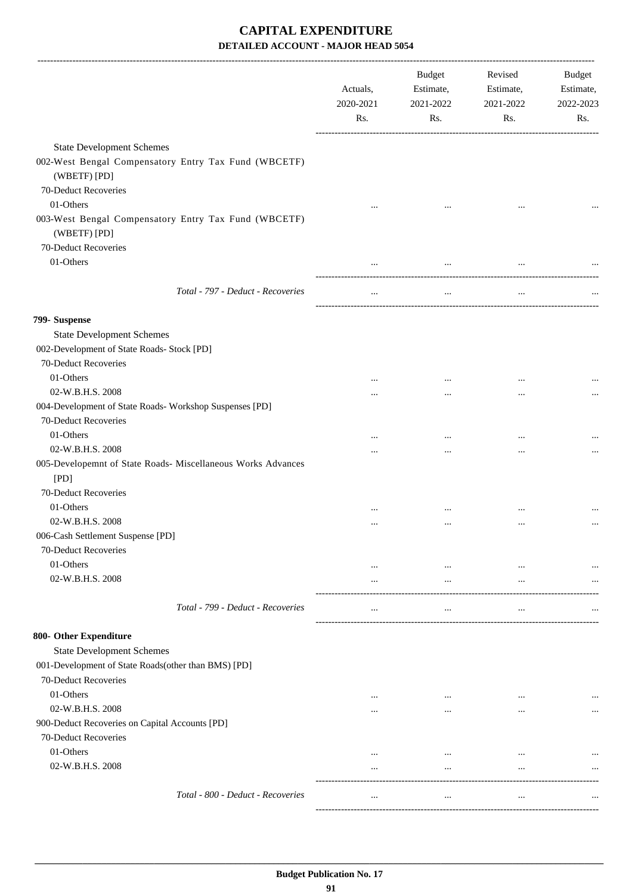# CAPITAL EXPENDITURE

## DETAILED ACCOUNT - MAJOR HEAD 5054

| | Actuals, 2020-2021 Rs. | Budget Estimate, 2021-2022 Rs. | Revised Estimate, 2021-2022 Rs. | Budget Estimate, 2022-2023 Rs. |
|---|---|---|---|---|
| State Development Schemes | | | | |
| 002-West Bengal Compensatory Entry Tax Fund (WBCETF) (WBETF) [PD] | | | | |
| 70-Deduct Recoveries | | | | |
| 01-Others | ... | ... | ... | ... |
| 003-West Bengal Compensatory Entry Tax Fund (WBCETF) (WBETF) [PD] | | | | |
| 70-Deduct Recoveries | | | | |
| 01-Others | ... | ... | ... | ... |
| *Total - 797 - Deduct - Recoveries* | ... | ... | ... | ... |
| **799- Suspense** | | | | |
| State Development Schemes | | | | |
| 002-Development of State Roads- Stock [PD] | | | | |
| 70-Deduct Recoveries | | | | |
| 01-Others | ... | ... | ... | ... |
| 02-W.B.H.S. 2008 | ... | ... | ... | ... |
| 004-Development of State Roads- Workshop Suspenses [PD] | | | | |
| 70-Deduct Recoveries | | | | |
| 01-Others | ... | ... | ... | ... |
| 02-W.B.H.S. 2008 | ... | ... | ... | ... |
| 005-Developemnt of State Roads- Miscellaneous Works Advances [PD] | | | | |
| 70-Deduct Recoveries | | | | |
| 01-Others | ... | ... | ... | ... |
| 02-W.B.H.S. 2008 | ... | ... | ... | ... |
| 006-Cash Settlement Suspense [PD] | | | | |
| 70-Deduct Recoveries | | | | |
| 01-Others | ... | ... | ... | ... |
| 02-W.B.H.S. 2008 | ... | ... | ... | ... |
| *Total - 799 - Deduct - Recoveries* | ... | ... | ... | ... |
| **800- Other Expenditure** | | | | |
| State Development Schemes | | | | |
| 001-Development of State Roads(other than BMS) [PD] | | | | |
| 70-Deduct Recoveries | | | | |
| 01-Others | ... | ... | ... | ... |
| 02-W.B.H.S. 2008 | ... | ... | ... | ... |
| 900-Deduct Recoveries on Capital Accounts [PD] | | | | |
| 70-Deduct Recoveries | | | | |
| 01-Others | ... | ... | ... | ... |
| 02-W.B.H.S. 2008 | ... | ... | ... | ... |
| *Total - 800 - Deduct - Recoveries* | ... | ... | ... | ... |

**Budget Publication No. 17**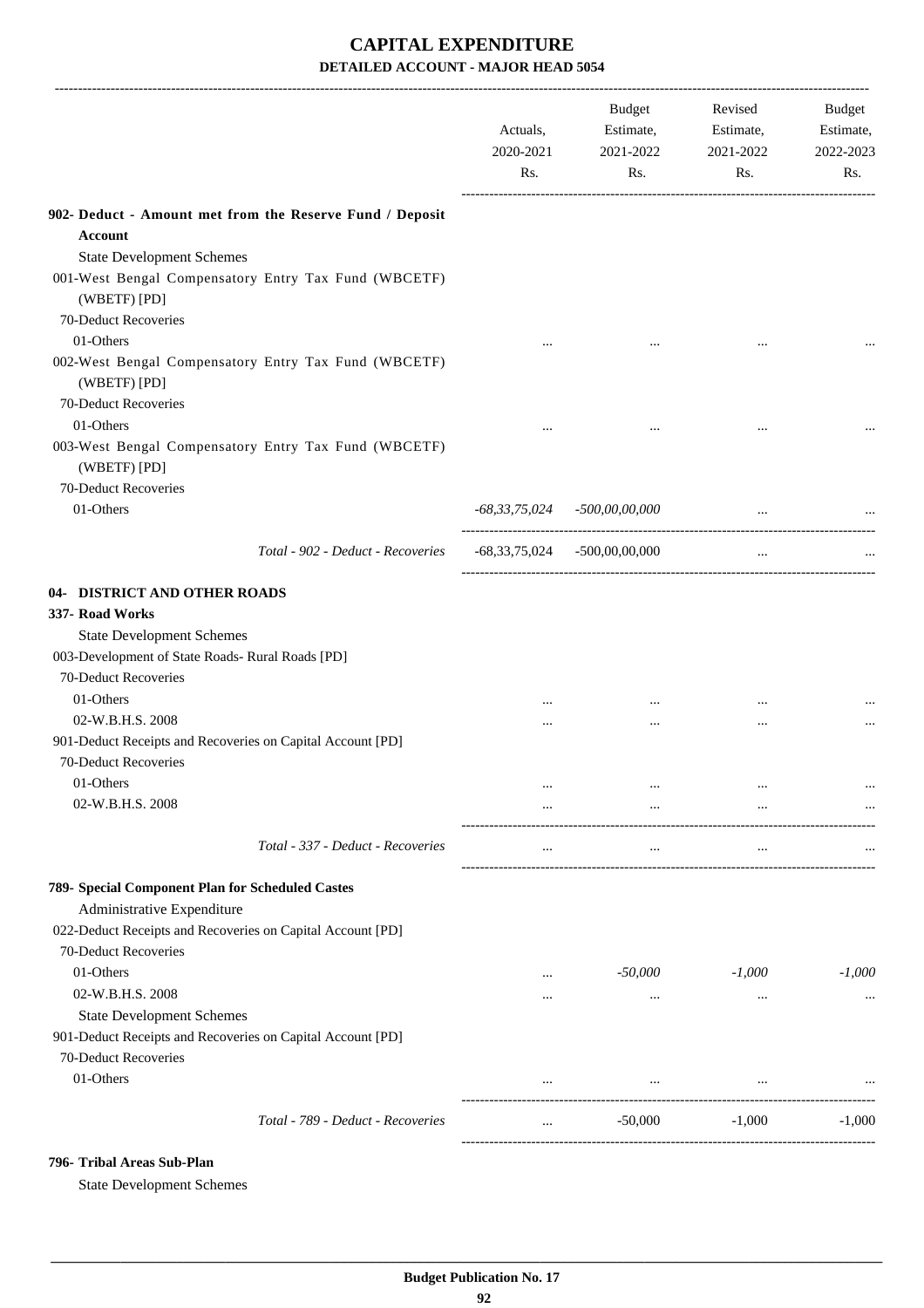# CAPITAL EXPENDITURE
## DETAILED ACCOUNT - MAJOR HEAD 5054

| | Actuals, 2020-2021 Rs. | Budget Estimate, 2021-2022 Rs. | Revised Estimate, 2021-2022 Rs. | Budget Estimate, 2022-2023 Rs. |
|---|---|---|---|---|
| **902- Deduct - Amount met from the Reserve Fund / Deposit Account** | | | | |
| State Development Schemes | | | | |
| 001-West Bengal Compensatory Entry Tax Fund (WBCETF) (WBETF) [PD] | | | | |
| 70-Deduct Recoveries | | | | |
| 01-Others | ... | ... | ... | ... |
| 002-West Bengal Compensatory Entry Tax Fund (WBCETF) (WBETF) [PD] | | | | |
| 70-Deduct Recoveries | | | | |
| 01-Others | ... | ... | ... | ... |
| 003-West Bengal Compensatory Entry Tax Fund (WBCETF) (WBETF) [PD] | | | | |
| 70-Deduct Recoveries | | | | |
| 01-Others | *-68,33,75,024* | *-500,00,00,000* | ... | ... |
| *Total - 902 - Deduct - Recoveries* | -68,33,75,024 | -500,00,00,000 | ... | ... |
| **04- DISTRICT AND OTHER ROADS** | | | | |
| **337- Road Works** | | | | |
| State Development Schemes | | | | |
| 003-Development of State Roads- Rural Roads [PD] | | | | |
| 70-Deduct Recoveries | | | | |
| 01-Others | ... | ... | ... | ... |
| 02-W.B.H.S. 2008 | ... | ... | ... | ... |
| 901-Deduct Receipts and Recoveries on Capital Account [PD] | | | | |
| 70-Deduct Recoveries | | | | |
| 01-Others | ... | ... | ... | ... |
| 02-W.B.H.S. 2008 | ... | ... | ... | ... |
| *Total - 337 - Deduct - Recoveries* | ... | ... | ... | ... |
| **789- Special Component Plan for Scheduled Castes** | | | | |
| Administrative Expenditure | | | | |
| 022-Deduct Receipts and Recoveries on Capital Account [PD] | | | | |
| 70-Deduct Recoveries | | | | |
| 01-Others | ... | *-50,000* | *-1,000* | *-1,000* |
| 02-W.B.H.S. 2008 | ... | ... | ... | ... |
| State Development Schemes | | | | |
| 901-Deduct Receipts and Recoveries on Capital Account [PD] | | | | |
| 70-Deduct Recoveries | | | | |
| 01-Others | ... | ... | ... | ... |
| *Total - 789 - Deduct - Recoveries* | ... | -50,000 | -1,000 | -1,000 |
| **796- Tribal Areas Sub-Plan** | | | | |
| State Development Schemes | | | | |

**Budget Publication No. 17**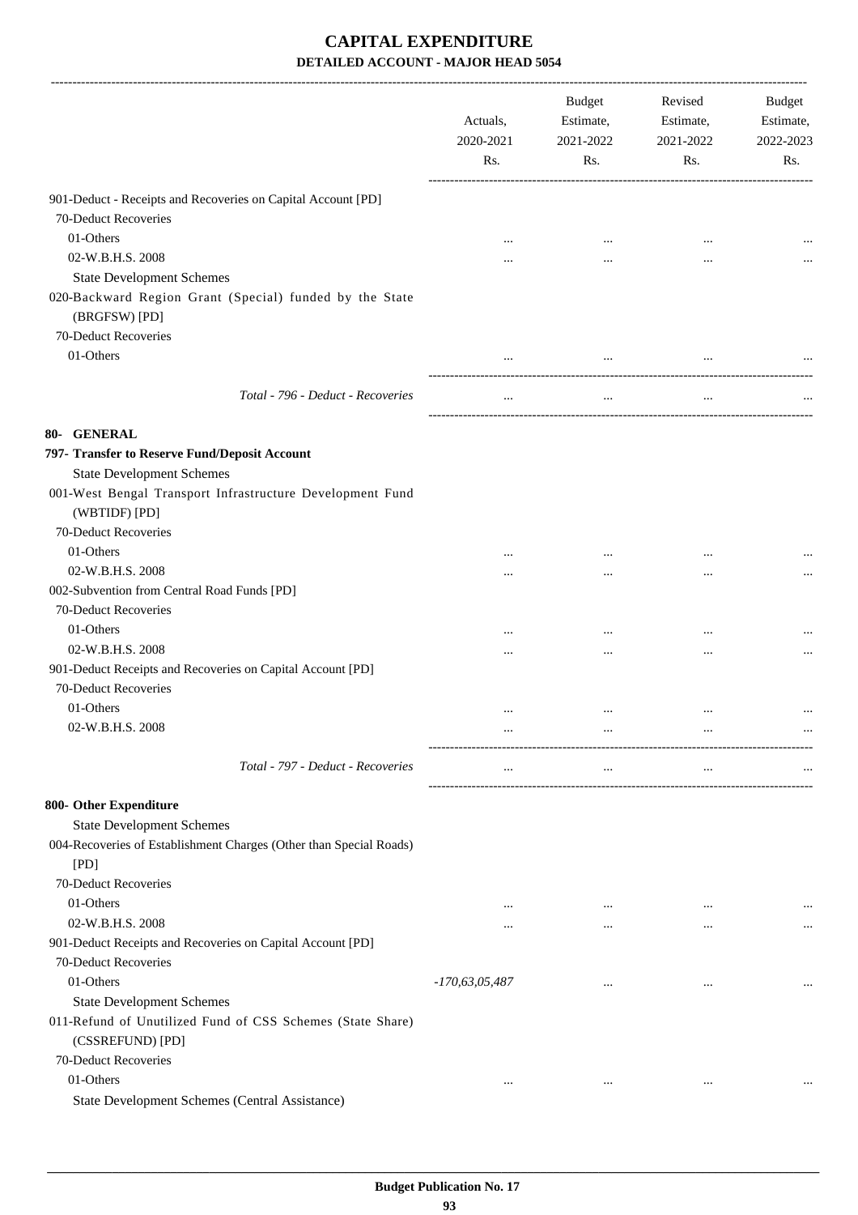# CAPITAL EXPENDITURE

## DETAILED ACCOUNT - MAJOR HEAD 5054

| | Actuals, 2020-2021 Rs. | Budget Estimate, 2021-2022 Rs. | Revised Estimate, 2021-2022 Rs. | Budget Estimate, 2022-2023 Rs. |
|---|---|---|---|---|
| 901-Deduct - Receipts and Recoveries on Capital Account [PD] | | | | |
| 70-Deduct Recoveries | | | | |
| 01-Others | ... | ... | ... | ... |
| 02-W.B.H.S. 2008 | ... | ... | ... | ... |
| State Development Schemes | | | | |
| 020-Backward Region Grant (Special) funded by the State (BRGFSW) [PD] | | | | |
| 70-Deduct Recoveries | | | | |
| 01-Others | ... | ... | ... | ... |
| *Total - 796 - Deduct - Recoveries* | ... | ... | ... | ... |
| **80- GENERAL** | | | | |
| **797- Transfer to Reserve Fund/Deposit Account** | | | | |
| State Development Schemes | | | | |
| 001-West Bengal Transport Infrastructure Development Fund (WBTIDF) [PD] | | | | |
| 70-Deduct Recoveries | | | | |
| 01-Others | ... | ... | ... | ... |
| 02-W.B.H.S. 2008 | ... | ... | ... | ... |
| 002-Subvention from Central Road Funds [PD] | | | | |
| 70-Deduct Recoveries | | | | |
| 01-Others | ... | ... | ... | ... |
| 02-W.B.H.S. 2008 | ... | ... | ... | ... |
| 901-Deduct Receipts and Recoveries on Capital Account [PD] | | | | |
| 70-Deduct Recoveries | | | | |
| 01-Others | ... | ... | ... | ... |
| 02-W.B.H.S. 2008 | ... | ... | ... | ... |
| *Total - 797 - Deduct - Recoveries* | ... | ... | ... | ... |
| **800- Other Expenditure** | | | | |
| State Development Schemes | | | | |
| 004-Recoveries of Establishment Charges (Other than Special Roads) [PD] | | | | |
| 70-Deduct Recoveries | | | | |
| 01-Others | ... | ... | ... | ... |
| 02-W.B.H.S. 2008 | ... | ... | ... | ... |
| 901-Deduct Receipts and Recoveries on Capital Account [PD] | | | | |
| 70-Deduct Recoveries | | | | |
| 01-Others | *-170,63,05,487* | ... | ... | ... |
| State Development Schemes | | | | |
| 011-Refund of Unutilized Fund of CSS Schemes (State Share) (CSSREFUND) [PD] | | | | |
| 70-Deduct Recoveries | | | | |
| 01-Others | ... | ... | ... | ... |
| State Development Schemes (Central Assistance) | | | | |

**Budget Publication No. 17**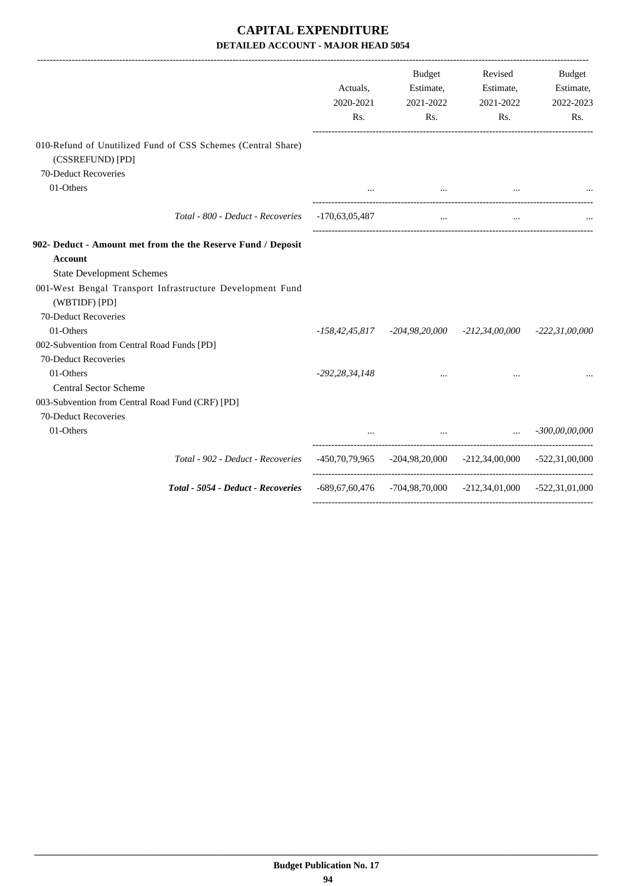# CAPITAL EXPENDITURE

## DETAILED ACCOUNT - MAJOR HEAD 5054

| | Actuals, 2020-2021 Rs. | Budget Estimate, 2021-2022 Rs. | Revised Estimate, 2021-2022 Rs. | Budget Estimate, 2022-2023 Rs. |
|---|---|---|---|---|
| 010-Refund of Unutilized Fund of CSS Schemes (Central Share) (CSSREFUND) [PD] | | | | |
| 70-Deduct Recoveries | | | | |
| 01-Others | ... | ... | ... | ... |
| *Total - 800 - Deduct - Recoveries* | -170,63,05,487 | ... | ... | ... |
| **902- Deduct - Amount met from the the Reserve Fund / Deposit Account** | | | | |
| State Development Schemes | | | | |
| 001-West Bengal Transport Infrastructure Development Fund (WBTIDF) [PD] | | | | |
| 70-Deduct Recoveries | | | | |
| 01-Others | *-158,42,45,817* | *-204,98,20,000* | *-212,34,00,000* | *-222,31,00,000* |
| 002-Subvention from Central Road Funds [PD] | | | | |
| 70-Deduct Recoveries | | | | |
| 01-Others | *-292,28,34,148* | ... | ... | ... |
| Central Sector Scheme | | | | |
| 003-Subvention from Central Road Fund (CRF) [PD] | | | | |
| 70-Deduct Recoveries | | | | |
| 01-Others | ... | ... | ... | *-300,00,00,000* |
| *Total - 902 - Deduct - Recoveries* | -450,70,79,965 | -204,98,20,000 | -212,34,00,000 | -522,31,00,000 |
| ***Total - 5054 - Deduct - Recoveries*** | -689,67,60,476 | -704,98,70,000 | -212,34,01,000 | -522,31,01,000 |

Budget Publication No. 17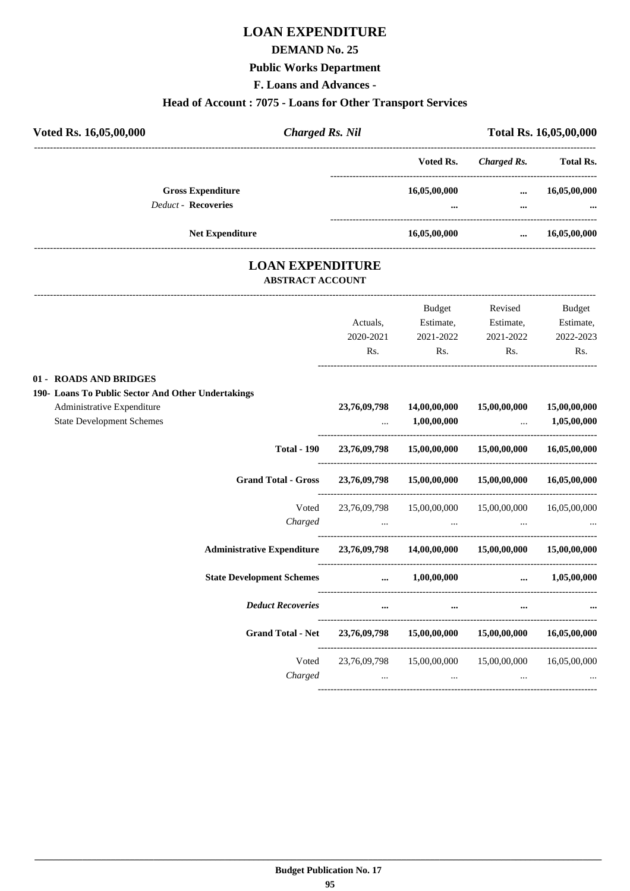# LOAN EXPENDITURE

## DEMAND No. 25

### Public Works Department

### F. Loans and Advances -

### Head of Account : 7075 - Loans for Other Transport Services

| **Voted Rs. 16,05,00,000** | ***Charged Rs. Nil*** | **Total Rs. 16,05,00,000** |
|---|---|---|

| | Voted Rs. | *Charged Rs.* | Total Rs. |
|---|---|---|---|
| **Gross Expenditure** | **16,05,00,000** | **...** | **16,05,00,000** |
| *Deduct* - **Recoveries** | **...** | **...** | **...** |
| **Net Expenditure** | **16,05,00,000** | **...** | **16,05,00,000** |

## LOAN EXPENDITURE

### ABSTRACT ACCOUNT

| | Actuals, 2020-2021 Rs. | Budget Estimate, 2021-2022 Rs. | Revised Estimate, 2021-2022 Rs. | Budget Estimate, 2022-2023 Rs. |
|---|---|---|---|---|
| **01 - ROADS AND BRIDGES** | | | | |
| **190- Loans To Public Sector And Other Undertakings** | | | | |
| Administrative Expenditure | **23,76,09,798** | **14,00,00,000** | **15,00,00,000** | **15,00,00,000** |
| State Development Schemes | ... | **1,00,00,000** | ... | **1,05,00,000** |
| **Total - 190** | **23,76,09,798** | **15,00,00,000** | **15,00,00,000** | **16,05,00,000** |
| **Grand Total - Gross** | **23,76,09,798** | **15,00,00,000** | **15,00,00,000** | **16,05,00,000** |
| Voted | 23,76,09,798 | 15,00,00,000 | 15,00,00,000 | 16,05,00,000 |
| *Charged* | ... | ... | ... | ... |
| **Administrative Expenditure** | **23,76,09,798** | **14,00,00,000** | **15,00,00,000** | **15,00,00,000** |
| **State Development Schemes** | **...** | **1,00,00,000** | **...** | **1,05,00,000** |
| ***Deduct Recoveries*** | **...** | **...** | **...** | **...** |
| **Grand Total - Net** | **23,76,09,798** | **15,00,00,000** | **15,00,00,000** | **16,05,00,000** |
| Voted | 23,76,09,798 | 15,00,00,000 | 15,00,00,000 | 16,05,00,000 |
| *Charged* | ... | ... | ... | ... |

**Budget Publication No. 17**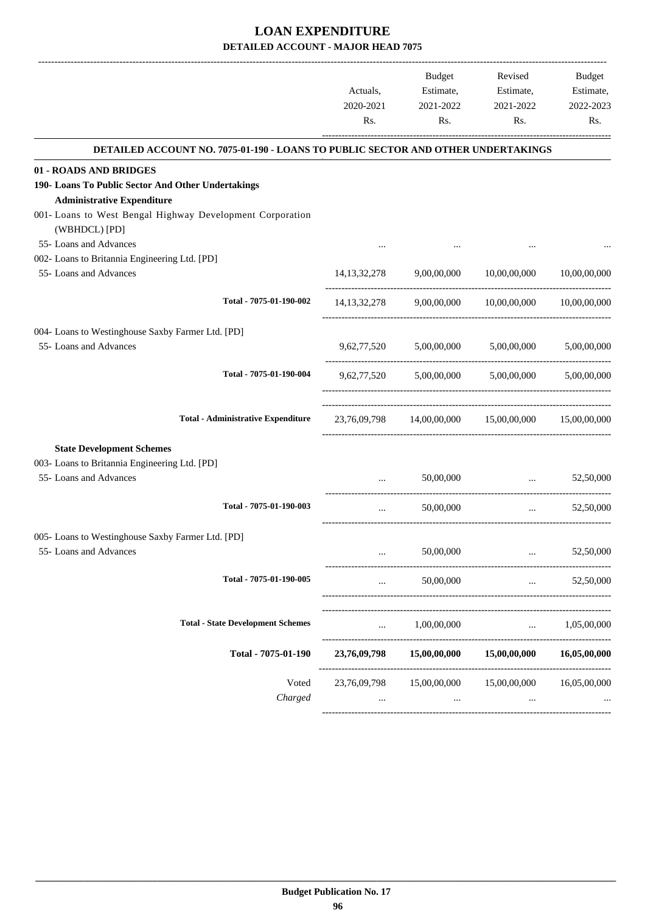# LOAN EXPENDITURE

## DETAILED ACCOUNT - MAJOR HEAD 7075

| | Actuals, 2020-2021 Rs. | Budget Estimate, 2021-2022 Rs. | Revised Estimate, 2021-2022 Rs. | Budget Estimate, 2022-2023 Rs. |
|---|---|---|---|---|
| **DETAILED ACCOUNT NO. 7075-01-190 - LOANS TO PUBLIC SECTOR AND OTHER UNDERTAKINGS** | | | | |
| **01 - ROADS AND BRIDGES** | | | | |
| **190- Loans To Public Sector And Other Undertakings** | | | | |
| **Administrative Expenditure** | | | | |
| 001- Loans to West Bengal Highway Development Corporation (WBHDCL) [PD] | | | | |
| 55- Loans and Advances | ... | ... | ... | ... |
| 002- Loans to Britannia Engineering Ltd. [PD] | | | | |
| 55- Loans and Advances | 14,13,32,278 | 9,00,00,000 | 10,00,00,000 | 10,00,00,000 |
| Total - 7075-01-190-002 | 14,13,32,278 | 9,00,00,000 | 10,00,00,000 | 10,00,00,000 |
| 004- Loans to Westinghouse Saxby Farmer Ltd. [PD] | | | | |
| 55- Loans and Advances | 9,62,77,520 | 5,00,00,000 | 5,00,00,000 | 5,00,00,000 |
| Total - 7075-01-190-004 | 9,62,77,520 | 5,00,00,000 | 5,00,00,000 | 5,00,00,000 |
| Total - Administrative Expenditure | 23,76,09,798 | 14,00,00,000 | 15,00,00,000 | 15,00,00,000 |
| **State Development Schemes** | | | | |
| 003- Loans to Britannia Engineering Ltd. [PD] | | | | |
| 55- Loans and Advances | ... | 50,00,000 | ... | 52,50,000 |
| Total - 7075-01-190-003 | ... | 50,00,000 | ... | 52,50,000 |
| 005- Loans to Westinghouse Saxby Farmer Ltd. [PD] | | | | |
| 55- Loans and Advances | ... | 50,00,000 | ... | 52,50,000 |
| Total - 7075-01-190-005 | ... | 50,00,000 | ... | 52,50,000 |
| Total - State Development Schemes | ... | 1,00,00,000 | ... | 1,05,00,000 |
| **Total - 7075-01-190** | **23,76,09,798** | **15,00,00,000** | **15,00,00,000** | **16,05,00,000** |
| Voted | 23,76,09,798 | 15,00,00,000 | 15,00,00,000 | 16,05,00,000 |
| *Charged* | ... | ... | ... | ... |

**Budget Publication No. 17**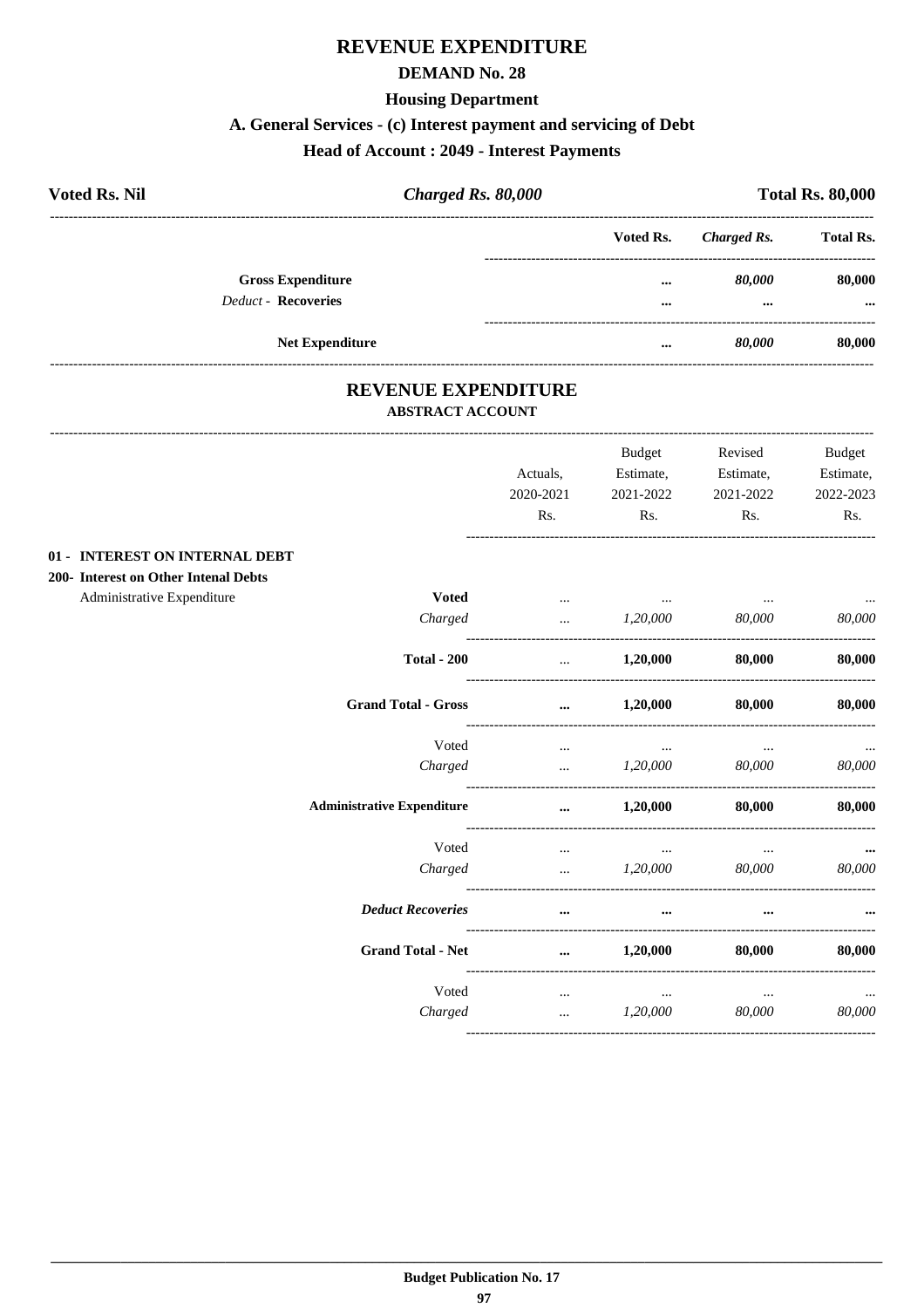# REVENUE EXPENDITURE

## DEMAND No. 28

### Housing Department

### A. General Services - (c) Interest payment and servicing of Debt

### Head of Account : 2049 - Interest Payments

| Voted Rs. Nil | *Charged Rs. 80,000* | Total Rs. 80,000 |
|---|---|---|

| | Voted Rs. | *Charged Rs.* | Total Rs. |
|---|---|---|---|
| **Gross Expenditure** | ... | *80,000* | 80,000 |
| *Deduct* - **Recoveries** | ... | ... | ... |
| **Net Expenditure** | ... | *80,000* | 80,000 |

## REVENUE EXPENDITURE

### ABSTRACT ACCOUNT

| | | Actuals, 2020-2021 Rs. | Budget Estimate, 2021-2022 Rs. | Revised Estimate, 2021-2022 Rs. | Budget Estimate, 2022-2023 Rs. |
|---|---|---|---|---|---|
| **01 - INTEREST ON INTERNAL DEBT** | | | | | |
| **200- Interest on Other Intenal Debts** | | | | | |
| Administrative Expenditure | **Voted** | ... | ... | ... | ... |
| | *Charged* | ... | *1,20,000* | *80,000* | *80,000* |
| | **Total - 200** | ... | **1,20,000** | **80,000** | **80,000** |
| | **Grand Total - Gross** | ... | **1,20,000** | **80,000** | **80,000** |
| | Voted | ... | ... | ... | ... |
| | *Charged* | ... | *1,20,000* | *80,000* | *80,000* |
| | **Administrative Expenditure** | ... | **1,20,000** | **80,000** | **80,000** |
| | Voted | ... | ... | ... | ... |
| | *Charged* | ... | *1,20,000* | *80,000* | *80,000* |
| | ***Deduct Recoveries*** | ... | ... | ... | ... |
| | **Grand Total - Net** | ... | **1,20,000** | **80,000** | **80,000** |
| | Voted | ... | ... | ... | ... |
| | *Charged* | ... | *1,20,000* | *80,000* | *80,000* |

**Budget Publication No. 17**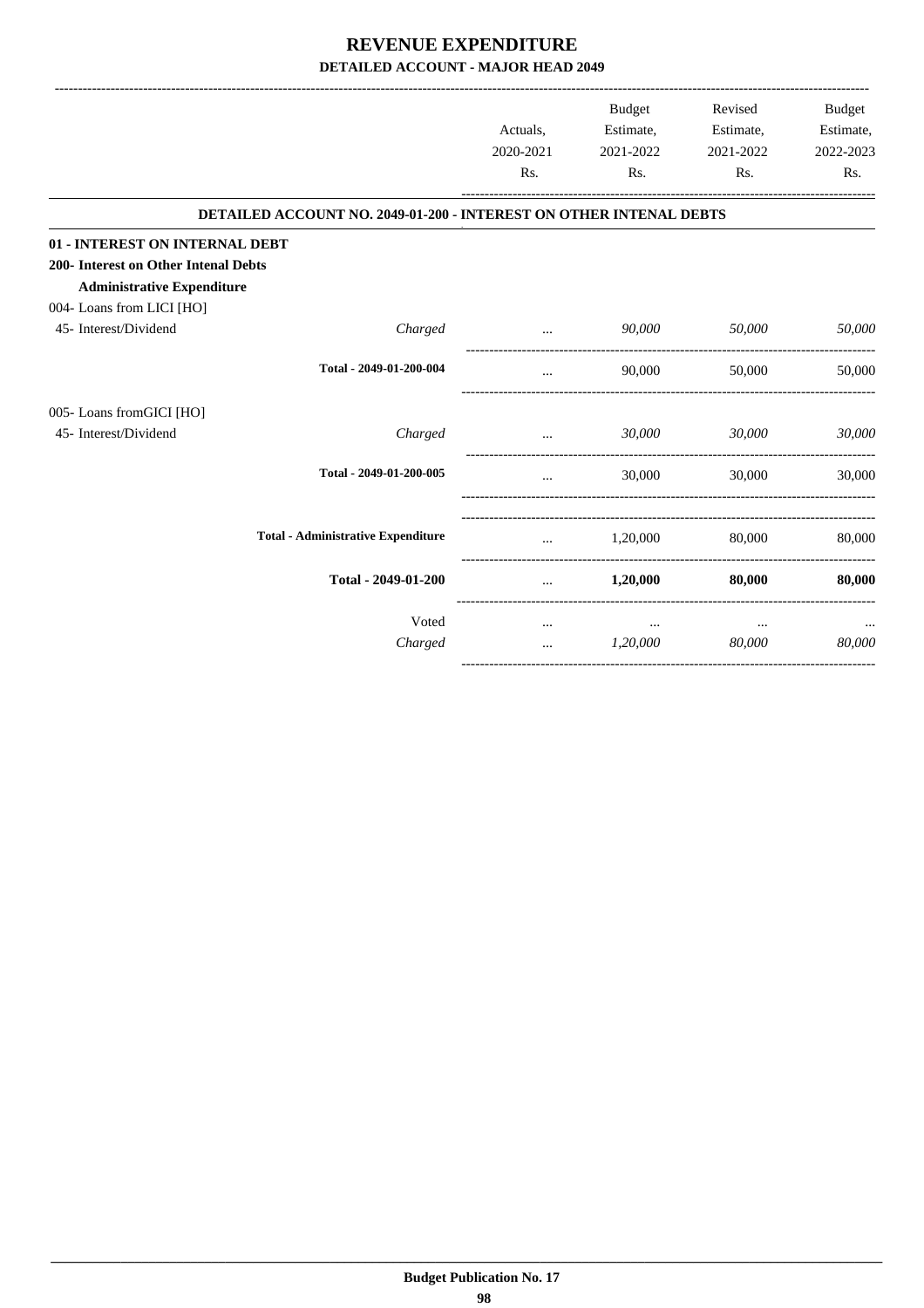# REVENUE EXPENDITURE

## DETAILED ACCOUNT - MAJOR HEAD 2049

| | | Actuals, 2020-2021 Rs. | Budget Estimate, 2021-2022 Rs. | Revised Estimate, 2021-2022 Rs. | Budget Estimate, 2022-2023 Rs. |
|---|---|---|---|---|---|
| **DETAILED ACCOUNT NO. 2049-01-200 - INTEREST ON OTHER INTENAL DEBTS** | | | | | |
| **01 - INTEREST ON INTERNAL DEBT** | | | | | |
| **200- Interest on Other Intenal Debts** | | | | | |
| **Administrative Expenditure** | | | | | |
| 004- Loans from LICI [HO] | | | | | |
| 45- Interest/Dividend | *Charged* | ... | *90,000* | *50,000* | *50,000* |
| | **Total - 2049-01-200-004** | ... | 90,000 | 50,000 | 50,000 |
| 005- Loans fromGICI [HO] | | | | | |
| 45- Interest/Dividend | *Charged* | ... | *30,000* | *30,000* | *30,000* |
| | **Total - 2049-01-200-005** | ... | 30,000 | 30,000 | 30,000 |
| | **Total - Administrative Expenditure** | ... | 1,20,000 | 80,000 | 80,000 |
| | **Total - 2049-01-200** | ... | **1,20,000** | **80,000** | **80,000** |
| | Voted | ... | ... | ... | ... |
| | *Charged* | ... | *1,20,000* | *80,000* | *80,000* |

Budget Publication No. 17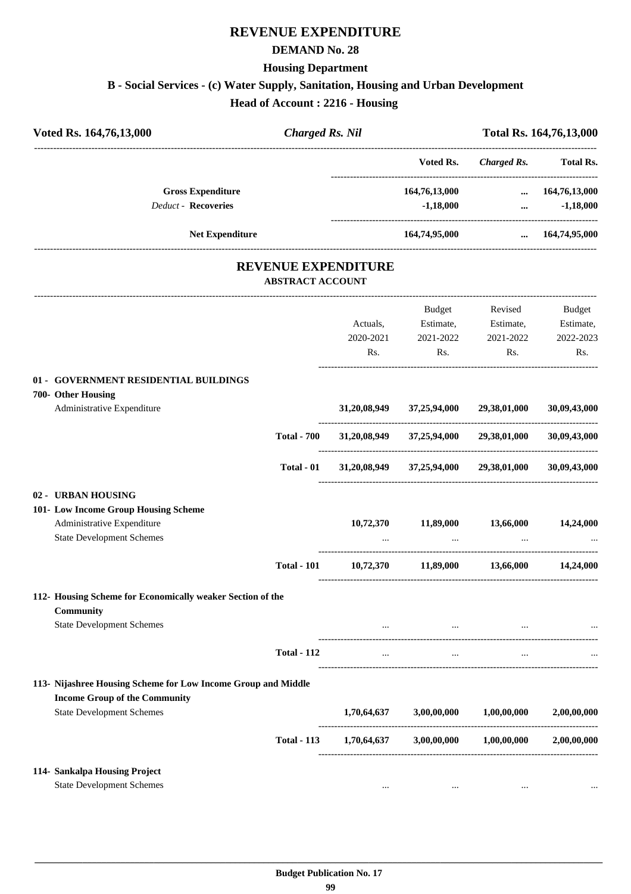# REVENUE EXPENDITURE

## DEMAND No. 28

### Housing Department

### B - Social Services - (c) Water Supply, Sanitation, Housing and Urban Development

### Head of Account : 2216 - Housing

| Voted Rs. 164,76,13,000 | *Charged Rs. Nil* | Total Rs. 164,76,13,000 |
|---|---|---|

| | Voted Rs. | *Charged Rs.* | Total Rs. |
|---|---|---|---|
| **Gross Expenditure** | 164,76,13,000 | ... | 164,76,13,000 |
| *Deduct* - **Recoveries** | -1,18,000 | ... | -1,18,000 |
| **Net Expenditure** | 164,74,95,000 | ... | 164,74,95,000 |

## REVENUE EXPENDITURE

### ABSTRACT ACCOUNT

| | | Actuals, 2020-2021 Rs. | Budget Estimate, 2021-2022 Rs. | Revised Estimate, 2021-2022 Rs. | Budget Estimate, 2022-2023 Rs. |
|---|---|---|---|---|---|
| **01 - GOVERNMENT RESIDENTIAL BUILDINGS** | | | | | |
| **700- Other Housing** | | | | | |
| Administrative Expenditure | | 31,20,08,949 | 37,25,94,000 | 29,38,01,000 | 30,09,43,000 |
| | **Total - 700** | 31,20,08,949 | 37,25,94,000 | 29,38,01,000 | 30,09,43,000 |
| | **Total - 01** | 31,20,08,949 | 37,25,94,000 | 29,38,01,000 | 30,09,43,000 |
| **02 - URBAN HOUSING** | | | | | |
| **101- Low Income Group Housing Scheme** | | | | | |
| Administrative Expenditure | | 10,72,370 | 11,89,000 | 13,66,000 | 14,24,000 |
| State Development Schemes | | ... | ... | ... | ... |
| | **Total - 101** | 10,72,370 | 11,89,000 | 13,66,000 | 14,24,000 |
| **112- Housing Scheme for Economically weaker Section of the Community** | | | | | |
| State Development Schemes | | ... | ... | ... | ... |
| | **Total - 112** | ... | ... | ... | ... |
| **113- Nijashree Housing Scheme for Low Income Group and Middle Income Group of the Community** | | | | | |
| State Development Schemes | | 1,70,64,637 | 3,00,00,000 | 1,00,00,000 | 2,00,00,000 |
| | **Total - 113** | 1,70,64,637 | 3,00,00,000 | 1,00,00,000 | 2,00,00,000 |
| **114- Sankalpa Housing Project** | | | | | |
| State Development Schemes | | ... | ... | ... | ... |

**Budget Publication No. 17**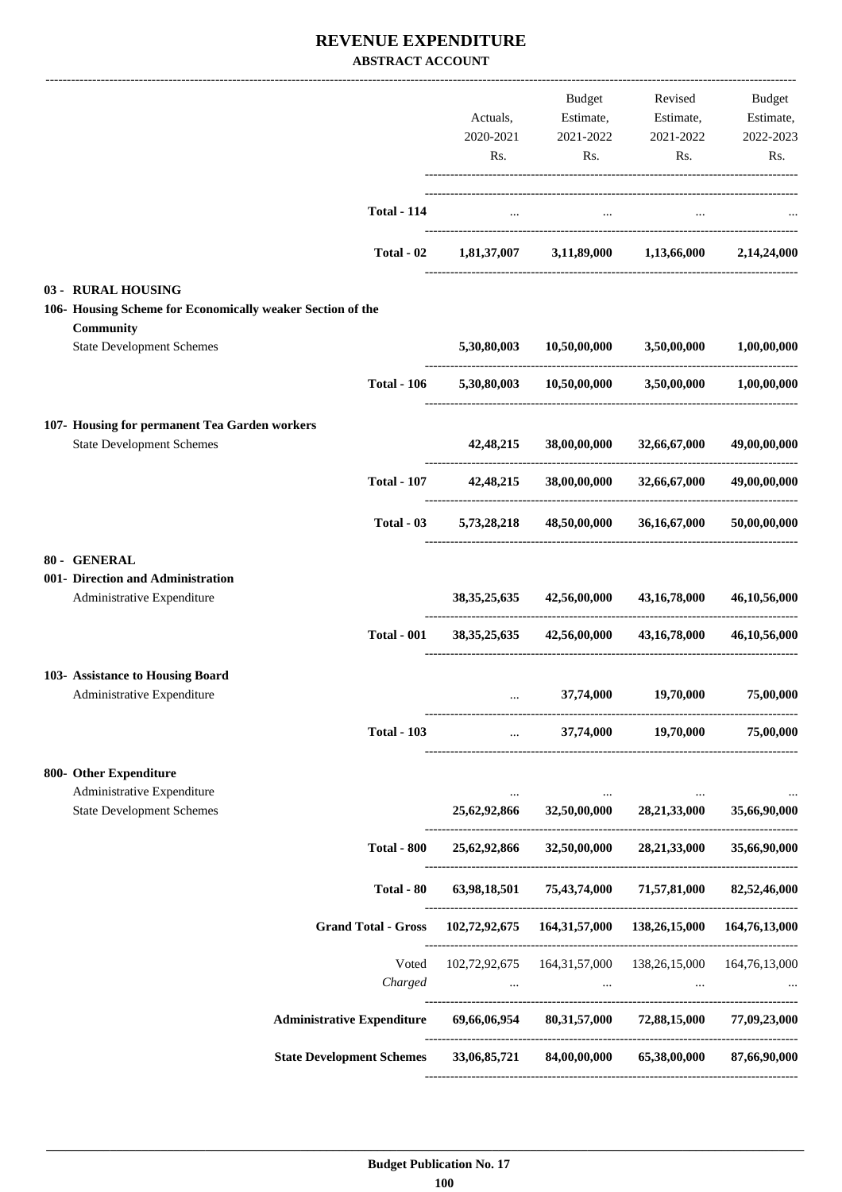# REVENUE EXPENDITURE

**ABSTRACT ACCOUNT**

| | Actuals, 2020-2021 Rs. | Budget Estimate, 2021-2022 Rs. | Revised Estimate, 2021-2022 Rs. | Budget Estimate, 2022-2023 Rs. |
|---|---|---|---|---|
| **Total - 114** | ... | ... | ... | ... |
| **Total - 02** | **1,81,37,007** | **3,11,89,000** | **1,13,66,000** | **2,14,24,000** |
| **03 - RURAL HOUSING** | | | | |
| **106- Housing Scheme for Economically weaker Section of the Community** | | | | |
| State Development Schemes | **5,30,80,003** | **10,50,00,000** | **3,50,00,000** | **1,00,00,000** |
| **Total - 106** | **5,30,80,003** | **10,50,00,000** | **3,50,00,000** | **1,00,00,000** |
| **107- Housing for permanent Tea Garden workers** | | | | |
| State Development Schemes | **42,48,215** | **38,00,00,000** | **32,66,67,000** | **49,00,00,000** |
| **Total - 107** | **42,48,215** | **38,00,00,000** | **32,66,67,000** | **49,00,00,000** |
| **Total - 03** | **5,73,28,218** | **48,50,00,000** | **36,16,67,000** | **50,00,00,000** |
| **80 - GENERAL** | | | | |
| **001- Direction and Administration** | | | | |
| Administrative Expenditure | **38,35,25,635** | **42,56,00,000** | **43,16,78,000** | **46,10,56,000** |
| **Total - 001** | **38,35,25,635** | **42,56,00,000** | **43,16,78,000** | **46,10,56,000** |
| **103- Assistance to Housing Board** | | | | |
| Administrative Expenditure | ... | **37,74,000** | **19,70,000** | **75,00,000** |
| **Total - 103** | ... | **37,74,000** | **19,70,000** | **75,00,000** |
| **800- Other Expenditure** | | | | |
| Administrative Expenditure | ... | ... | ... | ... |
| State Development Schemes | **25,62,92,866** | **32,50,00,000** | **28,21,33,000** | **35,66,90,000** |
| **Total - 800** | **25,62,92,866** | **32,50,00,000** | **28,21,33,000** | **35,66,90,000** |
| **Total - 80** | **63,98,18,501** | **75,43,74,000** | **71,57,81,000** | **82,52,46,000** |
| **Grand Total - Gross** | **102,72,92,675** | **164,31,57,000** | **138,26,15,000** | **164,76,13,000** |
| Voted | 102,72,92,675 | 164,31,57,000 | 138,26,15,000 | 164,76,13,000 |
| *Charged* | ... | ... | ... | ... |
| **Administrative Expenditure** | **69,66,06,954** | **80,31,57,000** | **72,88,15,000** | **77,09,23,000** |
| **State Development Schemes** | **33,06,85,721** | **84,00,00,000** | **65,38,00,000** | **87,66,90,000** |

**Budget Publication No. 17**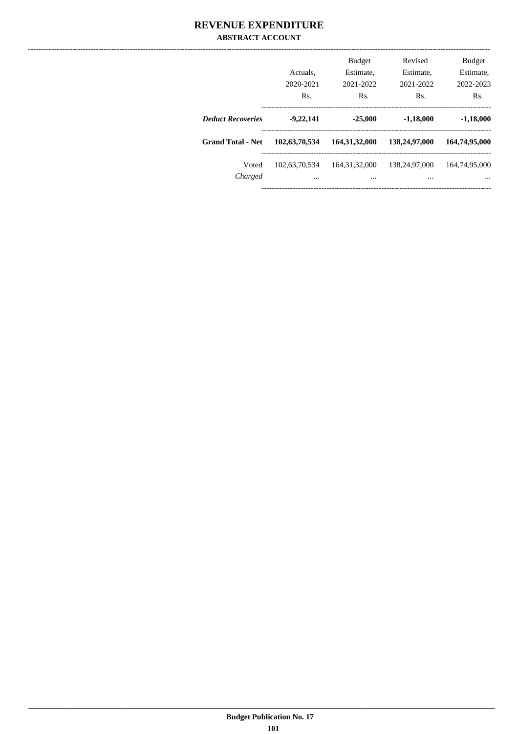# REVENUE EXPENDITURE

## ABSTRACT ACCOUNT

| | Actuals, 2020-2021 Rs. | Budget Estimate, 2021-2022 Rs. | Revised Estimate, 2021-2022 Rs. | Budget Estimate, 2022-2023 Rs. |
|---|---|---|---|---|
| ***Deduct Recoveries*** | **-9,22,141** | **-25,000** | **-1,18,000** | **-1,18,000** |
| **Grand Total - Net** | **102,63,70,534** | **164,31,32,000** | **138,24,97,000** | **164,74,95,000** |
| Voted | 102,63,70,534 | 164,31,32,000 | 138,24,97,000 | 164,74,95,000 |
| *Charged* | ... | ... | ... | ... |

**Budget Publication No. 17**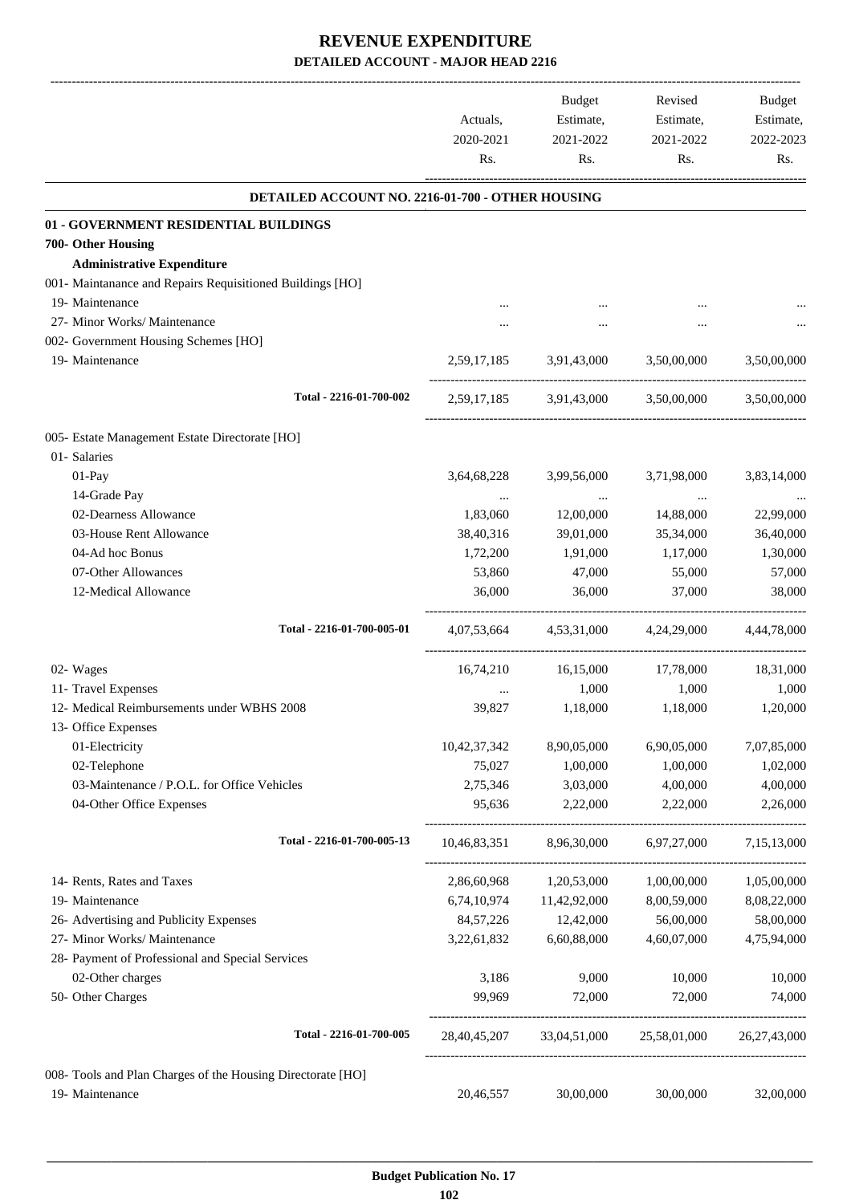# REVENUE EXPENDITURE

## DETAILED ACCOUNT - MAJOR HEAD 2216

| | Actuals, 2020-2021 Rs. | Budget Estimate, 2021-2022 Rs. | Revised Estimate, 2021-2022 Rs. | Budget Estimate, 2022-2023 Rs. |
|---|---|---|---|---|
| **DETAILED ACCOUNT NO. 2216-01-700 - OTHER HOUSING** | | | | |
| **01 - GOVERNMENT RESIDENTIAL BUILDINGS** | | | | |
| **700- Other Housing** | | | | |
| **Administrative Expenditure** | | | | |
| 001- Maintanance and Repairs Requisitioned Buildings [HO] | | | | |
| 19- Maintenance | ... | ... | ... | ... |
| 27- Minor Works/ Maintenance | ... | ... | ... | ... |
| 002- Government Housing Schemes [HO] | | | | |
| 19- Maintenance | 2,59,17,185 | 3,91,43,000 | 3,50,00,000 | 3,50,00,000 |
| Total - 2216-01-700-002 | 2,59,17,185 | 3,91,43,000 | 3,50,00,000 | 3,50,00,000 |
| 005- Estate Management Estate Directorate [HO] | | | | |
| 01- Salaries | | | | |
| 01-Pay | 3,64,68,228 | 3,99,56,000 | 3,71,98,000 | 3,83,14,000 |
| 14-Grade Pay | ... | ... | ... | ... |
| 02-Dearness Allowance | 1,83,060 | 12,00,000 | 14,88,000 | 22,99,000 |
| 03-House Rent Allowance | 38,40,316 | 39,01,000 | 35,34,000 | 36,40,000 |
| 04-Ad hoc Bonus | 1,72,200 | 1,91,000 | 1,17,000 | 1,30,000 |
| 07-Other Allowances | 53,860 | 47,000 | 55,000 | 57,000 |
| 12-Medical Allowance | 36,000 | 36,000 | 37,000 | 38,000 |
| Total - 2216-01-700-005-01 | 4,07,53,664 | 4,53,31,000 | 4,24,29,000 | 4,44,78,000 |
| 02- Wages | 16,74,210 | 16,15,000 | 17,78,000 | 18,31,000 |
| 11- Travel Expenses | ... | 1,000 | 1,000 | 1,000 |
| 12- Medical Reimbursements under WBHS 2008 | 39,827 | 1,18,000 | 1,18,000 | 1,20,000 |
| 13- Office Expenses | | | | |
| 01-Electricity | 10,42,37,342 | 8,90,05,000 | 6,90,05,000 | 7,07,85,000 |
| 02-Telephone | 75,027 | 1,00,000 | 1,00,000 | 1,02,000 |
| 03-Maintenance / P.O.L. for Office Vehicles | 2,75,346 | 3,03,000 | 4,00,000 | 4,00,000 |
| 04-Other Office Expenses | 95,636 | 2,22,000 | 2,22,000 | 2,26,000 |
| Total - 2216-01-700-005-13 | 10,46,83,351 | 8,96,30,000 | 6,97,27,000 | 7,15,13,000 |
| 14- Rents, Rates and Taxes | 2,86,60,968 | 1,20,53,000 | 1,00,00,000 | 1,05,00,000 |
| 19- Maintenance | 6,74,10,974 | 11,42,92,000 | 8,00,59,000 | 8,08,22,000 |
| 26- Advertising and Publicity Expenses | 84,57,226 | 12,42,000 | 56,00,000 | 58,00,000 |
| 27- Minor Works/ Maintenance | 3,22,61,832 | 6,60,88,000 | 4,60,07,000 | 4,75,94,000 |
| 28- Payment of Professional and Special Services | | | | |
| 02-Other charges | 3,186 | 9,000 | 10,000 | 10,000 |
| 50- Other Charges | 99,969 | 72,000 | 72,000 | 74,000 |
| Total - 2216-01-700-005 | 28,40,45,207 | 33,04,51,000 | 25,58,01,000 | 26,27,43,000 |
| 008- Tools and Plan Charges of the Housing Directorate [HO] | | | | |
| 19- Maintenance | 20,46,557 | 30,00,000 | 30,00,000 | 32,00,000 |

Budget Publication No. 17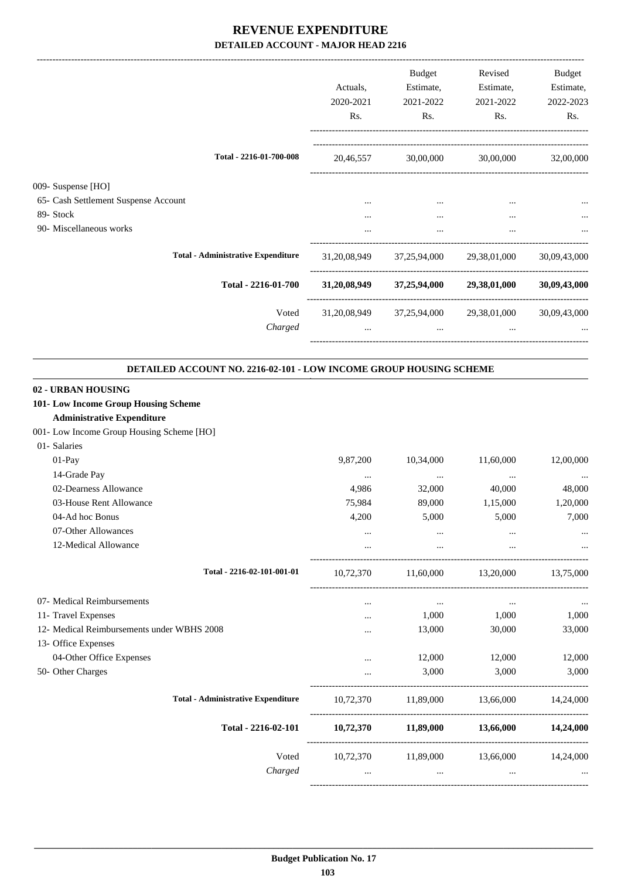# REVENUE EXPENDITURE

## DETAILED ACCOUNT - MAJOR HEAD 2216

| | Actuals, 2020-2021 Rs. | Budget Estimate, 2021-2022 Rs. | Revised Estimate, 2021-2022 Rs. | Budget Estimate, 2022-2023 Rs. |
|---|---|---|---|---|
| Total - 2216-01-700-008 | 20,46,557 | 30,00,000 | 30,00,000 | 32,00,000 |
| 009- Suspense [HO] | | | | |
| 65- Cash Settlement Suspense Account | ... | ... | ... | ... |
| 89- Stock | ... | ... | ... | ... |
| 90- Miscellaneous works | ... | ... | ... | ... |
| **Total - Administrative Expenditure** | 31,20,08,949 | 37,25,94,000 | 29,38,01,000 | 30,09,43,000 |
| **Total - 2216-01-700** | **31,20,08,949** | **37,25,94,000** | **29,38,01,000** | **30,09,43,000** |
| Voted | 31,20,08,949 | 37,25,94,000 | 29,38,01,000 | 30,09,43,000 |
| *Charged* | ... | ... | ... | ... |

### DETAILED ACCOUNT NO. 2216-02-101 - LOW INCOME GROUP HOUSING SCHEME

**02 - URBAN HOUSING**

**101- Low Income Group Housing Scheme**

**Administrative Expenditure**

| | Actuals, 2020-2021 Rs. | Budget Estimate, 2021-2022 Rs. | Revised Estimate, 2021-2022 Rs. | Budget Estimate, 2022-2023 Rs. |
|---|---|---|---|---|
| 001- Low Income Group Housing Scheme [HO] | | | | |
| 01- Salaries | | | | |
| 01-Pay | 9,87,200 | 10,34,000 | 11,60,000 | 12,00,000 |
| 14-Grade Pay | ... | ... | ... | ... |
| 02-Dearness Allowance | 4,986 | 32,000 | 40,000 | 48,000 |
| 03-House Rent Allowance | 75,984 | 89,000 | 1,15,000 | 1,20,000 |
| 04-Ad hoc Bonus | 4,200 | 5,000 | 5,000 | 7,000 |
| 07-Other Allowances | ... | ... | ... | ... |
| 12-Medical Allowance | ... | ... | ... | ... |
| Total - 2216-02-101-001-01 | 10,72,370 | 11,60,000 | 13,20,000 | 13,75,000 |
| 07- Medical Reimbursements | ... | ... | ... | ... |
| 11- Travel Expenses | ... | 1,000 | 1,000 | 1,000 |
| 12- Medical Reimbursements under WBHS 2008 | ... | 13,000 | 30,000 | 33,000 |
| 13- Office Expenses | | | | |
| 04-Other Office Expenses | ... | 12,000 | 12,000 | 12,000 |
| 50- Other Charges | ... | 3,000 | 3,000 | 3,000 |
| **Total - Administrative Expenditure** | 10,72,370 | 11,89,000 | 13,66,000 | 14,24,000 |
| **Total - 2216-02-101** | **10,72,370** | **11,89,000** | **13,66,000** | **14,24,000** |
| Voted | 10,72,370 | 11,89,000 | 13,66,000 | 14,24,000 |
| *Charged* | ... | ... | ... | ... |

**Budget Publication No. 17**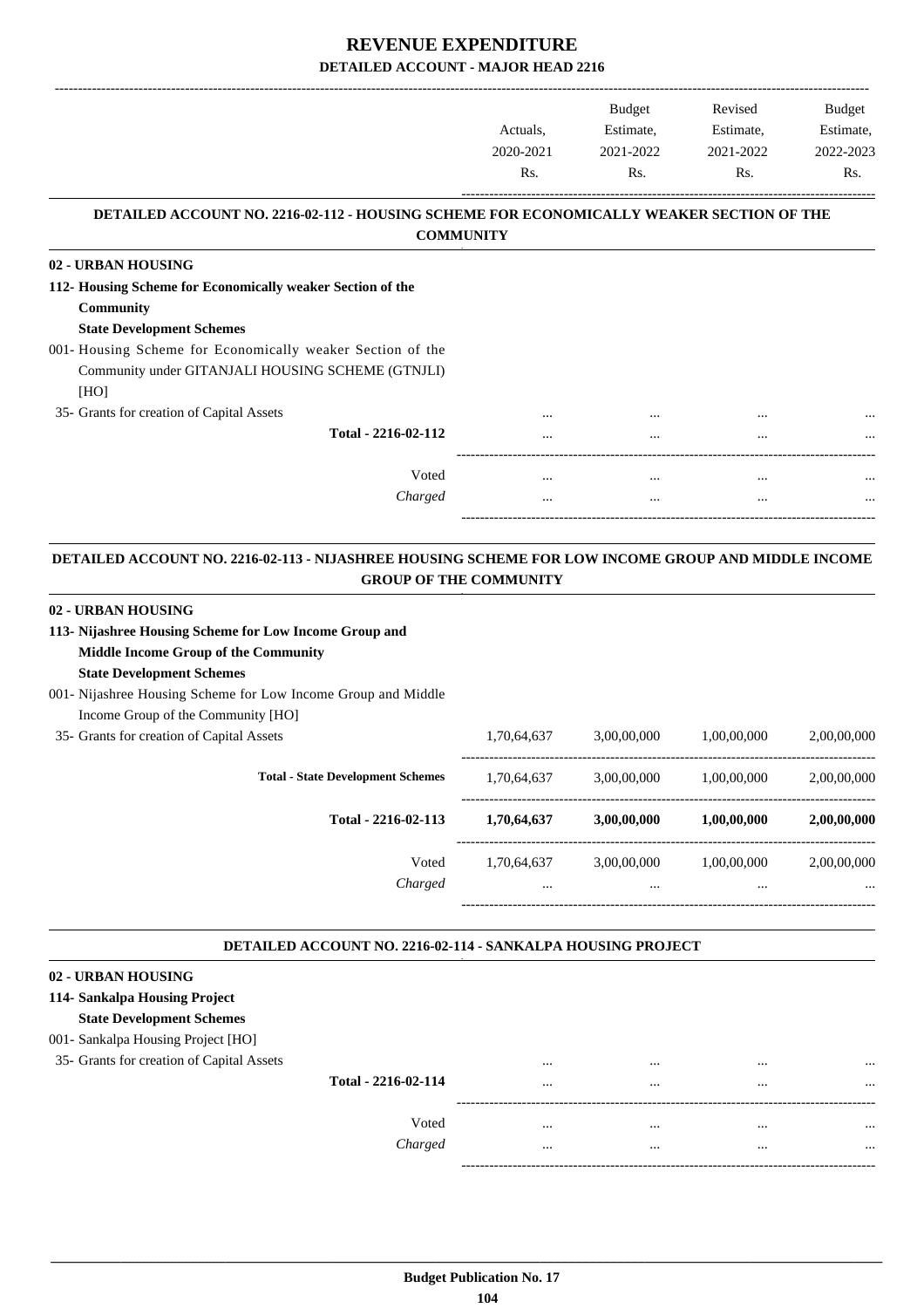# REVENUE EXPENDITURE

## DETAILED ACCOUNT - MAJOR HEAD 2216

| | Actuals, 2020-2021 Rs. | Budget Estimate, 2021-2022 Rs. | Revised Estimate, 2021-2022 Rs. | Budget Estimate, 2022-2023 Rs. |
|---|---|---|---|---|

### DETAILED ACCOUNT NO. 2216-02-112 - HOUSING SCHEME FOR ECONOMICALLY WEAKER SECTION OF THE COMMUNITY

| | Actuals, 2020-2021 Rs. | Budget Estimate, 2021-2022 Rs. | Revised Estimate, 2021-2022 Rs. | Budget Estimate, 2022-2023 Rs. |
|---|---|---|---|---|
| **02 - URBAN HOUSING** | | | | |
| **112- Housing Scheme for Economically weaker Section of the Community** | | | | |
| **State Development Schemes** | | | | |
| 001- Housing Scheme for Economically weaker Section of the Community under GITANJALI HOUSING SCHEME (GTNJLI) [HO] | | | | |
| 35- Grants for creation of Capital Assets | ... | ... | ... | ... |
| **Total - 2216-02-112** | ... | ... | ... | ... |
| Voted | ... | ... | ... | ... |
| *Charged* | ... | ... | ... | ... |

### DETAILED ACCOUNT NO. 2216-02-113 - NIJASHREE HOUSING SCHEME FOR LOW INCOME GROUP AND MIDDLE INCOME GROUP OF THE COMMUNITY

| | Actuals, 2020-2021 Rs. | Budget Estimate, 2021-2022 Rs. | Revised Estimate, 2021-2022 Rs. | Budget Estimate, 2022-2023 Rs. |
|---|---|---|---|---|
| **02 - URBAN HOUSING** | | | | |
| **113- Nijashree Housing Scheme for Low Income Group and Middle Income Group of the Community** | | | | |
| **State Development Schemes** | | | | |
| 001- Nijashree Housing Scheme for Low Income Group and Middle Income Group of the Community [HO] | | | | |
| 35- Grants for creation of Capital Assets | 1,70,64,637 | 3,00,00,000 | 1,00,00,000 | 2,00,00,000 |
| **Total - State Development Schemes** | 1,70,64,637 | 3,00,00,000 | 1,00,00,000 | 2,00,00,000 |
| **Total - 2216-02-113** | **1,70,64,637** | **3,00,00,000** | **1,00,00,000** | **2,00,00,000** |
| Voted | 1,70,64,637 | 3,00,00,000 | 1,00,00,000 | 2,00,00,000 |
| *Charged* | ... | ... | ... | ... |

### DETAILED ACCOUNT NO. 2216-02-114 - SANKALPA HOUSING PROJECT

| | Actuals, 2020-2021 Rs. | Budget Estimate, 2021-2022 Rs. | Revised Estimate, 2021-2022 Rs. | Budget Estimate, 2022-2023 Rs. |
|---|---|---|---|---|
| **02 - URBAN HOUSING** | | | | |
| **114- Sankalpa Housing Project** | | | | |
| **State Development Schemes** | | | | |
| 001- Sankalpa Housing Project [HO] | | | | |
| 35- Grants for creation of Capital Assets | ... | ... | ... | ... |
| **Total - 2216-02-114** | ... | ... | ... | ... |
| Voted | ... | ... | ... | ... |
| *Charged* | ... | ... | ... | ... |

**Budget Publication No. 17**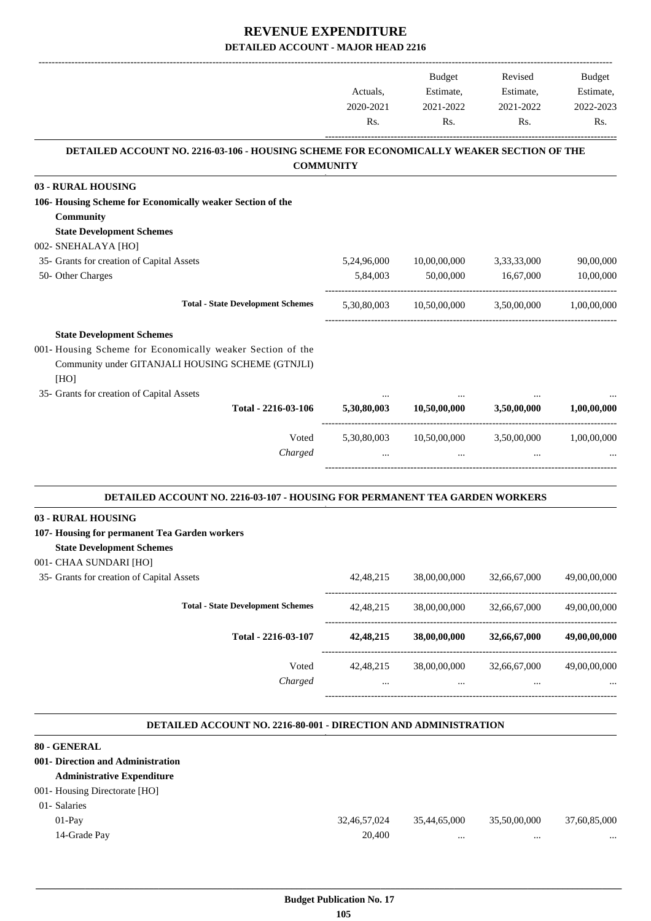# REVENUE EXPENDITURE

## DETAILED ACCOUNT - MAJOR HEAD 2216

| | Actuals, 2020-2021 Rs. | Budget Estimate, 2021-2022 Rs. | Revised Estimate, 2021-2022 Rs. | Budget Estimate, 2022-2023 Rs. |
|---|---|---|---|---|

### DETAILED ACCOUNT NO. 2216-03-106 - HOUSING SCHEME FOR ECONOMICALLY WEAKER SECTION OF THE COMMUNITY

| | Actuals, 2020-2021 Rs. | Budget Estimate, 2021-2022 Rs. | Revised Estimate, 2021-2022 Rs. | Budget Estimate, 2022-2023 Rs. |
|---|---|---|---|---|
| **03 - RURAL HOUSING** | | | | |
| **106- Housing Scheme for Economically weaker Section of the Community** | | | | |
| **State Development Schemes** | | | | |
| 002- SNEHALAYA [HO] | | | | |
| 35- Grants for creation of Capital Assets | 5,24,96,000 | 10,00,00,000 | 3,33,33,000 | 90,00,000 |
| 50- Other Charges | 5,84,003 | 50,00,000 | 16,67,000 | 10,00,000 |
| **Total - State Development Schemes** | 5,30,80,003 | 10,50,00,000 | 3,50,00,000 | 1,00,00,000 |
| **State Development Schemes** | | | | |
| 001- Housing Scheme for Economically weaker Section of the Community under GITANJALI HOUSING SCHEME (GTNJLI) [HO] | | | | |
| 35- Grants for creation of Capital Assets | ... | ... | ... | ... |
| **Total - 2216-03-106** | **5,30,80,003** | **10,50,00,000** | **3,50,00,000** | **1,00,00,000** |
| Voted | 5,30,80,003 | 10,50,00,000 | 3,50,00,000 | 1,00,00,000 |
| *Charged* | ... | ... | ... | ... |

### DETAILED ACCOUNT NO. 2216-03-107 - HOUSING FOR PERMANENT TEA GARDEN WORKERS

| | Actuals, 2020-2021 Rs. | Budget Estimate, 2021-2022 Rs. | Revised Estimate, 2021-2022 Rs. | Budget Estimate, 2022-2023 Rs. |
|---|---|---|---|---|
| **03 - RURAL HOUSING** | | | | |
| **107- Housing for permanent Tea Garden workers** | | | | |
| **State Development Schemes** | | | | |
| 001- CHAA SUNDARI [HO] | | | | |
| 35- Grants for creation of Capital Assets | 42,48,215 | 38,00,00,000 | 32,66,67,000 | 49,00,00,000 |
| **Total - State Development Schemes** | 42,48,215 | 38,00,00,000 | 32,66,67,000 | 49,00,00,000 |
| **Total - 2216-03-107** | **42,48,215** | **38,00,00,000** | **32,66,67,000** | **49,00,00,000** |
| Voted | 42,48,215 | 38,00,00,000 | 32,66,67,000 | 49,00,00,000 |
| *Charged* | ... | ... | ... | ... |

### DETAILED ACCOUNT NO. 2216-80-001 - DIRECTION AND ADMINISTRATION

| | Actuals, 2020-2021 Rs. | Budget Estimate, 2021-2022 Rs. | Revised Estimate, 2021-2022 Rs. | Budget Estimate, 2022-2023 Rs. |
|---|---|---|---|---|
| **80 - GENERAL** | | | | |
| **001- Direction and Administration** | | | | |
| **Administrative Expenditure** | | | | |
| 001- Housing Directorate [HO] | | | | |
| 01- Salaries | | | | |
| 01-Pay | 32,46,57,024 | 35,44,65,000 | 35,50,00,000 | 37,60,85,000 |
| 14-Grade Pay | 20,400 | ... | ... | ... |

**Budget Publication No. 17**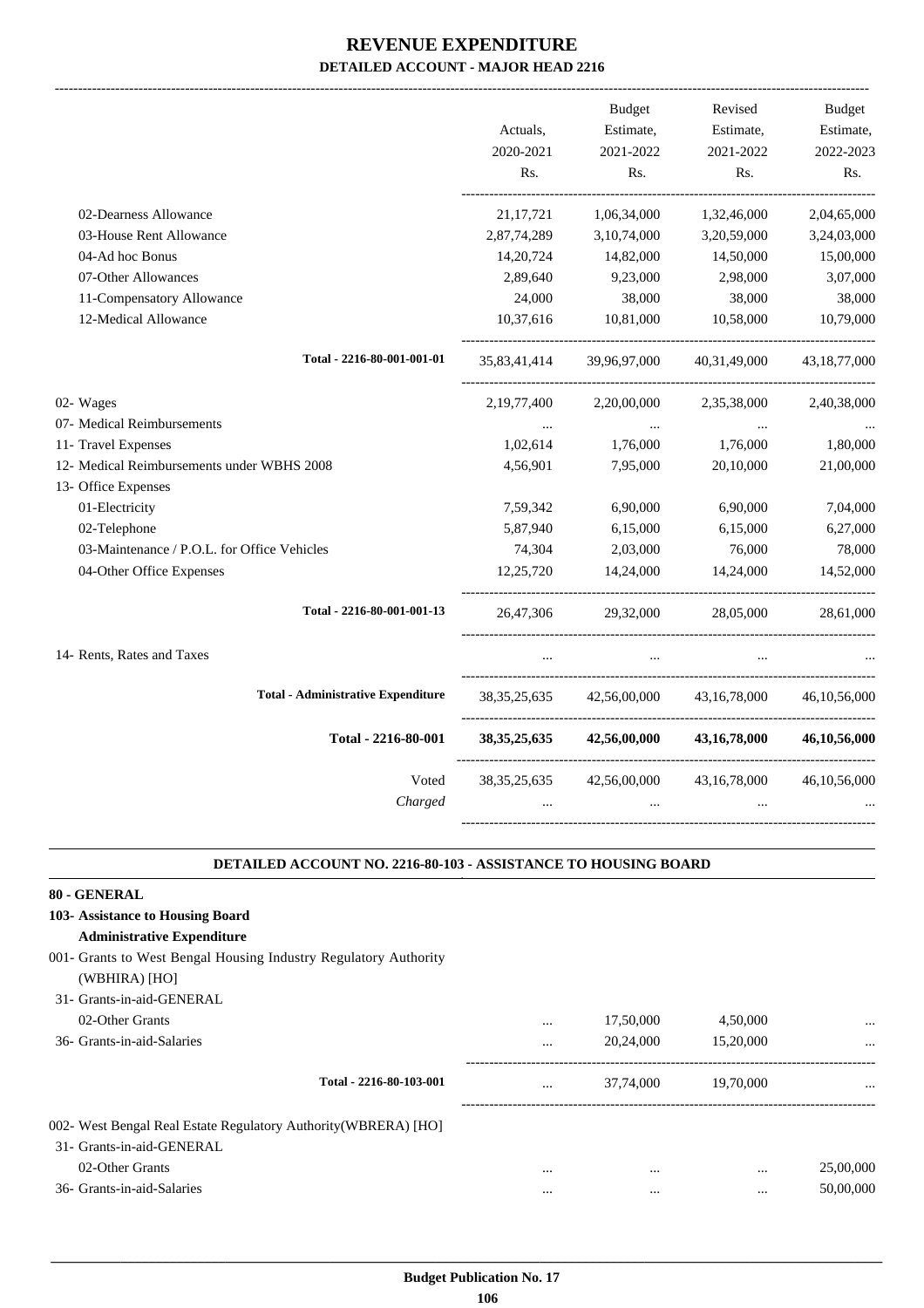# REVENUE EXPENDITURE

## DETAILED ACCOUNT - MAJOR HEAD 2216

| | Actuals, 2020-2021 Rs. | Budget Estimate, 2021-2022 Rs. | Revised Estimate, 2021-2022 Rs. | Budget Estimate, 2022-2023 Rs. |
|---|---|---|---|---|
| 02-Dearness Allowance | 21,17,721 | 1,06,34,000 | 1,32,46,000 | 2,04,65,000 |
| 03-House Rent Allowance | 2,87,74,289 | 3,10,74,000 | 3,20,59,000 | 3,24,03,000 |
| 04-Ad hoc Bonus | 14,20,724 | 14,82,000 | 14,50,000 | 15,00,000 |
| 07-Other Allowances | 2,89,640 | 9,23,000 | 2,98,000 | 3,07,000 |
| 11-Compensatory Allowance | 24,000 | 38,000 | 38,000 | 38,000 |
| 12-Medical Allowance | 10,37,616 | 10,81,000 | 10,58,000 | 10,79,000 |
| Total - 2216-80-001-001-01 | 35,83,41,414 | 39,96,97,000 | 40,31,49,000 | 43,18,77,000 |
| 02- Wages | 2,19,77,400 | 2,20,00,000 | 2,35,38,000 | 2,40,38,000 |
| 07- Medical Reimbursements | ... | ... | ... | ... |
| 11- Travel Expenses | 1,02,614 | 1,76,000 | 1,76,000 | 1,80,000 |
| 12- Medical Reimbursements under WBHS 2008 | 4,56,901 | 7,95,000 | 20,10,000 | 21,00,000 |
| 13- Office Expenses | | | | |
| 01-Electricity | 7,59,342 | 6,90,000 | 6,90,000 | 7,04,000 |
| 02-Telephone | 5,87,940 | 6,15,000 | 6,15,000 | 6,27,000 |
| 03-Maintenance / P.O.L. for Office Vehicles | 74,304 | 2,03,000 | 76,000 | 78,000 |
| 04-Other Office Expenses | 12,25,720 | 14,24,000 | 14,24,000 | 14,52,000 |
| Total - 2216-80-001-001-13 | 26,47,306 | 29,32,000 | 28,05,000 | 28,61,000 |
| 14- Rents, Rates and Taxes | ... | ... | ... | ... |
| Total - Administrative Expenditure | 38,35,25,635 | 42,56,00,000 | 43,16,78,000 | 46,10,56,000 |
| **Total - 2216-80-001** | **38,35,25,635** | **42,56,00,000** | **43,16,78,000** | **46,10,56,000** |
| Voted | 38,35,25,635 | 42,56,00,000 | 43,16,78,000 | 46,10,56,000 |
| *Charged* | ... | ... | ... | ... |

### DETAILED ACCOUNT NO. 2216-80-103 - ASSISTANCE TO HOUSING BOARD

**80 - GENERAL**

**103- Assistance to Housing Board**

**Administrative Expenditure**

| | Actuals, 2020-2021 Rs. | Budget Estimate, 2021-2022 Rs. | Revised Estimate, 2021-2022 Rs. | Budget Estimate, 2022-2023 Rs. |
|---|---|---|---|---|
| 001- Grants to West Bengal Housing Industry Regulatory Authority (WBHIRA) [HO] | | | | |
| 31- Grants-in-aid-GENERAL | | | | |
| 02-Other Grants | ... | 17,50,000 | 4,50,000 | ... |
| 36- Grants-in-aid-Salaries | ... | 20,24,000 | 15,20,000 | ... |
| Total - 2216-80-103-001 | ... | 37,74,000 | 19,70,000 | ... |
| 002- West Bengal Real Estate Regulatory Authority(WBRERA) [HO] | | | | |
| 31- Grants-in-aid-GENERAL | | | | |
| 02-Other Grants | ... | ... | ... | 25,00,000 |
| 36- Grants-in-aid-Salaries | ... | ... | ... | 50,00,000 |

**Budget Publication No. 17**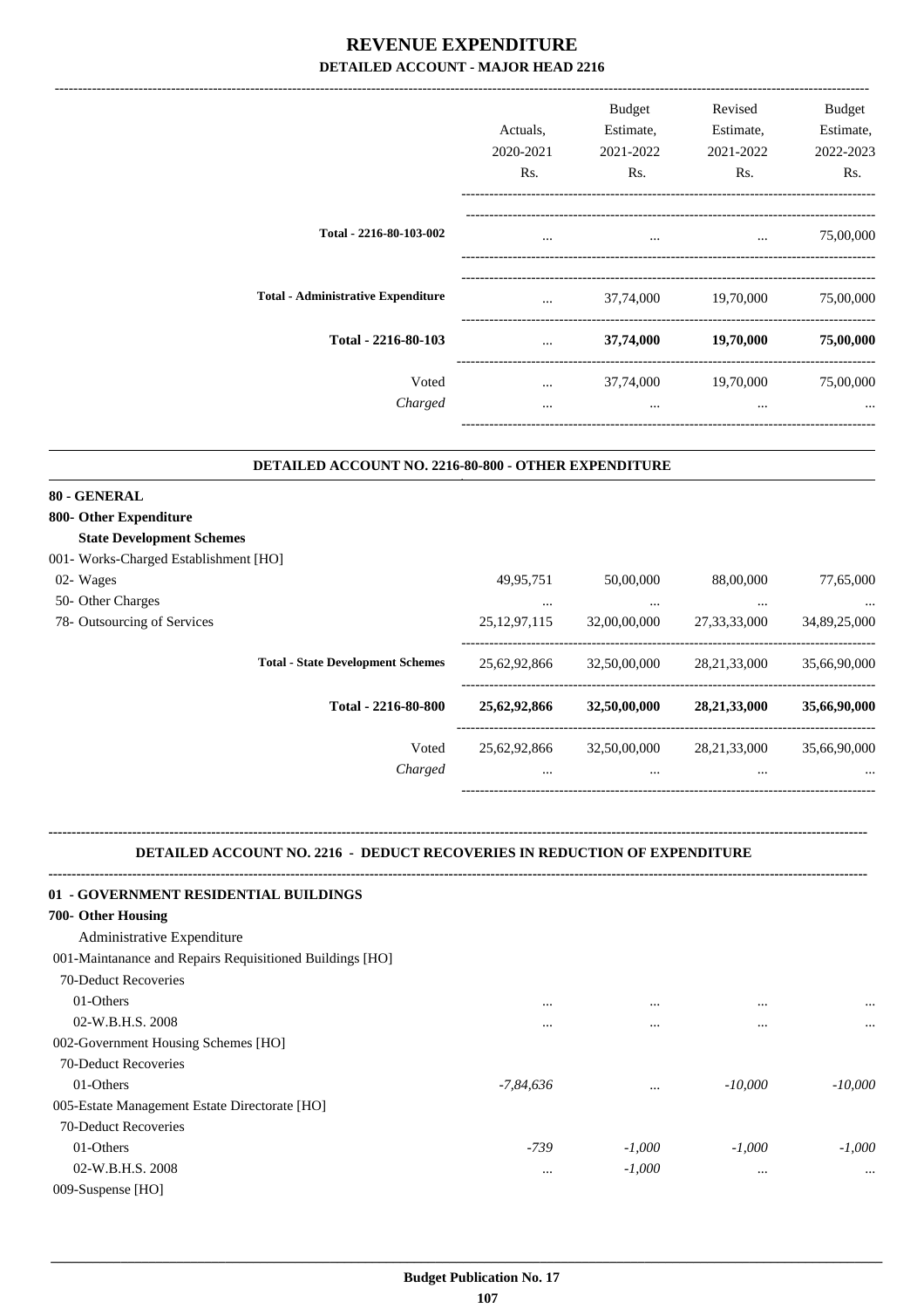# REVENUE EXPENDITURE

## DETAILED ACCOUNT - MAJOR HEAD 2216

| | Actuals, 2020-2021 Rs. | Budget Estimate, 2021-2022 Rs. | Revised Estimate, 2021-2022 Rs. | Budget Estimate, 2022-2023 Rs. |
|---|---|---|---|---|
| **Total - 2216-80-103-002** | ... | ... | ... | 75,00,000 |
| **Total - Administrative Expenditure** | ... | 37,74,000 | 19,70,000 | 75,00,000 |
| **Total - 2216-80-103** | ... | **37,74,000** | **19,70,000** | **75,00,000** |
| Voted | ... | 37,74,000 | 19,70,000 | 75,00,000 |
| *Charged* | ... | ... | ... | ... |

### DETAILED ACCOUNT NO. 2216-80-800 - OTHER EXPENDITURE

| | Actuals, 2020-2021 Rs. | Budget Estimate, 2021-2022 Rs. | Revised Estimate, 2021-2022 Rs. | Budget Estimate, 2022-2023 Rs. |
|---|---|---|---|---|
| **80 - GENERAL** | | | | |
| **800- Other Expenditure** | | | | |
| **State Development Schemes** | | | | |
| 001- Works-Charged Establishment [HO] | | | | |
| 02- Wages | 49,95,751 | 50,00,000 | 88,00,000 | 77,65,000 |
| 50- Other Charges | ... | ... | ... | ... |
| 78- Outsourcing of Services | 25,12,97,115 | 32,00,00,000 | 27,33,33,000 | 34,89,25,000 |
| **Total - State Development Schemes** | 25,62,92,866 | 32,50,00,000 | 28,21,33,000 | 35,66,90,000 |
| **Total - 2216-80-800** | **25,62,92,866** | **32,50,00,000** | **28,21,33,000** | **35,66,90,000** |
| Voted | 25,62,92,866 | 32,50,00,000 | 28,21,33,000 | 35,66,90,000 |
| *Charged* | ... | ... | ... | ... |

### DETAILED ACCOUNT NO. 2216 - DEDUCT RECOVERIES IN REDUCTION OF EXPENDITURE

| | Actuals, 2020-2021 Rs. | Budget Estimate, 2021-2022 Rs. | Revised Estimate, 2021-2022 Rs. | Budget Estimate, 2022-2023 Rs. |
|---|---|---|---|---|
| **01 - GOVERNMENT RESIDENTIAL BUILDINGS** | | | | |
| **700- Other Housing** | | | | |
| Administrative Expenditure | | | | |
| 001-Maintanance and Repairs Requisitioned Buildings [HO] | | | | |
| 70-Deduct Recoveries | | | | |
| 01-Others | ... | ... | ... | ... |
| 02-W.B.H.S. 2008 | ... | ... | ... | ... |
| 002-Government Housing Schemes [HO] | | | | |
| 70-Deduct Recoveries | | | | |
| 01-Others | *-7,84,636* | ... | *-10,000* | *-10,000* |
| 005-Estate Management Estate Directorate [HO] | | | | |
| 70-Deduct Recoveries | | | | |
| 01-Others | *-739* | *-1,000* | *-1,000* | *-1,000* |
| 02-W.B.H.S. 2008 | ... | *-1,000* | ... | ... |
| 009-Suspense [HO] | | | | |

Budget Publication No. 17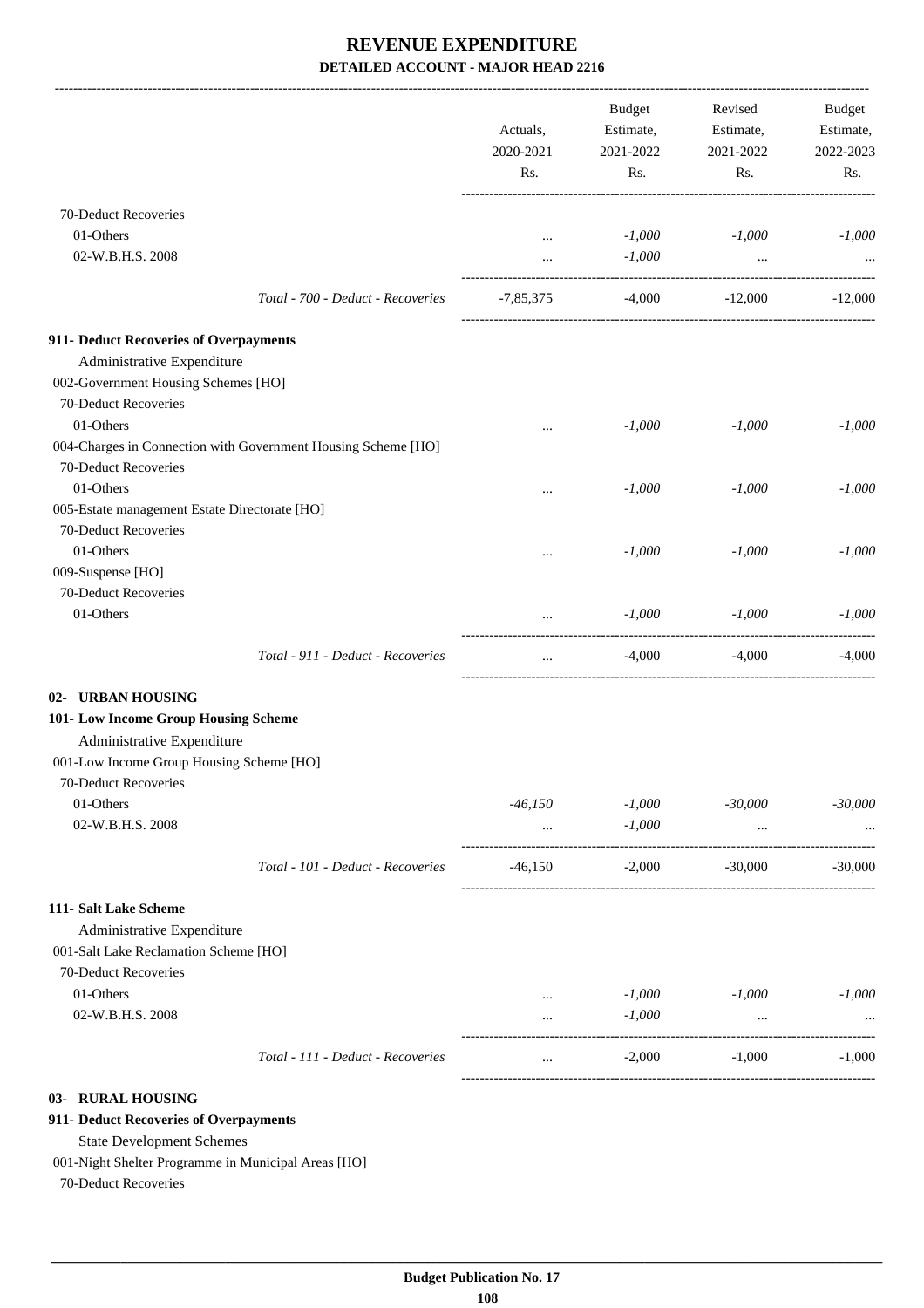# REVENUE EXPENDITURE

**DETAILED ACCOUNT - MAJOR HEAD 2216**

| | Actuals, 2020-2021 Rs. | Budget Estimate, 2021-2022 Rs. | Revised Estimate, 2021-2022 Rs. | Budget Estimate, 2022-2023 Rs. |
|---|---|---|---|---|
| 70-Deduct Recoveries | | | | |
| 01-Others | ... | -1,000 | -1,000 | -1,000 |
| 02-W.B.H.S. 2008 | ... | -1,000 | ... | ... |
| Total - 700 - Deduct - Recoveries | -7,85,375 | -4,000 | -12,000 | -12,000 |
| **911- Deduct Recoveries of Overpayments** | | | | |
| Administrative Expenditure | | | | |
| 002-Government Housing Schemes [HO] | | | | |
| 70-Deduct Recoveries | | | | |
| 01-Others | ... | -1,000 | -1,000 | -1,000 |
| 004-Charges in Connection with Government Housing Scheme [HO] | | | | |
| 70-Deduct Recoveries | | | | |
| 01-Others | ... | -1,000 | -1,000 | -1,000 |
| 005-Estate management Estate Directorate [HO] | | | | |
| 70-Deduct Recoveries | | | | |
| 01-Others | ... | -1,000 | -1,000 | -1,000 |
| 009-Suspense [HO] | | | | |
| 70-Deduct Recoveries | | | | |
| 01-Others | ... | -1,000 | -1,000 | -1,000 |
| Total - 911 - Deduct - Recoveries | ... | -4,000 | -4,000 | -4,000 |
| **02- URBAN HOUSING** | | | | |
| **101- Low Income Group Housing Scheme** | | | | |
| Administrative Expenditure | | | | |
| 001-Low Income Group Housing Scheme [HO] | | | | |
| 70-Deduct Recoveries | | | | |
| 01-Others | -46,150 | -1,000 | -30,000 | -30,000 |
| 02-W.B.H.S. 2008 | ... | -1,000 | ... | ... |
| Total - 101 - Deduct - Recoveries | -46,150 | -2,000 | -30,000 | -30,000 |
| **111- Salt Lake Scheme** | | | | |
| Administrative Expenditure | | | | |
| 001-Salt Lake Reclamation Scheme [HO] | | | | |
| 70-Deduct Recoveries | | | | |
| 01-Others | ... | -1,000 | -1,000 | -1,000 |
| 02-W.B.H.S. 2008 | ... | -1,000 | ... | ... |
| Total - 111 - Deduct - Recoveries | ... | -2,000 | -1,000 | -1,000 |
| **03- RURAL HOUSING** | | | | |
| **911- Deduct Recoveries of Overpayments** | | | | |
| State Development Schemes | | | | |
| 001-Night Shelter Programme in Municipal Areas [HO] | | | | |
| 70-Deduct Recoveries | | | | |

**Budget Publication No. 17**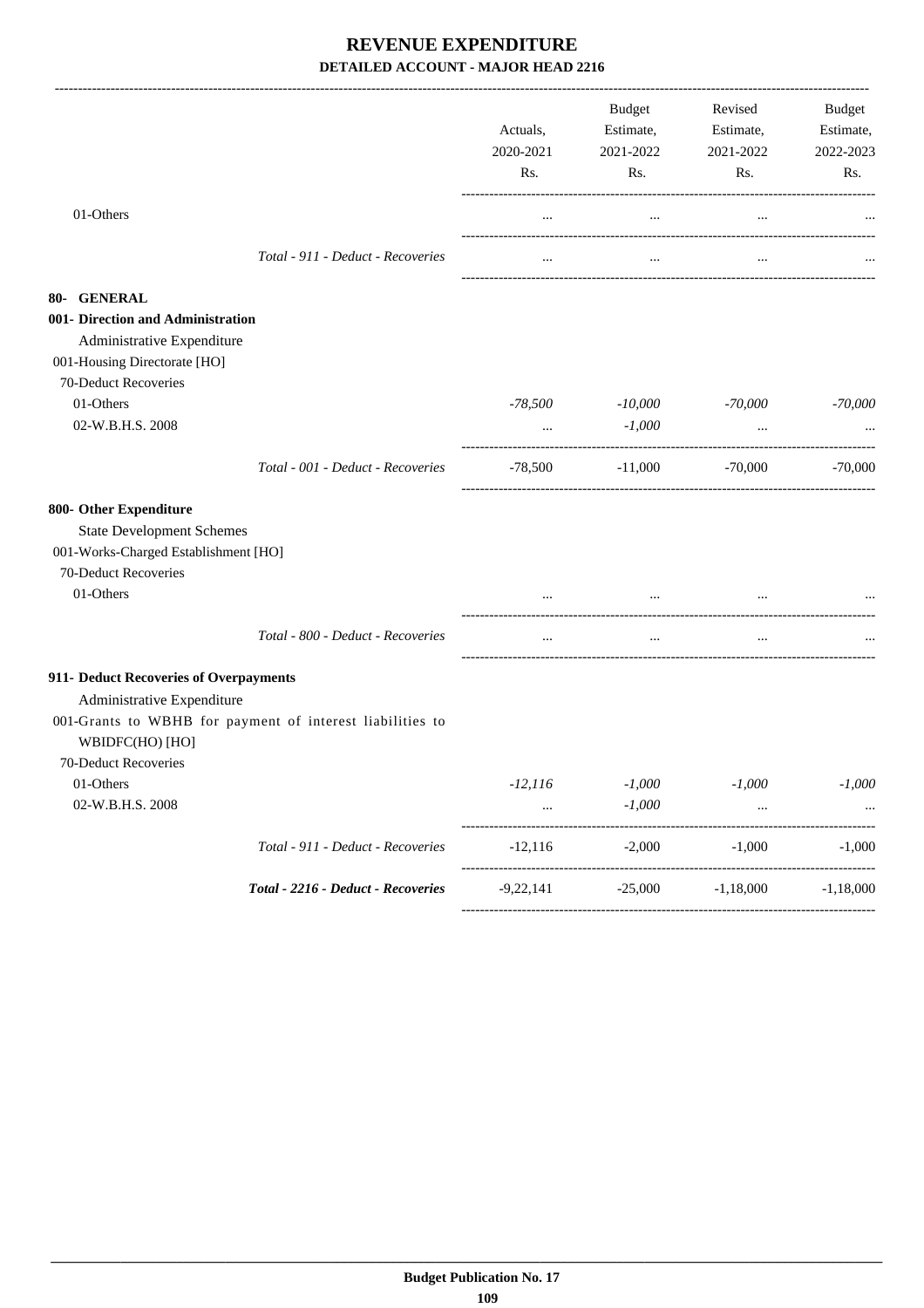# REVENUE EXPENDITURE

**DETAILED ACCOUNT - MAJOR HEAD 2216**

| | Actuals, 2020-2021 Rs. | Budget Estimate, 2021-2022 Rs. | Revised Estimate, 2021-2022 Rs. | Budget Estimate, 2022-2023 Rs. |
|---|---|---|---|---|
| 01-Others | ... | ... | ... | ... |
| *Total - 911 - Deduct - Recoveries* | ... | ... | ... | ... |
| **80- GENERAL** | | | | |
| **001- Direction and Administration** | | | | |
| Administrative Expenditure | | | | |
| 001-Housing Directorate [HO] | | | | |
| 70-Deduct Recoveries | | | | |
| 01-Others | *-78,500* | *-10,000* | *-70,000* | *-70,000* |
| 02-W.B.H.S. 2008 | ... | *-1,000* | ... | ... |
| *Total - 001 - Deduct - Recoveries* | -78,500 | -11,000 | -70,000 | -70,000 |
| **800- Other Expenditure** | | | | |
| State Development Schemes | | | | |
| 001-Works-Charged Establishment [HO] | | | | |
| 70-Deduct Recoveries | | | | |
| 01-Others | ... | ... | ... | ... |
| *Total - 800 - Deduct - Recoveries* | ... | ... | ... | ... |
| **911- Deduct Recoveries of Overpayments** | | | | |
| Administrative Expenditure | | | | |
| 001-Grants to WBHB for payment of interest liabilities to WBIDFC(HO) [HO] | | | | |
| 70-Deduct Recoveries | | | | |
| 01-Others | *-12,116* | *-1,000* | *-1,000* | *-1,000* |
| 02-W.B.H.S. 2008 | ... | *-1,000* | ... | ... |
| *Total - 911 - Deduct - Recoveries* | -12,116 | -2,000 | -1,000 | -1,000 |
| ***Total - 2216 - Deduct - Recoveries*** | -9,22,141 | -25,000 | -1,18,000 | -1,18,000 |

**Budget Publication No. 17**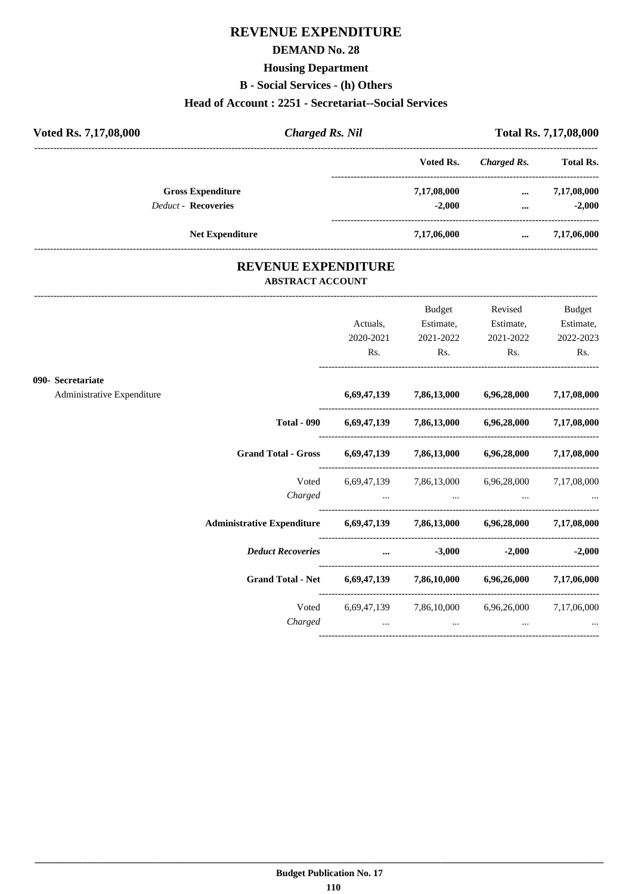# REVENUE EXPENDITURE

## DEMAND No. 28

### Housing Department

### B - Social Services - (h) Others

### Head of Account : 2251 - Secretariat--Social Services

| Voted Rs. 7,17,08,000 | *Charged Rs. Nil* | Total Rs. 7,17,08,000 |
|---|---|---|

| | Voted Rs. | *Charged Rs.* | Total Rs. |
|---|---|---|---|
| **Gross Expenditure** | 7,17,08,000 | ... | 7,17,08,000 |
| *Deduct* - **Recoveries** | -2,000 | ... | -2,000 |
| **Net Expenditure** | 7,17,06,000 | ... | 7,17,06,000 |

## REVENUE EXPENDITURE

### ABSTRACT ACCOUNT

| | Actuals, 2020-2021 Rs. | Budget Estimate, 2021-2022 Rs. | Revised Estimate, 2021-2022 Rs. | Budget Estimate, 2022-2023 Rs. |
|---|---|---|---|---|
| **090- Secretariat** | | | | |
| Administrative Expenditure | **6,69,47,139** | **7,86,13,000** | **6,96,28,000** | **7,17,08,000** |
| **Total - 090** | **6,69,47,139** | **7,86,13,000** | **6,96,28,000** | **7,17,08,000** |
| **Grand Total - Gross** | **6,69,47,139** | **7,86,13,000** | **6,96,28,000** | **7,17,08,000** |
| Voted | 6,69,47,139 | 7,86,13,000 | 6,96,28,000 | 7,17,08,000 |
| *Charged* | ... | ... | ... | ... |
| **Administrative Expenditure** | **6,69,47,139** | **7,86,13,000** | **6,96,28,000** | **7,17,08,000** |
| ***Deduct Recoveries*** | **...** | **-3,000** | **-2,000** | **-2,000** |
| **Grand Total - Net** | **6,69,47,139** | **7,86,10,000** | **6,96,26,000** | **7,17,06,000** |
| Voted | 6,69,47,139 | 7,86,10,000 | 6,96,26,000 | 7,17,06,000 |
| *Charged* | ... | ... | ... | ... |

**Budget Publication No. 17**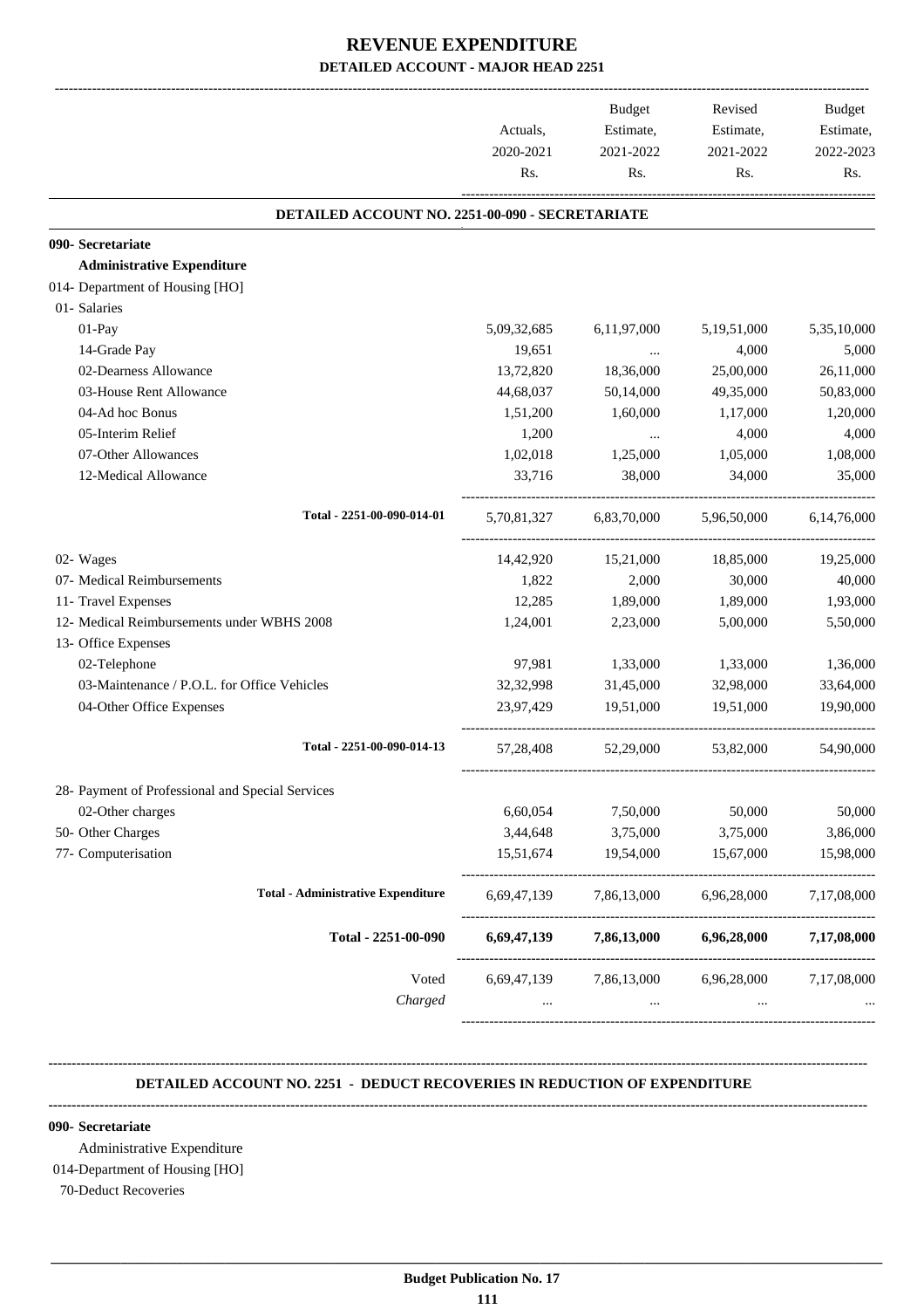# REVENUE EXPENDITURE

## DETAILED ACCOUNT - MAJOR HEAD 2251

| | Actuals, 2020-2021 Rs. | Budget Estimate, 2021-2022 Rs. | Revised Estimate, 2021-2022 Rs. | Budget Estimate, 2022-2023 Rs. |
|---|---|---|---|---|
| **DETAILED ACCOUNT NO. 2251-00-090 - SECRETARIATE** | | | | |
| **090- Secretariate** | | | | |
| **Administrative Expenditure** | | | | |
| 014- Department of Housing [HO] | | | | |
| 01- Salaries | | | | |
| 01-Pay | 5,09,32,685 | 6,11,97,000 | 5,19,51,000 | 5,35,10,000 |
| 14-Grade Pay | 19,651 | ... | 4,000 | 5,000 |
| 02-Dearness Allowance | 13,72,820 | 18,36,000 | 25,00,000 | 26,11,000 |
| 03-House Rent Allowance | 44,68,037 | 50,14,000 | 49,35,000 | 50,83,000 |
| 04-Ad hoc Bonus | 1,51,200 | 1,60,000 | 1,17,000 | 1,20,000 |
| 05-Interim Relief | 1,200 | ... | 4,000 | 4,000 |
| 07-Other Allowances | 1,02,018 | 1,25,000 | 1,05,000 | 1,08,000 |
| 12-Medical Allowance | 33,716 | 38,000 | 34,000 | 35,000 |
| Total - 2251-00-090-014-01 | 5,70,81,327 | 6,83,70,000 | 5,96,50,000 | 6,14,76,000 |
| 02- Wages | 14,42,920 | 15,21,000 | 18,85,000 | 19,25,000 |
| 07- Medical Reimbursements | 1,822 | 2,000 | 30,000 | 40,000 |
| 11- Travel Expenses | 12,285 | 1,89,000 | 1,89,000 | 1,93,000 |
| 12- Medical Reimbursements under WBHS 2008 | 1,24,001 | 2,23,000 | 5,00,000 | 5,50,000 |
| 13- Office Expenses | | | | |
| 02-Telephone | 97,981 | 1,33,000 | 1,33,000 | 1,36,000 |
| 03-Maintenance / P.O.L. for Office Vehicles | 32,32,998 | 31,45,000 | 32,98,000 | 33,64,000 |
| 04-Other Office Expenses | 23,97,429 | 19,51,000 | 19,51,000 | 19,90,000 |
| Total - 2251-00-090-014-13 | 57,28,408 | 52,29,000 | 53,82,000 | 54,90,000 |
| 28- Payment of Professional and Special Services | | | | |
| 02-Other charges | 6,60,054 | 7,50,000 | 50,000 | 50,000 |
| 50- Other Charges | 3,44,648 | 3,75,000 | 3,75,000 | 3,86,000 |
| 77- Computerisation | 15,51,674 | 19,54,000 | 15,67,000 | 15,98,000 |
| **Total - Administrative Expenditure** | 6,69,47,139 | 7,86,13,000 | 6,96,28,000 | 7,17,08,000 |
| **Total - 2251-00-090** | **6,69,47,139** | **7,86,13,000** | **6,96,28,000** | **7,17,08,000** |
| Voted | 6,69,47,139 | 7,86,13,000 | 6,96,28,000 | 7,17,08,000 |
| *Charged* | ... | ... | ... | ... |

**DETAILED ACCOUNT NO. 2251 - DEDUCT RECOVERIES IN REDUCTION OF EXPENDITURE**

**090- Secretariate**

Administrative Expenditure

014-Department of Housing [HO]

70-Deduct Recoveries

**Budget Publication No. 17**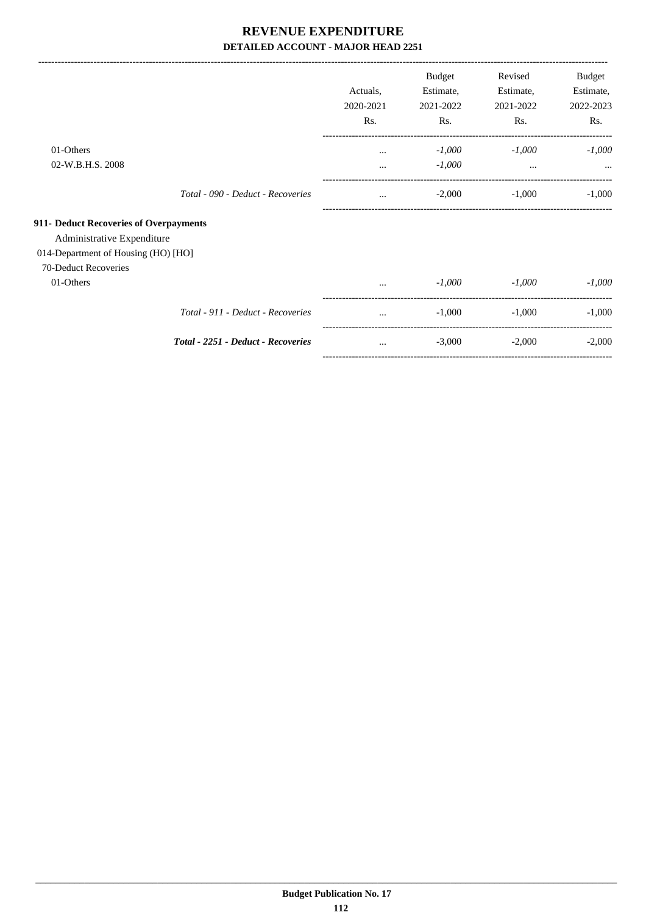# REVENUE EXPENDITURE

**DETAILED ACCOUNT - MAJOR HEAD 2251**

| | Actuals, 2020-2021 Rs. | Budget Estimate, 2021-2022 Rs. | Revised Estimate, 2021-2022 Rs. | Budget Estimate, 2022-2023 Rs. |
|---|---|---|---|---|
| 01-Others | ... | *-1,000* | *-1,000* | *-1,000* |
| 02-W.B.H.S. 2008 | ... | *-1,000* | ... | ... |
| *Total - 090 - Deduct - Recoveries* | ... | -2,000 | -1,000 | -1,000 |
| **911- Deduct Recoveries of Overpayments** | | | | |
| Administrative Expenditure | | | | |
| 014-Department of Housing (HO) [HO] | | | | |
| 70-Deduct Recoveries | | | | |
| 01-Others | ... | *-1,000* | *-1,000* | *-1,000* |
| *Total - 911 - Deduct - Recoveries* | ... | -1,000 | -1,000 | -1,000 |
| ***Total - 2251 - Deduct - Recoveries*** | ... | -3,000 | -2,000 | -2,000 |

**Budget Publication No. 17**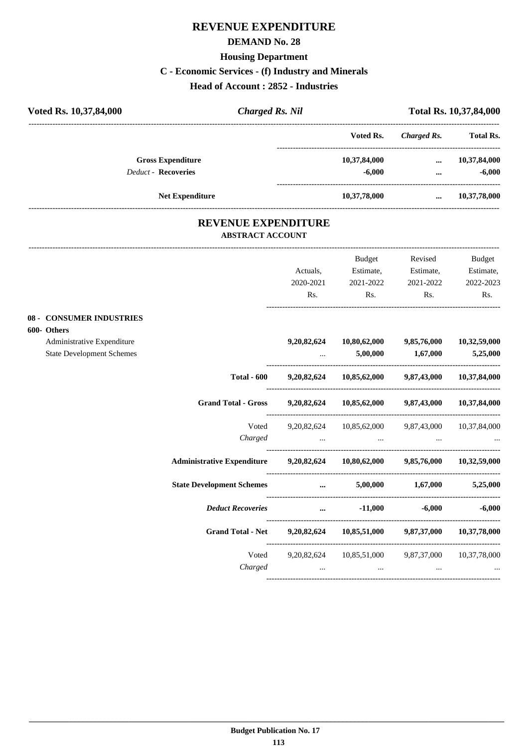# REVENUE EXPENDITURE

## DEMAND No. 28

## Housing Department

## C - Economic Services - (f) Industry and Minerals

## Head of Account : 2852 - Industries

**Voted Rs. 10,37,84,000** | ***Charged Rs. Nil*** | **Total Rs. 10,37,84,000**

| | Voted Rs. | Charged Rs. | Total Rs. |
|---|---|---|---|
| **Gross Expenditure** | 10,37,84,000 | ... | 10,37,84,000 |
| *Deduct* - **Recoveries** | -6,000 | ... | -6,000 |
| **Net Expenditure** | 10,37,78,000 | ... | 10,37,78,000 |

## REVENUE EXPENDITURE

### ABSTRACT ACCOUNT

| | Actuals, 2020-2021 Rs. | Budget Estimate, 2021-2022 Rs. | Revised Estimate, 2021-2022 Rs. | Budget Estimate, 2022-2023 Rs. |
|---|---|---|---|---|
| **08 - CONSUMER INDUSTRIES** | | | | |
| **600- Others** | | | | |
| Administrative Expenditure | 9,20,82,624 | 10,80,62,000 | 9,85,76,000 | 10,32,59,000 |
| State Development Schemes | ... | 5,00,000 | 1,67,000 | 5,25,000 |
| **Total - 600** | 9,20,82,624 | 10,85,62,000 | 9,87,43,000 | 10,37,84,000 |
| **Grand Total - Gross** | 9,20,82,624 | 10,85,62,000 | 9,87,43,000 | 10,37,84,000 |
| Voted | 9,20,82,624 | 10,85,62,000 | 9,87,43,000 | 10,37,84,000 |
| *Charged* | ... | ... | ... | ... |
| **Administrative Expenditure** | 9,20,82,624 | 10,80,62,000 | 9,85,76,000 | 10,32,59,000 |
| **State Development Schemes** | ... | 5,00,000 | 1,67,000 | 5,25,000 |
| ***Deduct Recoveries*** | ... | -11,000 | -6,000 | -6,000 |
| **Grand Total - Net** | 9,20,82,624 | 10,85,51,000 | 9,87,37,000 | 10,37,78,000 |
| Voted | 9,20,82,624 | 10,85,51,000 | 9,87,37,000 | 10,37,78,000 |
| *Charged* | ... | ... | ... | ... |

**Budget Publication No. 17**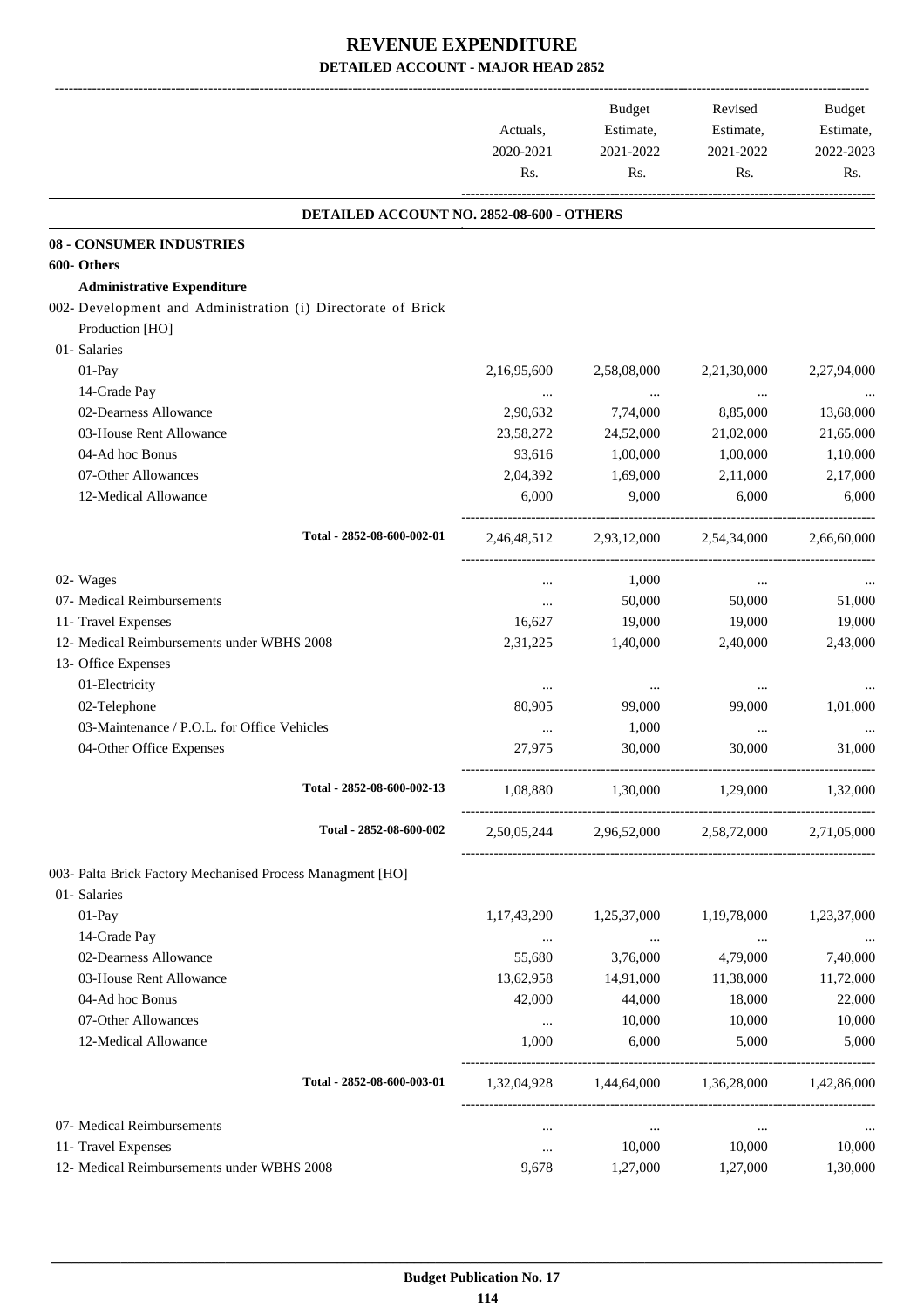# REVENUE EXPENDITURE

**DETAILED ACCOUNT - MAJOR HEAD 2852**

| | Actuals, 2020-2021 Rs. | Budget Estimate, 2021-2022 Rs. | Revised Estimate, 2021-2022 Rs. | Budget Estimate, 2022-2023 Rs. |
|---|---|---|---|---|
| **DETAILED ACCOUNT NO. 2852-08-600 - OTHERS** | | | | |
| **08 - CONSUMER INDUSTRIES** | | | | |
| **600- Others** | | | | |
| **Administrative Expenditure** | | | | |
| 002- Development and Administration (i) Directorate of Brick Production [HO] | | | | |
| 01- Salaries | | | | |
| 01-Pay | 2,16,95,600 | 2,58,08,000 | 2,21,30,000 | 2,27,94,000 |
| 14-Grade Pay | ... | ... | ... | ... |
| 02-Dearness Allowance | 2,90,632 | 7,74,000 | 8,85,000 | 13,68,000 |
| 03-House Rent Allowance | 23,58,272 | 24,52,000 | 21,02,000 | 21,65,000 |
| 04-Ad hoc Bonus | 93,616 | 1,00,000 | 1,00,000 | 1,10,000 |
| 07-Other Allowances | 2,04,392 | 1,69,000 | 2,11,000 | 2,17,000 |
| 12-Medical Allowance | 6,000 | 9,000 | 6,000 | 6,000 |
| Total - 2852-08-600-002-01 | 2,46,48,512 | 2,93,12,000 | 2,54,34,000 | 2,66,60,000 |
| 02- Wages | ... | 1,000 | ... | ... |
| 07- Medical Reimbursements | ... | 50,000 | 50,000 | 51,000 |
| 11- Travel Expenses | 16,627 | 19,000 | 19,000 | 19,000 |
| 12- Medical Reimbursements under WBHS 2008 | 2,31,225 | 1,40,000 | 2,40,000 | 2,43,000 |
| 13- Office Expenses | | | | |
| 01-Electricity | ... | ... | ... | ... |
| 02-Telephone | 80,905 | 99,000 | 99,000 | 1,01,000 |
| 03-Maintenance / P.O.L. for Office Vehicles | ... | 1,000 | ... | ... |
| 04-Other Office Expenses | 27,975 | 30,000 | 30,000 | 31,000 |
| Total - 2852-08-600-002-13 | 1,08,880 | 1,30,000 | 1,29,000 | 1,32,000 |
| Total - 2852-08-600-002 | 2,50,05,244 | 2,96,52,000 | 2,58,72,000 | 2,71,05,000 |
| 003- Palta Brick Factory Mechanised Process Managment [HO] | | | | |
| 01- Salaries | | | | |
| 01-Pay | 1,17,43,290 | 1,25,37,000 | 1,19,78,000 | 1,23,37,000 |
| 14-Grade Pay | ... | ... | ... | ... |
| 02-Dearness Allowance | 55,680 | 3,76,000 | 4,79,000 | 7,40,000 |
| 03-House Rent Allowance | 13,62,958 | 14,91,000 | 11,38,000 | 11,72,000 |
| 04-Ad hoc Bonus | 42,000 | 44,000 | 18,000 | 22,000 |
| 07-Other Allowances | ... | 10,000 | 10,000 | 10,000 |
| 12-Medical Allowance | 1,000 | 6,000 | 5,000 | 5,000 |
| Total - 2852-08-600-003-01 | 1,32,04,928 | 1,44,64,000 | 1,36,28,000 | 1,42,86,000 |
| 07- Medical Reimbursements | ... | ... | ... | ... |
| 11- Travel Expenses | ... | 10,000 | 10,000 | 10,000 |
| 12- Medical Reimbursements under WBHS 2008 | 9,678 | 1,27,000 | 1,27,000 | 1,30,000 |

**Budget Publication No. 17**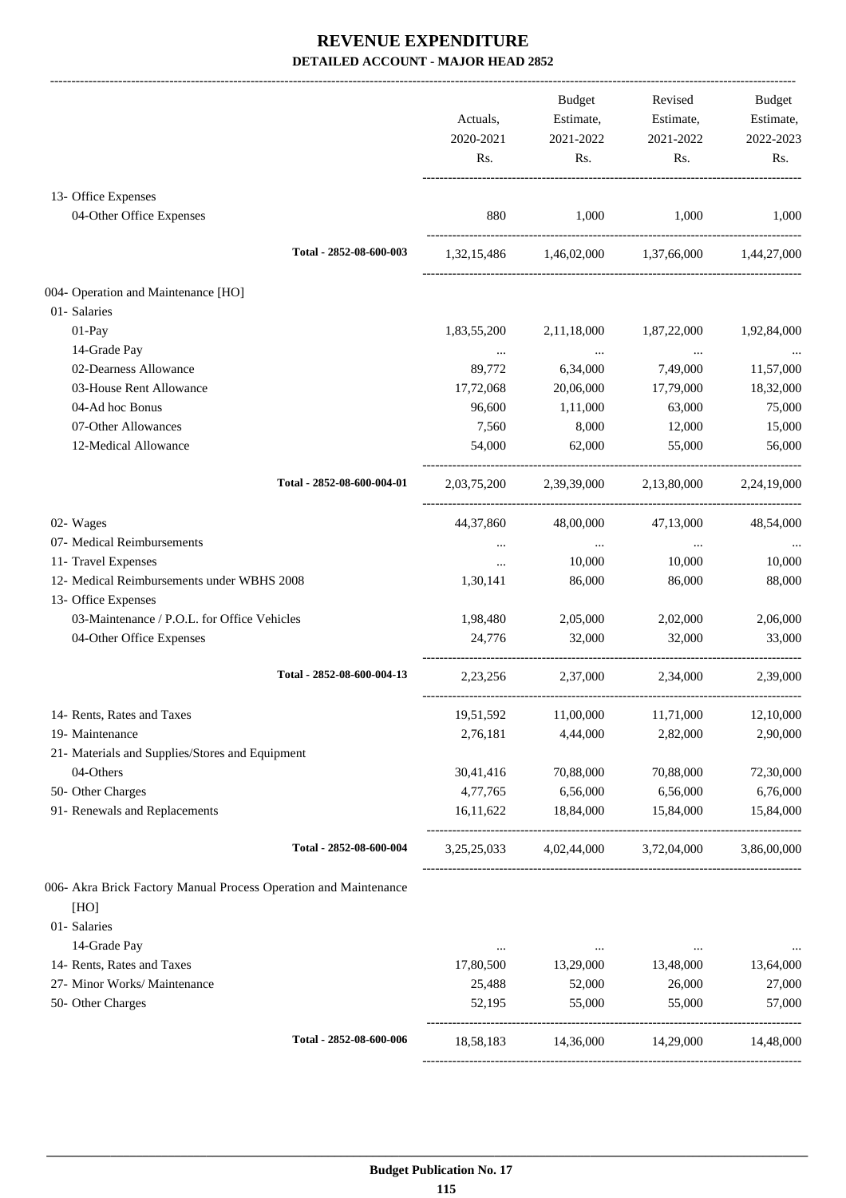# REVENUE EXPENDITURE

## DETAILED ACCOUNT - MAJOR HEAD 2852

| | Actuals, 2020-2021 Rs. | Budget Estimate, 2021-2022 Rs. | Revised Estimate, 2021-2022 Rs. | Budget Estimate, 2022-2023 Rs. |
|---|---|---|---|---|
| 13- Office Expenses | | | | |
| 04-Other Office Expenses | 880 | 1,000 | 1,000 | 1,000 |
| Total - 2852-08-600-003 | 1,32,15,486 | 1,46,02,000 | 1,37,66,000 | 1,44,27,000 |
| 004- Operation and Maintenance [HO] | | | | |
| 01- Salaries | | | | |
| 01-Pay | 1,83,55,200 | 2,11,18,000 | 1,87,22,000 | 1,92,84,000 |
| 14-Grade Pay | ... | ... | ... | ... |
| 02-Dearness Allowance | 89,772 | 6,34,000 | 7,49,000 | 11,57,000 |
| 03-House Rent Allowance | 17,72,068 | 20,06,000 | 17,79,000 | 18,32,000 |
| 04-Ad hoc Bonus | 96,600 | 1,11,000 | 63,000 | 75,000 |
| 07-Other Allowances | 7,560 | 8,000 | 12,000 | 15,000 |
| 12-Medical Allowance | 54,000 | 62,000 | 55,000 | 56,000 |
| Total - 2852-08-600-004-01 | 2,03,75,200 | 2,39,39,000 | 2,13,80,000 | 2,24,19,000 |
| 02- Wages | 44,37,860 | 48,00,000 | 47,13,000 | 48,54,000 |
| 07- Medical Reimbursements | ... | ... | ... | ... |
| 11- Travel Expenses | ... | 10,000 | 10,000 | 10,000 |
| 12- Medical Reimbursements under WBHS 2008 | 1,30,141 | 86,000 | 86,000 | 88,000 |
| 13- Office Expenses | | | | |
| 03-Maintenance / P.O.L. for Office Vehicles | 1,98,480 | 2,05,000 | 2,02,000 | 2,06,000 |
| 04-Other Office Expenses | 24,776 | 32,000 | 32,000 | 33,000 |
| Total - 2852-08-600-004-13 | 2,23,256 | 2,37,000 | 2,34,000 | 2,39,000 |
| 14- Rents, Rates and Taxes | 19,51,592 | 11,00,000 | 11,71,000 | 12,10,000 |
| 19- Maintenance | 2,76,181 | 4,44,000 | 2,82,000 | 2,90,000 |
| 21- Materials and Supplies/Stores and Equipment | | | | |
| 04-Others | 30,41,416 | 70,88,000 | 70,88,000 | 72,30,000 |
| 50- Other Charges | 4,77,765 | 6,56,000 | 6,56,000 | 6,76,000 |
| 91- Renewals and Replacements | 16,11,622 | 18,84,000 | 15,84,000 | 15,84,000 |
| Total - 2852-08-600-004 | 3,25,25,033 | 4,02,44,000 | 3,72,04,000 | 3,86,00,000 |
| 006- Akra Brick Factory Manual Process Operation and Maintenance [HO] | | | | |
| 01- Salaries | | | | |
| 14-Grade Pay | ... | ... | ... | ... |
| 14- Rents, Rates and Taxes | 17,80,500 | 13,29,000 | 13,48,000 | 13,64,000 |
| 27- Minor Works/ Maintenance | 25,488 | 52,000 | 26,000 | 27,000 |
| 50- Other Charges | 52,195 | 55,000 | 55,000 | 57,000 |
| Total - 2852-08-600-006 | 18,58,183 | 14,36,000 | 14,29,000 | 14,48,000 |

Budget Publication No. 17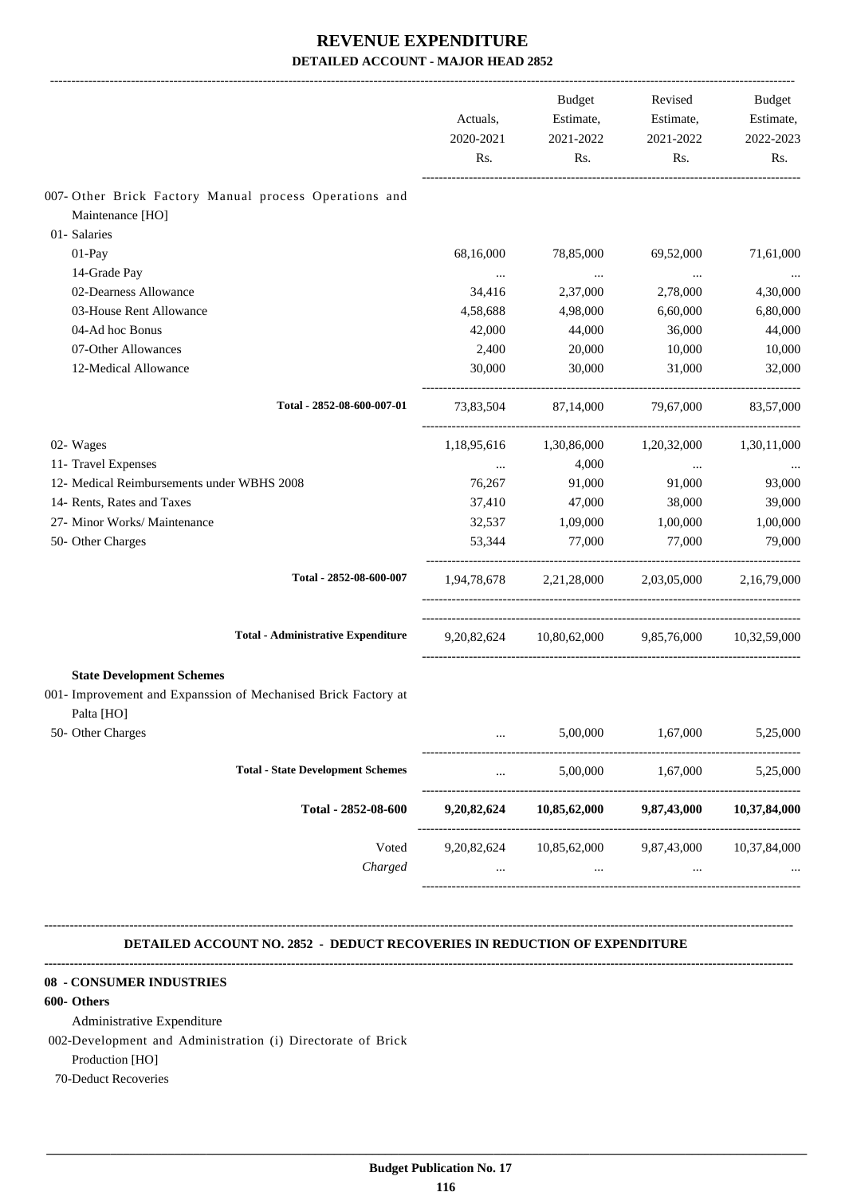# REVENUE EXPENDITURE

## DETAILED ACCOUNT - MAJOR HEAD 2852

| | Actuals, 2020-2021 Rs. | Budget Estimate, 2021-2022 Rs. | Revised Estimate, 2021-2022 Rs. | Budget Estimate, 2022-2023 Rs. |
|---|---|---|---|---|
| 007- Other Brick Factory Manual process Operations and Maintenance [HO] | | | | |
| 01- Salaries | | | | |
| 01-Pay | 68,16,000 | 78,85,000 | 69,52,000 | 71,61,000 |
| 14-Grade Pay | ... | ... | ... | ... |
| 02-Dearness Allowance | 34,416 | 2,37,000 | 2,78,000 | 4,30,000 |
| 03-House Rent Allowance | 4,58,688 | 4,98,000 | 6,60,000 | 6,80,000 |
| 04-Ad hoc Bonus | 42,000 | 44,000 | 36,000 | 44,000 |
| 07-Other Allowances | 2,400 | 20,000 | 10,000 | 10,000 |
| 12-Medical Allowance | 30,000 | 30,000 | 31,000 | 32,000 |
| **Total - 2852-08-600-007-01** | 73,83,504 | 87,14,000 | 79,67,000 | 83,57,000 |
| 02- Wages | 1,18,95,616 | 1,30,86,000 | 1,20,32,000 | 1,30,11,000 |
| 11- Travel Expenses | ... | 4,000 | ... | ... |
| 12- Medical Reimbursements under WBHS 2008 | 76,267 | 91,000 | 91,000 | 93,000 |
| 14- Rents, Rates and Taxes | 37,410 | 47,000 | 38,000 | 39,000 |
| 27- Minor Works/ Maintenance | 32,537 | 1,09,000 | 1,00,000 | 1,00,000 |
| 50- Other Charges | 53,344 | 77,000 | 77,000 | 79,000 |
| **Total - 2852-08-600-007** | 1,94,78,678 | 2,21,28,000 | 2,03,05,000 | 2,16,79,000 |
| **Total - Administrative Expenditure** | 9,20,82,624 | 10,80,62,000 | 9,85,76,000 | 10,32,59,000 |
| **State Development Schemes** | | | | |
| 001- Improvement and Expanssion of Mechanised Brick Factory at Palta [HO] | | | | |
| 50- Other Charges | ... | 5,00,000 | 1,67,000 | 5,25,000 |
| **Total - State Development Schemes** | ... | 5,00,000 | 1,67,000 | 5,25,000 |
| **Total - 2852-08-600** | **9,20,82,624** | **10,85,62,000** | **9,87,43,000** | **10,37,84,000** |
| Voted | 9,20,82,624 | 10,85,62,000 | 9,87,43,000 | 10,37,84,000 |
| *Charged* | ... | ... | ... | ... |

### DETAILED ACCOUNT NO. 2852 - DEDUCT RECOVERIES IN REDUCTION OF EXPENDITURE

**08 - CONSUMER INDUSTRIES**

**600- Others**

Administrative Expenditure

002-Development and Administration (i) Directorate of Brick Production [HO]

70-Deduct Recoveries

Budget Publication No. 17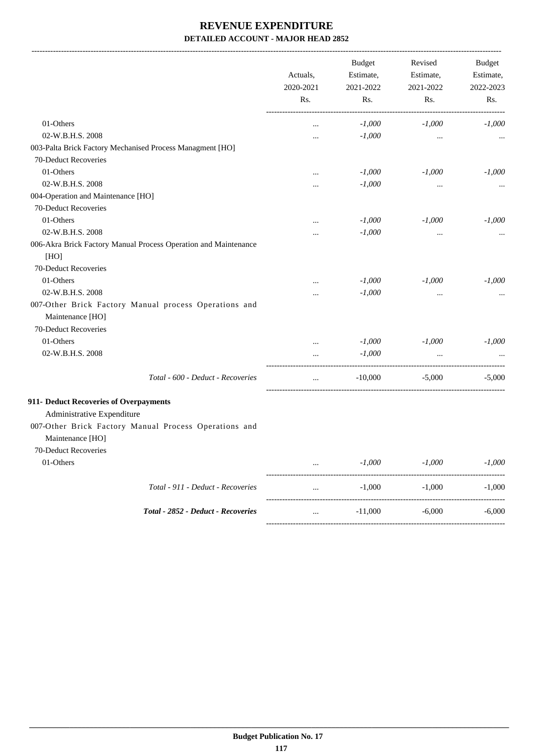# REVENUE EXPENDITURE

**DETAILED ACCOUNT - MAJOR HEAD 2852**

| | Actuals, 2020-2021 Rs. | Budget Estimate, 2021-2022 Rs. | Revised Estimate, 2021-2022 Rs. | Budget Estimate, 2022-2023 Rs. |
|---|---|---|---|---|
| 01-Others | ... | *-1,000* | *-1,000* | *-1,000* |
| 02-W.B.H.S. 2008 | ... | *-1,000* | ... | ... |
| 003-Palta Brick Factory Mechanised Process Managment [HO] | | | | |
| 70-Deduct Recoveries | | | | |
| 01-Others | ... | *-1,000* | *-1,000* | *-1,000* |
| 02-W.B.H.S. 2008 | ... | *-1,000* | ... | ... |
| 004-Operation and Maintenance [HO] | | | | |
| 70-Deduct Recoveries | | | | |
| 01-Others | ... | *-1,000* | *-1,000* | *-1,000* |
| 02-W.B.H.S. 2008 | ... | *-1,000* | ... | ... |
| 006-Akra Brick Factory Manual Process Operation and Maintenance [HO] | | | | |
| 70-Deduct Recoveries | | | | |
| 01-Others | ... | *-1,000* | *-1,000* | *-1,000* |
| 02-W.B.H.S. 2008 | ... | *-1,000* | ... | ... |
| 007-Other Brick Factory Manual process Operations and Maintenance [HO] | | | | |
| 70-Deduct Recoveries | | | | |
| 01-Others | ... | *-1,000* | *-1,000* | *-1,000* |
| 02-W.B.H.S. 2008 | ... | *-1,000* | ... | ... |
| *Total - 600 - Deduct - Recoveries* | ... | -10,000 | -5,000 | -5,000 |
| **911- Deduct Recoveries of Overpayments** | | | | |
| Administrative Expenditure | | | | |
| 007-Other Brick Factory Manual Process Operations and Maintenance [HO] | | | | |
| 70-Deduct Recoveries | | | | |
| 01-Others | ... | *-1,000* | *-1,000* | *-1,000* |
| *Total - 911 - Deduct - Recoveries* | ... | -1,000 | -1,000 | -1,000 |
| ***Total - 2852 - Deduct - Recoveries*** | ... | -11,000 | -6,000 | -6,000 |

Budget Publication No. 17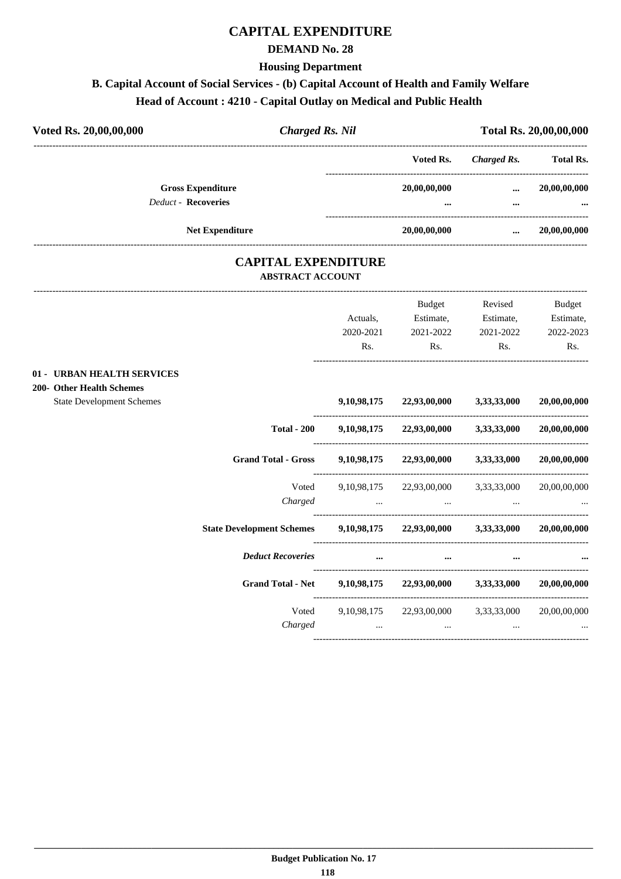# CAPITAL EXPENDITURE

## DEMAND No. 28

### Housing Department

### B. Capital Account of Social Services - (b) Capital Account of Health and Family Welfare

### Head of Account : 4210 - Capital Outlay on Medical and Public Health

| **Voted Rs. 20,00,00,000** | ***Charged Rs. Nil*** | **Total Rs. 20,00,00,000** |
|---|---|---|

| | Voted Rs. | *Charged Rs.* | Total Rs. |
|---|---|---|---|
| **Gross Expenditure** | **20,00,00,000** | **...** | **20,00,00,000** |
| *Deduct* - **Recoveries** | **...** | **...** | **...** |
| **Net Expenditure** | **20,00,00,000** | **...** | **20,00,00,000** |

## CAPITAL EXPENDITURE

### ABSTRACT ACCOUNT

| | Actuals, 2020-2021 Rs. | Budget Estimate, 2021-2022 Rs. | Revised Estimate, 2021-2022 Rs. | Budget Estimate, 2022-2023 Rs. |
|---|---|---|---|---|
| **01 - URBAN HEALTH SERVICES** | | | | |
| **200- Other Health Schemes** | | | | |
| State Development Schemes | **9,10,98,175** | **22,93,00,000** | **3,33,33,000** | **20,00,00,000** |
| **Total - 200** | **9,10,98,175** | **22,93,00,000** | **3,33,33,000** | **20,00,00,000** |
| **Grand Total - Gross** | **9,10,98,175** | **22,93,00,000** | **3,33,33,000** | **20,00,00,000** |
| Voted | 9,10,98,175 | 22,93,00,000 | 3,33,33,000 | 20,00,00,000 |
| *Charged* | ... | ... | ... | ... |
| **State Development Schemes** | **9,10,98,175** | **22,93,00,000** | **3,33,33,000** | **20,00,00,000** |
| ***Deduct Recoveries*** | **...** | **...** | **...** | **...** |
| **Grand Total - Net** | **9,10,98,175** | **22,93,00,000** | **3,33,33,000** | **20,00,00,000** |
| Voted | 9,10,98,175 | 22,93,00,000 | 3,33,33,000 | 20,00,00,000 |
| *Charged* | ... | ... | ... | ... |

**Budget Publication No. 17**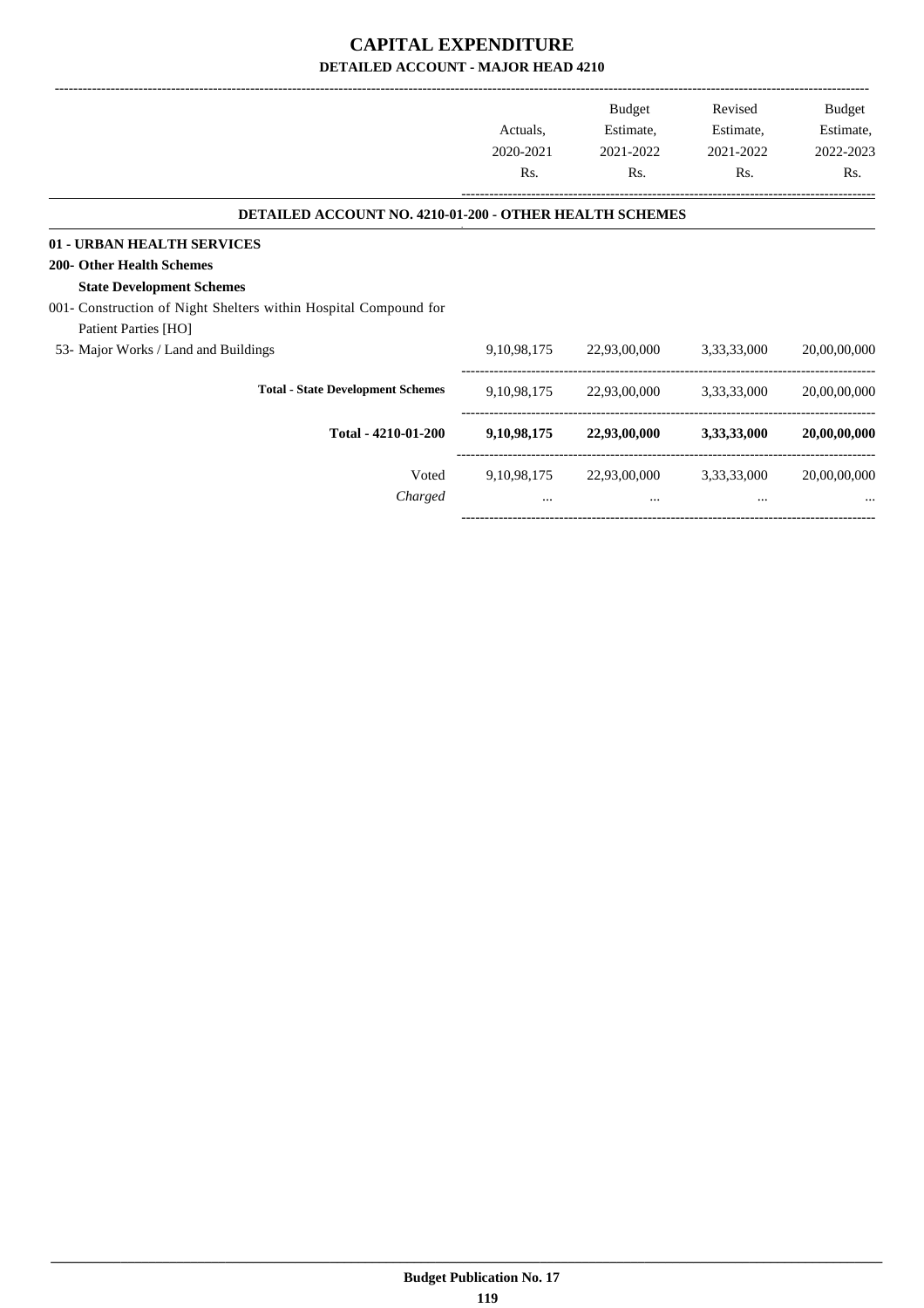# CAPITAL EXPENDITURE

## DETAILED ACCOUNT - MAJOR HEAD 4210

| | Actuals, 2020-2021 Rs. | Budget Estimate, 2021-2022 Rs. | Revised Estimate, 2021-2022 Rs. | Budget Estimate, 2022-2023 Rs. |
|---|---|---|---|---|
| **DETAILED ACCOUNT NO. 4210-01-200 - OTHER HEALTH SCHEMES** | | | | |
| **01 - URBAN HEALTH SERVICES** | | | | |
| **200- Other Health Schemes** | | | | |
| **State Development Schemes** | | | | |
| 001- Construction of Night Shelters within Hospital Compound for Patient Parties [HO] | | | | |
| 53- Major Works / Land and Buildings | 9,10,98,175 | 22,93,00,000 | 3,33,33,000 | 20,00,00,000 |
| **Total - State Development Schemes** | 9,10,98,175 | 22,93,00,000 | 3,33,33,000 | 20,00,00,000 |
| **Total - 4210-01-200** | **9,10,98,175** | **22,93,00,000** | **3,33,33,000** | **20,00,00,000** |
| Voted | 9,10,98,175 | 22,93,00,000 | 3,33,33,000 | 20,00,00,000 |
| *Charged* | ... | ... | ... | ... |

Budget Publication No. 17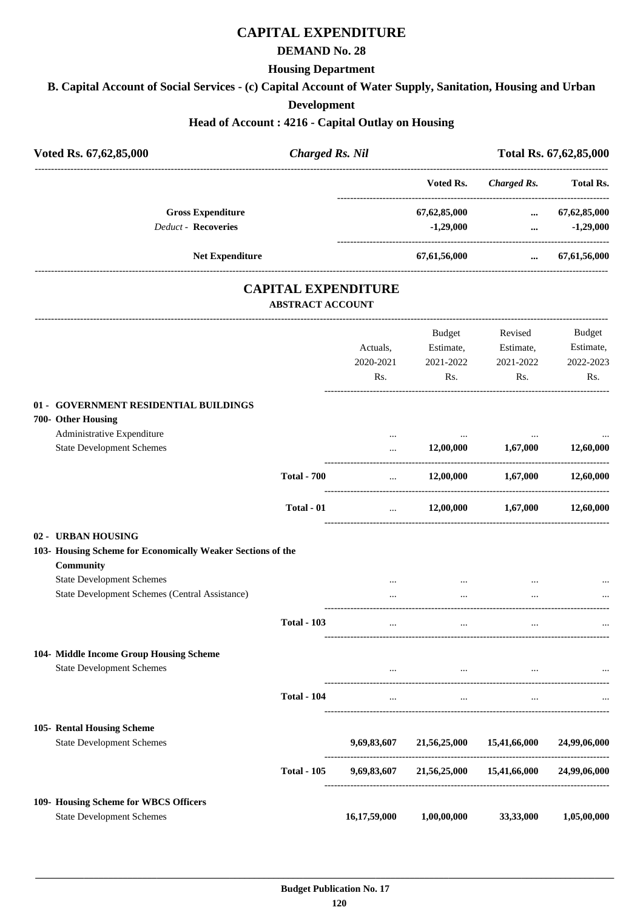# CAPITAL EXPENDITURE

## DEMAND No. 28

### Housing Department

### B. Capital Account of Social Services - (c) Capital Account of Water Supply, Sanitation, Housing and Urban Development

### Head of Account : 4216 - Capital Outlay on Housing

**Voted Rs. 67,62,85,000** | ***Charged Rs. Nil*** | **Total Rs. 67,62,85,000**

| | Voted Rs. | *Charged Rs.* | Total Rs. |
|---|---|---|---|
| **Gross Expenditure** | **67,62,85,000** | **...** | **67,62,85,000** |
| *Deduct* - **Recoveries** | **-1,29,000** | **...** | **-1,29,000** |
| **Net Expenditure** | **67,61,56,000** | **...** | **67,61,56,000** |

## CAPITAL EXPENDITURE

### ABSTRACT ACCOUNT

| | | Actuals, 2020-2021 Rs. | Budget Estimate, 2021-2022 Rs. | Revised Estimate, 2021-2022 Rs. | Budget Estimate, 2022-2023 Rs. |
|---|---|---|---|---|---|
| **01 - GOVERNMENT RESIDENTIAL BUILDINGS** | | | | | |
| **700- Other Housing** | | | | | |
| Administrative Expenditure | | ... | ... | ... | ... |
| State Development Schemes | | ... | **12,00,000** | **1,67,000** | **12,60,000** |
| | **Total - 700** | ... | **12,00,000** | **1,67,000** | **12,60,000** |
| | **Total - 01** | ... | **12,00,000** | **1,67,000** | **12,60,000** |
| **02 - URBAN HOUSING** | | | | | |
| **103- Housing Scheme for Economically Weaker Sections of the Community** | | | | | |
| State Development Schemes | | ... | ... | ... | ... |
| State Development Schemes (Central Assistance) | | ... | ... | ... | ... |
| | **Total - 103** | ... | ... | ... | ... |
| **104- Middle Income Group Housing Scheme** | | | | | |
| State Development Schemes | | ... | ... | ... | ... |
| | **Total - 104** | ... | ... | ... | ... |
| **105- Rental Housing Scheme** | | | | | |
| State Development Schemes | | **9,69,83,607** | **21,56,25,000** | **15,41,66,000** | **24,99,06,000** |
| | **Total - 105** | **9,69,83,607** | **21,56,25,000** | **15,41,66,000** | **24,99,06,000** |
| **109- Housing Scheme for WBCS Officers** | | | | | |
| State Development Schemes | | **16,17,59,000** | **1,00,00,000** | **33,33,000** | **1,05,00,000** |

**Budget Publication No. 17**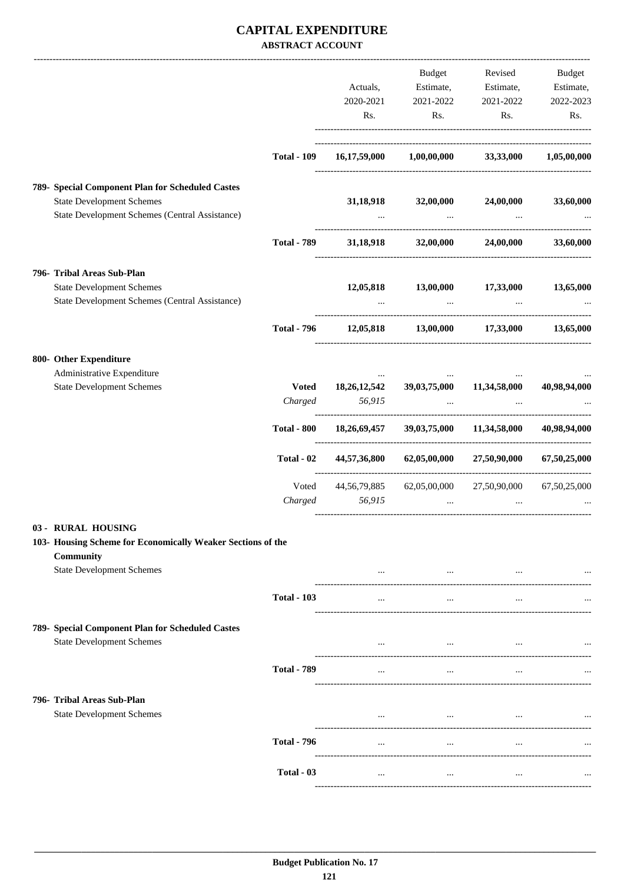# CAPITAL EXPENDITURE

## ABSTRACT ACCOUNT

| | | Actuals, 2020-2021 Rs. | Budget Estimate, 2021-2022 Rs. | Revised Estimate, 2021-2022 Rs. | Budget Estimate, 2022-2023 Rs. |
|---|---|---|---|---|---|
| | **Total - 109** | **16,17,59,000** | **1,00,00,000** | **33,33,000** | **1,05,00,000** |
| **789- Special Component Plan for Scheduled Castes** | | | | | |
| State Development Schemes | | **31,18,918** | **32,00,000** | **24,00,000** | **33,60,000** |
| State Development Schemes (Central Assistance) | | ... | ... | ... | ... |
| | **Total - 789** | **31,18,918** | **32,00,000** | **24,00,000** | **33,60,000** |
| **796- Tribal Areas Sub-Plan** | | | | | |
| State Development Schemes | | **12,05,818** | **13,00,000** | **17,33,000** | **13,65,000** |
| State Development Schemes (Central Assistance) | | ... | ... | ... | ... |
| | **Total - 796** | **12,05,818** | **13,00,000** | **17,33,000** | **13,65,000** |
| **800- Other Expenditure** | | | | | |
| Administrative Expenditure | | ... | ... | ... | ... |
| State Development Schemes | **Voted** | **18,26,12,542** | **39,03,75,000** | **11,34,58,000** | **40,98,94,000** |
| | *Charged* | *56,915* | ... | ... | ... |
| | **Total - 800** | **18,26,69,457** | **39,03,75,000** | **11,34,58,000** | **40,98,94,000** |
| | **Total - 02** | **44,57,36,800** | **62,05,00,000** | **27,50,90,000** | **67,50,25,000** |
| | Voted | 44,56,79,885 | 62,05,00,000 | 27,50,90,000 | 67,50,25,000 |
| | *Charged* | *56,915* | ... | ... | ... |
| **03 - RURAL HOUSING** | | | | | |
| **103- Housing Scheme for Economically Weaker Sections of the Community** | | | | | |
| State Development Schemes | | ... | ... | ... | ... |
| | **Total - 103** | ... | ... | ... | ... |
| **789- Special Component Plan for Scheduled Castes** | | | | | |
| State Development Schemes | | ... | ... | ... | ... |
| | **Total - 789** | ... | ... | ... | ... |
| **796- Tribal Areas Sub-Plan** | | | | | |
| State Development Schemes | | ... | ... | ... | ... |
| | **Total - 796** | ... | ... | ... | ... |
| | **Total - 03** | ... | ... | ... | ... |

**Budget Publication No. 17**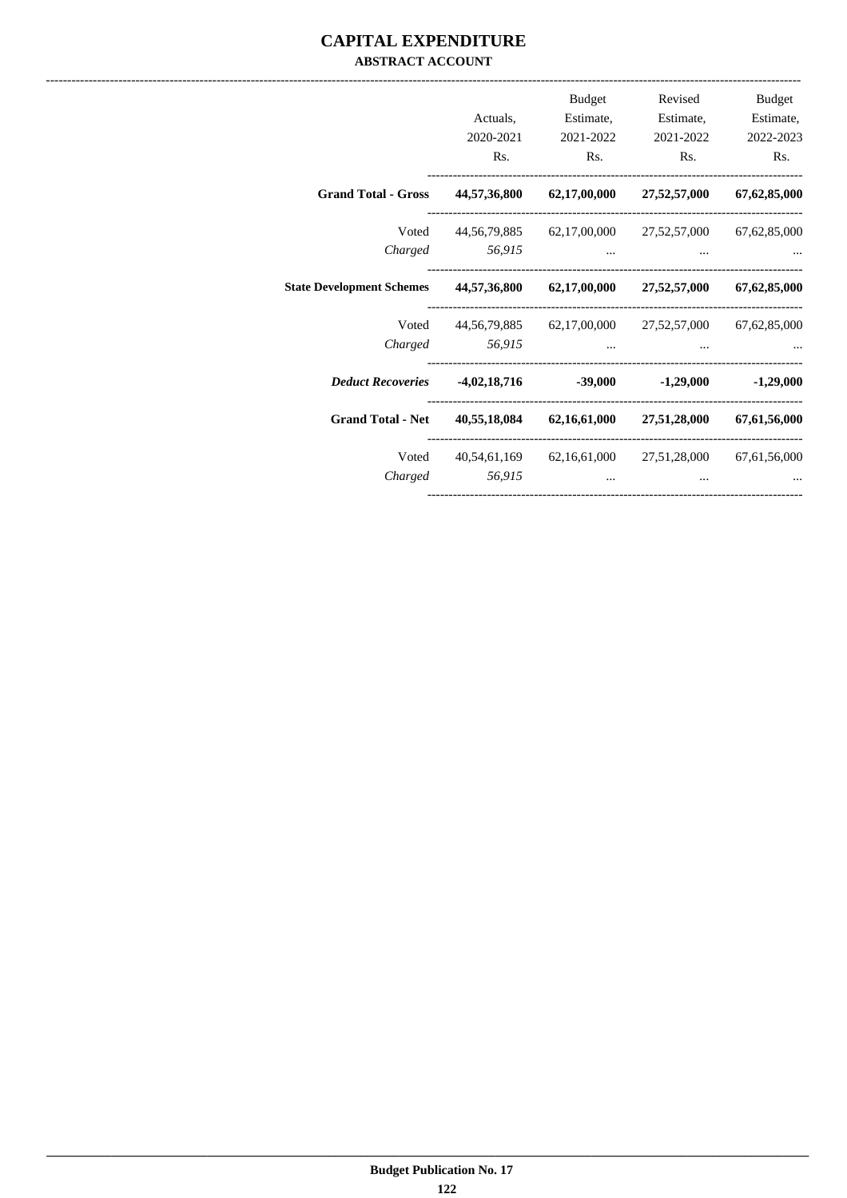# CAPITAL EXPENDITURE

## ABSTRACT ACCOUNT

| | Actuals, 2020-2021 Rs. | Budget Estimate, 2021-2022 Rs. | Revised Estimate, 2021-2022 Rs. | Budget Estimate, 2022-2023 Rs. |
|---|---|---|---|---|
| **Grand Total - Gross** | **44,57,36,800** | **62,17,00,000** | **27,52,57,000** | **67,62,85,000** |
| Voted | 44,56,79,885 | 62,17,00,000 | 27,52,57,000 | 67,62,85,000 |
| *Charged* | *56,915* | ... | ... | ... |
| **State Development Schemes** | **44,57,36,800** | **62,17,00,000** | **27,52,57,000** | **67,62,85,000** |
| Voted | 44,56,79,885 | 62,17,00,000 | 27,52,57,000 | 67,62,85,000 |
| *Charged* | *56,915* | ... | ... | ... |
| ***Deduct Recoveries*** | **-4,02,18,716** | **-39,000** | **-1,29,000** | **-1,29,000** |
| **Grand Total - Net** | **40,55,18,084** | **62,16,61,000** | **27,51,28,000** | **67,61,56,000** |
| Voted | 40,54,61,169 | 62,16,61,000 | 27,51,28,000 | 67,61,56,000 |
| *Charged* | *56,915* | ... | ... | ... |

**Budget Publication No. 17**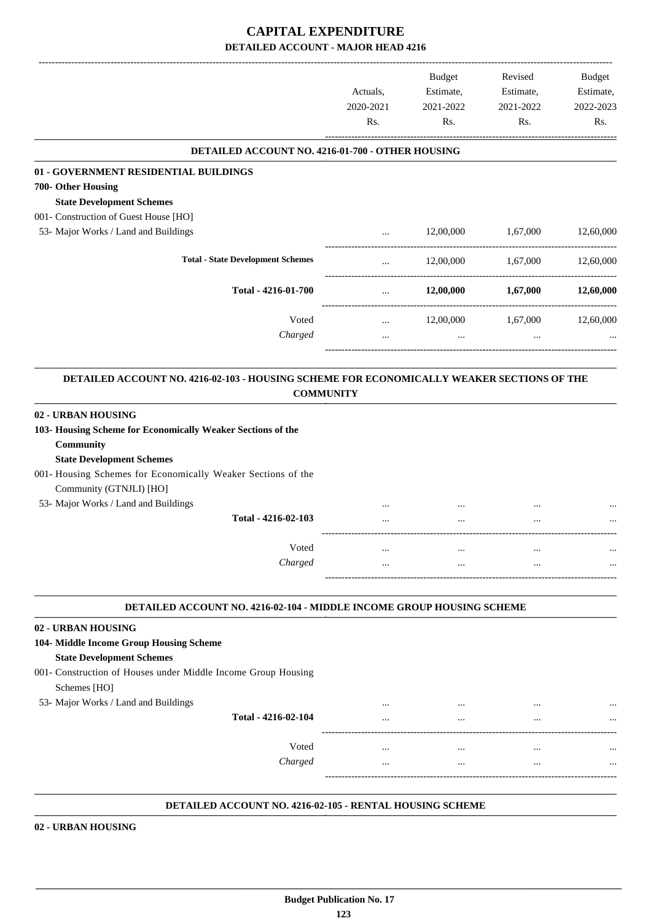# CAPITAL EXPENDITURE

## DETAILED ACCOUNT - MAJOR HEAD 4216

| | Actuals, 2020-2021 Rs. | Budget Estimate, 2021-2022 Rs. | Revised Estimate, 2021-2022 Rs. | Budget Estimate, 2022-2023 Rs. |
|---|---|---|---|---|
| **DETAILED ACCOUNT NO. 4216-01-700 - OTHER HOUSING** | | | | |
| **01 - GOVERNMENT RESIDENTIAL BUILDINGS** | | | | |
| **700- Other Housing** | | | | |
| **State Development Schemes** | | | | |
| 001- Construction of Guest House [HO] | | | | |
| 53- Major Works / Land and Buildings | ... | 12,00,000 | 1,67,000 | 12,60,000 |
| **Total - State Development Schemes** | ... | 12,00,000 | 1,67,000 | 12,60,000 |
| **Total - 4216-01-700** | ... | **12,00,000** | **1,67,000** | **12,60,000** |
| Voted | ... | 12,00,000 | 1,67,000 | 12,60,000 |
| *Charged* | ... | ... | ... | ... |
| **DETAILED ACCOUNT NO. 4216-02-103 - HOUSING SCHEME FOR ECONOMICALLY WEAKER SECTIONS OF THE COMMUNITY** | | | | |
| **02 - URBAN HOUSING** | | | | |
| **103- Housing Scheme for Economically Weaker Sections of the Community** | | | | |
| **State Development Schemes** | | | | |
| 001- Housing Schemes for Economically Weaker Sections of the Community (GTNJLI) [HO] | | | | |
| 53- Major Works / Land and Buildings | ... | ... | ... | ... |
| **Total - 4216-02-103** | ... | ... | ... | ... |
| Voted | ... | ... | ... | ... |
| *Charged* | ... | ... | ... | ... |
| **DETAILED ACCOUNT NO. 4216-02-104 - MIDDLE INCOME GROUP HOUSING SCHEME** | | | | |
| **02 - URBAN HOUSING** | | | | |
| **104- Middle Income Group Housing Scheme** | | | | |
| **State Development Schemes** | | | | |
| 001- Construction of Houses under Middle Income Group Housing Schemes [HO] | | | | |
| 53- Major Works / Land and Buildings | ... | ... | ... | ... |
| **Total - 4216-02-104** | ... | ... | ... | ... |
| Voted | ... | ... | ... | ... |
| *Charged* | ... | ... | ... | ... |

**DETAILED ACCOUNT NO. 4216-02-105 - RENTAL HOUSING SCHEME**

**02 - URBAN HOUSING**

Budget Publication No. 17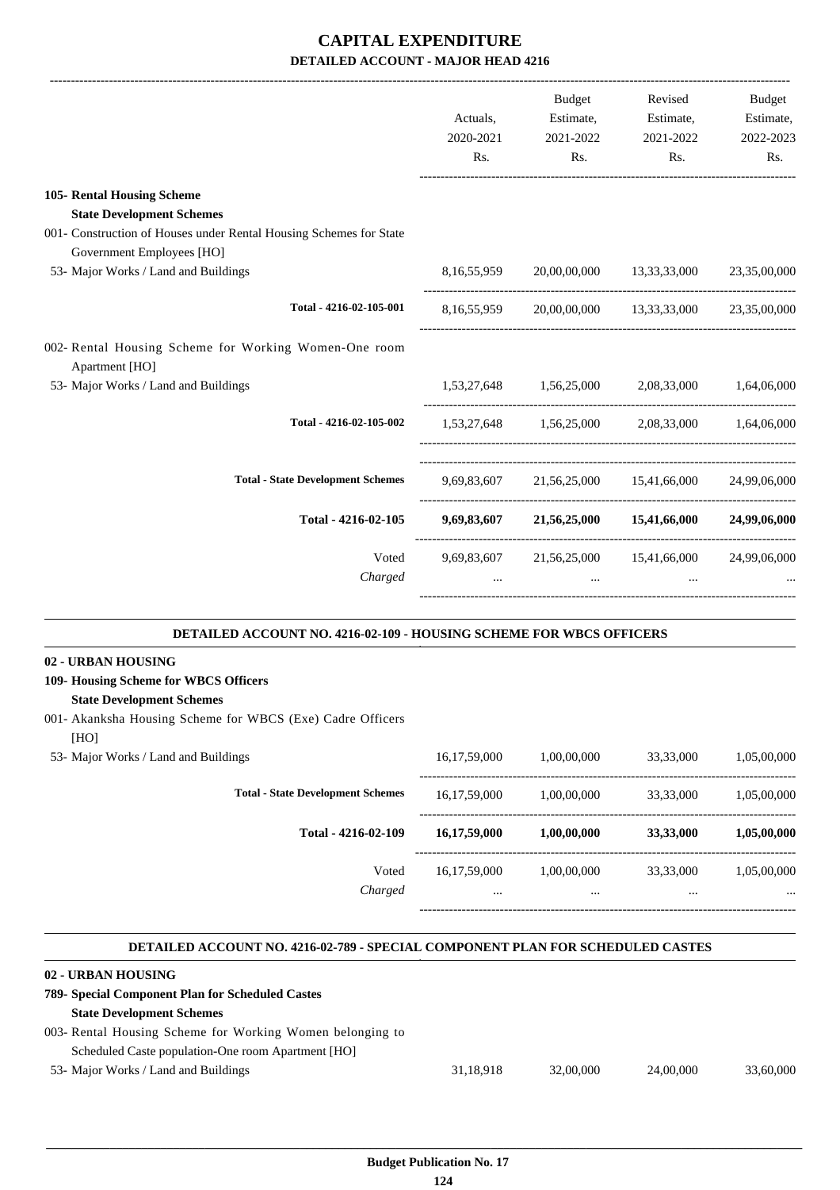# CAPITAL EXPENDITURE

## DETAILED ACCOUNT - MAJOR HEAD 4216

| | Actuals, 2020-2021 Rs. | Budget Estimate, 2021-2022 Rs. | Revised Estimate, 2021-2022 Rs. | Budget Estimate, 2022-2023 Rs. |
|---|---|---|---|---|
| **105- Rental Housing Scheme** | | | | |
| **State Development Schemes** | | | | |
| 001- Construction of Houses under Rental Housing Schemes for State Government Employees [HO] | | | | |
| 53- Major Works / Land and Buildings | 8,16,55,959 | 20,00,00,000 | 13,33,33,000 | 23,35,00,000 |
| **Total - 4216-02-105-001** | 8,16,55,959 | 20,00,00,000 | 13,33,33,000 | 23,35,00,000 |
| 002- Rental Housing Scheme for Working Women-One room Apartment [HO] | | | | |
| 53- Major Works / Land and Buildings | 1,53,27,648 | 1,56,25,000 | 2,08,33,000 | 1,64,06,000 |
| **Total - 4216-02-105-002** | 1,53,27,648 | 1,56,25,000 | 2,08,33,000 | 1,64,06,000 |
| **Total - State Development Schemes** | 9,69,83,607 | 21,56,25,000 | 15,41,66,000 | 24,99,06,000 |
| **Total - 4216-02-105** | **9,69,83,607** | **21,56,25,000** | **15,41,66,000** | **24,99,06,000** |
| Voted | 9,69,83,607 | 21,56,25,000 | 15,41,66,000 | 24,99,06,000 |
| *Charged* | ... | ... | ... | ... |

### DETAILED ACCOUNT NO. 4216-02-109 - HOUSING SCHEME FOR WBCS OFFICERS

| | Actuals, 2020-2021 Rs. | Budget Estimate, 2021-2022 Rs. | Revised Estimate, 2021-2022 Rs. | Budget Estimate, 2022-2023 Rs. |
|---|---|---|---|---|
| **02 - URBAN HOUSING** | | | | |
| **109- Housing Scheme for WBCS Officers** | | | | |
| **State Development Schemes** | | | | |
| 001- Akanksha Housing Scheme for WBCS (Exe) Cadre Officers [HO] | | | | |
| 53- Major Works / Land and Buildings | 16,17,59,000 | 1,00,00,000 | 33,33,000 | 1,05,00,000 |
| **Total - State Development Schemes** | 16,17,59,000 | 1,00,00,000 | 33,33,000 | 1,05,00,000 |
| **Total - 4216-02-109** | **16,17,59,000** | **1,00,00,000** | **33,33,000** | **1,05,00,000** |
| Voted | 16,17,59,000 | 1,00,00,000 | 33,33,000 | 1,05,00,000 |
| *Charged* | ... | ... | ... | ... |

### DETAILED ACCOUNT NO. 4216-02-789 - SPECIAL COMPONENT PLAN FOR SCHEDULED CASTES

| | Actuals, 2020-2021 Rs. | Budget Estimate, 2021-2022 Rs. | Revised Estimate, 2021-2022 Rs. | Budget Estimate, 2022-2023 Rs. |
|---|---|---|---|---|
| **02 - URBAN HOUSING** | | | | |
| **789- Special Component Plan for Scheduled Castes** | | | | |
| **State Development Schemes** | | | | |
| 003- Rental Housing Scheme for Working Women belonging to Scheduled Caste population-One room Apartment [HO] | | | | |
| 53- Major Works / Land and Buildings | 31,18,918 | 32,00,000 | 24,00,000 | 33,60,000 |

Budget Publication No. 17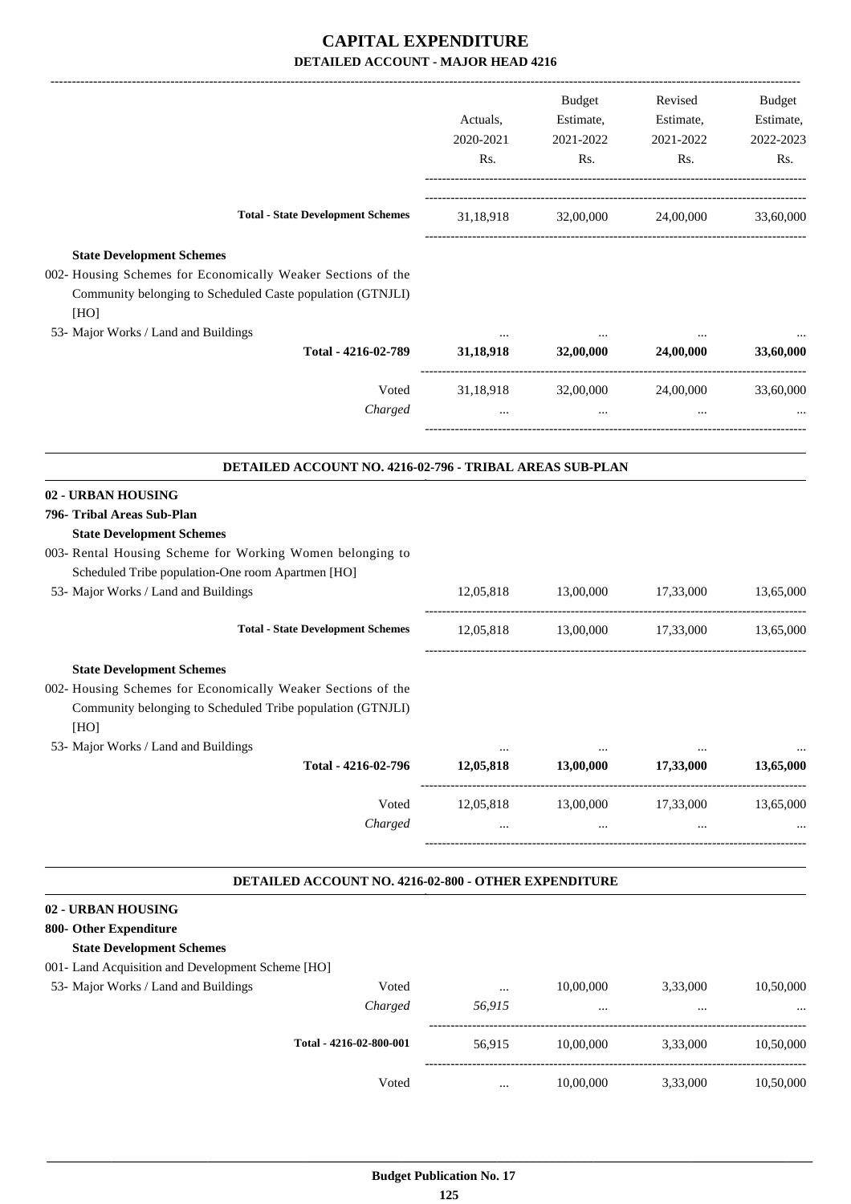# CAPITAL EXPENDITURE

## DETAILED ACCOUNT - MAJOR HEAD 4216

| | Actuals, 2020-2021 Rs. | Budget Estimate, 2021-2022 Rs. | Revised Estimate, 2021-2022 Rs. | Budget Estimate, 2022-2023 Rs. |
|---|---|---|---|---|
| **Total - State Development Schemes** | 31,18,918 | 32,00,000 | 24,00,000 | 33,60,000 |
| **State Development Schemes** | | | | |
| 002- Housing Schemes for Economically Weaker Sections of the Community belonging to Scheduled Caste population (GTNJLI) [HO] | | | | |
| 53- Major Works / Land and Buildings | ... | ... | ... | ... |
| **Total - 4216-02-789** | **31,18,918** | **32,00,000** | **24,00,000** | **33,60,000** |
| Voted | 31,18,918 | 32,00,000 | 24,00,000 | 33,60,000 |
| *Charged* | ... | ... | ... | ... |

### DETAILED ACCOUNT NO. 4216-02-796 - TRIBAL AREAS SUB-PLAN

| | Actuals, 2020-2021 Rs. | Budget Estimate, 2021-2022 Rs. | Revised Estimate, 2021-2022 Rs. | Budget Estimate, 2022-2023 Rs. |
|---|---|---|---|---|
| **02 - URBAN HOUSING** | | | | |
| **796- Tribal Areas Sub-Plan** | | | | |
| **State Development Schemes** | | | | |
| 003- Rental Housing Scheme for Working Women belonging to Scheduled Tribe population-One room Apartmen [HO] | | | | |
| 53- Major Works / Land and Buildings | 12,05,818 | 13,00,000 | 17,33,000 | 13,65,000 |
| **Total - State Development Schemes** | 12,05,818 | 13,00,000 | 17,33,000 | 13,65,000 |
| **State Development Schemes** | | | | |
| 002- Housing Schemes for Economically Weaker Sections of the Community belonging to Scheduled Tribe population (GTNJLI) [HO] | | | | |
| 53- Major Works / Land and Buildings | ... | ... | ... | ... |
| **Total - 4216-02-796** | **12,05,818** | **13,00,000** | **17,33,000** | **13,65,000** |
| Voted | 12,05,818 | 13,00,000 | 17,33,000 | 13,65,000 |
| *Charged* | ... | ... | ... | ... |

### DETAILED ACCOUNT NO. 4216-02-800 - OTHER EXPENDITURE

| | Actuals, 2020-2021 Rs. | Budget Estimate, 2021-2022 Rs. | Revised Estimate, 2021-2022 Rs. | Budget Estimate, 2022-2023 Rs. |
|---|---|---|---|---|
| **02 - URBAN HOUSING** | | | | |
| **800- Other Expenditure** | | | | |
| **State Development Schemes** | | | | |
| 001- Land Acquisition and Development Scheme [HO] | | | | |
| 53- Major Works / Land and Buildings — Voted | ... | 10,00,000 | 3,33,000 | 10,50,000 |
| *Charged* | *56,915* | ... | ... | ... |
| **Total - 4216-02-800-001** | 56,915 | 10,00,000 | 3,33,000 | 10,50,000 |
| Voted | ... | 10,00,000 | 3,33,000 | 10,50,000 |

**Budget Publication No. 17**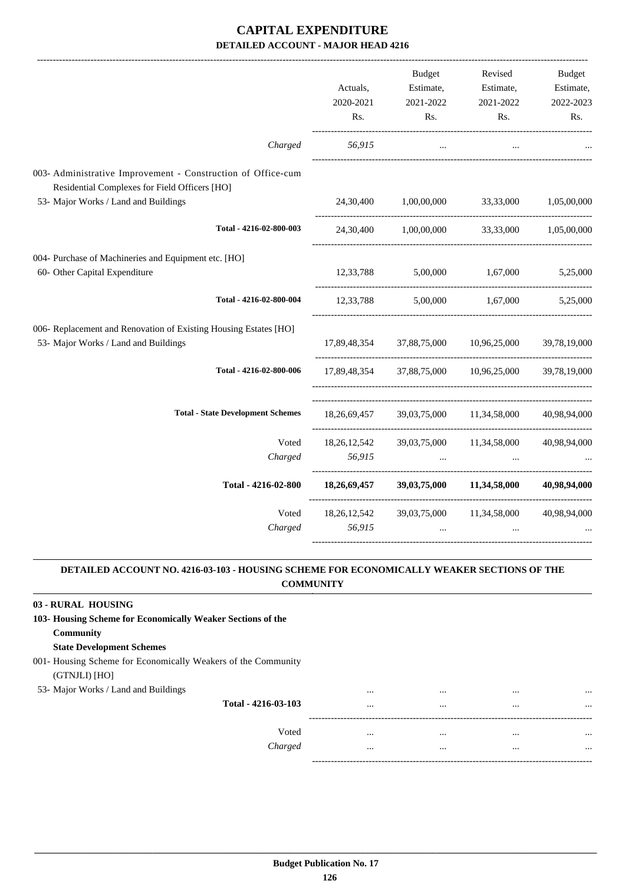# CAPITAL EXPENDITURE

## DETAILED ACCOUNT - MAJOR HEAD 4216

| | Actuals, 2020-2021 Rs. | Budget Estimate, 2021-2022 Rs. | Revised Estimate, 2021-2022 Rs. | Budget Estimate, 2022-2023 Rs. |
|---|---|---|---|---|
| *Charged* | *56,915* | ... | ... | ... |
| 003- Administrative Improvement - Construction of Office-cum Residential Complexes for Field Officers [HO] | | | | |
| 53- Major Works / Land and Buildings | 24,30,400 | 1,00,00,000 | 33,33,000 | 1,05,00,000 |
| **Total - 4216-02-800-003** | 24,30,400 | 1,00,00,000 | 33,33,000 | 1,05,00,000 |
| 004- Purchase of Machineries and Equipment etc. [HO] | | | | |
| 60- Other Capital Expenditure | 12,33,788 | 5,00,000 | 1,67,000 | 5,25,000 |
| **Total - 4216-02-800-004** | 12,33,788 | 5,00,000 | 1,67,000 | 5,25,000 |
| 006- Replacement and Renovation of Existing Housing Estates [HO] | | | | |
| 53- Major Works / Land and Buildings | 17,89,48,354 | 37,88,75,000 | 10,96,25,000 | 39,78,19,000 |
| **Total - 4216-02-800-006** | 17,89,48,354 | 37,88,75,000 | 10,96,25,000 | 39,78,19,000 |
| **Total - State Development Schemes** | 18,26,69,457 | 39,03,75,000 | 11,34,58,000 | 40,98,94,000 |
| Voted | 18,26,12,542 | 39,03,75,000 | 11,34,58,000 | 40,98,94,000 |
| *Charged* | *56,915* | ... | ... | ... |
| **Total - 4216-02-800** | **18,26,69,457** | **39,03,75,000** | **11,34,58,000** | **40,98,94,000** |
| Voted | 18,26,12,542 | 39,03,75,000 | 11,34,58,000 | 40,98,94,000 |
| *Charged* | *56,915* | ... | ... | ... |

## DETAILED ACCOUNT NO. 4216-03-103 - HOUSING SCHEME FOR ECONOMICALLY WEAKER SECTIONS OF THE COMMUNITY

**03 - RURAL HOUSING**

**103- Housing Scheme for Economically Weaker Sections of the Community**

**State Development Schemes**

| | Actuals, 2020-2021 Rs. | Budget Estimate, 2021-2022 Rs. | Revised Estimate, 2021-2022 Rs. | Budget Estimate, 2022-2023 Rs. |
|---|---|---|---|---|
| 001- Housing Scheme for Economically Weakers of the Community (GTNJLI) [HO] | | | | |
| 53- Major Works / Land and Buildings | ... | ... | ... | ... |
| **Total - 4216-03-103** | ... | ... | ... | ... |
| Voted | ... | ... | ... | ... |
| *Charged* | ... | ... | ... | ... |

**Budget Publication No. 17**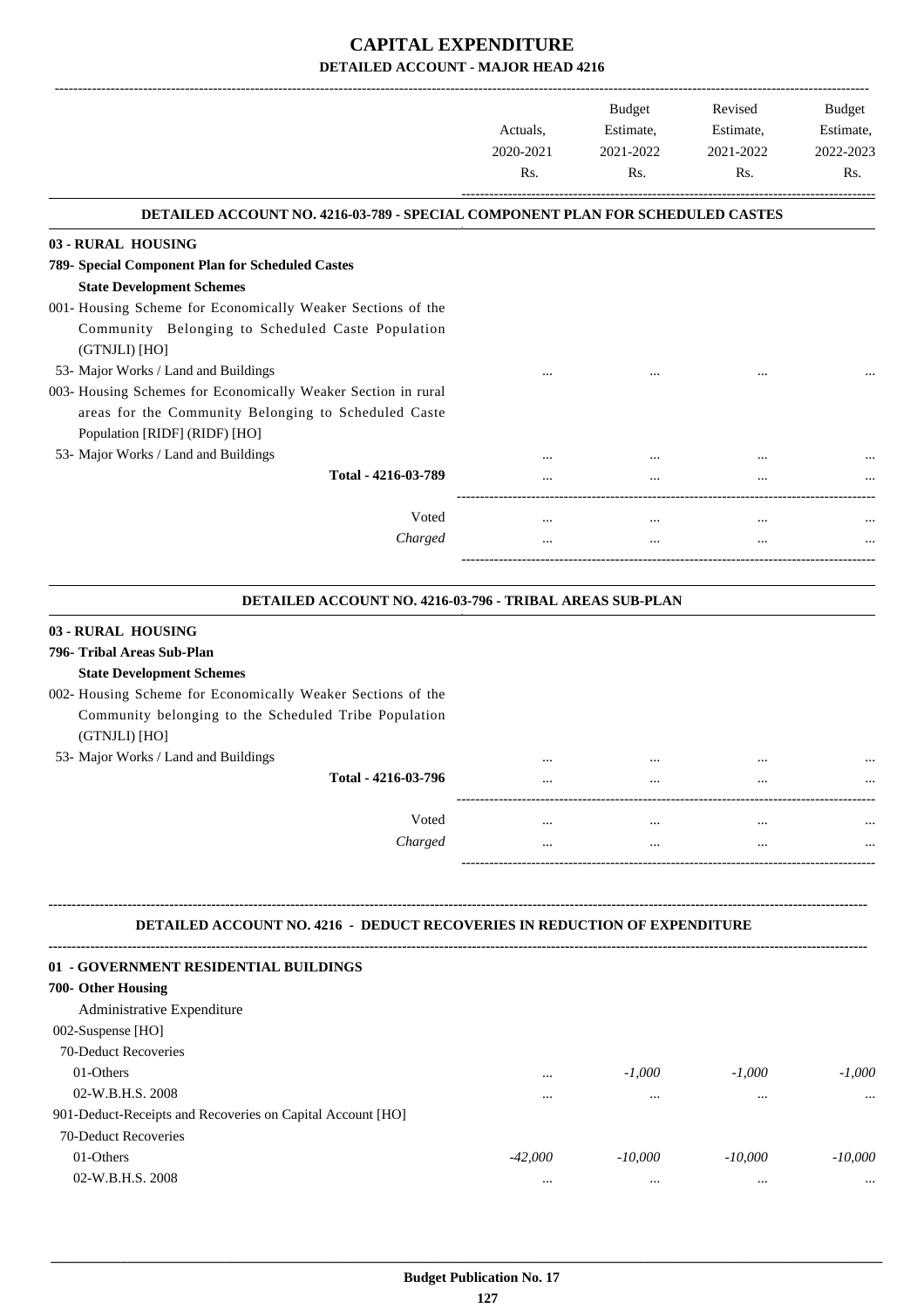# CAPITAL EXPENDITURE

## DETAILED ACCOUNT - MAJOR HEAD 4216

| | Actuals, 2020-2021 Rs. | Budget Estimate, 2021-2022 Rs. | Revised Estimate, 2021-2022 Rs. | Budget Estimate, 2022-2023 Rs. |
|---|---|---|---|---|
| **DETAILED ACCOUNT NO. 4216-03-789 - SPECIAL COMPONENT PLAN FOR SCHEDULED CASTES** | | | | |
| **03 - RURAL HOUSING** | | | | |
| **789- Special Component Plan for Scheduled Castes** | | | | |
| **State Development Schemes** | | | | |
| 001- Housing Scheme for Economically Weaker Sections of the Community Belonging to Scheduled Caste Population (GTNJLI) [HO] | | | | |
| 53- Major Works / Land and Buildings | ... | ... | ... | ... |
| 003- Housing Schemes for Economically Weaker Section in rural areas for the Community Belonging to Scheduled Caste Population [RIDF] (RIDF) [HO] | | | | |
| 53- Major Works / Land and Buildings | ... | ... | ... | ... |
| **Total - 4216-03-789** | ... | ... | ... | ... |
| Voted | ... | ... | ... | ... |
| *Charged* | ... | ... | ... | ... |
| **DETAILED ACCOUNT NO. 4216-03-796 - TRIBAL AREAS SUB-PLAN** | | | | |
| **03 - RURAL HOUSING** | | | | |
| **796- Tribal Areas Sub-Plan** | | | | |
| **State Development Schemes** | | | | |
| 002- Housing Scheme for Economically Weaker Sections of the Community belonging to the Scheduled Tribe Population (GTNJLI) [HO] | | | | |
| 53- Major Works / Land and Buildings | ... | ... | ... | ... |
| **Total - 4216-03-796** | ... | ... | ... | ... |
| Voted | ... | ... | ... | ... |
| *Charged* | ... | ... | ... | ... |
| **DETAILED ACCOUNT NO. 4216 - DEDUCT RECOVERIES IN REDUCTION OF EXPENDITURE** | | | | |
| **01 - GOVERNMENT RESIDENTIAL BUILDINGS** | | | | |
| **700- Other Housing** | | | | |
| Administrative Expenditure | | | | |
| 002-Suspense [HO] | | | | |
| 70-Deduct Recoveries | | | | |
| 01-Others | ... | *-1,000* | *-1,000* | *-1,000* |
| 02-W.B.H.S. 2008 | ... | ... | ... | ... |
| 901-Deduct-Receipts and Recoveries on Capital Account [HO] | | | | |
| 70-Deduct Recoveries | | | | |
| 01-Others | *-42,000* | *-10,000* | *-10,000* | *-10,000* |
| 02-W.B.H.S. 2008 | ... | ... | ... | ... |

**Budget Publication No. 17**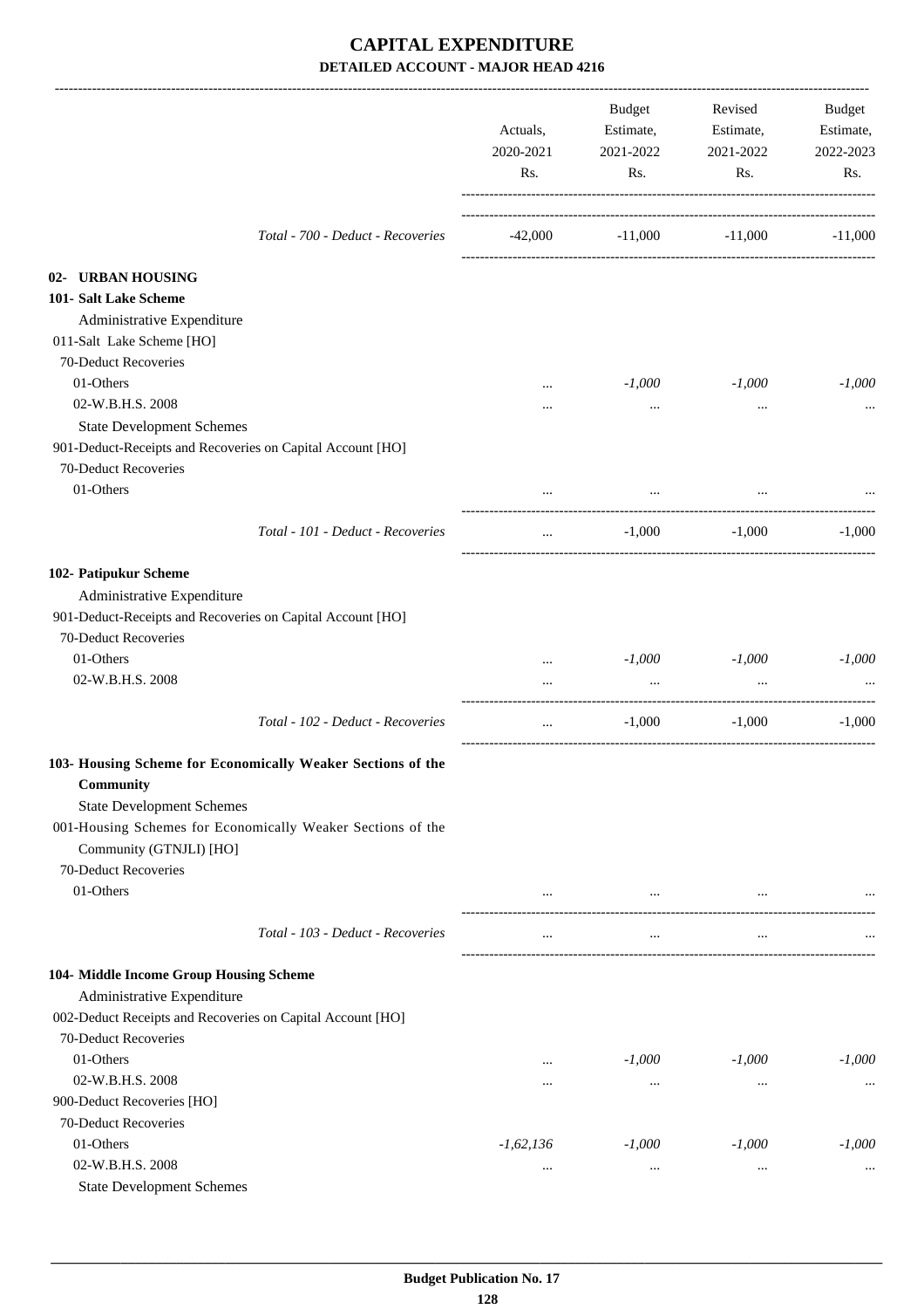# CAPITAL EXPENDITURE

## DETAILED ACCOUNT - MAJOR HEAD 4216

| | Actuals, 2020-2021 Rs. | Budget Estimate, 2021-2022 Rs. | Revised Estimate, 2021-2022 Rs. | Budget Estimate, 2022-2023 Rs. |
|---|---|---|---|---|
| *Total - 700 - Deduct - Recoveries* | -42,000 | -11,000 | -11,000 | -11,000 |
| **02- URBAN HOUSING** | | | | |
| **101- Salt Lake Scheme** | | | | |
| Administrative Expenditure | | | | |
| 011-Salt Lake Scheme [HO] | | | | |
| 70-Deduct Recoveries | | | | |
| 01-Others | ... | *-1,000* | *-1,000* | *-1,000* |
| 02-W.B.H.S. 2008 | ... | ... | ... | ... |
| State Development Schemes | | | | |
| 901-Deduct-Receipts and Recoveries on Capital Account [HO] | | | | |
| 70-Deduct Recoveries | | | | |
| 01-Others | ... | ... | ... | ... |
| *Total - 101 - Deduct - Recoveries* | ... | -1,000 | -1,000 | -1,000 |
| **102- Patipukur Scheme** | | | | |
| Administrative Expenditure | | | | |
| 901-Deduct-Receipts and Recoveries on Capital Account [HO] | | | | |
| 70-Deduct Recoveries | | | | |
| 01-Others | ... | *-1,000* | *-1,000* | *-1,000* |
| 02-W.B.H.S. 2008 | ... | ... | ... | ... |
| *Total - 102 - Deduct - Recoveries* | ... | -1,000 | -1,000 | -1,000 |
| **103- Housing Scheme for Economically Weaker Sections of the Community** | | | | |
| State Development Schemes | | | | |
| 001-Housing Schemes for Economically Weaker Sections of the Community (GTNJLI) [HO] | | | | |
| 70-Deduct Recoveries | | | | |
| 01-Others | ... | ... | ... | ... |
| *Total - 103 - Deduct - Recoveries* | ... | ... | ... | ... |
| **104- Middle Income Group Housing Scheme** | | | | |
| Administrative Expenditure | | | | |
| 002-Deduct Receipts and Recoveries on Capital Account [HO] | | | | |
| 70-Deduct Recoveries | | | | |
| 01-Others | ... | *-1,000* | *-1,000* | *-1,000* |
| 02-W.B.H.S. 2008 | ... | ... | ... | ... |
| 900-Deduct Recoveries [HO] | | | | |
| 70-Deduct Recoveries | | | | |
| 01-Others | *-1,62,136* | *-1,000* | *-1,000* | *-1,000* |
| 02-W.B.H.S. 2008 | ... | ... | ... | ... |
| State Development Schemes | | | | |

**Budget Publication No. 17**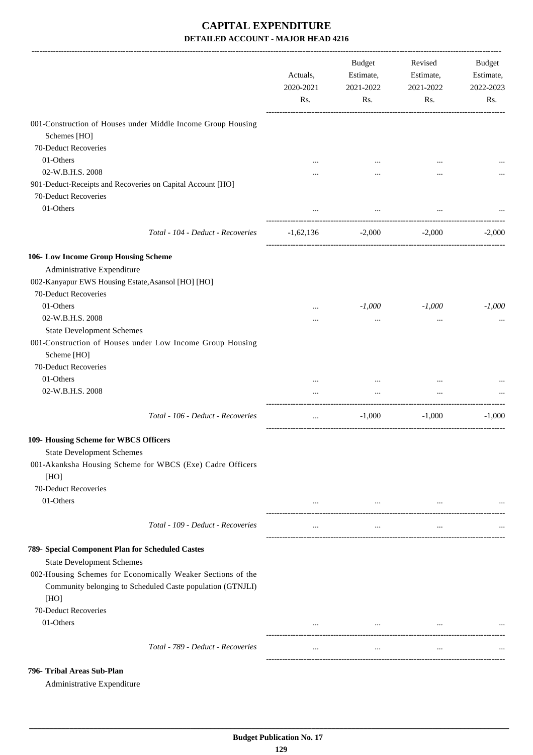# CAPITAL EXPENDITURE

## DETAILED ACCOUNT - MAJOR HEAD 4216

| | Actuals, 2020-2021 Rs. | Budget Estimate, 2021-2022 Rs. | Revised Estimate, 2021-2022 Rs. | Budget Estimate, 2022-2023 Rs. |
|---|---|---|---|---|
| 001-Construction of Houses under Middle Income Group Housing Schemes [HO] | | | | |
| 70-Deduct Recoveries | | | | |
| 01-Others | ... | ... | ... | ... |
| 02-W.B.H.S. 2008 | ... | ... | ... | ... |
| 901-Deduct-Receipts and Recoveries on Capital Account [HO] | | | | |
| 70-Deduct Recoveries | | | | |
| 01-Others | ... | ... | ... | ... |
| *Total - 104 - Deduct - Recoveries* | -1,62,136 | -2,000 | -2,000 | -2,000 |
| **106- Low Income Group Housing Scheme** | | | | |
| Administrative Expenditure | | | | |
| 002-Kanyapur EWS Housing Estate,Asansol [HO] [HO] | | | | |
| 70-Deduct Recoveries | | | | |
| 01-Others | ... | *-1,000* | *-1,000* | *-1,000* |
| 02-W.B.H.S. 2008 | ... | ... | ... | ... |
| State Development Schemes | | | | |
| 001-Construction of Houses under Low Income Group Housing Scheme [HO] | | | | |
| 70-Deduct Recoveries | | | | |
| 01-Others | ... | ... | ... | ... |
| 02-W.B.H.S. 2008 | ... | ... | ... | ... |
| *Total - 106 - Deduct - Recoveries* | ... | -1,000 | -1,000 | -1,000 |
| **109- Housing Scheme for WBCS Officers** | | | | |
| State Development Schemes | | | | |
| 001-Akanksha Housing Scheme for WBCS (Exe) Cadre Officers [HO] | | | | |
| 70-Deduct Recoveries | | | | |
| 01-Others | ... | ... | ... | ... |
| *Total - 109 - Deduct - Recoveries* | ... | ... | ... | ... |
| **789- Special Component Plan for Scheduled Castes** | | | | |
| State Development Schemes | | | | |
| 002-Housing Schemes for Economically Weaker Sections of the Community belonging to Scheduled Caste population (GTNJLI) [HO] | | | | |
| 70-Deduct Recoveries | | | | |
| 01-Others | ... | ... | ... | ... |
| *Total - 789 - Deduct - Recoveries* | ... | ... | ... | ... |
| **796- Tribal Areas Sub-Plan** | | | | |
| Administrative Expenditure | | | | |

**Budget Publication No. 17**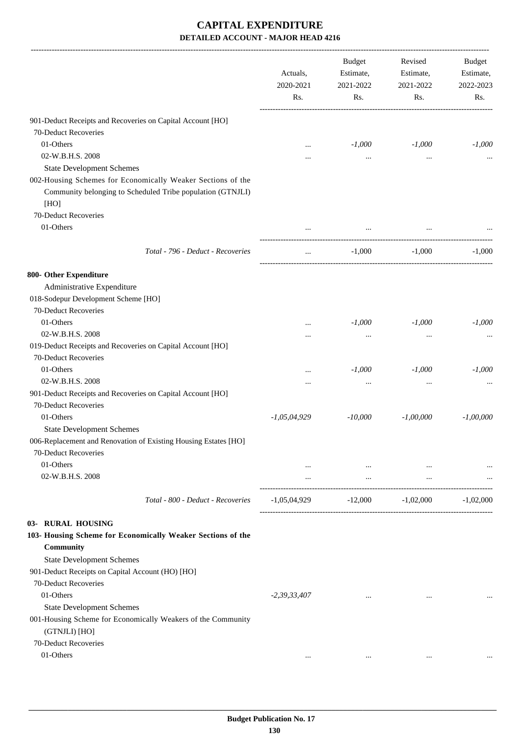# CAPITAL EXPENDITURE

**DETAILED ACCOUNT - MAJOR HEAD 4216**

| | Actuals, 2020-2021 Rs. | Budget Estimate, 2021-2022 Rs. | Revised Estimate, 2021-2022 Rs. | Budget Estimate, 2022-2023 Rs. |
|---|---|---|---|---|
| 901-Deduct Receipts and Recoveries on Capital Account [HO] | | | | |
| 70-Deduct Recoveries | | | | |
| 01-Others | ... | *-1,000* | *-1,000* | *-1,000* |
| 02-W.B.H.S. 2008 | ... | ... | ... | ... |
| State Development Schemes | | | | |
| 002-Housing Schemes for Economically Weaker Sections of the Community belonging to Scheduled Tribe population (GTNJLI) [HO] | | | | |
| 70-Deduct Recoveries | | | | |
| 01-Others | ... | ... | ... | ... |
| *Total - 796 - Deduct - Recoveries* | ... | -1,000 | -1,000 | -1,000 |
| **800- Other Expenditure** | | | | |
| Administrative Expenditure | | | | |
| 018-Sodepur Development Scheme [HO] | | | | |
| 70-Deduct Recoveries | | | | |
| 01-Others | ... | *-1,000* | *-1,000* | *-1,000* |
| 02-W.B.H.S. 2008 | ... | ... | ... | ... |
| 019-Deduct Receipts and Recoveries on Capital Account [HO] | | | | |
| 70-Deduct Recoveries | | | | |
| 01-Others | ... | *-1,000* | *-1,000* | *-1,000* |
| 02-W.B.H.S. 2008 | ... | ... | ... | ... |
| 901-Deduct Receipts and Recoveries on Capital Account [HO] | | | | |
| 70-Deduct Recoveries | | | | |
| 01-Others | *-1,05,04,929* | *-10,000* | *-1,00,000* | *-1,00,000* |
| State Development Schemes | | | | |
| 006-Replacement and Renovation of Existing Housing Estates [HO] | | | | |
| 70-Deduct Recoveries | | | | |
| 01-Others | ... | ... | ... | ... |
| 02-W.B.H.S. 2008 | ... | ... | ... | ... |
| *Total - 800 - Deduct - Recoveries* | -1,05,04,929 | -12,000 | -1,02,000 | -1,02,000 |
| **03- RURAL HOUSING** | | | | |
| **103- Housing Scheme for Economically Weaker Sections of the Community** | | | | |
| State Development Schemes | | | | |
| 901-Deduct Receipts on Capital Account (HO) [HO] | | | | |
| 70-Deduct Recoveries | | | | |
| 01-Others | *-2,39,33,407* | ... | ... | ... |
| State Development Schemes | | | | |
| 001-Housing Scheme for Economically Weakers of the Community (GTNJLI) [HO] | | | | |
| 70-Deduct Recoveries | | | | |
| 01-Others | ... | ... | ... | ... |

**Budget Publication No. 17**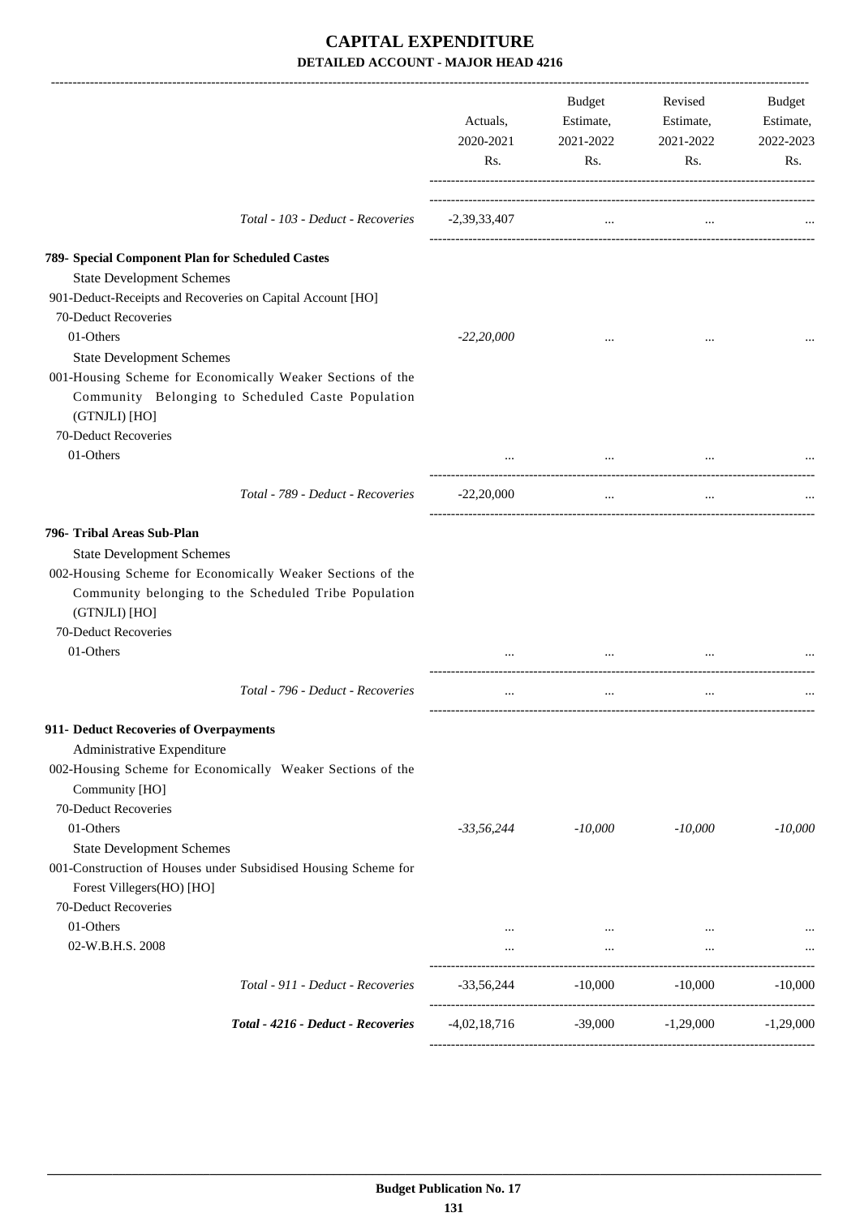# CAPITAL EXPENDITURE
**DETAILED ACCOUNT - MAJOR HEAD 4216**

| | Actuals, 2020-2021 Rs. | Budget Estimate, 2021-2022 Rs. | Revised Estimate, 2021-2022 Rs. | Budget Estimate, 2022-2023 Rs. |
|---|---|---|---|---|
| *Total - 103 - Deduct - Recoveries* | -2,39,33,407 | ... | ... | ... |
| **789- Special Component Plan for Scheduled Castes** | | | | |
| State Development Schemes | | | | |
| 901-Deduct-Receipts and Recoveries on Capital Account [HO] | | | | |
| 70-Deduct Recoveries | | | | |
| 01-Others | *-22,20,000* | ... | ... | ... |
| State Development Schemes | | | | |
| 001-Housing Scheme for Economically Weaker Sections of the Community Belonging to Scheduled Caste Population (GTNJLI) [HO] | | | | |
| 70-Deduct Recoveries | | | | |
| 01-Others | ... | ... | ... | ... |
| *Total - 789 - Deduct - Recoveries* | -22,20,000 | ... | ... | ... |
| **796- Tribal Areas Sub-Plan** | | | | |
| State Development Schemes | | | | |
| 002-Housing Scheme for Economically Weaker Sections of the Community belonging to the Scheduled Tribe Population (GTNJLI) [HO] | | | | |
| 70-Deduct Recoveries | | | | |
| 01-Others | ... | ... | ... | ... |
| *Total - 796 - Deduct - Recoveries* | ... | ... | ... | ... |
| **911- Deduct Recoveries of Overpayments** | | | | |
| Administrative Expenditure | | | | |
| 002-Housing Scheme for Economically Weaker Sections of the Community [HO] | | | | |
| 70-Deduct Recoveries | | | | |
| 01-Others | *-33,56,244* | *-10,000* | *-10,000* | *-10,000* |
| State Development Schemes | | | | |
| 001-Construction of Houses under Subsidised Housing Scheme for Forest Villegers(HO) [HO] | | | | |
| 70-Deduct Recoveries | | | | |
| 01-Others | ... | ... | ... | ... |
| 02-W.B.H.S. 2008 | ... | ... | ... | ... |
| *Total - 911 - Deduct - Recoveries* | -33,56,244 | -10,000 | -10,000 | -10,000 |
| ***Total - 4216 - Deduct - Recoveries*** | -4,02,18,716 | -39,000 | -1,29,000 | -1,29,000 |

**Budget Publication No. 17**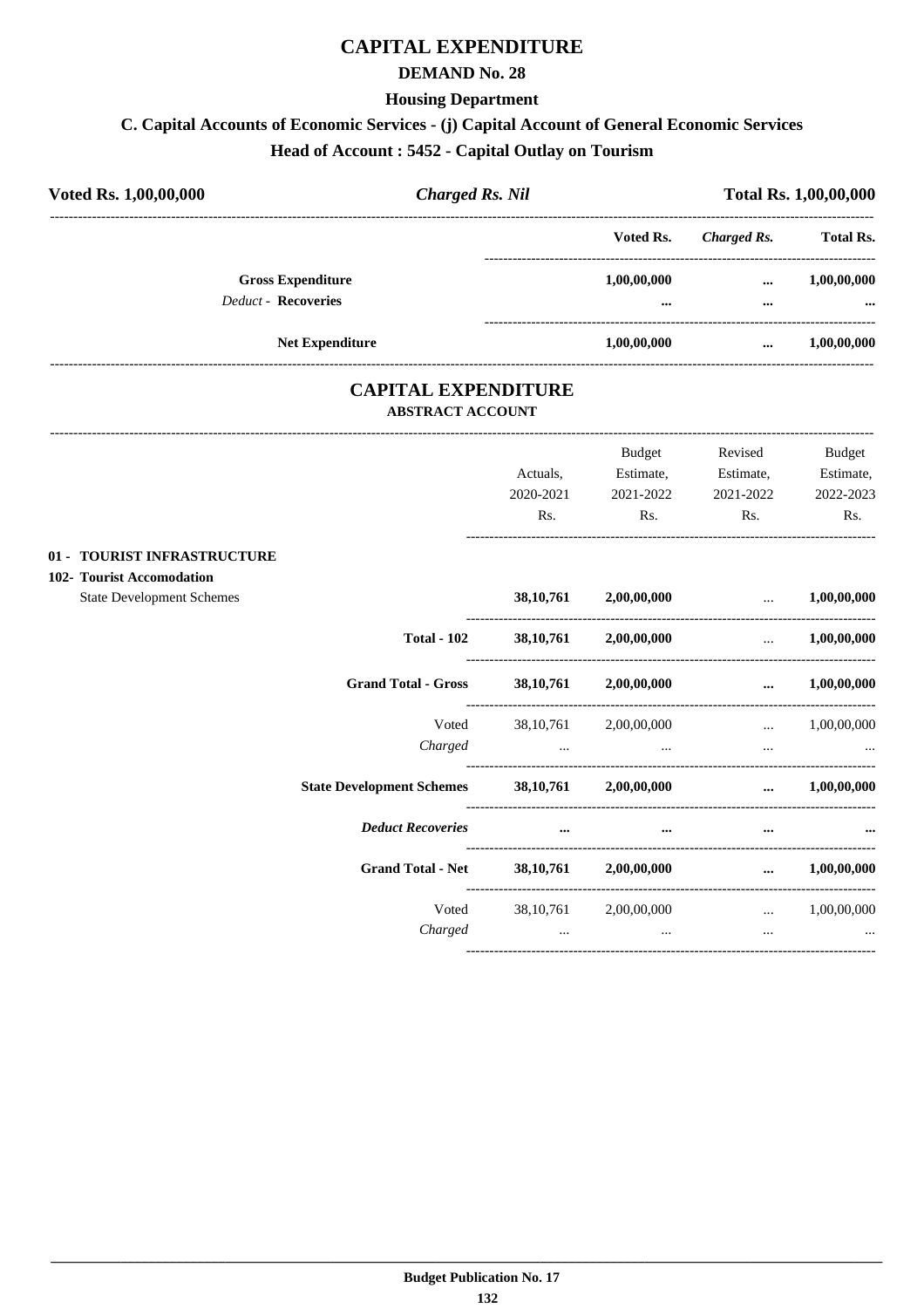# CAPITAL EXPENDITURE

## DEMAND No. 28

### Housing Department

### C. Capital Accounts of Economic Services - (j) Capital Account of General Economic Services

### Head of Account : 5452 - Capital Outlay on Tourism

**Voted Rs. 1,00,00,000** | ***Charged Rs. Nil*** | **Total Rs. 1,00,00,000**

| | Voted Rs. | Charged Rs. | Total Rs. |
|---|---|---|---|
| **Gross Expenditure** | **1,00,00,000** | **...** | **1,00,00,000** |
| *Deduct* - **Recoveries** | **...** | **...** | **...** |
| **Net Expenditure** | **1,00,00,000** | **...** | **1,00,00,000** |

# CAPITAL EXPENDITURE

### ABSTRACT ACCOUNT

| | Actuals, 2020-2021 Rs. | Budget Estimate, 2021-2022 Rs. | Revised Estimate, 2021-2022 Rs. | Budget Estimate, 2022-2023 Rs. |
|---|---|---|---|---|
| **01 - TOURIST INFRASTRUCTURE** | | | | |
| **102- Tourist Accomodation** | | | | |
| State Development Schemes | **38,10,761** | **2,00,00,000** | ... | **1,00,00,000** |
| **Total - 102** | **38,10,761** | **2,00,00,000** | ... | **1,00,00,000** |
| **Grand Total - Gross** | **38,10,761** | **2,00,00,000** | **...** | **1,00,00,000** |
| Voted | 38,10,761 | 2,00,00,000 | ... | 1,00,00,000 |
| *Charged* | ... | ... | ... | ... |
| **State Development Schemes** | **38,10,761** | **2,00,00,000** | **...** | **1,00,00,000** |
| ***Deduct Recoveries*** | **...** | **...** | **...** | **...** |
| **Grand Total - Net** | **38,10,761** | **2,00,00,000** | **...** | **1,00,00,000** |
| Voted | 38,10,761 | 2,00,00,000 | ... | 1,00,00,000 |
| *Charged* | ... | ... | ... | ... |

**Budget Publication No. 17**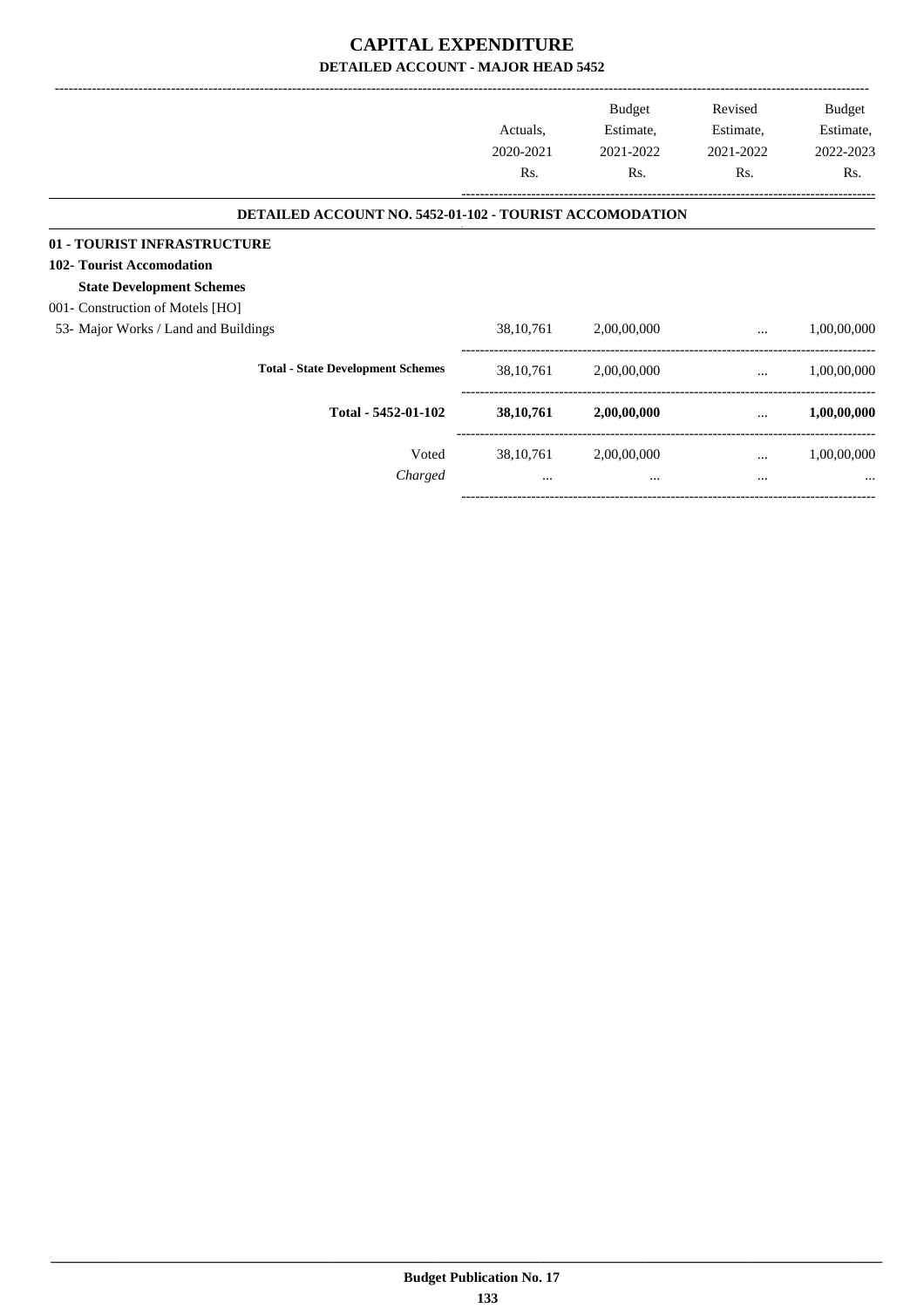# CAPITAL EXPENDITURE

## DETAILED ACCOUNT - MAJOR HEAD 5452

| | Actuals, 2020-2021 Rs. | Budget Estimate, 2021-2022 Rs. | Revised Estimate, 2021-2022 Rs. | Budget Estimate, 2022-2023 Rs. |
|---|---|---|---|---|
| **DETAILED ACCOUNT NO. 5452-01-102 - TOURIST ACCOMODATION** | | | | |
| **01 - TOURIST INFRASTRUCTURE** | | | | |
| **102- Tourist Accomodation** | | | | |
| **State Development Schemes** | | | | |
| 001- Construction of Motels [HO] | | | | |
| 53- Major Works / Land and Buildings | 38,10,761 | 2,00,00,000 | ... | 1,00,00,000 |
| **Total - State Development Schemes** | 38,10,761 | 2,00,00,000 | ... | 1,00,00,000 |
| **Total - 5452-01-102** | **38,10,761** | **2,00,00,000** | **...** | **1,00,00,000** |
| Voted | 38,10,761 | 2,00,00,000 | ... | 1,00,00,000 |
| *Charged* | ... | ... | ... | ... |

Budget Publication No. 17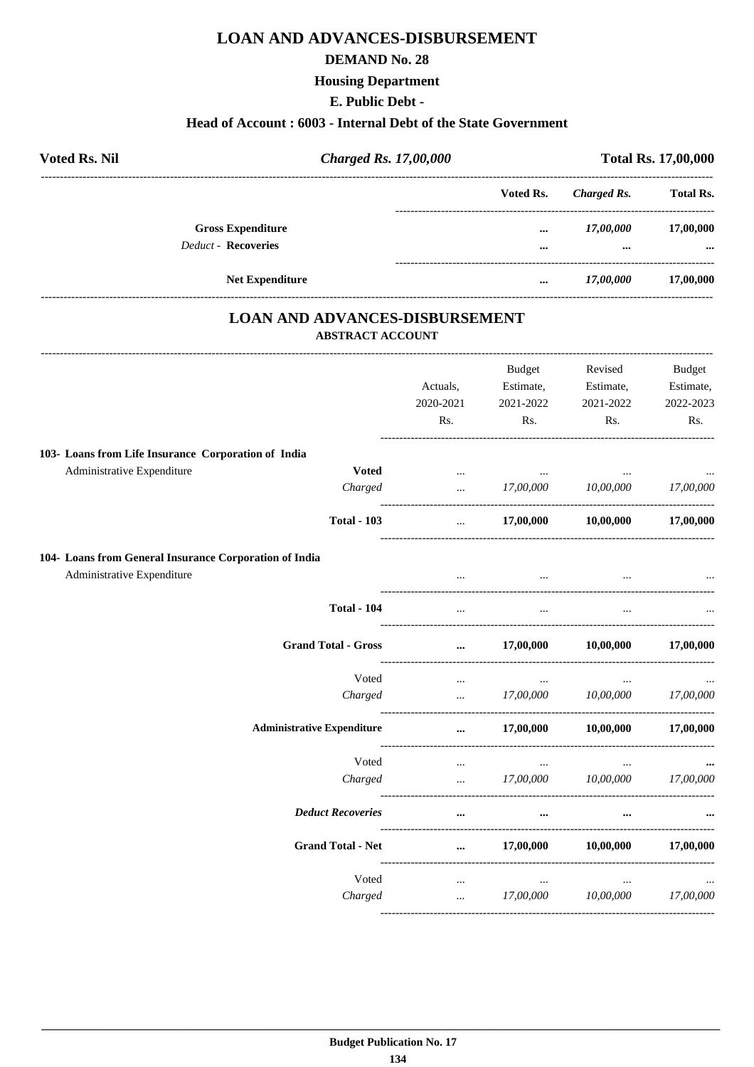# LOAN AND ADVANCES-DISBURSEMENT

## DEMAND No. 28

## Housing Department

## E. Public Debt -

## Head of Account : 6003 - Internal Debt of the State Government

| Voted Rs. Nil | *Charged Rs. 17,00,000* | Total Rs. 17,00,000 |
|---|---|---|

| | Voted Rs. | *Charged Rs.* | Total Rs. |
|---|---|---|---|
| **Gross Expenditure** | ... | *17,00,000* | 17,00,000 |
| *Deduct* - **Recoveries** | ... | ... | ... |
| **Net Expenditure** | ... | *17,00,000* | 17,00,000 |

# LOAN AND ADVANCES-DISBURSEMENT

### ABSTRACT ACCOUNT

| | | Actuals, 2020-2021 Rs. | Budget Estimate, 2021-2022 Rs. | Revised Estimate, 2021-2022 Rs. | Budget Estimate, 2022-2023 Rs. |
|---|---|---|---|---|---|
| **103- Loans from Life Insurance Corporation of India** | | | | | |
| Administrative Expenditure | **Voted** | ... | ... | ... | ... |
| | *Charged* | ... | *17,00,000* | *10,00,000* | *17,00,000* |
| | **Total - 103** | ... | **17,00,000** | **10,00,000** | **17,00,000** |
| **104- Loans from General Insurance Corporation of India** | | | | | |
| Administrative Expenditure | | ... | ... | ... | ... |
| | **Total - 104** | ... | ... | ... | ... |
| | **Grand Total - Gross** | ... | **17,00,000** | **10,00,000** | **17,00,000** |
| | Voted | ... | ... | ... | ... |
| | *Charged* | ... | *17,00,000* | *10,00,000* | *17,00,000* |
| | **Administrative Expenditure** | ... | **17,00,000** | **10,00,000** | **17,00,000** |
| | Voted | ... | ... | ... | ... |
| | *Charged* | ... | *17,00,000* | *10,00,000* | *17,00,000* |
| | ***Deduct Recoveries*** | ... | ... | ... | ... |
| | **Grand Total - Net** | ... | **17,00,000** | **10,00,000** | **17,00,000** |
| | Voted | ... | ... | ... | ... |
| | *Charged* | ... | *17,00,000* | *10,00,000* | *17,00,000* |

**Budget Publication No. 17**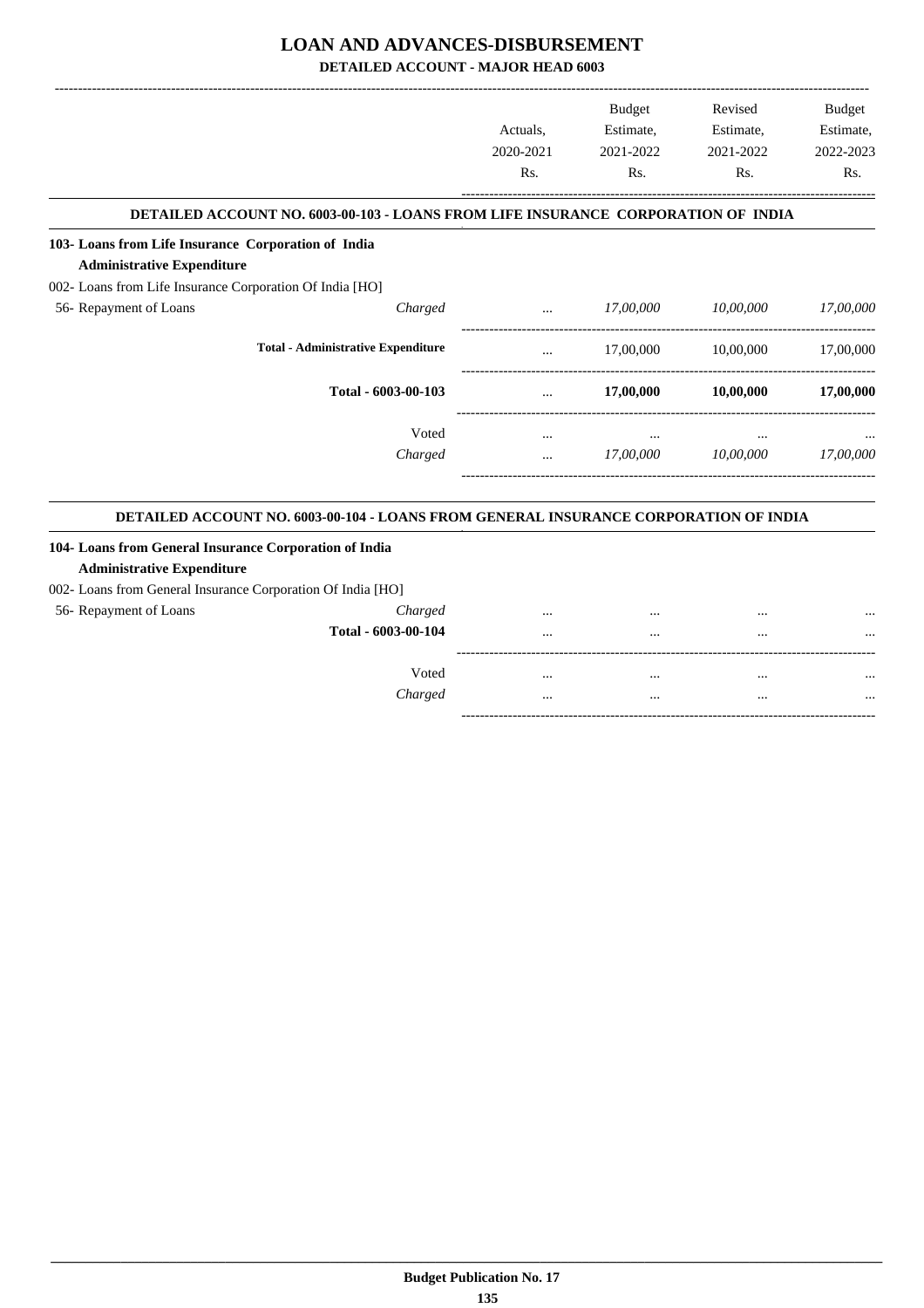# LOAN AND ADVANCES-DISBURSEMENT

## DETAILED ACCOUNT - MAJOR HEAD 6003

| | | Actuals, 2020-2021 Rs. | Budget Estimate, 2021-2022 Rs. | Revised Estimate, 2021-2022 Rs. | Budget Estimate, 2022-2023 Rs. |
|---|---|---|---|---|---|
| **DETAILED ACCOUNT NO. 6003-00-103 - LOANS FROM LIFE INSURANCE CORPORATION OF INDIA** | | | | | |
| **103- Loans from Life Insurance Corporation of India** | | | | | |
| **Administrative Expenditure** | | | | | |
| 002- Loans from Life Insurance Corporation Of India [HO] | | | | | |
| 56- Repayment of Loans | *Charged* | ... | *17,00,000* | *10,00,000* | *17,00,000* |
| | **Total - Administrative Expenditure** | ... | 17,00,000 | 10,00,000 | 17,00,000 |
| | **Total - 6003-00-103** | ... | **17,00,000** | **10,00,000** | **17,00,000** |
| | Voted | ... | ... | ... | ... |
| | *Charged* | ... | *17,00,000* | *10,00,000* | *17,00,000* |
| **DETAILED ACCOUNT NO. 6003-00-104 - LOANS FROM GENERAL INSURANCE CORPORATION OF INDIA** | | | | | |
| **104- Loans from General Insurance Corporation of India** | | | | | |
| **Administrative Expenditure** | | | | | |
| 002- Loans from General Insurance Corporation Of India [HO] | | | | | |
| 56- Repayment of Loans | *Charged* | ... | ... | ... | ... |
| | **Total - 6003-00-104** | ... | ... | ... | ... |
| | Voted | ... | ... | ... | ... |
| | *Charged* | ... | ... | ... | ... |

**Budget Publication No. 17**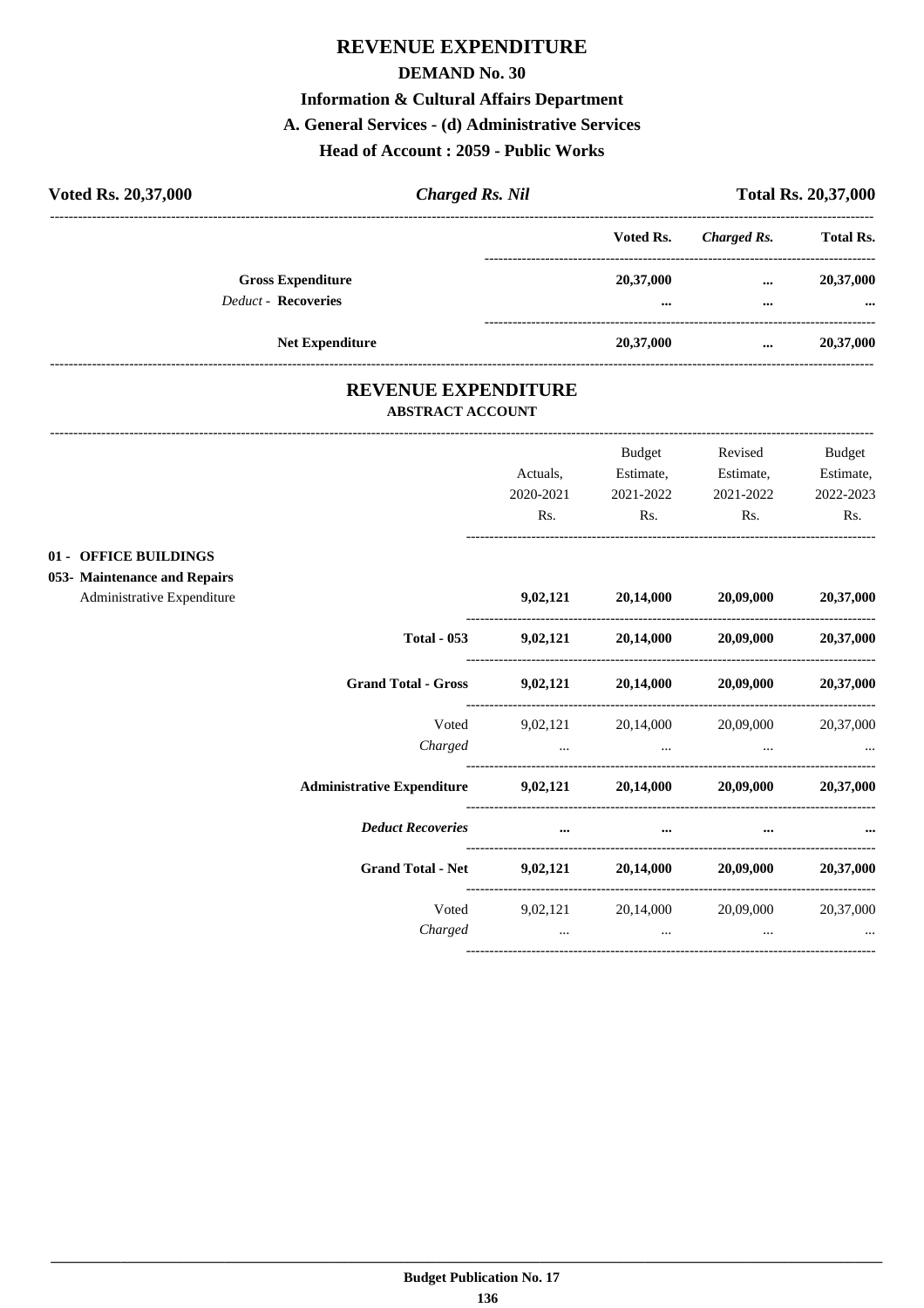# REVENUE EXPENDITURE

## DEMAND No. 30

### Information & Cultural Affairs Department

### A. General Services - (d) Administrative Services

### Head of Account : 2059 - Public Works

| Voted Rs. 20,37,000 | *Charged Rs. Nil* | Total Rs. 20,37,000 |
|---|---|---|

| | Voted Rs. | *Charged Rs.* | Total Rs. |
|---|---|---|---|
| **Gross Expenditure** | **20,37,000** | **...** | **20,37,000** |
| *Deduct* - **Recoveries** | **...** | **...** | **...** |
| **Net Expenditure** | **20,37,000** | **...** | **20,37,000** |

## REVENUE EXPENDITURE

### ABSTRACT ACCOUNT

| | Actuals, 2020-2021 Rs. | Budget Estimate, 2021-2022 Rs. | Revised Estimate, 2021-2022 Rs. | Budget Estimate, 2022-2023 Rs. |
|---|---|---|---|---|
| **01 - OFFICE BUILDINGS** | | | | |
| **053- Maintenance and Repairs** | | | | |
| Administrative Expenditure | **9,02,121** | **20,14,000** | **20,09,000** | **20,37,000** |
| **Total - 053** | **9,02,121** | **20,14,000** | **20,09,000** | **20,37,000** |
| **Grand Total - Gross** | **9,02,121** | **20,14,000** | **20,09,000** | **20,37,000** |
| Voted | 9,02,121 | 20,14,000 | 20,09,000 | 20,37,000 |
| *Charged* | ... | ... | ... | ... |
| **Administrative Expenditure** | **9,02,121** | **20,14,000** | **20,09,000** | **20,37,000** |
| ***Deduct Recoveries*** | **...** | **...** | **...** | **...** |
| **Grand Total - Net** | **9,02,121** | **20,14,000** | **20,09,000** | **20,37,000** |
| Voted | 9,02,121 | 20,14,000 | 20,09,000 | 20,37,000 |
| *Charged* | ... | ... | ... | ... |

**Budget Publication No. 17**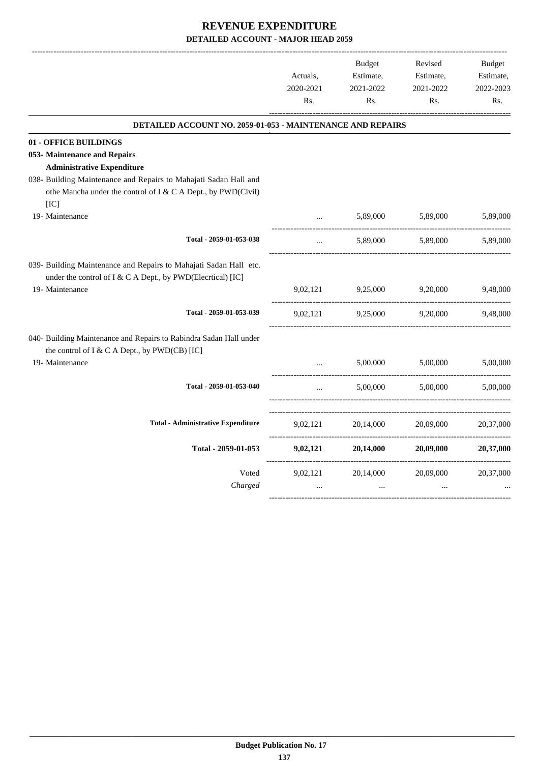# REVENUE EXPENDITURE

## DETAILED ACCOUNT - MAJOR HEAD 2059

| | Actuals, 2020-2021 Rs. | Budget Estimate, 2021-2022 Rs. | Revised Estimate, 2021-2022 Rs. | Budget Estimate, 2022-2023 Rs. |
|---|---|---|---|---|
| **DETAILED ACCOUNT NO. 2059-01-053 - MAINTENANCE AND REPAIRS** | | | | |
| **01 - OFFICE BUILDINGS** | | | | |
| **053- Maintenance and Repairs** | | | | |
| **Administrative Expenditure** | | | | |
| 038- Building Maintenance and Repairs to Mahajati Sadan Hall and othe Mancha under the control of I & C A Dept., by PWD(Civil) [IC] | | | | |
| 19- Maintenance | ... | 5,89,000 | 5,89,000 | 5,89,000 |
| Total - 2059-01-053-038 | ... | 5,89,000 | 5,89,000 | 5,89,000 |
| 039- Building Maintenance and Repairs to Mahajati Sadan Hall etc. under the control of I & C A Dept., by PWD(Elecrtical) [IC] | | | | |
| 19- Maintenance | 9,02,121 | 9,25,000 | 9,20,000 | 9,48,000 |
| Total - 2059-01-053-039 | 9,02,121 | 9,25,000 | 9,20,000 | 9,48,000 |
| 040- Building Maintenance and Repairs to Rabindra Sadan Hall under the control of I & C A Dept., by PWD(CB) [IC] | | | | |
| 19- Maintenance | ... | 5,00,000 | 5,00,000 | 5,00,000 |
| Total - 2059-01-053-040 | ... | 5,00,000 | 5,00,000 | 5,00,000 |
| **Total - Administrative Expenditure** | 9,02,121 | 20,14,000 | 20,09,000 | 20,37,000 |
| **Total - 2059-01-053** | **9,02,121** | **20,14,000** | **20,09,000** | **20,37,000** |
| Voted | 9,02,121 | 20,14,000 | 20,09,000 | 20,37,000 |
| *Charged* | ... | ... | ... | ... |

**Budget Publication No. 17**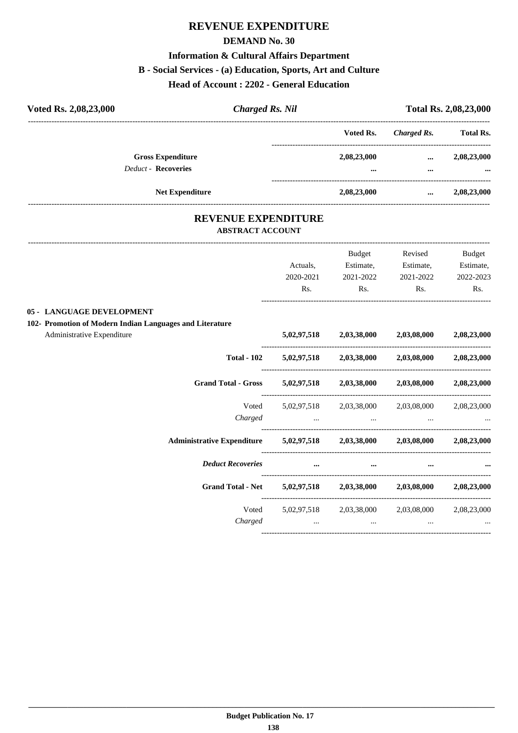# REVENUE EXPENDITURE

## DEMAND No. 30

### Information & Cultural Affairs Department

### B - Social Services - (a) Education, Sports, Art and Culture

### Head of Account : 2202 - General Education

**Voted Rs. 2,08,23,000** | ***Charged Rs. Nil*** | **Total Rs. 2,08,23,000**

| | Voted Rs. | Charged Rs. | Total Rs. |
|---|---|---|---|
| **Gross Expenditure** | 2,08,23,000 | ... | 2,08,23,000 |
| *Deduct* - **Recoveries** | ... | ... | ... |
| **Net Expenditure** | 2,08,23,000 | ... | 2,08,23,000 |

## REVENUE EXPENDITURE

### ABSTRACT ACCOUNT

| | Actuals, 2020-2021 Rs. | Budget Estimate, 2021-2022 Rs. | Revised Estimate, 2021-2022 Rs. | Budget Estimate, 2022-2023 Rs. |
|---|---|---|---|---|
| **05 - LANGUAGE DEVELOPMENT** | | | | |
| **102- Promotion of Modern Indian Languages and Literature** | | | | |
| Administrative Expenditure | 5,02,97,518 | 2,03,38,000 | 2,03,08,000 | 2,08,23,000 |
| **Total - 102** | 5,02,97,518 | 2,03,38,000 | 2,03,08,000 | 2,08,23,000 |
| **Grand Total - Gross** | 5,02,97,518 | 2,03,38,000 | 2,03,08,000 | 2,08,23,000 |
| Voted | 5,02,97,518 | 2,03,38,000 | 2,03,08,000 | 2,08,23,000 |
| *Charged* | ... | ... | ... | ... |
| **Administrative Expenditure** | 5,02,97,518 | 2,03,38,000 | 2,03,08,000 | 2,08,23,000 |
| ***Deduct Recoveries*** | ... | ... | ... | ... |
| **Grand Total - Net** | 5,02,97,518 | 2,03,38,000 | 2,03,08,000 | 2,08,23,000 |
| Voted | 5,02,97,518 | 2,03,38,000 | 2,03,08,000 | 2,08,23,000 |
| *Charged* | ... | ... | ... | ... |

**Budget Publication No. 17**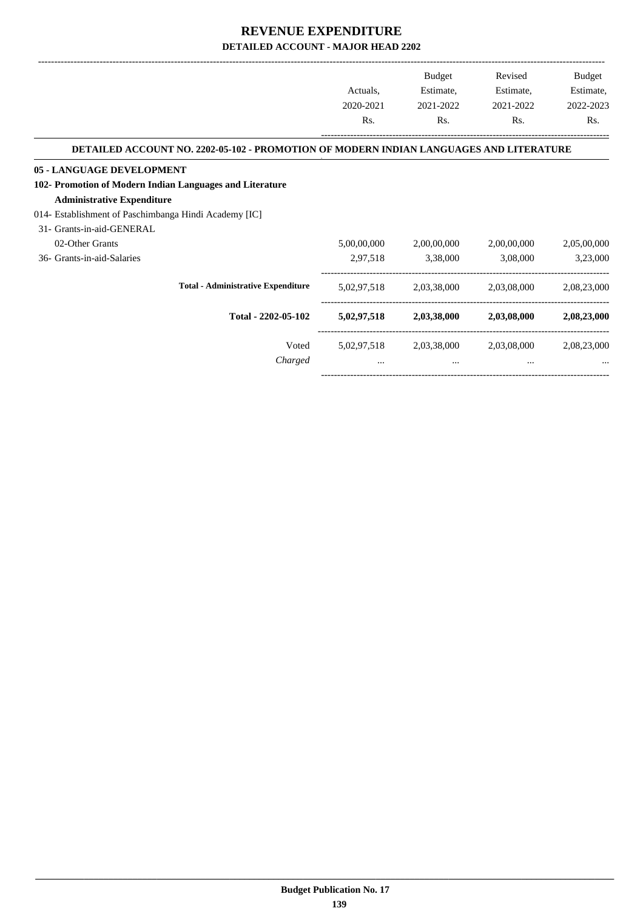# REVENUE EXPENDITURE

## DETAILED ACCOUNT - MAJOR HEAD 2202

| | Actuals, 2020-2021 Rs. | Budget Estimate, 2021-2022 Rs. | Revised Estimate, 2021-2022 Rs. | Budget Estimate, 2022-2023 Rs. |
|---|---|---|---|---|
| **DETAILED ACCOUNT NO. 2202-05-102 - PROMOTION OF MODERN INDIAN LANGUAGES AND LITERATURE** | | | | |
| **05 - LANGUAGE DEVELOPMENT** | | | | |
| **102- Promotion of Modern Indian Languages and Literature** | | | | |
| **Administrative Expenditure** | | | | |
| 014- Establishment of Paschimbanga Hindi Academy [IC] | | | | |
| 31- Grants-in-aid-GENERAL | | | | |
| 02-Other Grants | 5,00,00,000 | 2,00,00,000 | 2,00,00,000 | 2,05,00,000 |
| 36- Grants-in-aid-Salaries | 2,97,518 | 3,38,000 | 3,08,000 | 3,23,000 |
| **Total - Administrative Expenditure** | 5,02,97,518 | 2,03,38,000 | 2,03,08,000 | 2,08,23,000 |
| **Total - 2202-05-102** | **5,02,97,518** | **2,03,38,000** | **2,03,08,000** | **2,08,23,000** |
| Voted | 5,02,97,518 | 2,03,38,000 | 2,03,08,000 | 2,08,23,000 |
| *Charged* | ... | ... | ... | ... |

Budget Publication No. 17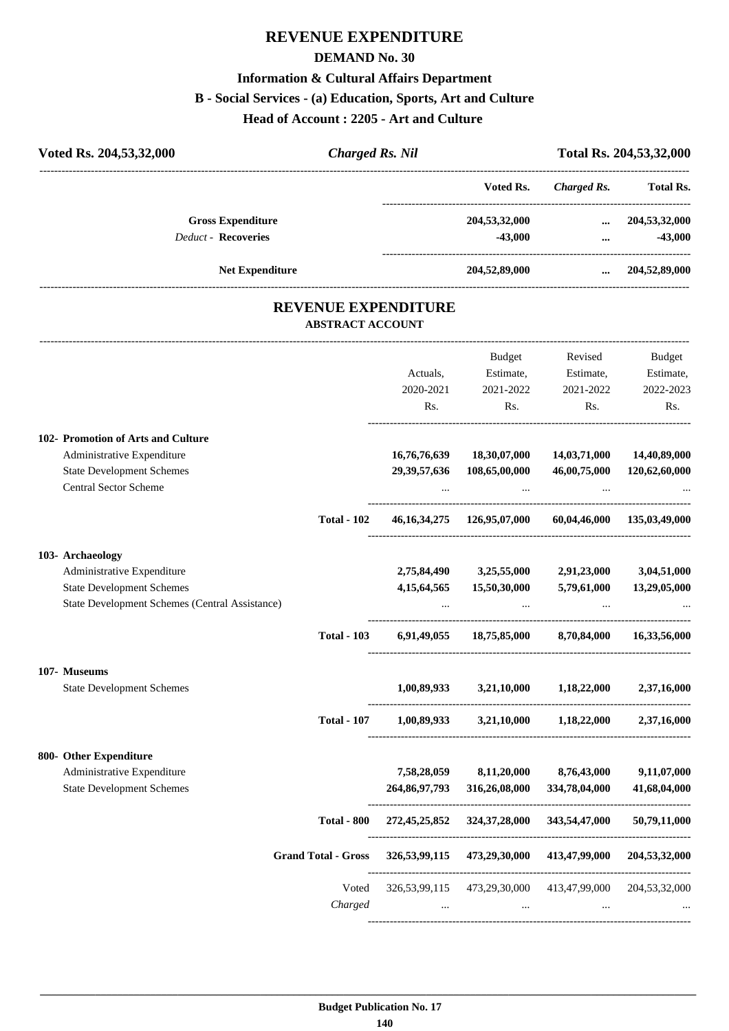# REVENUE EXPENDITURE

## DEMAND No. 30

### Information & Cultural Affairs Department

### B - Social Services - (a) Education, Sports, Art and Culture

### Head of Account : 2205 - Art and Culture

| Voted Rs. 204,53,32,000 | *Charged Rs. Nil* | Total Rs. 204,53,32,000 |
|---|---|---|

| | Voted Rs. | *Charged Rs.* | Total Rs. |
|---|---|---|---|
| **Gross Expenditure** | 204,53,32,000 | ... | 204,53,32,000 |
| *Deduct* - **Recoveries** | -43,000 | ... | -43,000 |
| **Net Expenditure** | 204,52,89,000 | ... | 204,52,89,000 |

## REVENUE EXPENDITURE

### ABSTRACT ACCOUNT

| | Actuals, 2020-2021 Rs. | Budget Estimate, 2021-2022 Rs. | Revised Estimate, 2021-2022 Rs. | Budget Estimate, 2022-2023 Rs. |
|---|---|---|---|---|
| **102- Promotion of Arts and Culture** | | | | |
| Administrative Expenditure | 16,76,76,639 | 18,30,07,000 | 14,03,71,000 | 14,40,89,000 |
| State Development Schemes | 29,39,57,636 | 108,65,00,000 | 46,00,75,000 | 120,62,60,000 |
| Central Sector Scheme | ... | ... | ... | ... |
| **Total - 102** | 46,16,34,275 | 126,95,07,000 | 60,04,46,000 | 135,03,49,000 |
| **103- Archaeology** | | | | |
| Administrative Expenditure | 2,75,84,490 | 3,25,55,000 | 2,91,23,000 | 3,04,51,000 |
| State Development Schemes | 4,15,64,565 | 15,50,30,000 | 5,79,61,000 | 13,29,05,000 |
| State Development Schemes (Central Assistance) | ... | ... | ... | ... |
| **Total - 103** | 6,91,49,055 | 18,75,85,000 | 8,70,84,000 | 16,33,56,000 |
| **107- Museums** | | | | |
| State Development Schemes | 1,00,89,933 | 3,21,10,000 | 1,18,22,000 | 2,37,16,000 |
| **Total - 107** | 1,00,89,933 | 3,21,10,000 | 1,18,22,000 | 2,37,16,000 |
| **800- Other Expenditure** | | | | |
| Administrative Expenditure | 7,58,28,059 | 8,11,20,000 | 8,76,43,000 | 9,11,07,000 |
| State Development Schemes | 264,86,97,793 | 316,26,08,000 | 334,78,04,000 | 41,68,04,000 |
| **Total - 800** | 272,45,25,852 | 324,37,28,000 | 343,54,47,000 | 50,79,11,000 |
| **Grand Total - Gross** | 326,53,99,115 | 473,29,30,000 | 413,47,99,000 | 204,53,32,000 |
| Voted | 326,53,99,115 | 473,29,30,000 | 413,47,99,000 | 204,53,32,000 |
| *Charged* | ... | ... | ... | ... |

**Budget Publication No. 17**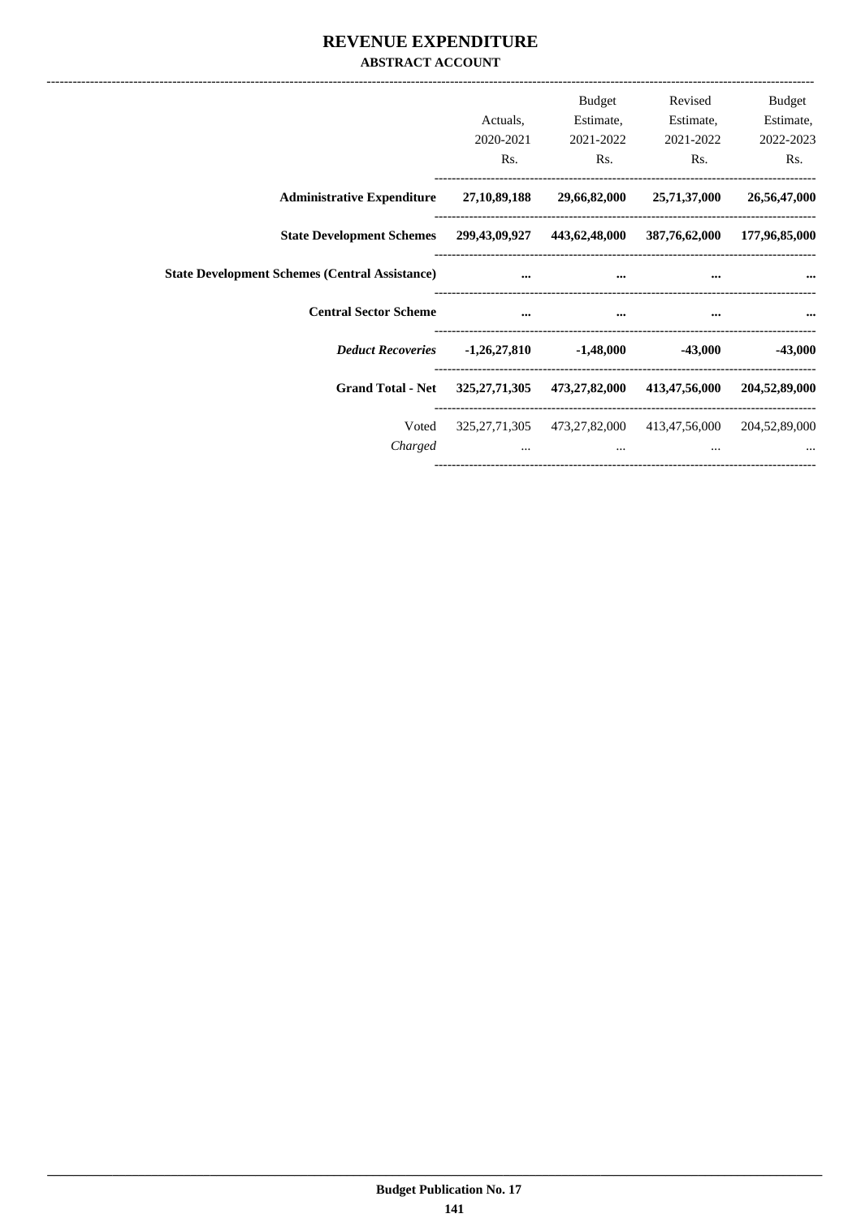# REVENUE EXPENDITURE

## ABSTRACT ACCOUNT

| | Actuals, 2020-2021 Rs. | Budget Estimate, 2021-2022 Rs. | Revised Estimate, 2021-2022 Rs. | Budget Estimate, 2022-2023 Rs. |
|---|---|---|---|---|
| **Administrative Expenditure** | **27,10,89,188** | **29,66,82,000** | **25,71,37,000** | **26,56,47,000** |
| **State Development Schemes** | **299,43,09,927** | **443,62,48,000** | **387,76,62,000** | **177,96,85,000** |
| **State Development Schemes (Central Assistance)** | **...** | **...** | **...** | **...** |
| **Central Sector Scheme** | **...** | **...** | **...** | **...** |
| ***Deduct Recoveries*** | **-1,26,27,810** | **-1,48,000** | **-43,000** | **-43,000** |
| **Grand Total - Net** | **325,27,71,305** | **473,27,82,000** | **413,47,56,000** | **204,52,89,000** |
| Voted | 325,27,71,305 | 473,27,82,000 | 413,47,56,000 | 204,52,89,000 |
| *Charged* | ... | ... | ... | ... |

Budget Publication No. 17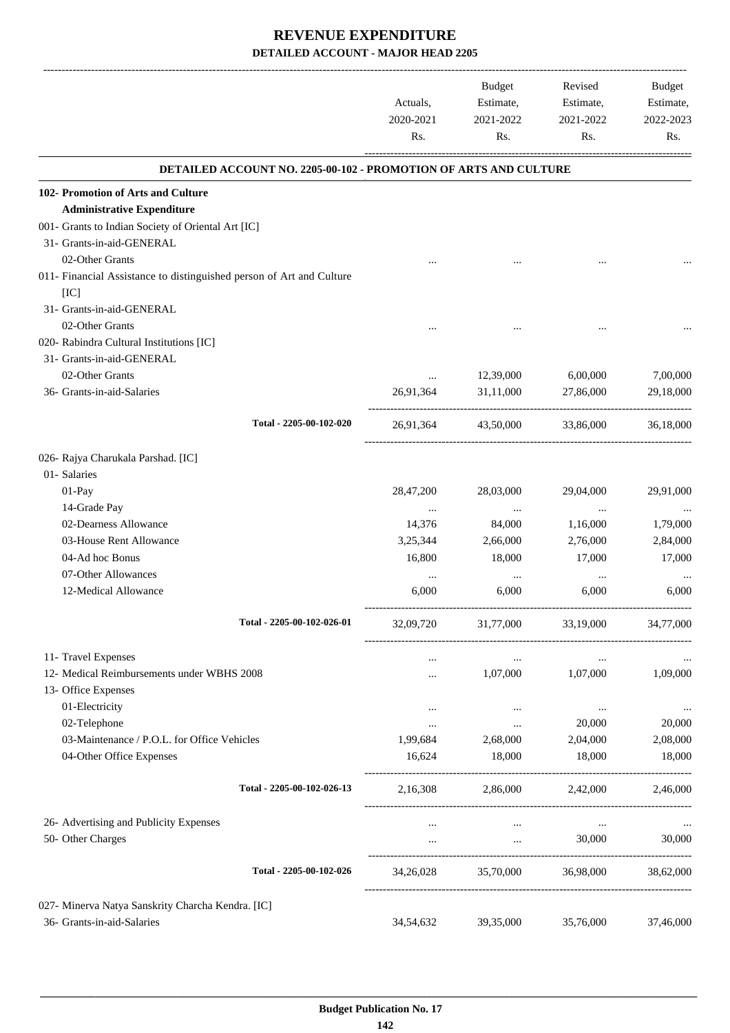# REVENUE EXPENDITURE

## DETAILED ACCOUNT - MAJOR HEAD 2205

| | Actuals, 2020-2021 Rs. | Budget Estimate, 2021-2022 Rs. | Revised Estimate, 2021-2022 Rs. | Budget Estimate, 2022-2023 Rs. |
|---|---|---|---|---|
| **DETAILED ACCOUNT NO. 2205-00-102 - PROMOTION OF ARTS AND CULTURE** | | | | |
| **102- Promotion of Arts and Culture** | | | | |
| **Administrative Expenditure** | | | | |
| 001- Grants to Indian Society of Oriental Art [IC] | | | | |
| 31- Grants-in-aid-GENERAL | | | | |
| 02-Other Grants | ... | ... | ... | ... |
| 011- Financial Assistance to distinguished person of Art and Culture [IC] | | | | |
| 31- Grants-in-aid-GENERAL | | | | |
| 02-Other Grants | ... | ... | ... | ... |
| 020- Rabindra Cultural Institutions [IC] | | | | |
| 31- Grants-in-aid-GENERAL | | | | |
| 02-Other Grants | ... | 12,39,000 | 6,00,000 | 7,00,000 |
| 36- Grants-in-aid-Salaries | 26,91,364 | 31,11,000 | 27,86,000 | 29,18,000 |
| Total - 2205-00-102-020 | 26,91,364 | 43,50,000 | 33,86,000 | 36,18,000 |
| 026- Rajya Charukala Parshad. [IC] | | | | |
| 01- Salaries | | | | |
| 01-Pay | 28,47,200 | 28,03,000 | 29,04,000 | 29,91,000 |
| 14-Grade Pay | ... | ... | ... | ... |
| 02-Dearness Allowance | 14,376 | 84,000 | 1,16,000 | 1,79,000 |
| 03-House Rent Allowance | 3,25,344 | 2,66,000 | 2,76,000 | 2,84,000 |
| 04-Ad hoc Bonus | 16,800 | 18,000 | 17,000 | 17,000 |
| 07-Other Allowances | ... | ... | ... | ... |
| 12-Medical Allowance | 6,000 | 6,000 | 6,000 | 6,000 |
| Total - 2205-00-102-026-01 | 32,09,720 | 31,77,000 | 33,19,000 | 34,77,000 |
| 11- Travel Expenses | ... | ... | ... | ... |
| 12- Medical Reimbursements under WBHS 2008 | ... | 1,07,000 | 1,07,000 | 1,09,000 |
| 13- Office Expenses | | | | |
| 01-Electricity | ... | ... | ... | ... |
| 02-Telephone | ... | ... | 20,000 | 20,000 |
| 03-Maintenance / P.O.L. for Office Vehicles | 1,99,684 | 2,68,000 | 2,04,000 | 2,08,000 |
| 04-Other Office Expenses | 16,624 | 18,000 | 18,000 | 18,000 |
| Total - 2205-00-102-026-13 | 2,16,308 | 2,86,000 | 2,42,000 | 2,46,000 |
| 26- Advertising and Publicity Expenses | ... | ... | ... | ... |
| 50- Other Charges | ... | ... | 30,000 | 30,000 |
| Total - 2205-00-102-026 | 34,26,028 | 35,70,000 | 36,98,000 | 38,62,000 |
| 027- Minerva Natya Sanskrity Charcha Kendra. [IC] | | | | |
| 36- Grants-in-aid-Salaries | 34,54,632 | 39,35,000 | 35,76,000 | 37,46,000 |

**Budget Publication No. 17**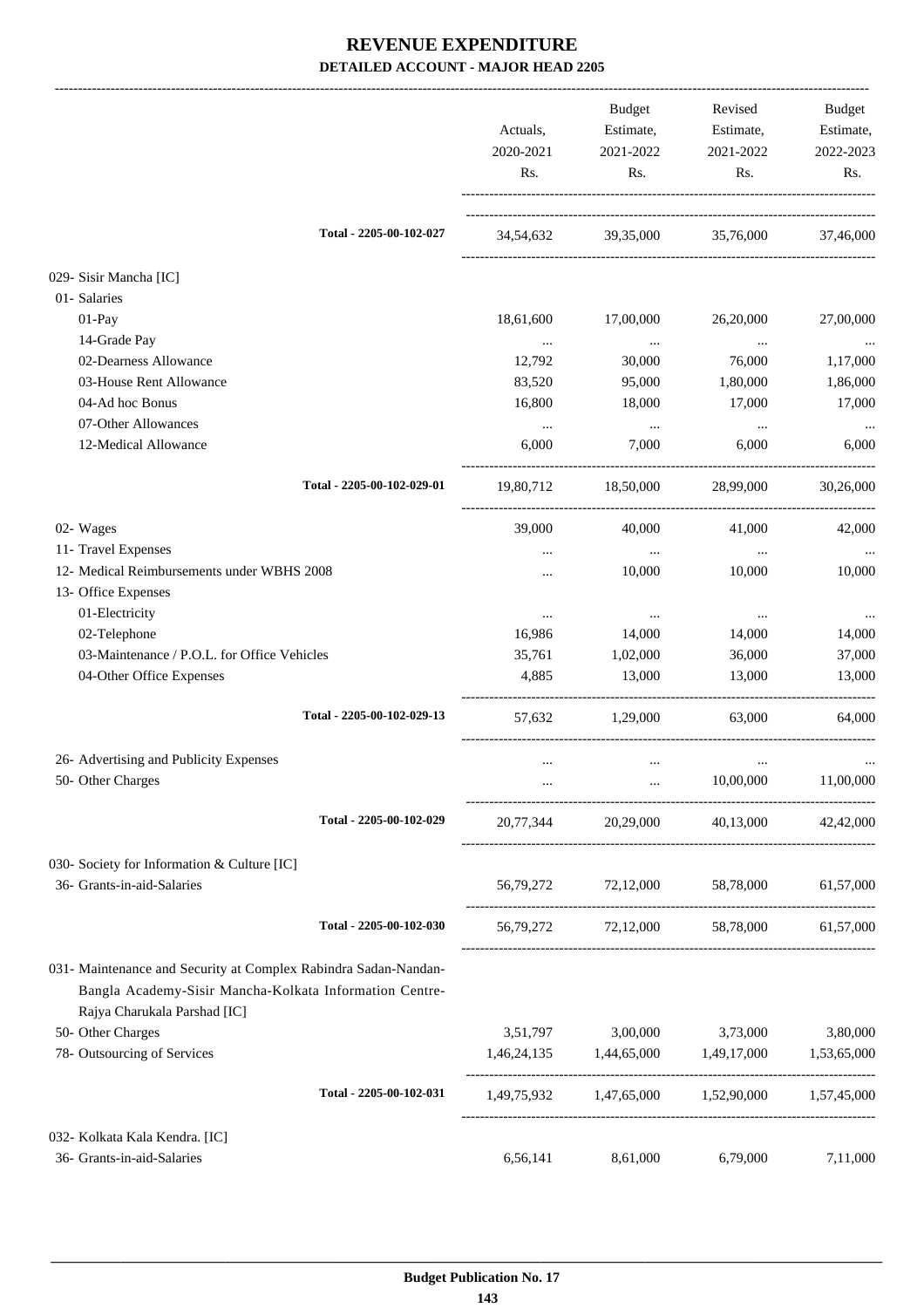# REVENUE EXPENDITURE

## DETAILED ACCOUNT - MAJOR HEAD 2205

| | Actuals, 2020-2021 Rs. | Budget Estimate, 2021-2022 Rs. | Revised Estimate, 2021-2022 Rs. | Budget Estimate, 2022-2023 Rs. |
|---|---|---|---|---|
| Total - 2205-00-102-027 | 34,54,632 | 39,35,000 | 35,76,000 | 37,46,000 |
| 029- Sisir Mancha [IC] | | | | |
| 01- Salaries | | | | |
| 01-Pay | 18,61,600 | 17,00,000 | 26,20,000 | 27,00,000 |
| 14-Grade Pay | ... | ... | ... | ... |
| 02-Dearness Allowance | 12,792 | 30,000 | 76,000 | 1,17,000 |
| 03-House Rent Allowance | 83,520 | 95,000 | 1,80,000 | 1,86,000 |
| 04-Ad hoc Bonus | 16,800 | 18,000 | 17,000 | 17,000 |
| 07-Other Allowances | ... | ... | ... | ... |
| 12-Medical Allowance | 6,000 | 7,000 | 6,000 | 6,000 |
| Total - 2205-00-102-029-01 | 19,80,712 | 18,50,000 | 28,99,000 | 30,26,000 |
| 02- Wages | 39,000 | 40,000 | 41,000 | 42,000 |
| 11- Travel Expenses | ... | ... | ... | ... |
| 12- Medical Reimbursements under WBHS 2008 | ... | 10,000 | 10,000 | 10,000 |
| 13- Office Expenses | | | | |
| 01-Electricity | ... | ... | ... | ... |
| 02-Telephone | 16,986 | 14,000 | 14,000 | 14,000 |
| 03-Maintenance / P.O.L. for Office Vehicles | 35,761 | 1,02,000 | 36,000 | 37,000 |
| 04-Other Office Expenses | 4,885 | 13,000 | 13,000 | 13,000 |
| Total - 2205-00-102-029-13 | 57,632 | 1,29,000 | 63,000 | 64,000 |
| 26- Advertising and Publicity Expenses | ... | ... | ... | ... |
| 50- Other Charges | ... | ... | 10,00,000 | 11,00,000 |
| Total - 2205-00-102-029 | 20,77,344 | 20,29,000 | 40,13,000 | 42,42,000 |
| 030- Society for Information & Culture [IC] | | | | |
| 36- Grants-in-aid-Salaries | 56,79,272 | 72,12,000 | 58,78,000 | 61,57,000 |
| Total - 2205-00-102-030 | 56,79,272 | 72,12,000 | 58,78,000 | 61,57,000 |
| 031- Maintenance and Security at Complex Rabindra Sadan-Nandan-Bangla Academy-Sisir Mancha-Kolkata Information Centre-Rajya Charukala Parshad [IC] | | | | |
| 50- Other Charges | 3,51,797 | 3,00,000 | 3,73,000 | 3,80,000 |
| 78- Outsourcing of Services | 1,46,24,135 | 1,44,65,000 | 1,49,17,000 | 1,53,65,000 |
| Total - 2205-00-102-031 | 1,49,75,932 | 1,47,65,000 | 1,52,90,000 | 1,57,45,000 |
| 032- Kolkata Kala Kendra. [IC] | | | | |
| 36- Grants-in-aid-Salaries | 6,56,141 | 8,61,000 | 6,79,000 | 7,11,000 |

Budget Publication No. 17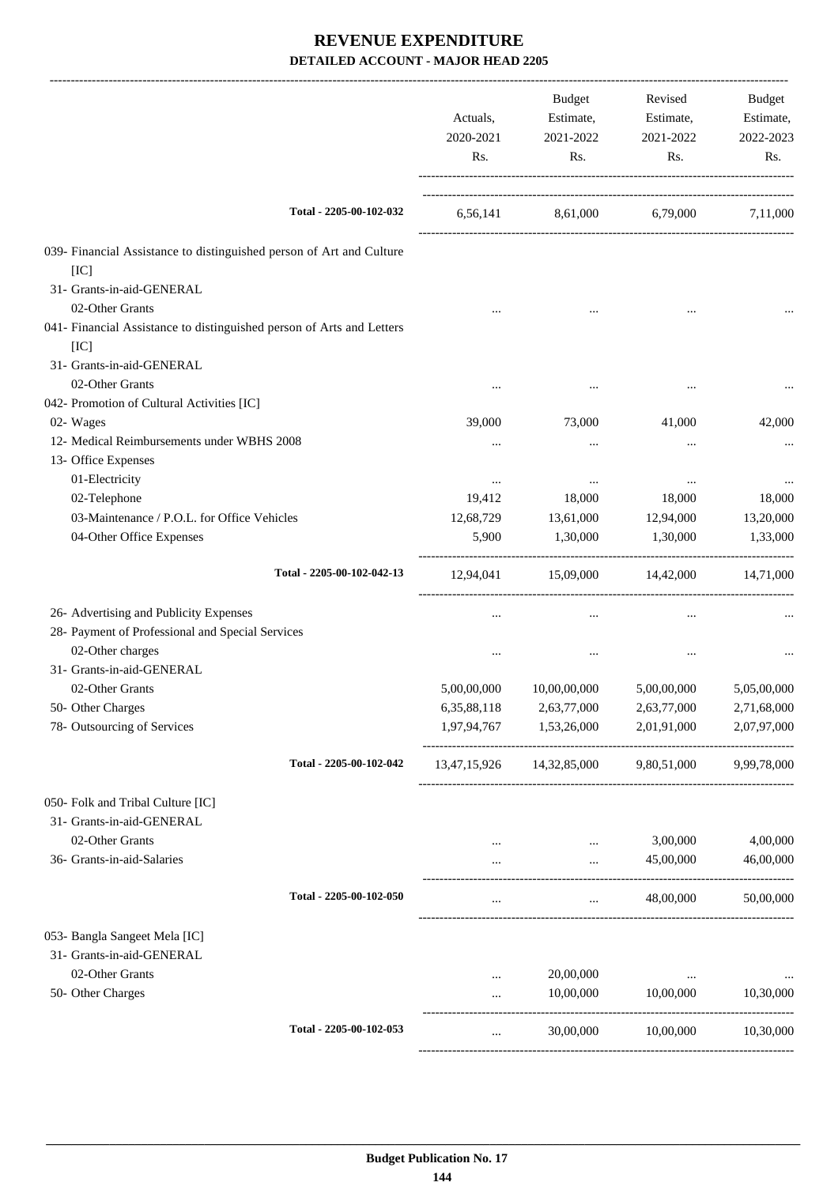# REVENUE EXPENDITURE

## DETAILED ACCOUNT - MAJOR HEAD 2205

| | Actuals, 2020-2021 Rs. | Budget Estimate, 2021-2022 Rs. | Revised Estimate, 2021-2022 Rs. | Budget Estimate, 2022-2023 Rs. |
|---|---|---|---|---|
| Total - 2205-00-102-032 | 6,56,141 | 8,61,000 | 6,79,000 | 7,11,000 |
| 039- Financial Assistance to distinguished person of Art and Culture [IC] | | | | |
| 31- Grants-in-aid-GENERAL | | | | |
| 02-Other Grants | ... | ... | ... | ... |
| 041- Financial Assistance to distinguished person of Arts and Letters [IC] | | | | |
| 31- Grants-in-aid-GENERAL | | | | |
| 02-Other Grants | ... | ... | ... | ... |
| 042- Promotion of Cultural Activities [IC] | | | | |
| 02- Wages | 39,000 | 73,000 | 41,000 | 42,000 |
| 12- Medical Reimbursements under WBHS 2008 | ... | ... | ... | ... |
| 13- Office Expenses | | | | |
| 01-Electricity | ... | ... | ... | ... |
| 02-Telephone | 19,412 | 18,000 | 18,000 | 18,000 |
| 03-Maintenance / P.O.L. for Office Vehicles | 12,68,729 | 13,61,000 | 12,94,000 | 13,20,000 |
| 04-Other Office Expenses | 5,900 | 1,30,000 | 1,30,000 | 1,33,000 |
| Total - 2205-00-102-042-13 | 12,94,041 | 15,09,000 | 14,42,000 | 14,71,000 |
| 26- Advertising and Publicity Expenses | ... | ... | ... | ... |
| 28- Payment of Professional and Special Services | | | | |
| 02-Other charges | ... | ... | ... | ... |
| 31- Grants-in-aid-GENERAL | | | | |
| 02-Other Grants | 5,00,00,000 | 10,00,00,000 | 5,00,00,000 | 5,05,00,000 |
| 50- Other Charges | 6,35,88,118 | 2,63,77,000 | 2,63,77,000 | 2,71,68,000 |
| 78- Outsourcing of Services | 1,97,94,767 | 1,53,26,000 | 2,01,91,000 | 2,07,97,000 |
| Total - 2205-00-102-042 | 13,47,15,926 | 14,32,85,000 | 9,80,51,000 | 9,99,78,000 |
| 050- Folk and Tribal Culture [IC] | | | | |
| 31- Grants-in-aid-GENERAL | | | | |
| 02-Other Grants | ... | ... | 3,00,000 | 4,00,000 |
| 36- Grants-in-aid-Salaries | ... | ... | 45,00,000 | 46,00,000 |
| Total - 2205-00-102-050 | ... | ... | 48,00,000 | 50,00,000 |
| 053- Bangla Sangeet Mela [IC] | | | | |
| 31- Grants-in-aid-GENERAL | | | | |
| 02-Other Grants | ... | 20,00,000 | ... | ... |
| 50- Other Charges | ... | 10,00,000 | 10,00,000 | 10,30,000 |
| Total - 2205-00-102-053 | ... | 30,00,000 | 10,00,000 | 10,30,000 |

Budget Publication No. 17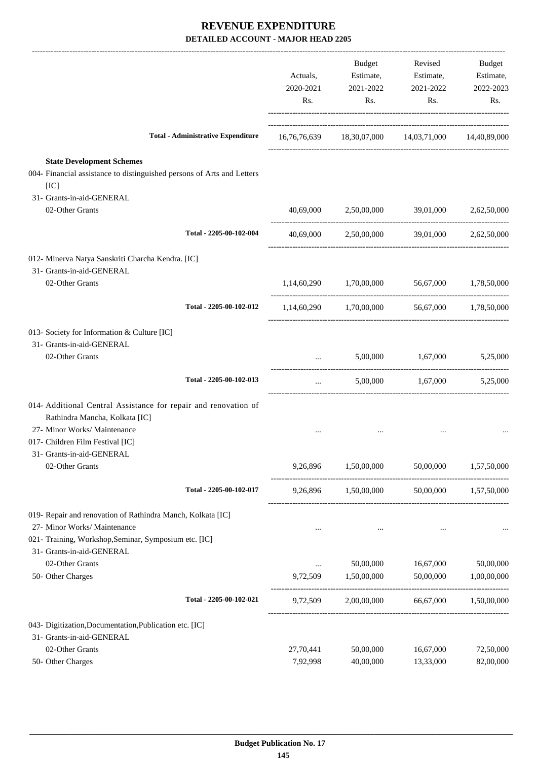# REVENUE EXPENDITURE

## DETAILED ACCOUNT - MAJOR HEAD 2205

| | Actuals, 2020-2021 Rs. | Budget Estimate, 2021-2022 Rs. | Revised Estimate, 2021-2022 Rs. | Budget Estimate, 2022-2023 Rs. |
|---|---|---|---|---|
| **Total - Administrative Expenditure** | 16,76,76,639 | 18,30,07,000 | 14,03,71,000 | 14,40,89,000 |
| **State Development Schemes** | | | | |
| 004- Financial assistance to distinguished persons of Arts and Letters [IC] | | | | |
| 31- Grants-in-aid-GENERAL | | | | |
| 02-Other Grants | 40,69,000 | 2,50,00,000 | 39,01,000 | 2,62,50,000 |
| **Total - 2205-00-102-004** | 40,69,000 | 2,50,00,000 | 39,01,000 | 2,62,50,000 |
| 012- Minerva Natya Sanskriti Charcha Kendra. [IC] | | | | |
| 31- Grants-in-aid-GENERAL | | | | |
| 02-Other Grants | 1,14,60,290 | 1,70,00,000 | 56,67,000 | 1,78,50,000 |
| **Total - 2205-00-102-012** | 1,14,60,290 | 1,70,00,000 | 56,67,000 | 1,78,50,000 |
| 013- Society for Information & Culture [IC] | | | | |
| 31- Grants-in-aid-GENERAL | | | | |
| 02-Other Grants | ... | 5,00,000 | 1,67,000 | 5,25,000 |
| **Total - 2205-00-102-013** | ... | 5,00,000 | 1,67,000 | 5,25,000 |
| 014- Additional Central Assistance for repair and renovation of Rathindra Mancha, Kolkata [IC] | | | | |
| 27- Minor Works/ Maintenance | ... | ... | ... | ... |
| 017- Children Film Festival [IC] | | | | |
| 31- Grants-in-aid-GENERAL | | | | |
| 02-Other Grants | 9,26,896 | 1,50,00,000 | 50,00,000 | 1,57,50,000 |
| **Total - 2205-00-102-017** | 9,26,896 | 1,50,00,000 | 50,00,000 | 1,57,50,000 |
| 019- Repair and renovation of Rathindra Manch, Kolkata [IC] | | | | |
| 27- Minor Works/ Maintenance | ... | ... | ... | ... |
| 021- Training, Workshop,Seminar, Symposium etc. [IC] | | | | |
| 31- Grants-in-aid-GENERAL | | | | |
| 02-Other Grants | ... | 50,00,000 | 16,67,000 | 50,00,000 |
| 50- Other Charges | 9,72,509 | 1,50,00,000 | 50,00,000 | 1,00,00,000 |
| **Total - 2205-00-102-021** | 9,72,509 | 2,00,00,000 | 66,67,000 | 1,50,00,000 |
| 043- Digitization,Documentation,Publication etc. [IC] | | | | |
| 31- Grants-in-aid-GENERAL | | | | |
| 02-Other Grants | 27,70,441 | 50,00,000 | 16,67,000 | 72,50,000 |
| 50- Other Charges | 7,92,998 | 40,00,000 | 13,33,000 | 82,00,000 |

**Budget Publication No. 17**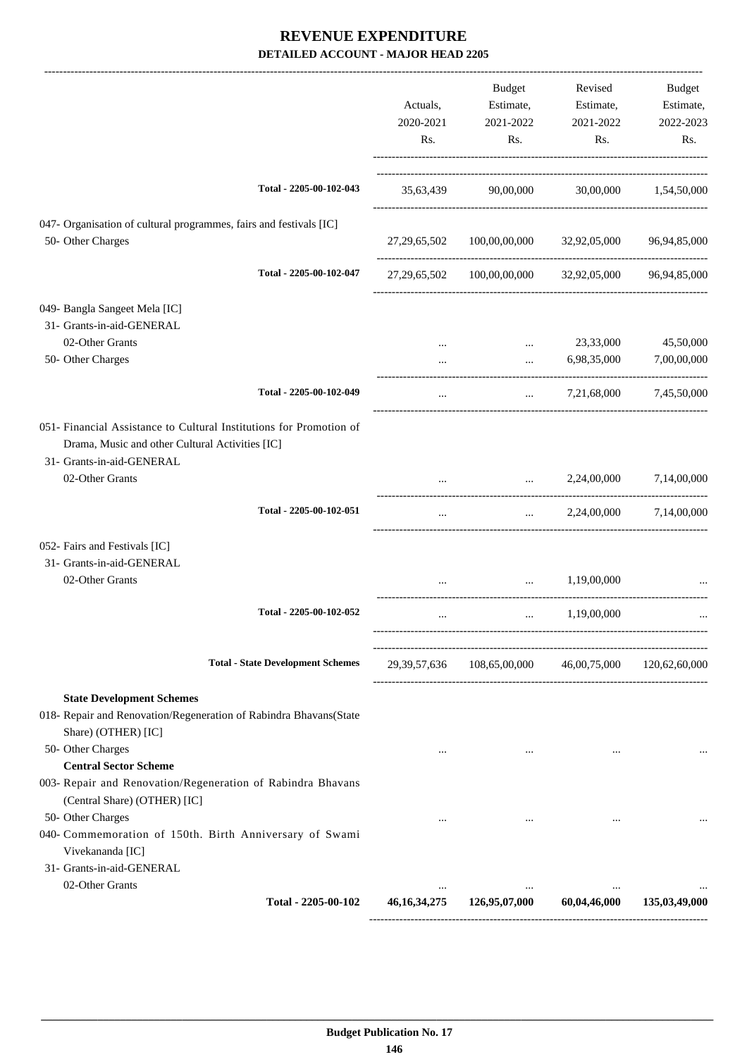# REVENUE EXPENDITURE

## DETAILED ACCOUNT - MAJOR HEAD 2205

| | Actuals, 2020-2021 Rs. | Budget Estimate, 2021-2022 Rs. | Revised Estimate, 2021-2022 Rs. | Budget Estimate, 2022-2023 Rs. |
|---|---|---|---|---|
| Total - 2205-00-102-043 | 35,63,439 | 90,00,000 | 30,00,000 | 1,54,50,000 |
| 047- Organisation of cultural programmes, fairs and festivals [IC] | | | | |
| 50- Other Charges | 27,29,65,502 | 100,00,00,000 | 32,92,05,000 | 96,94,85,000 |
| Total - 2205-00-102-047 | 27,29,65,502 | 100,00,00,000 | 32,92,05,000 | 96,94,85,000 |
| 049- Bangla Sangeet Mela [IC] | | | | |
| 31- Grants-in-aid-GENERAL | | | | |
| 02-Other Grants | ... | ... | 23,33,000 | 45,50,000 |
| 50- Other Charges | ... | ... | 6,98,35,000 | 7,00,00,000 |
| Total - 2205-00-102-049 | ... | ... | 7,21,68,000 | 7,45,50,000 |
| 051- Financial Assistance to Cultural Institutions for Promotion of Drama, Music and other Cultural Activities [IC] | | | | |
| 31- Grants-in-aid-GENERAL | | | | |
| 02-Other Grants | ... | ... | 2,24,00,000 | 7,14,00,000 |
| Total - 2205-00-102-051 | ... | ... | 2,24,00,000 | 7,14,00,000 |
| 052- Fairs and Festivals [IC] | | | | |
| 31- Grants-in-aid-GENERAL | | | | |
| 02-Other Grants | ... | ... | 1,19,00,000 | ... |
| Total - 2205-00-102-052 | ... | ... | 1,19,00,000 | ... |
| **Total - State Development Schemes** | 29,39,57,636 | 108,65,00,000 | 46,00,75,000 | 120,62,60,000 |
| **State Development Schemes** | | | | |
| 018- Repair and Renovation/Regeneration of Rabindra Bhavans(State Share) (OTHER) [IC] | | | | |
| 50- Other Charges | ... | ... | ... | ... |
| **Central Sector Scheme** | | | | |
| 003- Repair and Renovation/Regeneration of Rabindra Bhavans (Central Share) (OTHER) [IC] | | | | |
| 50- Other Charges | ... | ... | ... | ... |
| 040- Commemoration of 150th. Birth Anniversary of Swami Vivekananda [IC] | | | | |
| 31- Grants-in-aid-GENERAL | | | | |
| 02-Other Grants | ... | ... | ... | ... |
| **Total - 2205-00-102** | **46,16,34,275** | **126,95,07,000** | **60,04,46,000** | **135,03,49,000** |

**Budget Publication No. 17**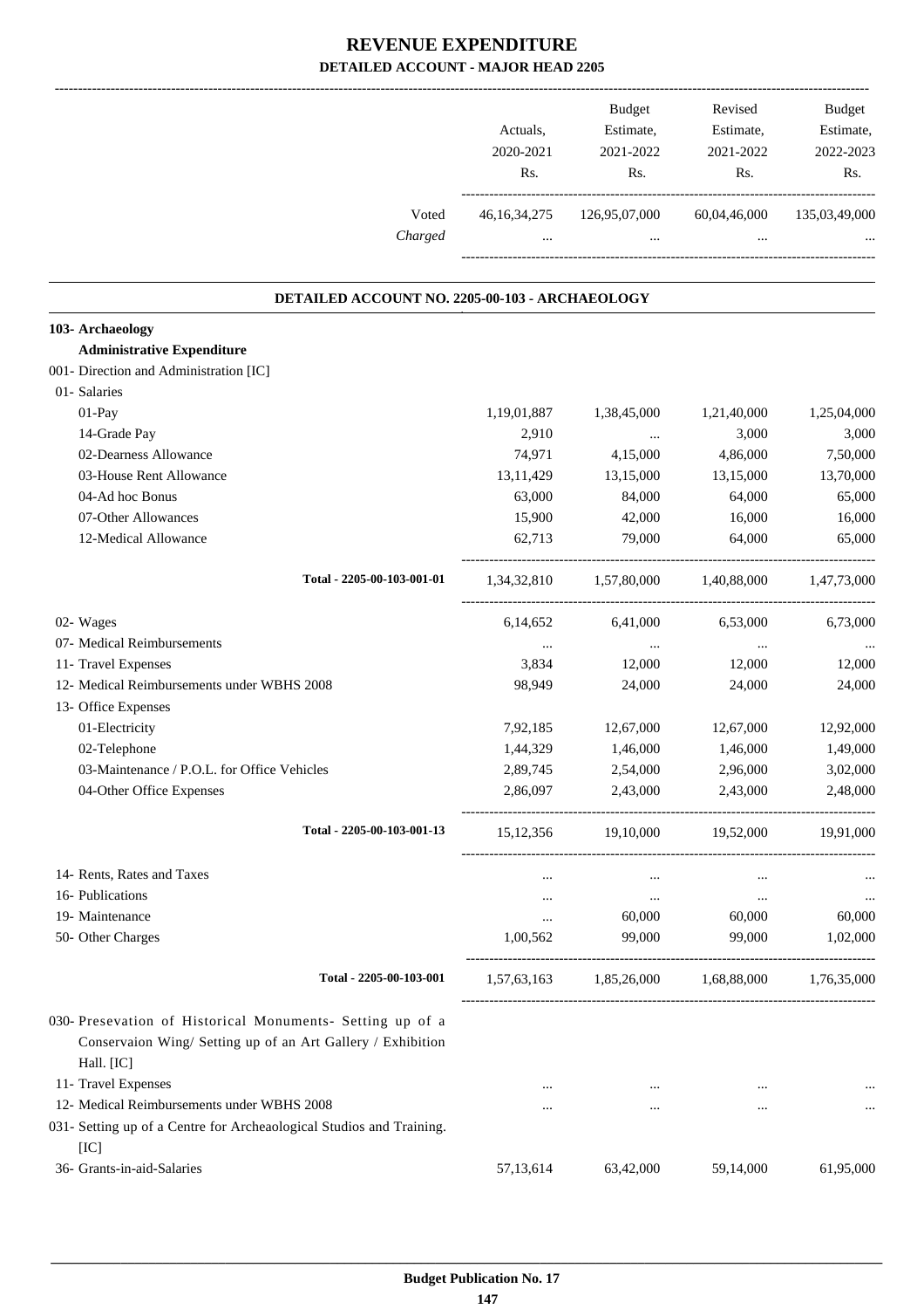# REVENUE EXPENDITURE

## DETAILED ACCOUNT - MAJOR HEAD 2205

| | Actuals, 2020-2021 Rs. | Budget Estimate, 2021-2022 Rs. | Revised Estimate, 2021-2022 Rs. | Budget Estimate, 2022-2023 Rs. |
|---|---|---|---|---|
| Voted | 46,16,34,275 | 126,95,07,000 | 60,04,46,000 | 135,03,49,000 |
| *Charged* | ... | ... | ... | ... |

### DETAILED ACCOUNT NO. 2205-00-103 - ARCHAEOLOGY

| | Actuals, 2020-2021 Rs. | Budget Estimate, 2021-2022 Rs. | Revised Estimate, 2021-2022 Rs. | Budget Estimate, 2022-2023 Rs. |
|---|---|---|---|---|
| **103- Archaeology** | | | | |
| **Administrative Expenditure** | | | | |
| 001- Direction and Administration [IC] | | | | |
| 01- Salaries | | | | |
| 01-Pay | 1,19,01,887 | 1,38,45,000 | 1,21,40,000 | 1,25,04,000 |
| 14-Grade Pay | 2,910 | ... | 3,000 | 3,000 |
| 02-Dearness Allowance | 74,971 | 4,15,000 | 4,86,000 | 7,50,000 |
| 03-House Rent Allowance | 13,11,429 | 13,15,000 | 13,15,000 | 13,70,000 |
| 04-Ad hoc Bonus | 63,000 | 84,000 | 64,000 | 65,000 |
| 07-Other Allowances | 15,900 | 42,000 | 16,000 | 16,000 |
| 12-Medical Allowance | 62,713 | 79,000 | 64,000 | 65,000 |
| **Total - 2205-00-103-001-01** | 1,34,32,810 | 1,57,80,000 | 1,40,88,000 | 1,47,73,000 |
| 02- Wages | 6,14,652 | 6,41,000 | 6,53,000 | 6,73,000 |
| 07- Medical Reimbursements | ... | ... | ... | ... |
| 11- Travel Expenses | 3,834 | 12,000 | 12,000 | 12,000 |
| 12- Medical Reimbursements under WBHS 2008 | 98,949 | 24,000 | 24,000 | 24,000 |
| 13- Office Expenses | | | | |
| 01-Electricity | 7,92,185 | 12,67,000 | 12,67,000 | 12,92,000 |
| 02-Telephone | 1,44,329 | 1,46,000 | 1,46,000 | 1,49,000 |
| 03-Maintenance / P.O.L. for Office Vehicles | 2,89,745 | 2,54,000 | 2,96,000 | 3,02,000 |
| 04-Other Office Expenses | 2,86,097 | 2,43,000 | 2,43,000 | 2,48,000 |
| **Total - 2205-00-103-001-13** | 15,12,356 | 19,10,000 | 19,52,000 | 19,91,000 |
| 14- Rents, Rates and Taxes | ... | ... | ... | ... |
| 16- Publications | ... | ... | ... | ... |
| 19- Maintenance | ... | 60,000 | 60,000 | 60,000 |
| 50- Other Charges | 1,00,562 | 99,000 | 99,000 | 1,02,000 |
| **Total - 2205-00-103-001** | 1,57,63,163 | 1,85,26,000 | 1,68,88,000 | 1,76,35,000 |
| 030- Presevation of Historical Monuments- Setting up of a Conservaion Wing/ Setting up of an Art Gallery / Exhibition Hall. [IC] | | | | |
| 11- Travel Expenses | ... | ... | ... | ... |
| 12- Medical Reimbursements under WBHS 2008 | ... | ... | ... | ... |
| 031- Setting up of a Centre for Archeaological Studios and Training. [IC] | | | | |
| 36- Grants-in-aid-Salaries | 57,13,614 | 63,42,000 | 59,14,000 | 61,95,000 |

**Budget Publication No. 17**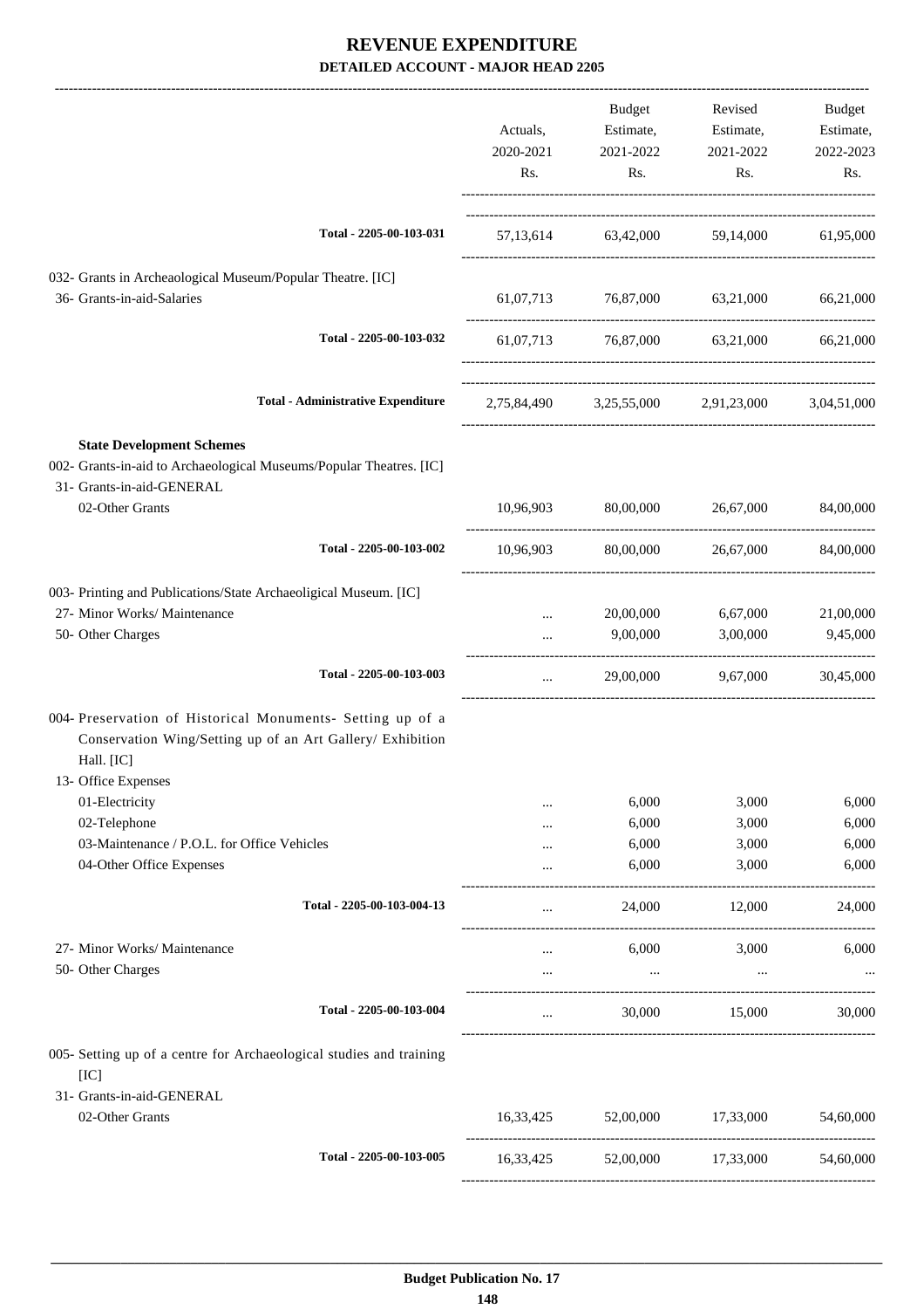# REVENUE EXPENDITURE

**DETAILED ACCOUNT - MAJOR HEAD 2205**

| | Actuals, 2020-2021 Rs. | Budget Estimate, 2021-2022 Rs. | Revised Estimate, 2021-2022 Rs. | Budget Estimate, 2022-2023 Rs. |
|---|---|---|---|---|
| **Total - 2205-00-103-031** | 57,13,614 | 63,42,000 | 59,14,000 | 61,95,000 |
| 032- Grants in Archeaological Museum/Popular Theatre. [IC] | | | | |
| 36- Grants-in-aid-Salaries | 61,07,713 | 76,87,000 | 63,21,000 | 66,21,000 |
| **Total - 2205-00-103-032** | 61,07,713 | 76,87,000 | 63,21,000 | 66,21,000 |
| **Total - Administrative Expenditure** | 2,75,84,490 | 3,25,55,000 | 2,91,23,000 | 3,04,51,000 |
| **State Development Schemes** | | | | |
| 002- Grants-in-aid to Archaeological Museums/Popular Theatres. [IC] | | | | |
| 31- Grants-in-aid-GENERAL | | | | |
| 02-Other Grants | 10,96,903 | 80,00,000 | 26,67,000 | 84,00,000 |
| **Total - 2205-00-103-002** | 10,96,903 | 80,00,000 | 26,67,000 | 84,00,000 |
| 003- Printing and Publications/State Archaeoligical Museum. [IC] | | | | |
| 27- Minor Works/ Maintenance | ... | 20,00,000 | 6,67,000 | 21,00,000 |
| 50- Other Charges | ... | 9,00,000 | 3,00,000 | 9,45,000 |
| **Total - 2205-00-103-003** | ... | 29,00,000 | 9,67,000 | 30,45,000 |
| 004- Preservation of Historical Monuments- Setting up of a Conservation Wing/Setting up of an Art Gallery/ Exhibition Hall. [IC] | | | | |
| 13- Office Expenses | | | | |
| 01-Electricity | ... | 6,000 | 3,000 | 6,000 |
| 02-Telephone | ... | 6,000 | 3,000 | 6,000 |
| 03-Maintenance / P.O.L. for Office Vehicles | ... | 6,000 | 3,000 | 6,000 |
| 04-Other Office Expenses | ... | 6,000 | 3,000 | 6,000 |
| **Total - 2205-00-103-004-13** | ... | 24,000 | 12,000 | 24,000 |
| 27- Minor Works/ Maintenance | ... | 6,000 | 3,000 | 6,000 |
| 50- Other Charges | ... | ... | ... | ... |
| **Total - 2205-00-103-004** | ... | 30,000 | 15,000 | 30,000 |
| 005- Setting up of a centre for Archaeological studies and training [IC] | | | | |
| 31- Grants-in-aid-GENERAL | | | | |
| 02-Other Grants | 16,33,425 | 52,00,000 | 17,33,000 | 54,60,000 |
| **Total - 2205-00-103-005** | 16,33,425 | 52,00,000 | 17,33,000 | 54,60,000 |

**Budget Publication No. 17**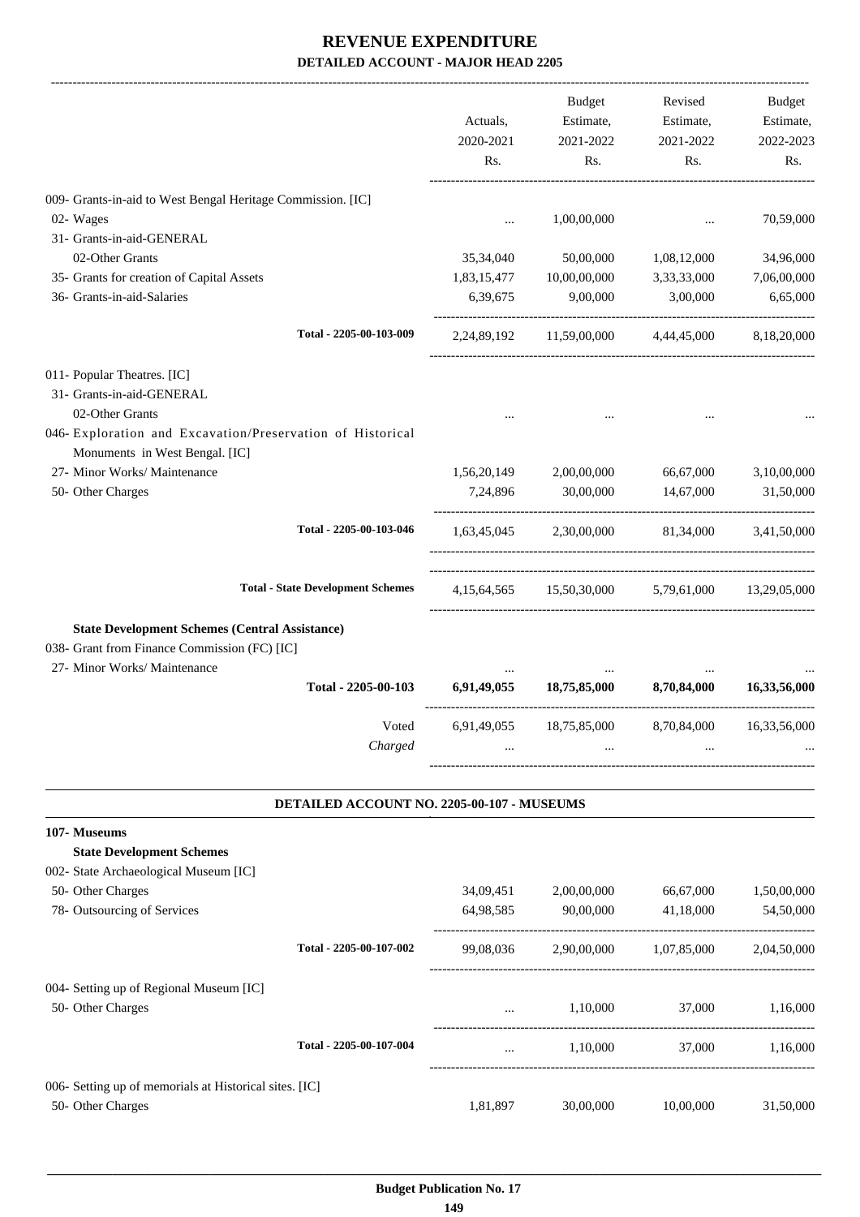# REVENUE EXPENDITURE

## DETAILED ACCOUNT - MAJOR HEAD 2205

| | Actuals, 2020-2021 Rs. | Budget Estimate, 2021-2022 Rs. | Revised Estimate, 2021-2022 Rs. | Budget Estimate, 2022-2023 Rs. |
|---|---|---|---|---|
| 009- Grants-in-aid to West Bengal Heritage Commission. [IC] | | | | |
| 02- Wages | ... | 1,00,00,000 | ... | 70,59,000 |
| 31- Grants-in-aid-GENERAL | | | | |
| 02-Other Grants | 35,34,040 | 50,00,000 | 1,08,12,000 | 34,96,000 |
| 35- Grants for creation of Capital Assets | 1,83,15,477 | 10,00,00,000 | 3,33,33,000 | 7,06,00,000 |
| 36- Grants-in-aid-Salaries | 6,39,675 | 9,00,000 | 3,00,000 | 6,65,000 |
| Total - 2205-00-103-009 | 2,24,89,192 | 11,59,00,000 | 4,44,45,000 | 8,18,20,000 |
| 011- Popular Theatres. [IC] | | | | |
| 31- Grants-in-aid-GENERAL | | | | |
| 02-Other Grants | ... | ... | ... | ... |
| 046- Exploration and Excavation/Preservation of Historical Monuments in West Bengal. [IC] | | | | |
| 27- Minor Works/ Maintenance | 1,56,20,149 | 2,00,00,000 | 66,67,000 | 3,10,00,000 |
| 50- Other Charges | 7,24,896 | 30,00,000 | 14,67,000 | 31,50,000 |
| Total - 2205-00-103-046 | 1,63,45,045 | 2,30,00,000 | 81,34,000 | 3,41,50,000 |
| Total - State Development Schemes | 4,15,64,565 | 15,50,30,000 | 5,79,61,000 | 13,29,05,000 |
| **State Development Schemes (Central Assistance)** | | | | |
| 038- Grant from Finance Commission (FC) [IC] | | | | |
| 27- Minor Works/ Maintenance | ... | ... | ... | ... |
| **Total - 2205-00-103** | **6,91,49,055** | **18,75,85,000** | **8,70,84,000** | **16,33,56,000** |
| Voted | 6,91,49,055 | 18,75,85,000 | 8,70,84,000 | 16,33,56,000 |
| *Charged* | ... | ... | ... | ... |

### DETAILED ACCOUNT NO. 2205-00-107 - MUSEUMS

| | Actuals, 2020-2021 Rs. | Budget Estimate, 2021-2022 Rs. | Revised Estimate, 2021-2022 Rs. | Budget Estimate, 2022-2023 Rs. |
|---|---|---|---|---|
| **107- Museums** | | | | |
| **State Development Schemes** | | | | |
| 002- State Archaeological Museum [IC] | | | | |
| 50- Other Charges | 34,09,451 | 2,00,00,000 | 66,67,000 | 1,50,00,000 |
| 78- Outsourcing of Services | 64,98,585 | 90,00,000 | 41,18,000 | 54,50,000 |
| Total - 2205-00-107-002 | 99,08,036 | 2,90,00,000 | 1,07,85,000 | 2,04,50,000 |
| 004- Setting up of Regional Museum [IC] | | | | |
| 50- Other Charges | ... | 1,10,000 | 37,000 | 1,16,000 |
| Total - 2205-00-107-004 | ... | 1,10,000 | 37,000 | 1,16,000 |
| 006- Setting up of memorials at Historical sites. [IC] | | | | |
| 50- Other Charges | 1,81,897 | 30,00,000 | 10,00,000 | 31,50,000 |

Budget Publication No. 17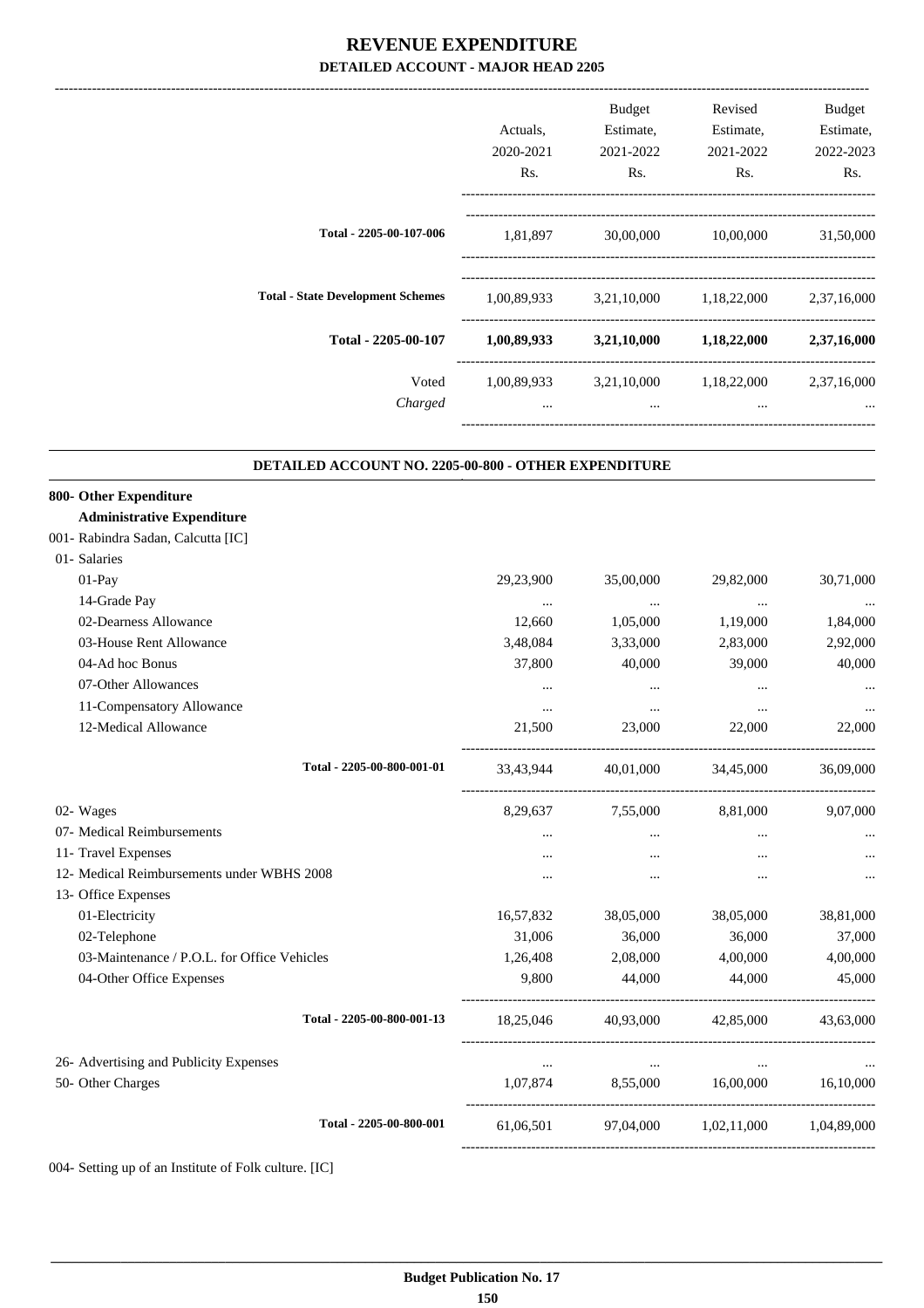# REVENUE EXPENDITURE

## DETAILED ACCOUNT - MAJOR HEAD 2205

| | Actuals, 2020-2021 Rs. | Budget Estimate, 2021-2022 Rs. | Revised Estimate, 2021-2022 Rs. | Budget Estimate, 2022-2023 Rs. |
|---|---|---|---|---|
| Total - 2205-00-107-006 | 1,81,897 | 30,00,000 | 10,00,000 | 31,50,000 |
| Total - State Development Schemes | 1,00,89,933 | 3,21,10,000 | 1,18,22,000 | 2,37,16,000 |
| **Total - 2205-00-107** | **1,00,89,933** | **3,21,10,000** | **1,18,22,000** | **2,37,16,000** |
| Voted | 1,00,89,933 | 3,21,10,000 | 1,18,22,000 | 2,37,16,000 |
| *Charged* | ... | ... | ... | ... |

### DETAILED ACCOUNT NO. 2205-00-800 - OTHER EXPENDITURE

| | Actuals, 2020-2021 Rs. | Budget Estimate, 2021-2022 Rs. | Revised Estimate, 2021-2022 Rs. | Budget Estimate, 2022-2023 Rs. |
|---|---|---|---|---|
| **800- Other Expenditure** | | | | |
| **Administrative Expenditure** | | | | |
| 001- Rabindra Sadan, Calcutta [IC] | | | | |
| 01- Salaries | | | | |
| 01-Pay | 29,23,900 | 35,00,000 | 29,82,000 | 30,71,000 |
| 14-Grade Pay | ... | ... | ... | ... |
| 02-Dearness Allowance | 12,660 | 1,05,000 | 1,19,000 | 1,84,000 |
| 03-House Rent Allowance | 3,48,084 | 3,33,000 | 2,83,000 | 2,92,000 |
| 04-Ad hoc Bonus | 37,800 | 40,000 | 39,000 | 40,000 |
| 07-Other Allowances | ... | ... | ... | ... |
| 11-Compensatory Allowance | ... | ... | ... | ... |
| 12-Medical Allowance | 21,500 | 23,000 | 22,000 | 22,000 |
| Total - 2205-00-800-001-01 | 33,43,944 | 40,01,000 | 34,45,000 | 36,09,000 |
| 02- Wages | 8,29,637 | 7,55,000 | 8,81,000 | 9,07,000 |
| 07- Medical Reimbursements | ... | ... | ... | ... |
| 11- Travel Expenses | ... | ... | ... | ... |
| 12- Medical Reimbursements under WBHS 2008 | ... | ... | ... | ... |
| 13- Office Expenses | | | | |
| 01-Electricity | 16,57,832 | 38,05,000 | 38,05,000 | 38,81,000 |
| 02-Telephone | 31,006 | 36,000 | 36,000 | 37,000 |
| 03-Maintenance / P.O.L. for Office Vehicles | 1,26,408 | 2,08,000 | 4,00,000 | 4,00,000 |
| 04-Other Office Expenses | 9,800 | 44,000 | 44,000 | 45,000 |
| Total - 2205-00-800-001-13 | 18,25,046 | 40,93,000 | 42,85,000 | 43,63,000 |
| 26- Advertising and Publicity Expenses | ... | ... | ... | ... |
| 50- Other Charges | 1,07,874 | 8,55,000 | 16,00,000 | 16,10,000 |
| Total - 2205-00-800-001 | 61,06,501 | 97,04,000 | 1,02,11,000 | 1,04,89,000 |

004- Setting up of an Institute of Folk culture. [IC]

Budget Publication No. 17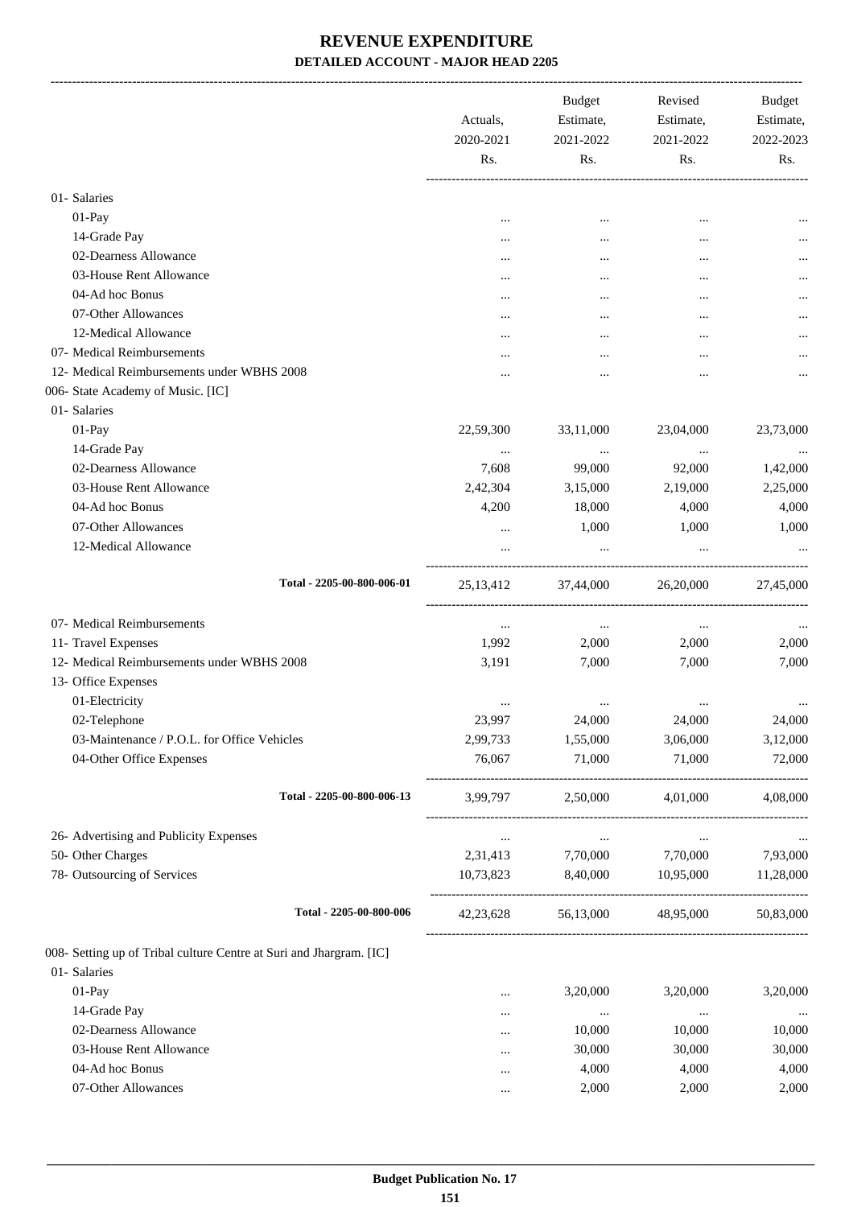# REVENUE EXPENDITURE

## DETAILED ACCOUNT - MAJOR HEAD 2205

| | Actuals, 2020-2021 Rs. | Budget Estimate, 2021-2022 Rs. | Revised Estimate, 2021-2022 Rs. | Budget Estimate, 2022-2023 Rs. |
|---|---|---|---|---|
| 01- Salaries | | | | |
| 01-Pay | ... | ... | ... | ... |
| 14-Grade Pay | ... | ... | ... | ... |
| 02-Dearness Allowance | ... | ... | ... | ... |
| 03-House Rent Allowance | ... | ... | ... | ... |
| 04-Ad hoc Bonus | ... | ... | ... | ... |
| 07-Other Allowances | ... | ... | ... | ... |
| 12-Medical Allowance | ... | ... | ... | ... |
| 07- Medical Reimbursements | ... | ... | ... | ... |
| 12- Medical Reimbursements under WBHS 2008 | ... | ... | ... | ... |
| 006- State Academy of Music. [IC] | | | | |
| 01- Salaries | | | | |
| 01-Pay | 22,59,300 | 33,11,000 | 23,04,000 | 23,73,000 |
| 14-Grade Pay | ... | ... | ... | ... |
| 02-Dearness Allowance | 7,608 | 99,000 | 92,000 | 1,42,000 |
| 03-House Rent Allowance | 2,42,304 | 3,15,000 | 2,19,000 | 2,25,000 |
| 04-Ad hoc Bonus | 4,200 | 18,000 | 4,000 | 4,000 |
| 07-Other Allowances | ... | 1,000 | 1,000 | 1,000 |
| 12-Medical Allowance | ... | ... | ... | ... |
| Total - 2205-00-800-006-01 | 25,13,412 | 37,44,000 | 26,20,000 | 27,45,000 |
| 07- Medical Reimbursements | ... | ... | ... | ... |
| 11- Travel Expenses | 1,992 | 2,000 | 2,000 | 2,000 |
| 12- Medical Reimbursements under WBHS 2008 | 3,191 | 7,000 | 7,000 | 7,000 |
| 13- Office Expenses | | | | |
| 01-Electricity | ... | ... | ... | ... |
| 02-Telephone | 23,997 | 24,000 | 24,000 | 24,000 |
| 03-Maintenance / P.O.L. for Office Vehicles | 2,99,733 | 1,55,000 | 3,06,000 | 3,12,000 |
| 04-Other Office Expenses | 76,067 | 71,000 | 71,000 | 72,000 |
| Total - 2205-00-800-006-13 | 3,99,797 | 2,50,000 | 4,01,000 | 4,08,000 |
| 26- Advertising and Publicity Expenses | ... | ... | ... | ... |
| 50- Other Charges | 2,31,413 | 7,70,000 | 7,70,000 | 7,93,000 |
| 78- Outsourcing of Services | 10,73,823 | 8,40,000 | 10,95,000 | 11,28,000 |
| Total - 2205-00-800-006 | 42,23,628 | 56,13,000 | 48,95,000 | 50,83,000 |
| 008- Setting up of Tribal culture Centre at Suri and Jhargram. [IC] | | | | |
| 01- Salaries | | | | |
| 01-Pay | ... | 3,20,000 | 3,20,000 | 3,20,000 |
| 14-Grade Pay | ... | ... | ... | ... |
| 02-Dearness Allowance | ... | 10,000 | 10,000 | 10,000 |
| 03-House Rent Allowance | ... | 30,000 | 30,000 | 30,000 |
| 04-Ad hoc Bonus | ... | 4,000 | 4,000 | 4,000 |
| 07-Other Allowances | ... | 2,000 | 2,000 | 2,000 |

Budget Publication No. 17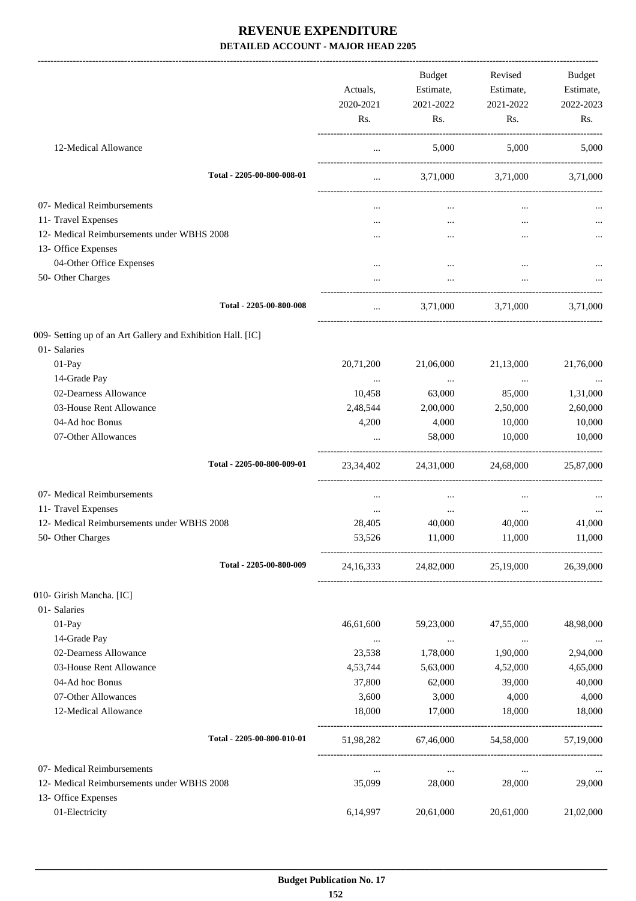# REVENUE EXPENDITURE

**DETAILED ACCOUNT - MAJOR HEAD 2205**

| | Actuals, 2020-2021 Rs. | Budget Estimate, 2021-2022 Rs. | Revised Estimate, 2021-2022 Rs. | Budget Estimate, 2022-2023 Rs. |
|---|---|---|---|---|
| 12-Medical Allowance | ... | 5,000 | 5,000 | 5,000 |
| **Total - 2205-00-800-008-01** | ... | 3,71,000 | 3,71,000 | 3,71,000 |
| 07- Medical Reimbursements | ... | ... | ... | ... |
| 11- Travel Expenses | ... | ... | ... | ... |
| 12- Medical Reimbursements under WBHS 2008 | ... | ... | ... | ... |
| 13- Office Expenses | | | | |
| 04-Other Office Expenses | ... | ... | ... | ... |
| 50- Other Charges | ... | ... | ... | ... |
| **Total - 2205-00-800-008** | ... | 3,71,000 | 3,71,000 | 3,71,000 |
| 009- Setting up of an Art Gallery and Exhibition Hall. [IC] | | | | |
| 01- Salaries | | | | |
| 01-Pay | 20,71,200 | 21,06,000 | 21,13,000 | 21,76,000 |
| 14-Grade Pay | ... | ... | ... | ... |
| 02-Dearness Allowance | 10,458 | 63,000 | 85,000 | 1,31,000 |
| 03-House Rent Allowance | 2,48,544 | 2,00,000 | 2,50,000 | 2,60,000 |
| 04-Ad hoc Bonus | 4,200 | 4,000 | 10,000 | 10,000 |
| 07-Other Allowances | ... | 58,000 | 10,000 | 10,000 |
| **Total - 2205-00-800-009-01** | 23,34,402 | 24,31,000 | 24,68,000 | 25,87,000 |
| 07- Medical Reimbursements | ... | ... | ... | ... |
| 11- Travel Expenses | ... | ... | ... | ... |
| 12- Medical Reimbursements under WBHS 2008 | 28,405 | 40,000 | 40,000 | 41,000 |
| 50- Other Charges | 53,526 | 11,000 | 11,000 | 11,000 |
| **Total - 2205-00-800-009** | 24,16,333 | 24,82,000 | 25,19,000 | 26,39,000 |
| 010- Girish Mancha. [IC] | | | | |
| 01- Salaries | | | | |
| 01-Pay | 46,61,600 | 59,23,000 | 47,55,000 | 48,98,000 |
| 14-Grade Pay | ... | ... | ... | ... |
| 02-Dearness Allowance | 23,538 | 1,78,000 | 1,90,000 | 2,94,000 |
| 03-House Rent Allowance | 4,53,744 | 5,63,000 | 4,52,000 | 4,65,000 |
| 04-Ad hoc Bonus | 37,800 | 62,000 | 39,000 | 40,000 |
| 07-Other Allowances | 3,600 | 3,000 | 4,000 | 4,000 |
| 12-Medical Allowance | 18,000 | 17,000 | 18,000 | 18,000 |
| **Total - 2205-00-800-010-01** | 51,98,282 | 67,46,000 | 54,58,000 | 57,19,000 |
| 07- Medical Reimbursements | ... | ... | ... | ... |
| 12- Medical Reimbursements under WBHS 2008 | 35,099 | 28,000 | 28,000 | 29,000 |
| 13- Office Expenses | | | | |
| 01-Electricity | 6,14,997 | 20,61,000 | 20,61,000 | 21,02,000 |

**Budget Publication No. 17**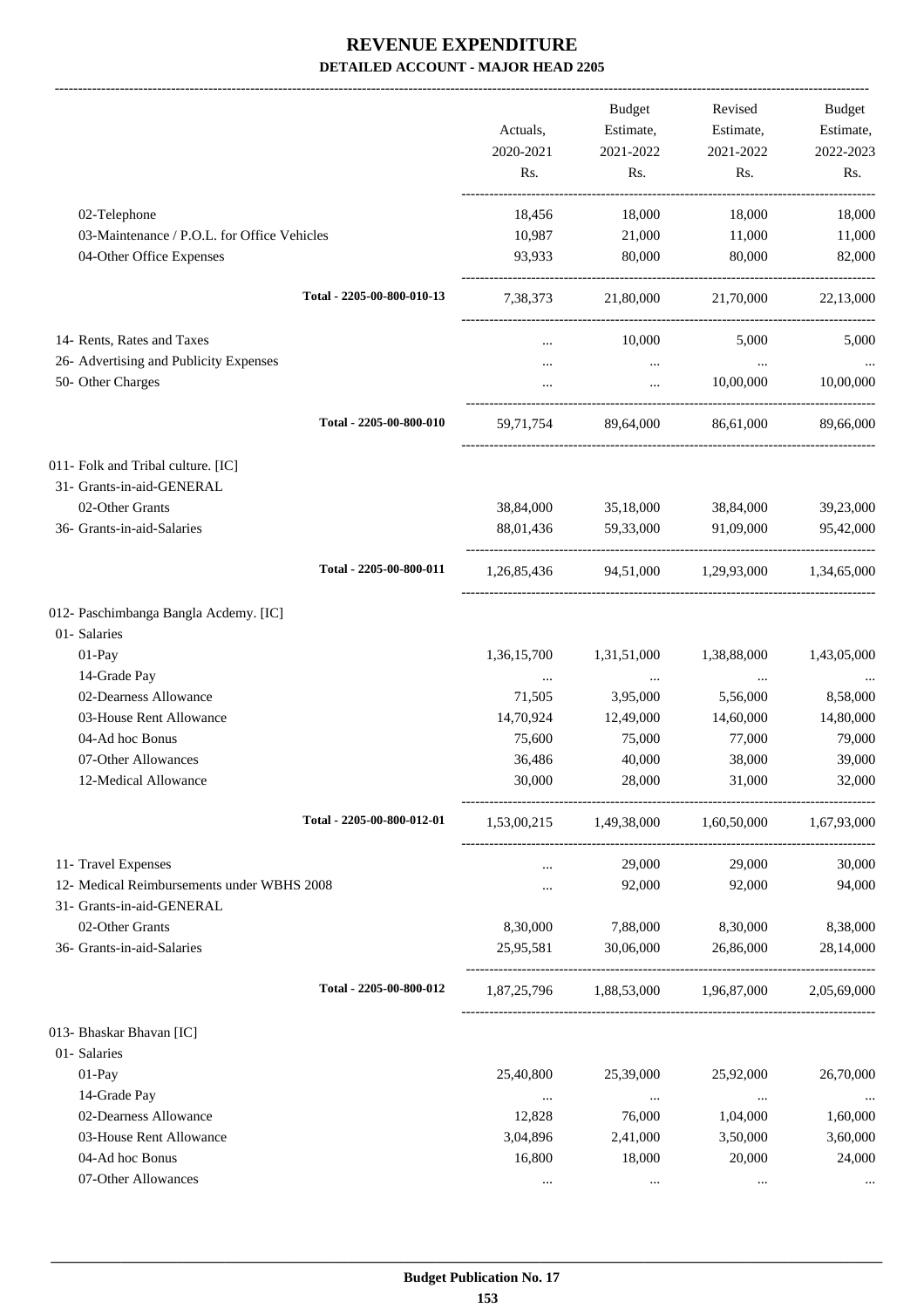# REVENUE EXPENDITURE

## DETAILED ACCOUNT - MAJOR HEAD 2205

| | Actuals, 2020-2021 Rs. | Budget Estimate, 2021-2022 Rs. | Revised Estimate, 2021-2022 Rs. | Budget Estimate, 2022-2023 Rs. |
|---|---|---|---|---|
| 02-Telephone | 18,456 | 18,000 | 18,000 | 18,000 |
| 03-Maintenance / P.O.L. for Office Vehicles | 10,987 | 21,000 | 11,000 | 11,000 |
| 04-Other Office Expenses | 93,933 | 80,000 | 80,000 | 82,000 |
| Total - 2205-00-800-010-13 | 7,38,373 | 21,80,000 | 21,70,000 | 22,13,000 |
| 14- Rents, Rates and Taxes | ... | 10,000 | 5,000 | 5,000 |
| 26- Advertising and Publicity Expenses | ... | ... | ... | ... |
| 50- Other Charges | ... | ... | 10,00,000 | 10,00,000 |
| Total - 2205-00-800-010 | 59,71,754 | 89,64,000 | 86,61,000 | 89,66,000 |
| 011- Folk and Tribal culture. [IC] | | | | |
| 31- Grants-in-aid-GENERAL | | | | |
| 02-Other Grants | 38,84,000 | 35,18,000 | 38,84,000 | 39,23,000 |
| 36- Grants-in-aid-Salaries | 88,01,436 | 59,33,000 | 91,09,000 | 95,42,000 |
| Total - 2205-00-800-011 | 1,26,85,436 | 94,51,000 | 1,29,93,000 | 1,34,65,000 |
| 012- Paschimbanga Bangla Acdemy. [IC] | | | | |
| 01- Salaries | | | | |
| 01-Pay | 1,36,15,700 | 1,31,51,000 | 1,38,88,000 | 1,43,05,000 |
| 14-Grade Pay | ... | ... | ... | ... |
| 02-Dearness Allowance | 71,505 | 3,95,000 | 5,56,000 | 8,58,000 |
| 03-House Rent Allowance | 14,70,924 | 12,49,000 | 14,60,000 | 14,80,000 |
| 04-Ad hoc Bonus | 75,600 | 75,000 | 77,000 | 79,000 |
| 07-Other Allowances | 36,486 | 40,000 | 38,000 | 39,000 |
| 12-Medical Allowance | 30,000 | 28,000 | 31,000 | 32,000 |
| Total - 2205-00-800-012-01 | 1,53,00,215 | 1,49,38,000 | 1,60,50,000 | 1,67,93,000 |
| 11- Travel Expenses | ... | 29,000 | 29,000 | 30,000 |
| 12- Medical Reimbursements under WBHS 2008 | ... | 92,000 | 92,000 | 94,000 |
| 31- Grants-in-aid-GENERAL | | | | |
| 02-Other Grants | 8,30,000 | 7,88,000 | 8,30,000 | 8,38,000 |
| 36- Grants-in-aid-Salaries | 25,95,581 | 30,06,000 | 26,86,000 | 28,14,000 |
| Total - 2205-00-800-012 | 1,87,25,796 | 1,88,53,000 | 1,96,87,000 | 2,05,69,000 |
| 013- Bhaskar Bhavan [IC] | | | | |
| 01- Salaries | | | | |
| 01-Pay | 25,40,800 | 25,39,000 | 25,92,000 | 26,70,000 |
| 14-Grade Pay | ... | ... | ... | ... |
| 02-Dearness Allowance | 12,828 | 76,000 | 1,04,000 | 1,60,000 |
| 03-House Rent Allowance | 3,04,896 | 2,41,000 | 3,50,000 | 3,60,000 |
| 04-Ad hoc Bonus | 16,800 | 18,000 | 20,000 | 24,000 |
| 07-Other Allowances | ... | ... | ... | ... |

**Budget Publication No. 17**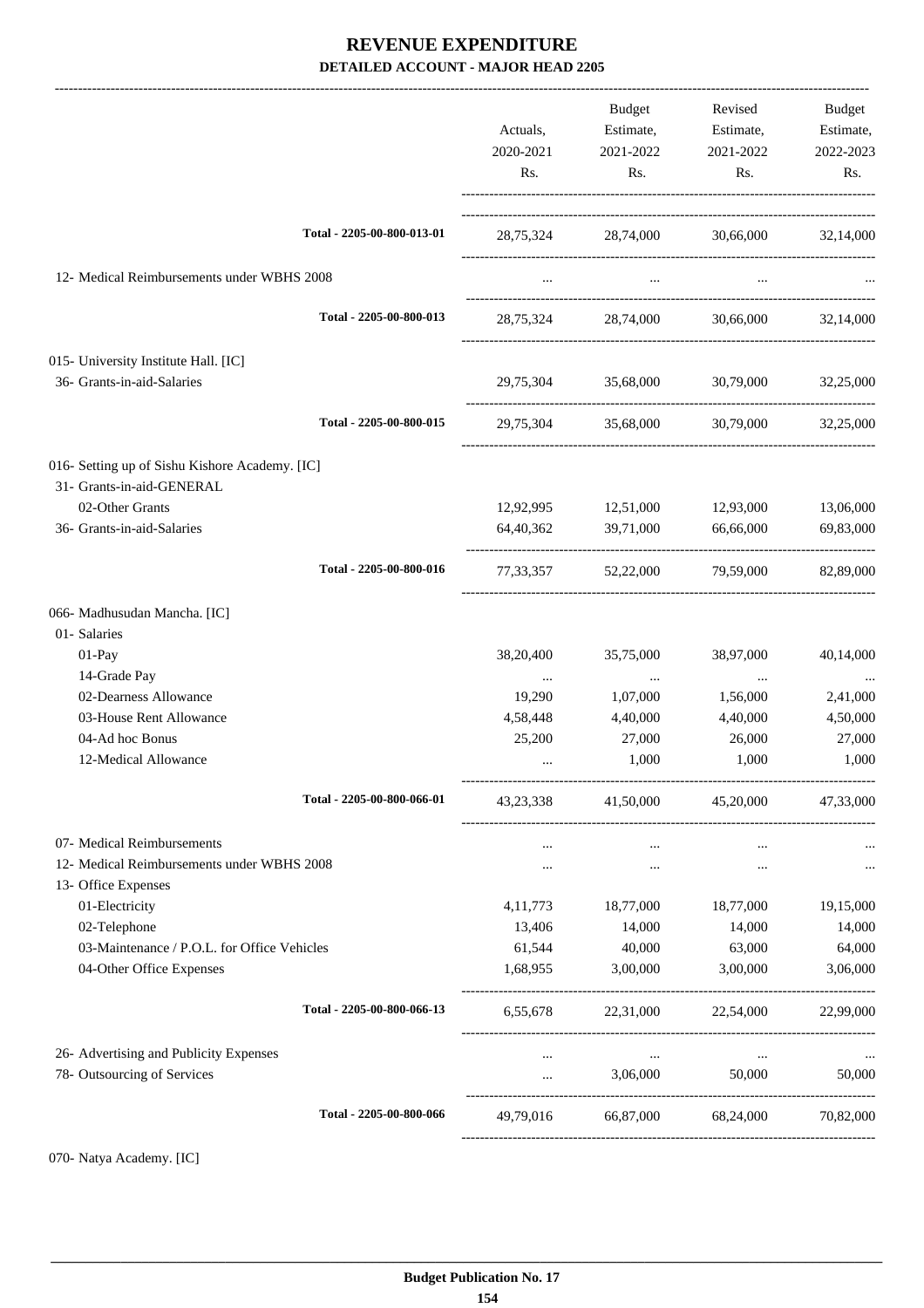# REVENUE EXPENDITURE

**DETAILED ACCOUNT - MAJOR HEAD 2205**

| | Actuals, 2020-2021 Rs. | Budget Estimate, 2021-2022 Rs. | Revised Estimate, 2021-2022 Rs. | Budget Estimate, 2022-2023 Rs. |
|---|---|---|---|---|
| Total - 2205-00-800-013-01 | 28,75,324 | 28,74,000 | 30,66,000 | 32,14,000 |
| 12- Medical Reimbursements under WBHS 2008 | ... | ... | ... | ... |
| Total - 2205-00-800-013 | 28,75,324 | 28,74,000 | 30,66,000 | 32,14,000 |
| 015- University Institute Hall. [IC] | | | | |
| 36- Grants-in-aid-Salaries | 29,75,304 | 35,68,000 | 30,79,000 | 32,25,000 |
| Total - 2205-00-800-015 | 29,75,304 | 35,68,000 | 30,79,000 | 32,25,000 |
| 016- Setting up of Sishu Kishore Academy. [IC] | | | | |
| 31- Grants-in-aid-GENERAL | | | | |
| 02-Other Grants | 12,92,995 | 12,51,000 | 12,93,000 | 13,06,000 |
| 36- Grants-in-aid-Salaries | 64,40,362 | 39,71,000 | 66,66,000 | 69,83,000 |
| Total - 2205-00-800-016 | 77,33,357 | 52,22,000 | 79,59,000 | 82,89,000 |
| 066- Madhusudan Mancha. [IC] | | | | |
| 01- Salaries | | | | |
| 01-Pay | 38,20,400 | 35,75,000 | 38,97,000 | 40,14,000 |
| 14-Grade Pay | ... | ... | ... | ... |
| 02-Dearness Allowance | 19,290 | 1,07,000 | 1,56,000 | 2,41,000 |
| 03-House Rent Allowance | 4,58,448 | 4,40,000 | 4,40,000 | 4,50,000 |
| 04-Ad hoc Bonus | 25,200 | 27,000 | 26,000 | 27,000 |
| 12-Medical Allowance | ... | 1,000 | 1,000 | 1,000 |
| Total - 2205-00-800-066-01 | 43,23,338 | 41,50,000 | 45,20,000 | 47,33,000 |
| 07- Medical Reimbursements | ... | ... | ... | ... |
| 12- Medical Reimbursements under WBHS 2008 | ... | ... | ... | ... |
| 13- Office Expenses | | | | |
| 01-Electricity | 4,11,773 | 18,77,000 | 18,77,000 | 19,15,000 |
| 02-Telephone | 13,406 | 14,000 | 14,000 | 14,000 |
| 03-Maintenance / P.O.L. for Office Vehicles | 61,544 | 40,000 | 63,000 | 64,000 |
| 04-Other Office Expenses | 1,68,955 | 3,00,000 | 3,00,000 | 3,06,000 |
| Total - 2205-00-800-066-13 | 6,55,678 | 22,31,000 | 22,54,000 | 22,99,000 |
| 26- Advertising and Publicity Expenses | ... | ... | ... | ... |
| 78- Outsourcing of Services | ... | 3,06,000 | 50,000 | 50,000 |
| Total - 2205-00-800-066 | 49,79,016 | 66,87,000 | 68,24,000 | 70,82,000 |

070- Natya Academy. [IC]

**Budget Publication No. 17**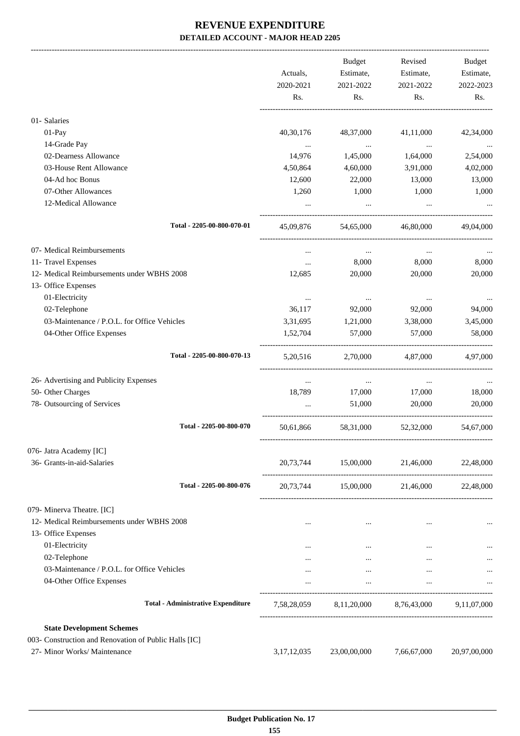# REVENUE EXPENDITURE

## DETAILED ACCOUNT - MAJOR HEAD 2205

| | Actuals, 2020-2021 Rs. | Budget Estimate, 2021-2022 Rs. | Revised Estimate, 2021-2022 Rs. | Budget Estimate, 2022-2023 Rs. |
|---|---|---|---|---|
| 01- Salaries | | | | |
| 01-Pay | 40,30,176 | 48,37,000 | 41,11,000 | 42,34,000 |
| 14-Grade Pay | ... | ... | ... | ... |
| 02-Dearness Allowance | 14,976 | 1,45,000 | 1,64,000 | 2,54,000 |
| 03-House Rent Allowance | 4,50,864 | 4,60,000 | 3,91,000 | 4,02,000 |
| 04-Ad hoc Bonus | 12,600 | 22,000 | 13,000 | 13,000 |
| 07-Other Allowances | 1,260 | 1,000 | 1,000 | 1,000 |
| 12-Medical Allowance | ... | ... | ... | ... |
| **Total - 2205-00-800-070-01** | 45,09,876 | 54,65,000 | 46,80,000 | 49,04,000 |
| 07- Medical Reimbursements | ... | ... | ... | ... |
| 11- Travel Expenses | ... | 8,000 | 8,000 | 8,000 |
| 12- Medical Reimbursements under WBHS 2008 | 12,685 | 20,000 | 20,000 | 20,000 |
| 13- Office Expenses | | | | |
| 01-Electricity | ... | ... | ... | ... |
| 02-Telephone | 36,117 | 92,000 | 92,000 | 94,000 |
| 03-Maintenance / P.O.L. for Office Vehicles | 3,31,695 | 1,21,000 | 3,38,000 | 3,45,000 |
| 04-Other Office Expenses | 1,52,704 | 57,000 | 57,000 | 58,000 |
| **Total - 2205-00-800-070-13** | 5,20,516 | 2,70,000 | 4,87,000 | 4,97,000 |
| 26- Advertising and Publicity Expenses | ... | ... | ... | ... |
| 50- Other Charges | 18,789 | 17,000 | 17,000 | 18,000 |
| 78- Outsourcing of Services | ... | 51,000 | 20,000 | 20,000 |
| **Total - 2205-00-800-070** | 50,61,866 | 58,31,000 | 52,32,000 | 54,67,000 |
| 076- Jatra Academy [IC] | | | | |
| 36- Grants-in-aid-Salaries | 20,73,744 | 15,00,000 | 21,46,000 | 22,48,000 |
| **Total - 2205-00-800-076** | 20,73,744 | 15,00,000 | 21,46,000 | 22,48,000 |
| 079- Minerva Theatre. [IC] | | | | |
| 12- Medical Reimbursements under WBHS 2008 | ... | ... | ... | ... |
| 13- Office Expenses | | | | |
| 01-Electricity | ... | ... | ... | ... |
| 02-Telephone | ... | ... | ... | ... |
| 03-Maintenance / P.O.L. for Office Vehicles | ... | ... | ... | ... |
| 04-Other Office Expenses | ... | ... | ... | ... |
| **Total - Administrative Expenditure** | 7,58,28,059 | 8,11,20,000 | 8,76,43,000 | 9,11,07,000 |
| **State Development Schemes** | | | | |
| 003- Construction and Renovation of Public Halls [IC] | | | | |
| 27- Minor Works/ Maintenance | 3,17,12,035 | 23,00,00,000 | 7,66,67,000 | 20,97,00,000 |

**Budget Publication No. 17**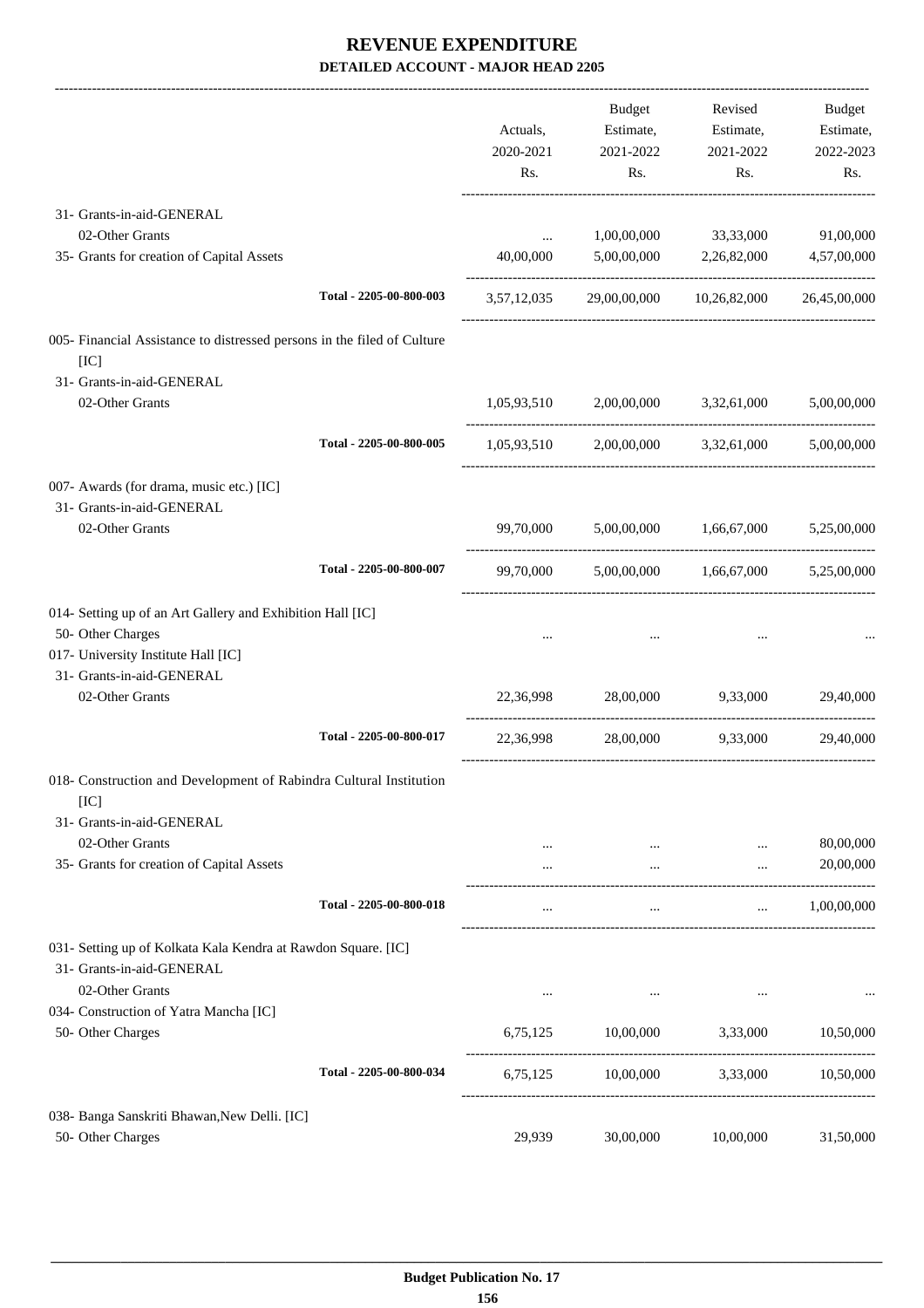# REVENUE EXPENDITURE

### DETAILED ACCOUNT - MAJOR HEAD 2205

| | Actuals, 2020-2021 Rs. | Budget Estimate, 2021-2022 Rs. | Revised Estimate, 2021-2022 Rs. | Budget Estimate, 2022-2023 Rs. |
|---|---|---|---|---|
| 31- Grants-in-aid-GENERAL | | | | |
| 02-Other Grants | ... | 1,00,00,000 | 33,33,000 | 91,00,000 |
| 35- Grants for creation of Capital Assets | 40,00,000 | 5,00,00,000 | 2,26,82,000 | 4,57,00,000 |
| Total - 2205-00-800-003 | 3,57,12,035 | 29,00,00,000 | 10,26,82,000 | 26,45,00,000 |
| 005- Financial Assistance to distressed persons in the filed of Culture [IC] | | | | |
| 31- Grants-in-aid-GENERAL | | | | |
| 02-Other Grants | 1,05,93,510 | 2,00,00,000 | 3,32,61,000 | 5,00,00,000 |
| Total - 2205-00-800-005 | 1,05,93,510 | 2,00,00,000 | 3,32,61,000 | 5,00,00,000 |
| 007- Awards (for drama, music etc.) [IC] | | | | |
| 31- Grants-in-aid-GENERAL | | | | |
| 02-Other Grants | 99,70,000 | 5,00,00,000 | 1,66,67,000 | 5,25,00,000 |
| Total - 2205-00-800-007 | 99,70,000 | 5,00,00,000 | 1,66,67,000 | 5,25,00,000 |
| 014- Setting up of an Art Gallery and Exhibition Hall [IC] | | | | |
| 50- Other Charges | ... | ... | ... | ... |
| 017- University Institute Hall [IC] | | | | |
| 31- Grants-in-aid-GENERAL | | | | |
| 02-Other Grants | 22,36,998 | 28,00,000 | 9,33,000 | 29,40,000 |
| Total - 2205-00-800-017 | 22,36,998 | 28,00,000 | 9,33,000 | 29,40,000 |
| 018- Construction and Development of Rabindra Cultural Institution [IC] | | | | |
| 31- Grants-in-aid-GENERAL | | | | |
| 02-Other Grants | ... | ... | ... | 80,00,000 |
| 35- Grants for creation of Capital Assets | ... | ... | ... | 20,00,000 |
| Total - 2205-00-800-018 | ... | ... | ... | 1,00,00,000 |
| 031- Setting up of Kolkata Kala Kendra at Rawdon Square. [IC] | | | | |
| 31- Grants-in-aid-GENERAL | | | | |
| 02-Other Grants | ... | ... | ... | ... |
| 034- Construction of Yatra Mancha [IC] | | | | |
| 50- Other Charges | 6,75,125 | 10,00,000 | 3,33,000 | 10,50,000 |
| Total - 2205-00-800-034 | 6,75,125 | 10,00,000 | 3,33,000 | 10,50,000 |
| 038- Banga Sanskriti Bhawan,New Delli. [IC] | | | | |
| 50- Other Charges | 29,939 | 30,00,000 | 10,00,000 | 31,50,000 |

Budget Publication No. 17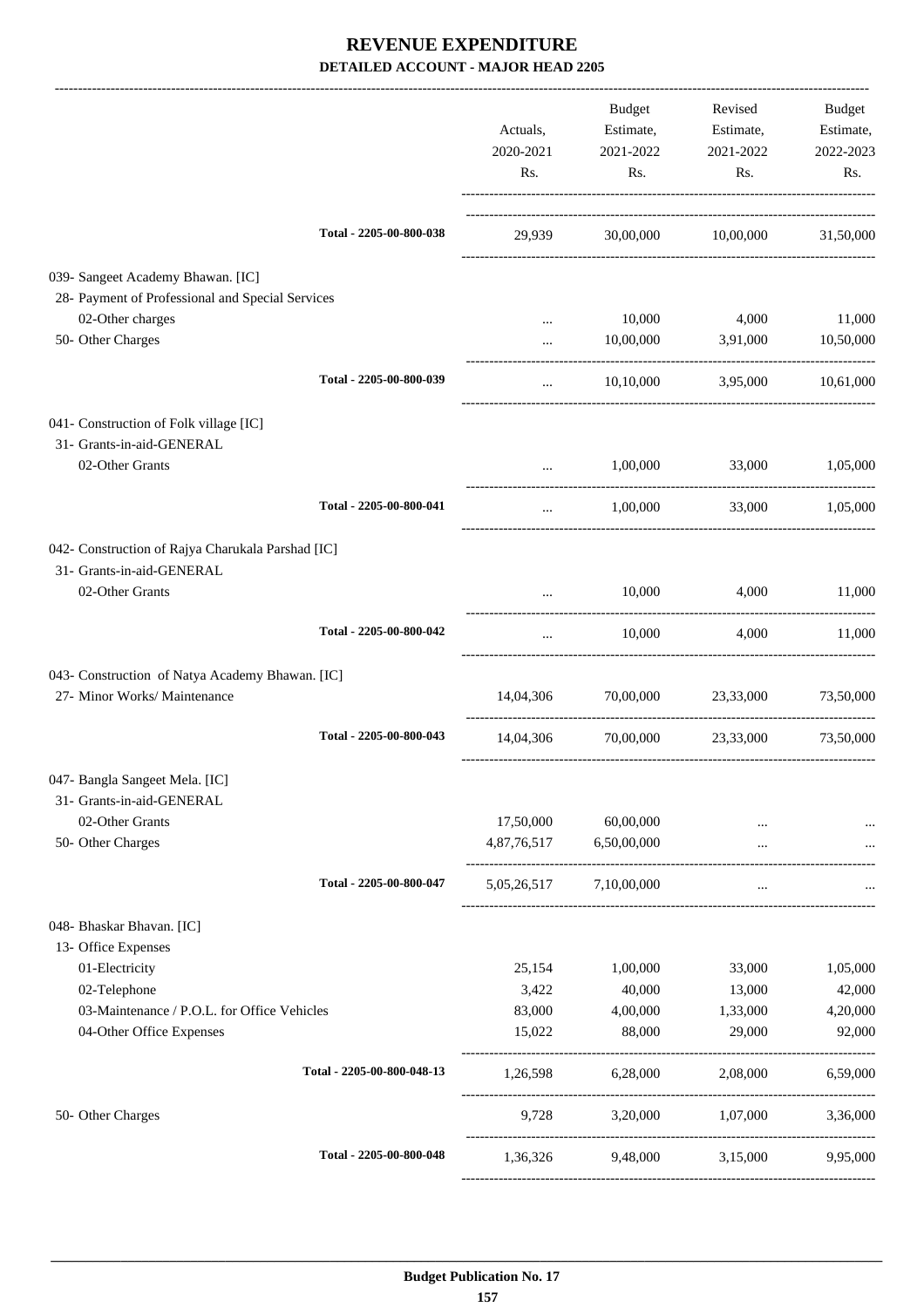# REVENUE EXPENDITURE

**DETAILED ACCOUNT - MAJOR HEAD 2205**

| | Actuals, 2020-2021 Rs. | Budget Estimate, 2021-2022 Rs. | Revised Estimate, 2021-2022 Rs. | Budget Estimate, 2022-2023 Rs. |
|---|---|---|---|---|
| Total - 2205-00-800-038 | 29,939 | 30,00,000 | 10,00,000 | 31,50,000 |
| 039- Sangeet Academy Bhawan. [IC] | | | | |
| 28- Payment of Professional and Special Services | | | | |
| 02-Other charges | ... | 10,000 | 4,000 | 11,000 |
| 50- Other Charges | ... | 10,00,000 | 3,91,000 | 10,50,000 |
| Total - 2205-00-800-039 | ... | 10,10,000 | 3,95,000 | 10,61,000 |
| 041- Construction of Folk village [IC] | | | | |
| 31- Grants-in-aid-GENERAL | | | | |
| 02-Other Grants | ... | 1,00,000 | 33,000 | 1,05,000 |
| Total - 2205-00-800-041 | ... | 1,00,000 | 33,000 | 1,05,000 |
| 042- Construction of Rajya Charukala Parshad [IC] | | | | |
| 31- Grants-in-aid-GENERAL | | | | |
| 02-Other Grants | ... | 10,000 | 4,000 | 11,000 |
| Total - 2205-00-800-042 | ... | 10,000 | 4,000 | 11,000 |
| 043- Construction of Natya Academy Bhawan. [IC] | | | | |
| 27- Minor Works/ Maintenance | 14,04,306 | 70,00,000 | 23,33,000 | 73,50,000 |
| Total - 2205-00-800-043 | 14,04,306 | 70,00,000 | 23,33,000 | 73,50,000 |
| 047- Bangla Sangeet Mela. [IC] | | | | |
| 31- Grants-in-aid-GENERAL | | | | |
| 02-Other Grants | 17,50,000 | 60,00,000 | ... | ... |
| 50- Other Charges | 4,87,76,517 | 6,50,00,000 | ... | ... |
| Total - 2205-00-800-047 | 5,05,26,517 | 7,10,00,000 | ... | ... |
| 048- Bhaskar Bhavan. [IC] | | | | |
| 13- Office Expenses | | | | |
| 01-Electricity | 25,154 | 1,00,000 | 33,000 | 1,05,000 |
| 02-Telephone | 3,422 | 40,000 | 13,000 | 42,000 |
| 03-Maintenance / P.O.L. for Office Vehicles | 83,000 | 4,00,000 | 1,33,000 | 4,20,000 |
| 04-Other Office Expenses | 15,022 | 88,000 | 29,000 | 92,000 |
| Total - 2205-00-800-048-13 | 1,26,598 | 6,28,000 | 2,08,000 | 6,59,000 |
| 50- Other Charges | 9,728 | 3,20,000 | 1,07,000 | 3,36,000 |
| Total - 2205-00-800-048 | 1,36,326 | 9,48,000 | 3,15,000 | 9,95,000 |

**Budget Publication No. 17**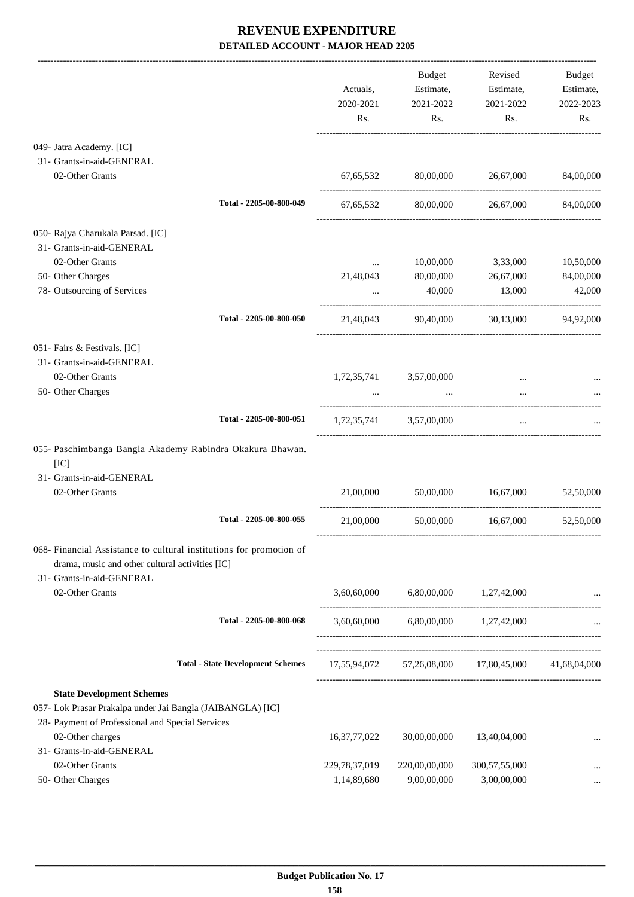# REVENUE EXPENDITURE

## DETAILED ACCOUNT - MAJOR HEAD 2205

| | Actuals, 2020-2021 Rs. | Budget Estimate, 2021-2022 Rs. | Revised Estimate, 2021-2022 Rs. | Budget Estimate, 2022-2023 Rs. |
|---|---|---|---|---|
| 049- Jatra Academy. [IC] | | | | |
| 31- Grants-in-aid-GENERAL | | | | |
| 02-Other Grants | 67,65,532 | 80,00,000 | 26,67,000 | 84,00,000 |
| Total - 2205-00-800-049 | 67,65,532 | 80,00,000 | 26,67,000 | 84,00,000 |
| 050- Rajya Charukala Parsad. [IC] | | | | |
| 31- Grants-in-aid-GENERAL | | | | |
| 02-Other Grants | ... | 10,00,000 | 3,33,000 | 10,50,000 |
| 50- Other Charges | 21,48,043 | 80,00,000 | 26,67,000 | 84,00,000 |
| 78- Outsourcing of Services | ... | 40,000 | 13,000 | 42,000 |
| Total - 2205-00-800-050 | 21,48,043 | 90,40,000 | 30,13,000 | 94,92,000 |
| 051- Fairs & Festivals. [IC] | | | | |
| 31- Grants-in-aid-GENERAL | | | | |
| 02-Other Grants | 1,72,35,741 | 3,57,00,000 | ... | ... |
| 50- Other Charges | ... | ... | ... | ... |
| Total - 2205-00-800-051 | 1,72,35,741 | 3,57,00,000 | ... | ... |
| 055- Paschimbanga Bangla Akademy Rabindra Okakura Bhawan. [IC] | | | | |
| 31- Grants-in-aid-GENERAL | | | | |
| 02-Other Grants | 21,00,000 | 50,00,000 | 16,67,000 | 52,50,000 |
| Total - 2205-00-800-055 | 21,00,000 | 50,00,000 | 16,67,000 | 52,50,000 |
| 068- Financial Assistance to cultural institutions for promotion of drama, music and other cultural activities [IC] | | | | |
| 31- Grants-in-aid-GENERAL | | | | |
| 02-Other Grants | 3,60,60,000 | 6,80,00,000 | 1,27,42,000 | ... |
| Total - 2205-00-800-068 | 3,60,60,000 | 6,80,00,000 | 1,27,42,000 | ... |
| **Total - State Development Schemes** | 17,55,94,072 | 57,26,08,000 | 17,80,45,000 | 41,68,04,000 |
| **State Development Schemes** | | | | |
| 057- Lok Prasar Prakalpa under Jai Bangla (JAIBANGLA) [IC] | | | | |
| 28- Payment of Professional and Special Services | | | | |
| 02-Other charges | 16,37,77,022 | 30,00,00,000 | 13,40,04,000 | ... |
| 31- Grants-in-aid-GENERAL | | | | |
| 02-Other Grants | 229,78,37,019 | 220,00,00,000 | 300,57,55,000 | ... |
| 50- Other Charges | 1,14,89,680 | 9,00,00,000 | 3,00,00,000 | ... |

Budget Publication No. 17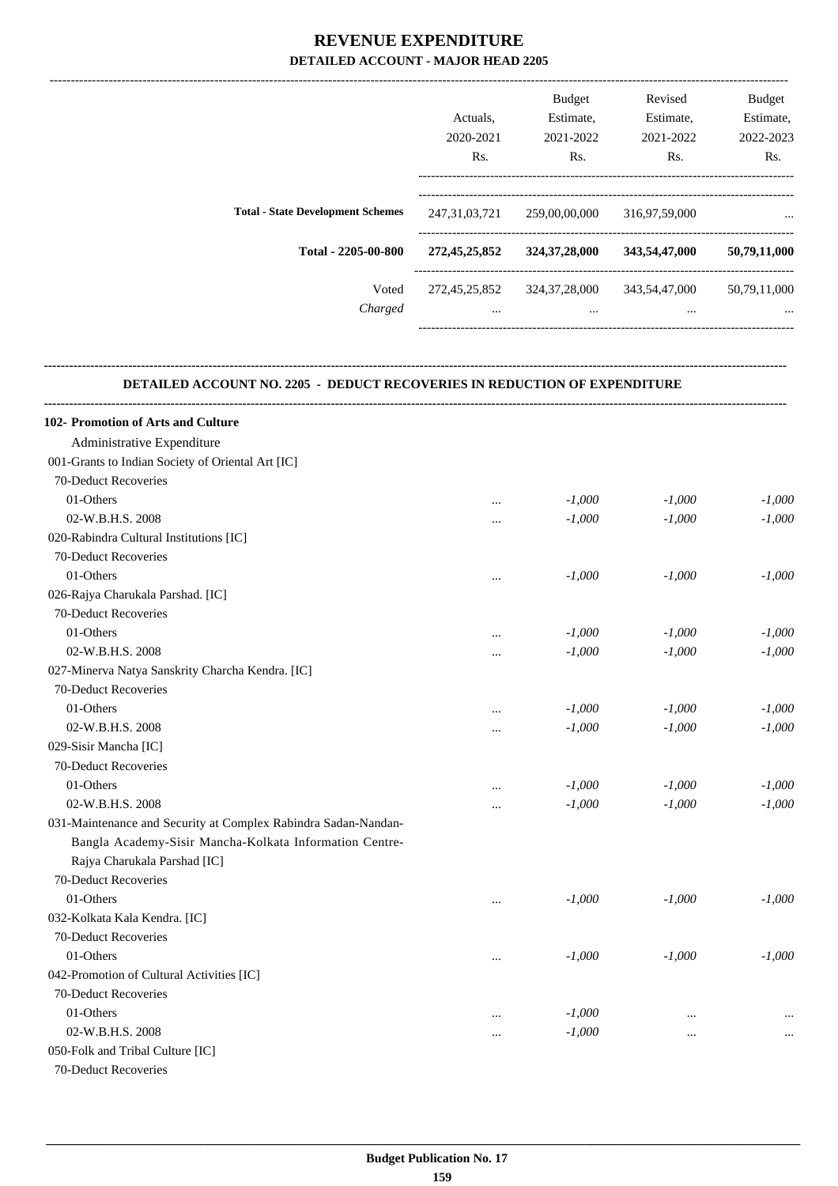# REVENUE EXPENDITURE

## DETAILED ACCOUNT - MAJOR HEAD 2205

| | Actuals, 2020-2021 Rs. | Budget Estimate, 2021-2022 Rs. | Revised Estimate, 2021-2022 Rs. | Budget Estimate, 2022-2023 Rs. |
|---|---|---|---|---|
| **Total - State Development Schemes** | 247,31,03,721 | 259,00,00,000 | 316,97,59,000 | ... |
| **Total - 2205-00-800** | **272,45,25,852** | **324,37,28,000** | **343,54,47,000** | **50,79,11,000** |
| Voted | 272,45,25,852 | 324,37,28,000 | 343,54,47,000 | 50,79,11,000 |
| *Charged* | ... | ... | ... | ... |

### DETAILED ACCOUNT NO. 2205 - DEDUCT RECOVERIES IN REDUCTION OF EXPENDITURE

| | Actuals, 2020-2021 Rs. | Budget Estimate, 2021-2022 Rs. | Revised Estimate, 2021-2022 Rs. | Budget Estimate, 2022-2023 Rs. |
|---|---|---|---|---|
| **102- Promotion of Arts and Culture** | | | | |
| Administrative Expenditure | | | | |
| 001-Grants to Indian Society of Oriental Art [IC] | | | | |
| 70-Deduct Recoveries | | | | |
| 01-Others | ... | *-1,000* | *-1,000* | *-1,000* |
| 02-W.B.H.S. 2008 | ... | *-1,000* | *-1,000* | *-1,000* |
| 020-Rabindra Cultural Institutions [IC] | | | | |
| 70-Deduct Recoveries | | | | |
| 01-Others | ... | *-1,000* | *-1,000* | *-1,000* |
| 026-Rajya Charukala Parshad. [IC] | | | | |
| 70-Deduct Recoveries | | | | |
| 01-Others | ... | *-1,000* | *-1,000* | *-1,000* |
| 02-W.B.H.S. 2008 | ... | *-1,000* | *-1,000* | *-1,000* |
| 027-Minerva Natya Sanskrity Charcha Kendra. [IC] | | | | |
| 70-Deduct Recoveries | | | | |
| 01-Others | ... | *-1,000* | *-1,000* | *-1,000* |
| 02-W.B.H.S. 2008 | ... | *-1,000* | *-1,000* | *-1,000* |
| 029-Sisir Mancha [IC] | | | | |
| 70-Deduct Recoveries | | | | |
| 01-Others | ... | *-1,000* | *-1,000* | *-1,000* |
| 02-W.B.H.S. 2008 | ... | *-1,000* | *-1,000* | *-1,000* |
| 031-Maintenance and Security at Complex Rabindra Sadan-Nandan-Bangla Academy-Sisir Mancha-Kolkata Information Centre-Rajya Charukala Parshad [IC] | | | | |
| 70-Deduct Recoveries | | | | |
| 01-Others | ... | *-1,000* | *-1,000* | *-1,000* |
| 032-Kolkata Kala Kendra. [IC] | | | | |
| 70-Deduct Recoveries | | | | |
| 01-Others | ... | *-1,000* | *-1,000* | *-1,000* |
| 042-Promotion of Cultural Activities [IC] | | | | |
| 70-Deduct Recoveries | | | | |
| 01-Others | ... | *-1,000* | ... | ... |
| 02-W.B.H.S. 2008 | ... | *-1,000* | ... | ... |
| 050-Folk and Tribal Culture [IC] | | | | |
| 70-Deduct Recoveries | | | | |

**Budget Publication No. 17**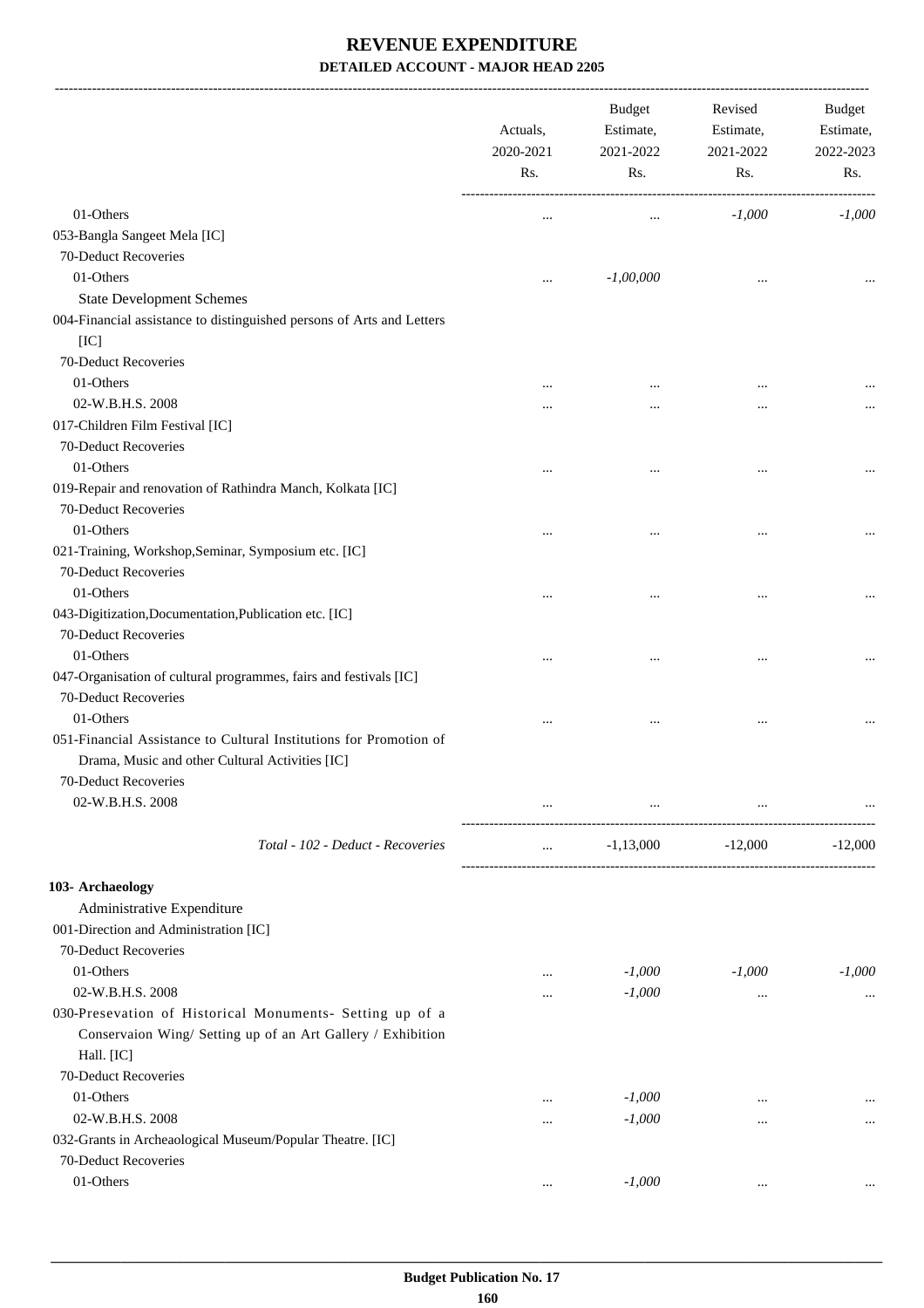# REVENUE EXPENDITURE

## DETAILED ACCOUNT - MAJOR HEAD 2205

| | Actuals, 2020-2021 Rs. | Budget Estimate, 2021-2022 Rs. | Revised Estimate, 2021-2022 Rs. | Budget Estimate, 2022-2023 Rs. |
|---|---|---|---|---|
| 01-Others | ... | ... | -1,000 | -1,000 |
| 053-Bangla Sangeet Mela [IC] | | | | |
| 70-Deduct Recoveries | | | | |
| 01-Others | ... | -1,00,000 | ... | ... |
| State Development Schemes | | | | |
| 004-Financial assistance to distinguished persons of Arts and Letters [IC] | | | | |
| 70-Deduct Recoveries | | | | |
| 01-Others | ... | ... | ... | ... |
| 02-W.B.H.S. 2008 | ... | ... | ... | ... |
| 017-Children Film Festival [IC] | | | | |
| 70-Deduct Recoveries | | | | |
| 01-Others | ... | ... | ... | ... |
| 019-Repair and renovation of Rathindra Manch, Kolkata [IC] | | | | |
| 70-Deduct Recoveries | | | | |
| 01-Others | ... | ... | ... | ... |
| 021-Training, Workshop,Seminar, Symposium etc. [IC] | | | | |
| 70-Deduct Recoveries | | | | |
| 01-Others | ... | ... | ... | ... |
| 043-Digitization,Documentation,Publication etc. [IC] | | | | |
| 70-Deduct Recoveries | | | | |
| 01-Others | ... | ... | ... | ... |
| 047-Organisation of cultural programmes, fairs and festivals [IC] | | | | |
| 70-Deduct Recoveries | | | | |
| 01-Others | ... | ... | ... | ... |
| 051-Financial Assistance to Cultural Institutions for Promotion of Drama, Music and other Cultural Activities [IC] | | | | |
| 70-Deduct Recoveries | | | | |
| 02-W.B.H.S. 2008 | ... | ... | ... | ... |
| *Total - 102 - Deduct - Recoveries* | ... | -1,13,000 | -12,000 | -12,000 |
| **103- Archaeology** | | | | |
| Administrative Expenditure | | | | |
| 001-Direction and Administration [IC] | | | | |
| 70-Deduct Recoveries | | | | |
| 01-Others | ... | -1,000 | -1,000 | -1,000 |
| 02-W.B.H.S. 2008 | ... | -1,000 | ... | ... |
| 030-Presevation of Historical Monuments- Setting up of a Conservaion Wing/ Setting up of an Art Gallery / Exhibition Hall. [IC] | | | | |
| 70-Deduct Recoveries | | | | |
| 01-Others | ... | -1,000 | ... | ... |
| 02-W.B.H.S. 2008 | ... | -1,000 | ... | ... |
| 032-Grants in Archeaological Museum/Popular Theatre. [IC] | | | | |
| 70-Deduct Recoveries | | | | |
| 01-Others | ... | -1,000 | ... | ... |

Budget Publication No. 17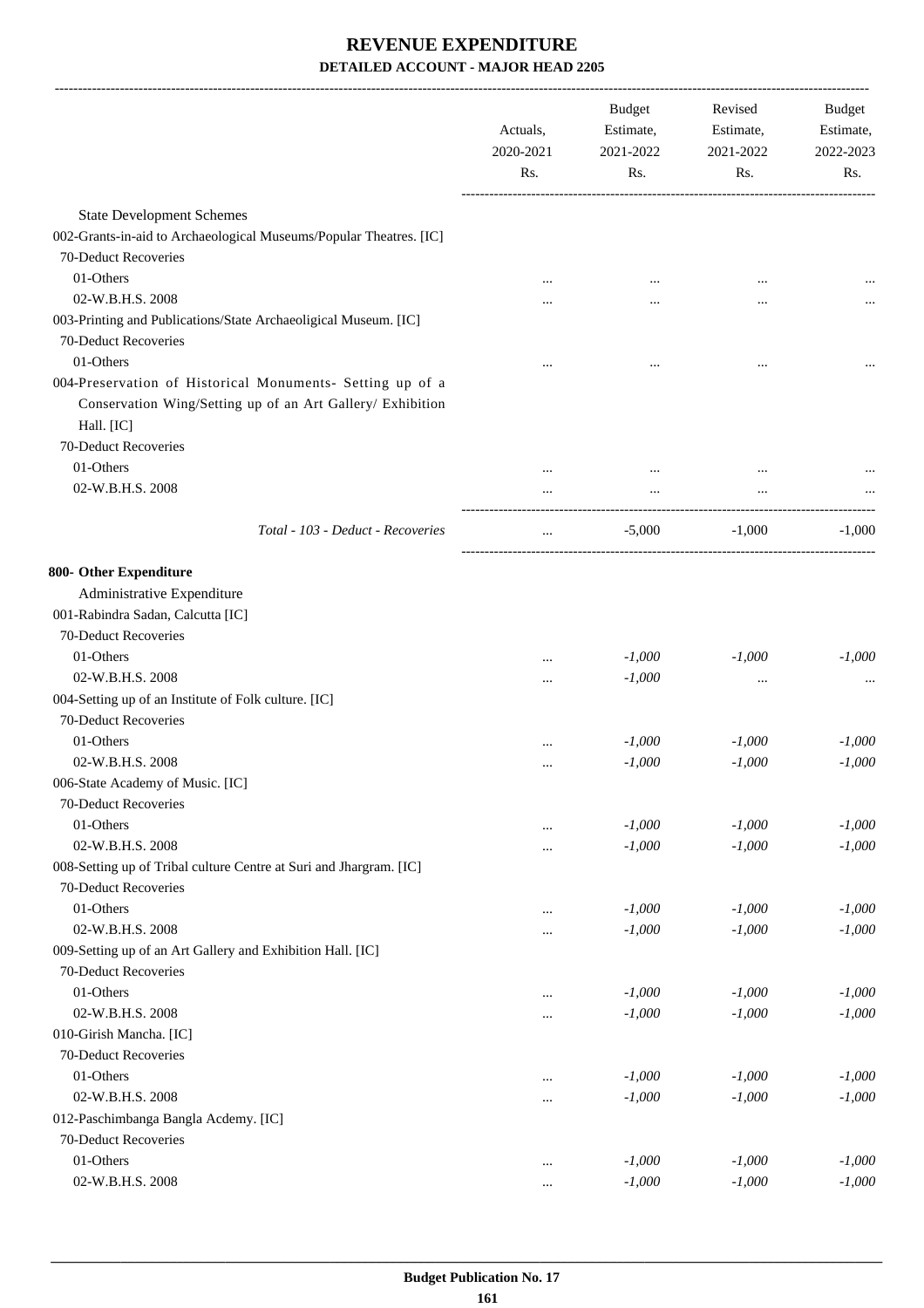# REVENUE EXPENDITURE

**DETAILED ACCOUNT - MAJOR HEAD 2205**

| | Actuals, 2020-2021 Rs. | Budget Estimate, 2021-2022 Rs. | Revised Estimate, 2021-2022 Rs. | Budget Estimate, 2022-2023 Rs. |
|---|---|---|---|---|
| State Development Schemes | | | | |
| 002-Grants-in-aid to Archaeological Museums/Popular Theatres. [IC] | | | | |
| 70-Deduct Recoveries | | | | |
| 01-Others | ... | ... | ... | ... |
| 02-W.B.H.S. 2008 | ... | ... | ... | ... |
| 003-Printing and Publications/State Archaeoligical Museum. [IC] | | | | |
| 70-Deduct Recoveries | | | | |
| 01-Others | ... | ... | ... | ... |
| 004-Preservation of Historical Monuments- Setting up of a Conservation Wing/Setting up of an Art Gallery/ Exhibition Hall. [IC] | | | | |
| 70-Deduct Recoveries | | | | |
| 01-Others | ... | ... | ... | ... |
| 02-W.B.H.S. 2008 | ... | ... | ... | ... |
| *Total - 103 - Deduct - Recoveries* | ... | -5,000 | -1,000 | -1,000 |
| **800- Other Expenditure** | | | | |
| Administrative Expenditure | | | | |
| 001-Rabindra Sadan, Calcutta [IC] | | | | |
| 70-Deduct Recoveries | | | | |
| 01-Others | ... | -1,000 | -1,000 | -1,000 |
| 02-W.B.H.S. 2008 | ... | -1,000 | ... | ... |
| 004-Setting up of an Institute of Folk culture. [IC] | | | | |
| 70-Deduct Recoveries | | | | |
| 01-Others | ... | -1,000 | -1,000 | -1,000 |
| 02-W.B.H.S. 2008 | ... | -1,000 | -1,000 | -1,000 |
| 006-State Academy of Music. [IC] | | | | |
| 70-Deduct Recoveries | | | | |
| 01-Others | ... | -1,000 | -1,000 | -1,000 |
| 02-W.B.H.S. 2008 | ... | -1,000 | -1,000 | -1,000 |
| 008-Setting up of Tribal culture Centre at Suri and Jhargram. [IC] | | | | |
| 70-Deduct Recoveries | | | | |
| 01-Others | ... | -1,000 | -1,000 | -1,000 |
| 02-W.B.H.S. 2008 | ... | -1,000 | -1,000 | -1,000 |
| 009-Setting up of an Art Gallery and Exhibition Hall. [IC] | | | | |
| 70-Deduct Recoveries | | | | |
| 01-Others | ... | -1,000 | -1,000 | -1,000 |
| 02-W.B.H.S. 2008 | ... | -1,000 | -1,000 | -1,000 |
| 010-Girish Mancha. [IC] | | | | |
| 70-Deduct Recoveries | | | | |
| 01-Others | ... | -1,000 | -1,000 | -1,000 |
| 02-W.B.H.S. 2008 | ... | -1,000 | -1,000 | -1,000 |
| 012-Paschimbanga Bangla Acdemy. [IC] | | | | |
| 70-Deduct Recoveries | | | | |
| 01-Others | ... | -1,000 | -1,000 | -1,000 |
| 02-W.B.H.S. 2008 | ... | -1,000 | -1,000 | -1,000 |

**Budget Publication No. 17**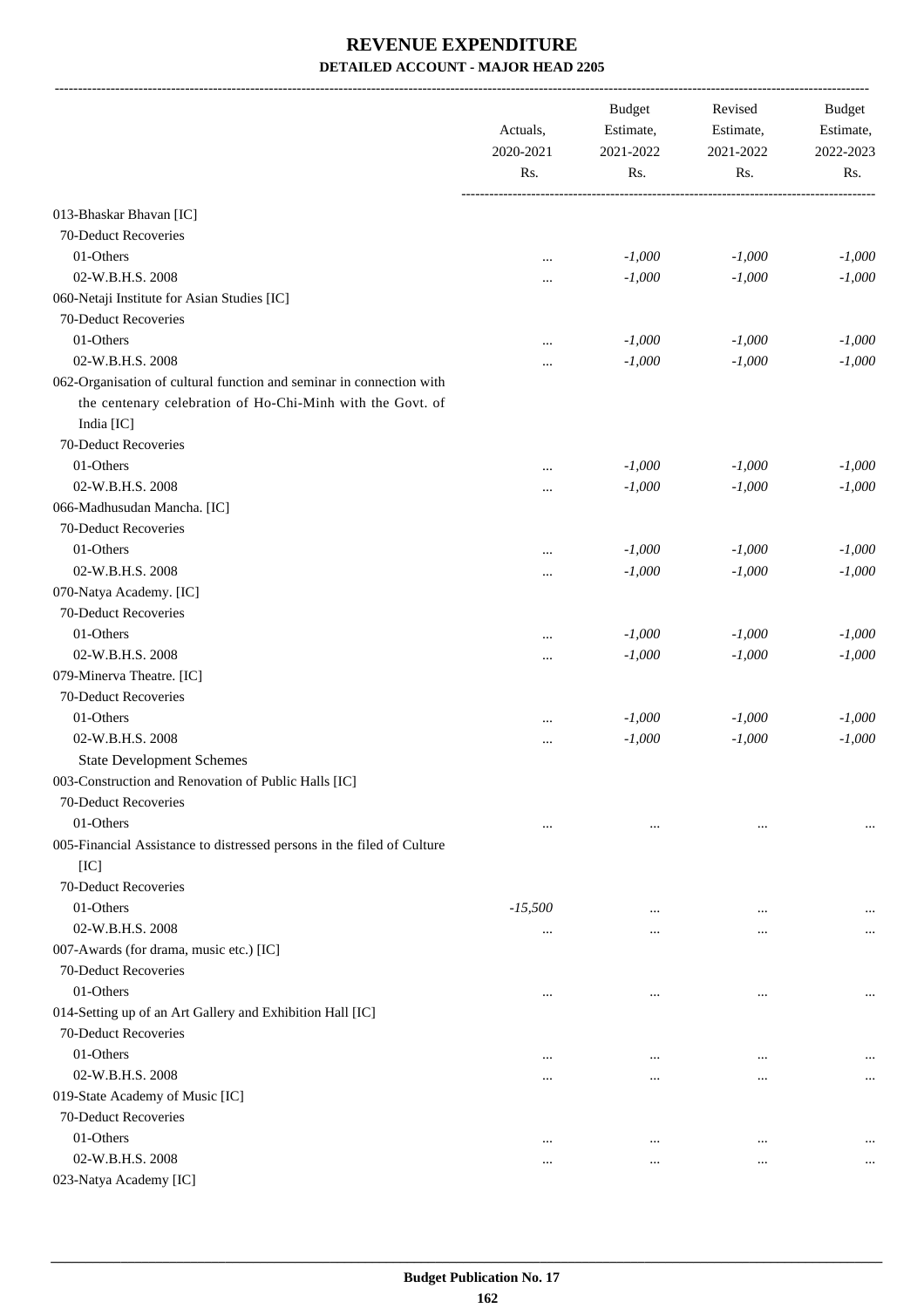# REVENUE EXPENDITURE

## DETAILED ACCOUNT - MAJOR HEAD 2205

| | Actuals, 2020-2021 Rs. | Budget Estimate, 2021-2022 Rs. | Revised Estimate, 2021-2022 Rs. | Budget Estimate, 2022-2023 Rs. |
|---|---|---|---|---|
| 013-Bhaskar Bhavan [IC] | | | | |
| 70-Deduct Recoveries | | | | |
| 01-Others | ... | -1,000 | -1,000 | -1,000 |
| 02-W.B.H.S. 2008 | ... | -1,000 | -1,000 | -1,000 |
| 060-Netaji Institute for Asian Studies [IC] | | | | |
| 70-Deduct Recoveries | | | | |
| 01-Others | ... | -1,000 | -1,000 | -1,000 |
| 02-W.B.H.S. 2008 | ... | -1,000 | -1,000 | -1,000 |
| 062-Organisation of cultural function and seminar in connection with the centenary celebration of Ho-Chi-Minh with the Govt. of India [IC] | | | | |
| 70-Deduct Recoveries | | | | |
| 01-Others | ... | -1,000 | -1,000 | -1,000 |
| 02-W.B.H.S. 2008 | ... | -1,000 | -1,000 | -1,000 |
| 066-Madhusudan Mancha. [IC] | | | | |
| 70-Deduct Recoveries | | | | |
| 01-Others | ... | -1,000 | -1,000 | -1,000 |
| 02-W.B.H.S. 2008 | ... | -1,000 | -1,000 | -1,000 |
| 070-Natya Academy. [IC] | | | | |
| 70-Deduct Recoveries | | | | |
| 01-Others | ... | -1,000 | -1,000 | -1,000 |
| 02-W.B.H.S. 2008 | ... | -1,000 | -1,000 | -1,000 |
| 079-Minerva Theatre. [IC] | | | | |
| 70-Deduct Recoveries | | | | |
| 01-Others | ... | -1,000 | -1,000 | -1,000 |
| 02-W.B.H.S. 2008 | ... | -1,000 | -1,000 | -1,000 |
| State Development Schemes | | | | |
| 003-Construction and Renovation of Public Halls [IC] | | | | |
| 70-Deduct Recoveries | | | | |
| 01-Others | ... | ... | ... | ... |
| 005-Financial Assistance to distressed persons in the filed of Culture [IC] | | | | |
| 70-Deduct Recoveries | | | | |
| 01-Others | -15,500 | ... | ... | ... |
| 02-W.B.H.S. 2008 | ... | ... | ... | ... |
| 007-Awards (for drama, music etc.) [IC] | | | | |
| 70-Deduct Recoveries | | | | |
| 01-Others | ... | ... | ... | ... |
| 014-Setting up of an Art Gallery and Exhibition Hall [IC] | | | | |
| 70-Deduct Recoveries | | | | |
| 01-Others | ... | ... | ... | ... |
| 02-W.B.H.S. 2008 | ... | ... | ... | ... |
| 019-State Academy of Music [IC] | | | | |
| 70-Deduct Recoveries | | | | |
| 01-Others | ... | ... | ... | ... |
| 02-W.B.H.S. 2008 | ... | ... | ... | ... |
| 023-Natya Academy [IC] | | | | |

Budget Publication No. 17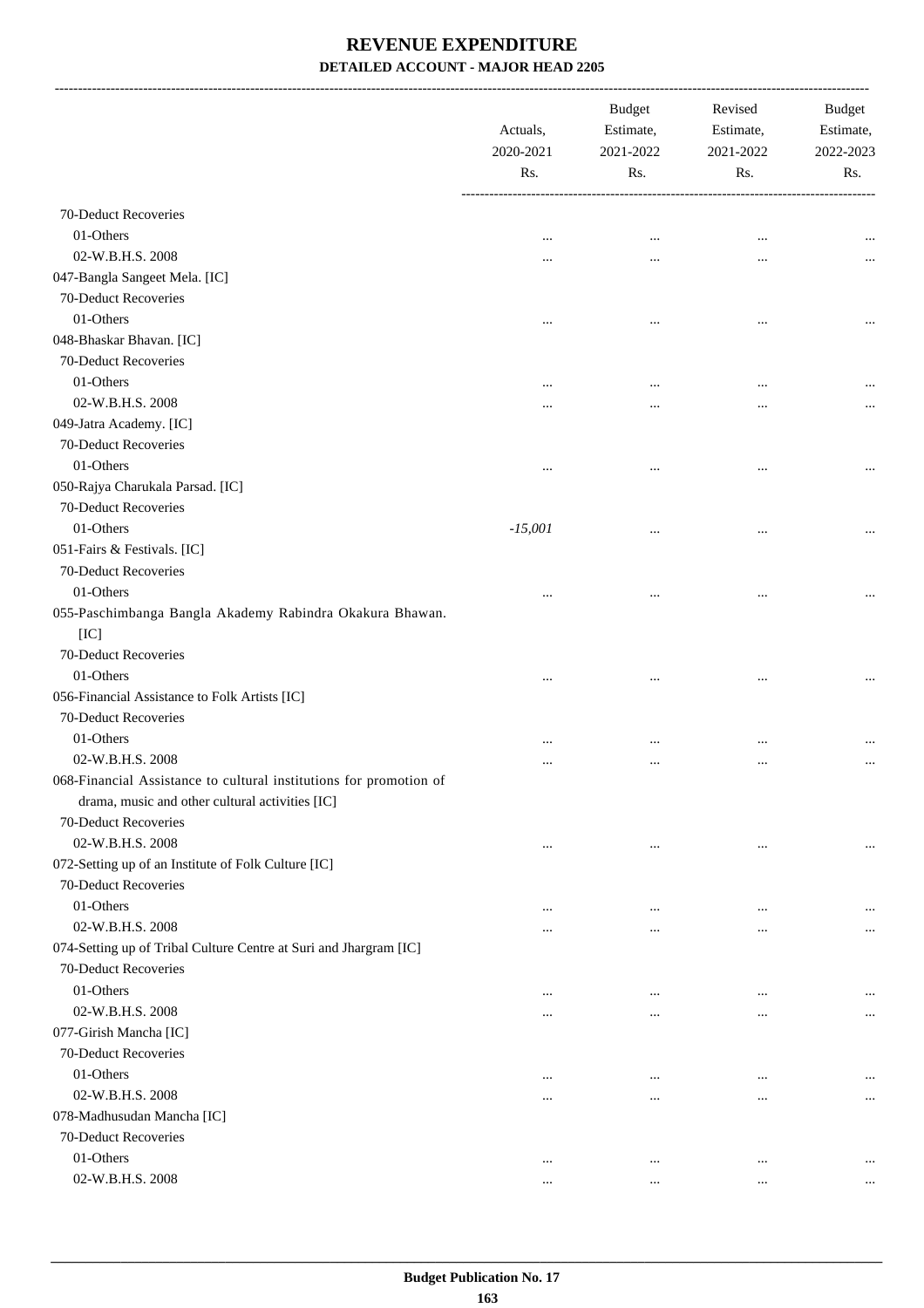# REVENUE EXPENDITURE

## DETAILED ACCOUNT - MAJOR HEAD 2205

| | Actuals, 2020-2021 Rs. | Budget Estimate, 2021-2022 Rs. | Revised Estimate, 2021-2022 Rs. | Budget Estimate, 2022-2023 Rs. |
|---|---|---|---|---|
| 70-Deduct Recoveries | | | | |
| 01-Others | ... | ... | ... | ... |
| 02-W.B.H.S. 2008 | ... | ... | ... | ... |
| 047-Bangla Sangeet Mela. [IC] | | | | |
| 70-Deduct Recoveries | | | | |
| 01-Others | ... | ... | ... | ... |
| 048-Bhaskar Bhavan. [IC] | | | | |
| 70-Deduct Recoveries | | | | |
| 01-Others | ... | ... | ... | ... |
| 02-W.B.H.S. 2008 | ... | ... | ... | ... |
| 049-Jatra Academy. [IC] | | | | |
| 70-Deduct Recoveries | | | | |
| 01-Others | ... | ... | ... | ... |
| 050-Rajya Charukala Parsad. [IC] | | | | |
| 70-Deduct Recoveries | | | | |
| 01-Others | *-15,001* | ... | ... | ... |
| 051-Fairs & Festivals. [IC] | | | | |
| 70-Deduct Recoveries | | | | |
| 01-Others | ... | ... | ... | ... |
| 055-Paschimbanga Bangla Akademy Rabindra Okakura Bhawan. [IC] | | | | |
| 70-Deduct Recoveries | | | | |
| 01-Others | ... | ... | ... | ... |
| 056-Financial Assistance to Folk Artists [IC] | | | | |
| 70-Deduct Recoveries | | | | |
| 01-Others | ... | ... | ... | ... |
| 02-W.B.H.S. 2008 | ... | ... | ... | ... |
| 068-Financial Assistance to cultural institutions for promotion of drama, music and other cultural activities [IC] | | | | |
| 70-Deduct Recoveries | | | | |
| 02-W.B.H.S. 2008 | ... | ... | ... | ... |
| 072-Setting up of an Institute of Folk Culture [IC] | | | | |
| 70-Deduct Recoveries | | | | |
| 01-Others | ... | ... | ... | ... |
| 02-W.B.H.S. 2008 | ... | ... | ... | ... |
| 074-Setting up of Tribal Culture Centre at Suri and Jhargram [IC] | | | | |
| 70-Deduct Recoveries | | | | |
| 01-Others | ... | ... | ... | ... |
| 02-W.B.H.S. 2008 | ... | ... | ... | ... |
| 077-Girish Mancha [IC] | | | | |
| 70-Deduct Recoveries | | | | |
| 01-Others | ... | ... | ... | ... |
| 02-W.B.H.S. 2008 | ... | ... | ... | ... |
| 078-Madhusudan Mancha [IC] | | | | |
| 70-Deduct Recoveries | | | | |
| 01-Others | ... | ... | ... | ... |
| 02-W.B.H.S. 2008 | ... | ... | ... | ... |

Budget Publication No. 17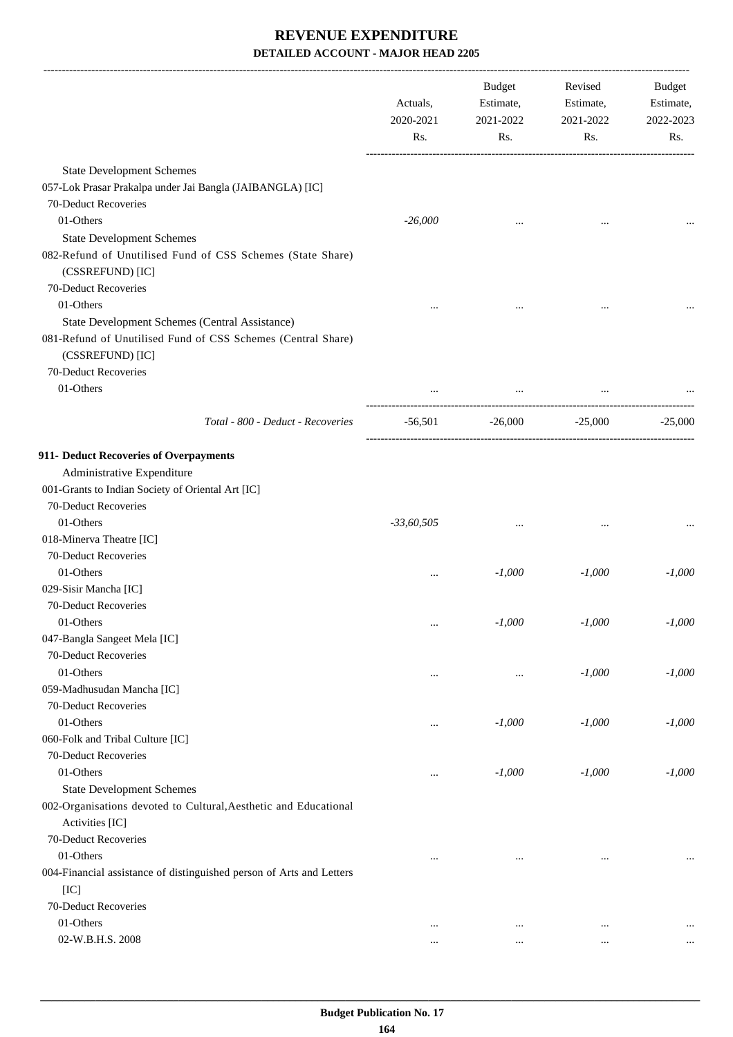# REVENUE EXPENDITURE

## DETAILED ACCOUNT - MAJOR HEAD 2205

| | Actuals, 2020-2021 Rs. | Budget Estimate, 2021-2022 Rs. | Revised Estimate, 2021-2022 Rs. | Budget Estimate, 2022-2023 Rs. |
|---|---|---|---|---|
| State Development Schemes | | | | |
| 057-Lok Prasar Prakalpa under Jai Bangla (JAIBANGLA) [IC] | | | | |
| 70-Deduct Recoveries | | | | |
| 01-Others | -26,000 | ... | ... | ... |
| State Development Schemes | | | | |
| 082-Refund of Unutilised Fund of CSS Schemes (State Share) (CSSREFUND) [IC] | | | | |
| 70-Deduct Recoveries | | | | |
| 01-Others | ... | ... | ... | ... |
| State Development Schemes (Central Assistance) | | | | |
| 081-Refund of Unutilised Fund of CSS Schemes (Central Share) (CSSREFUND) [IC] | | | | |
| 70-Deduct Recoveries | | | | |
| 01-Others | ... | ... | ... | ... |
| *Total - 800 - Deduct - Recoveries* | -56,501 | -26,000 | -25,000 | -25,000 |
| **911- Deduct Recoveries of Overpayments** | | | | |
| Administrative Expenditure | | | | |
| 001-Grants to Indian Society of Oriental Art [IC] | | | | |
| 70-Deduct Recoveries | | | | |
| 01-Others | -33,60,505 | ... | ... | ... |
| 018-Minerva Theatre [IC] | | | | |
| 70-Deduct Recoveries | | | | |
| 01-Others | ... | -1,000 | -1,000 | -1,000 |
| 029-Sisir Mancha [IC] | | | | |
| 70-Deduct Recoveries | | | | |
| 01-Others | ... | -1,000 | -1,000 | -1,000 |
| 047-Bangla Sangeet Mela [IC] | | | | |
| 70-Deduct Recoveries | | | | |
| 01-Others | ... | ... | -1,000 | -1,000 |
| 059-Madhusudan Mancha [IC] | | | | |
| 70-Deduct Recoveries | | | | |
| 01-Others | ... | -1,000 | -1,000 | -1,000 |
| 060-Folk and Tribal Culture [IC] | | | | |
| 70-Deduct Recoveries | | | | |
| 01-Others | ... | -1,000 | -1,000 | -1,000 |
| State Development Schemes | | | | |
| 002-Organisations devoted to Cultural,Aesthetic and Educational Activities [IC] | | | | |
| 70-Deduct Recoveries | | | | |
| 01-Others | ... | ... | ... | ... |
| 004-Financial assistance of distinguished person of Arts and Letters [IC] | | | | |
| 70-Deduct Recoveries | | | | |
| 01-Others | ... | ... | ... | ... |
| 02-W.B.H.S. 2008 | ... | ... | ... | ... |

**Budget Publication No. 17**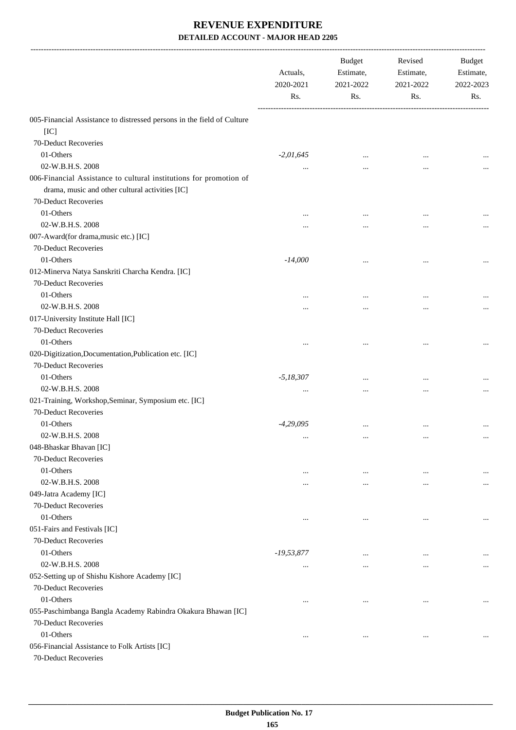# REVENUE EXPENDITURE

## DETAILED ACCOUNT - MAJOR HEAD 2205

| | Actuals, 2020-2021 Rs. | Budget Estimate, 2021-2022 Rs. | Revised Estimate, 2021-2022 Rs. | Budget Estimate, 2022-2023 Rs. |
|---|---|---|---|---|
| 005-Financial Assistance to distressed persons in the field of Culture [IC] | | | | |
| 70-Deduct Recoveries | | | | |
| 01-Others | -2,01,645 | ... | ... | ... |
| 02-W.B.H.S. 2008 | ... | ... | ... | ... |
| 006-Financial Assistance to cultural institutions for promotion of drama, music and other cultural activities [IC] | | | | |
| 70-Deduct Recoveries | | | | |
| 01-Others | ... | ... | ... | ... |
| 02-W.B.H.S. 2008 | ... | ... | ... | ... |
| 007-Award(for drama,music etc.) [IC] | | | | |
| 70-Deduct Recoveries | | | | |
| 01-Others | -14,000 | ... | ... | ... |
| 012-Minerva Natya Sanskriti Charcha Kendra. [IC] | | | | |
| 70-Deduct Recoveries | | | | |
| 01-Others | ... | ... | ... | ... |
| 02-W.B.H.S. 2008 | ... | ... | ... | ... |
| 017-University Institute Hall [IC] | | | | |
| 70-Deduct Recoveries | | | | |
| 01-Others | ... | ... | ... | ... |
| 020-Digitization,Documentation,Publication etc. [IC] | | | | |
| 70-Deduct Recoveries | | | | |
| 01-Others | -5,18,307 | ... | ... | ... |
| 02-W.B.H.S. 2008 | ... | ... | ... | ... |
| 021-Training, Workshop,Seminar, Symposium etc. [IC] | | | | |
| 70-Deduct Recoveries | | | | |
| 01-Others | -4,29,095 | ... | ... | ... |
| 02-W.B.H.S. 2008 | ... | ... | ... | ... |
| 048-Bhaskar Bhavan [IC] | | | | |
| 70-Deduct Recoveries | | | | |
| 01-Others | ... | ... | ... | ... |
| 02-W.B.H.S. 2008 | ... | ... | ... | ... |
| 049-Jatra Academy [IC] | | | | |
| 70-Deduct Recoveries | | | | |
| 01-Others | ... | ... | ... | ... |
| 051-Fairs and Festivals [IC] | | | | |
| 70-Deduct Recoveries | | | | |
| 01-Others | -19,53,877 | ... | ... | ... |
| 02-W.B.H.S. 2008 | ... | ... | ... | ... |
| 052-Setting up of Shishu Kishore Academy [IC] | | | | |
| 70-Deduct Recoveries | | | | |
| 01-Others | ... | ... | ... | ... |
| 055-Paschimbanga Bangla Academy Rabindra Okakura Bhawan [IC] | | | | |
| 70-Deduct Recoveries | | | | |
| 01-Others | ... | ... | ... | ... |
| 056-Financial Assistance to Folk Artists [IC] | | | | |
| 70-Deduct Recoveries | | | | |

Budget Publication No. 17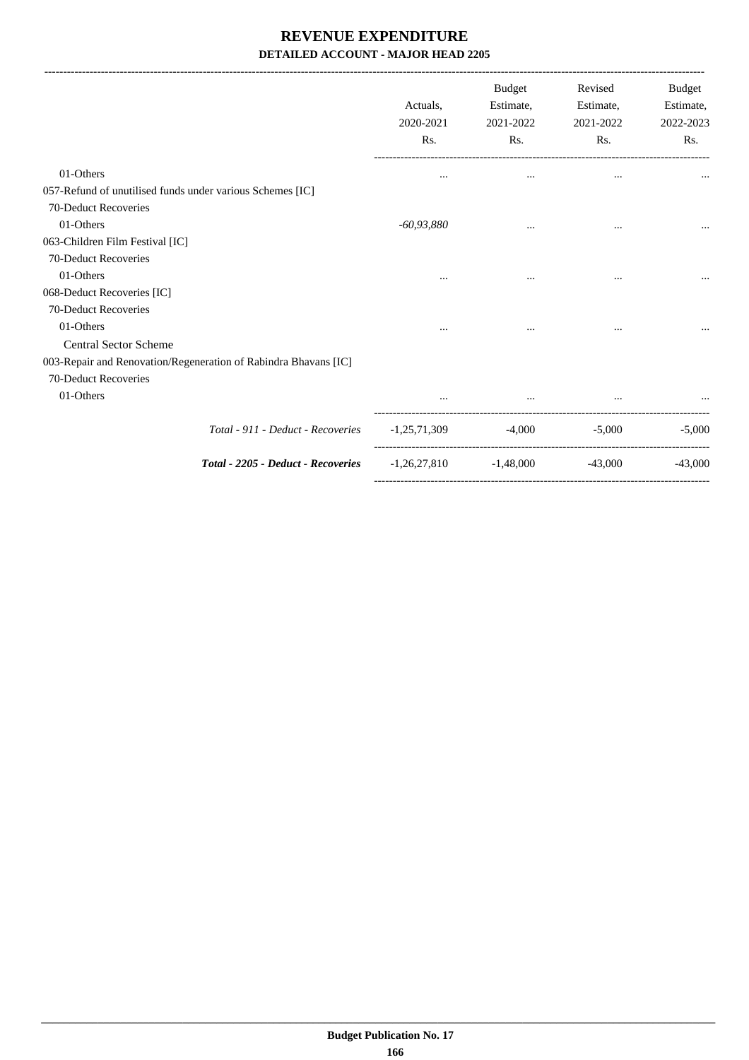# REVENUE EXPENDITURE

## DETAILED ACCOUNT - MAJOR HEAD 2205

| | Actuals, 2020-2021 Rs. | Budget Estimate, 2021-2022 Rs. | Revised Estimate, 2021-2022 Rs. | Budget Estimate, 2022-2023 Rs. |
|---|---|---|---|---|
| 01-Others | ... | ... | ... | ... |
| 057-Refund of unutilised funds under various Schemes [IC] | | | | |
| 70-Deduct Recoveries | | | | |
| 01-Others | *-60,93,880* | ... | ... | ... |
| 063-Children Film Festival [IC] | | | | |
| 70-Deduct Recoveries | | | | |
| 01-Others | ... | ... | ... | ... |
| 068-Deduct Recoveries [IC] | | | | |
| 70-Deduct Recoveries | | | | |
| 01-Others | ... | ... | ... | ... |
| Central Sector Scheme | | | | |
| 003-Repair and Renovation/Regeneration of Rabindra Bhavans [IC] | | | | |
| 70-Deduct Recoveries | | | | |
| 01-Others | ... | ... | ... | ... |
| *Total - 911 - Deduct - Recoveries* | -1,25,71,309 | -4,000 | -5,000 | -5,000 |
| ***Total - 2205 - Deduct - Recoveries*** | -1,26,27,810 | -1,48,000 | -43,000 | -43,000 |

**Budget Publication No. 17**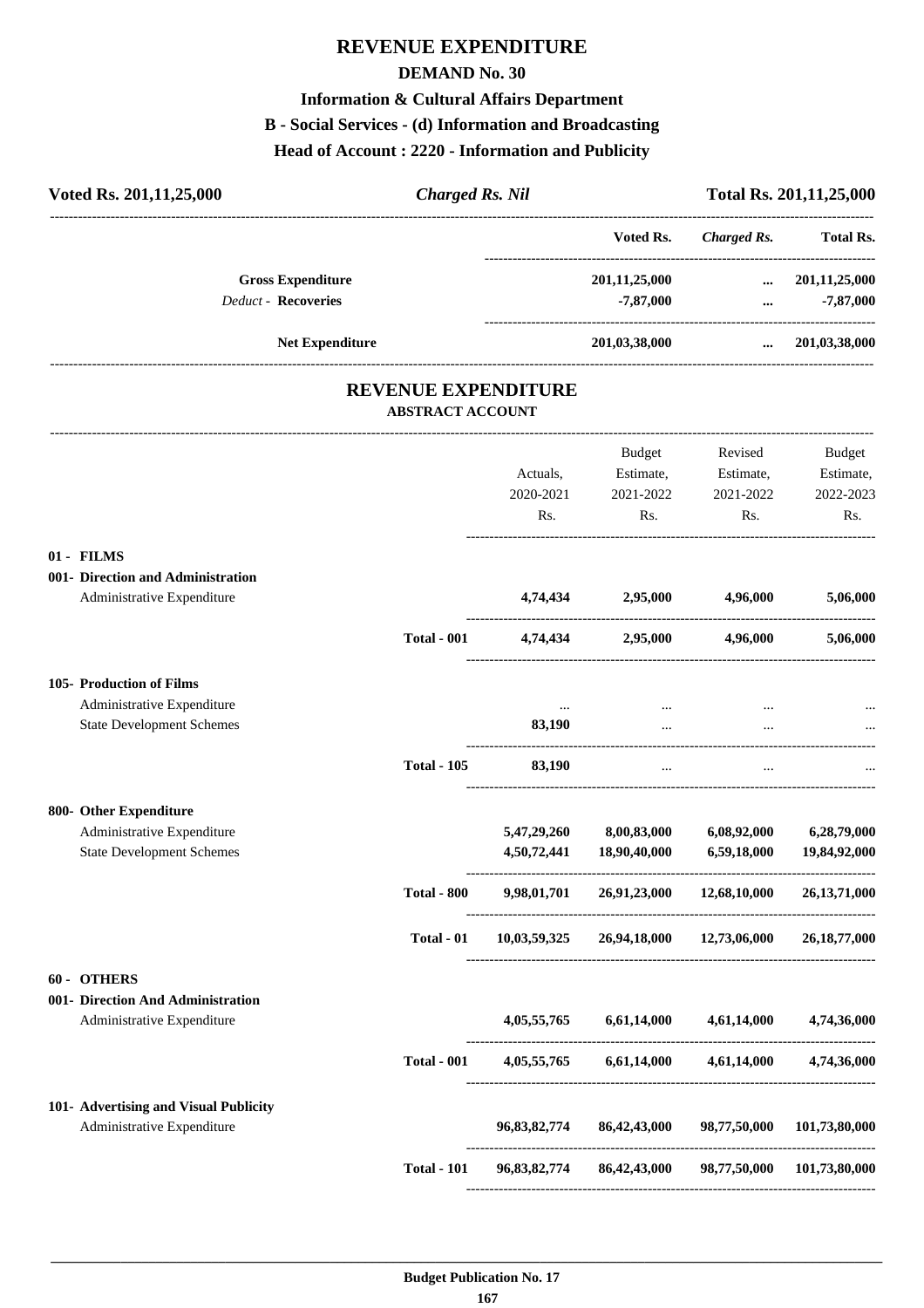# REVENUE EXPENDITURE

## DEMAND No. 30

### Information & Cultural Affairs Department

### B - Social Services - (d) Information and Broadcasting

### Head of Account : 2220 - Information and Publicity

| Voted Rs. 201,11,25,000 | *Charged Rs. Nil* | Total Rs. 201,11,25,000 |
|---|---|---|

| | Voted Rs. | *Charged Rs.* | Total Rs. |
|---|---|---|---|
| **Gross Expenditure** | 201,11,25,000 | ... | 201,11,25,000 |
| *Deduct* - **Recoveries** | -7,87,000 | ... | -7,87,000 |
| **Net Expenditure** | 201,03,38,000 | ... | 201,03,38,000 |

## REVENUE EXPENDITURE

### ABSTRACT ACCOUNT

| | | Actuals, 2020-2021 Rs. | Budget Estimate, 2021-2022 Rs. | Revised Estimate, 2021-2022 Rs. | Budget Estimate, 2022-2023 Rs. |
|---|---|---|---|---|---|
| **01 - FILMS** | | | | | |
| **001- Direction and Administration** | | | | | |
| Administrative Expenditure | | 4,74,434 | 2,95,000 | 4,96,000 | 5,06,000 |
| | **Total - 001** | 4,74,434 | 2,95,000 | 4,96,000 | 5,06,000 |
| **105- Production of Films** | | | | | |
| Administrative Expenditure | | ... | ... | ... | ... |
| State Development Schemes | | 83,190 | ... | ... | ... |
| | **Total - 105** | 83,190 | ... | ... | ... |
| **800- Other Expenditure** | | | | | |
| Administrative Expenditure | | 5,47,29,260 | 8,00,83,000 | 6,08,92,000 | 6,28,79,000 |
| State Development Schemes | | 4,50,72,441 | 18,90,40,000 | 6,59,18,000 | 19,84,92,000 |
| | **Total - 800** | 9,98,01,701 | 26,91,23,000 | 12,68,10,000 | 26,13,71,000 |
| | **Total - 01** | 10,03,59,325 | 26,94,18,000 | 12,73,06,000 | 26,18,77,000 |
| **60 - OTHERS** | | | | | |
| **001- Direction And Administration** | | | | | |
| Administrative Expenditure | | 4,05,55,765 | 6,61,14,000 | 4,61,14,000 | 4,74,36,000 |
| | **Total - 001** | 4,05,55,765 | 6,61,14,000 | 4,61,14,000 | 4,74,36,000 |
| **101- Advertising and Visual Publicity** | | | | | |
| Administrative Expenditure | | 96,83,82,774 | 86,42,43,000 | 98,77,50,000 | 101,73,80,000 |
| | **Total - 101** | 96,83,82,774 | 86,42,43,000 | 98,77,50,000 | 101,73,80,000 |

**Budget Publication No. 17**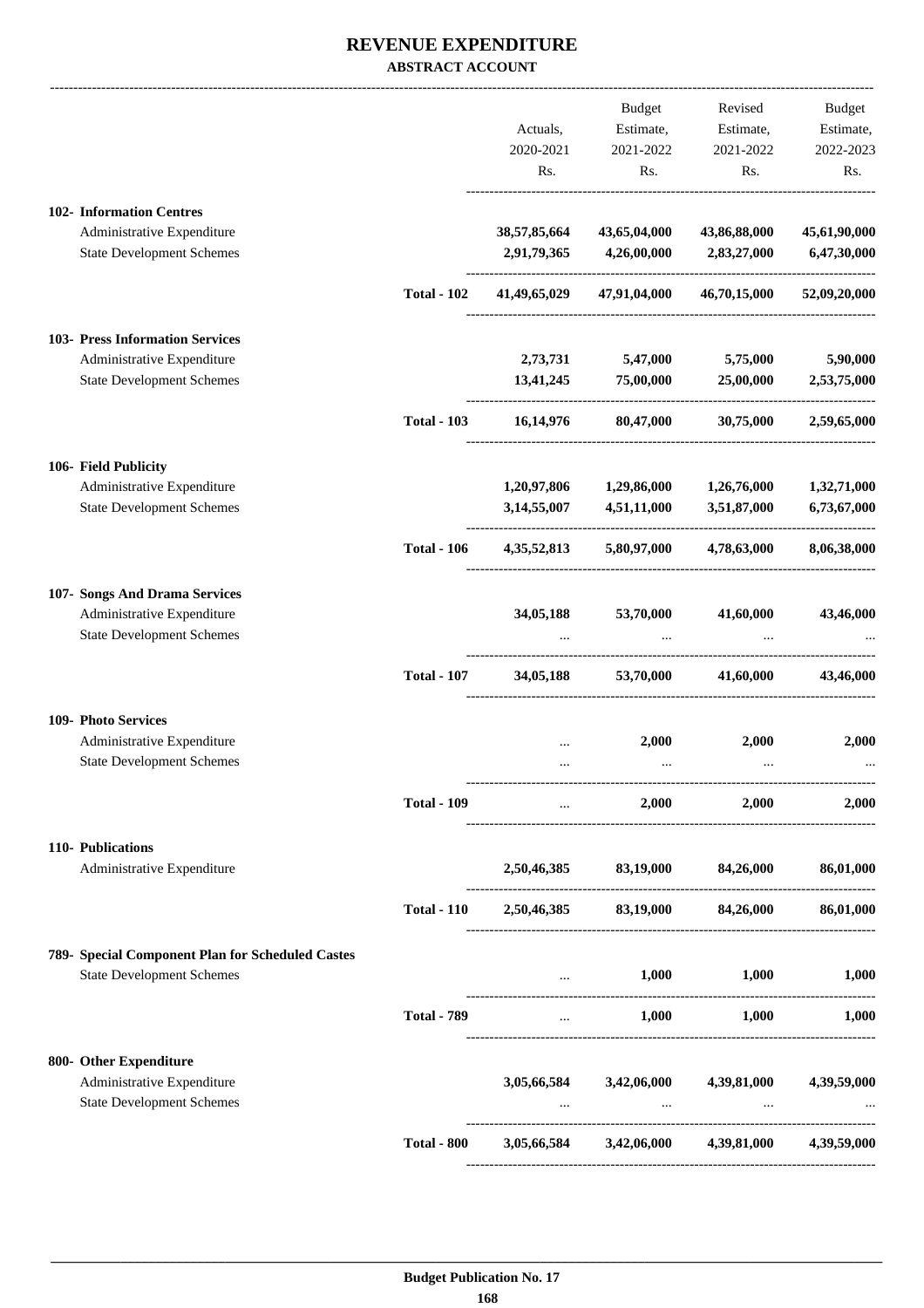# REVENUE EXPENDITURE

**ABSTRACT ACCOUNT**

| | | Actuals, 2020-2021 Rs. | Budget Estimate, 2021-2022 Rs. | Revised Estimate, 2021-2022 Rs. | Budget Estimate, 2022-2023 Rs. |
|---|---|---|---|---|---|
| **102- Information Centres** | | | | | |
| Administrative Expenditure | | 38,57,85,664 | 43,65,04,000 | 43,86,88,000 | 45,61,90,000 |
| State Development Schemes | | 2,91,79,365 | 4,26,00,000 | 2,83,27,000 | 6,47,30,000 |
| | **Total - 102** | 41,49,65,029 | 47,91,04,000 | 46,70,15,000 | 52,09,20,000 |
| **103- Press Information Services** | | | | | |
| Administrative Expenditure | | 2,73,731 | 5,47,000 | 5,75,000 | 5,90,000 |
| State Development Schemes | | 13,41,245 | 75,00,000 | 25,00,000 | 2,53,75,000 |
| | **Total - 103** | 16,14,976 | 80,47,000 | 30,75,000 | 2,59,65,000 |
| **106- Field Publicity** | | | | | |
| Administrative Expenditure | | 1,20,97,806 | 1,29,86,000 | 1,26,76,000 | 1,32,71,000 |
| State Development Schemes | | 3,14,55,007 | 4,51,11,000 | 3,51,87,000 | 6,73,67,000 |
| | **Total - 106** | 4,35,52,813 | 5,80,97,000 | 4,78,63,000 | 8,06,38,000 |
| **107- Songs And Drama Services** | | | | | |
| Administrative Expenditure | | 34,05,188 | 53,70,000 | 41,60,000 | 43,46,000 |
| State Development Schemes | | ... | ... | ... | ... |
| | **Total - 107** | 34,05,188 | 53,70,000 | 41,60,000 | 43,46,000 |
| **109- Photo Services** | | | | | |
| Administrative Expenditure | | ... | 2,000 | 2,000 | 2,000 |
| State Development Schemes | | ... | ... | ... | ... |
| | **Total - 109** | ... | 2,000 | 2,000 | 2,000 |
| **110- Publications** | | | | | |
| Administrative Expenditure | | 2,50,46,385 | 83,19,000 | 84,26,000 | 86,01,000 |
| | **Total - 110** | 2,50,46,385 | 83,19,000 | 84,26,000 | 86,01,000 |
| **789- Special Component Plan for Scheduled Castes** | | | | | |
| State Development Schemes | | ... | 1,000 | 1,000 | 1,000 |
| | **Total - 789** | ... | 1,000 | 1,000 | 1,000 |
| **800- Other Expenditure** | | | | | |
| Administrative Expenditure | | 3,05,66,584 | 3,42,06,000 | 4,39,81,000 | 4,39,59,000 |
| State Development Schemes | | ... | ... | ... | ... |
| | **Total - 800** | 3,05,66,584 | 3,42,06,000 | 4,39,81,000 | 4,39,59,000 |

**Budget Publication No. 17**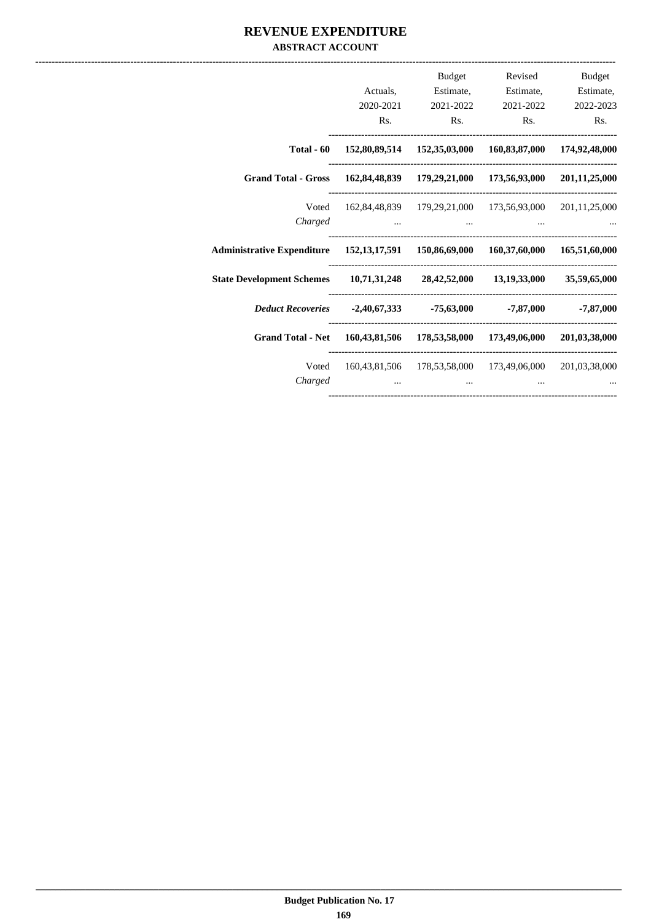# REVENUE EXPENDITURE

### ABSTRACT ACCOUNT

| | Actuals, 2020-2021 Rs. | Budget Estimate, 2021-2022 Rs. | Revised Estimate, 2021-2022 Rs. | Budget Estimate, 2022-2023 Rs. |
|---|---|---|---|---|
| **Total - 60** | **152,80,89,514** | **152,35,03,000** | **160,83,87,000** | **174,92,48,000** |
| **Grand Total - Gross** | **162,84,48,839** | **179,29,21,000** | **173,56,93,000** | **201,11,25,000** |
| Voted | 162,84,48,839 | 179,29,21,000 | 173,56,93,000 | 201,11,25,000 |
| *Charged* | ... | ... | ... | ... |
| **Administrative Expenditure** | **152,13,17,591** | **150,86,69,000** | **160,37,60,000** | **165,51,60,000** |
| **State Development Schemes** | **10,71,31,248** | **28,42,52,000** | **13,19,33,000** | **35,59,65,000** |
| ***Deduct Recoveries*** | **-2,40,67,333** | **-75,63,000** | **-7,87,000** | **-7,87,000** |
| **Grand Total - Net** | **160,43,81,506** | **178,53,58,000** | **173,49,06,000** | **201,03,38,000** |
| Voted | 160,43,81,506 | 178,53,58,000 | 173,49,06,000 | 201,03,38,000 |
| *Charged* | ... | ... | ... | ... |

**Budget Publication No. 17**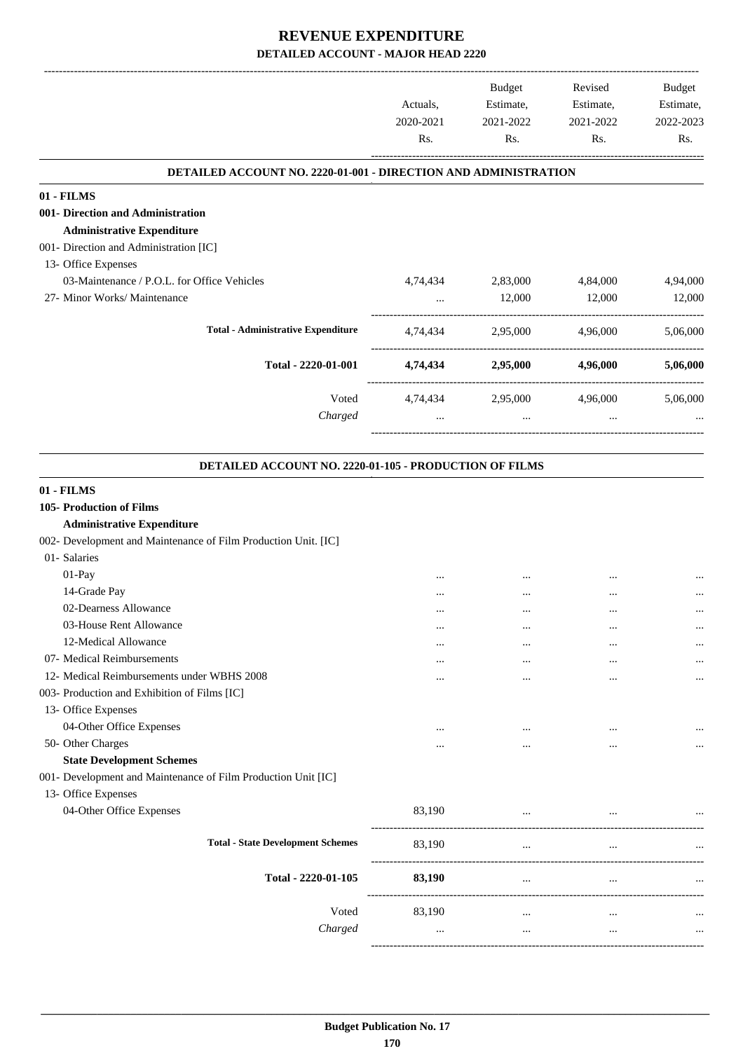# REVENUE EXPENDITURE

## DETAILED ACCOUNT - MAJOR HEAD 2220

| | Actuals, 2020-2021 Rs. | Budget Estimate, 2021-2022 Rs. | Revised Estimate, 2021-2022 Rs. | Budget Estimate, 2022-2023 Rs. |
|---|---|---|---|---|
| **DETAILED ACCOUNT NO. 2220-01-001 - DIRECTION AND ADMINISTRATION** | | | | |
| **01 - FILMS** | | | | |
| **001- Direction and Administration** | | | | |
| **Administrative Expenditure** | | | | |
| 001- Direction and Administration [IC] | | | | |
| 13- Office Expenses | | | | |
| 03-Maintenance / P.O.L. for Office Vehicles | 4,74,434 | 2,83,000 | 4,84,000 | 4,94,000 |
| 27- Minor Works/ Maintenance | ... | 12,000 | 12,000 | 12,000 |
| **Total - Administrative Expenditure** | 4,74,434 | 2,95,000 | 4,96,000 | 5,06,000 |
| **Total - 2220-01-001** | **4,74,434** | **2,95,000** | **4,96,000** | **5,06,000** |
| Voted | 4,74,434 | 2,95,000 | 4,96,000 | 5,06,000 |
| *Charged* | ... | ... | ... | ... |

| | Actuals, 2020-2021 Rs. | Budget Estimate, 2021-2022 Rs. | Revised Estimate, 2021-2022 Rs. | Budget Estimate, 2022-2023 Rs. |
|---|---|---|---|---|
| **DETAILED ACCOUNT NO. 2220-01-105 - PRODUCTION OF FILMS** | | | | |
| **01 - FILMS** | | | | |
| **105- Production of Films** | | | | |
| **Administrative Expenditure** | | | | |
| 002- Development and Maintenance of Film Production Unit. [IC] | | | | |
| 01- Salaries | | | | |
| 01-Pay | ... | ... | ... | ... |
| 14-Grade Pay | ... | ... | ... | ... |
| 02-Dearness Allowance | ... | ... | ... | ... |
| 03-House Rent Allowance | ... | ... | ... | ... |
| 12-Medical Allowance | ... | ... | ... | ... |
| 07- Medical Reimbursements | ... | ... | ... | ... |
| 12- Medical Reimbursements under WBHS 2008 | ... | ... | ... | ... |
| 003- Production and Exhibition of Films [IC] | | | | |
| 13- Office Expenses | | | | |
| 04-Other Office Expenses | ... | ... | ... | ... |
| 50- Other Charges | ... | ... | ... | ... |
| **State Development Schemes** | | | | |
| 001- Development and Maintenance of Film Production Unit [IC] | | | | |
| 13- Office Expenses | | | | |
| 04-Other Office Expenses | 83,190 | ... | ... | ... |
| **Total - State Development Schemes** | 83,190 | ... | ... | ... |
| **Total - 2220-01-105** | **83,190** | ... | ... | ... |
| Voted | 83,190 | ... | ... | ... |
| *Charged* | ... | ... | ... | ... |

**Budget Publication No. 17**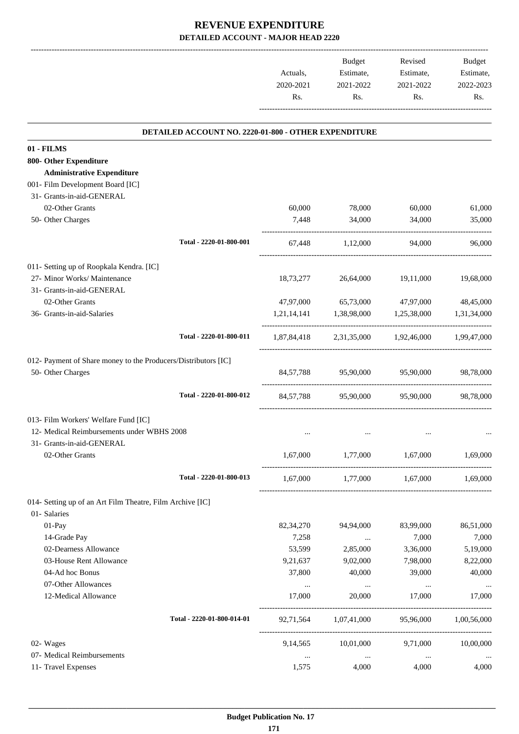# REVENUE EXPENDITURE

## DETAILED ACCOUNT - MAJOR HEAD 2220

| | Actuals, 2020-2021 Rs. | Budget Estimate, 2021-2022 Rs. | Revised Estimate, 2021-2022 Rs. | Budget Estimate, 2022-2023 Rs. |
|---|---|---|---|---|
| **DETAILED ACCOUNT NO. 2220-01-800 - OTHER EXPENDITURE** | | | | |
| **01 - FILMS** | | | | |
| **800- Other Expenditure** | | | | |
| **Administrative Expenditure** | | | | |
| 001- Film Development Board [IC] | | | | |
| 31- Grants-in-aid-GENERAL | | | | |
| 02-Other Grants | 60,000 | 78,000 | 60,000 | 61,000 |
| 50- Other Charges | 7,448 | 34,000 | 34,000 | 35,000 |
| Total - 2220-01-800-001 | 67,448 | 1,12,000 | 94,000 | 96,000 |
| 011- Setting up of Roopkala Kendra. [IC] | | | | |
| 27- Minor Works/ Maintenance | 18,73,277 | 26,64,000 | 19,11,000 | 19,68,000 |
| 31- Grants-in-aid-GENERAL | | | | |
| 02-Other Grants | 47,97,000 | 65,73,000 | 47,97,000 | 48,45,000 |
| 36- Grants-in-aid-Salaries | 1,21,14,141 | 1,38,98,000 | 1,25,38,000 | 1,31,34,000 |
| Total - 2220-01-800-011 | 1,87,84,418 | 2,31,35,000 | 1,92,46,000 | 1,99,47,000 |
| 012- Payment of Share money to the Producers/Distributors [IC] | | | | |
| 50- Other Charges | 84,57,788 | 95,90,000 | 95,90,000 | 98,78,000 |
| Total - 2220-01-800-012 | 84,57,788 | 95,90,000 | 95,90,000 | 98,78,000 |
| 013- Film Workers' Welfare Fund [IC] | | | | |
| 12- Medical Reimbursements under WBHS 2008 | ... | ... | ... | ... |
| 31- Grants-in-aid-GENERAL | | | | |
| 02-Other Grants | 1,67,000 | 1,77,000 | 1,67,000 | 1,69,000 |
| Total - 2220-01-800-013 | 1,67,000 | 1,77,000 | 1,67,000 | 1,69,000 |
| 014- Setting up of an Art Film Theatre, Film Archive [IC] | | | | |
| 01- Salaries | | | | |
| 01-Pay | 82,34,270 | 94,94,000 | 83,99,000 | 86,51,000 |
| 14-Grade Pay | 7,258 | ... | 7,000 | 7,000 |
| 02-Dearness Allowance | 53,599 | 2,85,000 | 3,36,000 | 5,19,000 |
| 03-House Rent Allowance | 9,21,637 | 9,02,000 | 7,98,000 | 8,22,000 |
| 04-Ad hoc Bonus | 37,800 | 40,000 | 39,000 | 40,000 |
| 07-Other Allowances | ... | ... | ... | ... |
| 12-Medical Allowance | 17,000 | 20,000 | 17,000 | 17,000 |
| Total - 2220-01-800-014-01 | 92,71,564 | 1,07,41,000 | 95,96,000 | 1,00,56,000 |
| 02- Wages | 9,14,565 | 10,01,000 | 9,71,000 | 10,00,000 |
| 07- Medical Reimbursements | ... | ... | ... | ... |
| 11- Travel Expenses | 1,575 | 4,000 | 4,000 | 4,000 |

Budget Publication No. 17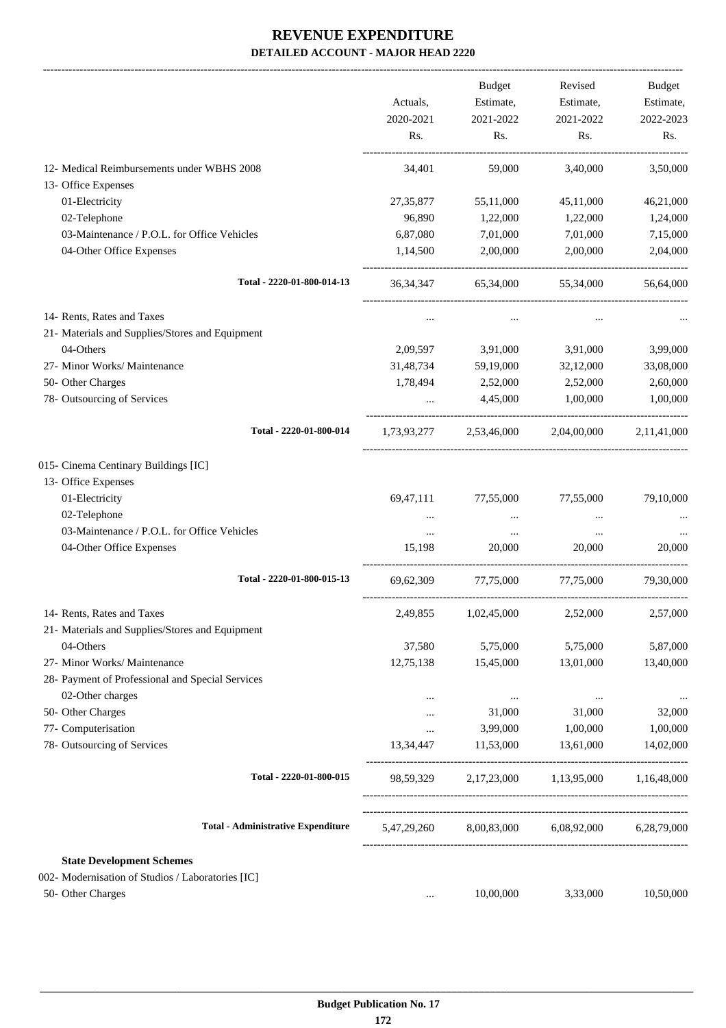# REVENUE EXPENDITURE

## DETAILED ACCOUNT - MAJOR HEAD 2220

| | Actuals, 2020-2021 Rs. | Budget Estimate, 2021-2022 Rs. | Revised Estimate, 2021-2022 Rs. | Budget Estimate, 2022-2023 Rs. |
|---|---|---|---|---|
| 12- Medical Reimbursements under WBHS 2008 | 34,401 | 59,000 | 3,40,000 | 3,50,000 |
| 13- Office Expenses | | | | |
| 01-Electricity | 27,35,877 | 55,11,000 | 45,11,000 | 46,21,000 |
| 02-Telephone | 96,890 | 1,22,000 | 1,22,000 | 1,24,000 |
| 03-Maintenance / P.O.L. for Office Vehicles | 6,87,080 | 7,01,000 | 7,01,000 | 7,15,000 |
| 04-Other Office Expenses | 1,14,500 | 2,00,000 | 2,00,000 | 2,04,000 |
| **Total - 2220-01-800-014-13** | 36,34,347 | 65,34,000 | 55,34,000 | 56,64,000 |
| 14- Rents, Rates and Taxes | ... | ... | ... | ... |
| 21- Materials and Supplies/Stores and Equipment | | | | |
| 04-Others | 2,09,597 | 3,91,000 | 3,91,000 | 3,99,000 |
| 27- Minor Works/ Maintenance | 31,48,734 | 59,19,000 | 32,12,000 | 33,08,000 |
| 50- Other Charges | 1,78,494 | 2,52,000 | 2,52,000 | 2,60,000 |
| 78- Outsourcing of Services | ... | 4,45,000 | 1,00,000 | 1,00,000 |
| **Total - 2220-01-800-014** | 1,73,93,277 | 2,53,46,000 | 2,04,00,000 | 2,11,41,000 |
| 015- Cinema Centinary Buildings [IC] | | | | |
| 13- Office Expenses | | | | |
| 01-Electricity | 69,47,111 | 77,55,000 | 77,55,000 | 79,10,000 |
| 02-Telephone | ... | ... | ... | ... |
| 03-Maintenance / P.O.L. for Office Vehicles | ... | ... | ... | ... |
| 04-Other Office Expenses | 15,198 | 20,000 | 20,000 | 20,000 |
| **Total - 2220-01-800-015-13** | 69,62,309 | 77,75,000 | 77,75,000 | 79,30,000 |
| 14- Rents, Rates and Taxes | 2,49,855 | 1,02,45,000 | 2,52,000 | 2,57,000 |
| 21- Materials and Supplies/Stores and Equipment | | | | |
| 04-Others | 37,580 | 5,75,000 | 5,75,000 | 5,87,000 |
| 27- Minor Works/ Maintenance | 12,75,138 | 15,45,000 | 13,01,000 | 13,40,000 |
| 28- Payment of Professional and Special Services | | | | |
| 02-Other charges | ... | ... | ... | ... |
| 50- Other Charges | ... | 31,000 | 31,000 | 32,000 |
| 77- Computerisation | ... | 3,99,000 | 1,00,000 | 1,00,000 |
| 78- Outsourcing of Services | 13,34,447 | 11,53,000 | 13,61,000 | 14,02,000 |
| **Total - 2220-01-800-015** | 98,59,329 | 2,17,23,000 | 1,13,95,000 | 1,16,48,000 |
| **Total - Administrative Expenditure** | 5,47,29,260 | 8,00,83,000 | 6,08,92,000 | 6,28,79,000 |
| **State Development Schemes** | | | | |
| 002- Modernisation of Studios / Laboratories [IC] | | | | |
| 50- Other Charges | ... | 10,00,000 | 3,33,000 | 10,50,000 |

Budget Publication No. 17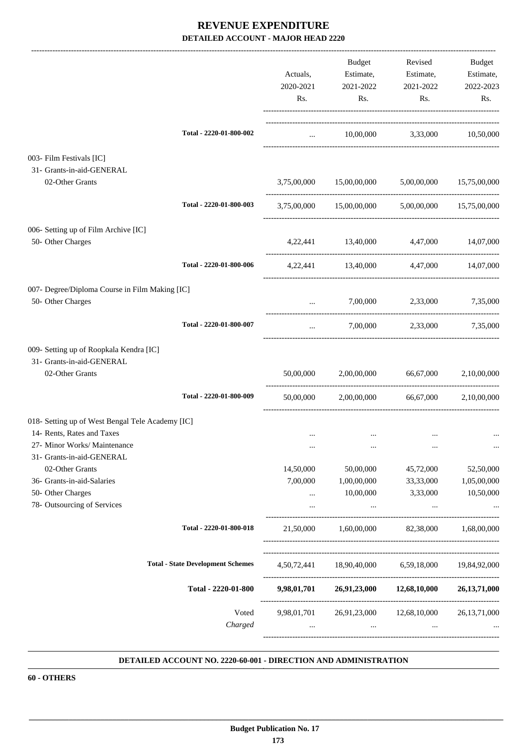# REVENUE EXPENDITURE

## DETAILED ACCOUNT - MAJOR HEAD 2220

| | Actuals, 2020-2021 Rs. | Budget Estimate, 2021-2022 Rs. | Revised Estimate, 2021-2022 Rs. | Budget Estimate, 2022-2023 Rs. |
|---|---|---|---|---|
| Total - 2220-01-800-002 | ... | 10,00,000 | 3,33,000 | 10,50,000 |
| 003- Film Festivals [IC] | | | | |
| 31- Grants-in-aid-GENERAL | | | | |
| 02-Other Grants | 3,75,00,000 | 15,00,00,000 | 5,00,00,000 | 15,75,00,000 |
| Total - 2220-01-800-003 | 3,75,00,000 | 15,00,00,000 | 5,00,00,000 | 15,75,00,000 |
| 006- Setting up of Film Archive [IC] | | | | |
| 50- Other Charges | 4,22,441 | 13,40,000 | 4,47,000 | 14,07,000 |
| Total - 2220-01-800-006 | 4,22,441 | 13,40,000 | 4,47,000 | 14,07,000 |
| 007- Degree/Diploma Course in Film Making [IC] | | | | |
| 50- Other Charges | ... | 7,00,000 | 2,33,000 | 7,35,000 |
| Total - 2220-01-800-007 | ... | 7,00,000 | 2,33,000 | 7,35,000 |
| 009- Setting up of Roopkala Kendra [IC] | | | | |
| 31- Grants-in-aid-GENERAL | | | | |
| 02-Other Grants | 50,00,000 | 2,00,00,000 | 66,67,000 | 2,10,00,000 |
| Total - 2220-01-800-009 | 50,00,000 | 2,00,00,000 | 66,67,000 | 2,10,00,000 |
| 018- Setting up of West Bengal Tele Academy [IC] | | | | |
| 14- Rents, Rates and Taxes | ... | ... | ... | ... |
| 27- Minor Works/ Maintenance | ... | ... | ... | ... |
| 31- Grants-in-aid-GENERAL | | | | |
| 02-Other Grants | 14,50,000 | 50,00,000 | 45,72,000 | 52,50,000 |
| 36- Grants-in-aid-Salaries | 7,00,000 | 1,00,00,000 | 33,33,000 | 1,05,00,000 |
| 50- Other Charges | ... | 10,00,000 | 3,33,000 | 10,50,000 |
| 78- Outsourcing of Services | ... | ... | ... | ... |
| Total - 2220-01-800-018 | 21,50,000 | 1,60,00,000 | 82,38,000 | 1,68,00,000 |
| **Total - State Development Schemes** | 4,50,72,441 | 18,90,40,000 | 6,59,18,000 | 19,84,92,000 |
| **Total - 2220-01-800** | **9,98,01,701** | **26,91,23,000** | **12,68,10,000** | **26,13,71,000** |
| Voted | 9,98,01,701 | 26,91,23,000 | 12,68,10,000 | 26,13,71,000 |
| *Charged* | ... | ... | ... | ... |

**DETAILED ACCOUNT NO. 2220-60-001 - DIRECTION AND ADMINISTRATION**

**60 - OTHERS**

**Budget Publication No. 17**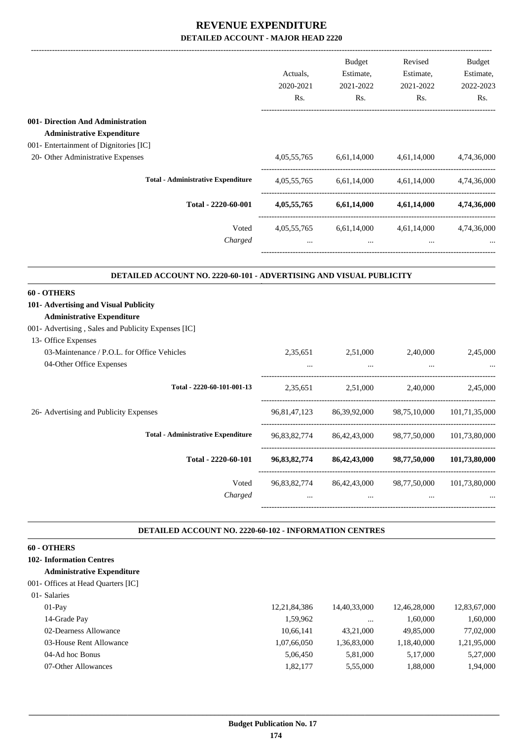# REVENUE EXPENDITURE

## DETAILED ACCOUNT - MAJOR HEAD 2220

| | Actuals, 2020-2021 Rs. | Budget Estimate, 2021-2022 Rs. | Revised Estimate, 2021-2022 Rs. | Budget Estimate, 2022-2023 Rs. |
|---|---|---|---|---|
| **001- Direction And Administration** | | | | |
| **Administrative Expenditure** | | | | |
| 001- Entertainment of Dignitories [IC] | | | | |
| 20- Other Administrative Expenses | 4,05,55,765 | 6,61,14,000 | 4,61,14,000 | 4,74,36,000 |
| **Total - Administrative Expenditure** | 4,05,55,765 | 6,61,14,000 | 4,61,14,000 | 4,74,36,000 |
| **Total - 2220-60-001** | **4,05,55,765** | **6,61,14,000** | **4,61,14,000** | **4,74,36,000** |
| Voted | 4,05,55,765 | 6,61,14,000 | 4,61,14,000 | 4,74,36,000 |
| *Charged* | ... | ... | ... | ... |

### DETAILED ACCOUNT NO. 2220-60-101 - ADVERTISING AND VISUAL PUBLICITY

| | Actuals, 2020-2021 Rs. | Budget Estimate, 2021-2022 Rs. | Revised Estimate, 2021-2022 Rs. | Budget Estimate, 2022-2023 Rs. |
|---|---|---|---|---|
| **60 - OTHERS** | | | | |
| **101- Advertising and Visual Publicity** | | | | |
| **Administrative Expenditure** | | | | |
| 001- Advertising , Sales and Publicity Expenses [IC] | | | | |
| 13- Office Expenses | | | | |
| 03-Maintenance / P.O.L. for Office Vehicles | 2,35,651 | 2,51,000 | 2,40,000 | 2,45,000 |
| 04-Other Office Expenses | ... | ... | ... | ... |
| **Total - 2220-60-101-001-13** | 2,35,651 | 2,51,000 | 2,40,000 | 2,45,000 |
| 26- Advertising and Publicity Expenses | 96,81,47,123 | 86,39,92,000 | 98,75,10,000 | 101,71,35,000 |
| **Total - Administrative Expenditure** | 96,83,82,774 | 86,42,43,000 | 98,77,50,000 | 101,73,80,000 |
| **Total - 2220-60-101** | **96,83,82,774** | **86,42,43,000** | **98,77,50,000** | **101,73,80,000** |
| Voted | 96,83,82,774 | 86,42,43,000 | 98,77,50,000 | 101,73,80,000 |
| *Charged* | ... | ... | ... | ... |

### DETAILED ACCOUNT NO. 2220-60-102 - INFORMATION CENTRES

| | Actuals, 2020-2021 Rs. | Budget Estimate, 2021-2022 Rs. | Revised Estimate, 2021-2022 Rs. | Budget Estimate, 2022-2023 Rs. |
|---|---|---|---|---|
| **60 - OTHERS** | | | | |
| **102- Information Centres** | | | | |
| **Administrative Expenditure** | | | | |
| 001- Offices at Head Quarters [IC] | | | | |
| 01- Salaries | | | | |
| 01-Pay | 12,21,84,386 | 14,40,33,000 | 12,46,28,000 | 12,83,67,000 |
| 14-Grade Pay | 1,59,962 | ... | 1,60,000 | 1,60,000 |
| 02-Dearness Allowance | 10,66,141 | 43,21,000 | 49,85,000 | 77,02,000 |
| 03-House Rent Allowance | 1,07,66,050 | 1,36,83,000 | 1,18,40,000 | 1,21,95,000 |
| 04-Ad hoc Bonus | 5,06,450 | 5,81,000 | 5,17,000 | 5,27,000 |
| 07-Other Allowances | 1,82,177 | 5,55,000 | 1,88,000 | 1,94,000 |

Budget Publication No. 17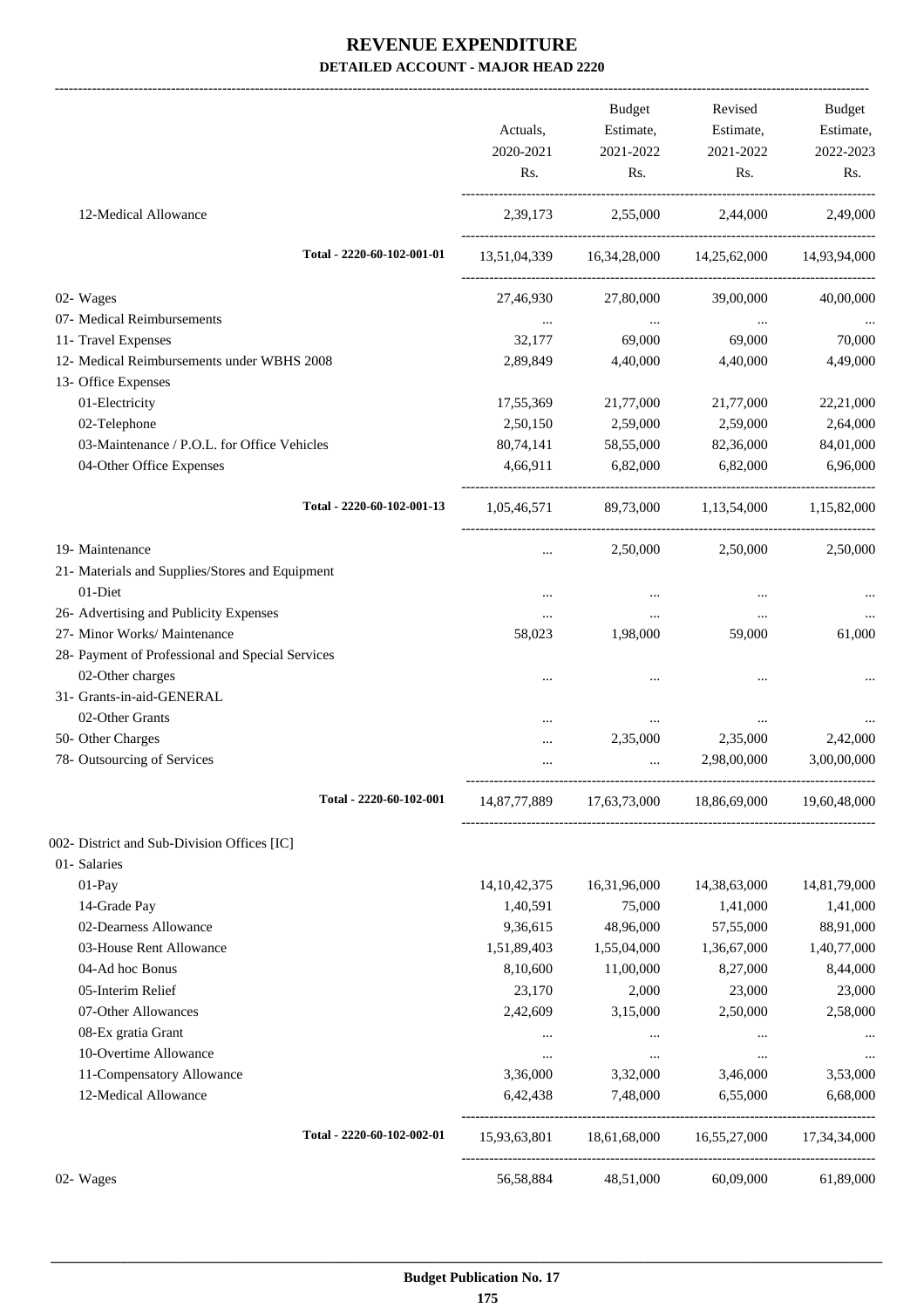# REVENUE EXPENDITURE

## DETAILED ACCOUNT - MAJOR HEAD 2220

| | Actuals, 2020-2021 Rs. | Budget Estimate, 2021-2022 Rs. | Revised Estimate, 2021-2022 Rs. | Budget Estimate, 2022-2023 Rs. |
|---|---|---|---|---|
| 12-Medical Allowance | 2,39,173 | 2,55,000 | 2,44,000 | 2,49,000 |
| Total - 2220-60-102-001-01 | 13,51,04,339 | 16,34,28,000 | 14,25,62,000 | 14,93,94,000 |
| 02- Wages | 27,46,930 | 27,80,000 | 39,00,000 | 40,00,000 |
| 07- Medical Reimbursements | ... | ... | ... | ... |
| 11- Travel Expenses | 32,177 | 69,000 | 69,000 | 70,000 |
| 12- Medical Reimbursements under WBHS 2008 | 2,89,849 | 4,40,000 | 4,40,000 | 4,49,000 |
| 13- Office Expenses | | | | |
| 01-Electricity | 17,55,369 | 21,77,000 | 21,77,000 | 22,21,000 |
| 02-Telephone | 2,50,150 | 2,59,000 | 2,59,000 | 2,64,000 |
| 03-Maintenance / P.O.L. for Office Vehicles | 80,74,141 | 58,55,000 | 82,36,000 | 84,01,000 |
| 04-Other Office Expenses | 4,66,911 | 6,82,000 | 6,82,000 | 6,96,000 |
| Total - 2220-60-102-001-13 | 1,05,46,571 | 89,73,000 | 1,13,54,000 | 1,15,82,000 |
| 19- Maintenance | ... | 2,50,000 | 2,50,000 | 2,50,000 |
| 21- Materials and Supplies/Stores and Equipment | | | | |
| 01-Diet | ... | ... | ... | ... |
| 26- Advertising and Publicity Expenses | ... | ... | ... | ... |
| 27- Minor Works/ Maintenance | 58,023 | 1,98,000 | 59,000 | 61,000 |
| 28- Payment of Professional and Special Services | | | | |
| 02-Other charges | ... | ... | ... | ... |
| 31- Grants-in-aid-GENERAL | | | | |
| 02-Other Grants | ... | ... | ... | ... |
| 50- Other Charges | ... | 2,35,000 | 2,35,000 | 2,42,000 |
| 78- Outsourcing of Services | ... | ... | 2,98,00,000 | 3,00,00,000 |
| Total - 2220-60-102-001 | 14,87,77,889 | 17,63,73,000 | 18,86,69,000 | 19,60,48,000 |
| 002- District and Sub-Division Offices [IC] | | | | |
| 01- Salaries | | | | |
| 01-Pay | 14,10,42,375 | 16,31,96,000 | 14,38,63,000 | 14,81,79,000 |
| 14-Grade Pay | 1,40,591 | 75,000 | 1,41,000 | 1,41,000 |
| 02-Dearness Allowance | 9,36,615 | 48,96,000 | 57,55,000 | 88,91,000 |
| 03-House Rent Allowance | 1,51,89,403 | 1,55,04,000 | 1,36,67,000 | 1,40,77,000 |
| 04-Ad hoc Bonus | 8,10,600 | 11,00,000 | 8,27,000 | 8,44,000 |
| 05-Interim Relief | 23,170 | 2,000 | 23,000 | 23,000 |
| 07-Other Allowances | 2,42,609 | 3,15,000 | 2,50,000 | 2,58,000 |
| 08-Ex gratia Grant | ... | ... | ... | ... |
| 10-Overtime Allowance | ... | ... | ... | ... |
| 11-Compensatory Allowance | 3,36,000 | 3,32,000 | 3,46,000 | 3,53,000 |
| 12-Medical Allowance | 6,42,438 | 7,48,000 | 6,55,000 | 6,68,000 |
| Total - 2220-60-102-002-01 | 15,93,63,801 | 18,61,68,000 | 16,55,27,000 | 17,34,34,000 |
| 02- Wages | 56,58,884 | 48,51,000 | 60,09,000 | 61,89,000 |

Budget Publication No. 17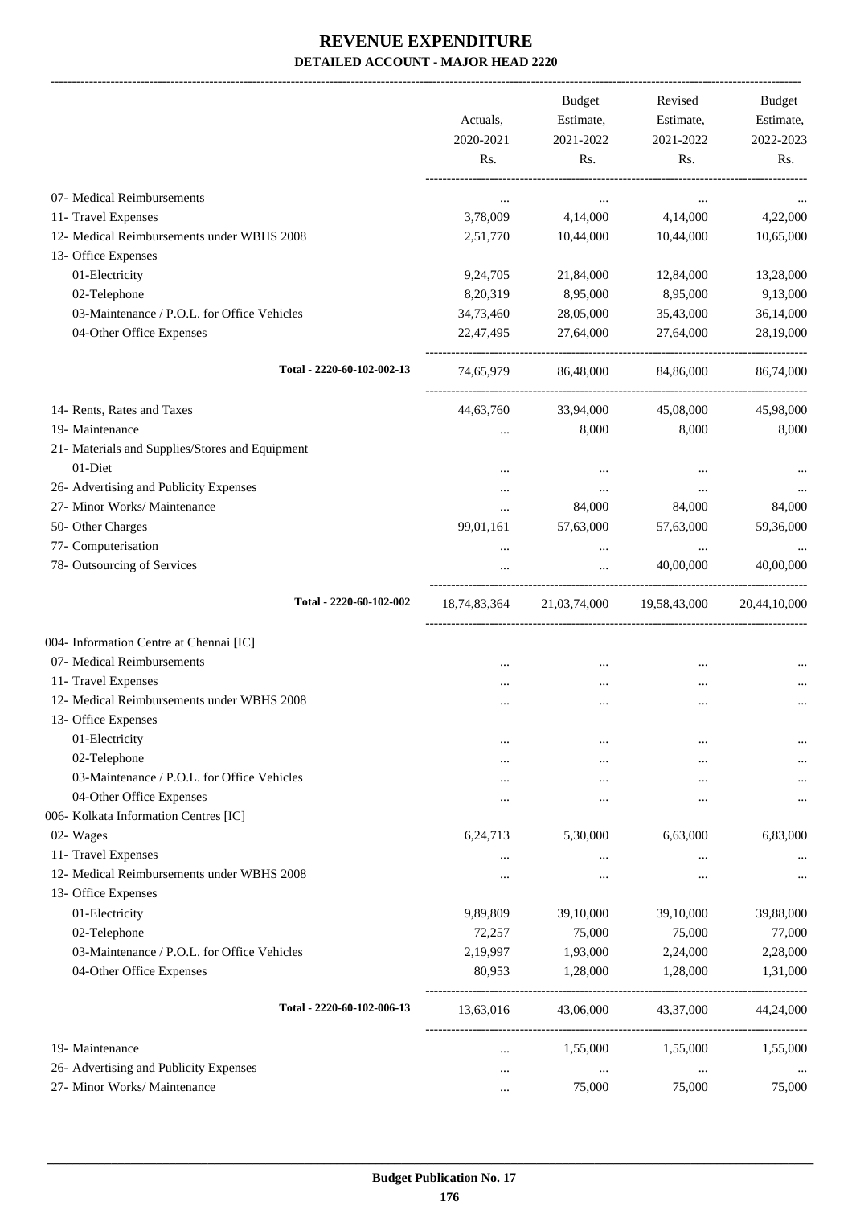# REVENUE EXPENDITURE

## DETAILED ACCOUNT - MAJOR HEAD 2220

| | Actuals, 2020-2021 Rs. | Budget Estimate, 2021-2022 Rs. | Revised Estimate, 2021-2022 Rs. | Budget Estimate, 2022-2023 Rs. |
|---|---|---|---|---|
| 07- Medical Reimbursements | ... | ... | ... | ... |
| 11- Travel Expenses | 3,78,009 | 4,14,000 | 4,14,000 | 4,22,000 |
| 12- Medical Reimbursements under WBHS 2008 | 2,51,770 | 10,44,000 | 10,44,000 | 10,65,000 |
| 13- Office Expenses | | | | |
| 01-Electricity | 9,24,705 | 21,84,000 | 12,84,000 | 13,28,000 |
| 02-Telephone | 8,20,319 | 8,95,000 | 8,95,000 | 9,13,000 |
| 03-Maintenance / P.O.L. for Office Vehicles | 34,73,460 | 28,05,000 | 35,43,000 | 36,14,000 |
| 04-Other Office Expenses | 22,47,495 | 27,64,000 | 27,64,000 | 28,19,000 |
| Total - 2220-60-102-002-13 | 74,65,979 | 86,48,000 | 84,86,000 | 86,74,000 |
| 14- Rents, Rates and Taxes | 44,63,760 | 33,94,000 | 45,08,000 | 45,98,000 |
| 19- Maintenance | ... | 8,000 | 8,000 | 8,000 |
| 21- Materials and Supplies/Stores and Equipment | | | | |
| 01-Diet | ... | ... | ... | ... |
| 26- Advertising and Publicity Expenses | ... | ... | ... | ... |
| 27- Minor Works/ Maintenance | ... | 84,000 | 84,000 | 84,000 |
| 50- Other Charges | 99,01,161 | 57,63,000 | 57,63,000 | 59,36,000 |
| 77- Computerisation | ... | ... | ... | ... |
| 78- Outsourcing of Services | ... | ... | 40,00,000 | 40,00,000 |
| Total - 2220-60-102-002 | 18,74,83,364 | 21,03,74,000 | 19,58,43,000 | 20,44,10,000 |
| 004- Information Centre at Chennai [IC] | | | | |
| 07- Medical Reimbursements | ... | ... | ... | ... |
| 11- Travel Expenses | ... | ... | ... | ... |
| 12- Medical Reimbursements under WBHS 2008 | ... | ... | ... | ... |
| 13- Office Expenses | | | | |
| 01-Electricity | ... | ... | ... | ... |
| 02-Telephone | ... | ... | ... | ... |
| 03-Maintenance / P.O.L. for Office Vehicles | ... | ... | ... | ... |
| 04-Other Office Expenses | ... | ... | ... | ... |
| 006- Kolkata Information Centres [IC] | | | | |
| 02- Wages | 6,24,713 | 5,30,000 | 6,63,000 | 6,83,000 |
| 11- Travel Expenses | ... | ... | ... | ... |
| 12- Medical Reimbursements under WBHS 2008 | ... | ... | ... | ... |
| 13- Office Expenses | | | | |
| 01-Electricity | 9,89,809 | 39,10,000 | 39,10,000 | 39,88,000 |
| 02-Telephone | 72,257 | 75,000 | 75,000 | 77,000 |
| 03-Maintenance / P.O.L. for Office Vehicles | 2,19,997 | 1,93,000 | 2,24,000 | 2,28,000 |
| 04-Other Office Expenses | 80,953 | 1,28,000 | 1,28,000 | 1,31,000 |
| Total - 2220-60-102-006-13 | 13,63,016 | 43,06,000 | 43,37,000 | 44,24,000 |
| 19- Maintenance | ... | 1,55,000 | 1,55,000 | 1,55,000 |
| 26- Advertising and Publicity Expenses | ... | ... | ... | ... |
| 27- Minor Works/ Maintenance | ... | 75,000 | 75,000 | 75,000 |

Budget Publication No. 17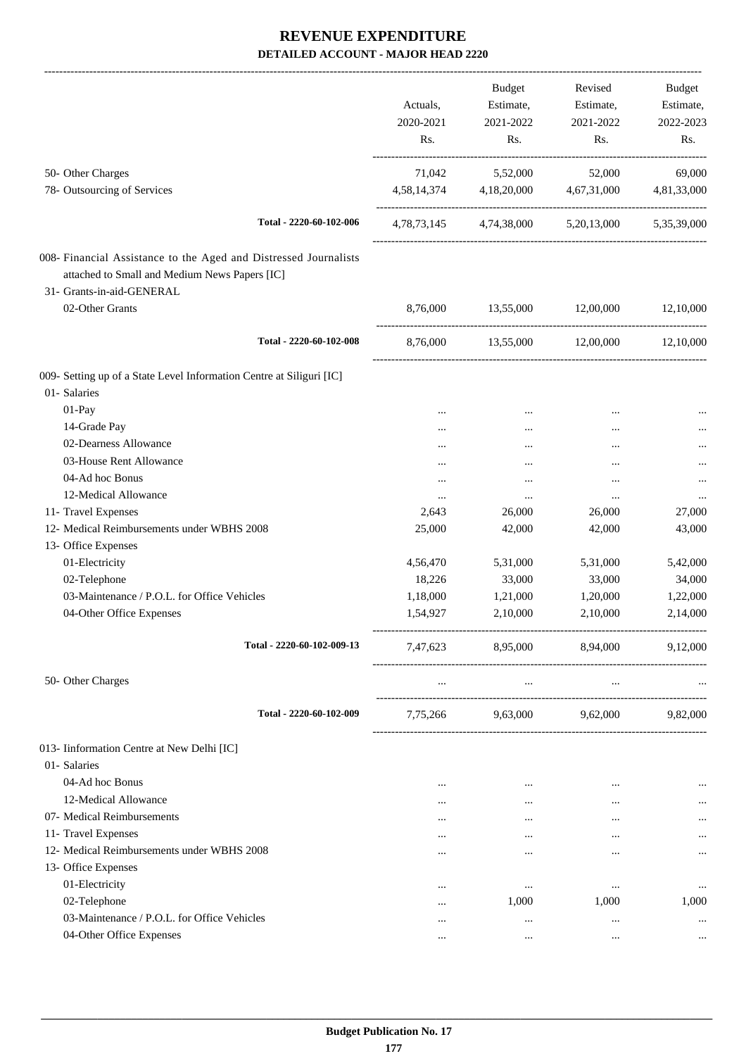# REVENUE EXPENDITURE

## DETAILED ACCOUNT - MAJOR HEAD 2220

| | Actuals, 2020-2021 Rs. | Budget Estimate, 2021-2022 Rs. | Revised Estimate, 2021-2022 Rs. | Budget Estimate, 2022-2023 Rs. |
|---|---|---|---|---|
| 50- Other Charges | 71,042 | 5,52,000 | 52,000 | 69,000 |
| 78- Outsourcing of Services | 4,58,14,374 | 4,18,20,000 | 4,67,31,000 | 4,81,33,000 |
| Total - 2220-60-102-006 | 4,78,73,145 | 4,74,38,000 | 5,20,13,000 | 5,35,39,000 |
| 008- Financial Assistance to the Aged and Distressed Journalists attached to Small and Medium News Papers [IC] | | | | |
| 31- Grants-in-aid-GENERAL | | | | |
| 02-Other Grants | 8,76,000 | 13,55,000 | 12,00,000 | 12,10,000 |
| Total - 2220-60-102-008 | 8,76,000 | 13,55,000 | 12,00,000 | 12,10,000 |
| 009- Setting up of a State Level Information Centre at Siliguri [IC] | | | | |
| 01- Salaries | | | | |
| 01-Pay | ... | ... | ... | ... |
| 14-Grade Pay | ... | ... | ... | ... |
| 02-Dearness Allowance | ... | ... | ... | ... |
| 03-House Rent Allowance | ... | ... | ... | ... |
| 04-Ad hoc Bonus | ... | ... | ... | ... |
| 12-Medical Allowance | ... | ... | ... | ... |
| 11- Travel Expenses | 2,643 | 26,000 | 26,000 | 27,000 |
| 12- Medical Reimbursements under WBHS 2008 | 25,000 | 42,000 | 42,000 | 43,000 |
| 13- Office Expenses | | | | |
| 01-Electricity | 4,56,470 | 5,31,000 | 5,31,000 | 5,42,000 |
| 02-Telephone | 18,226 | 33,000 | 33,000 | 34,000 |
| 03-Maintenance / P.O.L. for Office Vehicles | 1,18,000 | 1,21,000 | 1,20,000 | 1,22,000 |
| 04-Other Office Expenses | 1,54,927 | 2,10,000 | 2,10,000 | 2,14,000 |
| Total - 2220-60-102-009-13 | 7,47,623 | 8,95,000 | 8,94,000 | 9,12,000 |
| 50- Other Charges | ... | ... | ... | ... |
| Total - 2220-60-102-009 | 7,75,266 | 9,63,000 | 9,62,000 | 9,82,000 |
| 013- Iinformation Centre at New Delhi [IC] | | | | |
| 01- Salaries | | | | |
| 04-Ad hoc Bonus | ... | ... | ... | ... |
| 12-Medical Allowance | ... | ... | ... | ... |
| 07- Medical Reimbursements | ... | ... | ... | ... |
| 11- Travel Expenses | ... | ... | ... | ... |
| 12- Medical Reimbursements under WBHS 2008 | ... | ... | ... | ... |
| 13- Office Expenses | | | | |
| 01-Electricity | ... | ... | ... | ... |
| 02-Telephone | ... | 1,000 | 1,000 | 1,000 |
| 03-Maintenance / P.O.L. for Office Vehicles | ... | ... | ... | ... |
| 04-Other Office Expenses | ... | ... | ... | ... |

**Budget Publication No. 17**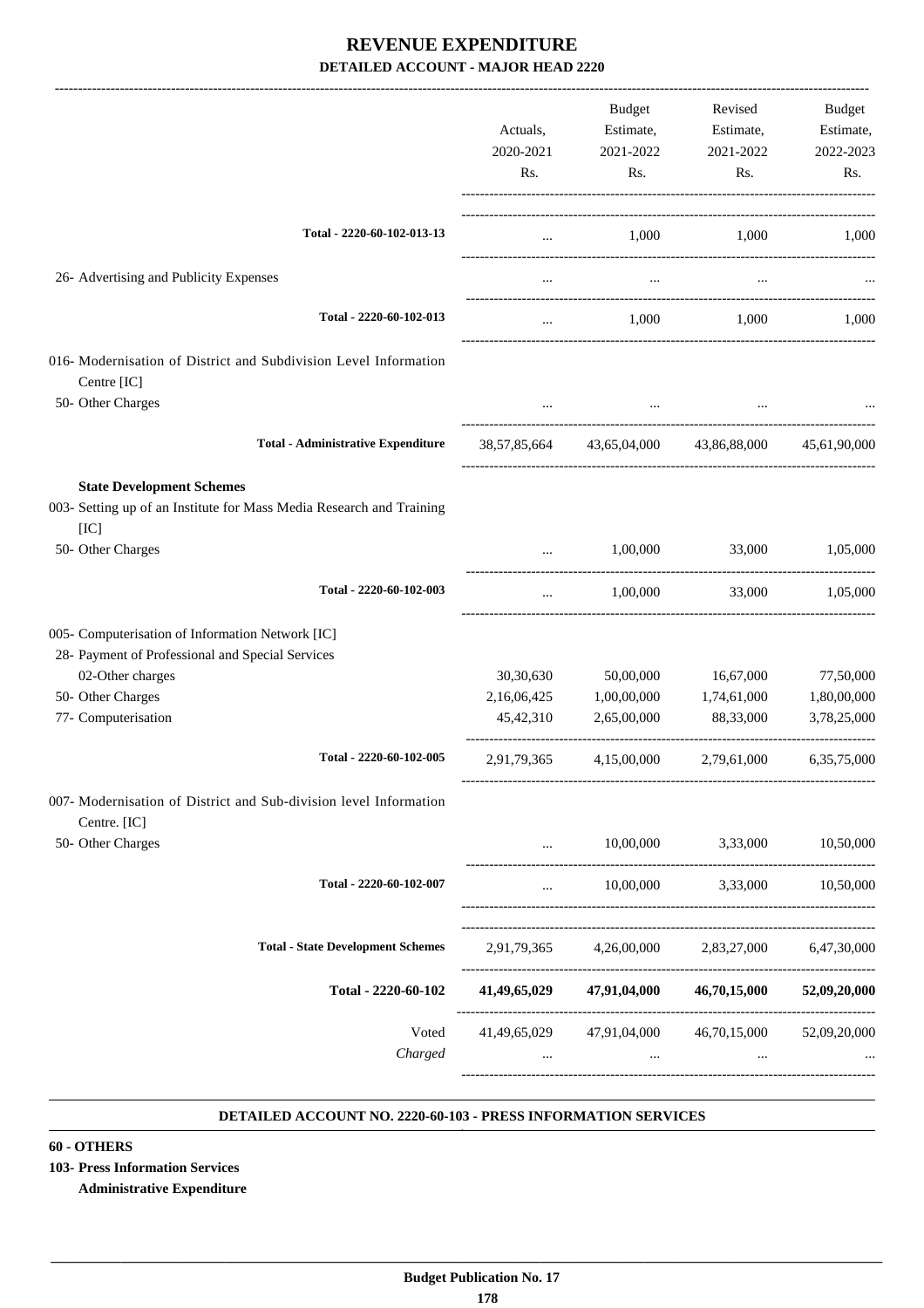# REVENUE EXPENDITURE

## DETAILED ACCOUNT - MAJOR HEAD 2220

| | Actuals, 2020-2021 Rs. | Budget Estimate, 2021-2022 Rs. | Revised Estimate, 2021-2022 Rs. | Budget Estimate, 2022-2023 Rs. |
|---|---|---|---|---|
| Total - 2220-60-102-013-13 | ... | 1,000 | 1,000 | 1,000 |
| 26- Advertising and Publicity Expenses | ... | ... | ... | ... |
| Total - 2220-60-102-013 | ... | 1,000 | 1,000 | 1,000 |
| 016- Modernisation of District and Subdivision Level Information Centre [IC] | | | | |
| 50- Other Charges | ... | ... | ... | ... |
| **Total - Administrative Expenditure** | 38,57,85,664 | 43,65,04,000 | 43,86,88,000 | 45,61,90,000 |
| **State Development Schemes** | | | | |
| 003- Setting up of an Institute for Mass Media Research and Training [IC] | | | | |
| 50- Other Charges | ... | 1,00,000 | 33,000 | 1,05,000 |
| Total - 2220-60-102-003 | ... | 1,00,000 | 33,000 | 1,05,000 |
| 005- Computerisation of Information Network [IC] | | | | |
| 28- Payment of Professional and Special Services | | | | |
| 02-Other charges | 30,30,630 | 50,00,000 | 16,67,000 | 77,50,000 |
| 50- Other Charges | 2,16,06,425 | 1,00,00,000 | 1,74,61,000 | 1,80,00,000 |
| 77- Computerisation | 45,42,310 | 2,65,00,000 | 88,33,000 | 3,78,25,000 |
| Total - 2220-60-102-005 | 2,91,79,365 | 4,15,00,000 | 2,79,61,000 | 6,35,75,000 |
| 007- Modernisation of District and Sub-division level Information Centre. [IC] | | | | |
| 50- Other Charges | ... | 10,00,000 | 3,33,000 | 10,50,000 |
| Total - 2220-60-102-007 | ... | 10,00,000 | 3,33,000 | 10,50,000 |
| **Total - State Development Schemes** | 2,91,79,365 | 4,26,00,000 | 2,83,27,000 | 6,47,30,000 |
| **Total - 2220-60-102** | **41,49,65,029** | **47,91,04,000** | **46,70,15,000** | **52,09,20,000** |
| Voted | 41,49,65,029 | 47,91,04,000 | 46,70,15,000 | 52,09,20,000 |
| *Charged* | ... | ... | ... | ... |

**DETAILED ACCOUNT NO. 2220-60-103 - PRESS INFORMATION SERVICES**

**60 - OTHERS**

**103- Press Information Services**

**Administrative Expenditure**

**Budget Publication No. 17**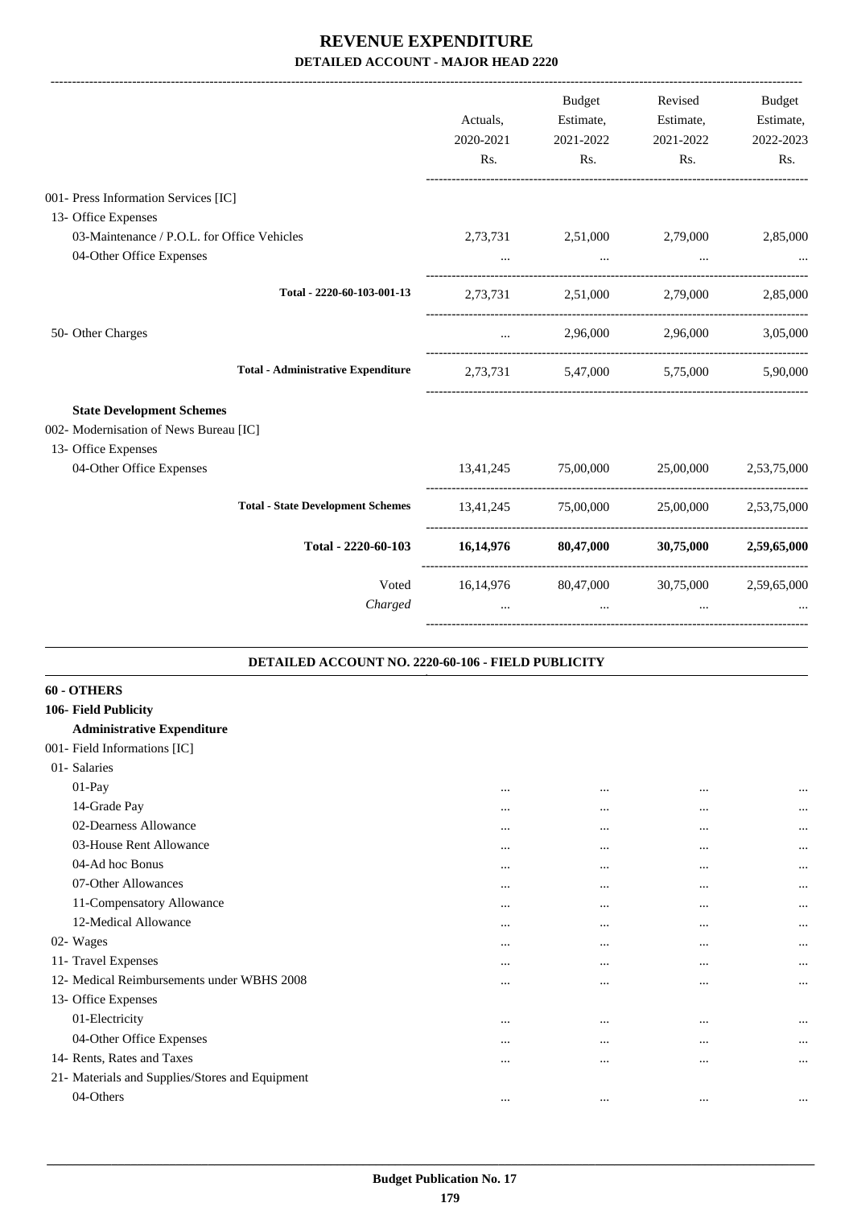# REVENUE EXPENDITURE

## DETAILED ACCOUNT - MAJOR HEAD 2220

| | Actuals, 2020-2021 Rs. | Budget Estimate, 2021-2022 Rs. | Revised Estimate, 2021-2022 Rs. | Budget Estimate, 2022-2023 Rs. |
|---|---|---|---|---|
| 001- Press Information Services [IC] | | | | |
| 13- Office Expenses | | | | |
| 03-Maintenance / P.O.L. for Office Vehicles | 2,73,731 | 2,51,000 | 2,79,000 | 2,85,000 |
| 04-Other Office Expenses | ... | ... | ... | ... |
| **Total - 2220-60-103-001-13** | 2,73,731 | 2,51,000 | 2,79,000 | 2,85,000 |
| 50- Other Charges | ... | 2,96,000 | 2,96,000 | 3,05,000 |
| **Total - Administrative Expenditure** | 2,73,731 | 5,47,000 | 5,75,000 | 5,90,000 |
| **State Development Schemes** | | | | |
| 002- Modernisation of News Bureau [IC] | | | | |
| 13- Office Expenses | | | | |
| 04-Other Office Expenses | 13,41,245 | 75,00,000 | 25,00,000 | 2,53,75,000 |
| **Total - State Development Schemes** | 13,41,245 | 75,00,000 | 25,00,000 | 2,53,75,000 |
| **Total - 2220-60-103** | **16,14,976** | **80,47,000** | **30,75,000** | **2,59,65,000** |
| Voted | 16,14,976 | 80,47,000 | 30,75,000 | 2,59,65,000 |
| *Charged* | ... | ... | ... | ... |

### DETAILED ACCOUNT NO. 2220-60-106 - FIELD PUBLICITY

| | | | | |
|---|---|---|---|---|
| **60 - OTHERS** | | | | |
| **106- Field Publicity** | | | | |
| **Administrative Expenditure** | | | | |
| 001- Field Informations [IC] | | | | |
| 01- Salaries | | | | |
| 01-Pay | ... | ... | ... | ... |
| 14-Grade Pay | ... | ... | ... | ... |
| 02-Dearness Allowance | ... | ... | ... | ... |
| 03-House Rent Allowance | ... | ... | ... | ... |
| 04-Ad hoc Bonus | ... | ... | ... | ... |
| 07-Other Allowances | ... | ... | ... | ... |
| 11-Compensatory Allowance | ... | ... | ... | ... |
| 12-Medical Allowance | ... | ... | ... | ... |
| 02- Wages | ... | ... | ... | ... |
| 11- Travel Expenses | ... | ... | ... | ... |
| 12- Medical Reimbursements under WBHS 2008 | ... | ... | ... | ... |
| 13- Office Expenses | | | | |
| 01-Electricity | ... | ... | ... | ... |
| 04-Other Office Expenses | ... | ... | ... | ... |
| 14- Rents, Rates and Taxes | ... | ... | ... | ... |
| 21- Materials and Supplies/Stores and Equipment | | | | |
| 04-Others | ... | ... | ... | ... |

Budget Publication No. 17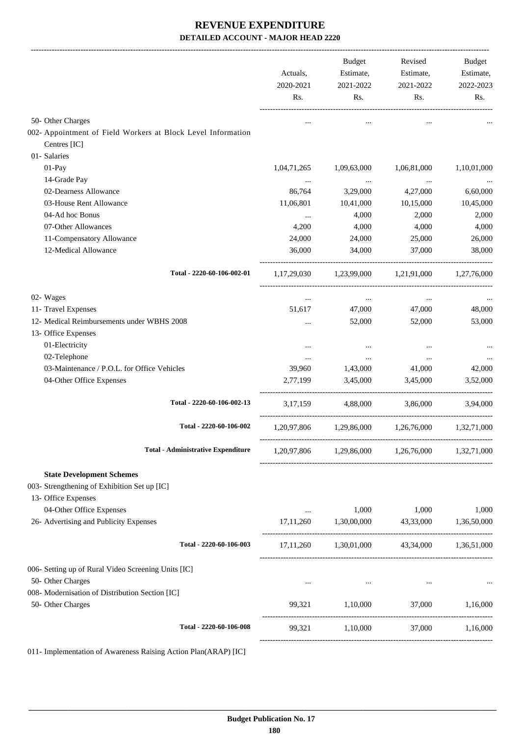# REVENUE EXPENDITURE

## DETAILED ACCOUNT - MAJOR HEAD 2220

| | Actuals, 2020-2021 Rs. | Budget Estimate, 2021-2022 Rs. | Revised Estimate, 2021-2022 Rs. | Budget Estimate, 2022-2023 Rs. |
|---|---|---|---|---|
| 50- Other Charges | ... | ... | ... | ... |
| 002- Appointment of Field Workers at Block Level Information Centres [IC] | | | | |
| 01- Salaries | | | | |
| 01-Pay | 1,04,71,265 | 1,09,63,000 | 1,06,81,000 | 1,10,01,000 |
| 14-Grade Pay | ... | ... | ... | ... |
| 02-Dearness Allowance | 86,764 | 3,29,000 | 4,27,000 | 6,60,000 |
| 03-House Rent Allowance | 11,06,801 | 10,41,000 | 10,15,000 | 10,45,000 |
| 04-Ad hoc Bonus | ... | 4,000 | 2,000 | 2,000 |
| 07-Other Allowances | 4,200 | 4,000 | 4,000 | 4,000 |
| 11-Compensatory Allowance | 24,000 | 24,000 | 25,000 | 26,000 |
| 12-Medical Allowance | 36,000 | 34,000 | 37,000 | 38,000 |
| **Total - 2220-60-106-002-01** | 1,17,29,030 | 1,23,99,000 | 1,21,91,000 | 1,27,76,000 |
| 02- Wages | ... | ... | ... | ... |
| 11- Travel Expenses | 51,617 | 47,000 | 47,000 | 48,000 |
| 12- Medical Reimbursements under WBHS 2008 | ... | 52,000 | 52,000 | 53,000 |
| 13- Office Expenses | | | | |
| 01-Electricity | ... | ... | ... | ... |
| 02-Telephone | ... | ... | ... | ... |
| 03-Maintenance / P.O.L. for Office Vehicles | 39,960 | 1,43,000 | 41,000 | 42,000 |
| 04-Other Office Expenses | 2,77,199 | 3,45,000 | 3,45,000 | 3,52,000 |
| **Total - 2220-60-106-002-13** | 3,17,159 | 4,88,000 | 3,86,000 | 3,94,000 |
| **Total - 2220-60-106-002** | 1,20,97,806 | 1,29,86,000 | 1,26,76,000 | 1,32,71,000 |
| **Total - Administrative Expenditure** | 1,20,97,806 | 1,29,86,000 | 1,26,76,000 | 1,32,71,000 |
| **State Development Schemes** | | | | |
| 003- Strengthening of Exhibition Set up [IC] | | | | |
| 13- Office Expenses | | | | |
| 04-Other Office Expenses | ... | 1,000 | 1,000 | 1,000 |
| 26- Advertising and Publicity Expenses | 17,11,260 | 1,30,00,000 | 43,33,000 | 1,36,50,000 |
| **Total - 2220-60-106-003** | 17,11,260 | 1,30,01,000 | 43,34,000 | 1,36,51,000 |
| 006- Setting up of Rural Video Screening Units [IC] | | | | |
| 50- Other Charges | ... | ... | ... | ... |
| 008- Modernisation of Distribution Section [IC] | | | | |
| 50- Other Charges | 99,321 | 1,10,000 | 37,000 | 1,16,000 |
| **Total - 2220-60-106-008** | 99,321 | 1,10,000 | 37,000 | 1,16,000 |

011- Implementation of Awareness Raising Action Plan(ARAP) [IC]

Budget Publication No. 17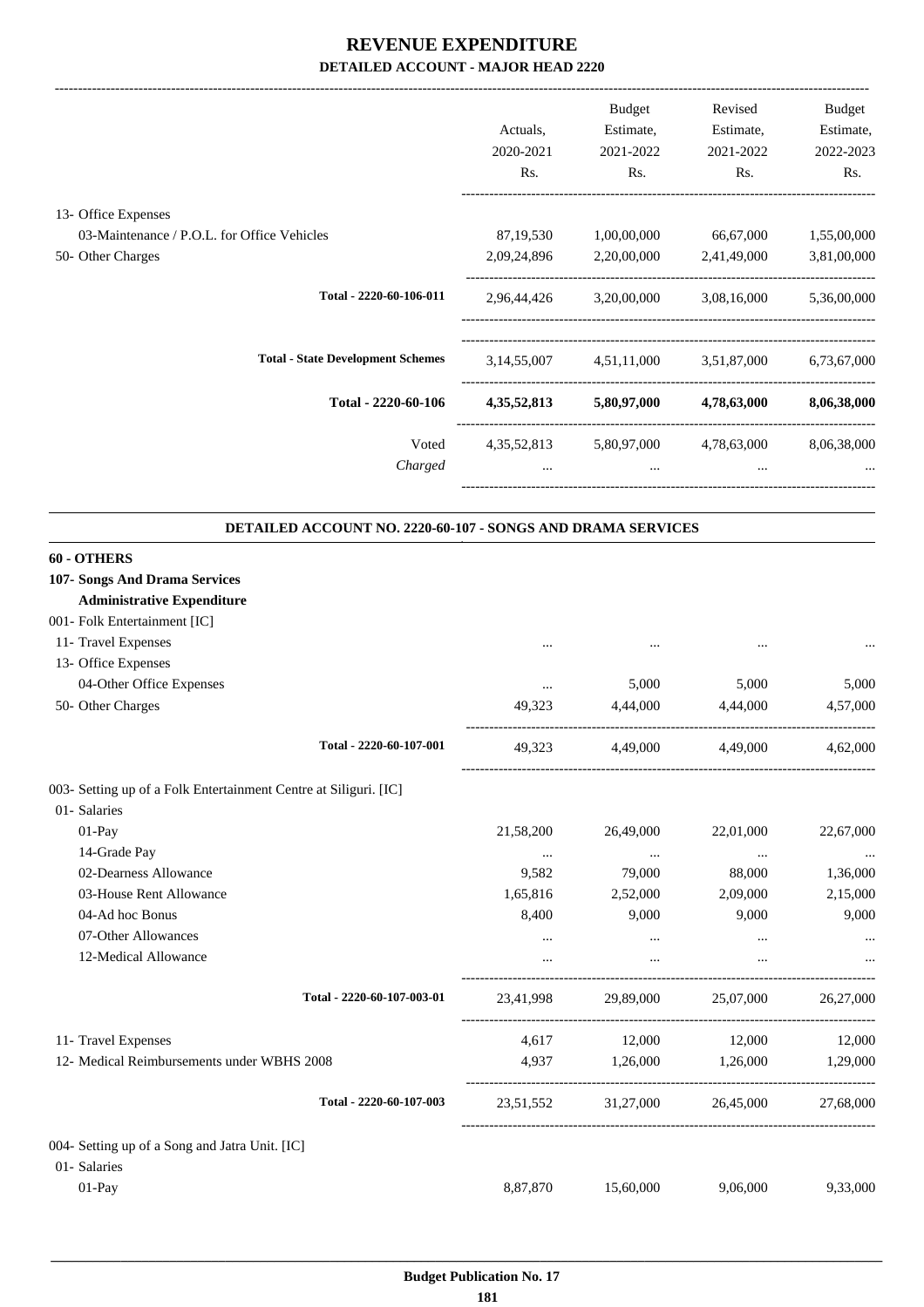# REVENUE EXPENDITURE
## DETAILED ACCOUNT - MAJOR HEAD 2220

| | Actuals, 2020-2021 Rs. | Budget Estimate, 2021-2022 Rs. | Revised Estimate, 2021-2022 Rs. | Budget Estimate, 2022-2023 Rs. |
|---|---|---|---|---|
| 13- Office Expenses | | | | |
| 03-Maintenance / P.O.L. for Office Vehicles | 87,19,530 | 1,00,00,000 | 66,67,000 | 1,55,00,000 |
| 50- Other Charges | 2,09,24,896 | 2,20,00,000 | 2,41,49,000 | 3,81,00,000 |
| Total - 2220-60-106-011 | 2,96,44,426 | 3,20,00,000 | 3,08,16,000 | 5,36,00,000 |
| **Total - State Development Schemes** | 3,14,55,007 | 4,51,11,000 | 3,51,87,000 | 6,73,67,000 |
| **Total - 2220-60-106** | **4,35,52,813** | **5,80,97,000** | **4,78,63,000** | **8,06,38,000** |
| Voted | 4,35,52,813 | 5,80,97,000 | 4,78,63,000 | 8,06,38,000 |
| *Charged* | ... | ... | ... | ... |

### DETAILED ACCOUNT NO. 2220-60-107 - SONGS AND DRAMA SERVICES

**60 - OTHERS**

**107- Songs And Drama Services**

**Administrative Expenditure**

| | Actuals, 2020-2021 Rs. | Budget Estimate, 2021-2022 Rs. | Revised Estimate, 2021-2022 Rs. | Budget Estimate, 2022-2023 Rs. |
|---|---|---|---|---|
| 001- Folk Entertainment [IC] | | | | |
| 11- Travel Expenses | ... | ... | ... | ... |
| 13- Office Expenses | | | | |
| 04-Other Office Expenses | ... | 5,000 | 5,000 | 5,000 |
| 50- Other Charges | 49,323 | 4,44,000 | 4,44,000 | 4,57,000 |
| Total - 2220-60-107-001 | 49,323 | 4,49,000 | 4,49,000 | 4,62,000 |
| 003- Setting up of a Folk Entertainment Centre at Siliguri. [IC] | | | | |
| 01- Salaries | | | | |
| 01-Pay | 21,58,200 | 26,49,000 | 22,01,000 | 22,67,000 |
| 14-Grade Pay | ... | ... | ... | ... |
| 02-Dearness Allowance | 9,582 | 79,000 | 88,000 | 1,36,000 |
| 03-House Rent Allowance | 1,65,816 | 2,52,000 | 2,09,000 | 2,15,000 |
| 04-Ad hoc Bonus | 8,400 | 9,000 | 9,000 | 9,000 |
| 07-Other Allowances | ... | ... | ... | ... |
| 12-Medical Allowance | ... | ... | ... | ... |
| Total - 2220-60-107-003-01 | 23,41,998 | 29,89,000 | 25,07,000 | 26,27,000 |
| 11- Travel Expenses | 4,617 | 12,000 | 12,000 | 12,000 |
| 12- Medical Reimbursements under WBHS 2008 | 4,937 | 1,26,000 | 1,26,000 | 1,29,000 |
| Total - 2220-60-107-003 | 23,51,552 | 31,27,000 | 26,45,000 | 27,68,000 |
| 004- Setting up of a Song and Jatra Unit. [IC] | | | | |
| 01- Salaries | | | | |
| 01-Pay | 8,87,870 | 15,60,000 | 9,06,000 | 9,33,000 |

Budget Publication No. 17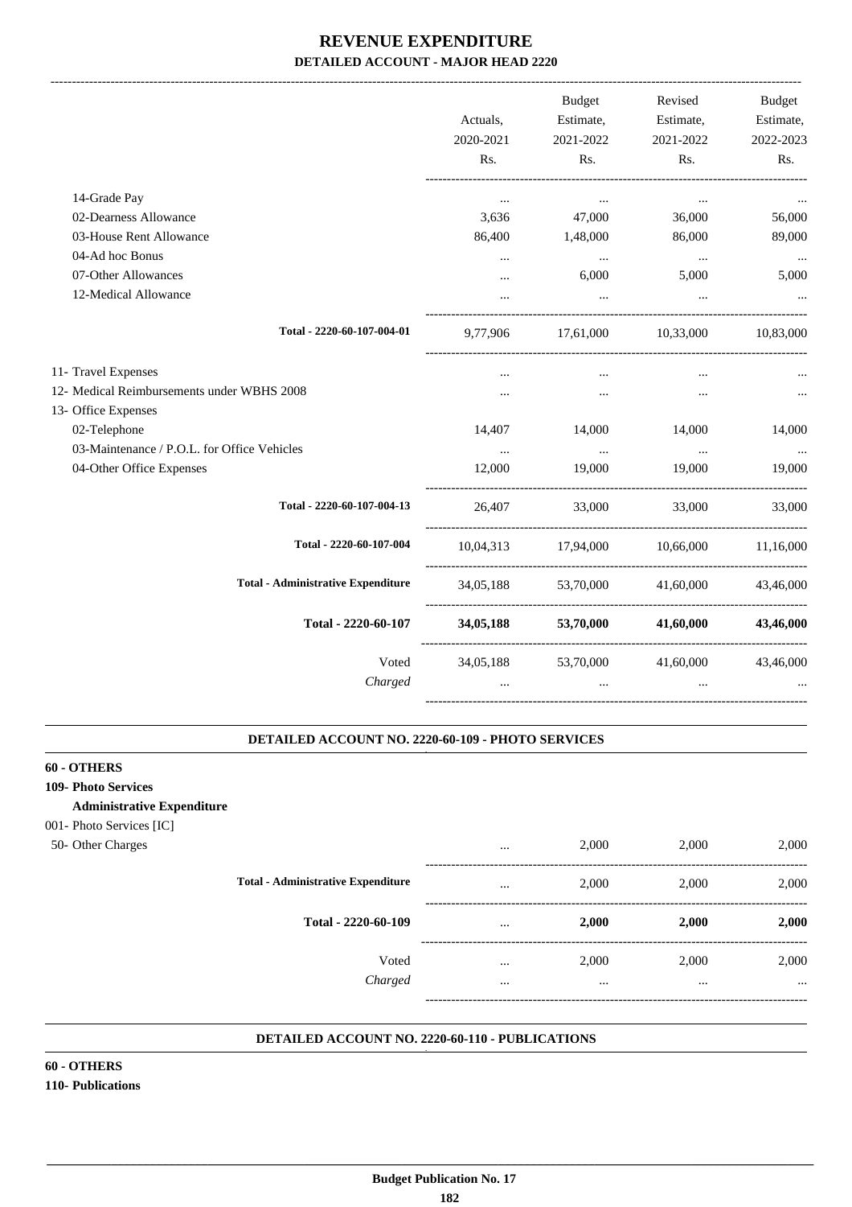# REVENUE EXPENDITURE

## DETAILED ACCOUNT - MAJOR HEAD 2220

| | Actuals, 2020-2021 Rs. | Budget Estimate, 2021-2022 Rs. | Revised Estimate, 2021-2022 Rs. | Budget Estimate, 2022-2023 Rs. |
|---|---|---|---|---|
| 14-Grade Pay | ... | ... | ... | ... |
| 02-Dearness Allowance | 3,636 | 47,000 | 36,000 | 56,000 |
| 03-House Rent Allowance | 86,400 | 1,48,000 | 86,000 | 89,000 |
| 04-Ad hoc Bonus | ... | ... | ... | ... |
| 07-Other Allowances | ... | 6,000 | 5,000 | 5,000 |
| 12-Medical Allowance | ... | ... | ... | ... |
| Total - 2220-60-107-004-01 | 9,77,906 | 17,61,000 | 10,33,000 | 10,83,000 |
| 11- Travel Expenses | ... | ... | ... | ... |
| 12- Medical Reimbursements under WBHS 2008 | ... | ... | ... | ... |
| 13- Office Expenses | | | | |
| 02-Telephone | 14,407 | 14,000 | 14,000 | 14,000 |
| 03-Maintenance / P.O.L. for Office Vehicles | ... | ... | ... | ... |
| 04-Other Office Expenses | 12,000 | 19,000 | 19,000 | 19,000 |
| Total - 2220-60-107-004-13 | 26,407 | 33,000 | 33,000 | 33,000 |
| Total - 2220-60-107-004 | 10,04,313 | 17,94,000 | 10,66,000 | 11,16,000 |
| Total - Administrative Expenditure | 34,05,188 | 53,70,000 | 41,60,000 | 43,46,000 |
| **Total - 2220-60-107** | **34,05,188** | **53,70,000** | **41,60,000** | **43,46,000** |
| Voted | 34,05,188 | 53,70,000 | 41,60,000 | 43,46,000 |
| *Charged* | ... | ... | ... | ... |

### DETAILED ACCOUNT NO. 2220-60-109 - PHOTO SERVICES

**60 - OTHERS**

**109- Photo Services**

**Administrative Expenditure**

| | Actuals, 2020-2021 Rs. | Budget Estimate, 2021-2022 Rs. | Revised Estimate, 2021-2022 Rs. | Budget Estimate, 2022-2023 Rs. |
|---|---|---|---|---|
| 001- Photo Services [IC] | | | | |
| 50- Other Charges | ... | 2,000 | 2,000 | 2,000 |
| Total - Administrative Expenditure | ... | 2,000 | 2,000 | 2,000 |
| **Total - 2220-60-109** | ... | **2,000** | **2,000** | **2,000** |
| Voted | ... | 2,000 | 2,000 | 2,000 |
| *Charged* | ... | ... | ... | ... |

### DETAILED ACCOUNT NO. 2220-60-110 - PUBLICATIONS

**60 - OTHERS**

**110- Publications**

Budget Publication No. 17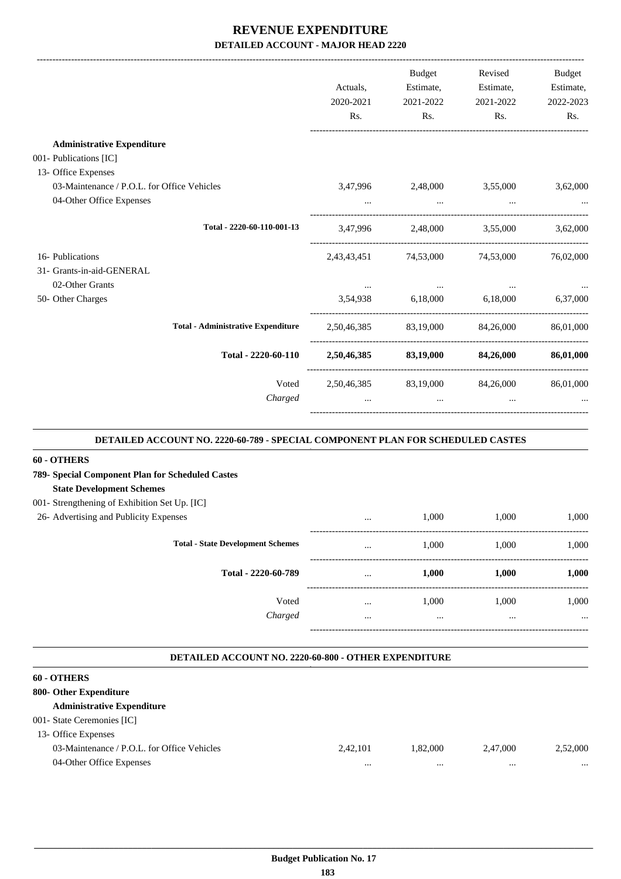# REVENUE EXPENDITURE

## DETAILED ACCOUNT - MAJOR HEAD 2220

| | Actuals, 2020-2021 Rs. | Budget Estimate, 2021-2022 Rs. | Revised Estimate, 2021-2022 Rs. | Budget Estimate, 2022-2023 Rs. |
|---|---|---|---|---|
| **Administrative Expenditure** | | | | |
| 001- Publications [IC] | | | | |
| 13- Office Expenses | | | | |
| 03-Maintenance / P.O.L. for Office Vehicles | 3,47,996 | 2,48,000 | 3,55,000 | 3,62,000 |
| 04-Other Office Expenses | ... | ... | ... | ... |
| Total - 2220-60-110-001-13 | 3,47,996 | 2,48,000 | 3,55,000 | 3,62,000 |
| 16- Publications | 2,43,43,451 | 74,53,000 | 74,53,000 | 76,02,000 |
| 31- Grants-in-aid-GENERAL | | | | |
| 02-Other Grants | ... | ... | ... | ... |
| 50- Other Charges | 3,54,938 | 6,18,000 | 6,18,000 | 6,37,000 |
| **Total - Administrative Expenditure** | 2,50,46,385 | 83,19,000 | 84,26,000 | 86,01,000 |
| **Total - 2220-60-110** | **2,50,46,385** | **83,19,000** | **84,26,000** | **86,01,000** |
| Voted | 2,50,46,385 | 83,19,000 | 84,26,000 | 86,01,000 |
| *Charged* | ... | ... | ... | ... |

### DETAILED ACCOUNT NO. 2220-60-789 - SPECIAL COMPONENT PLAN FOR SCHEDULED CASTES

| | Actuals, 2020-2021 Rs. | Budget Estimate, 2021-2022 Rs. | Revised Estimate, 2021-2022 Rs. | Budget Estimate, 2022-2023 Rs. |
|---|---|---|---|---|
| **60 - OTHERS** | | | | |
| **789- Special Component Plan for Scheduled Castes** | | | | |
| **State Development Schemes** | | | | |
| 001- Strengthening of Exhibition Set Up. [IC] | | | | |
| 26- Advertising and Publicity Expenses | ... | 1,000 | 1,000 | 1,000 |
| **Total - State Development Schemes** | ... | 1,000 | 1,000 | 1,000 |
| **Total - 2220-60-789** | ... | **1,000** | **1,000** | **1,000** |
| Voted | ... | 1,000 | 1,000 | 1,000 |
| *Charged* | ... | ... | ... | ... |

### DETAILED ACCOUNT NO. 2220-60-800 - OTHER EXPENDITURE

| | Actuals, 2020-2021 Rs. | Budget Estimate, 2021-2022 Rs. | Revised Estimate, 2021-2022 Rs. | Budget Estimate, 2022-2023 Rs. |
|---|---|---|---|---|
| **60 - OTHERS** | | | | |
| **800- Other Expenditure** | | | | |
| **Administrative Expenditure** | | | | |
| 001- State Ceremonies [IC] | | | | |
| 13- Office Expenses | | | | |
| 03-Maintenance / P.O.L. for Office Vehicles | 2,42,101 | 1,82,000 | 2,47,000 | 2,52,000 |
| 04-Other Office Expenses | ... | ... | ... | ... |

**Budget Publication No. 17**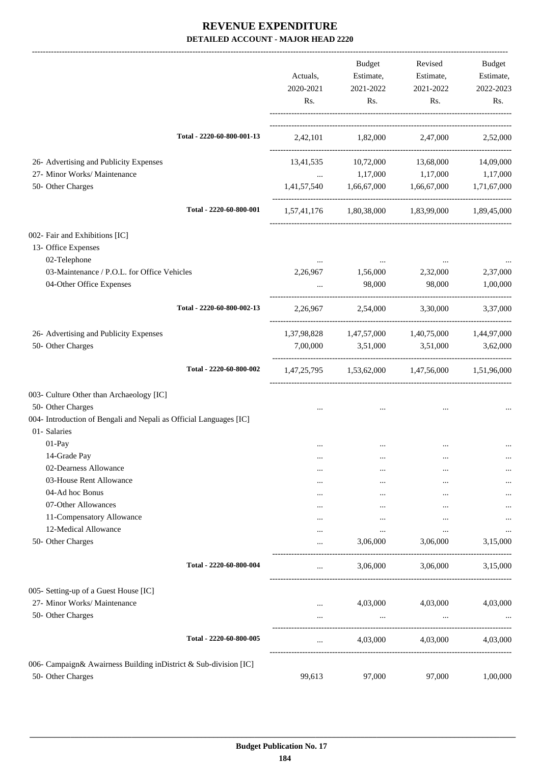# REVENUE EXPENDITURE

## DETAILED ACCOUNT - MAJOR HEAD 2220

| | Actuals, 2020-2021 Rs. | Budget Estimate, 2021-2022 Rs. | Revised Estimate, 2021-2022 Rs. | Budget Estimate, 2022-2023 Rs. |
|---|---|---|---|---|
| Total - 2220-60-800-001-13 | 2,42,101 | 1,82,000 | 2,47,000 | 2,52,000 |
| 26- Advertising and Publicity Expenses | 13,41,535 | 10,72,000 | 13,68,000 | 14,09,000 |
| 27- Minor Works/ Maintenance | ... | 1,17,000 | 1,17,000 | 1,17,000 |
| 50- Other Charges | 1,41,57,540 | 1,66,67,000 | 1,66,67,000 | 1,71,67,000 |
| Total - 2220-60-800-001 | 1,57,41,176 | 1,80,38,000 | 1,83,99,000 | 1,89,45,000 |
| 002- Fair and Exhibitions [IC] | | | | |
| 13- Office Expenses | | | | |
| 02-Telephone | ... | ... | ... | ... |
| 03-Maintenance / P.O.L. for Office Vehicles | 2,26,967 | 1,56,000 | 2,32,000 | 2,37,000 |
| 04-Other Office Expenses | ... | 98,000 | 98,000 | 1,00,000 |
| Total - 2220-60-800-002-13 | 2,26,967 | 2,54,000 | 3,30,000 | 3,37,000 |
| 26- Advertising and Publicity Expenses | 1,37,98,828 | 1,47,57,000 | 1,40,75,000 | 1,44,97,000 |
| 50- Other Charges | 7,00,000 | 3,51,000 | 3,51,000 | 3,62,000 |
| Total - 2220-60-800-002 | 1,47,25,795 | 1,53,62,000 | 1,47,56,000 | 1,51,96,000 |
| 003- Culture Other than Archaeology [IC] | | | | |
| 50- Other Charges | ... | ... | ... | ... |
| 004- Introduction of Bengali and Nepali as Official Languages [IC] | | | | |
| 01- Salaries | | | | |
| 01-Pay | ... | ... | ... | ... |
| 14-Grade Pay | ... | ... | ... | ... |
| 02-Dearness Allowance | ... | ... | ... | ... |
| 03-House Rent Allowance | ... | ... | ... | ... |
| 04-Ad hoc Bonus | ... | ... | ... | ... |
| 07-Other Allowances | ... | ... | ... | ... |
| 11-Compensatory Allowance | ... | ... | ... | ... |
| 12-Medical Allowance | ... | ... | ... | ... |
| 50- Other Charges | ... | 3,06,000 | 3,06,000 | 3,15,000 |
| Total - 2220-60-800-004 | ... | 3,06,000 | 3,06,000 | 3,15,000 |
| 005- Setting-up of a Guest House [IC] | | | | |
| 27- Minor Works/ Maintenance | ... | 4,03,000 | 4,03,000 | 4,03,000 |
| 50- Other Charges | ... | ... | ... | ... |
| Total - 2220-60-800-005 | ... | 4,03,000 | 4,03,000 | 4,03,000 |
| 006- Campaign& Awairness Building inDistrict & Sub-division [IC] | | | | |
| 50- Other Charges | 99,613 | 97,000 | 97,000 | 1,00,000 |

Budget Publication No. 17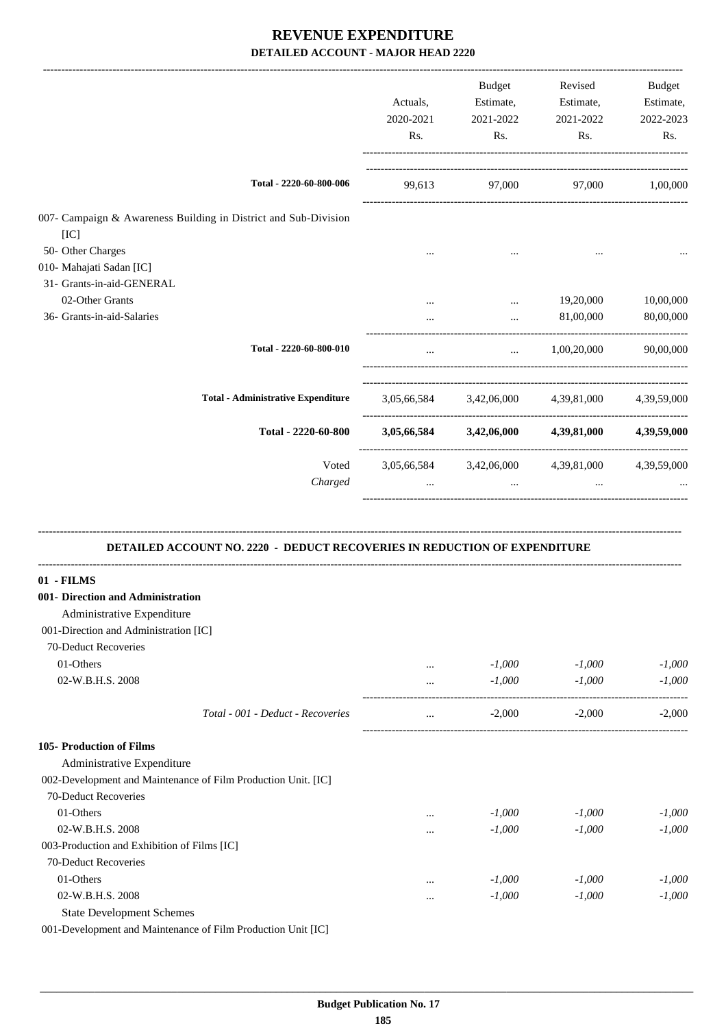# REVENUE EXPENDITURE

## DETAILED ACCOUNT - MAJOR HEAD 2220

| | Actuals, 2020-2021 Rs. | Budget Estimate, 2021-2022 Rs. | Revised Estimate, 2021-2022 Rs. | Budget Estimate, 2022-2023 Rs. |
|---|---|---|---|---|
| **Total - 2220-60-800-006** | 99,613 | 97,000 | 97,000 | 1,00,000 |
| 007- Campaign & Awareness Building in District and Sub-Division [IC] | | | | |
| 50- Other Charges | ... | ... | ... | ... |
| 010- Mahajati Sadan [IC] | | | | |
| 31- Grants-in-aid-GENERAL | | | | |
| 02-Other Grants | ... | ... | 19,20,000 | 10,00,000 |
| 36- Grants-in-aid-Salaries | ... | ... | 81,00,000 | 80,00,000 |
| **Total - 2220-60-800-010** | ... | ... | 1,00,20,000 | 90,00,000 |
| **Total - Administrative Expenditure** | 3,05,66,584 | 3,42,06,000 | 4,39,81,000 | 4,39,59,000 |
| **Total - 2220-60-800** | **3,05,66,584** | **3,42,06,000** | **4,39,81,000** | **4,39,59,000** |
| Voted | 3,05,66,584 | 3,42,06,000 | 4,39,81,000 | 4,39,59,000 |
| *Charged* | ... | ... | ... | ... |

### DETAILED ACCOUNT NO. 2220 - DEDUCT RECOVERIES IN REDUCTION OF EXPENDITURE

| | Actuals, 2020-2021 Rs. | Budget Estimate, 2021-2022 Rs. | Revised Estimate, 2021-2022 Rs. | Budget Estimate, 2022-2023 Rs. |
|---|---|---|---|---|
| **01 - FILMS** | | | | |
| **001- Direction and Administration** | | | | |
| Administrative Expenditure | | | | |
| 001-Direction and Administration [IC] | | | | |
| 70-Deduct Recoveries | | | | |
| 01-Others | ... | *-1,000* | *-1,000* | *-1,000* |
| 02-W.B.H.S. 2008 | ... | *-1,000* | *-1,000* | *-1,000* |
| *Total - 001 - Deduct - Recoveries* | ... | -2,000 | -2,000 | -2,000 |
| **105- Production of Films** | | | | |
| Administrative Expenditure | | | | |
| 002-Development and Maintenance of Film Production Unit. [IC] | | | | |
| 70-Deduct Recoveries | | | | |
| 01-Others | ... | *-1,000* | *-1,000* | *-1,000* |
| 02-W.B.H.S. 2008 | ... | *-1,000* | *-1,000* | *-1,000* |
| 003-Production and Exhibition of Films [IC] | | | | |
| 70-Deduct Recoveries | | | | |
| 01-Others | ... | *-1,000* | *-1,000* | *-1,000* |
| 02-W.B.H.S. 2008 | ... | *-1,000* | *-1,000* | *-1,000* |
| State Development Schemes | | | | |
| 001-Development and Maintenance of Film Production Unit [IC] | | | | |

**Budget Publication No. 17**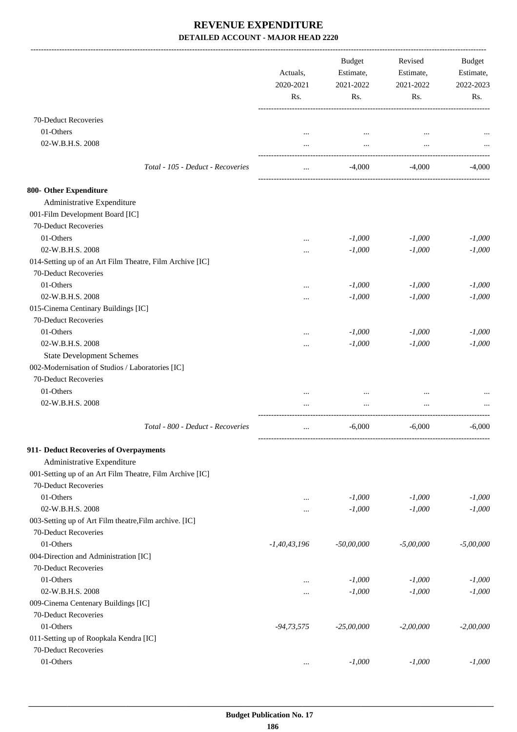# REVENUE EXPENDITURE

## DETAILED ACCOUNT - MAJOR HEAD 2220

| | Actuals, 2020-2021 Rs. | Budget Estimate, 2021-2022 Rs. | Revised Estimate, 2021-2022 Rs. | Budget Estimate, 2022-2023 Rs. |
|---|---|---|---|---|
| 70-Deduct Recoveries | | | | |
| 01-Others | ... | ... | ... | ... |
| 02-W.B.H.S. 2008 | ... | ... | ... | ... |
| *Total - 105 - Deduct - Recoveries* | ... | -4,000 | -4,000 | -4,000 |
| **800- Other Expenditure** | | | | |
| Administrative Expenditure | | | | |
| 001-Film Development Board [IC] | | | | |
| 70-Deduct Recoveries | | | | |
| 01-Others | ... | *-1,000* | *-1,000* | *-1,000* |
| 02-W.B.H.S. 2008 | ... | *-1,000* | *-1,000* | *-1,000* |
| 014-Setting up of an Art Film Theatre, Film Archive [IC] | | | | |
| 70-Deduct Recoveries | | | | |
| 01-Others | ... | *-1,000* | *-1,000* | *-1,000* |
| 02-W.B.H.S. 2008 | ... | *-1,000* | *-1,000* | *-1,000* |
| 015-Cinema Centinary Buildings [IC] | | | | |
| 70-Deduct Recoveries | | | | |
| 01-Others | ... | *-1,000* | *-1,000* | *-1,000* |
| 02-W.B.H.S. 2008 | ... | *-1,000* | *-1,000* | *-1,000* |
| State Development Schemes | | | | |
| 002-Modernisation of Studios / Laboratories [IC] | | | | |
| 70-Deduct Recoveries | | | | |
| 01-Others | ... | ... | ... | ... |
| 02-W.B.H.S. 2008 | ... | ... | ... | ... |
| *Total - 800 - Deduct - Recoveries* | ... | -6,000 | -6,000 | -6,000 |
| **911- Deduct Recoveries of Overpayments** | | | | |
| Administrative Expenditure | | | | |
| 001-Setting up of an Art Film Theatre, Film Archive [IC] | | | | |
| 70-Deduct Recoveries | | | | |
| 01-Others | ... | *-1,000* | *-1,000* | *-1,000* |
| 02-W.B.H.S. 2008 | ... | *-1,000* | *-1,000* | *-1,000* |
| 003-Setting up of Art Film theatre,Film archive. [IC] | | | | |
| 70-Deduct Recoveries | | | | |
| 01-Others | *-1,40,43,196* | *-50,00,000* | *-5,00,000* | *-5,00,000* |
| 004-Direction and Administration [IC] | | | | |
| 70-Deduct Recoveries | | | | |
| 01-Others | ... | *-1,000* | *-1,000* | *-1,000* |
| 02-W.B.H.S. 2008 | ... | *-1,000* | *-1,000* | *-1,000* |
| 009-Cinema Centenary Buildings [IC] | | | | |
| 70-Deduct Recoveries | | | | |
| 01-Others | *-94,73,575* | *-25,00,000* | *-2,00,000* | *-2,00,000* |
| 011-Setting up of Roopkala Kendra [IC] | | | | |
| 70-Deduct Recoveries | | | | |
| 01-Others | ... | *-1,000* | *-1,000* | *-1,000* |

**Budget Publication No. 17**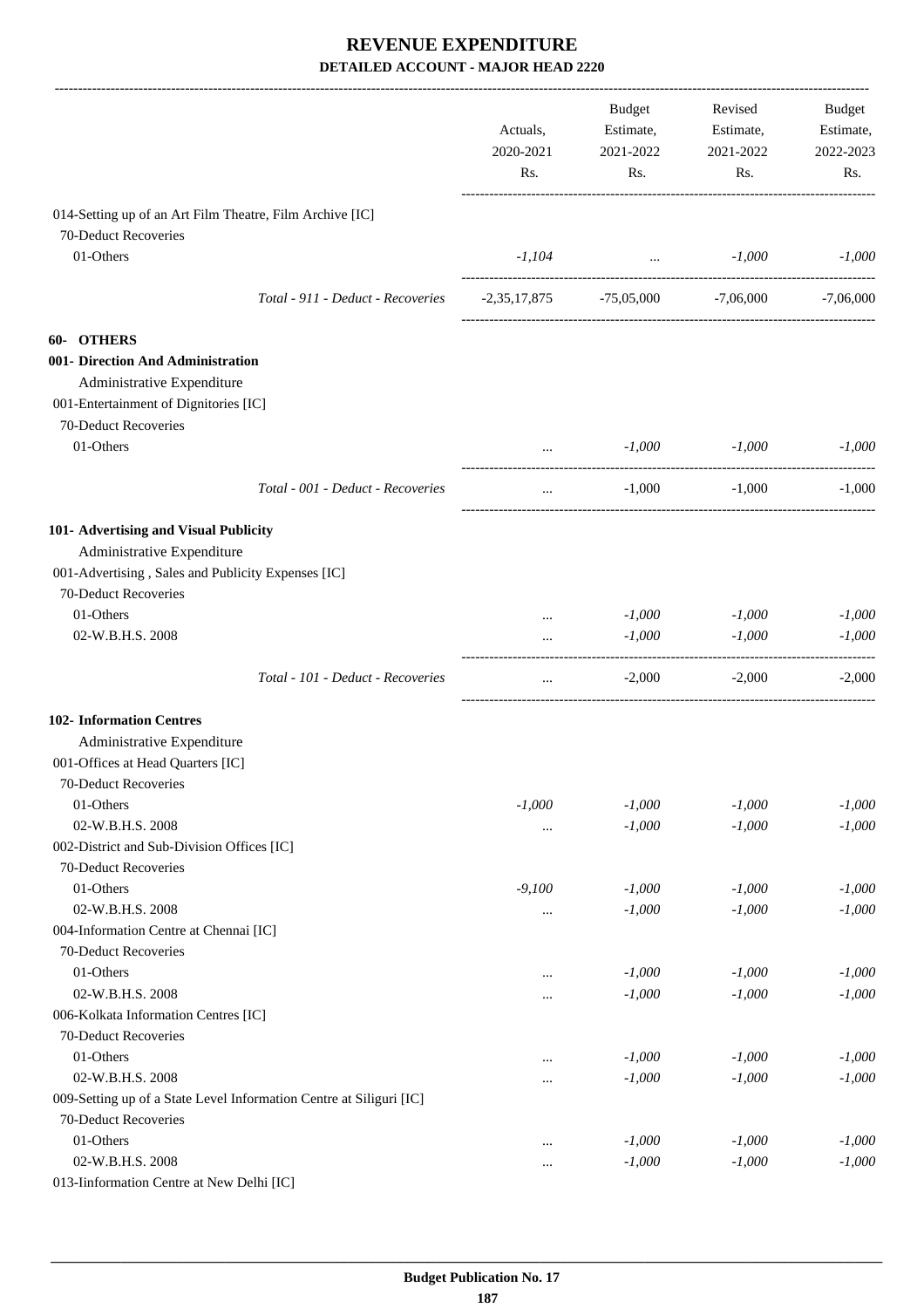# REVENUE EXPENDITURE

## DETAILED ACCOUNT - MAJOR HEAD 2220

| | Actuals, 2020-2021 Rs. | Budget Estimate, 2021-2022 Rs. | Revised Estimate, 2021-2022 Rs. | Budget Estimate, 2022-2023 Rs. |
|---|---|---|---|---|
| 014-Setting up of an Art Film Theatre, Film Archive [IC] | | | | |
| 70-Deduct Recoveries | | | | |
| 01-Others | *-1,104* | *...* | *-1,000* | *-1,000* |
| *Total - 911 - Deduct - Recoveries* | -2,35,17,875 | -75,05,000 | -7,06,000 | -7,06,000 |
| **60- OTHERS** | | | | |
| **001- Direction And Administration** | | | | |
| Administrative Expenditure | | | | |
| 001-Entertainment of Dignitories [IC] | | | | |
| 70-Deduct Recoveries | | | | |
| 01-Others | *...* | *-1,000* | *-1,000* | *-1,000* |
| *Total - 001 - Deduct - Recoveries* | ... | -1,000 | -1,000 | -1,000 |
| **101- Advertising and Visual Publicity** | | | | |
| Administrative Expenditure | | | | |
| 001-Advertising , Sales and Publicity Expenses [IC] | | | | |
| 70-Deduct Recoveries | | | | |
| 01-Others | *...* | *-1,000* | *-1,000* | *-1,000* |
| 02-W.B.H.S. 2008 | *...* | *-1,000* | *-1,000* | *-1,000* |
| *Total - 101 - Deduct - Recoveries* | ... | -2,000 | -2,000 | -2,000 |
| **102- Information Centres** | | | | |
| Administrative Expenditure | | | | |
| 001-Offices at Head Quarters [IC] | | | | |
| 70-Deduct Recoveries | | | | |
| 01-Others | *-1,000* | *-1,000* | *-1,000* | *-1,000* |
| 02-W.B.H.S. 2008 | *...* | *-1,000* | *-1,000* | *-1,000* |
| 002-District and Sub-Division Offices [IC] | | | | |
| 70-Deduct Recoveries | | | | |
| 01-Others | *-9,100* | *-1,000* | *-1,000* | *-1,000* |
| 02-W.B.H.S. 2008 | *...* | *-1,000* | *-1,000* | *-1,000* |
| 004-Information Centre at Chennai [IC] | | | | |
| 70-Deduct Recoveries | | | | |
| 01-Others | *...* | *-1,000* | *-1,000* | *-1,000* |
| 02-W.B.H.S. 2008 | *...* | *-1,000* | *-1,000* | *-1,000* |
| 006-Kolkata Information Centres [IC] | | | | |
| 70-Deduct Recoveries | | | | |
| 01-Others | *...* | *-1,000* | *-1,000* | *-1,000* |
| 02-W.B.H.S. 2008 | *...* | *-1,000* | *-1,000* | *-1,000* |
| 009-Setting up of a State Level Information Centre at Siliguri [IC] | | | | |
| 70-Deduct Recoveries | | | | |
| 01-Others | *...* | *-1,000* | *-1,000* | *-1,000* |
| 02-W.B.H.S. 2008 | *...* | *-1,000* | *-1,000* | *-1,000* |
| 013-Iinformation Centre at New Delhi [IC] | | | | |

Budget Publication No. 17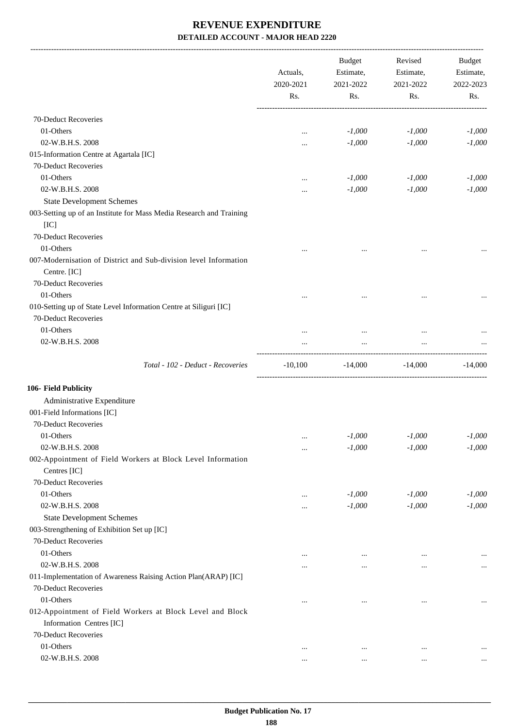# REVENUE EXPENDITURE

## DETAILED ACCOUNT - MAJOR HEAD 2220

| | Actuals, 2020-2021 Rs. | Budget Estimate, 2021-2022 Rs. | Revised Estimate, 2021-2022 Rs. | Budget Estimate, 2022-2023 Rs. |
|---|---|---|---|---|
| 70-Deduct Recoveries | | | | |
| 01-Others | ... | -1,000 | -1,000 | -1,000 |
| 02-W.B.H.S. 2008 | ... | -1,000 | -1,000 | -1,000 |
| 015-Information Centre at Agartala [IC] | | | | |
| 70-Deduct Recoveries | | | | |
| 01-Others | ... | -1,000 | -1,000 | -1,000 |
| 02-W.B.H.S. 2008 | ... | -1,000 | -1,000 | -1,000 |
| State Development Schemes | | | | |
| 003-Setting up of an Institute for Mass Media Research and Training [IC] | | | | |
| 70-Deduct Recoveries | | | | |
| 01-Others | ... | ... | ... | ... |
| 007-Modernisation of District and Sub-division level Information Centre. [IC] | | | | |
| 70-Deduct Recoveries | | | | |
| 01-Others | ... | ... | ... | ... |
| 010-Setting up of State Level Information Centre at Siliguri [IC] | | | | |
| 70-Deduct Recoveries | | | | |
| 01-Others | ... | ... | ... | ... |
| 02-W.B.H.S. 2008 | ... | ... | ... | ... |
| *Total - 102 - Deduct - Recoveries* | -10,100 | -14,000 | -14,000 | -14,000 |
| **106- Field Publicity** | | | | |
| Administrative Expenditure | | | | |
| 001-Field Informations [IC] | | | | |
| 70-Deduct Recoveries | | | | |
| 01-Others | ... | -1,000 | -1,000 | -1,000 |
| 02-W.B.H.S. 2008 | ... | -1,000 | -1,000 | -1,000 |
| 002-Appointment of Field Workers at Block Level Information Centres [IC] | | | | |
| 70-Deduct Recoveries | | | | |
| 01-Others | ... | -1,000 | -1,000 | -1,000 |
| 02-W.B.H.S. 2008 | ... | -1,000 | -1,000 | -1,000 |
| State Development Schemes | | | | |
| 003-Strengthening of Exhibition Set up [IC] | | | | |
| 70-Deduct Recoveries | | | | |
| 01-Others | ... | ... | ... | ... |
| 02-W.B.H.S. 2008 | ... | ... | ... | ... |
| 011-Implementation of Awareness Raising Action Plan(ARAP) [IC] | | | | |
| 70-Deduct Recoveries | | | | |
| 01-Others | ... | ... | ... | ... |
| 012-Appointment of Field Workers at Block Level and Block Information Centres [IC] | | | | |
| 70-Deduct Recoveries | | | | |
| 01-Others | ... | ... | ... | ... |
| 02-W.B.H.S. 2008 | ... | ... | ... | ... |

Budget Publication No. 17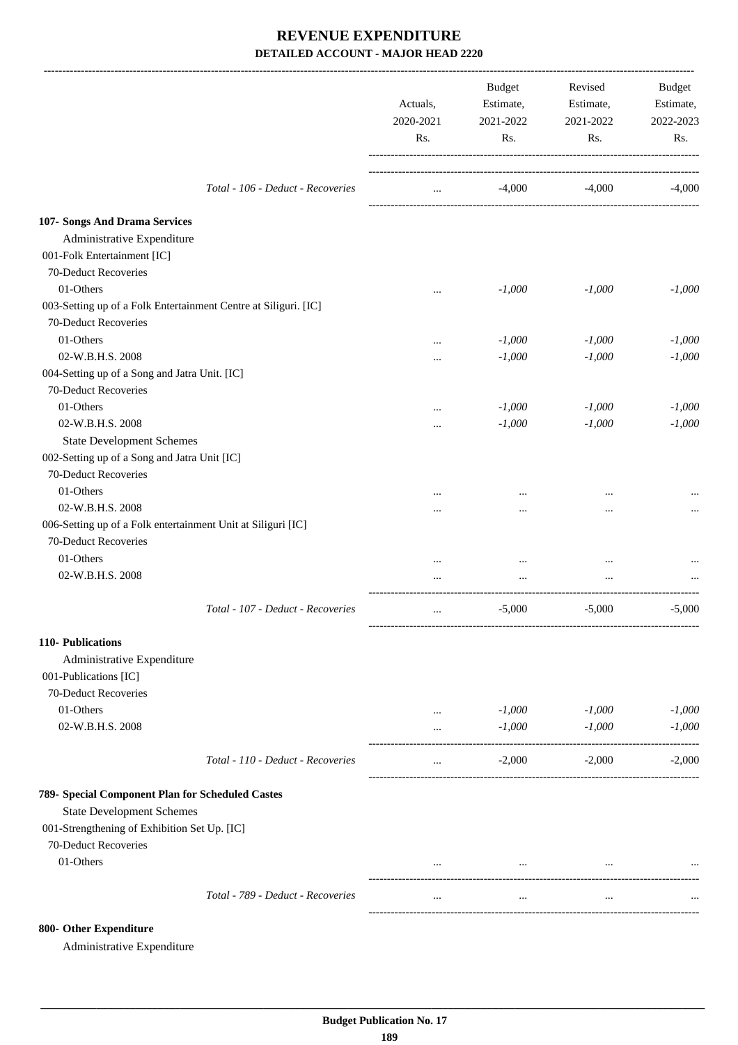# REVENUE EXPENDITURE
## DETAILED ACCOUNT - MAJOR HEAD 2220

| | Actuals, 2020-2021 Rs. | Budget Estimate, 2021-2022 Rs. | Revised Estimate, 2021-2022 Rs. | Budget Estimate, 2022-2023 Rs. |
|---|---|---|---|---|
| *Total - 106 - Deduct - Recoveries* | ... | -4,000 | -4,000 | -4,000 |
| **107- Songs And Drama Services** | | | | |
| Administrative Expenditure | | | | |
| 001-Folk Entertainment [IC] | | | | |
| 70-Deduct Recoveries | | | | |
| 01-Others | ... | *-1,000* | *-1,000* | *-1,000* |
| 003-Setting up of a Folk Entertainment Centre at Siliguri. [IC] | | | | |
| 70-Deduct Recoveries | | | | |
| 01-Others | ... | *-1,000* | *-1,000* | *-1,000* |
| 02-W.B.H.S. 2008 | ... | *-1,000* | *-1,000* | *-1,000* |
| 004-Setting up of a Song and Jatra Unit. [IC] | | | | |
| 70-Deduct Recoveries | | | | |
| 01-Others | ... | *-1,000* | *-1,000* | *-1,000* |
| 02-W.B.H.S. 2008 | ... | *-1,000* | *-1,000* | *-1,000* |
| State Development Schemes | | | | |
| 002-Setting up of a Song and Jatra Unit [IC] | | | | |
| 70-Deduct Recoveries | | | | |
| 01-Others | ... | ... | ... | ... |
| 02-W.B.H.S. 2008 | ... | ... | ... | ... |
| 006-Setting up of a Folk entertainment Unit at Siliguri [IC] | | | | |
| 70-Deduct Recoveries | | | | |
| 01-Others | ... | ... | ... | ... |
| 02-W.B.H.S. 2008 | ... | ... | ... | ... |
| *Total - 107 - Deduct - Recoveries* | ... | -5,000 | -5,000 | -5,000 |
| **110- Publications** | | | | |
| Administrative Expenditure | | | | |
| 001-Publications [IC] | | | | |
| 70-Deduct Recoveries | | | | |
| 01-Others | ... | *-1,000* | *-1,000* | *-1,000* |
| 02-W.B.H.S. 2008 | ... | *-1,000* | *-1,000* | *-1,000* |
| *Total - 110 - Deduct - Recoveries* | ... | -2,000 | -2,000 | -2,000 |
| **789- Special Component Plan for Scheduled Castes** | | | | |
| State Development Schemes | | | | |
| 001-Strengthening of Exhibition Set Up. [IC] | | | | |
| 70-Deduct Recoveries | | | | |
| 01-Others | ... | ... | ... | ... |
| *Total - 789 - Deduct - Recoveries* | ... | ... | ... | ... |
| **800- Other Expenditure** | | | | |
| Administrative Expenditure | | | | |

**Budget Publication No. 17**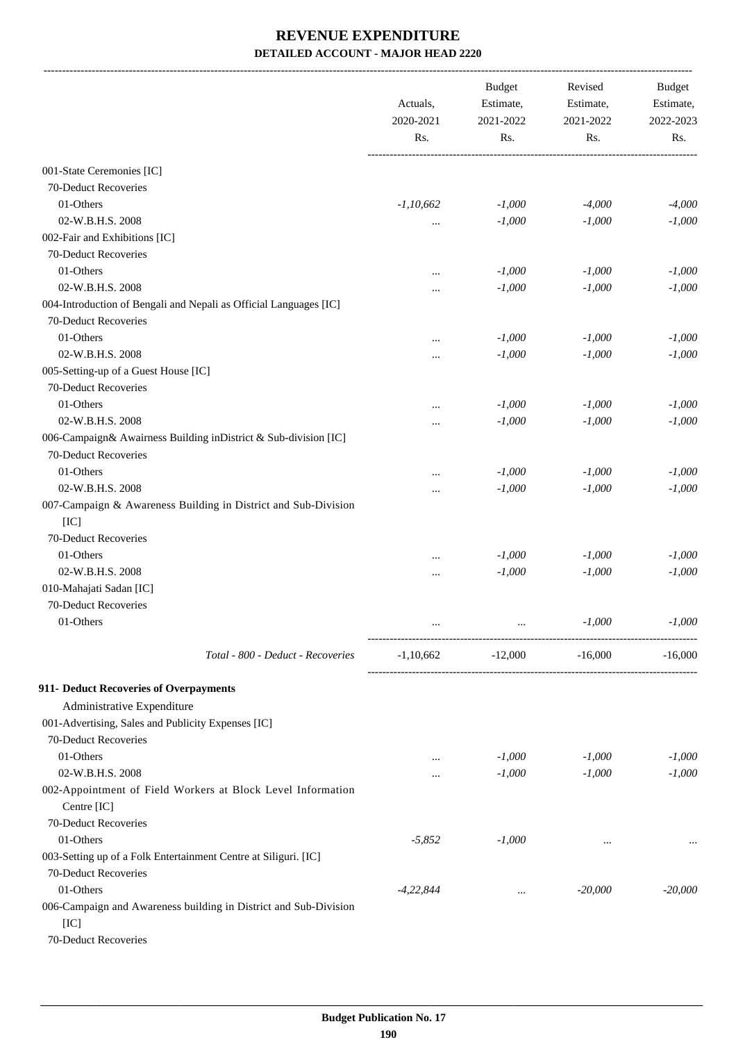# REVENUE EXPENDITURE

**DETAILED ACCOUNT - MAJOR HEAD 2220**

| | Actuals, 2020-2021 Rs. | Budget Estimate, 2021-2022 Rs. | Revised Estimate, 2021-2022 Rs. | Budget Estimate, 2022-2023 Rs. |
|---|---|---|---|---|
| 001-State Ceremonies [IC] | | | | |
| 70-Deduct Recoveries | | | | |
| 01-Others | *-1,10,662* | *-1,000* | *-4,000* | *-4,000* |
| 02-W.B.H.S. 2008 | ... | *-1,000* | *-1,000* | *-1,000* |
| 002-Fair and Exhibitions [IC] | | | | |
| 70-Deduct Recoveries | | | | |
| 01-Others | ... | *-1,000* | *-1,000* | *-1,000* |
| 02-W.B.H.S. 2008 | ... | *-1,000* | *-1,000* | *-1,000* |
| 004-Introduction of Bengali and Nepali as Official Languages [IC] | | | | |
| 70-Deduct Recoveries | | | | |
| 01-Others | ... | *-1,000* | *-1,000* | *-1,000* |
| 02-W.B.H.S. 2008 | ... | *-1,000* | *-1,000* | *-1,000* |
| 005-Setting-up of a Guest House [IC] | | | | |
| 70-Deduct Recoveries | | | | |
| 01-Others | ... | *-1,000* | *-1,000* | *-1,000* |
| 02-W.B.H.S. 2008 | ... | *-1,000* | *-1,000* | *-1,000* |
| 006-Campaign& Awairness Building inDistrict & Sub-division [IC] | | | | |
| 70-Deduct Recoveries | | | | |
| 01-Others | ... | *-1,000* | *-1,000* | *-1,000* |
| 02-W.B.H.S. 2008 | ... | *-1,000* | *-1,000* | *-1,000* |
| 007-Campaign & Awareness Building in District and Sub-Division [IC] | | | | |
| 70-Deduct Recoveries | | | | |
| 01-Others | ... | *-1,000* | *-1,000* | *-1,000* |
| 02-W.B.H.S. 2008 | ... | *-1,000* | *-1,000* | *-1,000* |
| 010-Mahajati Sadan [IC] | | | | |
| 70-Deduct Recoveries | | | | |
| 01-Others | ... | ... | *-1,000* | *-1,000* |
| *Total - 800 - Deduct - Recoveries* | -1,10,662 | -12,000 | -16,000 | -16,000 |
| **911- Deduct Recoveries of Overpayments** | | | | |
| Administrative Expenditure | | | | |
| 001-Advertising, Sales and Publicity Expenses [IC] | | | | |
| 70-Deduct Recoveries | | | | |
| 01-Others | ... | *-1,000* | *-1,000* | *-1,000* |
| 02-W.B.H.S. 2008 | ... | *-1,000* | *-1,000* | *-1,000* |
| 002-Appointment of Field Workers at Block Level Information Centre [IC] | | | | |
| 70-Deduct Recoveries | | | | |
| 01-Others | *-5,852* | *-1,000* | ... | ... |
| 003-Setting up of a Folk Entertainment Centre at Siliguri. [IC] | | | | |
| 70-Deduct Recoveries | | | | |
| 01-Others | *-4,22,844* | ... | *-20,000* | *-20,000* |
| 006-Campaign and Awareness building in District and Sub-Division [IC] | | | | |
| 70-Deduct Recoveries | | | | |

Budget Publication No. 17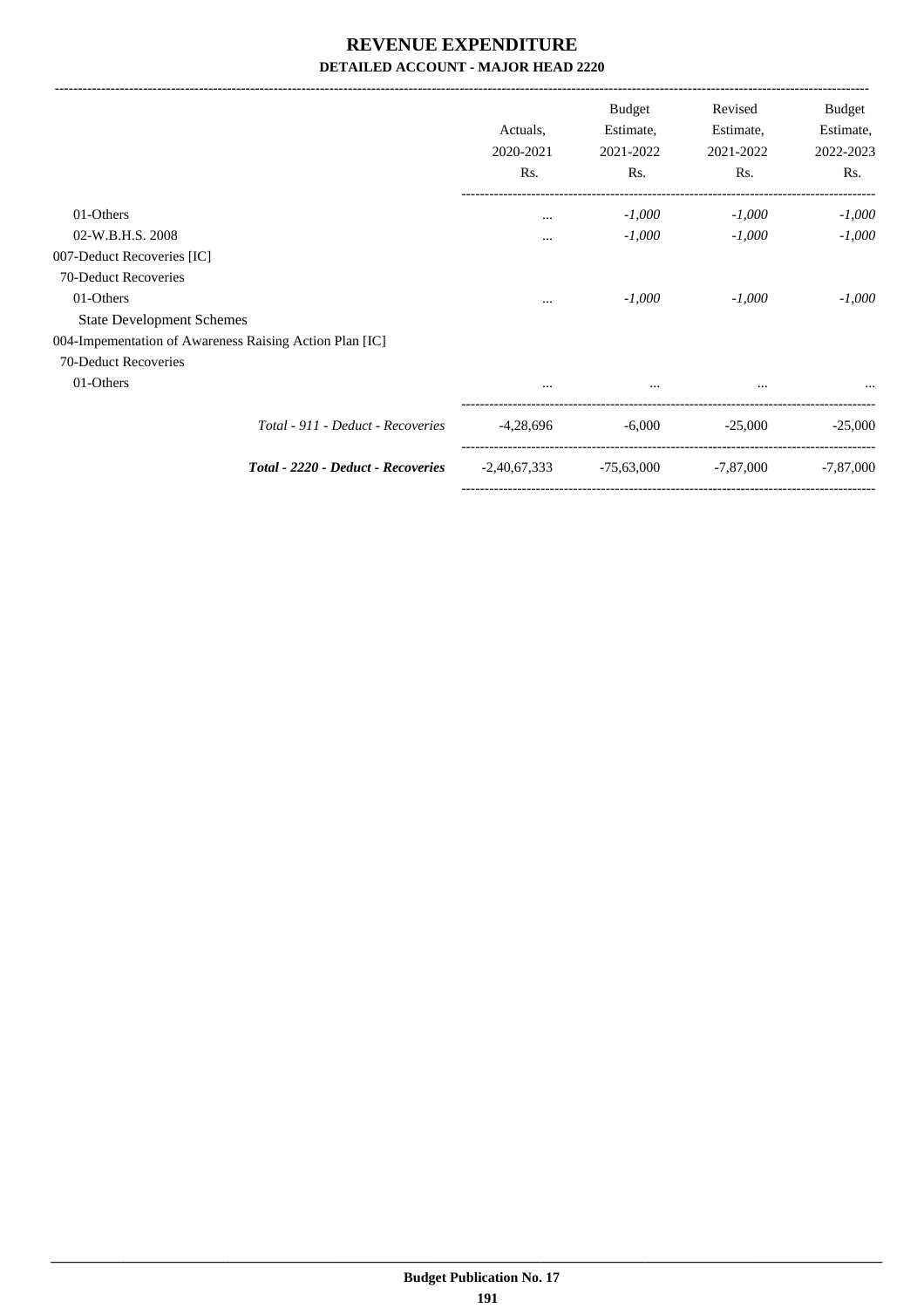# REVENUE EXPENDITURE

## DETAILED ACCOUNT - MAJOR HEAD 2220

| | Actuals, 2020-2021 Rs. | Budget Estimate, 2021-2022 Rs. | Revised Estimate, 2021-2022 Rs. | Budget Estimate, 2022-2023 Rs. |
|---|---|---|---|---|
| 01-Others | ... | *-1,000* | *-1,000* | *-1,000* |
| 02-W.B.H.S. 2008 | ... | *-1,000* | *-1,000* | *-1,000* |
| 007-Deduct Recoveries [IC] | | | | |
| 70-Deduct Recoveries | | | | |
| 01-Others | ... | *-1,000* | *-1,000* | *-1,000* |
| State Development Schemes | | | | |
| 004-Impementation of Awareness Raising Action Plan [IC] | | | | |
| 70-Deduct Recoveries | | | | |
| 01-Others | ... | ... | ... | ... |
| *Total - 911 - Deduct - Recoveries* | -4,28,696 | -6,000 | -25,000 | -25,000 |
| ***Total - 2220 - Deduct - Recoveries*** | -2,40,67,333 | -75,63,000 | -7,87,000 | -7,87,000 |

**Budget Publication No. 17**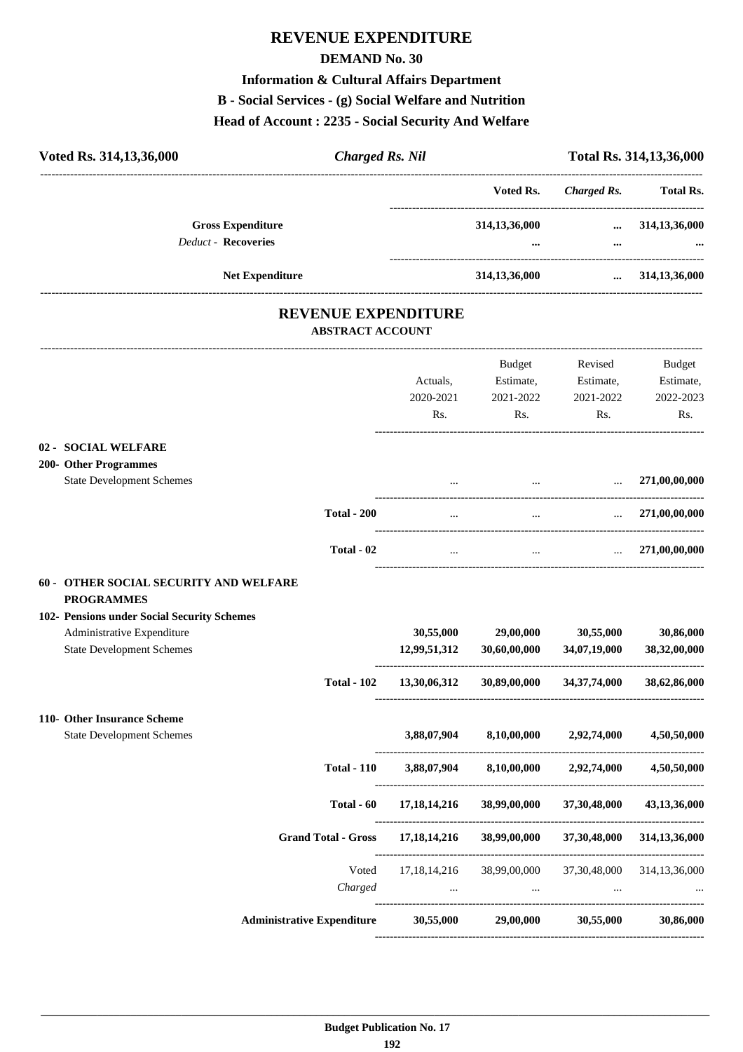# REVENUE EXPENDITURE

## DEMAND No. 30

### Information & Cultural Affairs Department

### B - Social Services - (g) Social Welfare and Nutrition

### Head of Account : 2235 - Social Security And Welfare

| Voted Rs. 314,13,36,000 | *Charged Rs. Nil* | Total Rs. 314,13,36,000 |
|---|---|---|

| | Voted Rs. | *Charged Rs.* | Total Rs. |
|---|---|---|---|
| **Gross Expenditure** | 314,13,36,000 | ... | 314,13,36,000 |
| *Deduct* - **Recoveries** | ... | ... | ... |
| **Net Expenditure** | 314,13,36,000 | ... | 314,13,36,000 |

## REVENUE EXPENDITURE

### ABSTRACT ACCOUNT

| | Actuals, 2020-2021 Rs. | Budget Estimate, 2021-2022 Rs. | Revised Estimate, 2021-2022 Rs. | Budget Estimate, 2022-2023 Rs. |
|---|---|---|---|---|
| **02 - SOCIAL WELFARE** | | | | |
| **200- Other Programmes** | | | | |
| State Development Schemes | ... | ... | ... | 271,00,00,000 |
| **Total - 200** | ... | ... | ... | 271,00,00,000 |
| **Total - 02** | ... | ... | ... | 271,00,00,000 |
| **60 - OTHER SOCIAL SECURITY AND WELFARE PROGRAMMES** | | | | |
| **102- Pensions under Social Security Schemes** | | | | |
| Administrative Expenditure | 30,55,000 | 29,00,000 | 30,55,000 | 30,86,000 |
| State Development Schemes | 12,99,51,312 | 30,60,00,000 | 34,07,19,000 | 38,32,00,000 |
| **Total - 102** | 13,30,06,312 | 30,89,00,000 | 34,37,74,000 | 38,62,86,000 |
| **110- Other Insurance Scheme** | | | | |
| State Development Schemes | 3,88,07,904 | 8,10,00,000 | 2,92,74,000 | 4,50,50,000 |
| **Total - 110** | 3,88,07,904 | 8,10,00,000 | 2,92,74,000 | 4,50,50,000 |
| **Total - 60** | 17,18,14,216 | 38,99,00,000 | 37,30,48,000 | 43,13,36,000 |
| **Grand Total - Gross** | 17,18,14,216 | 38,99,00,000 | 37,30,48,000 | 314,13,36,000 |
| Voted | 17,18,14,216 | 38,99,00,000 | 37,30,48,000 | 314,13,36,000 |
| *Charged* | ... | ... | ... | ... |
| **Administrative Expenditure** | 30,55,000 | 29,00,000 | 30,55,000 | 30,86,000 |

**Budget Publication No. 17**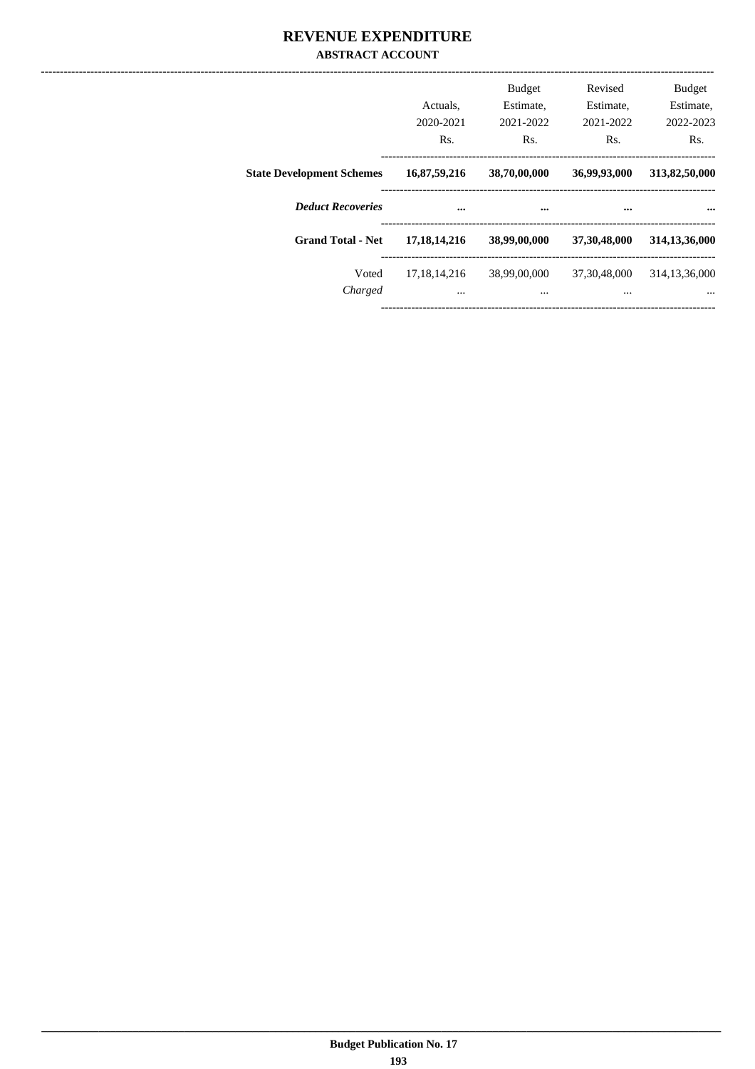# REVENUE EXPENDITURE

## ABSTRACT ACCOUNT

| | Actuals, 2020-2021 Rs. | Budget Estimate, 2021-2022 Rs. | Revised Estimate, 2021-2022 Rs. | Budget Estimate, 2022-2023 Rs. |
|---|---|---|---|---|
| **State Development Schemes** | **16,87,59,216** | **38,70,00,000** | **36,99,93,000** | **313,82,50,000** |
| ***Deduct Recoveries*** | **...** | **...** | **...** | **...** |
| **Grand Total - Net** | **17,18,14,216** | **38,99,00,000** | **37,30,48,000** | **314,13,36,000** |
| Voted | 17,18,14,216 | 38,99,00,000 | 37,30,48,000 | 314,13,36,000 |
| *Charged* | ... | ... | ... | ... |

Budget Publication No. 17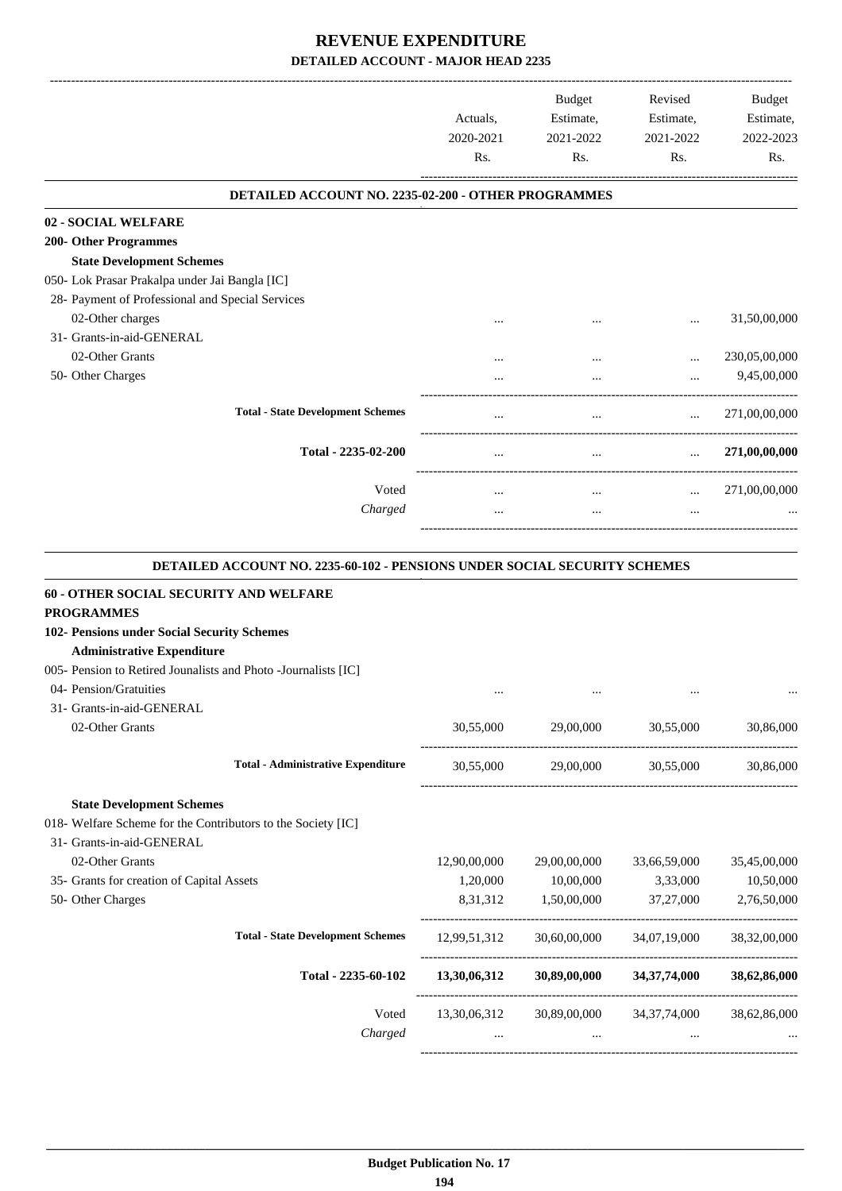# REVENUE EXPENDITURE

## DETAILED ACCOUNT - MAJOR HEAD 2235

| | Actuals, 2020-2021 Rs. | Budget Estimate, 2021-2022 Rs. | Revised Estimate, 2021-2022 Rs. | Budget Estimate, 2022-2023 Rs. |
|---|---|---|---|---|
| **DETAILED ACCOUNT NO. 2235-02-200 - OTHER PROGRAMMES** | | | | |
| **02 - SOCIAL WELFARE** | | | | |
| **200- Other Programmes** | | | | |
| **State Development Schemes** | | | | |
| 050- Lok Prasar Prakalpa under Jai Bangla [IC] | | | | |
| 28- Payment of Professional and Special Services | | | | |
| 02-Other charges | ... | ... | ... | 31,50,00,000 |
| 31- Grants-in-aid-GENERAL | | | | |
| 02-Other Grants | ... | ... | ... | 230,05,00,000 |
| 50- Other Charges | ... | ... | ... | 9,45,00,000 |
| **Total - State Development Schemes** | ... | ... | ... | 271,00,00,000 |
| **Total - 2235-02-200** | ... | ... | ... | **271,00,00,000** |
| Voted | ... | ... | ... | 271,00,00,000 |
| *Charged* | ... | ... | ... | ... |
| **DETAILED ACCOUNT NO. 2235-60-102 - PENSIONS UNDER SOCIAL SECURITY SCHEMES** | | | | |
| **60 - OTHER SOCIAL SECURITY AND WELFARE PROGRAMMES** | | | | |
| **102- Pensions under Social Security Schemes** | | | | |
| **Administrative Expenditure** | | | | |
| 005- Pension to Retired Jounalists and Photo -Journalists [IC] | | | | |
| 04- Pension/Gratuities | ... | ... | ... | ... |
| 31- Grants-in-aid-GENERAL | | | | |
| 02-Other Grants | 30,55,000 | 29,00,000 | 30,55,000 | 30,86,000 |
| **Total - Administrative Expenditure** | 30,55,000 | 29,00,000 | 30,55,000 | 30,86,000 |
| **State Development Schemes** | | | | |
| 018- Welfare Scheme for the Contributors to the Society [IC] | | | | |
| 31- Grants-in-aid-GENERAL | | | | |
| 02-Other Grants | 12,90,00,000 | 29,00,00,000 | 33,66,59,000 | 35,45,00,000 |
| 35- Grants for creation of Capital Assets | 1,20,000 | 10,00,000 | 3,33,000 | 10,50,000 |
| 50- Other Charges | 8,31,312 | 1,50,00,000 | 37,27,000 | 2,76,50,000 |
| **Total - State Development Schemes** | 12,99,51,312 | 30,60,00,000 | 34,07,19,000 | 38,32,00,000 |
| **Total - 2235-60-102** | **13,30,06,312** | **30,89,00,000** | **34,37,74,000** | **38,62,86,000** |
| Voted | 13,30,06,312 | 30,89,00,000 | 34,37,74,000 | 38,62,86,000 |
| *Charged* | ... | ... | ... | ... |

**Budget Publication No. 17**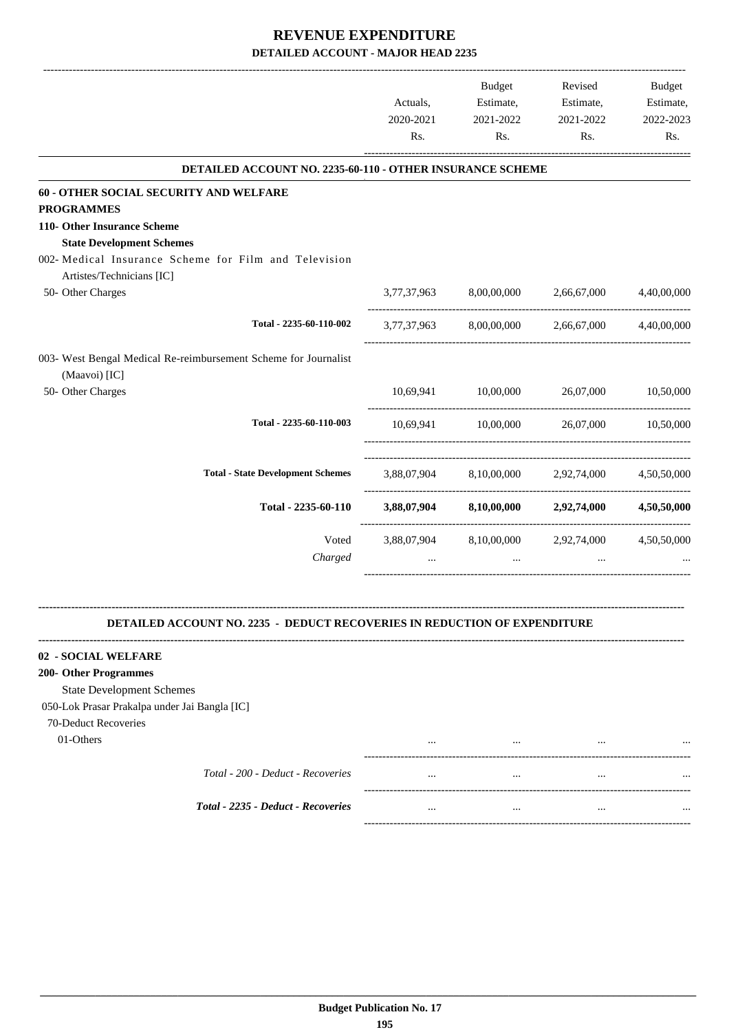# REVENUE EXPENDITURE

## DETAILED ACCOUNT - MAJOR HEAD 2235

| | Actuals, 2020-2021 Rs. | Budget Estimate, 2021-2022 Rs. | Revised Estimate, 2021-2022 Rs. | Budget Estimate, 2022-2023 Rs. |
|---|---|---|---|---|
| **DETAILED ACCOUNT NO. 2235-60-110 - OTHER INSURANCE SCHEME** | | | | |
| **60 - OTHER SOCIAL SECURITY AND WELFARE PROGRAMMES** | | | | |
| **110- Other Insurance Scheme** | | | | |
| **State Development Schemes** | | | | |
| 002- Medical Insurance Scheme for Film and Television Artistes/Technicians [IC] | | | | |
| 50- Other Charges | 3,77,37,963 | 8,00,00,000 | 2,66,67,000 | 4,40,00,000 |
| Total - 2235-60-110-002 | 3,77,37,963 | 8,00,00,000 | 2,66,67,000 | 4,40,00,000 |
| 003- West Bengal Medical Re-reimbursement Scheme for Journalist (Maavoi) [IC] | | | | |
| 50- Other Charges | 10,69,941 | 10,00,000 | 26,07,000 | 10,50,000 |
| Total - 2235-60-110-003 | 10,69,941 | 10,00,000 | 26,07,000 | 10,50,000 |
| Total - State Development Schemes | 3,88,07,904 | 8,10,00,000 | 2,92,74,000 | 4,50,50,000 |
| **Total - 2235-60-110** | **3,88,07,904** | **8,10,00,000** | **2,92,74,000** | **4,50,50,000** |
| Voted | 3,88,07,904 | 8,10,00,000 | 2,92,74,000 | 4,50,50,000 |
| *Charged* | ... | ... | ... | ... |

**DETAILED ACCOUNT NO. 2235 - DEDUCT RECOVERIES IN REDUCTION OF EXPENDITURE**

| | Actuals, 2020-2021 Rs. | Budget Estimate, 2021-2022 Rs. | Revised Estimate, 2021-2022 Rs. | Budget Estimate, 2022-2023 Rs. |
|---|---|---|---|---|
| **02 - SOCIAL WELFARE** | | | | |
| **200- Other Programmes** | | | | |
| State Development Schemes | | | | |
| 050-Lok Prasar Prakalpa under Jai Bangla [IC] | | | | |
| 70-Deduct Recoveries | | | | |
| 01-Others | ... | ... | ... | ... |
| *Total - 200 - Deduct - Recoveries* | ... | ... | ... | ... |
| ***Total - 2235 - Deduct - Recoveries*** | ... | ... | ... | ... |

**Budget Publication No. 17**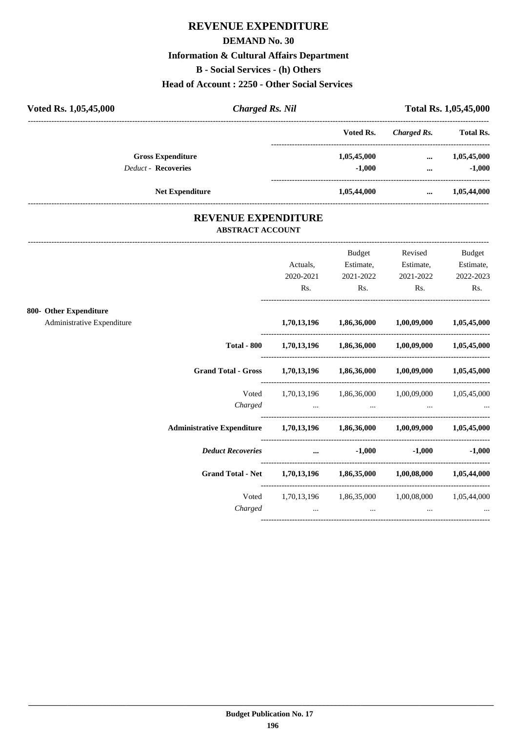# REVENUE EXPENDITURE

## DEMAND No. 30

### Information & Cultural Affairs Department

### B - Social Services - (h) Others

### Head of Account : 2250 - Other Social Services

| Voted Rs. 1,05,45,000 | *Charged Rs. Nil* | Total Rs. 1,05,45,000 |
|---|---|---|

| | Voted Rs. | *Charged Rs.* | Total Rs. |
|---|---|---|---|
| **Gross Expenditure** | 1,05,45,000 | ... | 1,05,45,000 |
| *Deduct* - **Recoveries** | -1,000 | ... | -1,000 |
| **Net Expenditure** | 1,05,44,000 | ... | 1,05,44,000 |

## REVENUE EXPENDITURE

### ABSTRACT ACCOUNT

| | Actuals, 2020-2021 Rs. | Budget Estimate, 2021-2022 Rs. | Revised Estimate, 2021-2022 Rs. | Budget Estimate, 2022-2023 Rs. |
|---|---|---|---|---|
| **800- Other Expenditure** | | | | |
| Administrative Expenditure | **1,70,13,196** | **1,86,36,000** | **1,00,09,000** | **1,05,45,000** |
| **Total - 800** | **1,70,13,196** | **1,86,36,000** | **1,00,09,000** | **1,05,45,000** |
| **Grand Total - Gross** | **1,70,13,196** | **1,86,36,000** | **1,00,09,000** | **1,05,45,000** |
| Voted | 1,70,13,196 | 1,86,36,000 | 1,00,09,000 | 1,05,45,000 |
| *Charged* | ... | ... | ... | ... |
| **Administrative Expenditure** | **1,70,13,196** | **1,86,36,000** | **1,00,09,000** | **1,05,45,000** |
| ***Deduct Recoveries*** | **...** | **-1,000** | **-1,000** | **-1,000** |
| **Grand Total - Net** | **1,70,13,196** | **1,86,35,000** | **1,00,08,000** | **1,05,44,000** |
| Voted | 1,70,13,196 | 1,86,35,000 | 1,00,08,000 | 1,05,44,000 |
| *Charged* | ... | ... | ... | ... |

**Budget Publication No. 17**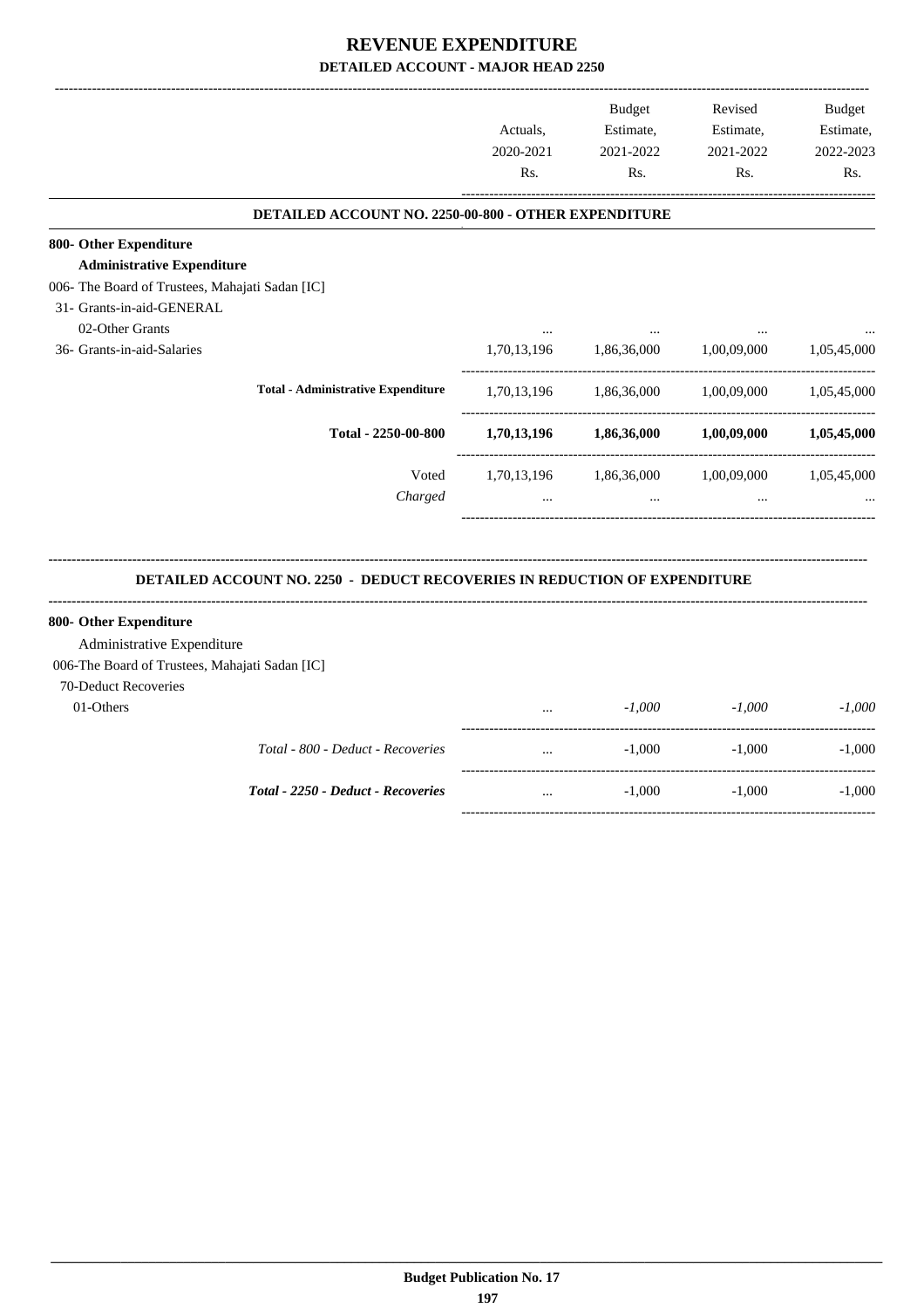# REVENUE EXPENDITURE

## DETAILED ACCOUNT - MAJOR HEAD 2250

| | Actuals, 2020-2021 Rs. | Budget Estimate, 2021-2022 Rs. | Revised Estimate, 2021-2022 Rs. | Budget Estimate, 2022-2023 Rs. |
|---|---|---|---|---|
| **DETAILED ACCOUNT NO. 2250-00-800 - OTHER EXPENDITURE** | | | | |
| **800- Other Expenditure** | | | | |
| **Administrative Expenditure** | | | | |
| 006- The Board of Trustees, Mahajati Sadan [IC] | | | | |
| 31- Grants-in-aid-GENERAL | | | | |
| 02-Other Grants | ... | ... | ... | ... |
| 36- Grants-in-aid-Salaries | 1,70,13,196 | 1,86,36,000 | 1,00,09,000 | 1,05,45,000 |
| **Total - Administrative Expenditure** | 1,70,13,196 | 1,86,36,000 | 1,00,09,000 | 1,05,45,000 |
| **Total - 2250-00-800** | **1,70,13,196** | **1,86,36,000** | **1,00,09,000** | **1,05,45,000** |
| Voted | 1,70,13,196 | 1,86,36,000 | 1,00,09,000 | 1,05,45,000 |
| *Charged* | ... | ... | ... | ... |

**DETAILED ACCOUNT NO. 2250 - DEDUCT RECOVERIES IN REDUCTION OF EXPENDITURE**

| | Actuals, 2020-2021 Rs. | Budget Estimate, 2021-2022 Rs. | Revised Estimate, 2021-2022 Rs. | Budget Estimate, 2022-2023 Rs. |
|---|---|---|---|---|
| **800- Other Expenditure** | | | | |
| Administrative Expenditure | | | | |
| 006-The Board of Trustees, Mahajati Sadan [IC] | | | | |
| 70-Deduct Recoveries | | | | |
| 01-Others | ... | *-1,000* | *-1,000* | *-1,000* |
| *Total - 800 - Deduct - Recoveries* | ... | -1,000 | -1,000 | -1,000 |
| ***Total - 2250 - Deduct - Recoveries*** | ... | -1,000 | -1,000 | -1,000 |

**Budget Publication No. 17**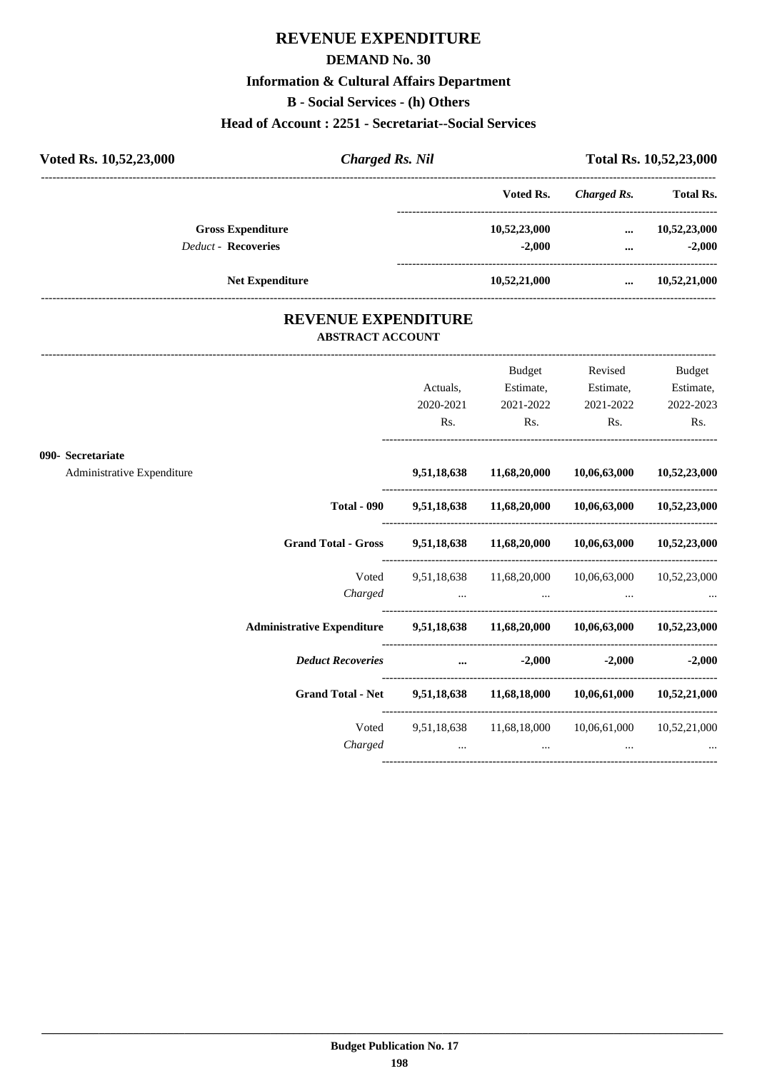# REVENUE EXPENDITURE

## DEMAND No. 30

### Information & Cultural Affairs Department

### B - Social Services - (h) Others

### Head of Account : 2251 - Secretariat--Social Services

**Voted Rs. 10,52,23,000** | ***Charged Rs. Nil*** | **Total Rs. 10,52,23,000**

| | Voted Rs. | *Charged Rs.* | Total Rs. |
|---|---|---|---|
| **Gross Expenditure** | 10,52,23,000 | ... | 10,52,23,000 |
| *Deduct* - **Recoveries** | -2,000 | ... | -2,000 |
| **Net Expenditure** | 10,52,21,000 | ... | 10,52,21,000 |

## REVENUE EXPENDITURE

### ABSTRACT ACCOUNT

| | Actuals, 2020-2021 Rs. | Budget Estimate, 2021-2022 Rs. | Revised Estimate, 2021-2022 Rs. | Budget Estimate, 2022-2023 Rs. |
|---|---|---|---|---|
| **090- Secretariat** | | | | |
| Administrative Expenditure | 9,51,18,638 | 11,68,20,000 | 10,06,63,000 | 10,52,23,000 |
| **Total - 090** | 9,51,18,638 | 11,68,20,000 | 10,06,63,000 | 10,52,23,000 |
| **Grand Total - Gross** | 9,51,18,638 | 11,68,20,000 | 10,06,63,000 | 10,52,23,000 |
| Voted | 9,51,18,638 | 11,68,20,000 | 10,06,63,000 | 10,52,23,000 |
| *Charged* | ... | ... | ... | ... |
| **Administrative Expenditure** | 9,51,18,638 | 11,68,20,000 | 10,06,63,000 | 10,52,23,000 |
| ***Deduct Recoveries*** | ... | -2,000 | -2,000 | -2,000 |
| **Grand Total - Net** | 9,51,18,638 | 11,68,18,000 | 10,06,61,000 | 10,52,21,000 |
| Voted | 9,51,18,638 | 11,68,18,000 | 10,06,61,000 | 10,52,21,000 |
| *Charged* | ... | ... | ... | ... |

**Budget Publication No. 17**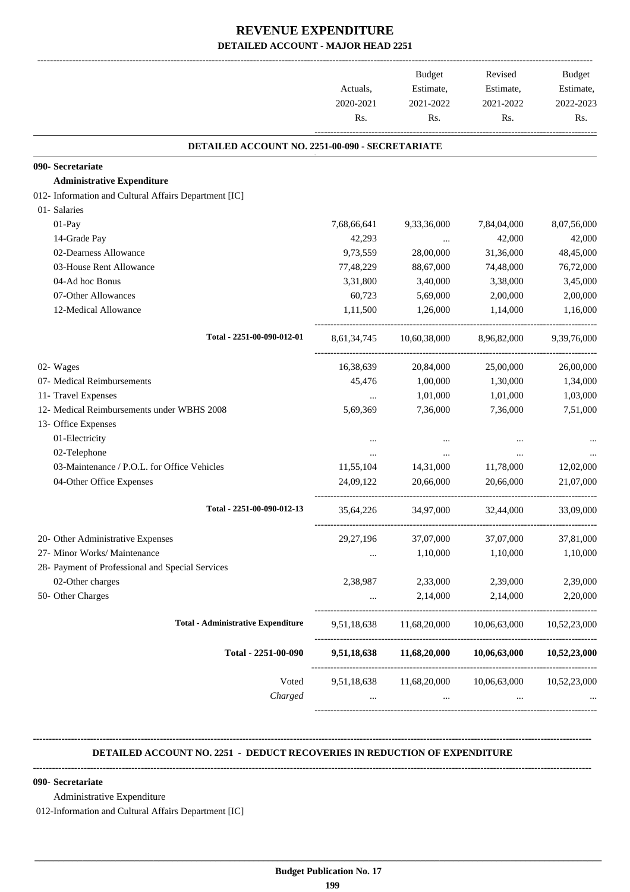# REVENUE EXPENDITURE
## DETAILED ACCOUNT - MAJOR HEAD 2251

| | Actuals, 2020-2021 Rs. | Budget Estimate, 2021-2022 Rs. | Revised Estimate, 2021-2022 Rs. | Budget Estimate, 2022-2023 Rs. |
|---|---|---|---|---|
| **DETAILED ACCOUNT NO. 2251-00-090 - SECRETARIATE** | | | | |
| **090- Secretariate** | | | | |
| **Administrative Expenditure** | | | | |
| 012- Information and Cultural Affairs Department [IC] | | | | |
| 01- Salaries | | | | |
| 01-Pay | 7,68,66,641 | 9,33,36,000 | 7,84,04,000 | 8,07,56,000 |
| 14-Grade Pay | 42,293 | ... | 42,000 | 42,000 |
| 02-Dearness Allowance | 9,73,559 | 28,00,000 | 31,36,000 | 48,45,000 |
| 03-House Rent Allowance | 77,48,229 | 88,67,000 | 74,48,000 | 76,72,000 |
| 04-Ad hoc Bonus | 3,31,800 | 3,40,000 | 3,38,000 | 3,45,000 |
| 07-Other Allowances | 60,723 | 5,69,000 | 2,00,000 | 2,00,000 |
| 12-Medical Allowance | 1,11,500 | 1,26,000 | 1,14,000 | 1,16,000 |
| Total - 2251-00-090-012-01 | 8,61,34,745 | 10,60,38,000 | 8,96,82,000 | 9,39,76,000 |
| 02- Wages | 16,38,639 | 20,84,000 | 25,00,000 | 26,00,000 |
| 07- Medical Reimbursements | 45,476 | 1,00,000 | 1,30,000 | 1,34,000 |
| 11- Travel Expenses | ... | 1,01,000 | 1,01,000 | 1,03,000 |
| 12- Medical Reimbursements under WBHS 2008 | 5,69,369 | 7,36,000 | 7,36,000 | 7,51,000 |
| 13- Office Expenses | | | | |
| 01-Electricity | ... | ... | ... | ... |
| 02-Telephone | ... | ... | ... | ... |
| 03-Maintenance / P.O.L. for Office Vehicles | 11,55,104 | 14,31,000 | 11,78,000 | 12,02,000 |
| 04-Other Office Expenses | 24,09,122 | 20,66,000 | 20,66,000 | 21,07,000 |
| Total - 2251-00-090-012-13 | 35,64,226 | 34,97,000 | 32,44,000 | 33,09,000 |
| 20- Other Administrative Expenses | 29,27,196 | 37,07,000 | 37,07,000 | 37,81,000 |
| 27- Minor Works/ Maintenance | ... | 1,10,000 | 1,10,000 | 1,10,000 |
| 28- Payment of Professional and Special Services | | | | |
| 02-Other charges | 2,38,987 | 2,33,000 | 2,39,000 | 2,39,000 |
| 50- Other Charges | ... | 2,14,000 | 2,14,000 | 2,20,000 |
| **Total - Administrative Expenditure** | 9,51,18,638 | 11,68,20,000 | 10,06,63,000 | 10,52,23,000 |
| **Total - 2251-00-090** | **9,51,18,638** | **11,68,20,000** | **10,06,63,000** | **10,52,23,000** |
| Voted | 9,51,18,638 | 11,68,20,000 | 10,06,63,000 | 10,52,23,000 |
| *Charged* | ... | ... | ... | ... |

**DETAILED ACCOUNT NO. 2251 - DEDUCT RECOVERIES IN REDUCTION OF EXPENDITURE**

**090- Secretariate**

Administrative Expenditure

012-Information and Cultural Affairs Department [IC]

**Budget Publication No. 17**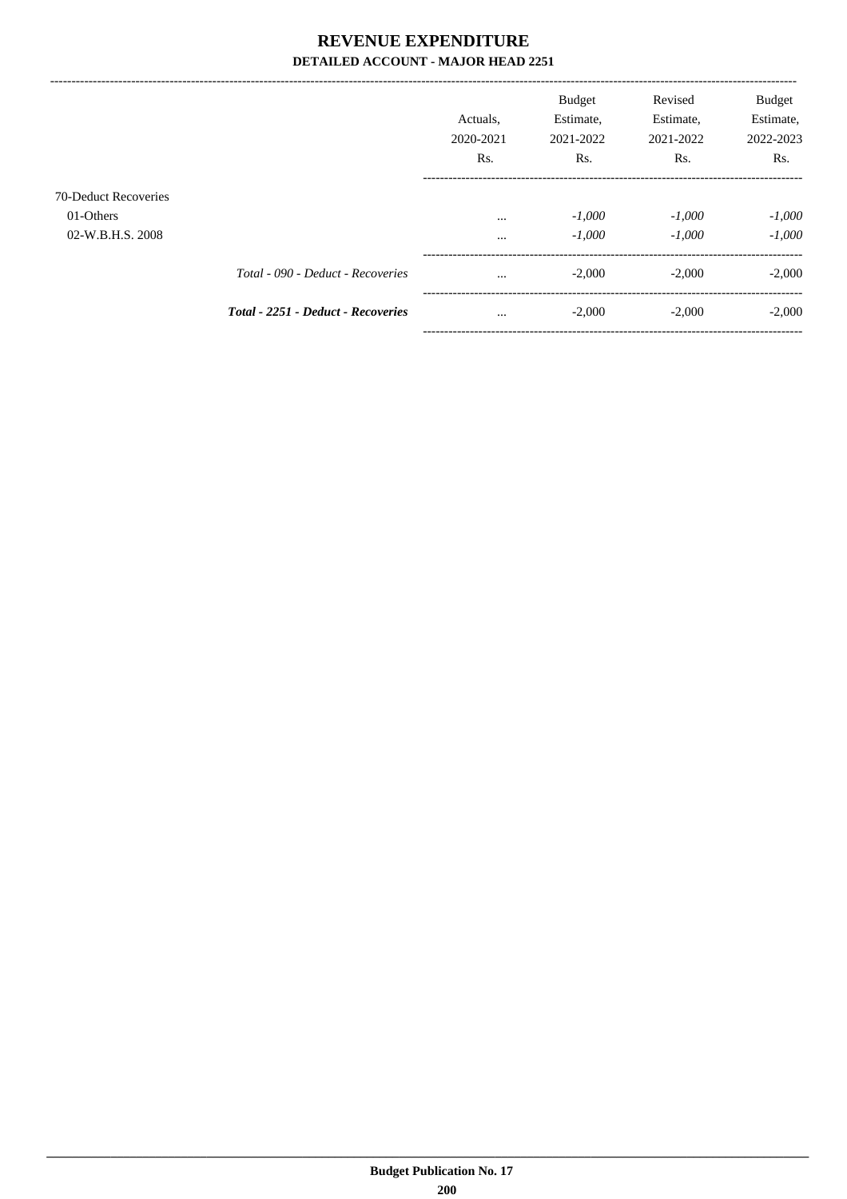# REVENUE EXPENDITURE

## DETAILED ACCOUNT - MAJOR HEAD 2251

| | Actuals, 2020-2021 Rs. | Budget Estimate, 2021-2022 Rs. | Revised Estimate, 2021-2022 Rs. | Budget Estimate, 2022-2023 Rs. |
|---|---|---|---|---|
| 70-Deduct Recoveries | | | | |
| 01-Others | ... | *-1,000* | *-1,000* | *-1,000* |
| 02-W.B.H.S. 2008 | ... | *-1,000* | *-1,000* | *-1,000* |
| *Total - 090 - Deduct - Recoveries* | ... | -2,000 | -2,000 | -2,000 |
| ***Total - 2251 - Deduct - Recoveries*** | ... | -2,000 | -2,000 | -2,000 |

**Budget Publication No. 17**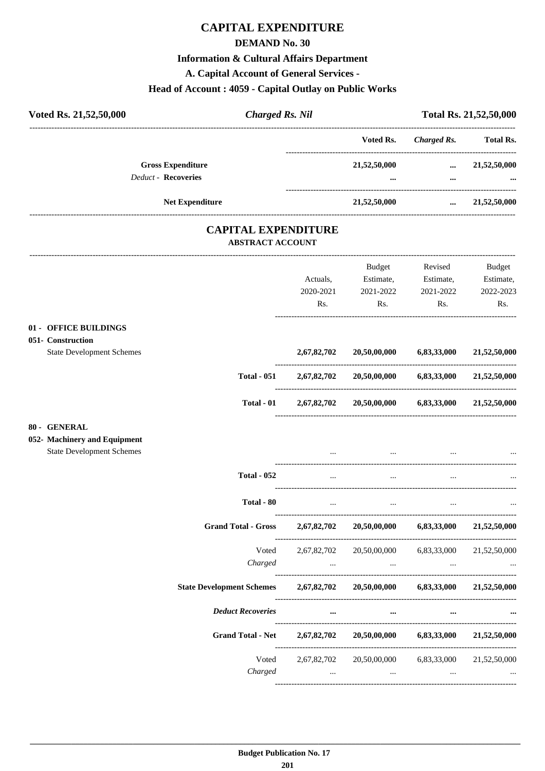# CAPITAL EXPENDITURE

## DEMAND No. 30

### Information & Cultural Affairs Department

### A. Capital Account of General Services -

### Head of Account : 4059 - Capital Outlay on Public Works

**Voted Rs. 21,52,50,000** | ***Charged Rs. Nil*** | **Total Rs. 21,52,50,000**

| | Voted Rs. | Charged Rs. | Total Rs. |
|---|---|---|---|
| **Gross Expenditure** | **21,52,50,000** | **...** | **21,52,50,000** |
| *Deduct* - **Recoveries** | **...** | **...** | **...** |
| **Net Expenditure** | **21,52,50,000** | **...** | **21,52,50,000** |

## CAPITAL EXPENDITURE

### ABSTRACT ACCOUNT

| | Actuals, 2020-2021 Rs. | Budget Estimate, 2021-2022 Rs. | Revised Estimate, 2021-2022 Rs. | Budget Estimate, 2022-2023 Rs. |
|---|---|---|---|---|
| **01 - OFFICE BUILDINGS** | | | | |
| **051- Construction** | | | | |
| State Development Schemes | **2,67,82,702** | **20,50,00,000** | **6,83,33,000** | **21,52,50,000** |
| **Total - 051** | **2,67,82,702** | **20,50,00,000** | **6,83,33,000** | **21,52,50,000** |
| **Total - 01** | **2,67,82,702** | **20,50,00,000** | **6,83,33,000** | **21,52,50,000** |
| **80 - GENERAL** | | | | |
| **052- Machinery and Equipment** | | | | |
| State Development Schemes | ... | ... | ... | ... |
| **Total - 052** | ... | ... | ... | ... |
| **Total - 80** | ... | ... | ... | ... |
| **Grand Total - Gross** | **2,67,82,702** | **20,50,00,000** | **6,83,33,000** | **21,52,50,000** |
| Voted | 2,67,82,702 | 20,50,00,000 | 6,83,33,000 | 21,52,50,000 |
| *Charged* | ... | ... | ... | ... |
| **State Development Schemes** | **2,67,82,702** | **20,50,00,000** | **6,83,33,000** | **21,52,50,000** |
| ***Deduct Recoveries*** | **...** | **...** | **...** | **...** |
| **Grand Total - Net** | **2,67,82,702** | **20,50,00,000** | **6,83,33,000** | **21,52,50,000** |
| Voted | 2,67,82,702 | 20,50,00,000 | 6,83,33,000 | 21,52,50,000 |
| *Charged* | ... | ... | ... | ... |

**Budget Publication No. 17**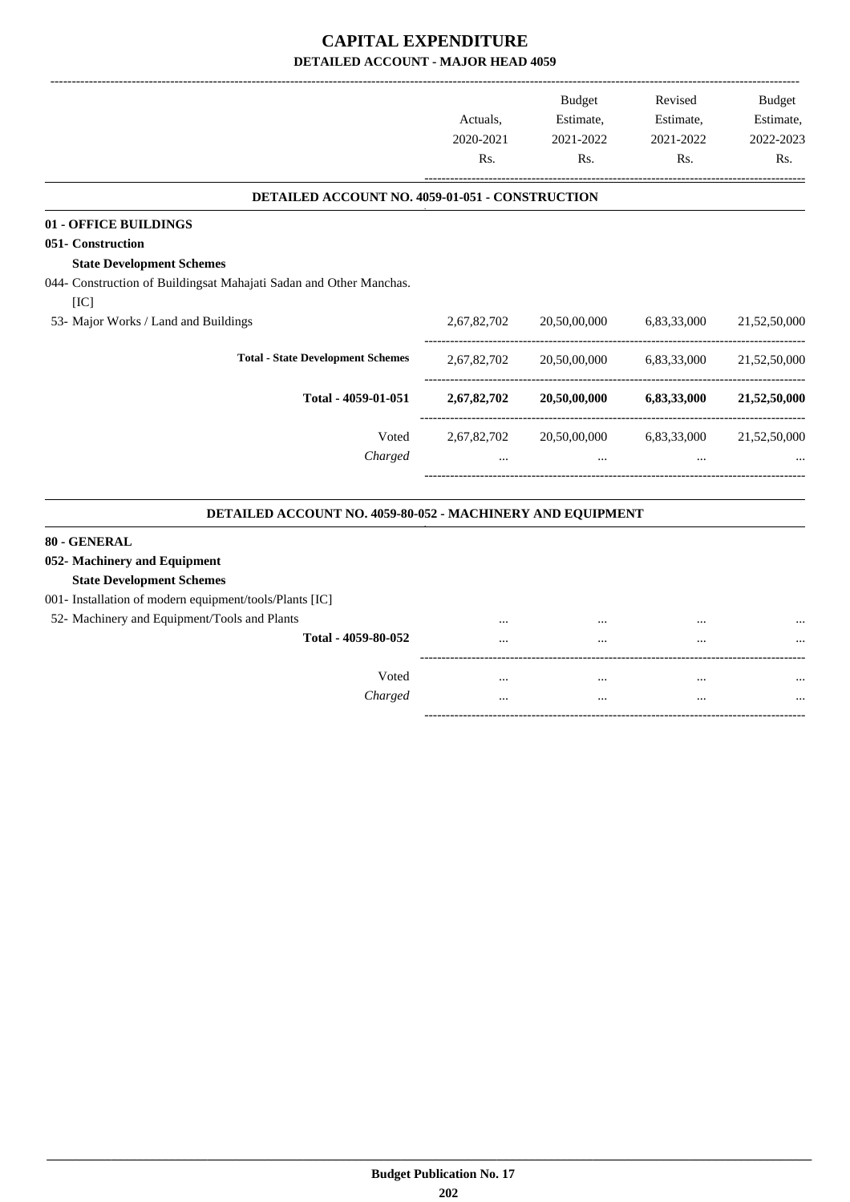# CAPITAL EXPENDITURE

## DETAILED ACCOUNT - MAJOR HEAD 4059

| | Actuals, 2020-2021 Rs. | Budget Estimate, 2021-2022 Rs. | Revised Estimate, 2021-2022 Rs. | Budget Estimate, 2022-2023 Rs. |
|---|---|---|---|---|
| **DETAILED ACCOUNT NO. 4059-01-051 - CONSTRUCTION** | | | | |
| **01 - OFFICE BUILDINGS** | | | | |
| **051- Construction** | | | | |
| **State Development Schemes** | | | | |
| 044- Construction of Buildingsat Mahajati Sadan and Other Manchas. [IC] | | | | |
| 53- Major Works / Land and Buildings | 2,67,82,702 | 20,50,00,000 | 6,83,33,000 | 21,52,50,000 |
| **Total - State Development Schemes** | 2,67,82,702 | 20,50,00,000 | 6,83,33,000 | 21,52,50,000 |
| **Total - 4059-01-051** | **2,67,82,702** | **20,50,00,000** | **6,83,33,000** | **21,52,50,000** |
| Voted | 2,67,82,702 | 20,50,00,000 | 6,83,33,000 | 21,52,50,000 |
| *Charged* | ... | ... | ... | ... |
| **DETAILED ACCOUNT NO. 4059-80-052 - MACHINERY AND EQUIPMENT** | | | | |
| **80 - GENERAL** | | | | |
| **052- Machinery and Equipment** | | | | |
| **State Development Schemes** | | | | |
| 001- Installation of modern equipment/tools/Plants [IC] | | | | |
| 52- Machinery and Equipment/Tools and Plants | ... | ... | ... | ... |
| **Total - 4059-80-052** | ... | ... | ... | ... |
| Voted | ... | ... | ... | ... |
| *Charged* | ... | ... | ... | ... |

**Budget Publication No. 17**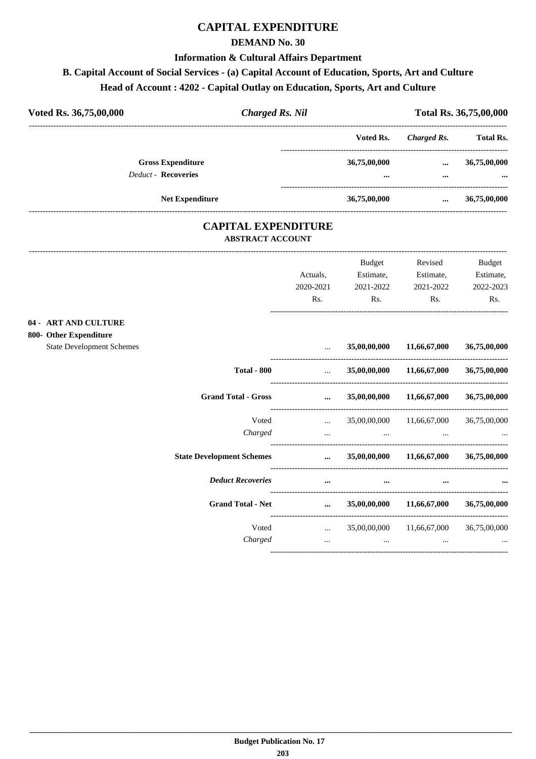# CAPITAL EXPENDITURE

## DEMAND No. 30

### Information & Cultural Affairs Department

### B. Capital Account of Social Services - (a) Capital Account of Education, Sports, Art and Culture

### Head of Account : 4202 - Capital Outlay on Education, Sports, Art and Culture

**Voted Rs. 36,75,00,000** | ***Charged Rs. Nil*** | **Total Rs. 36,75,00,000**

| | Voted Rs. | *Charged Rs.* | Total Rs. |
|---|---|---|---|
| **Gross Expenditure** | **36,75,00,000** | **...** | **36,75,00,000** |
| *Deduct* - **Recoveries** | **...** | **...** | **...** |
| **Net Expenditure** | **36,75,00,000** | **...** | **36,75,00,000** |

## CAPITAL EXPENDITURE

### ABSTRACT ACCOUNT

| | Actuals, 2020-2021 Rs. | Budget Estimate, 2021-2022 Rs. | Revised Estimate, 2021-2022 Rs. | Budget Estimate, 2022-2023 Rs. |
|---|---|---|---|---|
| **04 - ART AND CULTURE** | | | | |
| **800- Other Expenditure** | | | | |
| State Development Schemes | ... | **35,00,00,000** | **11,66,67,000** | **36,75,00,000** |
| **Total - 800** | ... | **35,00,00,000** | **11,66,67,000** | **36,75,00,000** |
| **Grand Total - Gross** | **...** | **35,00,00,000** | **11,66,67,000** | **36,75,00,000** |
| Voted | ... | 35,00,00,000 | 11,66,67,000 | 36,75,00,000 |
| *Charged* | ... | ... | ... | ... |
| **State Development Schemes** | **...** | **35,00,00,000** | **11,66,67,000** | **36,75,00,000** |
| ***Deduct Recoveries*** | **...** | **...** | **...** | **...** |
| **Grand Total - Net** | **...** | **35,00,00,000** | **11,66,67,000** | **36,75,00,000** |
| Voted | ... | 35,00,00,000 | 11,66,67,000 | 36,75,00,000 |
| *Charged* | ... | ... | ... | ... |

**Budget Publication No. 17**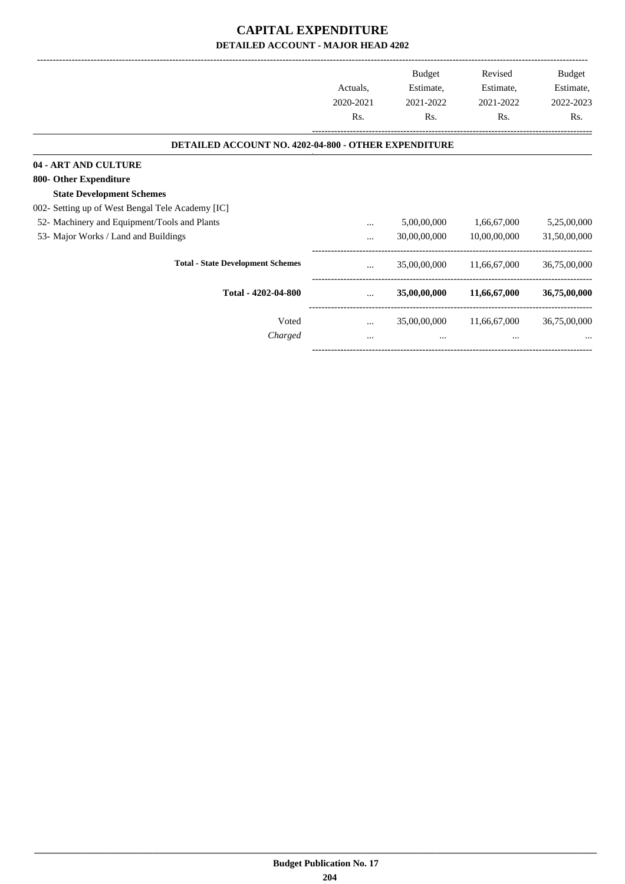# CAPITAL EXPENDITURE

## DETAILED ACCOUNT - MAJOR HEAD 4202

| | Actuals, 2020-2021 Rs. | Budget Estimate, 2021-2022 Rs. | Revised Estimate, 2021-2022 Rs. | Budget Estimate, 2022-2023 Rs. |
|---|---|---|---|---|
| **DETAILED ACCOUNT NO. 4202-04-800 - OTHER EXPENDITURE** | | | | |
| **04 - ART AND CULTURE** | | | | |
| **800- Other Expenditure** | | | | |
| **State Development Schemes** | | | | |
| 002- Setting up of West Bengal Tele Academy [IC] | | | | |
| 52- Machinery and Equipment/Tools and Plants | ... | 5,00,00,000 | 1,66,67,000 | 5,25,00,000 |
| 53- Major Works / Land and Buildings | ... | 30,00,00,000 | 10,00,00,000 | 31,50,00,000 |
| **Total - State Development Schemes** | ... | 35,00,00,000 | 11,66,67,000 | 36,75,00,000 |
| **Total - 4202-04-800** | ... | **35,00,00,000** | **11,66,67,000** | **36,75,00,000** |
| Voted | ... | 35,00,00,000 | 11,66,67,000 | 36,75,00,000 |
| *Charged* | ... | ... | ... | ... |

**Budget Publication No. 17**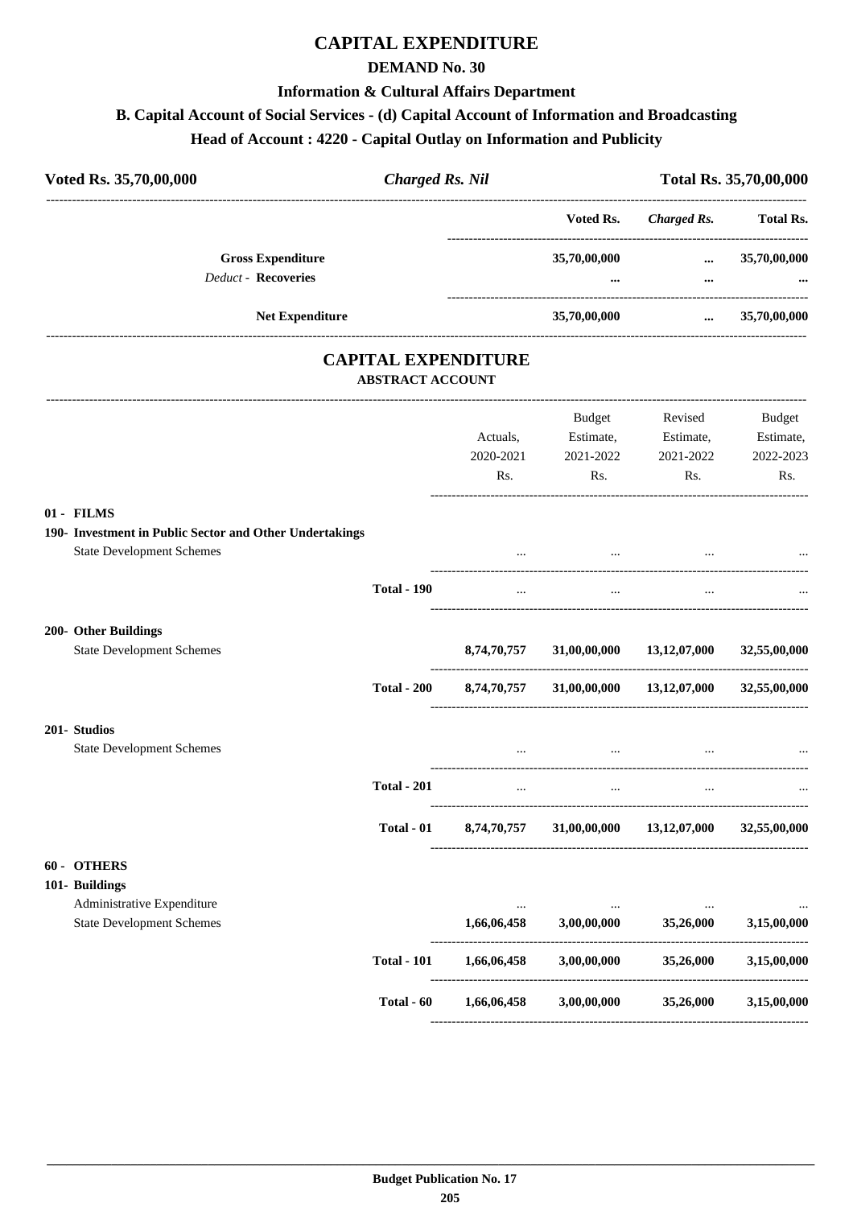# CAPITAL EXPENDITURE

## DEMAND No. 30

### Information & Cultural Affairs Department

### B. Capital Account of Social Services - (d) Capital Account of Information and Broadcasting

### Head of Account : 4220 - Capital Outlay on Information and Publicity

| Voted Rs. 35,70,00,000 | *Charged Rs. Nil* | Total Rs. 35,70,00,000 |
|---|---|---|

| | Voted Rs. | *Charged Rs.* | Total Rs. |
|---|---|---|---|
| **Gross Expenditure** | 35,70,00,000 | ... | 35,70,00,000 |
| *Deduct* - **Recoveries** | ... | ... | ... |
| **Net Expenditure** | 35,70,00,000 | ... | 35,70,00,000 |

## CAPITAL EXPENDITURE

### ABSTRACT ACCOUNT

| | | Actuals, 2020-2021 Rs. | Budget Estimate, 2021-2022 Rs. | Revised Estimate, 2021-2022 Rs. | Budget Estimate, 2022-2023 Rs. |
|---|---|---|---|---|---|
| **01 - FILMS** | | | | | |
| **190- Investment in Public Sector and Other Undertakings** | | | | | |
| State Development Schemes | | ... | ... | ... | ... |
| | **Total - 190** | ... | ... | ... | ... |
| **200- Other Buildings** | | | | | |
| State Development Schemes | | 8,74,70,757 | 31,00,00,000 | 13,12,07,000 | 32,55,00,000 |
| | **Total - 200** | 8,74,70,757 | 31,00,00,000 | 13,12,07,000 | 32,55,00,000 |
| **201- Studios** | | | | | |
| State Development Schemes | | ... | ... | ... | ... |
| | **Total - 201** | ... | ... | ... | ... |
| | **Total - 01** | 8,74,70,757 | 31,00,00,000 | 13,12,07,000 | 32,55,00,000 |
| **60 - OTHERS** | | | | | |
| **101- Buildings** | | | | | |
| Administrative Expenditure | | ... | ... | ... | ... |
| State Development Schemes | | 1,66,06,458 | 3,00,00,000 | 35,26,000 | 3,15,00,000 |
| | **Total - 101** | 1,66,06,458 | 3,00,00,000 | 35,26,000 | 3,15,00,000 |
| | **Total - 60** | 1,66,06,458 | 3,00,00,000 | 35,26,000 | 3,15,00,000 |

**Budget Publication No. 17**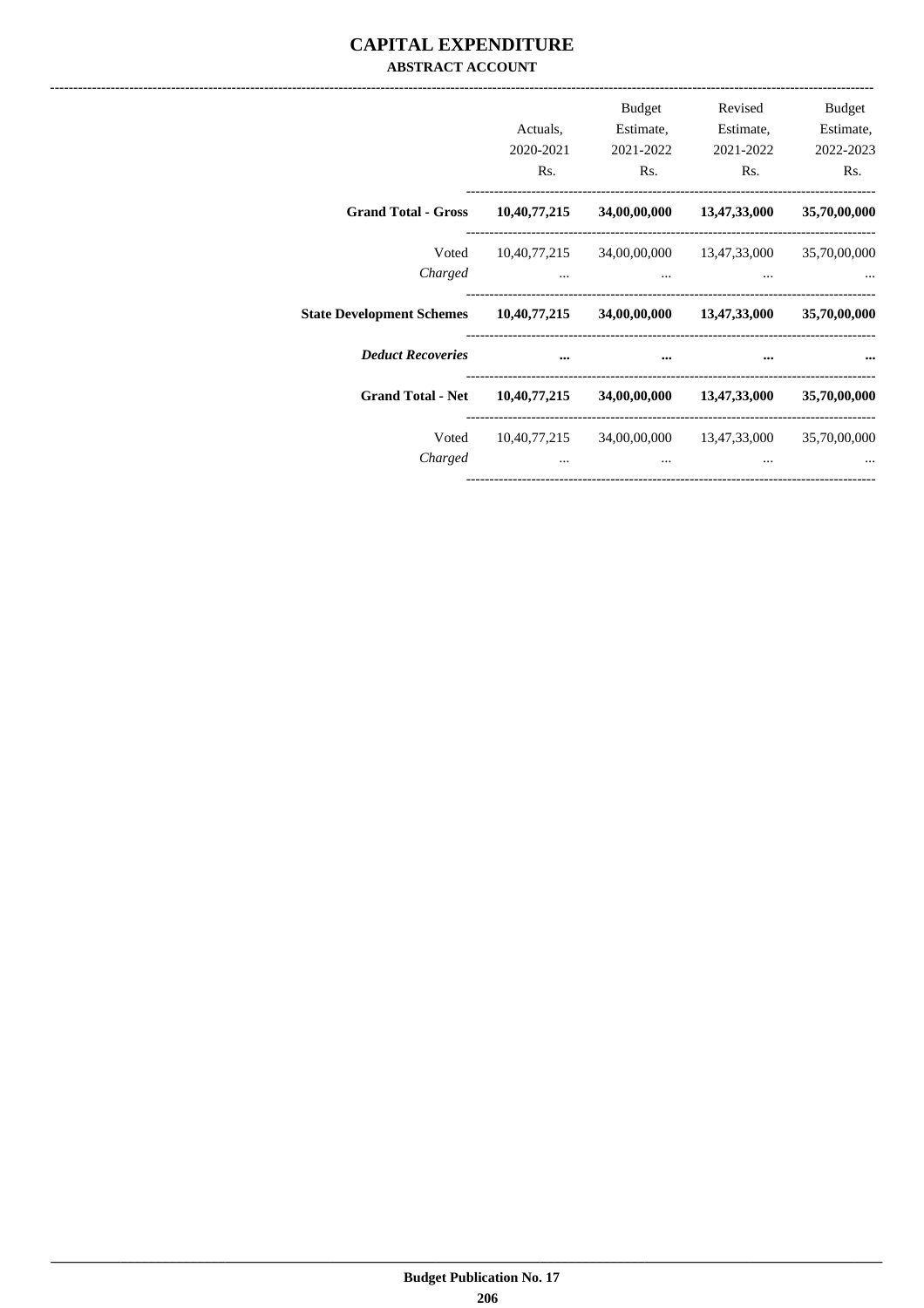# CAPITAL EXPENDITURE

## ABSTRACT ACCOUNT

| | Actuals, 2020-2021 Rs. | Budget Estimate, 2021-2022 Rs. | Revised Estimate, 2021-2022 Rs. | Budget Estimate, 2022-2023 Rs. |
|---|---|---|---|---|
| **Grand Total - Gross** | **10,40,77,215** | **34,00,00,000** | **13,47,33,000** | **35,70,00,000** |
| Voted | 10,40,77,215 | 34,00,00,000 | 13,47,33,000 | 35,70,00,000 |
| *Charged* | ... | ... | ... | ... |
| **State Development Schemes** | **10,40,77,215** | **34,00,00,000** | **13,47,33,000** | **35,70,00,000** |
| ***Deduct Recoveries*** | **...** | **...** | **...** | **...** |
| **Grand Total - Net** | **10,40,77,215** | **34,00,00,000** | **13,47,33,000** | **35,70,00,000** |
| Voted | 10,40,77,215 | 34,00,00,000 | 13,47,33,000 | 35,70,00,000 |
| *Charged* | ... | ... | ... | ... |

**Budget Publication No. 17**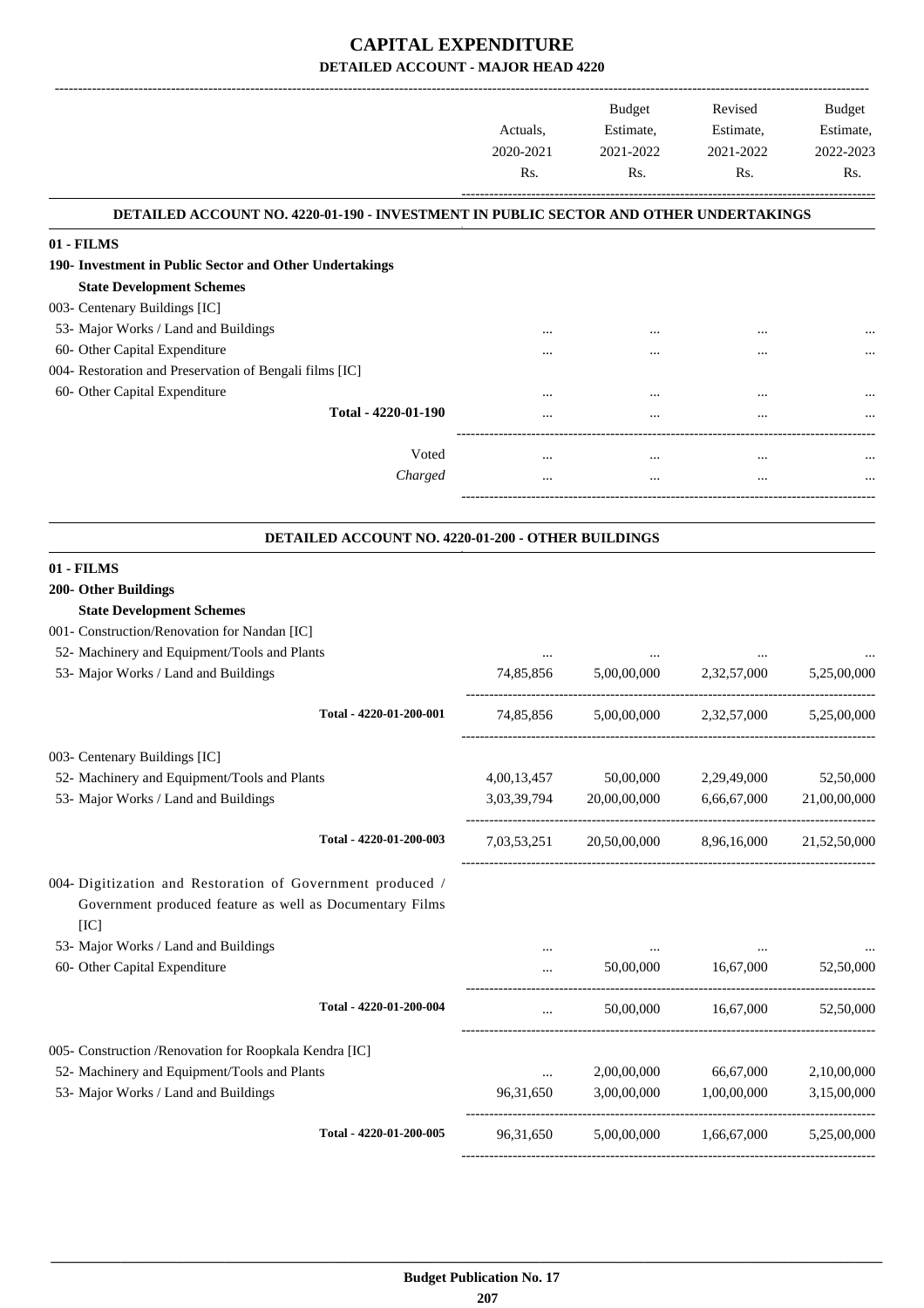# CAPITAL EXPENDITURE

## DETAILED ACCOUNT - MAJOR HEAD 4220

| | Actuals, 2020-2021 Rs. | Budget Estimate, 2021-2022 Rs. | Revised Estimate, 2021-2022 Rs. | Budget Estimate, 2022-2023 Rs. |
|---|---|---|---|---|
| **DETAILED ACCOUNT NO. 4220-01-190 - INVESTMENT IN PUBLIC SECTOR AND OTHER UNDERTAKINGS** | | | | |
| **01 - FILMS** | | | | |
| **190- Investment in Public Sector and Other Undertakings** | | | | |
| **State Development Schemes** | | | | |
| 003- Centenary Buildings [IC] | | | | |
| 53- Major Works / Land and Buildings | ... | ... | ... | ... |
| 60- Other Capital Expenditure | ... | ... | ... | ... |
| 004- Restoration and Preservation of Bengali films [IC] | | | | |
| 60- Other Capital Expenditure | ... | ... | ... | ... |
| Total - 4220-01-190 | ... | ... | ... | ... |
| Voted | ... | ... | ... | ... |
| *Charged* | ... | ... | ... | ... |
| **DETAILED ACCOUNT NO. 4220-01-200 - OTHER BUILDINGS** | | | | |
| **01 - FILMS** | | | | |
| **200- Other Buildings** | | | | |
| **State Development Schemes** | | | | |
| 001- Construction/Renovation for Nandan [IC] | | | | |
| 52- Machinery and Equipment/Tools and Plants | ... | ... | ... | ... |
| 53- Major Works / Land and Buildings | 74,85,856 | 5,00,00,000 | 2,32,57,000 | 5,25,00,000 |
| Total - 4220-01-200-001 | 74,85,856 | 5,00,00,000 | 2,32,57,000 | 5,25,00,000 |
| 003- Centenary Buildings [IC] | | | | |
| 52- Machinery and Equipment/Tools and Plants | 4,00,13,457 | 50,00,000 | 2,29,49,000 | 52,50,000 |
| 53- Major Works / Land and Buildings | 3,03,39,794 | 20,00,00,000 | 6,66,67,000 | 21,00,00,000 |
| Total - 4220-01-200-003 | 7,03,53,251 | 20,50,00,000 | 8,96,16,000 | 21,52,50,000 |
| 004- Digitization and Restoration of Government produced / Government produced feature as well as Documentary Films [IC] | | | | |
| 53- Major Works / Land and Buildings | ... | ... | ... | ... |
| 60- Other Capital Expenditure | ... | 50,00,000 | 16,67,000 | 52,50,000 |
| Total - 4220-01-200-004 | ... | 50,00,000 | 16,67,000 | 52,50,000 |
| 005- Construction /Renovation for Roopkala Kendra [IC] | | | | |
| 52- Machinery and Equipment/Tools and Plants | ... | 2,00,00,000 | 66,67,000 | 2,10,00,000 |
| 53- Major Works / Land and Buildings | 96,31,650 | 3,00,00,000 | 1,00,00,000 | 3,15,00,000 |
| Total - 4220-01-200-005 | 96,31,650 | 5,00,00,000 | 1,66,67,000 | 5,25,00,000 |

**Budget Publication No. 17**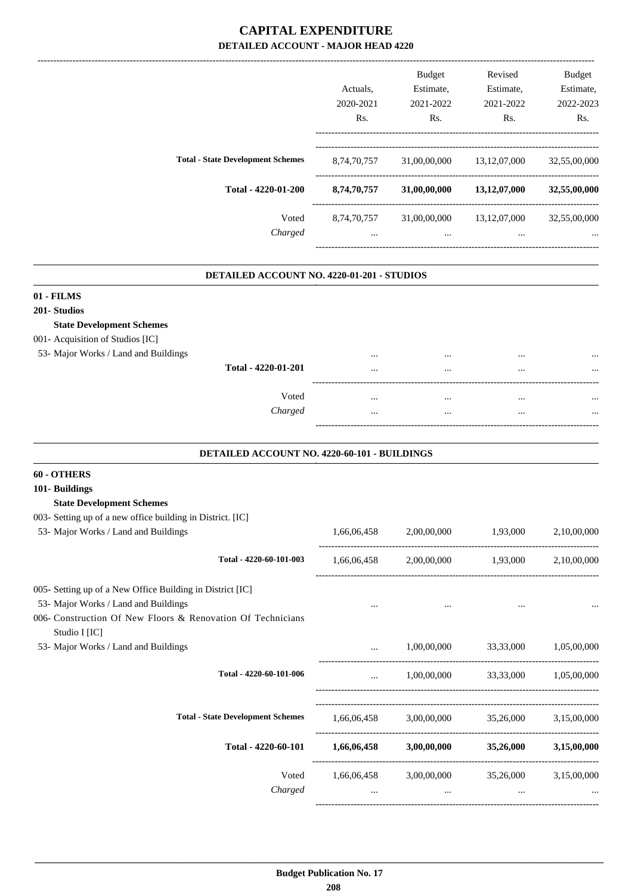# CAPITAL EXPENDITURE

## DETAILED ACCOUNT - MAJOR HEAD 4220

| | Actuals, 2020-2021 Rs. | Budget Estimate, 2021-2022 Rs. | Revised Estimate, 2021-2022 Rs. | Budget Estimate, 2022-2023 Rs. |
|---|---|---|---|---|
| **Total - State Development Schemes** | 8,74,70,757 | 31,00,00,000 | 13,12,07,000 | 32,55,00,000 |
| **Total - 4220-01-200** | **8,74,70,757** | **31,00,00,000** | **13,12,07,000** | **32,55,00,000** |
| Voted | 8,74,70,757 | 31,00,00,000 | 13,12,07,000 | 32,55,00,000 |
| *Charged* | ... | ... | ... | ... |

### DETAILED ACCOUNT NO. 4220-01-201 - STUDIOS

| | Actuals, 2020-2021 Rs. | Budget Estimate, 2021-2022 Rs. | Revised Estimate, 2021-2022 Rs. | Budget Estimate, 2022-2023 Rs. |
|---|---|---|---|---|
| **01 - FILMS** | | | | |
| **201- Studios** | | | | |
| **State Development Schemes** | | | | |
| 001- Acquisition of Studios [IC] | | | | |
| 53- Major Works / Land and Buildings | ... | ... | ... | ... |
| **Total - 4220-01-201** | ... | ... | ... | ... |
| Voted | ... | ... | ... | ... |
| *Charged* | ... | ... | ... | ... |

### DETAILED ACCOUNT NO. 4220-60-101 - BUILDINGS

| | Actuals, 2020-2021 Rs. | Budget Estimate, 2021-2022 Rs. | Revised Estimate, 2021-2022 Rs. | Budget Estimate, 2022-2023 Rs. |
|---|---|---|---|---|
| **60 - OTHERS** | | | | |
| **101- Buildings** | | | | |
| **State Development Schemes** | | | | |
| 003- Setting up of a new office building in District. [IC] | | | | |
| 53- Major Works / Land and Buildings | 1,66,06,458 | 2,00,00,000 | 1,93,000 | 2,10,00,000 |
| **Total - 4220-60-101-003** | 1,66,06,458 | 2,00,00,000 | 1,93,000 | 2,10,00,000 |
| 005- Setting up of a New Office Building in District [IC] | | | | |
| 53- Major Works / Land and Buildings | ... | ... | ... | ... |
| 006- Construction Of New Floors & Renovation Of Technicians Studio I [IC] | | | | |
| 53- Major Works / Land and Buildings | ... | 1,00,00,000 | 33,33,000 | 1,05,00,000 |
| **Total - 4220-60-101-006** | ... | 1,00,00,000 | 33,33,000 | 1,05,00,000 |
| **Total - State Development Schemes** | 1,66,06,458 | 3,00,00,000 | 35,26,000 | 3,15,00,000 |
| **Total - 4220-60-101** | **1,66,06,458** | **3,00,00,000** | **35,26,000** | **3,15,00,000** |
| Voted | 1,66,06,458 | 3,00,00,000 | 35,26,000 | 3,15,00,000 |
| *Charged* | ... | ... | ... | ... |

**Budget Publication No. 17**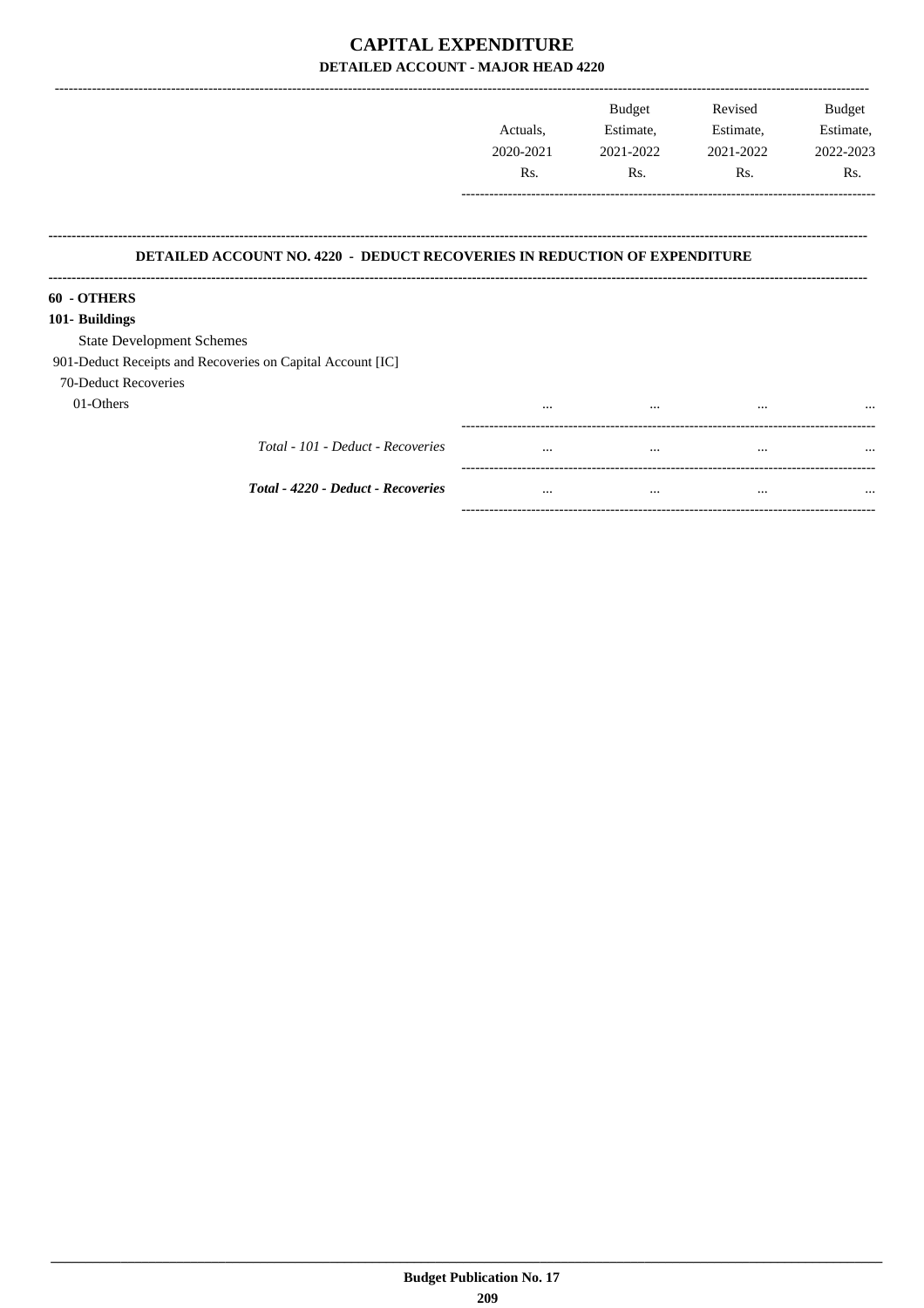# CAPITAL EXPENDITURE

## DETAILED ACCOUNT - MAJOR HEAD 4220

| | Actuals, 2020-2021 Rs. | Budget Estimate, 2021-2022 Rs. | Revised Estimate, 2021-2022 Rs. | Budget Estimate, 2022-2023 Rs. |
|---|---|---|---|---|

### DETAILED ACCOUNT NO. 4220 - DEDUCT RECOVERIES IN REDUCTION OF EXPENDITURE

| | Actuals, 2020-2021 Rs. | Budget Estimate, 2021-2022 Rs. | Revised Estimate, 2021-2022 Rs. | Budget Estimate, 2022-2023 Rs. |
|---|---|---|---|---|
| **60 - OTHERS** | | | | |
| **101- Buildings** | | | | |
| State Development Schemes | | | | |
| 901-Deduct Receipts and Recoveries on Capital Account [IC] | | | | |
| 70-Deduct Recoveries | | | | |
| 01-Others | ... | ... | ... | ... |
| *Total - 101 - Deduct - Recoveries* | ... | ... | ... | ... |
| ***Total - 4220 - Deduct - Recoveries*** | ... | ... | ... | ... |

**Budget Publication No. 17**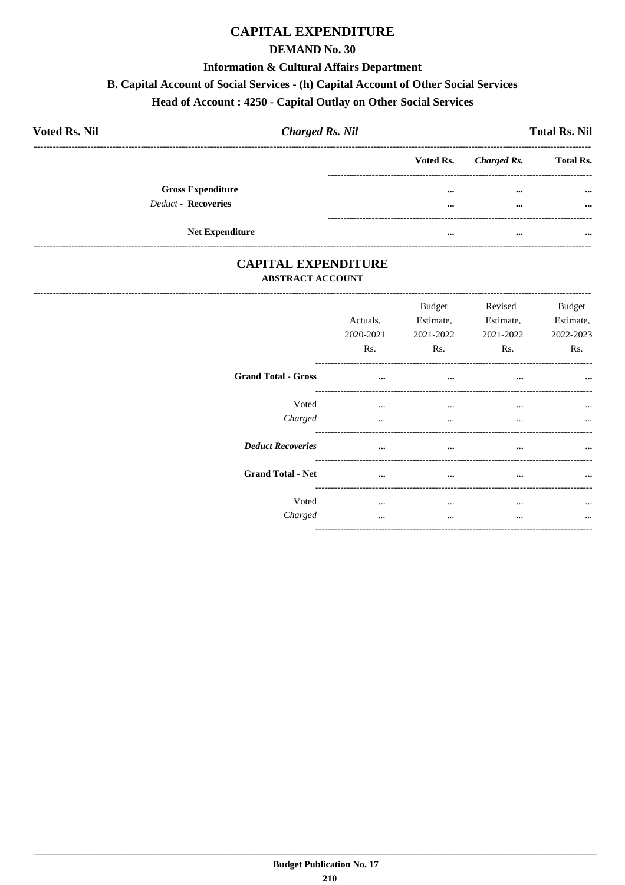# CAPITAL EXPENDITURE

## DEMAND No. 30

### Information & Cultural Affairs Department

### B. Capital Account of Social Services - (h) Capital Account of Other Social Services

### Head of Account : 4250 - Capital Outlay on Other Social Services

**Voted Rs. Nil** — ***Charged Rs. Nil*** — **Total Rs. Nil**

| | Voted Rs. | *Charged Rs.* | Total Rs. |
|---|---|---|---|
| **Gross Expenditure** | ... | ... | ... |
| *Deduct* - **Recoveries** | ... | ... | ... |
| **Net Expenditure** | ... | ... | ... |

## CAPITAL EXPENDITURE

### ABSTRACT ACCOUNT

| | Actuals, 2020-2021 Rs. | Budget Estimate, 2021-2022 Rs. | Revised Estimate, 2021-2022 Rs. | Budget Estimate, 2022-2023 Rs. |
|---|---|---|---|---|
| **Grand Total - Gross** | ... | ... | ... | ... |
| Voted | ... | ... | ... | ... |
| *Charged* | ... | ... | ... | ... |
| ***Deduct Recoveries*** | ... | ... | ... | ... |
| **Grand Total - Net** | ... | ... | ... | ... |
| Voted | ... | ... | ... | ... |
| *Charged* | ... | ... | ... | ... |

**Budget Publication No. 17**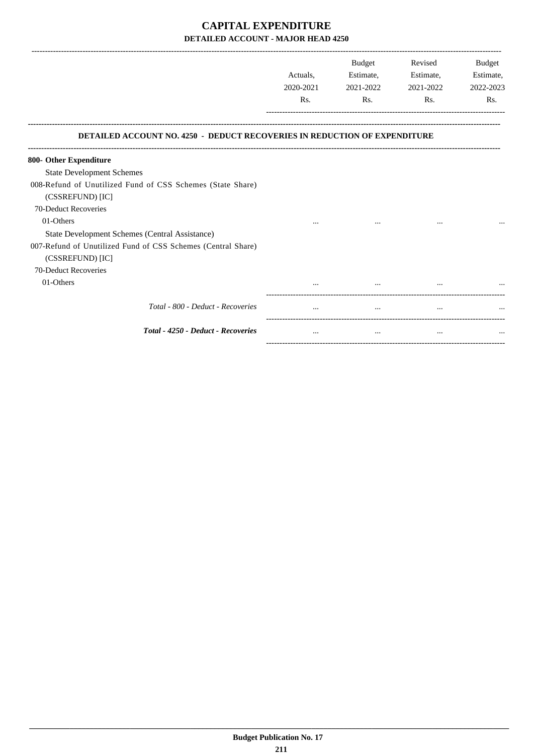# CAPITAL EXPENDITURE

## DETAILED ACCOUNT - MAJOR HEAD 4250

| | Actuals, 2020-2021 Rs. | Budget Estimate, 2021-2022 Rs. | Revised Estimate, 2021-2022 Rs. | Budget Estimate, 2022-2023 Rs. |
|---|---|---|---|---|
| **DETAILED ACCOUNT NO. 4250 - DEDUCT RECOVERIES IN REDUCTION OF EXPENDITURE** | | | | |
| **800- Other Expenditure** | | | | |
| State Development Schemes | | | | |
| 008-Refund of Unutilized Fund of CSS Schemes (State Share) (CSSREFUND) [IC] | | | | |
| 70-Deduct Recoveries | | | | |
| 01-Others | ... | ... | ... | ... |
| State Development Schemes (Central Assistance) | | | | |
| 007-Refund of Unutilized Fund of CSS Schemes (Central Share) (CSSREFUND) [IC] | | | | |
| 70-Deduct Recoveries | | | | |
| 01-Others | ... | ... | ... | ... |
| *Total - 800 - Deduct - Recoveries* | ... | ... | ... | ... |
| ***Total - 4250 - Deduct - Recoveries*** | ... | ... | ... | ... |

**Budget Publication No. 17**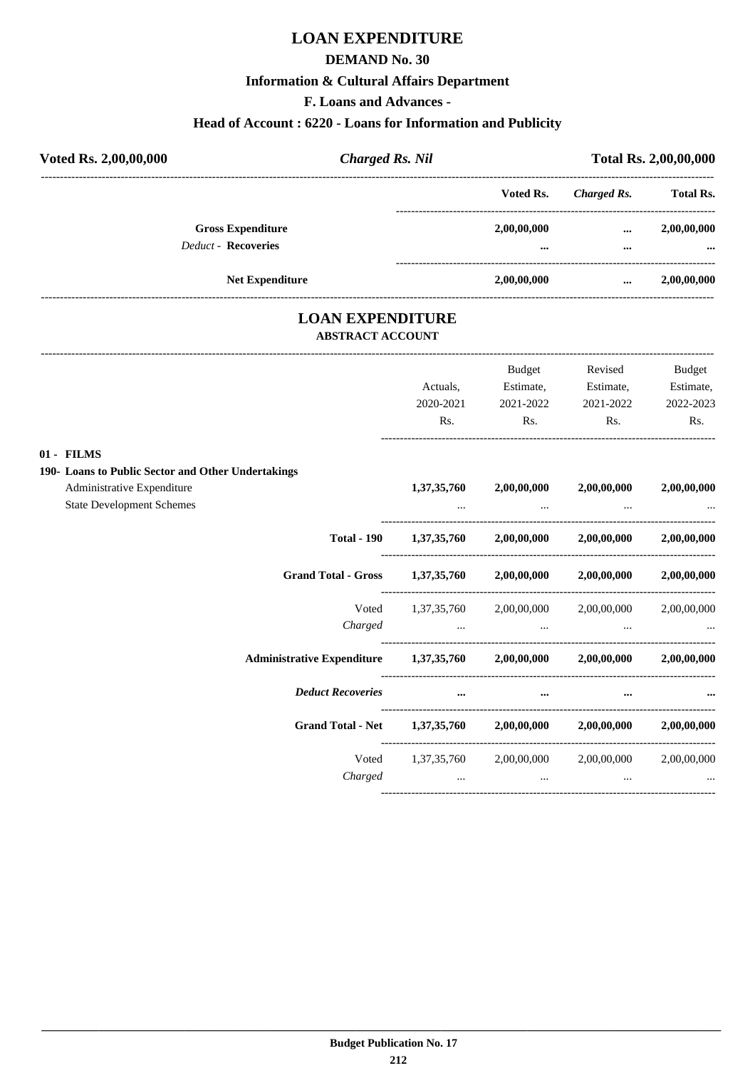# LOAN EXPENDITURE

## DEMAND No. 30

### Information & Cultural Affairs Department

### F. Loans and Advances -

### Head of Account : 6220 - Loans for Information and Publicity

| Voted Rs. 2,00,00,000 | *Charged Rs. Nil* | Total Rs. 2,00,00,000 |
|---|---|---|

| | Voted Rs. | *Charged Rs.* | Total Rs. |
|---|---|---|---|
| **Gross Expenditure** | **2,00,00,000** | **...** | **2,00,00,000** |
| *Deduct* - **Recoveries** | **...** | **...** | **...** |
| **Net Expenditure** | **2,00,00,000** | **...** | **2,00,00,000** |

## LOAN EXPENDITURE

### ABSTRACT ACCOUNT

| | Actuals, 2020-2021 Rs. | Budget Estimate, 2021-2022 Rs. | Revised Estimate, 2021-2022 Rs. | Budget Estimate, 2022-2023 Rs. |
|---|---|---|---|---|
| **01 - FILMS** | | | | |
| **190- Loans to Public Sector and Other Undertakings** | | | | |
| Administrative Expenditure | **1,37,35,760** | **2,00,00,000** | **2,00,00,000** | **2,00,00,000** |
| State Development Schemes | ... | ... | ... | ... |
| **Total - 190** | **1,37,35,760** | **2,00,00,000** | **2,00,00,000** | **2,00,00,000** |
| **Grand Total - Gross** | **1,37,35,760** | **2,00,00,000** | **2,00,00,000** | **2,00,00,000** |
| Voted | 1,37,35,760 | 2,00,00,000 | 2,00,00,000 | 2,00,00,000 |
| *Charged* | ... | ... | ... | ... |
| **Administrative Expenditure** | **1,37,35,760** | **2,00,00,000** | **2,00,00,000** | **2,00,00,000** |
| ***Deduct Recoveries*** | **...** | **...** | **...** | **...** |
| **Grand Total - Net** | **1,37,35,760** | **2,00,00,000** | **2,00,00,000** | **2,00,00,000** |
| Voted | 1,37,35,760 | 2,00,00,000 | 2,00,00,000 | 2,00,00,000 |
| *Charged* | ... | ... | ... | ... |

**Budget Publication No. 17**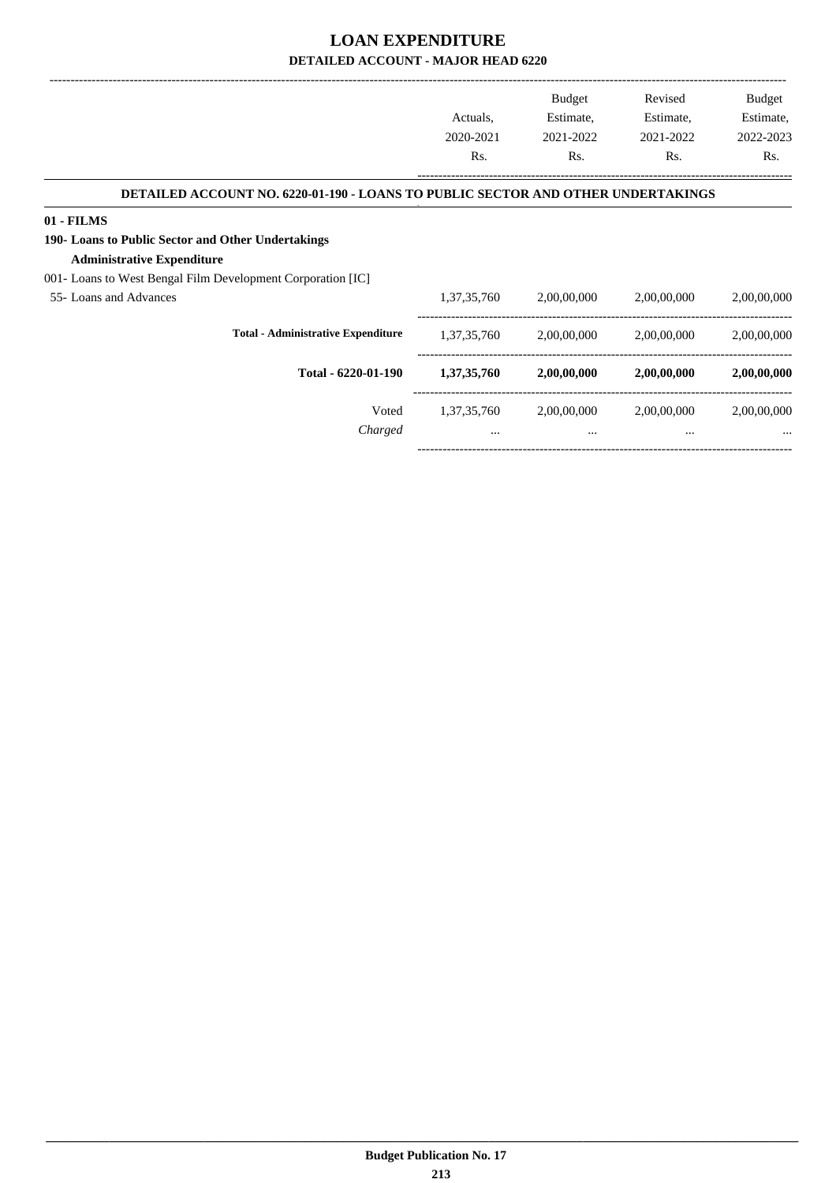# LOAN EXPENDITURE

## DETAILED ACCOUNT - MAJOR HEAD 6220

| | Actuals, 2020-2021 Rs. | Budget Estimate, 2021-2022 Rs. | Revised Estimate, 2021-2022 Rs. | Budget Estimate, 2022-2023 Rs. |
|---|---|---|---|---|
| **DETAILED ACCOUNT NO. 6220-01-190 - LOANS TO PUBLIC SECTOR AND OTHER UNDERTAKINGS** | | | | |
| **01 - FILMS** | | | | |
| **190- Loans to Public Sector and Other Undertakings** | | | | |
| **Administrative Expenditure** | | | | |
| 001- Loans to West Bengal Film Development Corporation [IC] | | | | |
| 55- Loans and Advances | 1,37,35,760 | 2,00,00,000 | 2,00,00,000 | 2,00,00,000 |
| **Total - Administrative Expenditure** | 1,37,35,760 | 2,00,00,000 | 2,00,00,000 | 2,00,00,000 |
| **Total - 6220-01-190** | **1,37,35,760** | **2,00,00,000** | **2,00,00,000** | **2,00,00,000** |
| Voted | 1,37,35,760 | 2,00,00,000 | 2,00,00,000 | 2,00,00,000 |
| *Charged* | ... | ... | ... | ... |

**Budget Publication No. 17**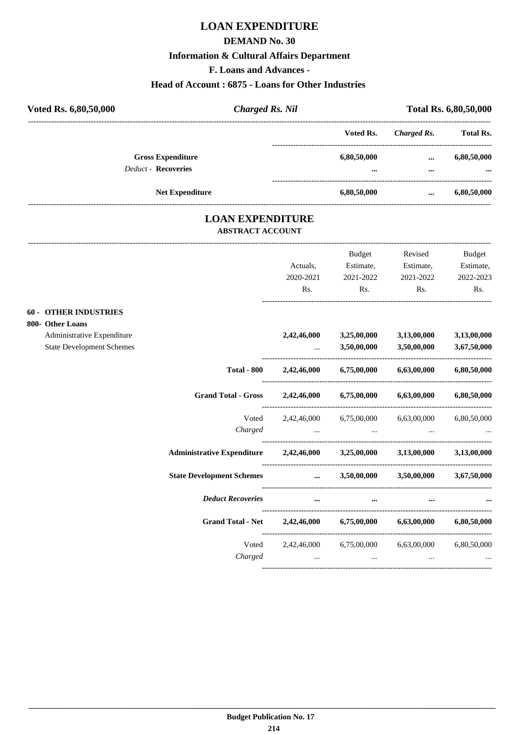# LOAN EXPENDITURE

## DEMAND No. 30

### Information & Cultural Affairs Department

### F. Loans and Advances -

### Head of Account : 6875 - Loans for Other Industries

| Voted Rs. 6,80,50,000 | *Charged Rs. Nil* | Total Rs. 6,80,50,000 |
|---|---|---|

| | Voted Rs. | *Charged Rs.* | Total Rs. |
|---|---|---|---|
| **Gross Expenditure** | 6,80,50,000 | ... | 6,80,50,000 |
| *Deduct* - **Recoveries** | ... | ... | ... |
| **Net Expenditure** | 6,80,50,000 | ... | 6,80,50,000 |

## LOAN EXPENDITURE

### ABSTRACT ACCOUNT

| | Actuals, 2020-2021 Rs. | Budget Estimate, 2021-2022 Rs. | Revised Estimate, 2021-2022 Rs. | Budget Estimate, 2022-2023 Rs. |
|---|---|---|---|---|
| **60 - OTHER INDUSTRIES** | | | | |
| **800- Other Loans** | | | | |
| Administrative Expenditure | 2,42,46,000 | 3,25,00,000 | 3,13,00,000 | 3,13,00,000 |
| State Development Schemes | ... | 3,50,00,000 | 3,50,00,000 | 3,67,50,000 |
| **Total - 800** | 2,42,46,000 | 6,75,00,000 | 6,63,00,000 | 6,80,50,000 |
| **Grand Total - Gross** | 2,42,46,000 | 6,75,00,000 | 6,63,00,000 | 6,80,50,000 |
| Voted | 2,42,46,000 | 6,75,00,000 | 6,63,00,000 | 6,80,50,000 |
| *Charged* | ... | ... | ... | ... |
| **Administrative Expenditure** | 2,42,46,000 | 3,25,00,000 | 3,13,00,000 | 3,13,00,000 |
| **State Development Schemes** | ... | 3,50,00,000 | 3,50,00,000 | 3,67,50,000 |
| ***Deduct Recoveries*** | ... | ... | ... | ... |
| **Grand Total - Net** | 2,42,46,000 | 6,75,00,000 | 6,63,00,000 | 6,80,50,000 |
| Voted | 2,42,46,000 | 6,75,00,000 | 6,63,00,000 | 6,80,50,000 |
| *Charged* | ... | ... | ... | ... |

Budget Publication No. 17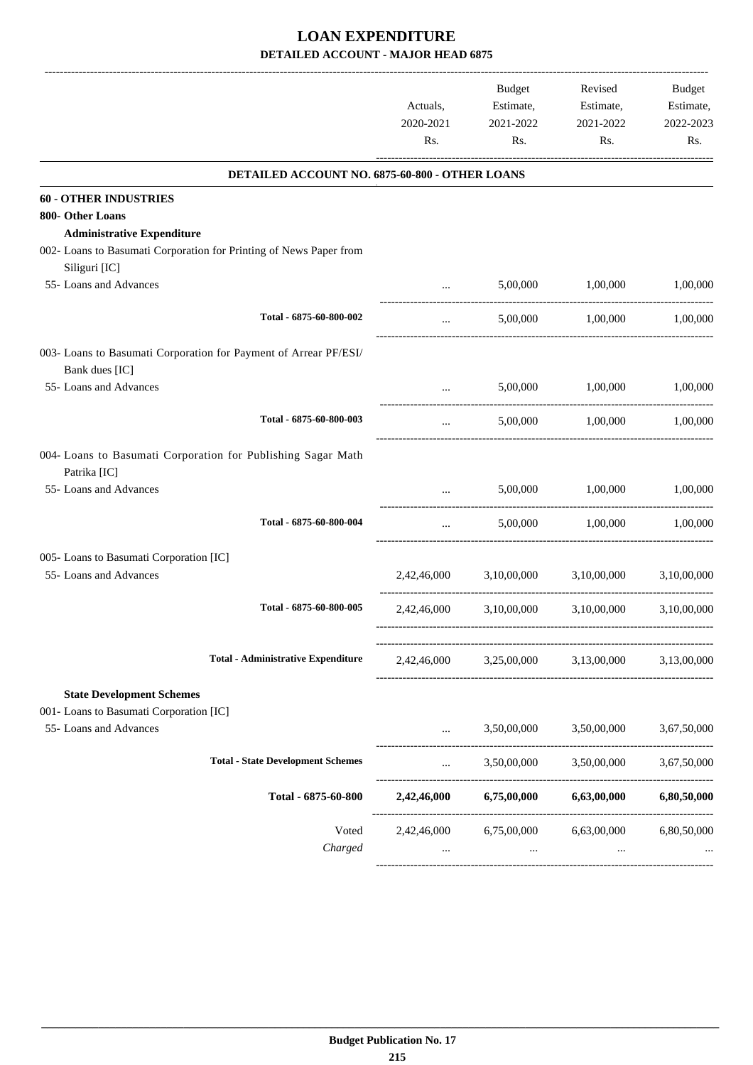# LOAN EXPENDITURE

## DETAILED ACCOUNT - MAJOR HEAD 6875

| | Actuals, 2020-2021 Rs. | Budget Estimate, 2021-2022 Rs. | Revised Estimate, 2021-2022 Rs. | Budget Estimate, 2022-2023 Rs. |
|---|---|---|---|---|
| **DETAILED ACCOUNT NO. 6875-60-800 - OTHER LOANS** | | | | |
| **60 - OTHER INDUSTRIES** | | | | |
| **800- Other Loans** | | | | |
| **Administrative Expenditure** | | | | |
| 002- Loans to Basumati Corporation for Printing of News Paper from Siliguri [IC] | | | | |
| 55- Loans and Advances | ... | 5,00,000 | 1,00,000 | 1,00,000 |
| Total - 6875-60-800-002 | ... | 5,00,000 | 1,00,000 | 1,00,000 |
| 003- Loans to Basumati Corporation for Payment of Arrear PF/ESI/ Bank dues [IC] | | | | |
| 55- Loans and Advances | ... | 5,00,000 | 1,00,000 | 1,00,000 |
| Total - 6875-60-800-003 | ... | 5,00,000 | 1,00,000 | 1,00,000 |
| 004- Loans to Basumati Corporation for Publishing Sagar Math Patrika [IC] | | | | |
| 55- Loans and Advances | ... | 5,00,000 | 1,00,000 | 1,00,000 |
| Total - 6875-60-800-004 | ... | 5,00,000 | 1,00,000 | 1,00,000 |
| 005- Loans to Basumati Corporation [IC] | | | | |
| 55- Loans and Advances | 2,42,46,000 | 3,10,00,000 | 3,10,00,000 | 3,10,00,000 |
| Total - 6875-60-800-005 | 2,42,46,000 | 3,10,00,000 | 3,10,00,000 | 3,10,00,000 |
| Total - Administrative Expenditure | 2,42,46,000 | 3,25,00,000 | 3,13,00,000 | 3,13,00,000 |
| **State Development Schemes** | | | | |
| 001- Loans to Basumati Corporation [IC] | | | | |
| 55- Loans and Advances | ... | 3,50,00,000 | 3,50,00,000 | 3,67,50,000 |
| Total - State Development Schemes | ... | 3,50,00,000 | 3,50,00,000 | 3,67,50,000 |
| **Total - 6875-60-800** | **2,42,46,000** | **6,75,00,000** | **6,63,00,000** | **6,80,50,000** |
| Voted | 2,42,46,000 | 6,75,00,000 | 6,63,00,000 | 6,80,50,000 |
| *Charged* | ... | ... | ... | ... |

**Budget Publication No. 17**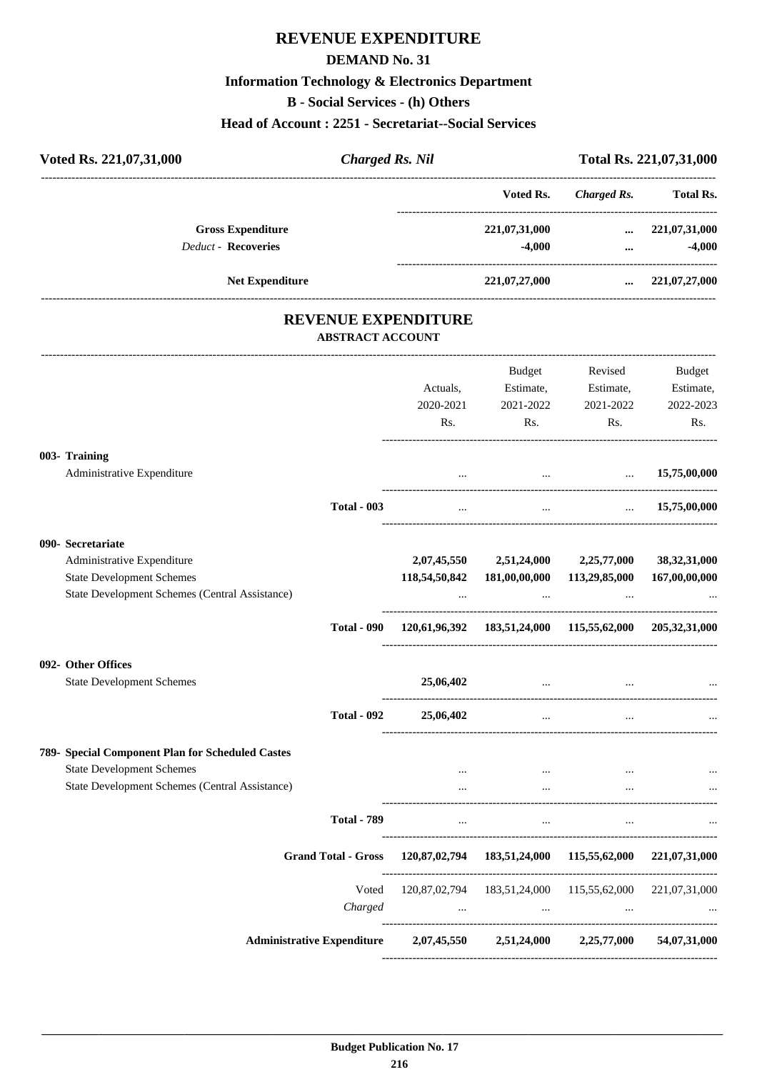# REVENUE EXPENDITURE

## DEMAND No. 31

### Information Technology & Electronics Department

### B - Social Services - (h) Others

### Head of Account : 2251 - Secretariat--Social Services

**Voted Rs. 221,07,31,000** | ***Charged Rs. Nil*** | **Total Rs. 221,07,31,000**

| | Voted Rs. | Charged Rs. | Total Rs. |
|---|---|---|---|
| **Gross Expenditure** | 221,07,31,000 | ... | 221,07,31,000 |
| *Deduct* - **Recoveries** | -4,000 | ... | -4,000 |
| **Net Expenditure** | 221,07,27,000 | ... | 221,07,27,000 |

## REVENUE EXPENDITURE

### ABSTRACT ACCOUNT

| | Actuals, 2020-2021 Rs. | Budget Estimate, 2021-2022 Rs. | Revised Estimate, 2021-2022 Rs. | Budget Estimate, 2022-2023 Rs. |
|---|---|---|---|---|
| **003- Training** | | | | |
| Administrative Expenditure | ... | ... | ... | 15,75,00,000 |
| **Total - 003** | ... | ... | ... | 15,75,00,000 |
| **090- Secretariate** | | | | |
| Administrative Expenditure | 2,07,45,550 | 2,51,24,000 | 2,25,77,000 | 38,32,31,000 |
| State Development Schemes | 118,54,50,842 | 181,00,00,000 | 113,29,85,000 | 167,00,00,000 |
| State Development Schemes (Central Assistance) | ... | ... | ... | ... |
| **Total - 090** | 120,61,96,392 | 183,51,24,000 | 115,55,62,000 | 205,32,31,000 |
| **092- Other Offices** | | | | |
| State Development Schemes | 25,06,402 | ... | ... | ... |
| **Total - 092** | 25,06,402 | ... | ... | ... |
| **789- Special Component Plan for Scheduled Castes** | | | | |
| State Development Schemes | ... | ... | ... | ... |
| State Development Schemes (Central Assistance) | ... | ... | ... | ... |
| **Total - 789** | ... | ... | ... | ... |
| **Grand Total - Gross** | 120,87,02,794 | 183,51,24,000 | 115,55,62,000 | 221,07,31,000 |
| Voted | 120,87,02,794 | 183,51,24,000 | 115,55,62,000 | 221,07,31,000 |
| *Charged* | ... | ... | ... | ... |
| **Administrative Expenditure** | 2,07,45,550 | 2,51,24,000 | 2,25,77,000 | 54,07,31,000 |

**Budget Publication No. 17**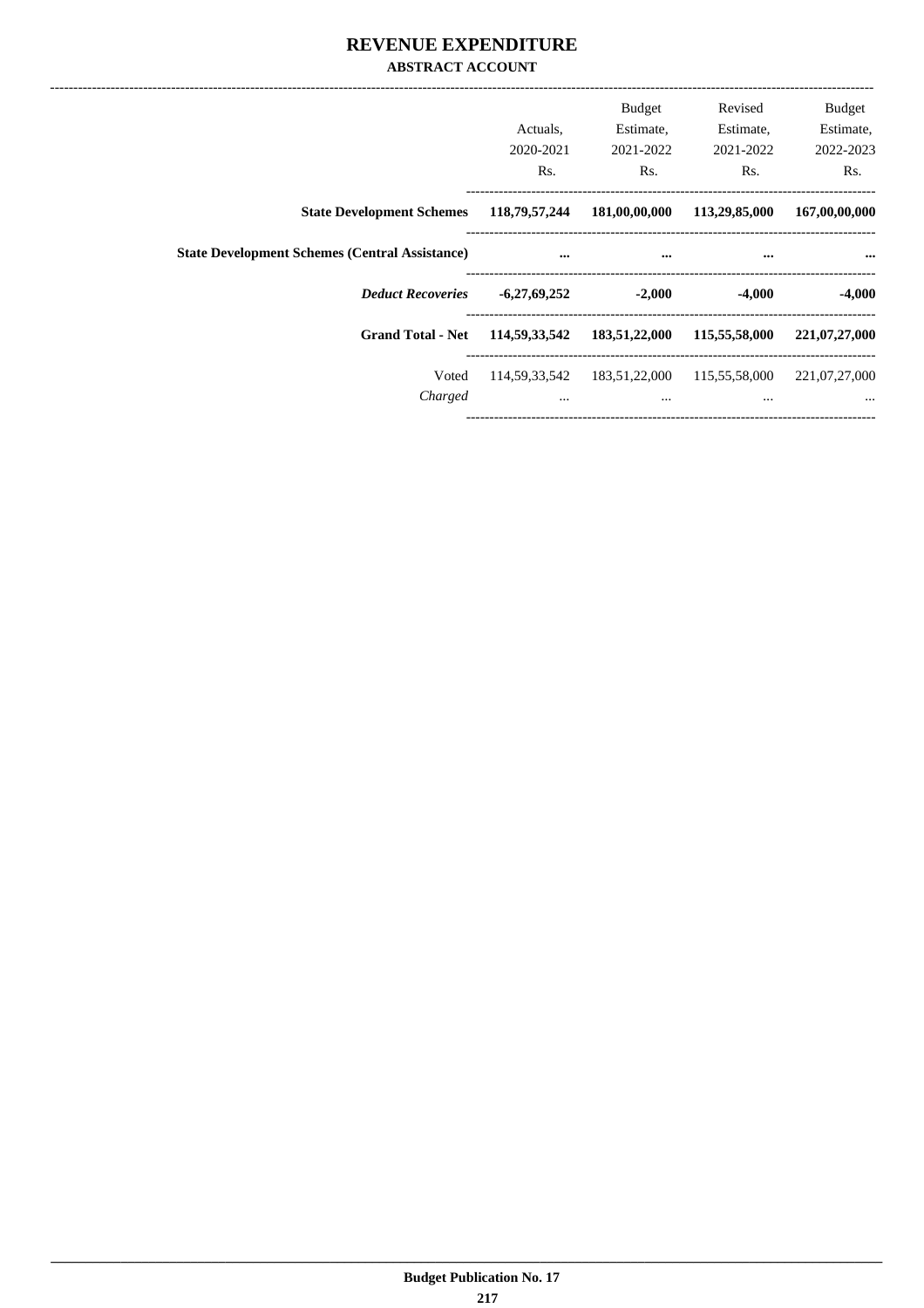# REVENUE EXPENDITURE

## ABSTRACT ACCOUNT

| | Actuals, 2020-2021 Rs. | Budget Estimate, 2021-2022 Rs. | Revised Estimate, 2021-2022 Rs. | Budget Estimate, 2022-2023 Rs. |
|---|---|---|---|---|
| **State Development Schemes** | **118,79,57,244** | **181,00,00,000** | **113,29,85,000** | **167,00,00,000** |
| **State Development Schemes (Central Assistance)** | **...** | **...** | **...** | **...** |
| ***Deduct Recoveries*** | **-6,27,69,252** | **-2,000** | **-4,000** | **-4,000** |
| **Grand Total - Net** | **114,59,33,542** | **183,51,22,000** | **115,55,58,000** | **221,07,27,000** |
| Voted | 114,59,33,542 | 183,51,22,000 | 115,55,58,000 | 221,07,27,000 |
| *Charged* | ... | ... | ... | ... |

**Budget Publication No. 17**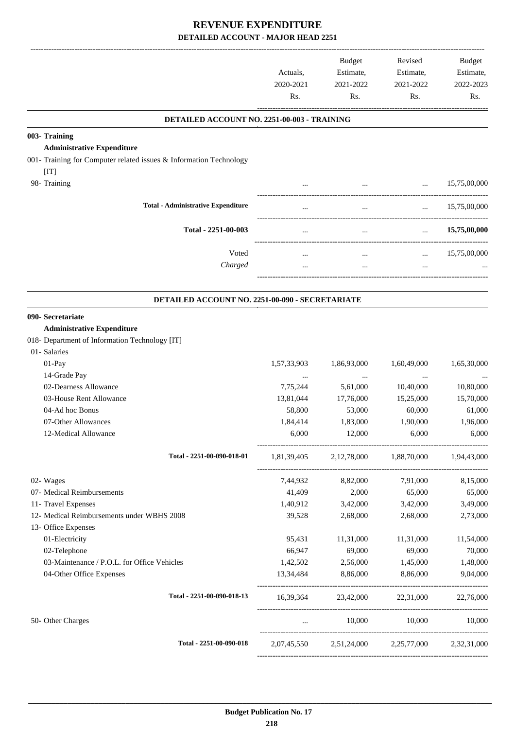# REVENUE EXPENDITURE

## DETAILED ACCOUNT - MAJOR HEAD 2251

| | Actuals, 2020-2021 Rs. | Budget Estimate, 2021-2022 Rs. | Revised Estimate, 2021-2022 Rs. | Budget Estimate, 2022-2023 Rs. |
|---|---|---|---|---|

### DETAILED ACCOUNT NO. 2251-00-003 - TRAINING

| | Actuals, 2020-2021 Rs. | Budget Estimate, 2021-2022 Rs. | Revised Estimate, 2021-2022 Rs. | Budget Estimate, 2022-2023 Rs. |
|---|---|---|---|---|
| **003- Training** | | | | |
| **Administrative Expenditure** | | | | |
| 001- Training for Computer related issues & Information Technology [IT] | | | | |
| 98- Training | ... | ... | ... | 15,75,00,000 |
| **Total - Administrative Expenditure** | ... | ... | ... | 15,75,00,000 |
| **Total - 2251-00-003** | ... | ... | ... | **15,75,00,000** |
| Voted | ... | ... | ... | 15,75,00,000 |
| *Charged* | ... | ... | ... | ... |

### DETAILED ACCOUNT NO. 2251-00-090 - SECRETARIATE

| | Actuals, 2020-2021 Rs. | Budget Estimate, 2021-2022 Rs. | Revised Estimate, 2021-2022 Rs. | Budget Estimate, 2022-2023 Rs. |
|---|---|---|---|---|
| **090- Secretariate** | | | | |
| **Administrative Expenditure** | | | | |
| 018- Department of Information Technology [IT] | | | | |
| 01- Salaries | | | | |
| 01-Pay | 1,57,33,903 | 1,86,93,000 | 1,60,49,000 | 1,65,30,000 |
| 14-Grade Pay | ... | ... | ... | ... |
| 02-Dearness Allowance | 7,75,244 | 5,61,000 | 10,40,000 | 10,80,000 |
| 03-House Rent Allowance | 13,81,044 | 17,76,000 | 15,25,000 | 15,70,000 |
| 04-Ad hoc Bonus | 58,800 | 53,000 | 60,000 | 61,000 |
| 07-Other Allowances | 1,84,414 | 1,83,000 | 1,90,000 | 1,96,000 |
| 12-Medical Allowance | 6,000 | 12,000 | 6,000 | 6,000 |
| **Total - 2251-00-090-018-01** | 1,81,39,405 | 2,12,78,000 | 1,88,70,000 | 1,94,43,000 |
| 02- Wages | 7,44,932 | 8,82,000 | 7,91,000 | 8,15,000 |
| 07- Medical Reimbursements | 41,409 | 2,000 | 65,000 | 65,000 |
| 11- Travel Expenses | 1,40,912 | 3,42,000 | 3,42,000 | 3,49,000 |
| 12- Medical Reimbursements under WBHS 2008 | 39,528 | 2,68,000 | 2,68,000 | 2,73,000 |
| 13- Office Expenses | | | | |
| 01-Electricity | 95,431 | 11,31,000 | 11,31,000 | 11,54,000 |
| 02-Telephone | 66,947 | 69,000 | 69,000 | 70,000 |
| 03-Maintenance / P.O.L. for Office Vehicles | 1,42,502 | 2,56,000 | 1,45,000 | 1,48,000 |
| 04-Other Office Expenses | 13,34,484 | 8,86,000 | 8,86,000 | 9,04,000 |
| **Total - 2251-00-090-018-13** | 16,39,364 | 23,42,000 | 22,31,000 | 22,76,000 |
| 50- Other Charges | ... | 10,000 | 10,000 | 10,000 |
| **Total - 2251-00-090-018** | 2,07,45,550 | 2,51,24,000 | 2,25,77,000 | 2,32,31,000 |

**Budget Publication No. 17**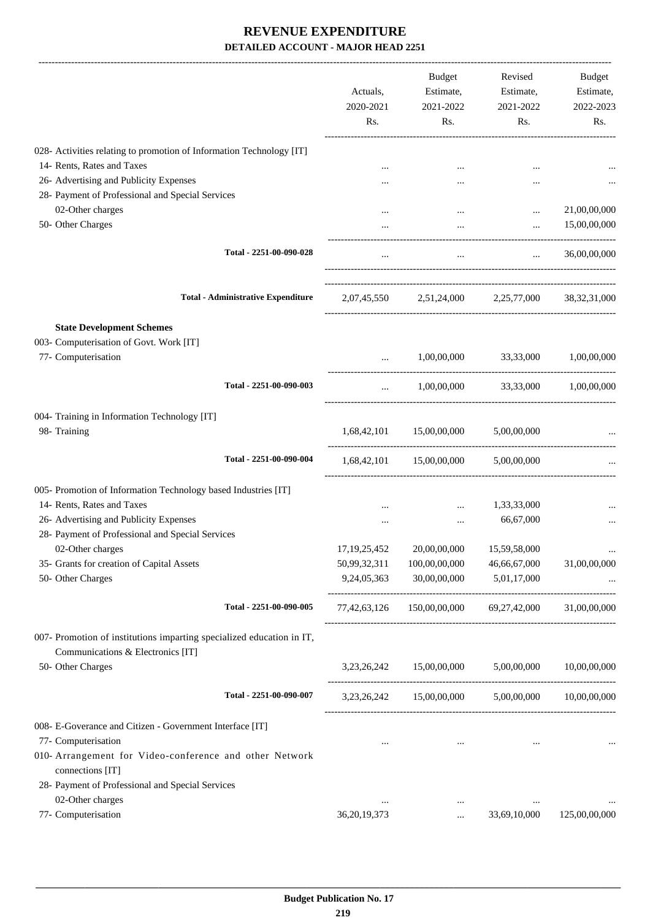# REVENUE EXPENDITURE

**DETAILED ACCOUNT - MAJOR HEAD 2251**

| | Actuals, 2020-2021 Rs. | Budget Estimate, 2021-2022 Rs. | Revised Estimate, 2021-2022 Rs. | Budget Estimate, 2022-2023 Rs. |
|---|---|---|---|---|
| 028- Activities relating to promotion of Information Technology [IT] | | | | |
| 14- Rents, Rates and Taxes | ... | ... | ... | ... |
| 26- Advertising and Publicity Expenses | ... | ... | ... | ... |
| 28- Payment of Professional and Special Services | | | | |
| 02-Other charges | ... | ... | ... | 21,00,00,000 |
| 50- Other Charges | ... | ... | ... | 15,00,00,000 |
| **Total - 2251-00-090-028** | ... | ... | ... | 36,00,00,000 |
| **Total - Administrative Expenditure** | 2,07,45,550 | 2,51,24,000 | 2,25,77,000 | 38,32,31,000 |
| **State Development Schemes** | | | | |
| 003- Computerisation of Govt. Work [IT] | | | | |
| 77- Computerisation | ... | 1,00,00,000 | 33,33,000 | 1,00,00,000 |
| **Total - 2251-00-090-003** | ... | 1,00,00,000 | 33,33,000 | 1,00,00,000 |
| 004- Training in Information Technology [IT] | | | | |
| 98- Training | 1,68,42,101 | 15,00,00,000 | 5,00,00,000 | ... |
| **Total - 2251-00-090-004** | 1,68,42,101 | 15,00,00,000 | 5,00,00,000 | ... |
| 005- Promotion of Information Technology based Industries [IT] | | | | |
| 14- Rents, Rates and Taxes | ... | ... | 1,33,33,000 | ... |
| 26- Advertising and Publicity Expenses | ... | ... | 66,67,000 | ... |
| 28- Payment of Professional and Special Services | | | | |
| 02-Other charges | 17,19,25,452 | 20,00,00,000 | 15,59,58,000 | ... |
| 35- Grants for creation of Capital Assets | 50,99,32,311 | 100,00,00,000 | 46,66,67,000 | 31,00,00,000 |
| 50- Other Charges | 9,24,05,363 | 30,00,00,000 | 5,01,17,000 | ... |
| **Total - 2251-00-090-005** | 77,42,63,126 | 150,00,00,000 | 69,27,42,000 | 31,00,00,000 |
| 007- Promotion of institutions imparting specialized education in IT, Communications & Electronics [IT] | | | | |
| 50- Other Charges | 3,23,26,242 | 15,00,00,000 | 5,00,00,000 | 10,00,00,000 |
| **Total - 2251-00-090-007** | 3,23,26,242 | 15,00,00,000 | 5,00,00,000 | 10,00,00,000 |
| 008- E-Goverance and Citizen - Government Interface [IT] | | | | |
| 77- Computerisation | ... | ... | ... | ... |
| 010- Arrangement for Video-conference and other Network connections [IT] | | | | |
| 28- Payment of Professional and Special Services | | | | |
| 02-Other charges | ... | ... | ... | ... |
| 77- Computerisation | 36,20,19,373 | ... | 33,69,10,000 | 125,00,00,000 |

Budget Publication No. 17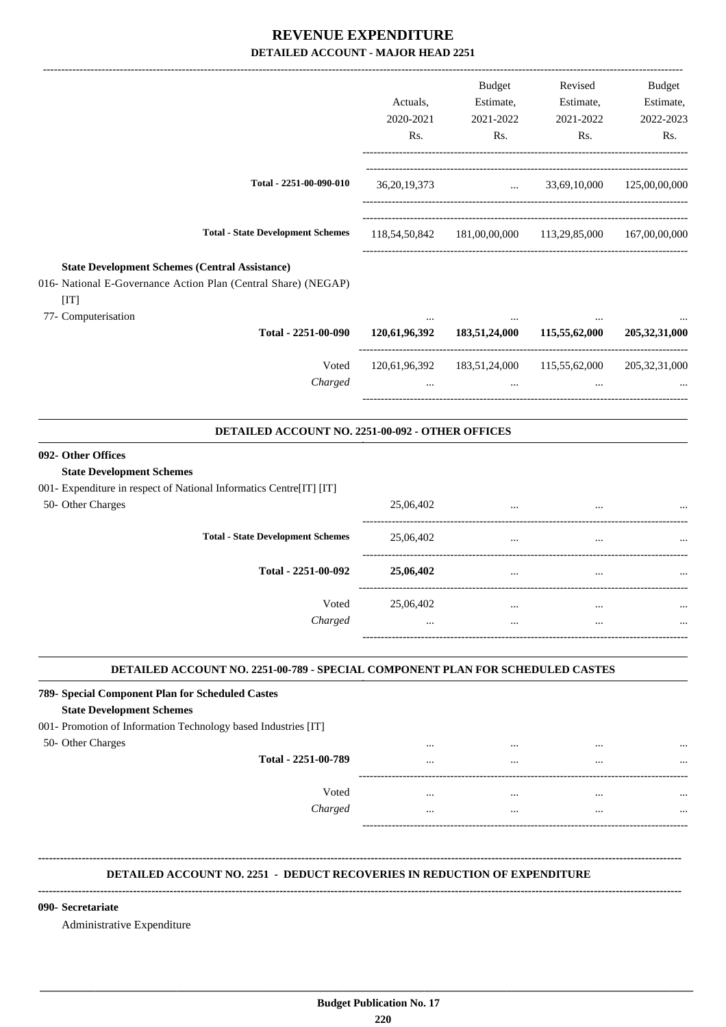# REVENUE EXPENDITURE

## DETAILED ACCOUNT - MAJOR HEAD 2251

| | Actuals, 2020-2021 Rs. | Budget Estimate, 2021-2022 Rs. | Revised Estimate, 2021-2022 Rs. | Budget Estimate, 2022-2023 Rs. |
|---|---|---|---|---|
| Total - 2251-00-090-010 | 36,20,19,373 | ... | 33,69,10,000 | 125,00,00,000 |
| Total - State Development Schemes | 118,54,50,842 | 181,00,00,000 | 113,29,85,000 | 167,00,00,000 |
| **State Development Schemes (Central Assistance)** | | | | |
| 016- National E-Governance Action Plan (Central Share) (NEGAP) [IT] | | | | |
| 77- Computerisation | ... | ... | ... | ... |
| **Total - 2251-00-090** | **120,61,96,392** | **183,51,24,000** | **115,55,62,000** | **205,32,31,000** |
| Voted | 120,61,96,392 | 183,51,24,000 | 115,55,62,000 | 205,32,31,000 |
| *Charged* | ... | ... | ... | ... |

### DETAILED ACCOUNT NO. 2251-00-092 - OTHER OFFICES

| | Actuals, 2020-2021 Rs. | Budget Estimate, 2021-2022 Rs. | Revised Estimate, 2021-2022 Rs. | Budget Estimate, 2022-2023 Rs. |
|---|---|---|---|---|
| **092- Other Offices** | | | | |
| **State Development Schemes** | | | | |
| 001- Expenditure in respect of National Informatics Centre[IT] [IT] | | | | |
| 50- Other Charges | 25,06,402 | ... | ... | ... |
| Total - State Development Schemes | 25,06,402 | ... | ... | ... |
| **Total - 2251-00-092** | **25,06,402** | ... | ... | ... |
| Voted | 25,06,402 | ... | ... | ... |
| *Charged* | ... | ... | ... | ... |

### DETAILED ACCOUNT NO. 2251-00-789 - SPECIAL COMPONENT PLAN FOR SCHEDULED CASTES

| | Actuals, 2020-2021 Rs. | Budget Estimate, 2021-2022 Rs. | Revised Estimate, 2021-2022 Rs. | Budget Estimate, 2022-2023 Rs. |
|---|---|---|---|---|
| **789- Special Component Plan for Scheduled Castes** | | | | |
| **State Development Schemes** | | | | |
| 001- Promotion of Information Technology based Industries [IT] | | | | |
| 50- Other Charges | ... | ... | ... | ... |
| **Total - 2251-00-789** | ... | ... | ... | ... |
| Voted | ... | ... | ... | ... |
| *Charged* | ... | ... | ... | ... |

### DETAILED ACCOUNT NO. 2251 - DEDUCT RECOVERIES IN REDUCTION OF EXPENDITURE

**090- Secretariat**

Administrative Expenditure

Budget Publication No. 17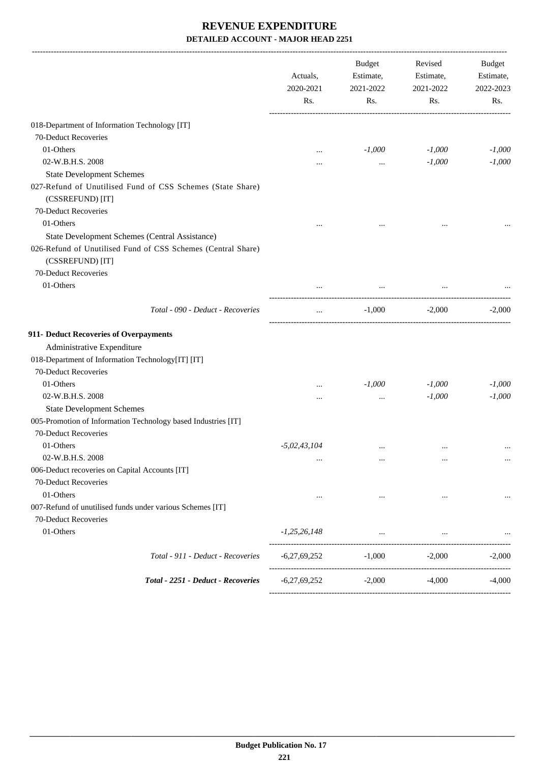# REVENUE EXPENDITURE

**DETAILED ACCOUNT - MAJOR HEAD 2251**

| | Actuals, 2020-2021 Rs. | Budget Estimate, 2021-2022 Rs. | Revised Estimate, 2021-2022 Rs. | Budget Estimate, 2022-2023 Rs. |
|---|---|---|---|---|
| 018-Department of Information Technology [IT] | | | | |
| 70-Deduct Recoveries | | | | |
| 01-Others | ... | *-1,000* | *-1,000* | *-1,000* |
| 02-W.B.H.S. 2008 | ... | ... | *-1,000* | *-1,000* |
| State Development Schemes | | | | |
| 027-Refund of Unutilised Fund of CSS Schemes (State Share) (CSSREFUND) [IT] | | | | |
| 70-Deduct Recoveries | | | | |
| 01-Others | ... | ... | ... | ... |
| State Development Schemes (Central Assistance) | | | | |
| 026-Refund of Unutilised Fund of CSS Schemes (Central Share) (CSSREFUND) [IT] | | | | |
| 70-Deduct Recoveries | | | | |
| 01-Others | ... | ... | ... | ... |
| *Total - 090 - Deduct - Recoveries* | ... | -1,000 | -2,000 | -2,000 |
| **911- Deduct Recoveries of Overpayments** | | | | |
| Administrative Expenditure | | | | |
| 018-Department of Information Technology[IT] [IT] | | | | |
| 70-Deduct Recoveries | | | | |
| 01-Others | ... | *-1,000* | *-1,000* | *-1,000* |
| 02-W.B.H.S. 2008 | ... | ... | *-1,000* | *-1,000* |
| State Development Schemes | | | | |
| 005-Promotion of Information Technology based Industries [IT] | | | | |
| 70-Deduct Recoveries | | | | |
| 01-Others | *-5,02,43,104* | ... | ... | ... |
| 02-W.B.H.S. 2008 | ... | ... | ... | ... |
| 006-Deduct recoveries on Capital Accounts [IT] | | | | |
| 70-Deduct Recoveries | | | | |
| 01-Others | ... | ... | ... | ... |
| 007-Refund of unutilised funds under various Schemes [IT] | | | | |
| 70-Deduct Recoveries | | | | |
| 01-Others | *-1,25,26,148* | ... | ... | ... |
| *Total - 911 - Deduct - Recoveries* | -6,27,69,252 | -1,000 | -2,000 | -2,000 |
| ***Total - 2251 - Deduct - Recoveries*** | -6,27,69,252 | -2,000 | -4,000 | -4,000 |

**Budget Publication No. 17**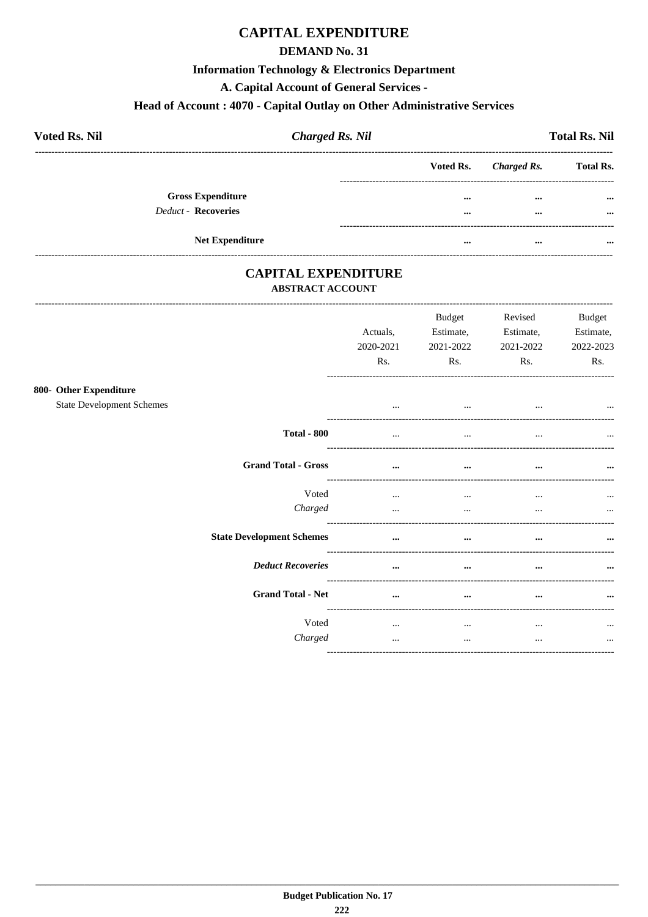# CAPITAL EXPENDITURE

## DEMAND No. 31

### Information Technology & Electronics Department

### A. Capital Account of General Services -

### Head of Account : 4070 - Capital Outlay on Other Administrative Services

**Voted Rs. Nil** | ***Charged Rs. Nil*** | **Total Rs. Nil**

| | Voted Rs. | *Charged Rs.* | Total Rs. |
|---|---|---|---|
| **Gross Expenditure** | ... | ... | ... |
| *Deduct* - **Recoveries** | ... | ... | ... |
| **Net Expenditure** | ... | ... | ... |

# CAPITAL EXPENDITURE

## ABSTRACT ACCOUNT

| | Actuals, 2020-2021 Rs. | Budget Estimate, 2021-2022 Rs. | Revised Estimate, 2021-2022 Rs. | Budget Estimate, 2022-2023 Rs. |
|---|---|---|---|---|
| **800- Other Expenditure** | | | | |
| State Development Schemes | ... | ... | ... | ... |
| **Total - 800** | ... | ... | ... | ... |
| **Grand Total - Gross** | ... | ... | ... | ... |
| Voted | ... | ... | ... | ... |
| *Charged* | ... | ... | ... | ... |
| **State Development Schemes** | ... | ... | ... | ... |
| ***Deduct Recoveries*** | ... | ... | ... | ... |
| **Grand Total - Net** | ... | ... | ... | ... |
| Voted | ... | ... | ... | ... |
| *Charged* | ... | ... | ... | ... |

**Budget Publication No. 17**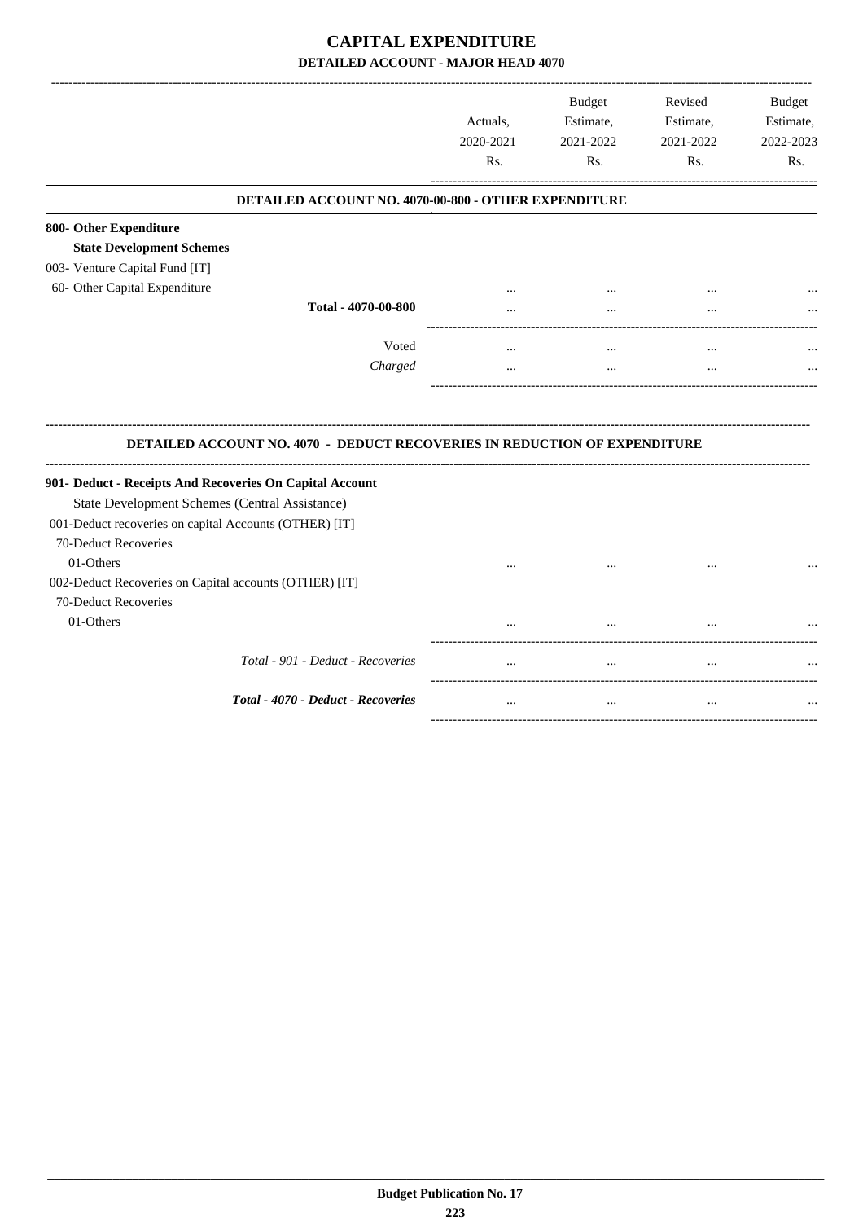# CAPITAL EXPENDITURE
## DETAILED ACCOUNT - MAJOR HEAD 4070

| | Actuals, 2020-2021 Rs. | Budget Estimate, 2021-2022 Rs. | Revised Estimate, 2021-2022 Rs. | Budget Estimate, 2022-2023 Rs. |
|---|---|---|---|---|
| **DETAILED ACCOUNT NO. 4070-00-800 - OTHER EXPENDITURE** | | | | |
| **800- Other Expenditure** | | | | |
| **State Development Schemes** | | | | |
| 003- Venture Capital Fund [IT] | | | | |
| 60- Other Capital Expenditure | ... | ... | ... | ... |
| **Total - 4070-00-800** | ... | ... | ... | ... |
| Voted | ... | ... | ... | ... |
| *Charged* | ... | ... | ... | ... |

**DETAILED ACCOUNT NO. 4070 - DEDUCT RECOVERIES IN REDUCTION OF EXPENDITURE**

| | Actuals, 2020-2021 Rs. | Budget Estimate, 2021-2022 Rs. | Revised Estimate, 2021-2022 Rs. | Budget Estimate, 2022-2023 Rs. |
|---|---|---|---|---|
| **901- Deduct - Receipts And Recoveries On Capital Account** | | | | |
| State Development Schemes (Central Assistance) | | | | |
| 001-Deduct recoveries on capital Accounts (OTHER) [IT] | | | | |
| 70-Deduct Recoveries | | | | |
| 01-Others | ... | ... | ... | ... |
| 002-Deduct Recoveries on Capital accounts (OTHER) [IT] | | | | |
| 70-Deduct Recoveries | | | | |
| 01-Others | ... | ... | ... | ... |
| *Total - 901 - Deduct - Recoveries* | ... | ... | ... | ... |
| ***Total - 4070 - Deduct - Recoveries*** | ... | ... | ... | ... |

**Budget Publication No. 17**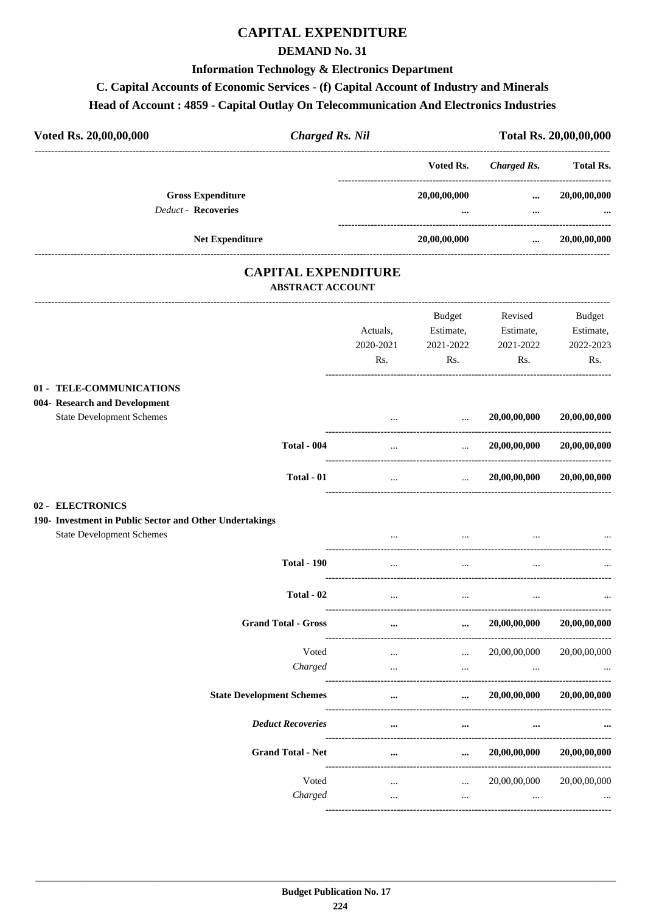# CAPITAL EXPENDITURE

## DEMAND No. 31

### Information Technology & Electronics Department

### C. Capital Accounts of Economic Services - (f) Capital Account of Industry and Minerals

### Head of Account : 4859 - Capital Outlay On Telecommunication And Electronics Industries

| Voted Rs. 20,00,00,000 | *Charged Rs. Nil* | Total Rs. 20,00,00,000 |
|---|---|---|

| | Voted Rs. | *Charged Rs.* | Total Rs. |
|---|---|---|---|
| **Gross Expenditure** | **20,00,00,000** | **...** | **20,00,00,000** |
| *Deduct* - **Recoveries** | **...** | **...** | **...** |
| **Net Expenditure** | **20,00,00,000** | **...** | **20,00,00,000** |

## CAPITAL EXPENDITURE

### ABSTRACT ACCOUNT

| | Actuals, 2020-2021 Rs. | Budget Estimate, 2021-2022 Rs. | Revised Estimate, 2021-2022 Rs. | Budget Estimate, 2022-2023 Rs. |
|---|---|---|---|---|
| **01 - TELE-COMMUNICATIONS** | | | | |
| **004- Research and Development** | | | | |
| State Development Schemes | ... | ... | 20,00,00,000 | 20,00,00,000 |
| **Total - 004** | ... | ... | **20,00,00,000** | **20,00,00,000** |
| **Total - 01** | ... | ... | **20,00,00,000** | **20,00,00,000** |
| **02 - ELECTRONICS** | | | | |
| **190- Investment in Public Sector and Other Undertakings** | | | | |
| State Development Schemes | ... | ... | ... | ... |
| **Total - 190** | ... | ... | ... | ... |
| **Total - 02** | ... | ... | ... | ... |
| **Grand Total - Gross** | **...** | **...** | **20,00,00,000** | **20,00,00,000** |
| Voted | ... | ... | 20,00,00,000 | 20,00,00,000 |
| *Charged* | ... | ... | ... | ... |
| **State Development Schemes** | **...** | **...** | **20,00,00,000** | **20,00,00,000** |
| ***Deduct Recoveries*** | **...** | **...** | **...** | **...** |
| **Grand Total - Net** | **...** | **...** | **20,00,00,000** | **20,00,00,000** |
| Voted | ... | ... | 20,00,00,000 | 20,00,00,000 |
| *Charged* | ... | ... | ... | ... |

**Budget Publication No. 17**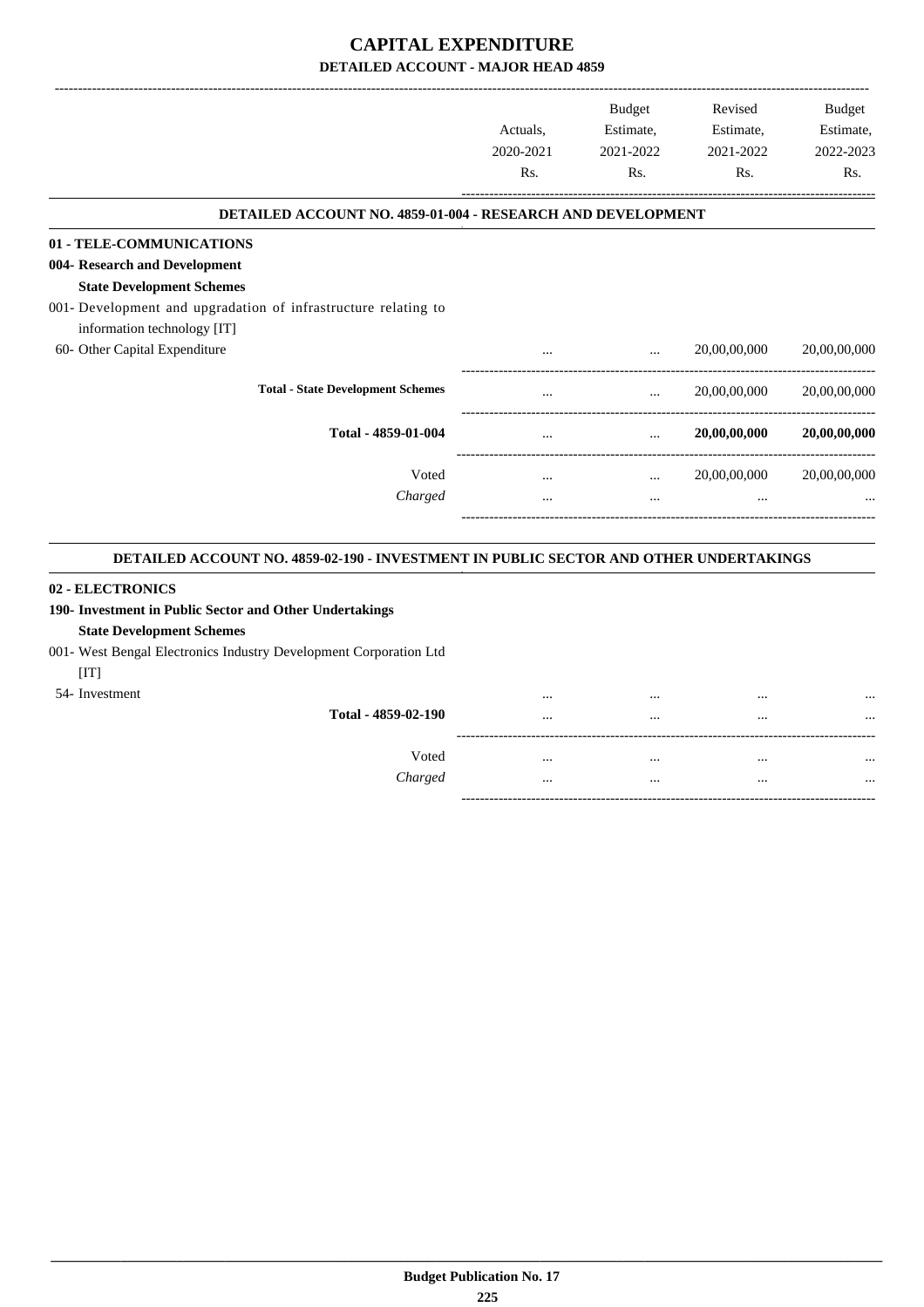# CAPITAL EXPENDITURE

## DETAILED ACCOUNT - MAJOR HEAD 4859

| | Actuals, 2020-2021 Rs. | Budget Estimate, 2021-2022 Rs. | Revised Estimate, 2021-2022 Rs. | Budget Estimate, 2022-2023 Rs. |
|---|---|---|---|---|
| **DETAILED ACCOUNT NO. 4859-01-004 - RESEARCH AND DEVELOPMENT** | | | | |
| **01 - TELE-COMMUNICATIONS** | | | | |
| **004- Research and Development** | | | | |
| **State Development Schemes** | | | | |
| 001- Development and upgradation of infrastructure relating to information technology [IT] | | | | |
| 60- Other Capital Expenditure | ... | ... | 20,00,00,000 | 20,00,00,000 |
| **Total - State Development Schemes** | ... | ... | 20,00,00,000 | 20,00,00,000 |
| **Total - 4859-01-004** | ... | ... | **20,00,00,000** | **20,00,00,000** |
| Voted | ... | ... | 20,00,00,000 | 20,00,00,000 |
| *Charged* | ... | ... | ... | ... |
| **DETAILED ACCOUNT NO. 4859-02-190 - INVESTMENT IN PUBLIC SECTOR AND OTHER UNDERTAKINGS** | | | | |
| **02 - ELECTRONICS** | | | | |
| **190- Investment in Public Sector and Other Undertakings** | | | | |
| **State Development Schemes** | | | | |
| 001- West Bengal Electronics Industry Development Corporation Ltd [IT] | | | | |
| 54- Investment | ... | ... | ... | ... |
| **Total - 4859-02-190** | ... | ... | ... | ... |
| Voted | ... | ... | ... | ... |
| *Charged* | ... | ... | ... | ... |

Budget Publication No. 17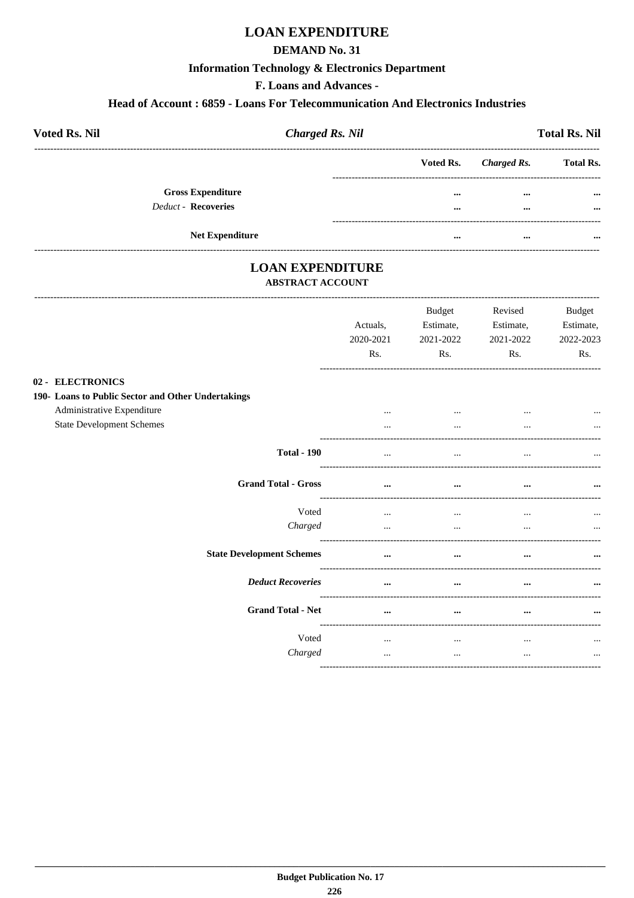# LOAN EXPENDITURE

## DEMAND No. 31

### Information Technology & Electronics Department

### F. Loans and Advances -

### Head of Account : 6859 - Loans For Telecommunication And Electronics Industries

| **Voted Rs. Nil** | ***Charged Rs. Nil*** | **Total Rs. Nil** |
|---|---|---|

| | Voted Rs. | *Charged Rs.* | Total Rs. |
|---|---|---|---|
| **Gross Expenditure** | ... | ... | ... |
| *Deduct* - **Recoveries** | ... | ... | ... |
| **Net Expenditure** | ... | ... | ... |

# LOAN EXPENDITURE

**ABSTRACT ACCOUNT**

| | Actuals, 2020-2021 Rs. | Budget Estimate, 2021-2022 Rs. | Revised Estimate, 2021-2022 Rs. | Budget Estimate, 2022-2023 Rs. |
|---|---|---|---|---|
| **02 - ELECTRONICS** | | | | |
| **190- Loans to Public Sector and Other Undertakings** | | | | |
| Administrative Expenditure | ... | ... | ... | ... |
| State Development Schemes | ... | ... | ... | ... |
| **Total - 190** | ... | ... | ... | ... |
| **Grand Total - Gross** | ... | ... | ... | ... |
| Voted | ... | ... | ... | ... |
| *Charged* | ... | ... | ... | ... |
| **State Development Schemes** | ... | ... | ... | ... |
| ***Deduct Recoveries*** | ... | ... | ... | ... |
| **Grand Total - Net** | ... | ... | ... | ... |
| Voted | ... | ... | ... | ... |
| *Charged* | ... | ... | ... | ... |

**Budget Publication No. 17**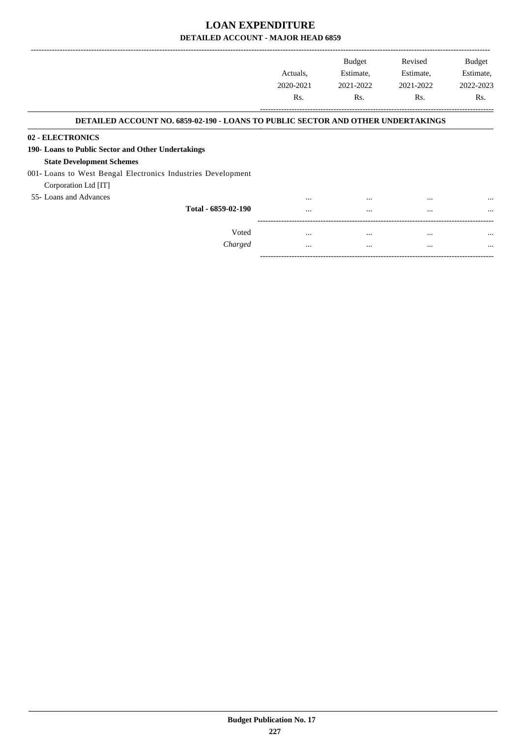# LOAN EXPENDITURE

## DETAILED ACCOUNT - MAJOR HEAD 6859

| | Actuals, 2020-2021 Rs. | Budget Estimate, 2021-2022 Rs. | Revised Estimate, 2021-2022 Rs. | Budget Estimate, 2022-2023 Rs. |
|---|---|---|---|---|

### DETAILED ACCOUNT NO. 6859-02-190 - LOANS TO PUBLIC SECTOR AND OTHER UNDERTAKINGS

| | Actuals, 2020-2021 Rs. | Budget Estimate, 2021-2022 Rs. | Revised Estimate, 2021-2022 Rs. | Budget Estimate, 2022-2023 Rs. |
|---|---|---|---|---|
| **02 - ELECTRONICS** | | | | |
| **190- Loans to Public Sector and Other Undertakings** | | | | |
| **State Development Schemes** | | | | |
| 001- Loans to West Bengal Electronics Industries Development Corporation Ltd [IT] | | | | |
| 55- Loans and Advances | ... | ... | ... | ... |
| **Total - 6859-02-190** | ... | ... | ... | ... |
| Voted | ... | ... | ... | ... |
| *Charged* | ... | ... | ... | ... |

**Budget Publication No. 17**